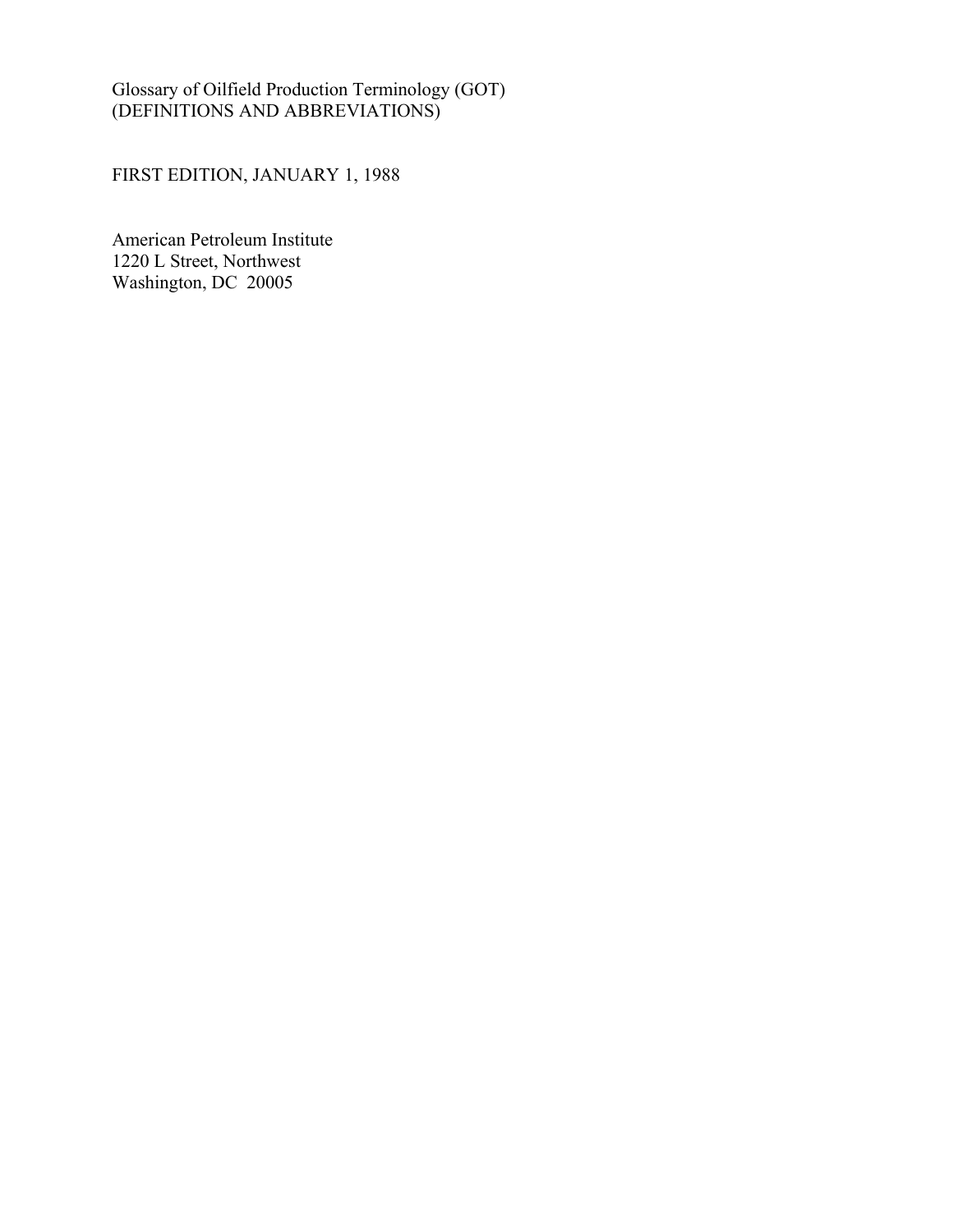# Glossary of Oilfield Production Terminology (GOT)
(DEFINITIONS AND ABBREVIATIONS)

FIRST EDITION, JANUARY 1, 1988

American Petroleum Institute
1220 L Street, Northwest
Washington, DC 20005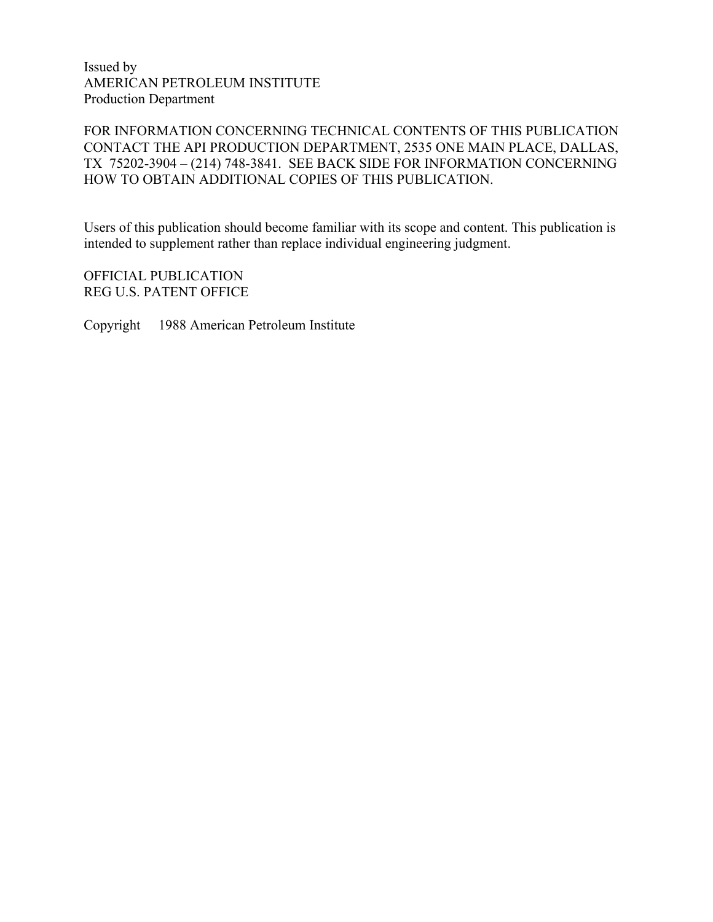Issued by
AMERICAN PETROLEUM INSTITUTE
Production Department

FOR INFORMATION CONCERNING TECHNICAL CONTENTS OF THIS PUBLICATION CONTACT THE API PRODUCTION DEPARTMENT, 2535 ONE MAIN PLACE, DALLAS, TX 75202-3904 – (214) 748-3841. SEE BACK SIDE FOR INFORMATION CONCERNING HOW TO OBTAIN ADDITIONAL COPIES OF THIS PUBLICATION.

Users of this publication should become familiar with its scope and content. This publication is intended to supplement rather than replace individual engineering judgment.

OFFICIAL PUBLICATION
REG U.S. PATENT OFFICE

Copyright 1988 American Petroleum Institute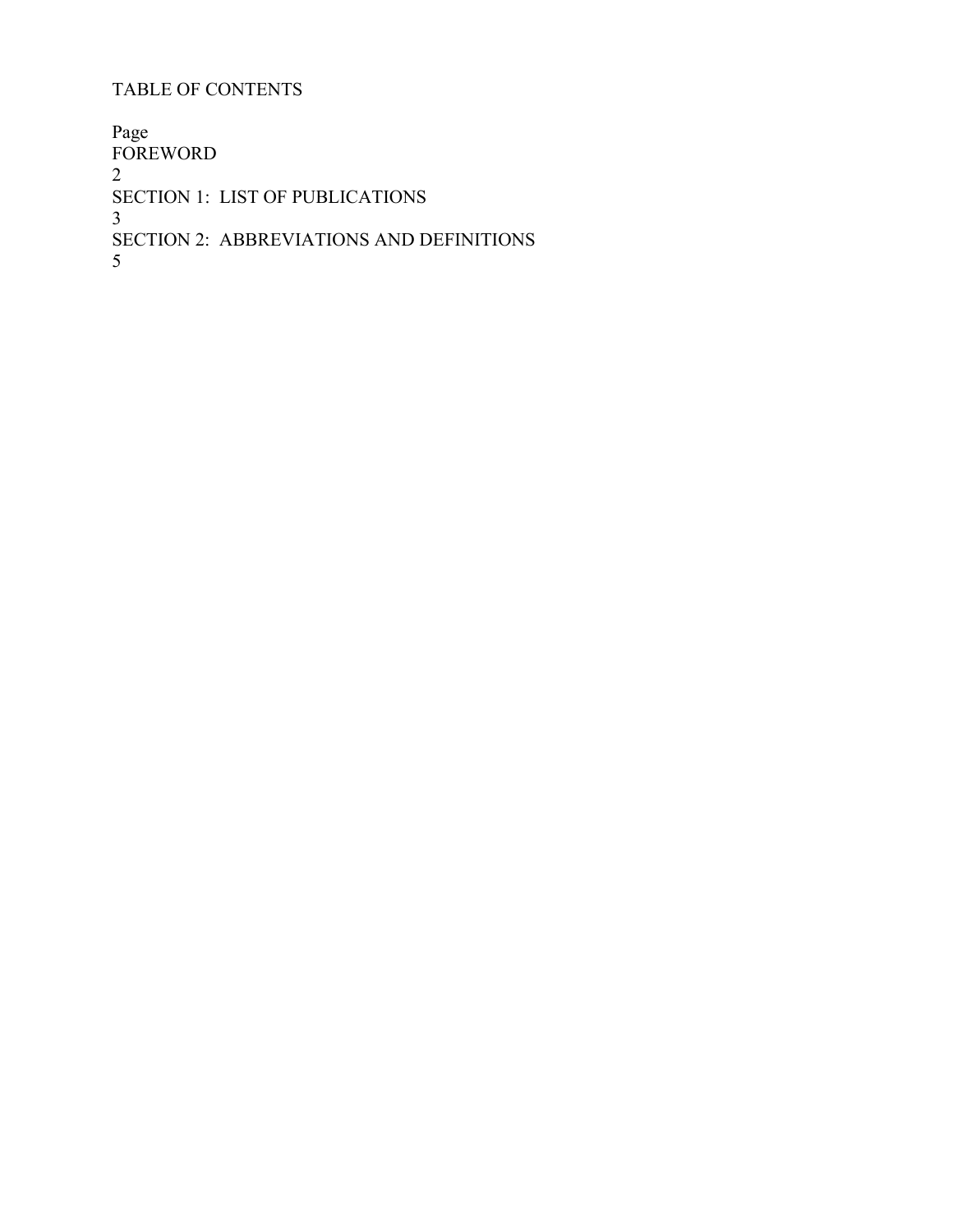# TABLE OF CONTENTS

| | Page |
|---|---|
| FOREWORD | 2 |
| SECTION 1: LIST OF PUBLICATIONS | 3 |
| SECTION 2: ABBREVIATIONS AND DEFINITIONS | 5 |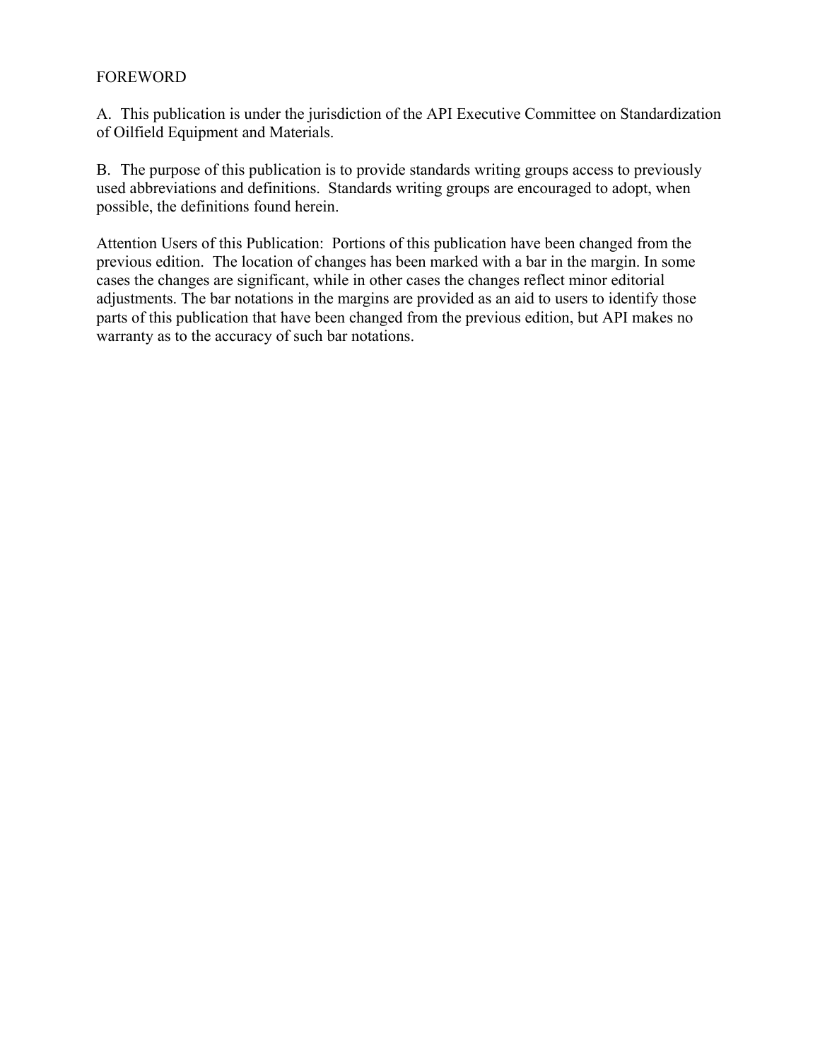# FOREWORD

A. This publication is under the jurisdiction of the API Executive Committee on Standardization of Oilfield Equipment and Materials.

B. The purpose of this publication is to provide standards writing groups access to previously used abbreviations and definitions. Standards writing groups are encouraged to adopt, when possible, the definitions found herein.

Attention Users of this Publication: Portions of this publication have been changed from the previous edition. The location of changes has been marked with a bar in the margin. In some cases the changes are significant, while in other cases the changes reflect minor editorial adjustments. The bar notations in the margins are provided as an aid to users to identify those parts of this publication that have been changed from the previous edition, but API makes no warranty as to the accuracy of such bar notations.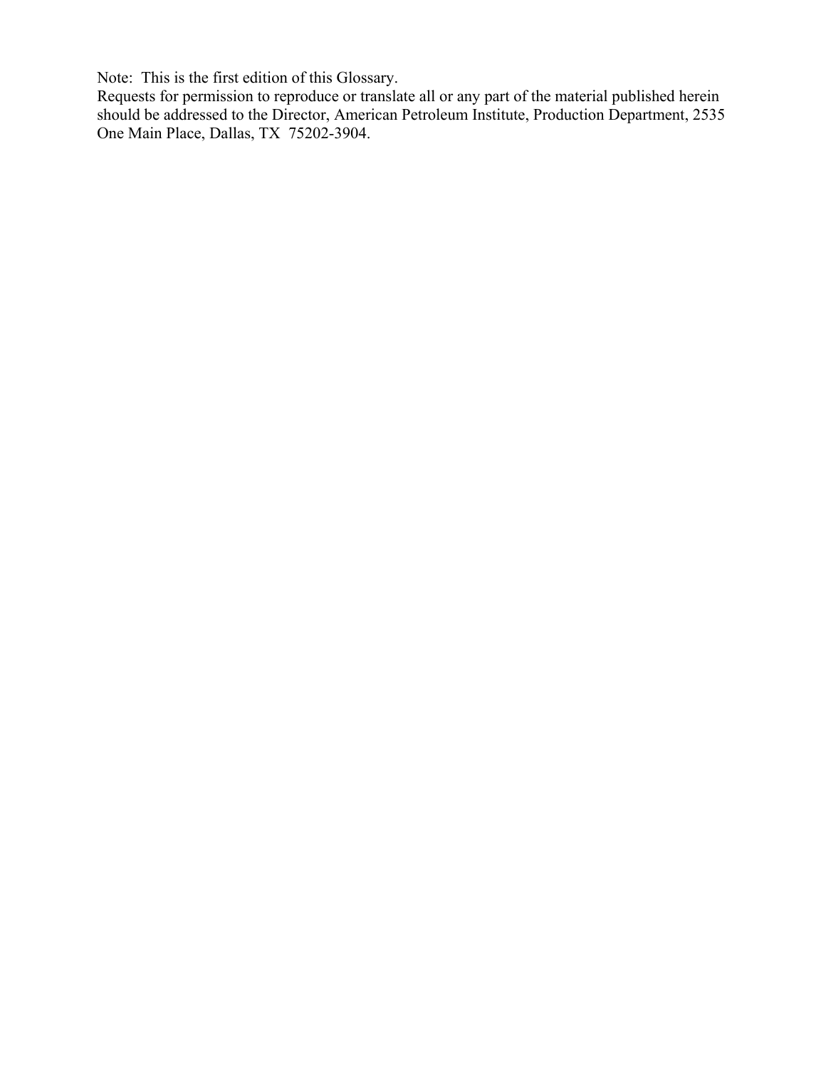Note: This is the first edition of this Glossary.
Requests for permission to reproduce or translate all or any part of the material published herein should be addressed to the Director, American Petroleum Institute, Production Department, 2535 One Main Place, Dallas, TX 75202-3904.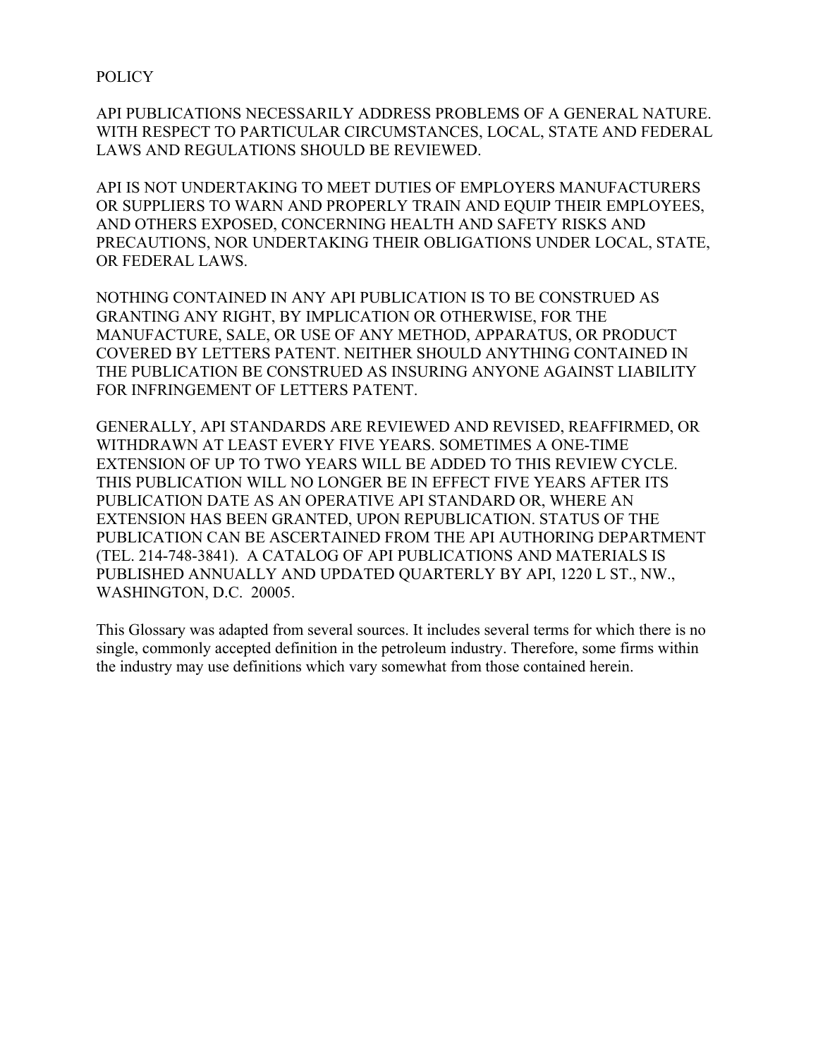# POLICY

API PUBLICATIONS NECESSARILY ADDRESS PROBLEMS OF A GENERAL NATURE. WITH RESPECT TO PARTICULAR CIRCUMSTANCES, LOCAL, STATE AND FEDERAL LAWS AND REGULATIONS SHOULD BE REVIEWED.

API IS NOT UNDERTAKING TO MEET DUTIES OF EMPLOYERS MANUFACTURERS OR SUPPLIERS TO WARN AND PROPERLY TRAIN AND EQUIP THEIR EMPLOYEES, AND OTHERS EXPOSED, CONCERNING HEALTH AND SAFETY RISKS AND PRECAUTIONS, NOR UNDERTAKING THEIR OBLIGATIONS UNDER LOCAL, STATE, OR FEDERAL LAWS.

NOTHING CONTAINED IN ANY API PUBLICATION IS TO BE CONSTRUED AS GRANTING ANY RIGHT, BY IMPLICATION OR OTHERWISE, FOR THE MANUFACTURE, SALE, OR USE OF ANY METHOD, APPARATUS, OR PRODUCT COVERED BY LETTERS PATENT. NEITHER SHOULD ANYTHING CONTAINED IN THE PUBLICATION BE CONSTRUED AS INSURING ANYONE AGAINST LIABILITY FOR INFRINGEMENT OF LETTERS PATENT.

GENERALLY, API STANDARDS ARE REVIEWED AND REVISED, REAFFIRMED, OR WITHDRAWN AT LEAST EVERY FIVE YEARS. SOMETIMES A ONE-TIME EXTENSION OF UP TO TWO YEARS WILL BE ADDED TO THIS REVIEW CYCLE. THIS PUBLICATION WILL NO LONGER BE IN EFFECT FIVE YEARS AFTER ITS PUBLICATION DATE AS AN OPERATIVE API STANDARD OR, WHERE AN EXTENSION HAS BEEN GRANTED, UPON REPUBLICATION. STATUS OF THE PUBLICATION CAN BE ASCERTAINED FROM THE API AUTHORING DEPARTMENT (TEL. 214-748-3841). A CATALOG OF API PUBLICATIONS AND MATERIALS IS PUBLISHED ANNUALLY AND UPDATED QUARTERLY BY API, 1220 L ST., NW., WASHINGTON, D.C. 20005.

This Glossary was adapted from several sources. It includes several terms for which there is no single, commonly accepted definition in the petroleum industry. Therefore, some firms within the industry may use definitions which vary somewhat from those contained herein.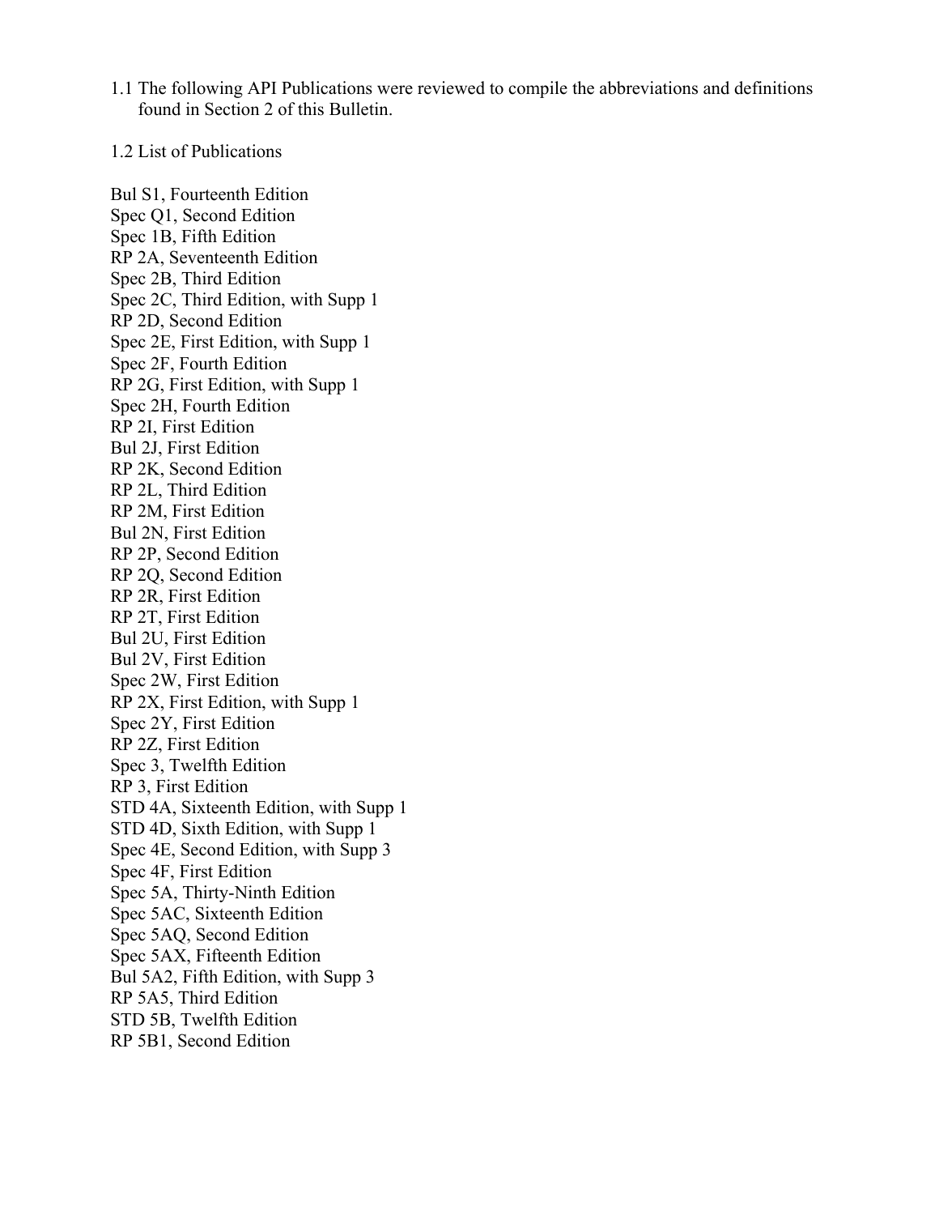1.1 The following API Publications were reviewed to compile the abbreviations and definitions found in Section 2 of this Bulletin.

1.2 List of Publications

Bul S1, Fourteenth Edition
Spec Q1, Second Edition
Spec 1B, Fifth Edition
RP 2A, Seventeenth Edition
Spec 2B, Third Edition
Spec 2C, Third Edition, with Supp 1
RP 2D, Second Edition
Spec 2E, First Edition, with Supp 1
Spec 2F, Fourth Edition
RP 2G, First Edition, with Supp 1
Spec 2H, Fourth Edition
RP 2I, First Edition
Bul 2J, First Edition
RP 2K, Second Edition
RP 2L, Third Edition
RP 2M, First Edition
Bul 2N, First Edition
RP 2P, Second Edition
RP 2Q, Second Edition
RP 2R, First Edition
RP 2T, First Edition
Bul 2U, First Edition
Bul 2V, First Edition
Spec 2W, First Edition
RP 2X, First Edition, with Supp 1
Spec 2Y, First Edition
RP 2Z, First Edition
Spec 3, Twelfth Edition
RP 3, First Edition
STD 4A, Sixteenth Edition, with Supp 1
STD 4D, Sixth Edition, with Supp 1
Spec 4E, Second Edition, with Supp 3
Spec 4F, First Edition
Spec 5A, Thirty-Ninth Edition
Spec 5AC, Sixteenth Edition
Spec 5AQ, Second Edition
Spec 5AX, Fifteenth Edition
Bul 5A2, Fifth Edition, with Supp 3
RP 5A5, Third Edition
STD 5B, Twelfth Edition
RP 5B1, Second Edition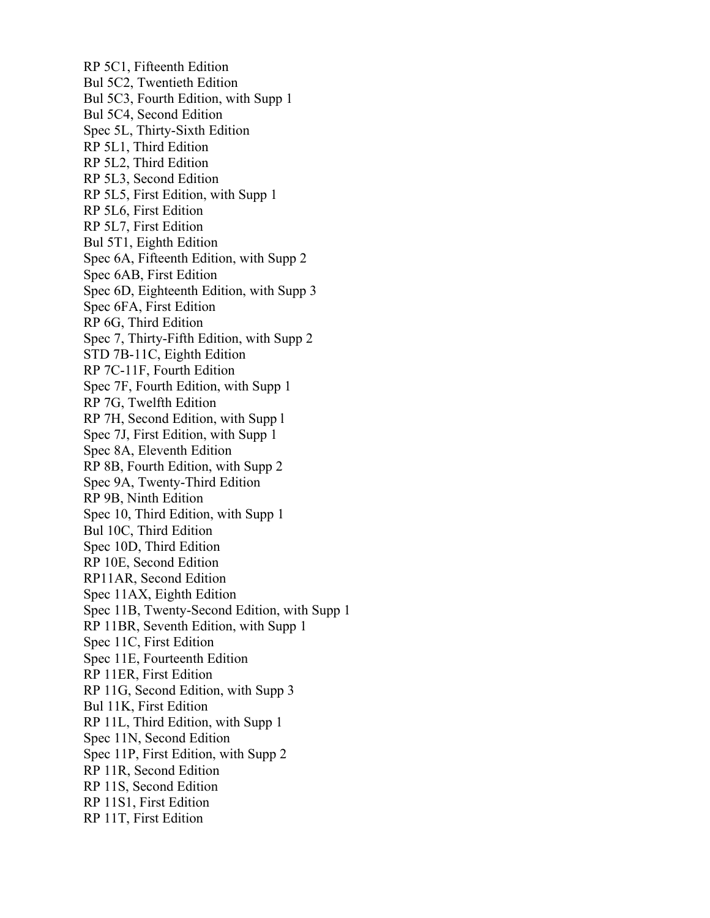RP 5C1, Fifteenth Edition
Bul 5C2, Twentieth Edition
Bul 5C3, Fourth Edition, with Supp 1
Bul 5C4, Second Edition
Spec 5L, Thirty-Sixth Edition
RP 5L1, Third Edition
RP 5L2, Third Edition
RP 5L3, Second Edition
RP 5L5, First Edition, with Supp 1
RP 5L6, First Edition
RP 5L7, First Edition
Bul 5T1, Eighth Edition
Spec 6A, Fifteenth Edition, with Supp 2
Spec 6AB, First Edition
Spec 6D, Eighteenth Edition, with Supp 3
Spec 6FA, First Edition
RP 6G, Third Edition
Spec 7, Thirty-Fifth Edition, with Supp 2
STD 7B-11C, Eighth Edition
RP 7C-11F, Fourth Edition
Spec 7F, Fourth Edition, with Supp 1
RP 7G, Twelfth Edition
RP 7H, Second Edition, with Supp l
Spec 7J, First Edition, with Supp 1
Spec 8A, Eleventh Edition
RP 8B, Fourth Edition, with Supp 2
Spec 9A, Twenty-Third Edition
RP 9B, Ninth Edition
Spec 10, Third Edition, with Supp 1
Bul 10C, Third Edition
Spec 10D, Third Edition
RP 10E, Second Edition
RP11AR, Second Edition
Spec 11AX, Eighth Edition
Spec 11B, Twenty-Second Edition, with Supp 1
RP 11BR, Seventh Edition, with Supp 1
Spec 11C, First Edition
Spec 11E, Fourteenth Edition
RP 11ER, First Edition
RP 11G, Second Edition, with Supp 3
Bul 11K, First Edition
RP 11L, Third Edition, with Supp 1
Spec 11N, Second Edition
Spec 11P, First Edition, with Supp 2
RP 11R, Second Edition
RP 11S, Second Edition
RP 11S1, First Edition
RP 11T, First Edition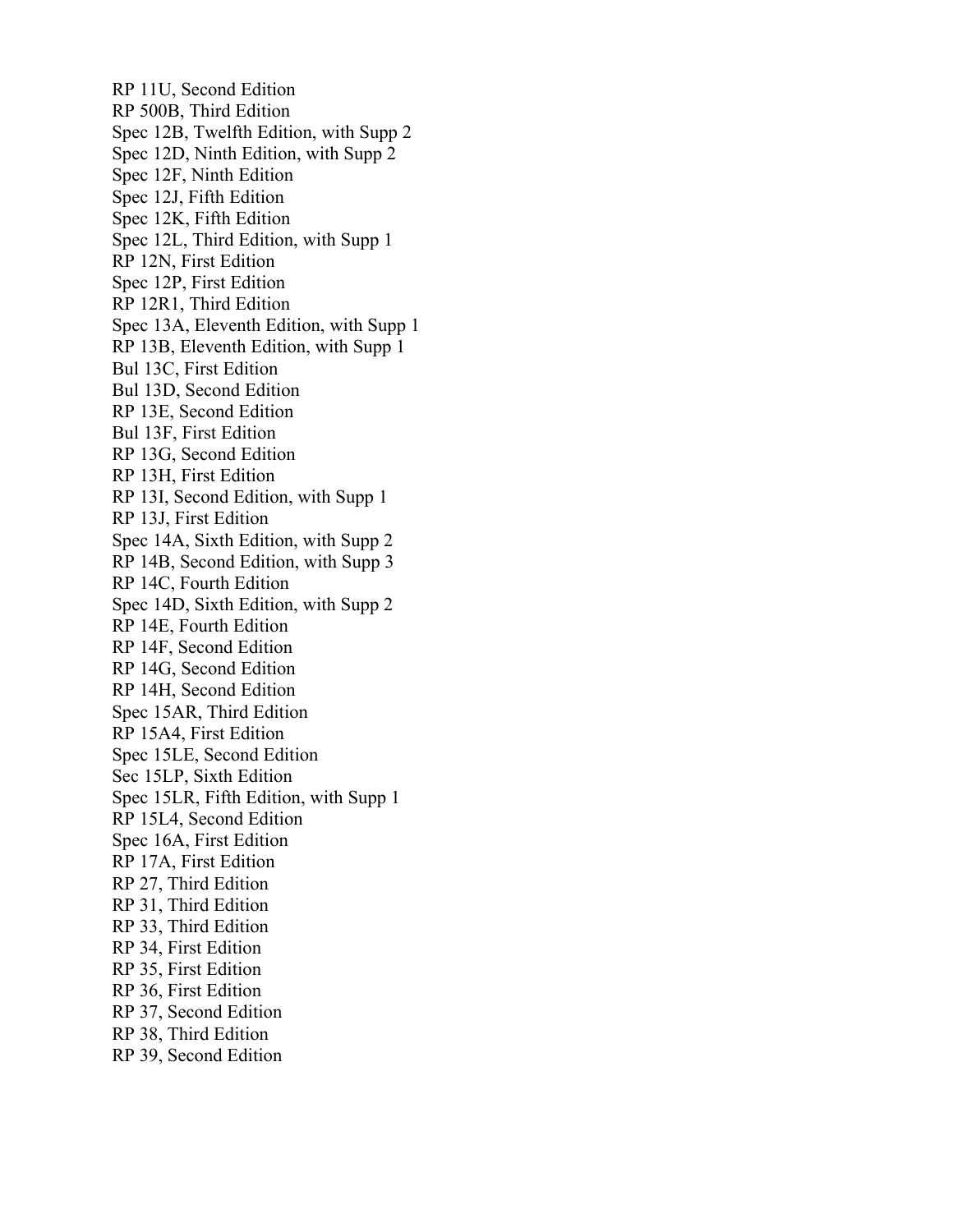RP 11U, Second Edition
RP 500B, Third Edition
Spec 12B, Twelfth Edition, with Supp 2
Spec 12D, Ninth Edition, with Supp 2
Spec 12F, Ninth Edition
Spec 12J, Fifth Edition
Spec 12K, Fifth Edition
Spec 12L, Third Edition, with Supp 1
RP 12N, First Edition
Spec 12P, First Edition
RP 12R1, Third Edition
Spec 13A, Eleventh Edition, with Supp 1
RP 13B, Eleventh Edition, with Supp 1
Bul 13C, First Edition
Bul 13D, Second Edition
RP 13E, Second Edition
Bul 13F, First Edition
RP 13G, Second Edition
RP 13H, First Edition
RP 13I, Second Edition, with Supp 1
RP 13J, First Edition
Spec 14A, Sixth Edition, with Supp 2
RP 14B, Second Edition, with Supp 3
RP 14C, Fourth Edition
Spec 14D, Sixth Edition, with Supp 2
RP 14E, Fourth Edition
RP 14F, Second Edition
RP 14G, Second Edition
RP 14H, Second Edition
Spec 15AR, Third Edition
RP 15A4, First Edition
Spec 15LE, Second Edition
Sec 15LP, Sixth Edition
Spec 15LR, Fifth Edition, with Supp 1
RP 15L4, Second Edition
Spec 16A, First Edition
RP 17A, First Edition
RP 27, Third Edition
RP 31, Third Edition
RP 33, Third Edition
RP 34, First Edition
RP 35, First Edition
RP 36, First Edition
RP 37, Second Edition
RP 38, Third Edition
RP 39, Second Edition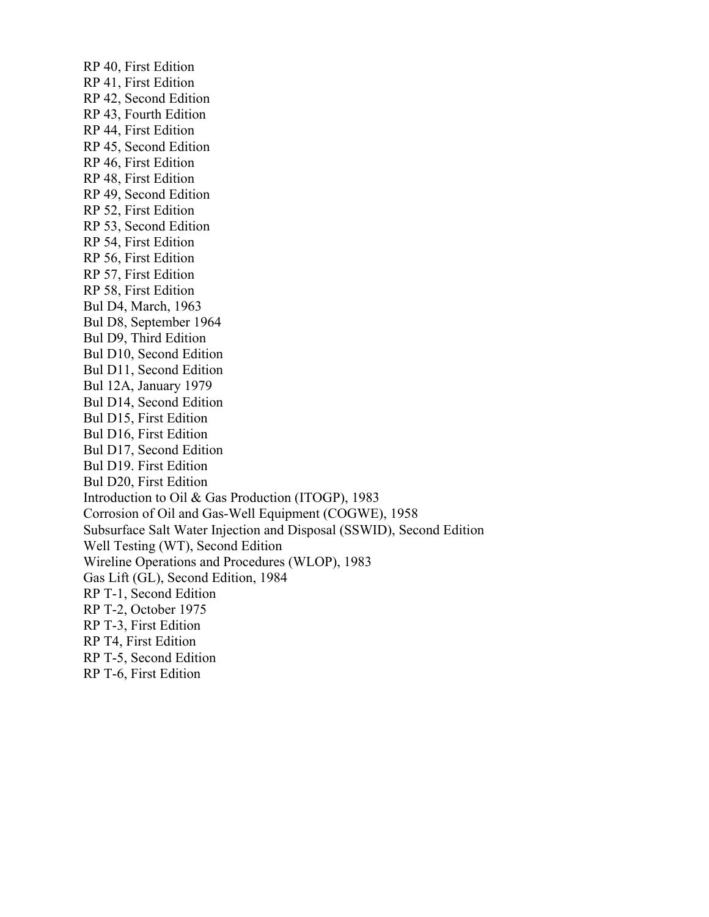RP 40, First Edition
RP 41, First Edition
RP 42, Second Edition
RP 43, Fourth Edition
RP 44, First Edition
RP 45, Second Edition
RP 46, First Edition
RP 48, First Edition
RP 49, Second Edition
RP 52, First Edition
RP 53, Second Edition
RP 54, First Edition
RP 56, First Edition
RP 57, First Edition
RP 58, First Edition
Bul D4, March, 1963
Bul D8, September 1964
Bul D9, Third Edition
Bul D10, Second Edition
Bul D11, Second Edition
Bul 12A, January 1979
Bul D14, Second Edition
Bul D15, First Edition
Bul D16, First Edition
Bul D17, Second Edition
Bul D19. First Edition
Bul D20, First Edition
Introduction to Oil & Gas Production (ITOGP), 1983
Corrosion of Oil and Gas-Well Equipment (COGWE), 1958
Subsurface Salt Water Injection and Disposal (SSWID), Second Edition
Well Testing (WT), Second Edition
Wireline Operations and Procedures (WLOP), 1983
Gas Lift (GL), Second Edition, 1984
RP T-1, Second Edition
RP T-2, October 1975
RP T-3, First Edition
RP T4, First Edition
RP T-5, Second Edition
RP T-6, First Edition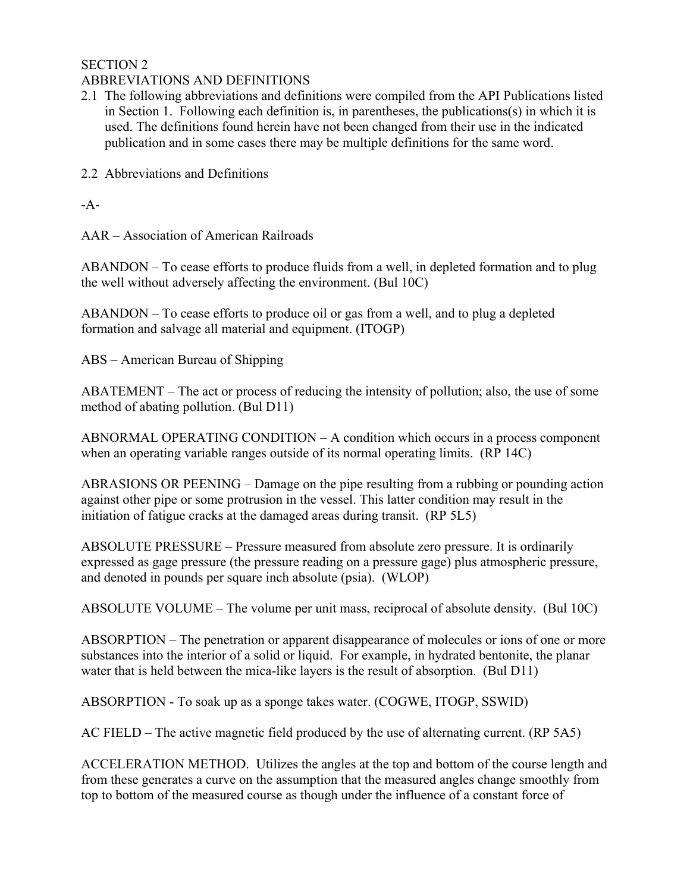# SECTION 2

## ABBREVIATIONS AND DEFINITIONS

2.1 The following abbreviations and definitions were compiled from the API Publications listed in Section 1. Following each definition is, in parentheses, the publications(s) in which it is used. The definitions found herein have not been changed from their use in the indicated publication and in some cases there may be multiple definitions for the same word.

2.2 Abbreviations and Definitions

-A-

AAR – Association of American Railroads

ABANDON – To cease efforts to produce fluids from a well, in depleted formation and to plug the well without adversely affecting the environment. (Bul 10C)

ABANDON – To cease efforts to produce oil or gas from a well, and to plug a depleted formation and salvage all material and equipment. (ITOGP)

ABS – American Bureau of Shipping

ABATEMENT – The act or process of reducing the intensity of pollution; also, the use of some method of abating pollution. (Bul D11)

ABNORMAL OPERATING CONDITION – A condition which occurs in a process component when an operating variable ranges outside of its normal operating limits. (RP 14C)

ABRASIONS OR PEENING – Damage on the pipe resulting from a rubbing or pounding action against other pipe or some protrusion in the vessel. This latter condition may result in the initiation of fatigue cracks at the damaged areas during transit. (RP 5L5)

ABSOLUTE PRESSURE – Pressure measured from absolute zero pressure. It is ordinarily expressed as gage pressure (the pressure reading on a pressure gage) plus atmospheric pressure, and denoted in pounds per square inch absolute (psia). (WLOP)

ABSOLUTE VOLUME – The volume per unit mass, reciprocal of absolute density. (Bul 10C)

ABSORPTION – The penetration or apparent disappearance of molecules or ions of one or more substances into the interior of a solid or liquid. For example, in hydrated bentonite, the planar water that is held between the mica-like layers is the result of absorption. (Bul D11)

ABSORPTION - To soak up as a sponge takes water. (COGWE, ITOGP, SSWID)

AC FIELD – The active magnetic field produced by the use of alternating current. (RP 5A5)

ACCELERATION METHOD. Utilizes the angles at the top and bottom of the course length and from these generates a curve on the assumption that the measured angles change smoothly from top to bottom of the measured course as though under the influence of a constant force of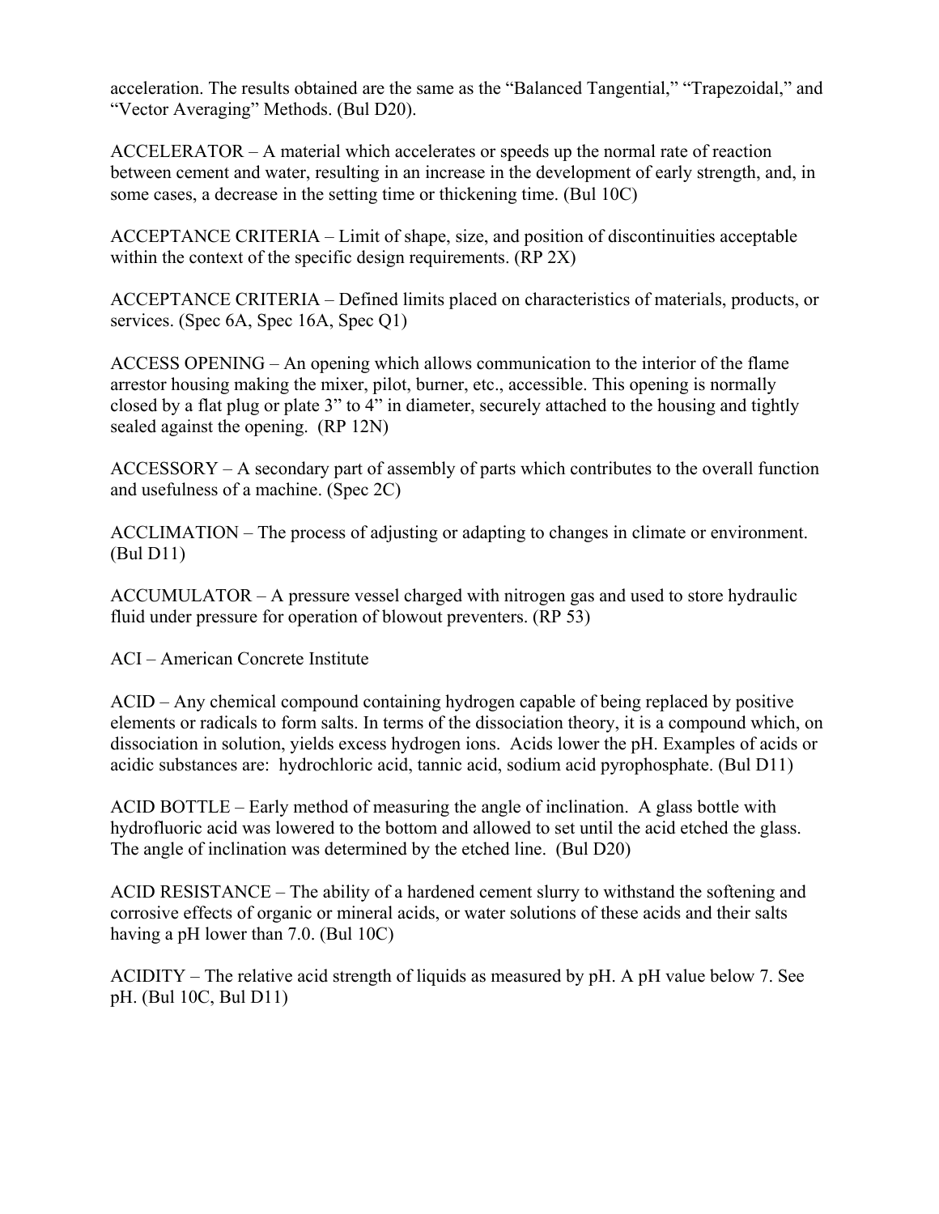acceleration. The results obtained are the same as the “Balanced Tangential,” “Trapezoidal,” and “Vector Averaging” Methods. (Bul D20).

ACCELERATOR – A material which accelerates or speeds up the normal rate of reaction between cement and water, resulting in an increase in the development of early strength, and, in some cases, a decrease in the setting time or thickening time. (Bul 10C)

ACCEPTANCE CRITERIA – Limit of shape, size, and position of discontinuities acceptable within the context of the specific design requirements. (RP 2X)

ACCEPTANCE CRITERIA – Defined limits placed on characteristics of materials, products, or services. (Spec 6A, Spec 16A, Spec Q1)

ACCESS OPENING – An opening which allows communication to the interior of the flame arrestor housing making the mixer, pilot, burner, etc., accessible. This opening is normally closed by a flat plug or plate 3” to 4” in diameter, securely attached to the housing and tightly sealed against the opening. (RP 12N)

ACCESSORY – A secondary part of assembly of parts which contributes to the overall function and usefulness of a machine. (Spec 2C)

ACCLIMATION – The process of adjusting or adapting to changes in climate or environment. (Bul D11)

ACCUMULATOR – A pressure vessel charged with nitrogen gas and used to store hydraulic fluid under pressure for operation of blowout preventers. (RP 53)

ACI – American Concrete Institute

ACID – Any chemical compound containing hydrogen capable of being replaced by positive elements or radicals to form salts. In terms of the dissociation theory, it is a compound which, on dissociation in solution, yields excess hydrogen ions. Acids lower the pH. Examples of acids or acidic substances are: hydrochloric acid, tannic acid, sodium acid pyrophosphate. (Bul D11)

ACID BOTTLE – Early method of measuring the angle of inclination. A glass bottle with hydrofluoric acid was lowered to the bottom and allowed to set until the acid etched the glass. The angle of inclination was determined by the etched line. (Bul D20)

ACID RESISTANCE – The ability of a hardened cement slurry to withstand the softening and corrosive effects of organic or mineral acids, or water solutions of these acids and their salts having a pH lower than 7.0. (Bul 10C)

ACIDITY – The relative acid strength of liquids as measured by pH. A pH value below 7. See pH. (Bul 10C, Bul D11)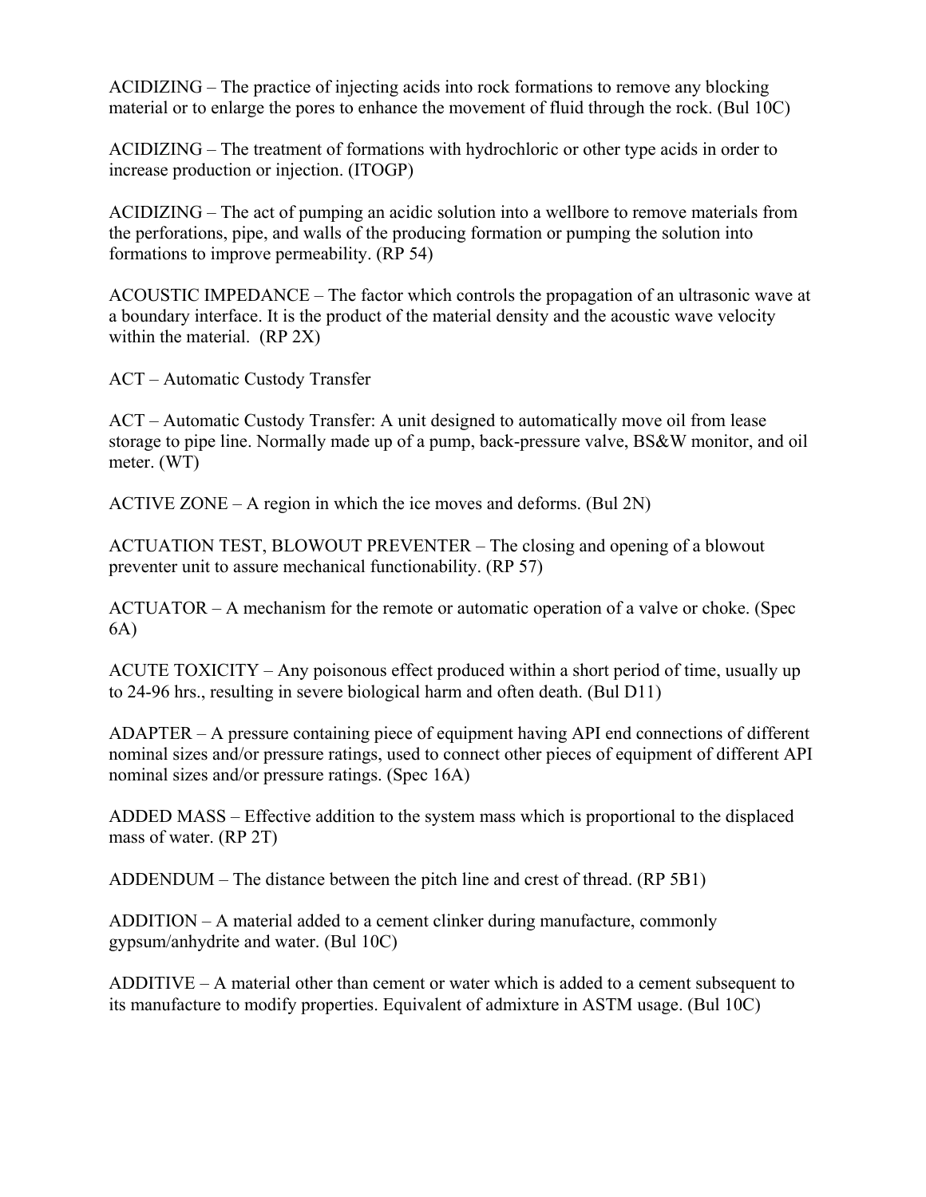ACIDIZING – The practice of injecting acids into rock formations to remove any blocking material or to enlarge the pores to enhance the movement of fluid through the rock. (Bul 10C)

ACIDIZING – The treatment of formations with hydrochloric or other type acids in order to increase production or injection. (ITOGP)

ACIDIZING – The act of pumping an acidic solution into a wellbore to remove materials from the perforations, pipe, and walls of the producing formation or pumping the solution into formations to improve permeability. (RP 54)

ACOUSTIC IMPEDANCE – The factor which controls the propagation of an ultrasonic wave at a boundary interface. It is the product of the material density and the acoustic wave velocity within the material. (RP 2X)

ACT – Automatic Custody Transfer

ACT – Automatic Custody Transfer: A unit designed to automatically move oil from lease storage to pipe line. Normally made up of a pump, back-pressure valve, BS&W monitor, and oil meter. (WT)

ACTIVE ZONE – A region in which the ice moves and deforms. (Bul 2N)

ACTUATION TEST, BLOWOUT PREVENTER – The closing and opening of a blowout preventer unit to assure mechanical functionability. (RP 57)

ACTUATOR – A mechanism for the remote or automatic operation of a valve or choke. (Spec 6A)

ACUTE TOXICITY – Any poisonous effect produced within a short period of time, usually up to 24-96 hrs., resulting in severe biological harm and often death. (Bul D11)

ADAPTER – A pressure containing piece of equipment having API end connections of different nominal sizes and/or pressure ratings, used to connect other pieces of equipment of different API nominal sizes and/or pressure ratings. (Spec 16A)

ADDED MASS – Effective addition to the system mass which is proportional to the displaced mass of water. (RP 2T)

ADDENDUM – The distance between the pitch line and crest of thread. (RP 5B1)

ADDITION – A material added to a cement clinker during manufacture, commonly gypsum/anhydrite and water. (Bul 10C)

ADDITIVE – A material other than cement or water which is added to a cement subsequent to its manufacture to modify properties. Equivalent of admixture in ASTM usage. (Bul 10C)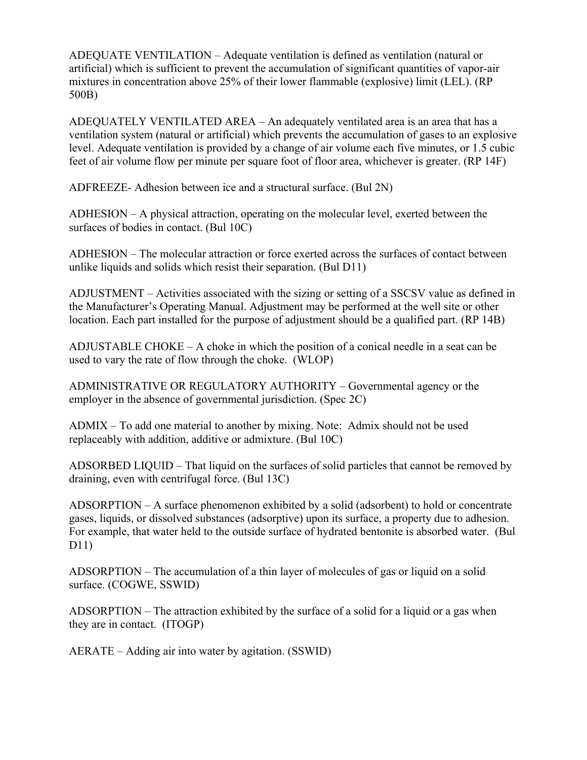ADEQUATE VENTILATION – Adequate ventilation is defined as ventilation (natural or artificial) which is sufficient to prevent the accumulation of significant quantities of vapor-air mixtures in concentration above 25% of their lower flammable (explosive) limit (LEL). (RP 500B)

ADEQUATELY VENTILATED AREA – An adequately ventilated area is an area that has a ventilation system (natural or artificial) which prevents the accumulation of gases to an explosive level. Adequate ventilation is provided by a change of air volume each five minutes, or 1.5 cubic feet of air volume flow per minute per square foot of floor area, whichever is greater. (RP 14F)

ADFREEZE- Adhesion between ice and a structural surface. (Bul 2N)

ADHESION – A physical attraction, operating on the molecular level, exerted between the surfaces of bodies in contact. (Bul 10C)

ADHESION – The molecular attraction or force exerted across the surfaces of contact between unlike liquids and solids which resist their separation. (Bul D11)

ADJUSTMENT – Activities associated with the sizing or setting of a SSCSV value as defined in the Manufacturer's Operating Manual. Adjustment may be performed at the well site or other location. Each part installed for the purpose of adjustment should be a qualified part. (RP 14B)

ADJUSTABLE CHOKE – A choke in which the position of a conical needle in a seat can be used to vary the rate of flow through the choke. (WLOP)

ADMINISTRATIVE OR REGULATORY AUTHORITY – Governmental agency or the employer in the absence of governmental jurisdiction. (Spec 2C)

ADMIX – To add one material to another by mixing. Note: Admix should not be used replaceably with addition, additive or admixture. (Bul 10C)

ADSORBED LIQUID – That liquid on the surfaces of solid particles that cannot be removed by draining, even with centrifugal force. (Bul 13C)

ADSORPTION – A surface phenomenon exhibited by a solid (adsorbent) to hold or concentrate gases, liquids, or dissolved substances (adsorptive) upon its surface, a property due to adhesion. For example, that water held to the outside surface of hydrated bentonite is absorbed water. (Bul D11)

ADSORPTION – The accumulation of a thin layer of molecules of gas or liquid on a solid surface. (COGWE, SSWID)

ADSORPTION – The attraction exhibited by the surface of a solid for a liquid or a gas when they are in contact. (ITOGP)

AERATE – Adding air into water by agitation. (SSWID)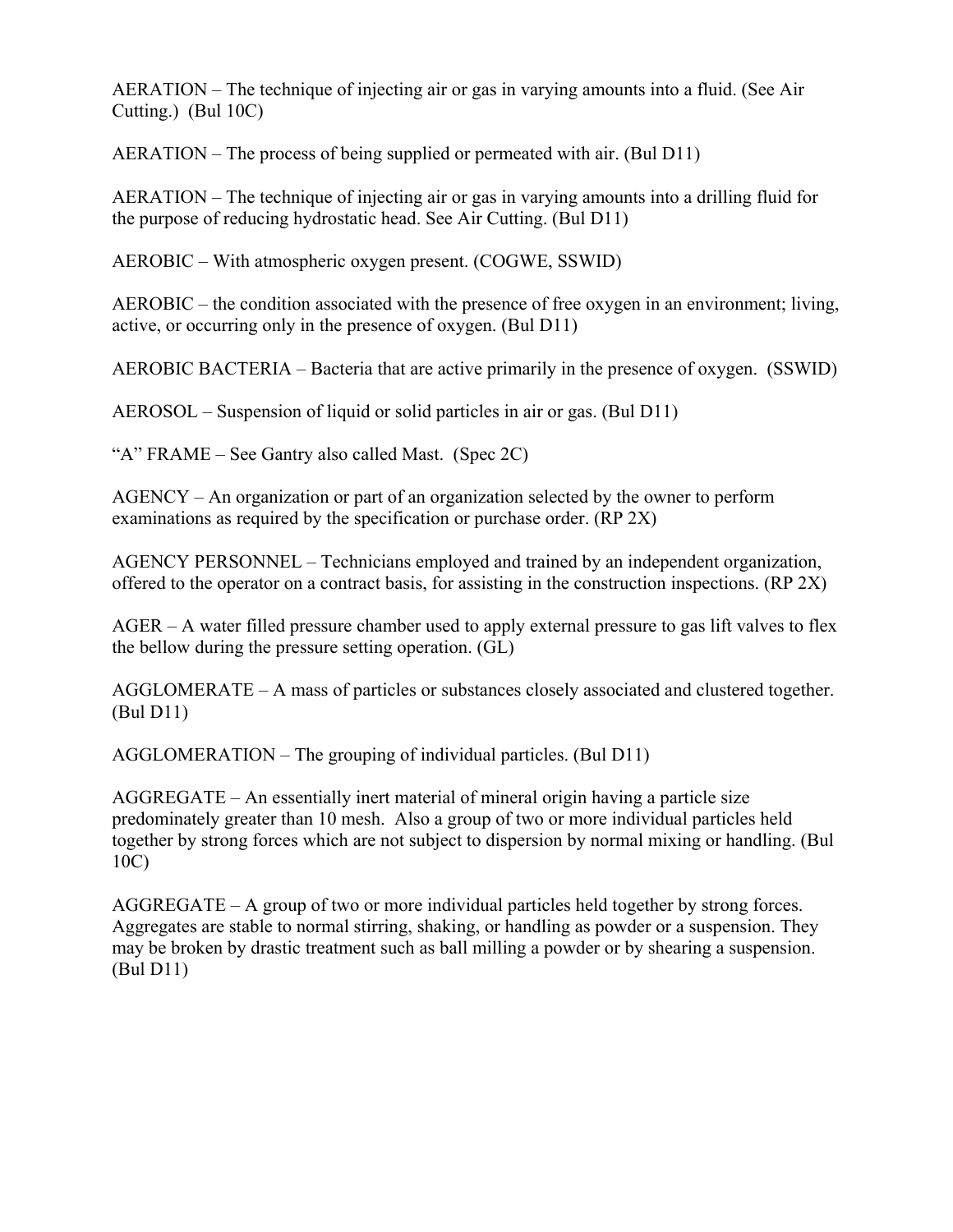AERATION – The technique of injecting air or gas in varying amounts into a fluid. (See Air Cutting.) (Bul 10C)

AERATION – The process of being supplied or permeated with air. (Bul D11)

AERATION – The technique of injecting air or gas in varying amounts into a drilling fluid for the purpose of reducing hydrostatic head. See Air Cutting. (Bul D11)

AEROBIC – With atmospheric oxygen present. (COGWE, SSWID)

AEROBIC – the condition associated with the presence of free oxygen in an environment; living, active, or occurring only in the presence of oxygen. (Bul D11)

AEROBIC BACTERIA – Bacteria that are active primarily in the presence of oxygen. (SSWID)

AEROSOL – Suspension of liquid or solid particles in air or gas. (Bul D11)

"A" FRAME – See Gantry also called Mast. (Spec 2C)

AGENCY – An organization or part of an organization selected by the owner to perform examinations as required by the specification or purchase order. (RP 2X)

AGENCY PERSONNEL – Technicians employed and trained by an independent organization, offered to the operator on a contract basis, for assisting in the construction inspections. (RP 2X)

AGER – A water filled pressure chamber used to apply external pressure to gas lift valves to flex the bellow during the pressure setting operation. (GL)

AGGLOMERATE – A mass of particles or substances closely associated and clustered together. (Bul D11)

AGGLOMERATION – The grouping of individual particles. (Bul D11)

AGGREGATE – An essentially inert material of mineral origin having a particle size predominately greater than 10 mesh. Also a group of two or more individual particles held together by strong forces which are not subject to dispersion by normal mixing or handling. (Bul 10C)

AGGREGATE – A group of two or more individual particles held together by strong forces. Aggregates are stable to normal stirring, shaking, or handling as powder or a suspension. They may be broken by drastic treatment such as ball milling a powder or by shearing a suspension. (Bul D11)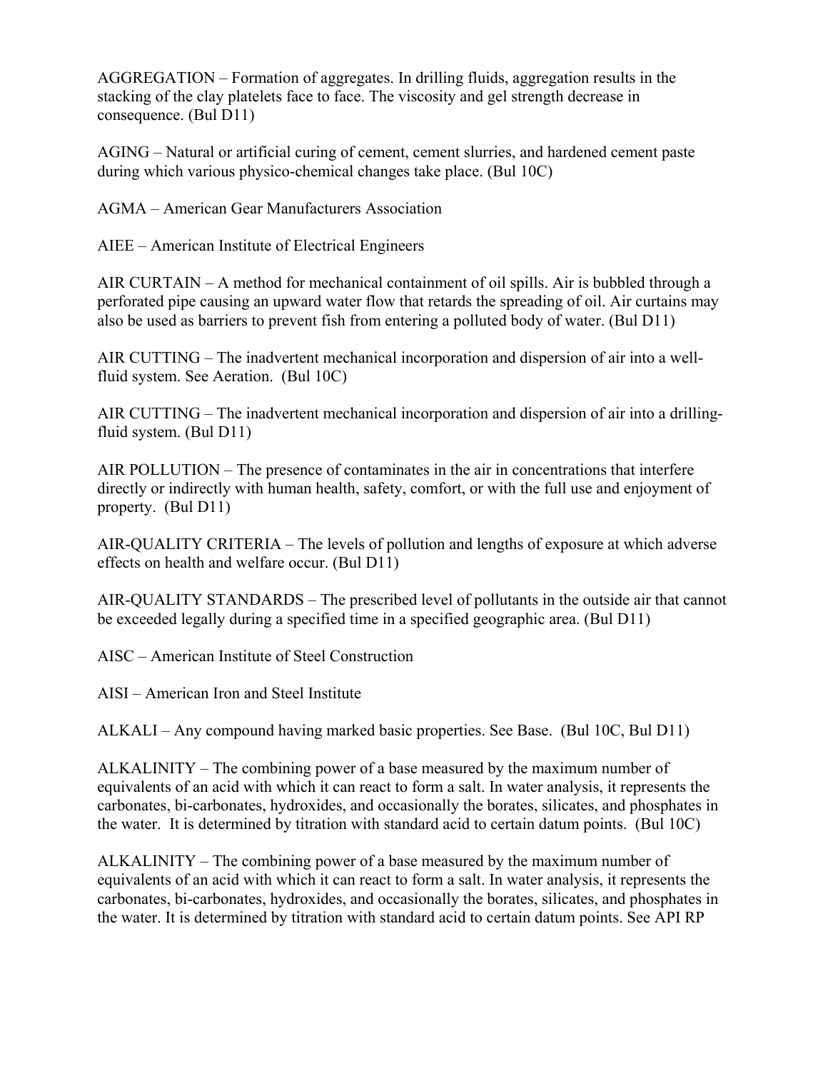AGGREGATION – Formation of aggregates. In drilling fluids, aggregation results in the stacking of the clay platelets face to face. The viscosity and gel strength decrease in consequence. (Bul D11)

AGING – Natural or artificial curing of cement, cement slurries, and hardened cement paste during which various physico-chemical changes take place. (Bul 10C)

AGMA – American Gear Manufacturers Association

AIEE – American Institute of Electrical Engineers

AIR CURTAIN – A method for mechanical containment of oil spills. Air is bubbled through a perforated pipe causing an upward water flow that retards the spreading of oil. Air curtains may also be used as barriers to prevent fish from entering a polluted body of water. (Bul D11)

AIR CUTTING – The inadvertent mechanical incorporation and dispersion of air into a well-fluid system. See Aeration. (Bul 10C)

AIR CUTTING – The inadvertent mechanical incorporation and dispersion of air into a drilling-fluid system. (Bul D11)

AIR POLLUTION – The presence of contaminates in the air in concentrations that interfere directly or indirectly with human health, safety, comfort, or with the full use and enjoyment of property. (Bul D11)

AIR-QUALITY CRITERIA – The levels of pollution and lengths of exposure at which adverse effects on health and welfare occur. (Bul D11)

AIR-QUALITY STANDARDS – The prescribed level of pollutants in the outside air that cannot be exceeded legally during a specified time in a specified geographic area. (Bul D11)

AISC – American Institute of Steel Construction

AISI – American Iron and Steel Institute

ALKALI – Any compound having marked basic properties. See Base. (Bul 10C, Bul D11)

ALKALINITY – The combining power of a base measured by the maximum number of equivalents of an acid with which it can react to form a salt. In water analysis, it represents the carbonates, bi-carbonates, hydroxides, and occasionally the borates, silicates, and phosphates in the water. It is determined by titration with standard acid to certain datum points. (Bul 10C)

ALKALINITY – The combining power of a base measured by the maximum number of equivalents of an acid with which it can react to form a salt. In water analysis, it represents the carbonates, bi-carbonates, hydroxides, and occasionally the borates, silicates, and phosphates in the water. It is determined by titration with standard acid to certain datum points. See API RP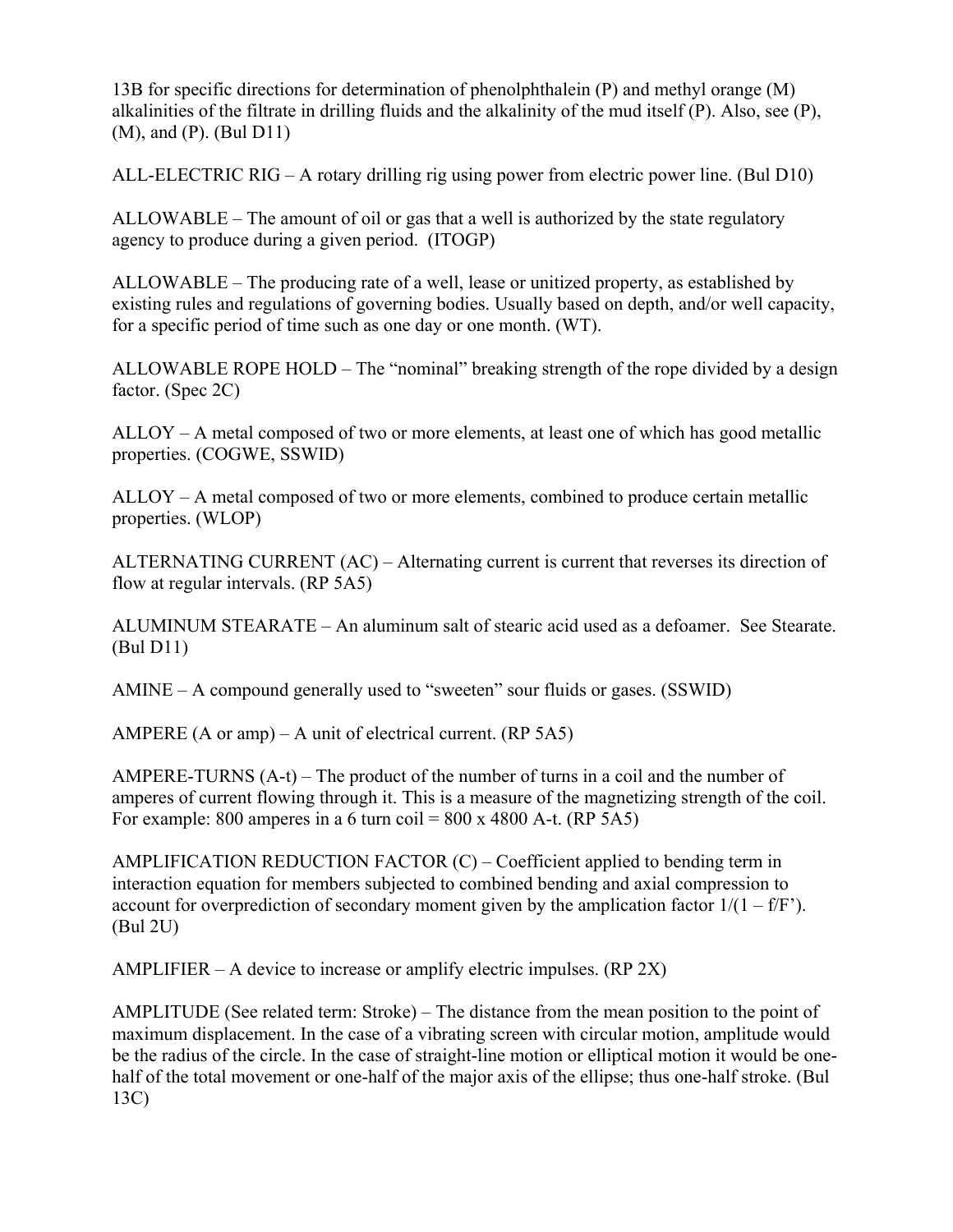13B for specific directions for determination of phenolphthalein (P) and methyl orange (M) alkalinities of the filtrate in drilling fluids and the alkalinity of the mud itself (P). Also, see (P), (M), and (P). (Bul D11)

ALL-ELECTRIC RIG – A rotary drilling rig using power from electric power line. (Bul D10)

ALLOWABLE – The amount of oil or gas that a well is authorized by the state regulatory agency to produce during a given period. (ITOGP)

ALLOWABLE – The producing rate of a well, lease or unitized property, as established by existing rules and regulations of governing bodies. Usually based on depth, and/or well capacity, for a specific period of time such as one day or one month. (WT).

ALLOWABLE ROPE HOLD – The "nominal" breaking strength of the rope divided by a design factor. (Spec 2C)

ALLOY – A metal composed of two or more elements, at least one of which has good metallic properties. (COGWE, SSWID)

ALLOY – A metal composed of two or more elements, combined to produce certain metallic properties. (WLOP)

ALTERNATING CURRENT (AC) – Alternating current is current that reverses its direction of flow at regular intervals. (RP 5A5)

ALUMINUM STEARATE – An aluminum salt of stearic acid used as a defoamer. See Stearate. (Bul D11)

AMINE – A compound generally used to "sweeten" sour fluids or gases. (SSWID)

AMPERE (A or amp) – A unit of electrical current. (RP 5A5)

AMPERE-TURNS (A-t) – The product of the number of turns in a coil and the number of amperes of current flowing through it. This is a measure of the magnetizing strength of the coil. For example: 800 amperes in a 6 turn coil = 800 x 4800 A-t. (RP 5A5)

AMPLIFICATION REDUCTION FACTOR (C) – Coefficient applied to bending term in interaction equation for members subjected to combined bending and axial compression to account for overprediction of secondary moment given by the amplication factor $1/(1 – f/F')$. (Bul 2U)

AMPLIFIER – A device to increase or amplify electric impulses. (RP 2X)

AMPLITUDE (See related term: Stroke) – The distance from the mean position to the point of maximum displacement. In the case of a vibrating screen with circular motion, amplitude would be the radius of the circle. In the case of straight-line motion or elliptical motion it would be one-half of the total movement or one-half of the major axis of the ellipse; thus one-half stroke. (Bul 13C)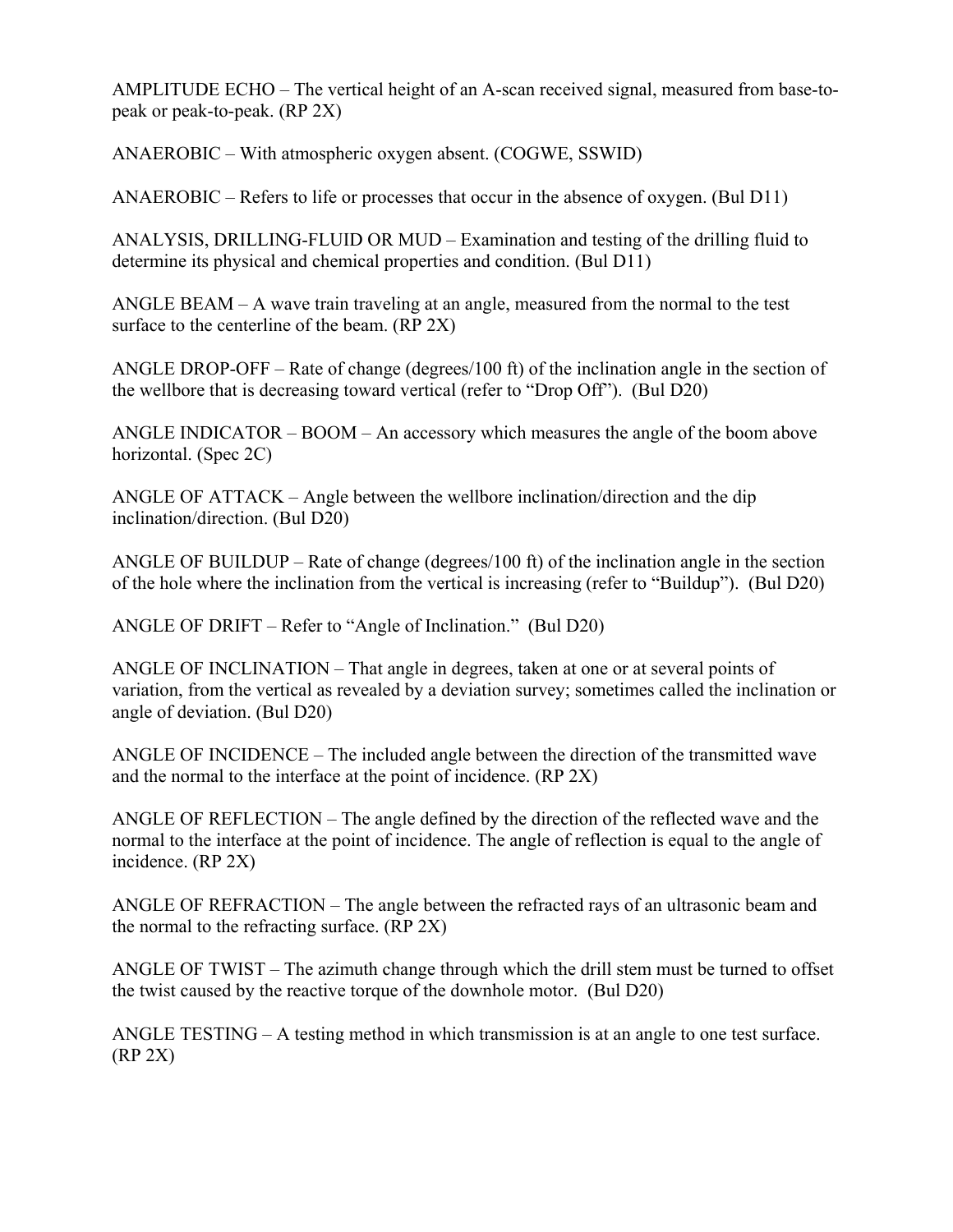AMPLITUDE ECHO – The vertical height of an A-scan received signal, measured from base-to-peak or peak-to-peak. (RP 2X)

ANAEROBIC – With atmospheric oxygen absent. (COGWE, SSWID)

ANAEROBIC – Refers to life or processes that occur in the absence of oxygen. (Bul D11)

ANALYSIS, DRILLING-FLUID OR MUD – Examination and testing of the drilling fluid to determine its physical and chemical properties and condition. (Bul D11)

ANGLE BEAM – A wave train traveling at an angle, measured from the normal to the test surface to the centerline of the beam. (RP 2X)

ANGLE DROP-OFF – Rate of change (degrees/100 ft) of the inclination angle in the section of the wellbore that is decreasing toward vertical (refer to "Drop Off"). (Bul D20)

ANGLE INDICATOR – BOOM – An accessory which measures the angle of the boom above horizontal. (Spec 2C)

ANGLE OF ATTACK – Angle between the wellbore inclination/direction and the dip inclination/direction. (Bul D20)

ANGLE OF BUILDUP – Rate of change (degrees/100 ft) of the inclination angle in the section of the hole where the inclination from the vertical is increasing (refer to "Buildup"). (Bul D20)

ANGLE OF DRIFT – Refer to "Angle of Inclination." (Bul D20)

ANGLE OF INCLINATION – That angle in degrees, taken at one or at several points of variation, from the vertical as revealed by a deviation survey; sometimes called the inclination or angle of deviation. (Bul D20)

ANGLE OF INCIDENCE – The included angle between the direction of the transmitted wave and the normal to the interface at the point of incidence. (RP 2X)

ANGLE OF REFLECTION – The angle defined by the direction of the reflected wave and the normal to the interface at the point of incidence. The angle of reflection is equal to the angle of incidence. (RP 2X)

ANGLE OF REFRACTION – The angle between the refracted rays of an ultrasonic beam and the normal to the refracting surface. (RP 2X)

ANGLE OF TWIST – The azimuth change through which the drill stem must be turned to offset the twist caused by the reactive torque of the downhole motor. (Bul D20)

ANGLE TESTING – A testing method in which transmission is at an angle to one test surface. (RP 2X)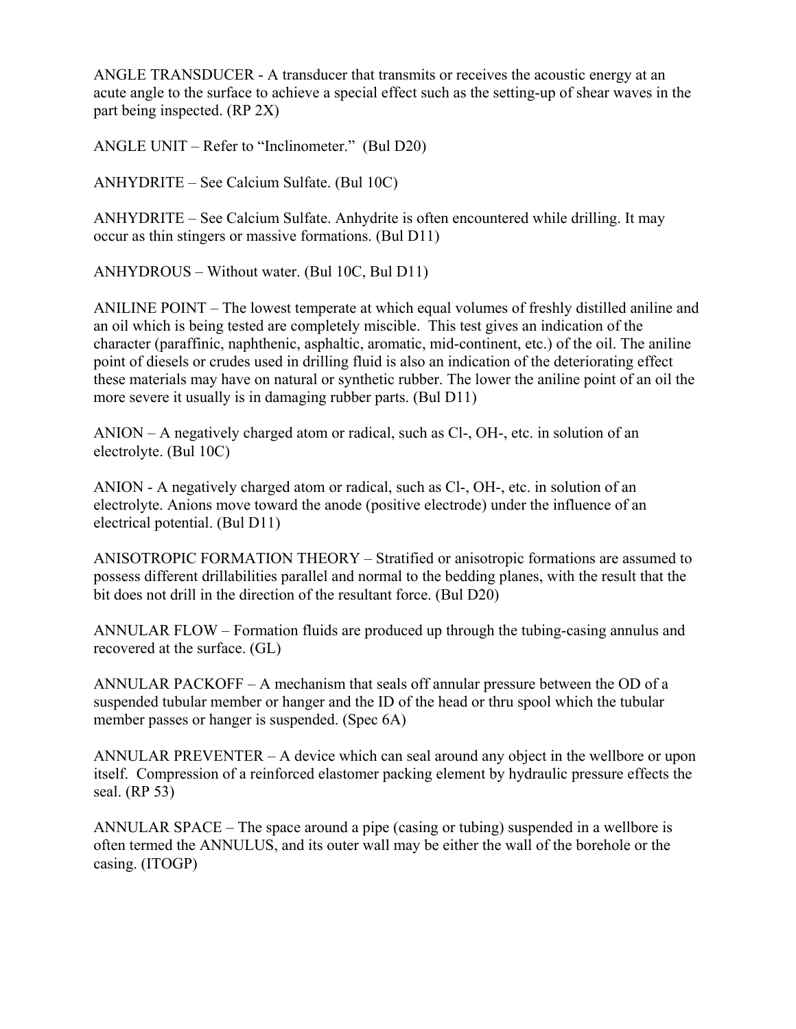ANGLE TRANSDUCER - A transducer that transmits or receives the acoustic energy at an acute angle to the surface to achieve a special effect such as the setting-up of shear waves in the part being inspected. (RP 2X)

ANGLE UNIT – Refer to “Inclinometer.” (Bul D20)

ANHYDRITE – See Calcium Sulfate. (Bul 10C)

ANHYDRITE – See Calcium Sulfate. Anhydrite is often encountered while drilling. It may occur as thin stingers or massive formations. (Bul D11)

ANHYDROUS – Without water. (Bul 10C, Bul D11)

ANILINE POINT – The lowest temperate at which equal volumes of freshly distilled aniline and an oil which is being tested are completely miscible. This test gives an indication of the character (paraffinic, naphthenic, asphaltic, aromatic, mid-continent, etc.) of the oil. The aniline point of diesels or crudes used in drilling fluid is also an indication of the deteriorating effect these materials may have on natural or synthetic rubber. The lower the aniline point of an oil the more severe it usually is in damaging rubber parts. (Bul D11)

ANION – A negatively charged atom or radical, such as $Cl^-$, $OH^-$, etc. in solution of an electrolyte. (Bul 10C)

ANION - A negatively charged atom or radical, such as $Cl^-$, $OH^-$, etc. in solution of an electrolyte. Anions move toward the anode (positive electrode) under the influence of an electrical potential. (Bul D11)

ANISOTROPIC FORMATION THEORY – Stratified or anisotropic formations are assumed to possess different drillabilities parallel and normal to the bedding planes, with the result that the bit does not drill in the direction of the resultant force. (Bul D20)

ANNULAR FLOW – Formation fluids are produced up through the tubing-casing annulus and recovered at the surface. (GL)

ANNULAR PACKOFF – A mechanism that seals off annular pressure between the OD of a suspended tubular member or hanger and the ID of the head or thru spool which the tubular member passes or hanger is suspended. (Spec 6A)

ANNULAR PREVENTER – A device which can seal around any object in the wellbore or upon itself. Compression of a reinforced elastomer packing element by hydraulic pressure effects the seal. (RP 53)

ANNULAR SPACE – The space around a pipe (casing or tubing) suspended in a wellbore is often termed the ANNULUS, and its outer wall may be either the wall of the borehole or the casing. (ITOGP)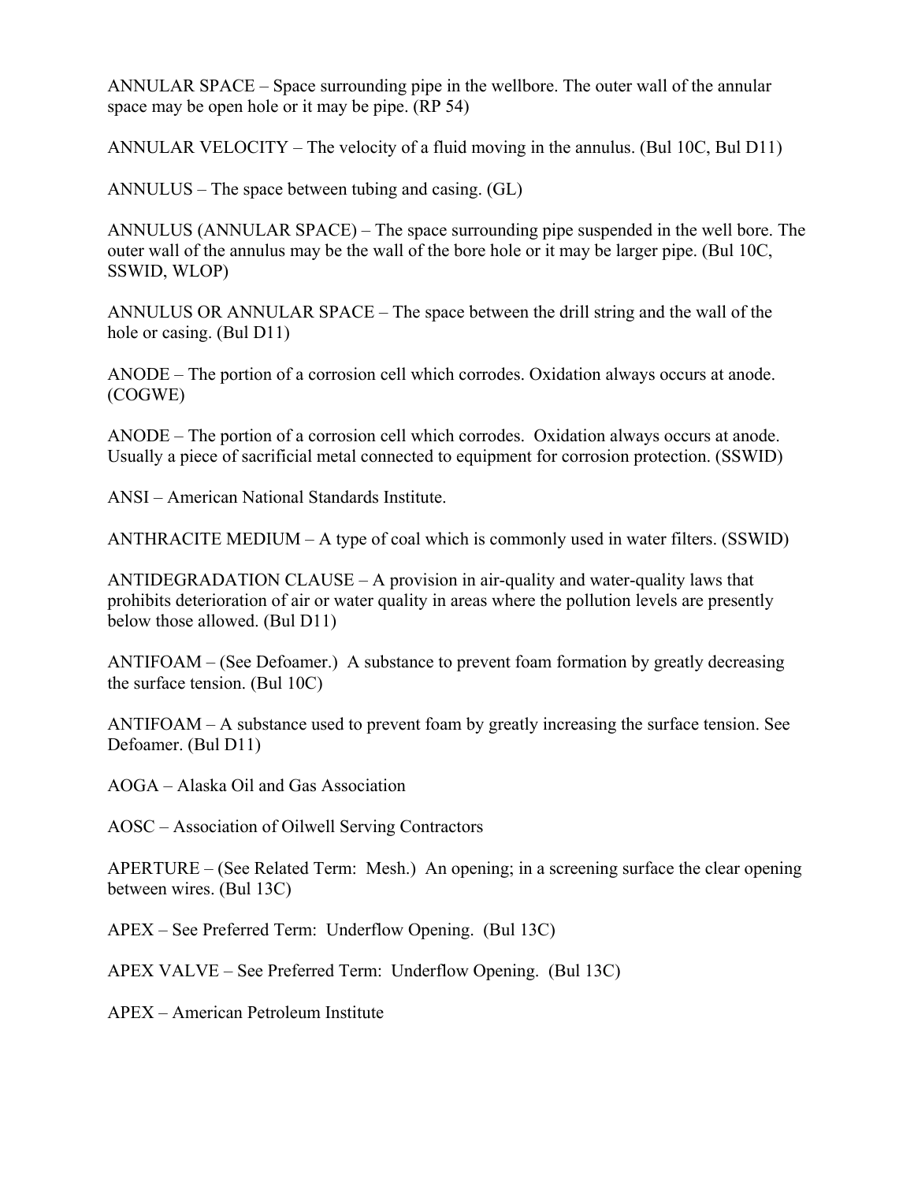ANNULAR SPACE – Space surrounding pipe in the wellbore. The outer wall of the annular space may be open hole or it may be pipe. (RP 54)

ANNULAR VELOCITY – The velocity of a fluid moving in the annulus. (Bul 10C, Bul D11)

ANNULUS – The space between tubing and casing. (GL)

ANNULUS (ANNULAR SPACE) – The space surrounding pipe suspended in the well bore. The outer wall of the annulus may be the wall of the bore hole or it may be larger pipe. (Bul 10C, SSWID, WLOP)

ANNULUS OR ANNULAR SPACE – The space between the drill string and the wall of the hole or casing. (Bul D11)

ANODE – The portion of a corrosion cell which corrodes. Oxidation always occurs at anode. (COGWE)

ANODE – The portion of a corrosion cell which corrodes. Oxidation always occurs at anode. Usually a piece of sacrificial metal connected to equipment for corrosion protection. (SSWID)

ANSI – American National Standards Institute.

ANTHRACITE MEDIUM – A type of coal which is commonly used in water filters. (SSWID)

ANTIDEGRADATION CLAUSE – A provision in air-quality and water-quality laws that prohibits deterioration of air or water quality in areas where the pollution levels are presently below those allowed. (Bul D11)

ANTIFOAM – (See Defoamer.) A substance to prevent foam formation by greatly decreasing the surface tension. (Bul 10C)

ANTIFOAM – A substance used to prevent foam by greatly increasing the surface tension. See Defoamer. (Bul D11)

AOGA – Alaska Oil and Gas Association

AOSC – Association of Oilwell Serving Contractors

APERTURE – (See Related Term: Mesh.) An opening; in a screening surface the clear opening between wires. (Bul 13C)

APEX – See Preferred Term: Underflow Opening. (Bul 13C)

APEX VALVE – See Preferred Term: Underflow Opening. (Bul 13C)

APEX – American Petroleum Institute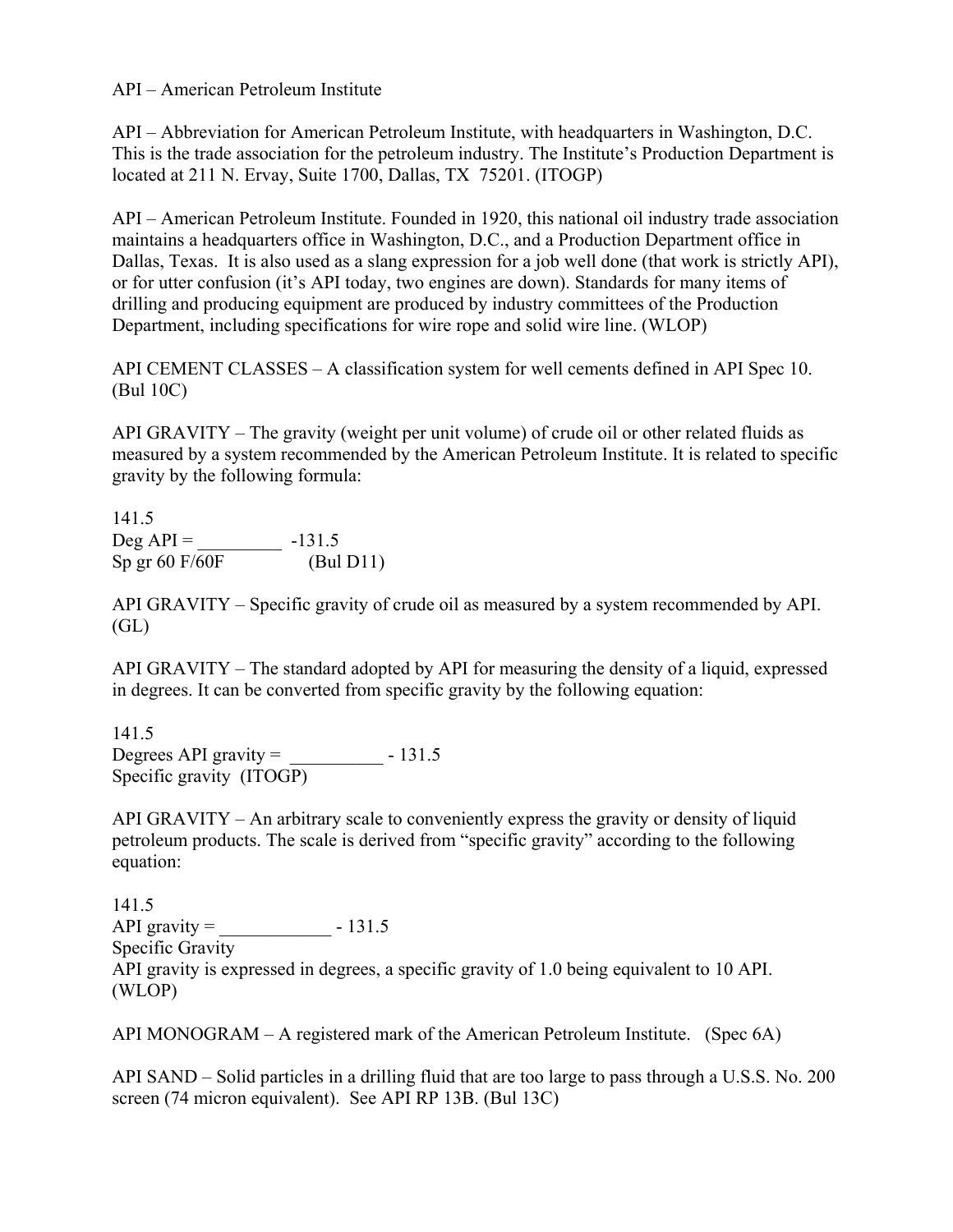API – American Petroleum Institute

API – Abbreviation for American Petroleum Institute, with headquarters in Washington, D.C. This is the trade association for the petroleum industry. The Institute's Production Department is located at 211 N. Ervay, Suite 1700, Dallas, TX 75201. (ITOGP)

API – American Petroleum Institute. Founded in 1920, this national oil industry trade association maintains a headquarters office in Washington, D.C., and a Production Department office in Dallas, Texas. It is also used as a slang expression for a job well done (that work is strictly API), or for utter confusion (it's API today, two engines are down). Standards for many items of drilling and producing equipment are produced by industry committees of the Production Department, including specifications for wire rope and solid wire line. (WLOP)

API CEMENT CLASSES – A classification system for well cements defined in API Spec 10. (Bul 10C)

API GRAVITY – The gravity (weight per unit volume) of crude oil or other related fluids as measured by a system recommended by the American Petroleum Institute. It is related to specific gravity by the following formula:

$$\text{Deg API} = \frac{141.5}{\text{Sp gr } 60\text{ F}/60\text{F}} - 131.5$$

(Bul D11)

API GRAVITY – Specific gravity of crude oil as measured by a system recommended by API. (GL)

API GRAVITY – The standard adopted by API for measuring the density of a liquid, expressed in degrees. It can be converted from specific gravity by the following equation:

$$\text{Degrees API gravity} = \frac{141.5}{\text{Specific gravity}} - 131.5$$

(ITOGP)

API GRAVITY – An arbitrary scale to conveniently express the gravity or density of liquid petroleum products. The scale is derived from "specific gravity" according to the following equation:

$$\text{API gravity} = \frac{141.5}{\text{Specific Gravity}} - 131.5$$

API gravity is expressed in degrees, a specific gravity of 1.0 being equivalent to 10 API. (WLOP)

API MONOGRAM – A registered mark of the American Petroleum Institute. (Spec 6A)

API SAND – Solid particles in a drilling fluid that are too large to pass through a U.S.S. No. 200 screen (74 micron equivalent). See API RP 13B. (Bul 13C)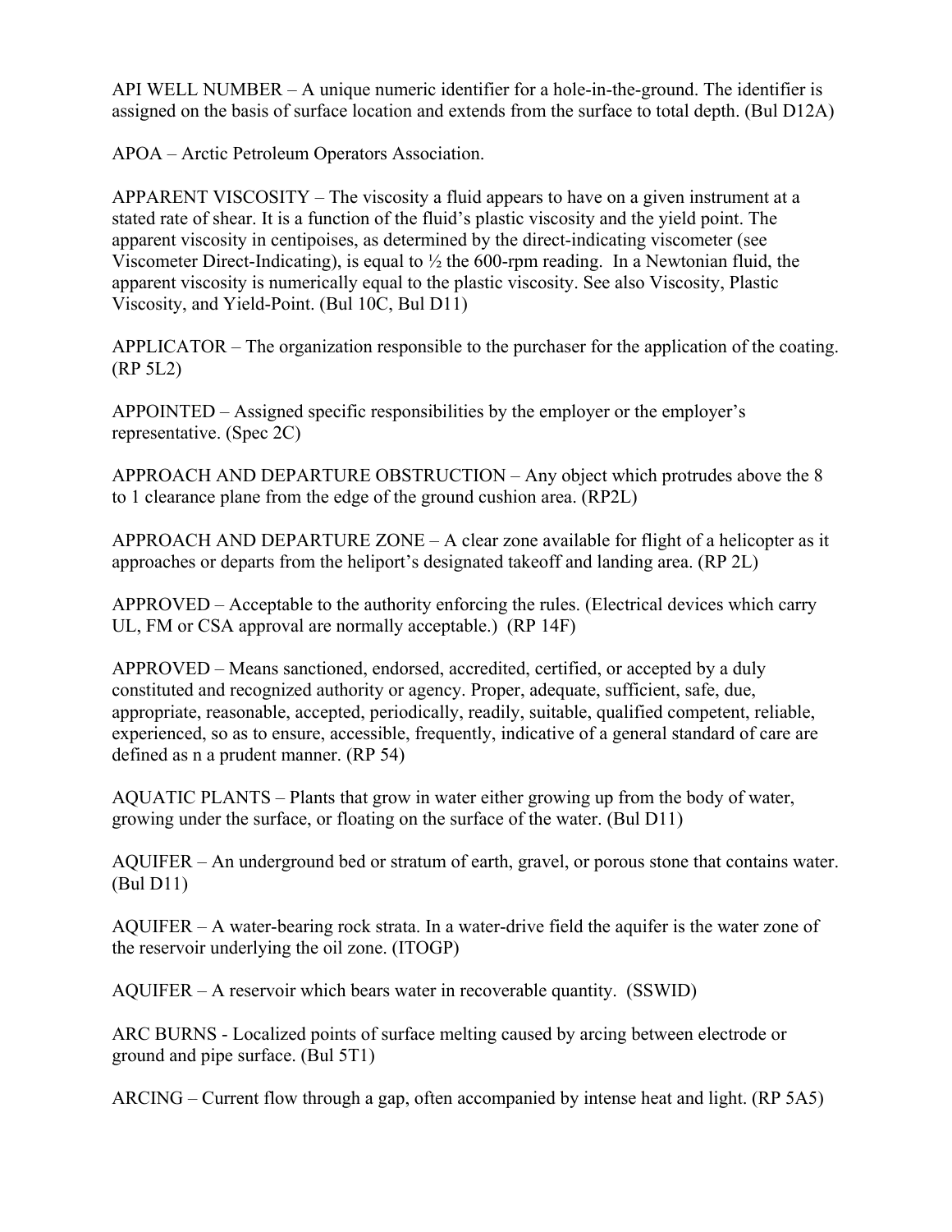API WELL NUMBER – A unique numeric identifier for a hole-in-the-ground. The identifier is assigned on the basis of surface location and extends from the surface to total depth. (Bul D12A)

APOA – Arctic Petroleum Operators Association.

APPARENT VISCOSITY – The viscosity a fluid appears to have on a given instrument at a stated rate of shear. It is a function of the fluid's plastic viscosity and the yield point. The apparent viscosity in centipoises, as determined by the direct-indicating viscometer (see Viscometer Direct-Indicating), is equal to ½ the 600-rpm reading. In a Newtonian fluid, the apparent viscosity is numerically equal to the plastic viscosity. See also Viscosity, Plastic Viscosity, and Yield-Point. (Bul 10C, Bul D11)

APPLICATOR – The organization responsible to the purchaser for the application of the coating. (RP 5L2)

APPOINTED – Assigned specific responsibilities by the employer or the employer's representative. (Spec 2C)

APPROACH AND DEPARTURE OBSTRUCTION – Any object which protrudes above the 8 to 1 clearance plane from the edge of the ground cushion area. (RP2L)

APPROACH AND DEPARTURE ZONE – A clear zone available for flight of a helicopter as it approaches or departs from the heliport's designated takeoff and landing area. (RP 2L)

APPROVED – Acceptable to the authority enforcing the rules. (Electrical devices which carry UL, FM or CSA approval are normally acceptable.) (RP 14F)

APPROVED – Means sanctioned, endorsed, accredited, certified, or accepted by a duly constituted and recognized authority or agency. Proper, adequate, sufficient, safe, due, appropriate, reasonable, accepted, periodically, readily, suitable, qualified competent, reliable, experienced, so as to ensure, accessible, frequently, indicative of a general standard of care are defined as n a prudent manner. (RP 54)

AQUATIC PLANTS – Plants that grow in water either growing up from the body of water, growing under the surface, or floating on the surface of the water. (Bul D11)

AQUIFER – An underground bed or stratum of earth, gravel, or porous stone that contains water. (Bul D11)

AQUIFER – A water-bearing rock strata. In a water-drive field the aquifer is the water zone of the reservoir underlying the oil zone. (ITOGP)

AQUIFER – A reservoir which bears water in recoverable quantity. (SSWID)

ARC BURNS - Localized points of surface melting caused by arcing between electrode or ground and pipe surface. (Bul 5T1)

ARCING – Current flow through a gap, often accompanied by intense heat and light. (RP 5A5)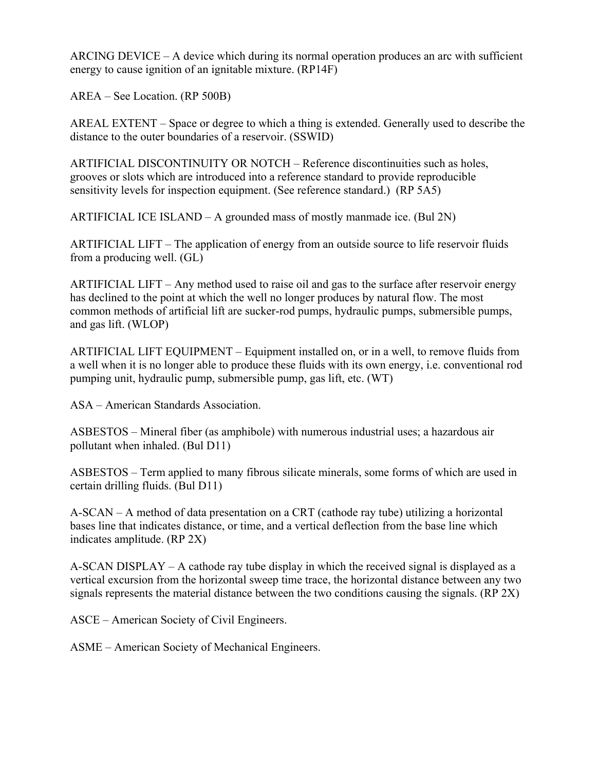ARCING DEVICE – A device which during its normal operation produces an arc with sufficient energy to cause ignition of an ignitable mixture. (RP14F)

AREA – See Location. (RP 500B)

AREAL EXTENT – Space or degree to which a thing is extended. Generally used to describe the distance to the outer boundaries of a reservoir. (SSWID)

ARTIFICIAL DISCONTINUITY OR NOTCH – Reference discontinuities such as holes, grooves or slots which are introduced into a reference standard to provide reproducible sensitivity levels for inspection equipment. (See reference standard.) (RP 5A5)

ARTIFICIAL ICE ISLAND – A grounded mass of mostly manmade ice. (Bul 2N)

ARTIFICIAL LIFT – The application of energy from an outside source to life reservoir fluids from a producing well. (GL)

ARTIFICIAL LIFT – Any method used to raise oil and gas to the surface after reservoir energy has declined to the point at which the well no longer produces by natural flow. The most common methods of artificial lift are sucker-rod pumps, hydraulic pumps, submersible pumps, and gas lift. (WLOP)

ARTIFICIAL LIFT EQUIPMENT – Equipment installed on, or in a well, to remove fluids from a well when it is no longer able to produce these fluids with its own energy, i.e. conventional rod pumping unit, hydraulic pump, submersible pump, gas lift, etc. (WT)

ASA – American Standards Association.

ASBESTOS – Mineral fiber (as amphibole) with numerous industrial uses; a hazardous air pollutant when inhaled. (Bul D11)

ASBESTOS – Term applied to many fibrous silicate minerals, some forms of which are used in certain drilling fluids. (Bul D11)

A-SCAN – A method of data presentation on a CRT (cathode ray tube) utilizing a horizontal bases line that indicates distance, or time, and a vertical deflection from the base line which indicates amplitude. (RP 2X)

A-SCAN DISPLAY – A cathode ray tube display in which the received signal is displayed as a vertical excursion from the horizontal sweep time trace, the horizontal distance between any two signals represents the material distance between the two conditions causing the signals. (RP 2X)

ASCE – American Society of Civil Engineers.

ASME – American Society of Mechanical Engineers.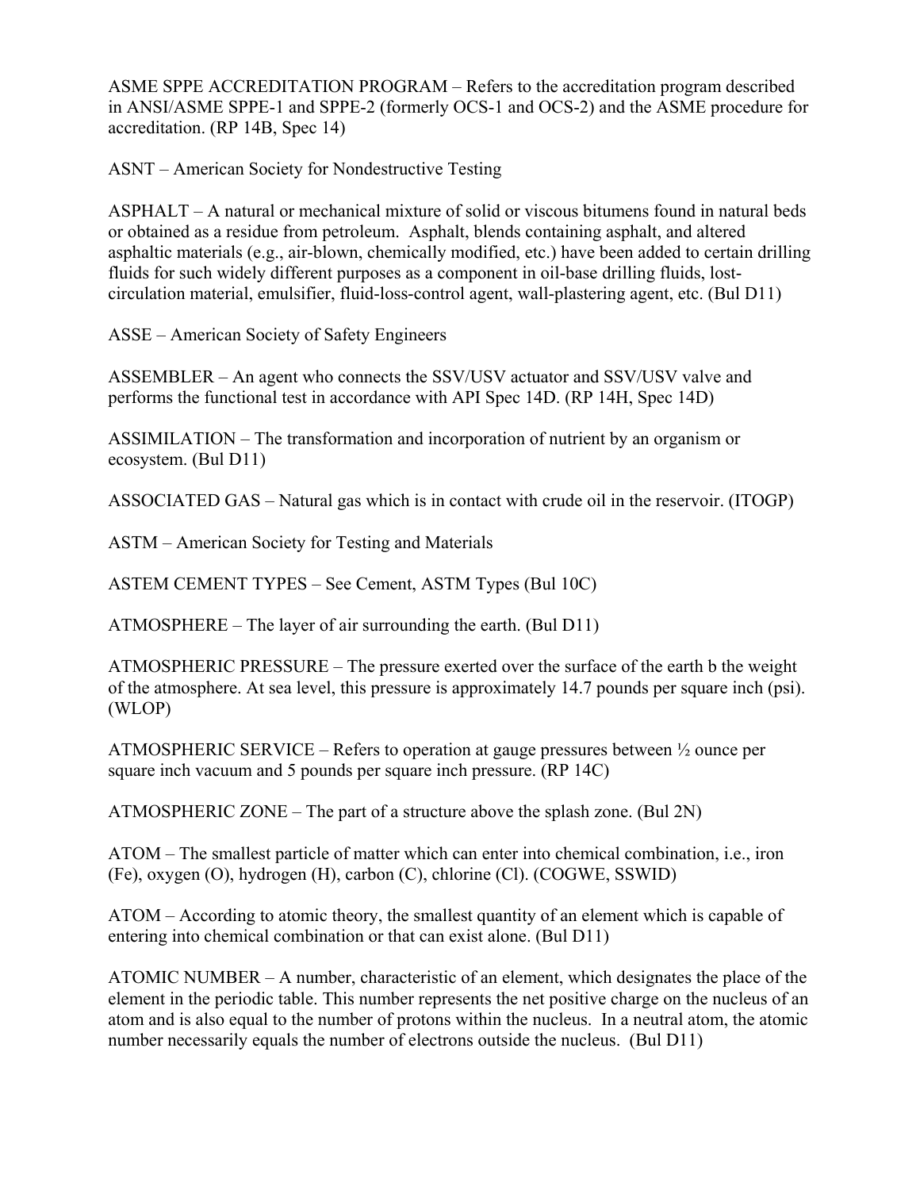ASME SPPE ACCREDITATION PROGRAM – Refers to the accreditation program described in ANSI/ASME SPPE-1 and SPPE-2 (formerly OCS-1 and OCS-2) and the ASME procedure for accreditation. (RP 14B, Spec 14)

ASNT – American Society for Nondestructive Testing

ASPHALT – A natural or mechanical mixture of solid or viscous bitumens found in natural beds or obtained as a residue from petroleum. Asphalt, blends containing asphalt, and altered asphaltic materials (e.g., air-blown, chemically modified, etc.) have been added to certain drilling fluids for such widely different purposes as a component in oil-base drilling fluids, lost-circulation material, emulsifier, fluid-loss-control agent, wall-plastering agent, etc. (Bul D11)

ASSE – American Society of Safety Engineers

ASSEMBLER – An agent who connects the SSV/USV actuator and SSV/USV valve and performs the functional test in accordance with API Spec 14D. (RP 14H, Spec 14D)

ASSIMILATION – The transformation and incorporation of nutrient by an organism or ecosystem. (Bul D11)

ASSOCIATED GAS – Natural gas which is in contact with crude oil in the reservoir. (ITOGP)

ASTM – American Society for Testing and Materials

ASTEM CEMENT TYPES – See Cement, ASTM Types (Bul 10C)

ATMOSPHERE – The layer of air surrounding the earth. (Bul D11)

ATMOSPHERIC PRESSURE – The pressure exerted over the surface of the earth b the weight of the atmosphere. At sea level, this pressure is approximately 14.7 pounds per square inch (psi). (WLOP)

ATMOSPHERIC SERVICE – Refers to operation at gauge pressures between ½ ounce per square inch vacuum and 5 pounds per square inch pressure. (RP 14C)

ATMOSPHERIC ZONE – The part of a structure above the splash zone. (Bul 2N)

ATOM – The smallest particle of matter which can enter into chemical combination, i.e., iron (Fe), oxygen (O), hydrogen (H), carbon (C), chlorine (Cl). (COGWE, SSWID)

ATOM – According to atomic theory, the smallest quantity of an element which is capable of entering into chemical combination or that can exist alone. (Bul D11)

ATOMIC NUMBER – A number, characteristic of an element, which designates the place of the element in the periodic table. This number represents the net positive charge on the nucleus of an atom and is also equal to the number of protons within the nucleus. In a neutral atom, the atomic number necessarily equals the number of electrons outside the nucleus. (Bul D11)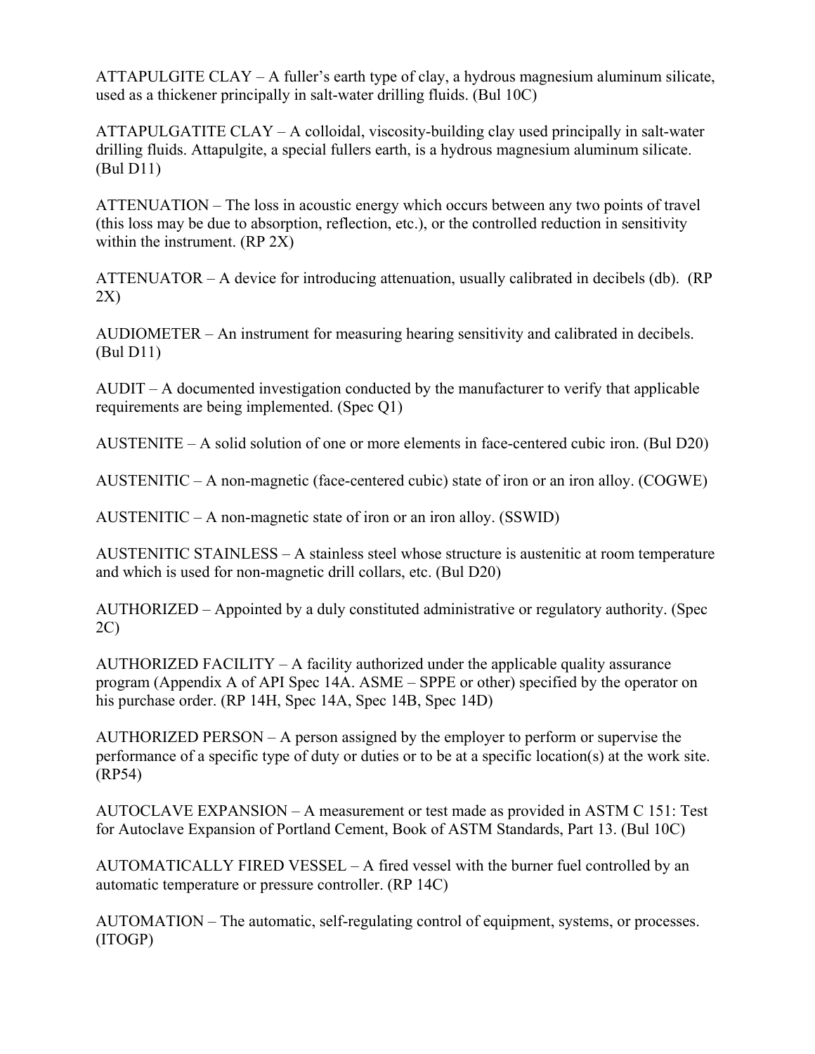ATTAPULGITE CLAY – A fuller's earth type of clay, a hydrous magnesium aluminum silicate, used as a thickener principally in salt-water drilling fluids. (Bul 10C)

ATTAPULGATITE CLAY – A colloidal, viscosity-building clay used principally in salt-water drilling fluids. Attapulgite, a special fullers earth, is a hydrous magnesium aluminum silicate. (Bul D11)

ATTENUATION – The loss in acoustic energy which occurs between any two points of travel (this loss may be due to absorption, reflection, etc.), or the controlled reduction in sensitivity within the instrument. (RP 2X)

ATTENUATOR – A device for introducing attenuation, usually calibrated in decibels (db). (RP 2X)

AUDIOMETER – An instrument for measuring hearing sensitivity and calibrated in decibels. (Bul D11)

AUDIT – A documented investigation conducted by the manufacturer to verify that applicable requirements are being implemented. (Spec Q1)

AUSTENITE – A solid solution of one or more elements in face-centered cubic iron. (Bul D20)

AUSTENITIC – A non-magnetic (face-centered cubic) state of iron or an iron alloy. (COGWE)

AUSTENITIC – A non-magnetic state of iron or an iron alloy. (SSWID)

AUSTENITIC STAINLESS – A stainless steel whose structure is austenitic at room temperature and which is used for non-magnetic drill collars, etc. (Bul D20)

AUTHORIZED – Appointed by a duly constituted administrative or regulatory authority. (Spec 2C)

AUTHORIZED FACILITY – A facility authorized under the applicable quality assurance program (Appendix A of API Spec 14A. ASME – SPPE or other) specified by the operator on his purchase order. (RP 14H, Spec 14A, Spec 14B, Spec 14D)

AUTHORIZED PERSON – A person assigned by the employer to perform or supervise the performance of a specific type of duty or duties or to be at a specific location(s) at the work site. (RP54)

AUTOCLAVE EXPANSION – A measurement or test made as provided in ASTM C 151: Test for Autoclave Expansion of Portland Cement, Book of ASTM Standards, Part 13. (Bul 10C)

AUTOMATICALLY FIRED VESSEL – A fired vessel with the burner fuel controlled by an automatic temperature or pressure controller. (RP 14C)

AUTOMATION – The automatic, self-regulating control of equipment, systems, or processes. (ITOGP)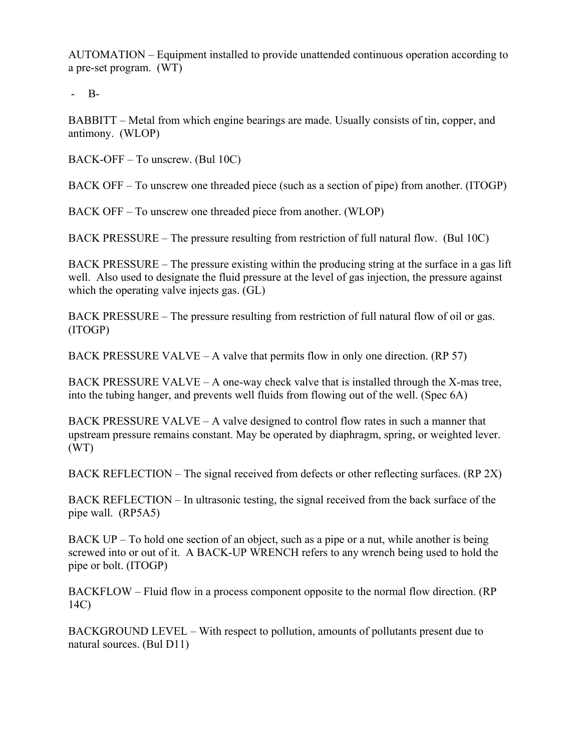AUTOMATION – Equipment installed to provide unattended continuous operation according to a pre-set program. (WT)

- B-

BABBITT – Metal from which engine bearings are made. Usually consists of tin, copper, and antimony. (WLOP)

BACK-OFF – To unscrew. (Bul 10C)

BACK OFF – To unscrew one threaded piece (such as a section of pipe) from another. (ITOGP)

BACK OFF – To unscrew one threaded piece from another. (WLOP)

BACK PRESSURE – The pressure resulting from restriction of full natural flow. (Bul 10C)

BACK PRESSURE – The pressure existing within the producing string at the surface in a gas lift well. Also used to designate the fluid pressure at the level of gas injection, the pressure against which the operating valve injects gas. (GL)

BACK PRESSURE – The pressure resulting from restriction of full natural flow of oil or gas. (ITOGP)

BACK PRESSURE VALVE – A valve that permits flow in only one direction. (RP 57)

BACK PRESSURE VALVE – A one-way check valve that is installed through the X-mas tree, into the tubing hanger, and prevents well fluids from flowing out of the well. (Spec 6A)

BACK PRESSURE VALVE – A valve designed to control flow rates in such a manner that upstream pressure remains constant. May be operated by diaphragm, spring, or weighted lever. (WT)

BACK REFLECTION – The signal received from defects or other reflecting surfaces. (RP 2X)

BACK REFLECTION – In ultrasonic testing, the signal received from the back surface of the pipe wall. (RP5A5)

BACK UP – To hold one section of an object, such as a pipe or a nut, while another is being screwed into or out of it. A BACK-UP WRENCH refers to any wrench being used to hold the pipe or bolt. (ITOGP)

BACKFLOW – Fluid flow in a process component opposite to the normal flow direction. (RP 14C)

BACKGROUND LEVEL – With respect to pollution, amounts of pollutants present due to natural sources. (Bul D11)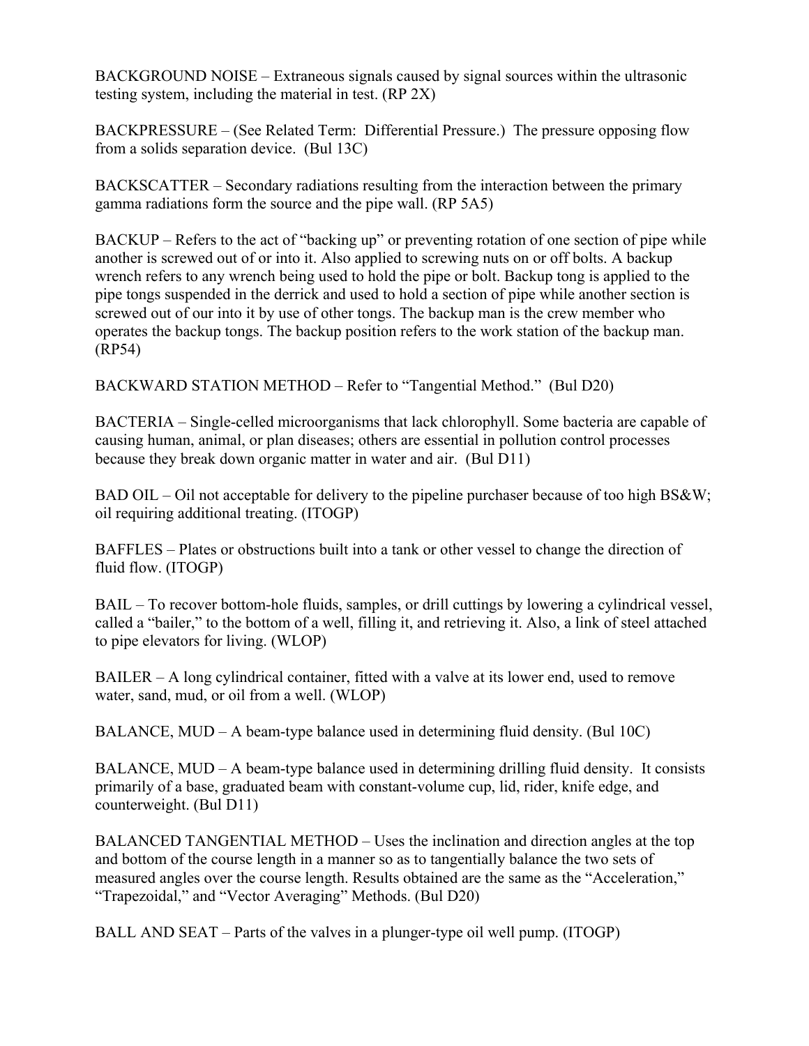BACKGROUND NOISE – Extraneous signals caused by signal sources within the ultrasonic testing system, including the material in test. (RP 2X)

BACKPRESSURE – (See Related Term: Differential Pressure.) The pressure opposing flow from a solids separation device. (Bul 13C)

BACKSCATTER – Secondary radiations resulting from the interaction between the primary gamma radiations form the source and the pipe wall. (RP 5A5)

BACKUP – Refers to the act of "backing up" or preventing rotation of one section of pipe while another is screwed out of or into it. Also applied to screwing nuts on or off bolts. A backup wrench refers to any wrench being used to hold the pipe or bolt. Backup tong is applied to the pipe tongs suspended in the derrick and used to hold a section of pipe while another section is screwed out of our into it by use of other tongs. The backup man is the crew member who operates the backup tongs. The backup position refers to the work station of the backup man. (RP54)

BACKWARD STATION METHOD – Refer to "Tangential Method." (Bul D20)

BACTERIA – Single-celled microorganisms that lack chlorophyll. Some bacteria are capable of causing human, animal, or plan diseases; others are essential in pollution control processes because they break down organic matter in water and air. (Bul D11)

BAD OIL – Oil not acceptable for delivery to the pipeline purchaser because of too high BS&W; oil requiring additional treating. (ITOGP)

BAFFLES – Plates or obstructions built into a tank or other vessel to change the direction of fluid flow. (ITOGP)

BAIL – To recover bottom-hole fluids, samples, or drill cuttings by lowering a cylindrical vessel, called a "bailer," to the bottom of a well, filling it, and retrieving it. Also, a link of steel attached to pipe elevators for living. (WLOP)

BAILER – A long cylindrical container, fitted with a valve at its lower end, used to remove water, sand, mud, or oil from a well. (WLOP)

BALANCE, MUD – A beam-type balance used in determining fluid density. (Bul 10C)

BALANCE, MUD – A beam-type balance used in determining drilling fluid density. It consists primarily of a base, graduated beam with constant-volume cup, lid, rider, knife edge, and counterweight. (Bul D11)

BALANCED TANGENTIAL METHOD – Uses the inclination and direction angles at the top and bottom of the course length in a manner so as to tangentially balance the two sets of measured angles over the course length. Results obtained are the same as the "Acceleration," "Trapezoidal," and "Vector Averaging" Methods. (Bul D20)

BALL AND SEAT – Parts of the valves in a plunger-type oil well pump. (ITOGP)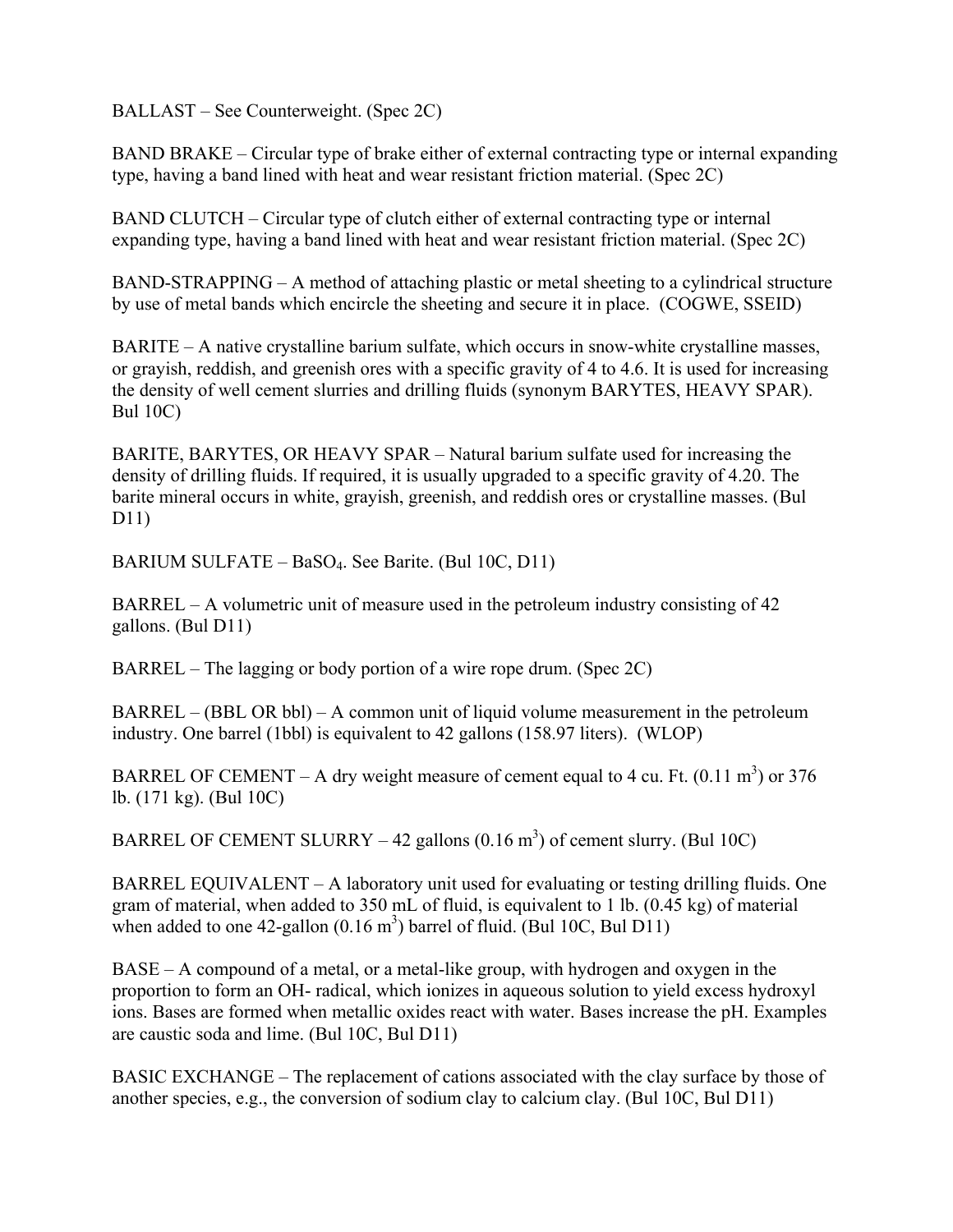BALLAST – See Counterweight. (Spec 2C)

BAND BRAKE – Circular type of brake either of external contracting type or internal expanding type, having a band lined with heat and wear resistant friction material. (Spec 2C)

BAND CLUTCH – Circular type of clutch either of external contracting type or internal expanding type, having a band lined with heat and wear resistant friction material. (Spec 2C)

BAND-STRAPPING – A method of attaching plastic or metal sheeting to a cylindrical structure by use of metal bands which encircle the sheeting and secure it in place. (COGWE, SSEID)

BARITE – A native crystalline barium sulfate, which occurs in snow-white crystalline masses, or grayish, reddish, and greenish ores with a specific gravity of 4 to 4.6. It is used for increasing the density of well cement slurries and drilling fluids (synonym BARYTES, HEAVY SPAR). Bul 10C)

BARITE, BARYTES, OR HEAVY SPAR – Natural barium sulfate used for increasing the density of drilling fluids. If required, it is usually upgraded to a specific gravity of 4.20. The barite mineral occurs in white, grayish, greenish, and reddish ores or crystalline masses. (Bul D11)

BARIUM SULFATE – $BaSO_4$. See Barite. (Bul 10C, D11)

BARREL – A volumetric unit of measure used in the petroleum industry consisting of 42 gallons. (Bul D11)

BARREL – The lagging or body portion of a wire rope drum. (Spec 2C)

BARREL – (BBL OR bbl) – A common unit of liquid volume measurement in the petroleum industry. One barrel (1bbl) is equivalent to 42 gallons (158.97 liters). (WLOP)

BARREL OF CEMENT – A dry weight measure of cement equal to 4 cu. Ft. (0.11 $m^3$) or 376 lb. (171 kg). (Bul 10C)

BARREL OF CEMENT SLURRY – 42 gallons (0.16 $m^3$) of cement slurry. (Bul 10C)

BARREL EQUIVALENT – A laboratory unit used for evaluating or testing drilling fluids. One gram of material, when added to 350 mL of fluid, is equivalent to 1 lb. (0.45 kg) of material when added to one 42-gallon (0.16 $m^3$) barrel of fluid. (Bul 10C, Bul D11)

BASE – A compound of a metal, or a metal-like group, with hydrogen and oxygen in the proportion to form an OH- radical, which ionizes in aqueous solution to yield excess hydroxyl ions. Bases are formed when metallic oxides react with water. Bases increase the pH. Examples are caustic soda and lime. (Bul 10C, Bul D11)

BASIC EXCHANGE – The replacement of cations associated with the clay surface by those of another species, e.g., the conversion of sodium clay to calcium clay. (Bul 10C, Bul D11)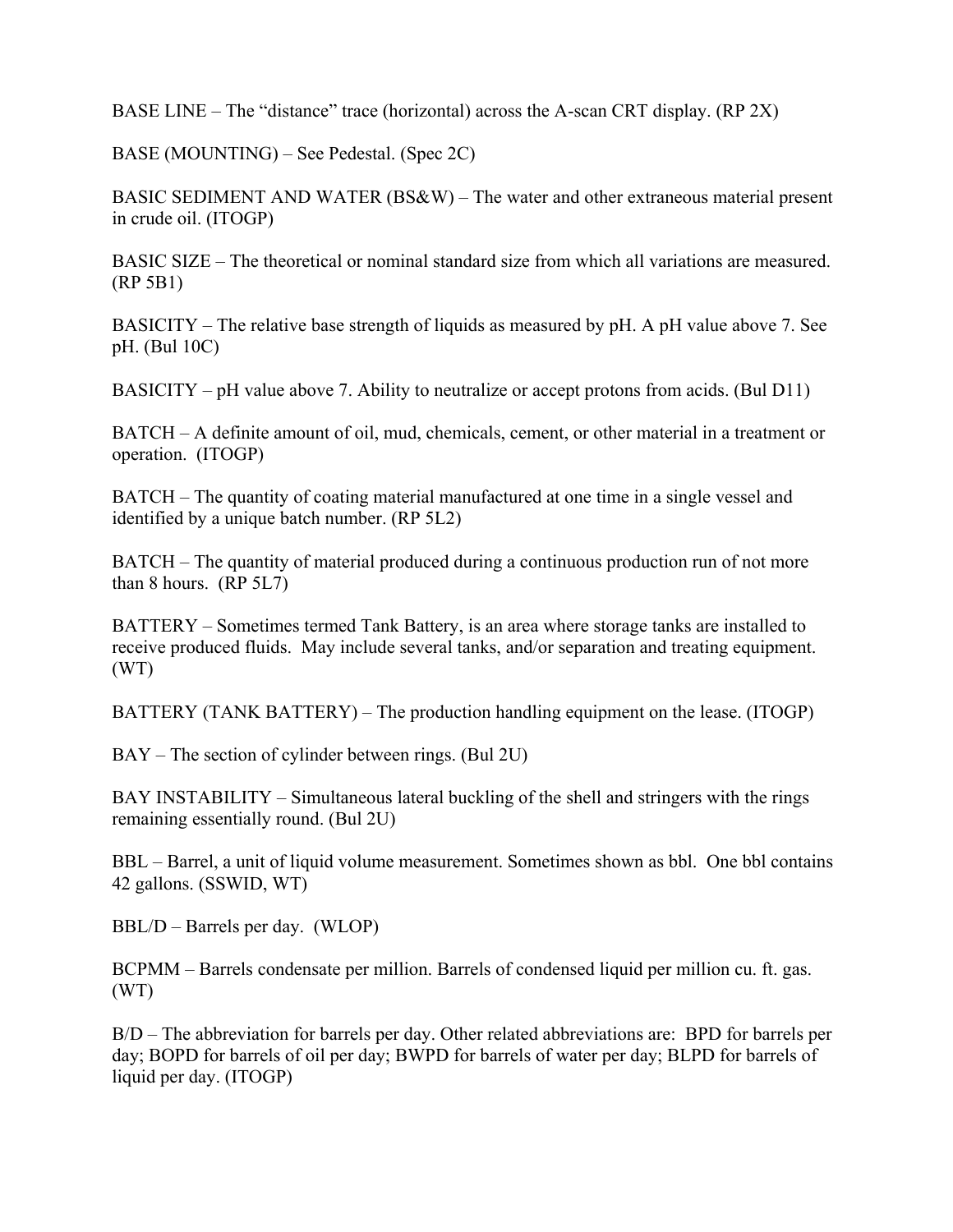BASE LINE – The "distance" trace (horizontal) across the A-scan CRT display. (RP 2X)

BASE (MOUNTING) – See Pedestal. (Spec 2C)

BASIC SEDIMENT AND WATER (BS&W) – The water and other extraneous material present in crude oil. (ITOGP)

BASIC SIZE – The theoretical or nominal standard size from which all variations are measured. (RP 5B1)

BASICITY – The relative base strength of liquids as measured by pH. A pH value above 7. See pH. (Bul 10C)

BASICITY – pH value above 7. Ability to neutralize or accept protons from acids. (Bul D11)

BATCH – A definite amount of oil, mud, chemicals, cement, or other material in a treatment or operation. (ITOGP)

BATCH – The quantity of coating material manufactured at one time in a single vessel and identified by a unique batch number. (RP 5L2)

BATCH – The quantity of material produced during a continuous production run of not more than 8 hours. (RP 5L7)

BATTERY – Sometimes termed Tank Battery, is an area where storage tanks are installed to receive produced fluids. May include several tanks, and/or separation and treating equipment. (WT)

BATTERY (TANK BATTERY) – The production handling equipment on the lease. (ITOGP)

BAY – The section of cylinder between rings. (Bul 2U)

BAY INSTABILITY – Simultaneous lateral buckling of the shell and stringers with the rings remaining essentially round. (Bul 2U)

BBL – Barrel, a unit of liquid volume measurement. Sometimes shown as bbl. One bbl contains 42 gallons. (SSWID, WT)

BBL/D – Barrels per day. (WLOP)

BCPMM – Barrels condensate per million. Barrels of condensed liquid per million cu. ft. gas. (WT)

B/D – The abbreviation for barrels per day. Other related abbreviations are: BPD for barrels per day; BOPD for barrels of oil per day; BWPD for barrels of water per day; BLPD for barrels of liquid per day. (ITOGP)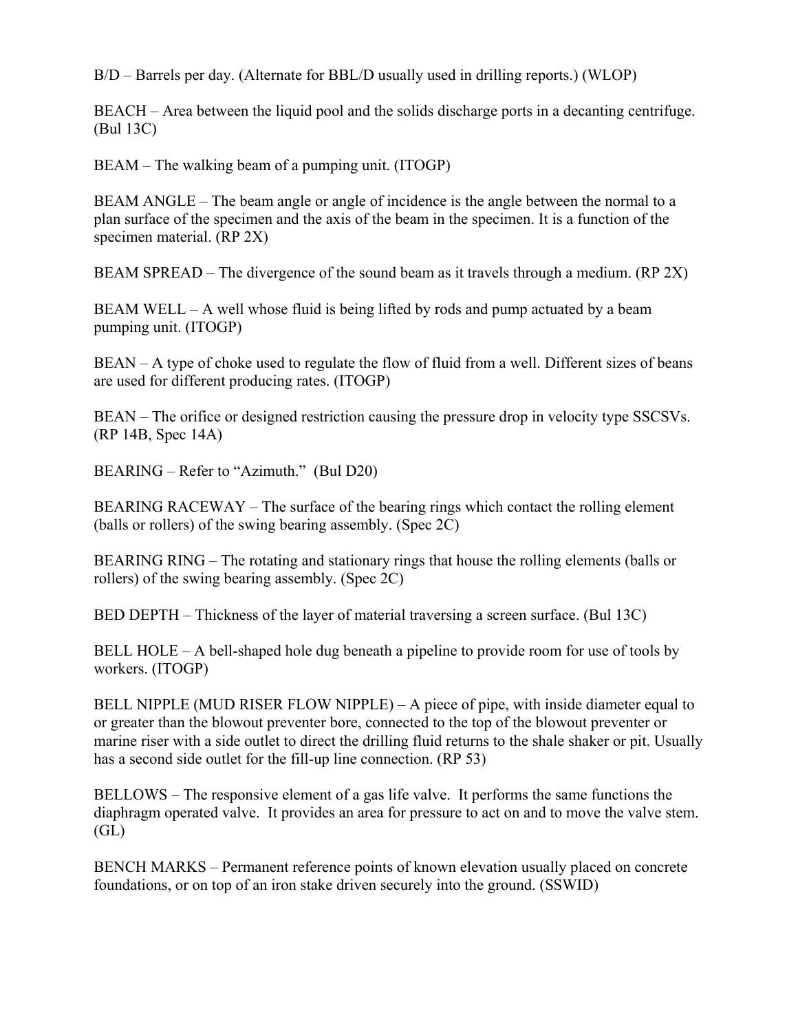B/D – Barrels per day. (Alternate for BBL/D usually used in drilling reports.) (WLOP)

BEACH – Area between the liquid pool and the solids discharge ports in a decanting centrifuge. (Bul 13C)

BEAM – The walking beam of a pumping unit. (ITOGP)

BEAM ANGLE – The beam angle or angle of incidence is the angle between the normal to a plan surface of the specimen and the axis of the beam in the specimen. It is a function of the specimen material. (RP 2X)

BEAM SPREAD – The divergence of the sound beam as it travels through a medium. (RP 2X)

BEAM WELL – A well whose fluid is being lifted by rods and pump actuated by a beam pumping unit. (ITOGP)

BEAN – A type of choke used to regulate the flow of fluid from a well. Different sizes of beans are used for different producing rates. (ITOGP)

BEAN – The orifice or designed restriction causing the pressure drop in velocity type SSCSVs. (RP 14B, Spec 14A)

BEARING – Refer to “Azimuth.” (Bul D20)

BEARING RACEWAY – The surface of the bearing rings which contact the rolling element (balls or rollers) of the swing bearing assembly. (Spec 2C)

BEARING RING – The rotating and stationary rings that house the rolling elements (balls or rollers) of the swing bearing assembly. (Spec 2C)

BED DEPTH – Thickness of the layer of material traversing a screen surface. (Bul 13C)

BELL HOLE – A bell-shaped hole dug beneath a pipeline to provide room for use of tools by workers. (ITOGP)

BELL NIPPLE (MUD RISER FLOW NIPPLE) – A piece of pipe, with inside diameter equal to or greater than the blowout preventer bore, connected to the top of the blowout preventer or marine riser with a side outlet to direct the drilling fluid returns to the shale shaker or pit. Usually has a second side outlet for the fill-up line connection. (RP 53)

BELLOWS – The responsive element of a gas life valve. It performs the same functions the diaphragm operated valve. It provides an area for pressure to act on and to move the valve stem. (GL)

BENCH MARKS – Permanent reference points of known elevation usually placed on concrete foundations, or on top of an iron stake driven securely into the ground. (SSWID)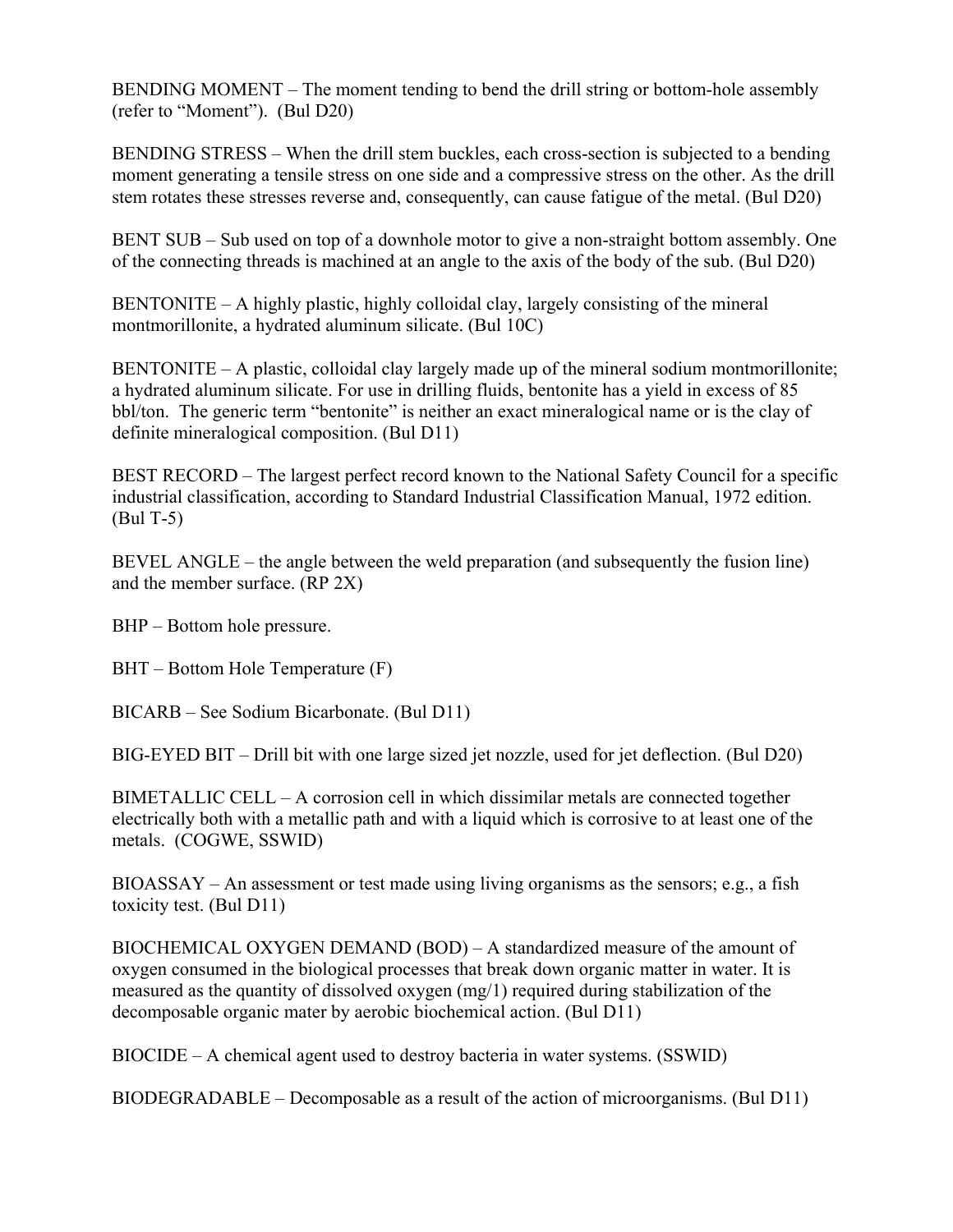BENDING MOMENT – The moment tending to bend the drill string or bottom-hole assembly (refer to "Moment"). (Bul D20)

BENDING STRESS – When the drill stem buckles, each cross-section is subjected to a bending moment generating a tensile stress on one side and a compressive stress on the other. As the drill stem rotates these stresses reverse and, consequently, can cause fatigue of the metal. (Bul D20)

BENT SUB – Sub used on top of a downhole motor to give a non-straight bottom assembly. One of the connecting threads is machined at an angle to the axis of the body of the sub. (Bul D20)

BENTONITE – A highly plastic, highly colloidal clay, largely consisting of the mineral montmorillonite, a hydrated aluminum silicate. (Bul 10C)

BENTONITE – A plastic, colloidal clay largely made up of the mineral sodium montmorillonite; a hydrated aluminum silicate. For use in drilling fluids, bentonite has a yield in excess of 85 bbl/ton. The generic term "bentonite" is neither an exact mineralogical name or is the clay of definite mineralogical composition. (Bul D11)

BEST RECORD – The largest perfect record known to the National Safety Council for a specific industrial classification, according to Standard Industrial Classification Manual, 1972 edition. (Bul T-5)

BEVEL ANGLE – the angle between the weld preparation (and subsequently the fusion line) and the member surface. (RP 2X)

BHP – Bottom hole pressure.

BHT – Bottom Hole Temperature (F)

BICARB – See Sodium Bicarbonate. (Bul D11)

BIG-EYED BIT – Drill bit with one large sized jet nozzle, used for jet deflection. (Bul D20)

BIMETALLIC CELL – A corrosion cell in which dissimilar metals are connected together electrically both with a metallic path and with a liquid which is corrosive to at least one of the metals. (COGWE, SSWID)

BIOASSAY – An assessment or test made using living organisms as the sensors; e.g., a fish toxicity test. (Bul D11)

BIOCHEMICAL OXYGEN DEMAND (BOD) – A standardized measure of the amount of oxygen consumed in the biological processes that break down organic matter in water. It is measured as the quantity of dissolved oxygen (mg/1) required during stabilization of the decomposable organic mater by aerobic biochemical action. (Bul D11)

BIOCIDE – A chemical agent used to destroy bacteria in water systems. (SSWID)

BIODEGRADABLE – Decomposable as a result of the action of microorganisms. (Bul D11)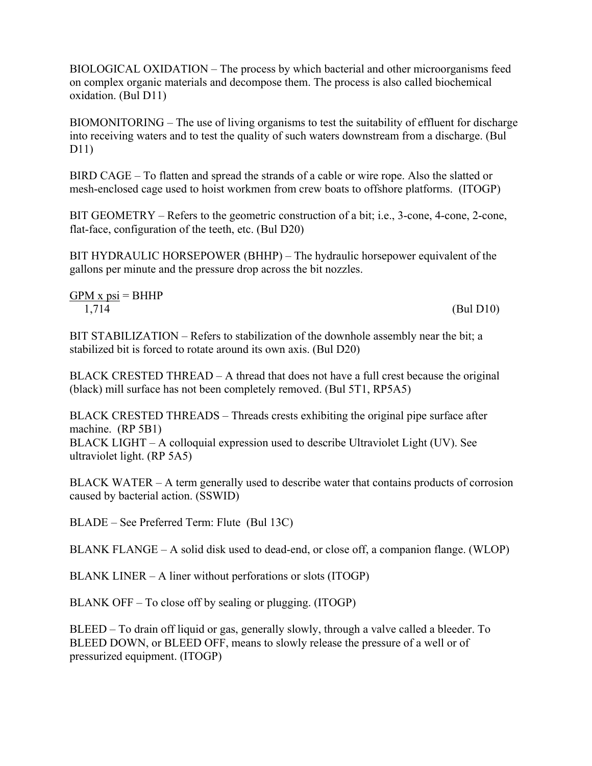BIOLOGICAL OXIDATION – The process by which bacterial and other microorganisms feed on complex organic materials and decompose them. The process is also called biochemical oxidation. (Bul D11)

BIOMONITORING – The use of living organisms to test the suitability of effluent for discharge into receiving waters and to test the quality of such waters downstream from a discharge. (Bul D11)

BIRD CAGE – To flatten and spread the strands of a cable or wire rope. Also the slatted or mesh-enclosed cage used to hoist workmen from crew boats to offshore platforms. (ITOGP)

BIT GEOMETRY – Refers to the geometric construction of a bit; i.e., 3-cone, 4-cone, 2-cone, flat-face, configuration of the teeth, etc. (Bul D20)

BIT HYDRAULIC HORSEPOWER (BHHP) – The hydraulic horsepower equivalent of the gallons per minute and the pressure drop across the bit nozzles.

$$\frac{GPM \times psi}{1,714} = BHHP$$

(Bul D10)

BIT STABILIZATION – Refers to stabilization of the downhole assembly near the bit; a stabilized bit is forced to rotate around its own axis. (Bul D20)

BLACK CRESTED THREAD – A thread that does not have a full crest because the original (black) mill surface has not been completely removed. (Bul 5T1, RP5A5)

BLACK CRESTED THREADS – Threads crests exhibiting the original pipe surface after machine. (RP 5B1)

BLACK LIGHT – A colloquial expression used to describe Ultraviolet Light (UV). See ultraviolet light. (RP 5A5)

BLACK WATER – A term generally used to describe water that contains products of corrosion caused by bacterial action. (SSWID)

BLADE – See Preferred Term: Flute (Bul 13C)

BLANK FLANGE – A solid disk used to dead-end, or close off, a companion flange. (WLOP)

BLANK LINER – A liner without perforations or slots (ITOGP)

BLANK OFF – To close off by sealing or plugging. (ITOGP)

BLEED – To drain off liquid or gas, generally slowly, through a valve called a bleeder. To BLEED DOWN, or BLEED OFF, means to slowly release the pressure of a well or of pressurized equipment. (ITOGP)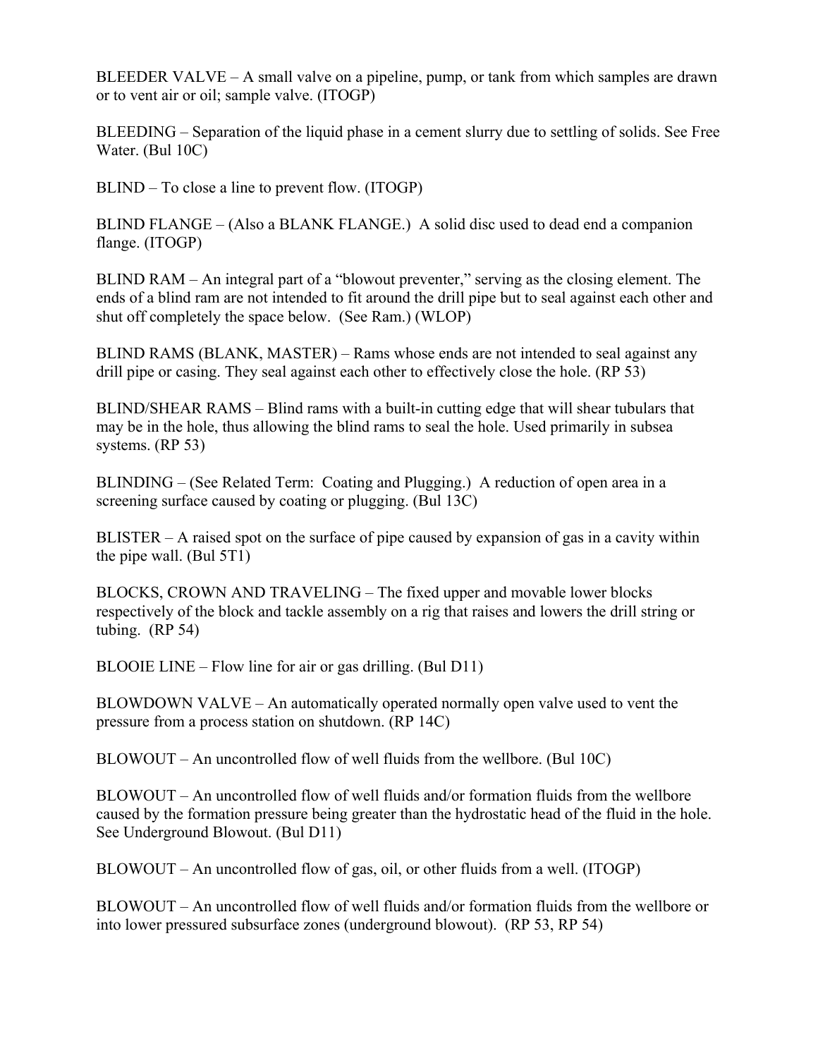BLEEDER VALVE – A small valve on a pipeline, pump, or tank from which samples are drawn or to vent air or oil; sample valve. (ITOGP)

BLEEDING – Separation of the liquid phase in a cement slurry due to settling of solids. See Free Water. (Bul 10C)

BLIND – To close a line to prevent flow. (ITOGP)

BLIND FLANGE – (Also a BLANK FLANGE.) A solid disc used to dead end a companion flange. (ITOGP)

BLIND RAM – An integral part of a “blowout preventer,” serving as the closing element. The ends of a blind ram are not intended to fit around the drill pipe but to seal against each other and shut off completely the space below. (See Ram.) (WLOP)

BLIND RAMS (BLANK, MASTER) – Rams whose ends are not intended to seal against any drill pipe or casing. They seal against each other to effectively close the hole. (RP 53)

BLIND/SHEAR RAMS – Blind rams with a built-in cutting edge that will shear tubulars that may be in the hole, thus allowing the blind rams to seal the hole. Used primarily in subsea systems. (RP 53)

BLINDING – (See Related Term: Coating and Plugging.) A reduction of open area in a screening surface caused by coating or plugging. (Bul 13C)

BLISTER – A raised spot on the surface of pipe caused by expansion of gas in a cavity within the pipe wall. (Bul 5T1)

BLOCKS, CROWN AND TRAVELING – The fixed upper and movable lower blocks respectively of the block and tackle assembly on a rig that raises and lowers the drill string or tubing. (RP 54)

BLOOIE LINE – Flow line for air or gas drilling. (Bul D11)

BLOWDOWN VALVE – An automatically operated normally open valve used to vent the pressure from a process station on shutdown. (RP 14C)

BLOWOUT – An uncontrolled flow of well fluids from the wellbore. (Bul 10C)

BLOWOUT – An uncontrolled flow of well fluids and/or formation fluids from the wellbore caused by the formation pressure being greater than the hydrostatic head of the fluid in the hole. See Underground Blowout. (Bul D11)

BLOWOUT – An uncontrolled flow of gas, oil, or other fluids from a well. (ITOGP)

BLOWOUT – An uncontrolled flow of well fluids and/or formation fluids from the wellbore or into lower pressured subsurface zones (underground blowout). (RP 53, RP 54)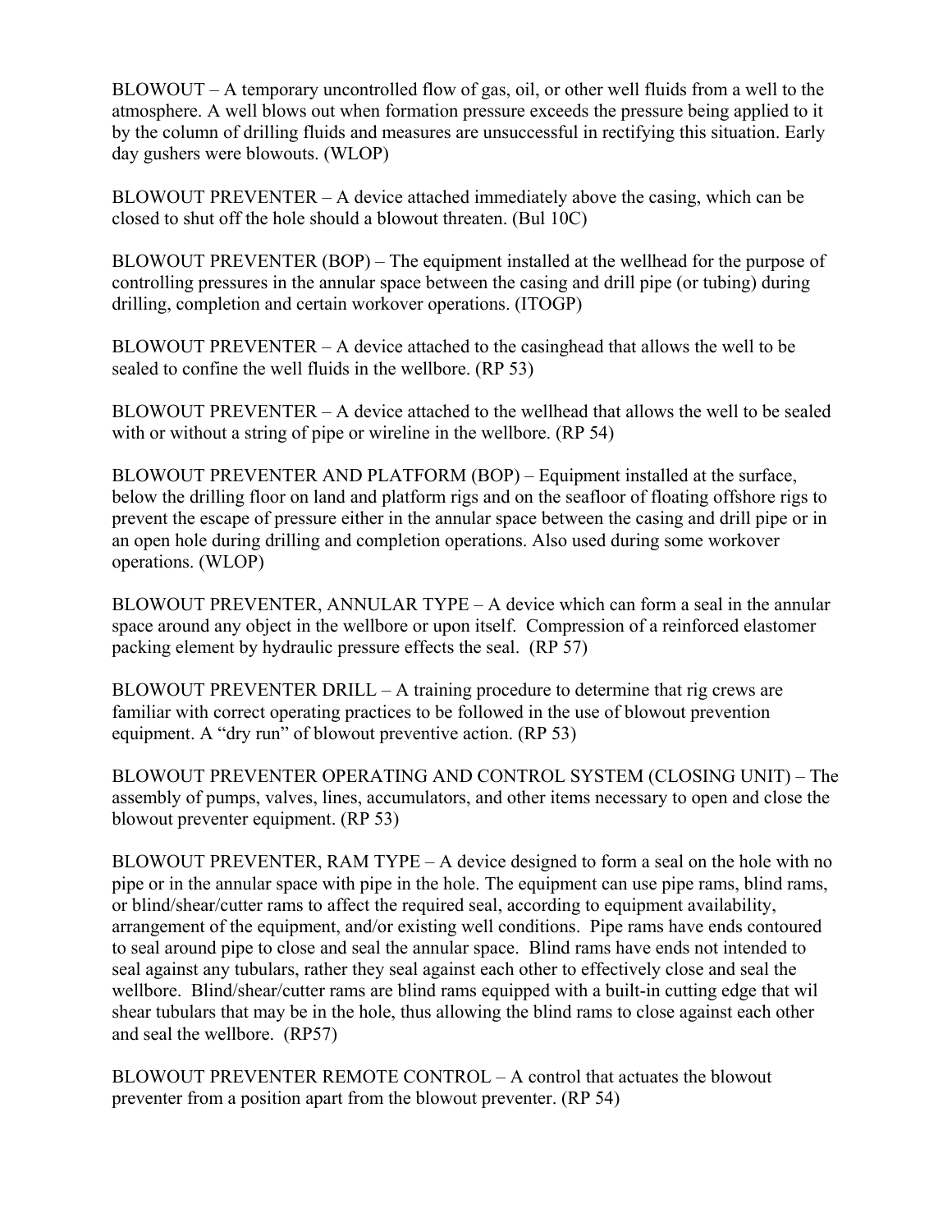BLOWOUT – A temporary uncontrolled flow of gas, oil, or other well fluids from a well to the atmosphere. A well blows out when formation pressure exceeds the pressure being applied to it by the column of drilling fluids and measures are unsuccessful in rectifying this situation. Early day gushers were blowouts. (WLOP)

BLOWOUT PREVENTER – A device attached immediately above the casing, which can be closed to shut off the hole should a blowout threaten. (Bul 10C)

BLOWOUT PREVENTER (BOP) – The equipment installed at the wellhead for the purpose of controlling pressures in the annular space between the casing and drill pipe (or tubing) during drilling, completion and certain workover operations. (ITOGP)

BLOWOUT PREVENTER – A device attached to the casinghead that allows the well to be sealed to confine the well fluids in the wellbore. (RP 53)

BLOWOUT PREVENTER – A device attached to the wellhead that allows the well to be sealed with or without a string of pipe or wireline in the wellbore. (RP 54)

BLOWOUT PREVENTER AND PLATFORM (BOP) – Equipment installed at the surface, below the drilling floor on land and platform rigs and on the seafloor of floating offshore rigs to prevent the escape of pressure either in the annular space between the casing and drill pipe or in an open hole during drilling and completion operations. Also used during some workover operations. (WLOP)

BLOWOUT PREVENTER, ANNULAR TYPE – A device which can form a seal in the annular space around any object in the wellbore or upon itself. Compression of a reinforced elastomer packing element by hydraulic pressure effects the seal. (RP 57)

BLOWOUT PREVENTER DRILL – A training procedure to determine that rig crews are familiar with correct operating practices to be followed in the use of blowout prevention equipment. A "dry run" of blowout preventive action. (RP 53)

BLOWOUT PREVENTER OPERATING AND CONTROL SYSTEM (CLOSING UNIT) – The assembly of pumps, valves, lines, accumulators, and other items necessary to open and close the blowout preventer equipment. (RP 53)

BLOWOUT PREVENTER, RAM TYPE – A device designed to form a seal on the hole with no pipe or in the annular space with pipe in the hole. The equipment can use pipe rams, blind rams, or blind/shear/cutter rams to affect the required seal, according to equipment availability, arrangement of the equipment, and/or existing well conditions. Pipe rams have ends contoured to seal around pipe to close and seal the annular space. Blind rams have ends not intended to seal against any tubulars, rather they seal against each other to effectively close and seal the wellbore. Blind/shear/cutter rams are blind rams equipped with a built-in cutting edge that wil shear tubulars that may be in the hole, thus allowing the blind rams to close against each other and seal the wellbore. (RP57)

BLOWOUT PREVENTER REMOTE CONTROL – A control that actuates the blowout preventer from a position apart from the blowout preventer. (RP 54)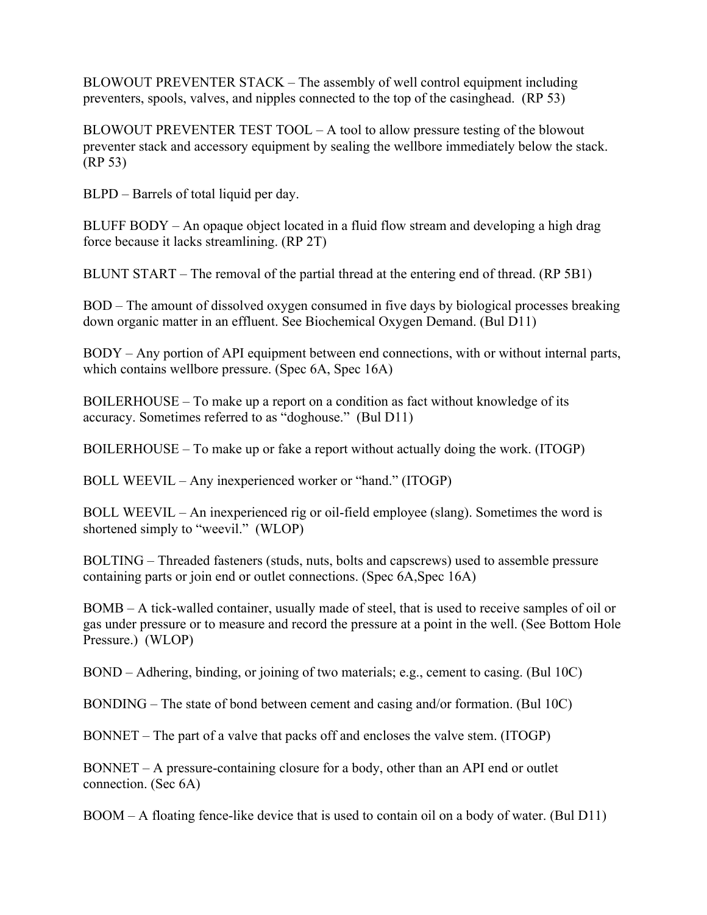BLOWOUT PREVENTER STACK – The assembly of well control equipment including preventers, spools, valves, and nipples connected to the top of the casinghead. (RP 53)

BLOWOUT PREVENTER TEST TOOL – A tool to allow pressure testing of the blowout preventer stack and accessory equipment by sealing the wellbore immediately below the stack. (RP 53)

BLPD – Barrels of total liquid per day.

BLUFF BODY – An opaque object located in a fluid flow stream and developing a high drag force because it lacks streamlining. (RP 2T)

BLUNT START – The removal of the partial thread at the entering end of thread. (RP 5B1)

BOD – The amount of dissolved oxygen consumed in five days by biological processes breaking down organic matter in an effluent. See Biochemical Oxygen Demand. (Bul D11)

BODY – Any portion of API equipment between end connections, with or without internal parts, which contains wellbore pressure. (Spec 6A, Spec 16A)

BOILERHOUSE – To make up a report on a condition as fact without knowledge of its accuracy. Sometimes referred to as “doghouse.” (Bul D11)

BOILERHOUSE – To make up or fake a report without actually doing the work. (ITOGP)

BOLL WEEVIL – Any inexperienced worker or “hand.” (ITOGP)

BOLL WEEVIL – An inexperienced rig or oil-field employee (slang). Sometimes the word is shortened simply to “weevil.” (WLOP)

BOLTING – Threaded fasteners (studs, nuts, bolts and capscrews) used to assemble pressure containing parts or join end or outlet connections. (Spec 6A,Spec 16A)

BOMB – A tick-walled container, usually made of steel, that is used to receive samples of oil or gas under pressure or to measure and record the pressure at a point in the well. (See Bottom Hole Pressure.) (WLOP)

BOND – Adhering, binding, or joining of two materials; e.g., cement to casing. (Bul 10C)

BONDING – The state of bond between cement and casing and/or formation. (Bul 10C)

BONNET – The part of a valve that packs off and encloses the valve stem. (ITOGP)

BONNET – A pressure-containing closure for a body, other than an API end or outlet connection. (Sec 6A)

BOOM – A floating fence-like device that is used to contain oil on a body of water. (Bul D11)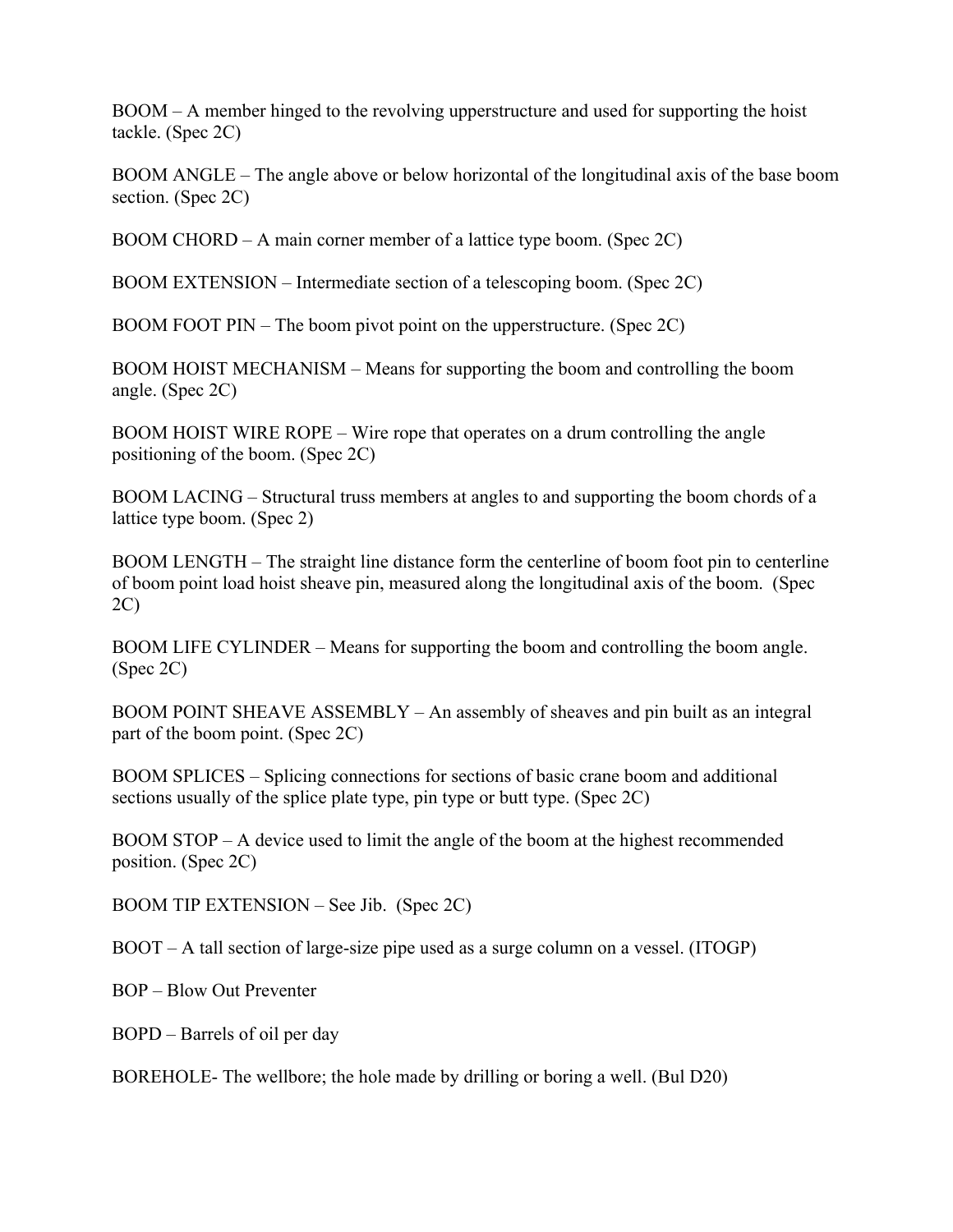BOOM – A member hinged to the revolving upperstructure and used for supporting the hoist tackle. (Spec 2C)

BOOM ANGLE – The angle above or below horizontal of the longitudinal axis of the base boom section. (Spec 2C)

BOOM CHORD – A main corner member of a lattice type boom. (Spec 2C)

BOOM EXTENSION – Intermediate section of a telescoping boom. (Spec 2C)

BOOM FOOT PIN – The boom pivot point on the upperstructure. (Spec 2C)

BOOM HOIST MECHANISM – Means for supporting the boom and controlling the boom angle. (Spec 2C)

BOOM HOIST WIRE ROPE – Wire rope that operates on a drum controlling the angle positioning of the boom. (Spec 2C)

BOOM LACING – Structural truss members at angles to and supporting the boom chords of a lattice type boom. (Spec 2)

BOOM LENGTH – The straight line distance form the centerline of boom foot pin to centerline of boom point load hoist sheave pin, measured along the longitudinal axis of the boom. (Spec 2C)

BOOM LIFE CYLINDER – Means for supporting the boom and controlling the boom angle. (Spec 2C)

BOOM POINT SHEAVE ASSEMBLY – An assembly of sheaves and pin built as an integral part of the boom point. (Spec 2C)

BOOM SPLICES – Splicing connections for sections of basic crane boom and additional sections usually of the splice plate type, pin type or butt type. (Spec 2C)

BOOM STOP – A device used to limit the angle of the boom at the highest recommended position. (Spec 2C)

BOOM TIP EXTENSION – See Jib. (Spec 2C)

BOOT – A tall section of large-size pipe used as a surge column on a vessel. (ITOGP)

BOP – Blow Out Preventer

BOPD – Barrels of oil per day

BOREHOLE- The wellbore; the hole made by drilling or boring a well. (Bul D20)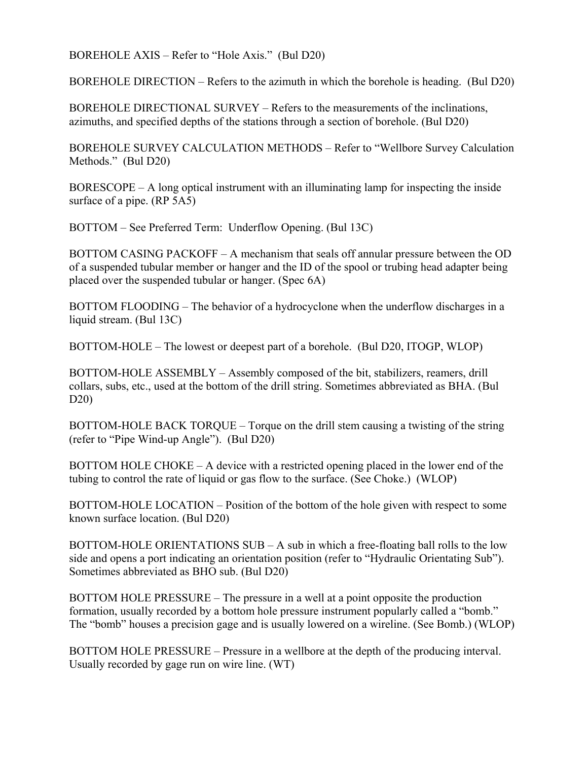BOREHOLE AXIS – Refer to “Hole Axis.” (Bul D20)

BOREHOLE DIRECTION – Refers to the azimuth in which the borehole is heading. (Bul D20)

BOREHOLE DIRECTIONAL SURVEY – Refers to the measurements of the inclinations, azimuths, and specified depths of the stations through a section of borehole. (Bul D20)

BOREHOLE SURVEY CALCULATION METHODS – Refer to “Wellbore Survey Calculation Methods.” (Bul D20)

BORESCOPE – A long optical instrument with an illuminating lamp for inspecting the inside surface of a pipe. (RP 5A5)

BOTTOM – See Preferred Term: Underflow Opening. (Bul 13C)

BOTTOM CASING PACKOFF – A mechanism that seals off annular pressure between the OD of a suspended tubular member or hanger and the ID of the spool or trubing head adapter being placed over the suspended tubular or hanger. (Spec 6A)

BOTTOM FLOODING – The behavior of a hydrocyclone when the underflow discharges in a liquid stream. (Bul 13C)

BOTTOM-HOLE – The lowest or deepest part of a borehole. (Bul D20, ITOGP, WLOP)

BOTTOM-HOLE ASSEMBLY – Assembly composed of the bit, stabilizers, reamers, drill collars, subs, etc., used at the bottom of the drill string. Sometimes abbreviated as BHA. (Bul D20)

BOTTOM-HOLE BACK TORQUE – Torque on the drill stem causing a twisting of the string (refer to “Pipe Wind-up Angle”). (Bul D20)

BOTTOM HOLE CHOKE – A device with a restricted opening placed in the lower end of the tubing to control the rate of liquid or gas flow to the surface. (See Choke.) (WLOP)

BOTTOM-HOLE LOCATION – Position of the bottom of the hole given with respect to some known surface location. (Bul D20)

BOTTOM-HOLE ORIENTATIONS SUB – A sub in which a free-floating ball rolls to the low side and opens a port indicating an orientation position (refer to “Hydraulic Orientating Sub”). Sometimes abbreviated as BHO sub. (Bul D20)

BOTTOM HOLE PRESSURE – The pressure in a well at a point opposite the production formation, usually recorded by a bottom hole pressure instrument popularly called a “bomb.” The “bomb” houses a precision gage and is usually lowered on a wireline. (See Bomb.) (WLOP)

BOTTOM HOLE PRESSURE – Pressure in a wellbore at the depth of the producing interval. Usually recorded by gage run on wire line. (WT)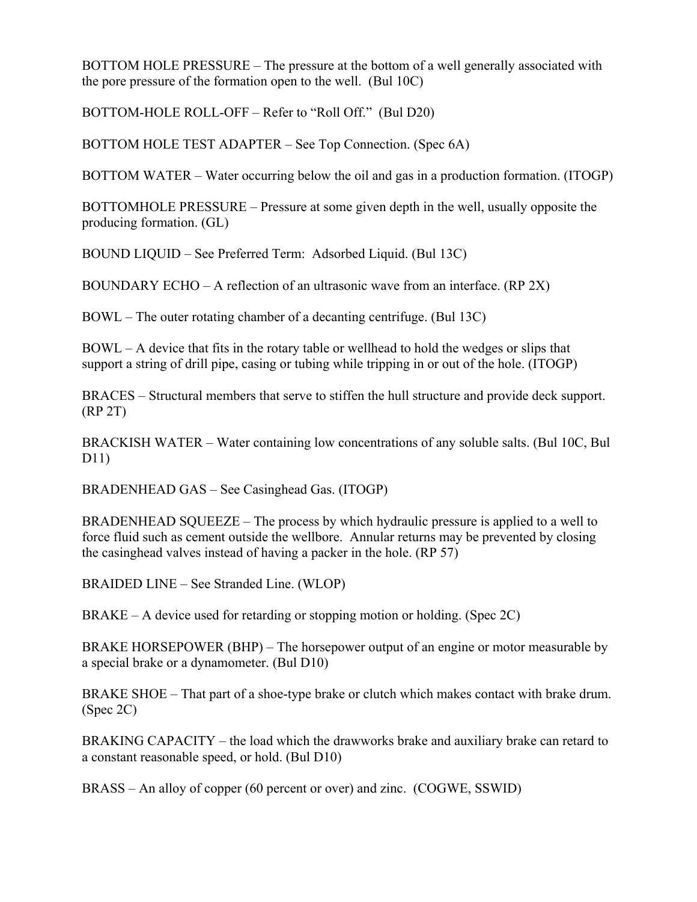BOTTOM HOLE PRESSURE – The pressure at the bottom of a well generally associated with the pore pressure of the formation open to the well. (Bul 10C)

BOTTOM-HOLE ROLL-OFF – Refer to "Roll Off." (Bul D20)

BOTTOM HOLE TEST ADAPTER – See Top Connection. (Spec 6A)

BOTTOM WATER – Water occurring below the oil and gas in a production formation. (ITOGP)

BOTTOMHOLE PRESSURE – Pressure at some given depth in the well, usually opposite the producing formation. (GL)

BOUND LIQUID – See Preferred Term: Adsorbed Liquid. (Bul 13C)

BOUNDARY ECHO – A reflection of an ultrasonic wave from an interface. (RP 2X)

BOWL – The outer rotating chamber of a decanting centrifuge. (Bul 13C)

BOWL – A device that fits in the rotary table or wellhead to hold the wedges or slips that support a string of drill pipe, casing or tubing while tripping in or out of the hole. (ITOGP)

BRACES – Structural members that serve to stiffen the hull structure and provide deck support. (RP 2T)

BRACKISH WATER – Water containing low concentrations of any soluble salts. (Bul 10C, Bul D11)

BRADENHEAD GAS – See Casinghead Gas. (ITOGP)

BRADENHEAD SQUEEZE – The process by which hydraulic pressure is applied to a well to force fluid such as cement outside the wellbore. Annular returns may be prevented by closing the casinghead valves instead of having a packer in the hole. (RP 57)

BRAIDED LINE – See Stranded Line. (WLOP)

BRAKE – A device used for retarding or stopping motion or holding. (Spec 2C)

BRAKE HORSEPOWER (BHP) – The horsepower output of an engine or motor measurable by a special brake or a dynamometer. (Bul D10)

BRAKE SHOE – That part of a shoe-type brake or clutch which makes contact with brake drum. (Spec 2C)

BRAKING CAPACITY – the load which the drawworks brake and auxiliary brake can retard to a constant reasonable speed, or hold. (Bul D10)

BRASS – An alloy of copper (60 percent or over) and zinc. (COGWE, SSWID)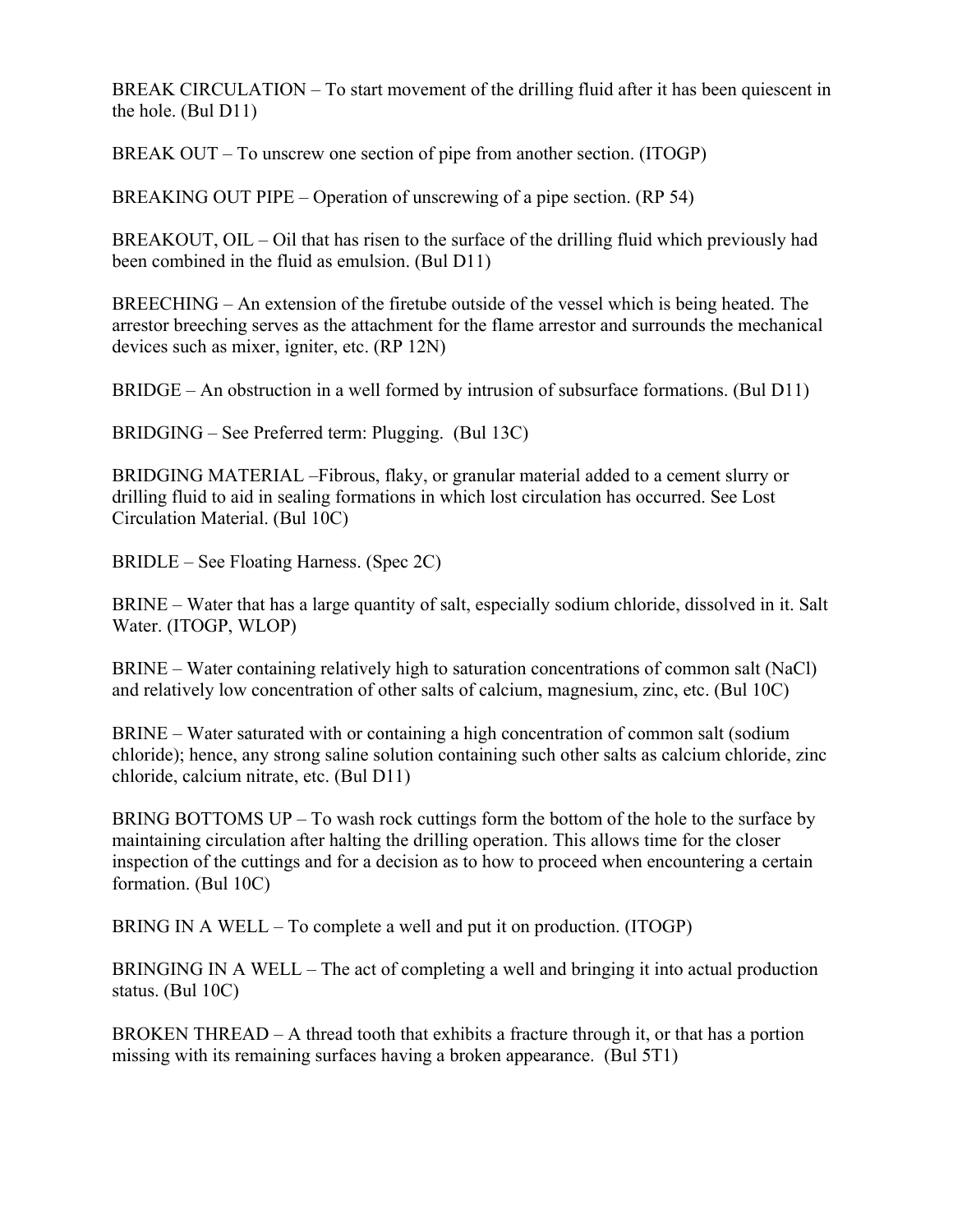BREAK CIRCULATION – To start movement of the drilling fluid after it has been quiescent in the hole. (Bul D11)

BREAK OUT – To unscrew one section of pipe from another section. (ITOGP)

BREAKING OUT PIPE – Operation of unscrewing of a pipe section. (RP 54)

BREAKOUT, OIL – Oil that has risen to the surface of the drilling fluid which previously had been combined in the fluid as emulsion. (Bul D11)

BREECHING – An extension of the firetube outside of the vessel which is being heated. The arrestor breeching serves as the attachment for the flame arrestor and surrounds the mechanical devices such as mixer, igniter, etc. (RP 12N)

BRIDGE – An obstruction in a well formed by intrusion of subsurface formations. (Bul D11)

BRIDGING – See Preferred term: Plugging. (Bul 13C)

BRIDGING MATERIAL –Fibrous, flaky, or granular material added to a cement slurry or drilling fluid to aid in sealing formations in which lost circulation has occurred. See Lost Circulation Material. (Bul 10C)

BRIDLE – See Floating Harness. (Spec 2C)

BRINE – Water that has a large quantity of salt, especially sodium chloride, dissolved in it. Salt Water. (ITOGP, WLOP)

BRINE – Water containing relatively high to saturation concentrations of common salt (NaCl) and relatively low concentration of other salts of calcium, magnesium, zinc, etc. (Bul 10C)

BRINE – Water saturated with or containing a high concentration of common salt (sodium chloride); hence, any strong saline solution containing such other salts as calcium chloride, zinc chloride, calcium nitrate, etc. (Bul D11)

BRING BOTTOMS UP – To wash rock cuttings form the bottom of the hole to the surface by maintaining circulation after halting the drilling operation. This allows time for the closer inspection of the cuttings and for a decision as to how to proceed when encountering a certain formation. (Bul 10C)

BRING IN A WELL – To complete a well and put it on production. (ITOGP)

BRINGING IN A WELL – The act of completing a well and bringing it into actual production status. (Bul 10C)

BROKEN THREAD – A thread tooth that exhibits a fracture through it, or that has a portion missing with its remaining surfaces having a broken appearance. (Bul 5T1)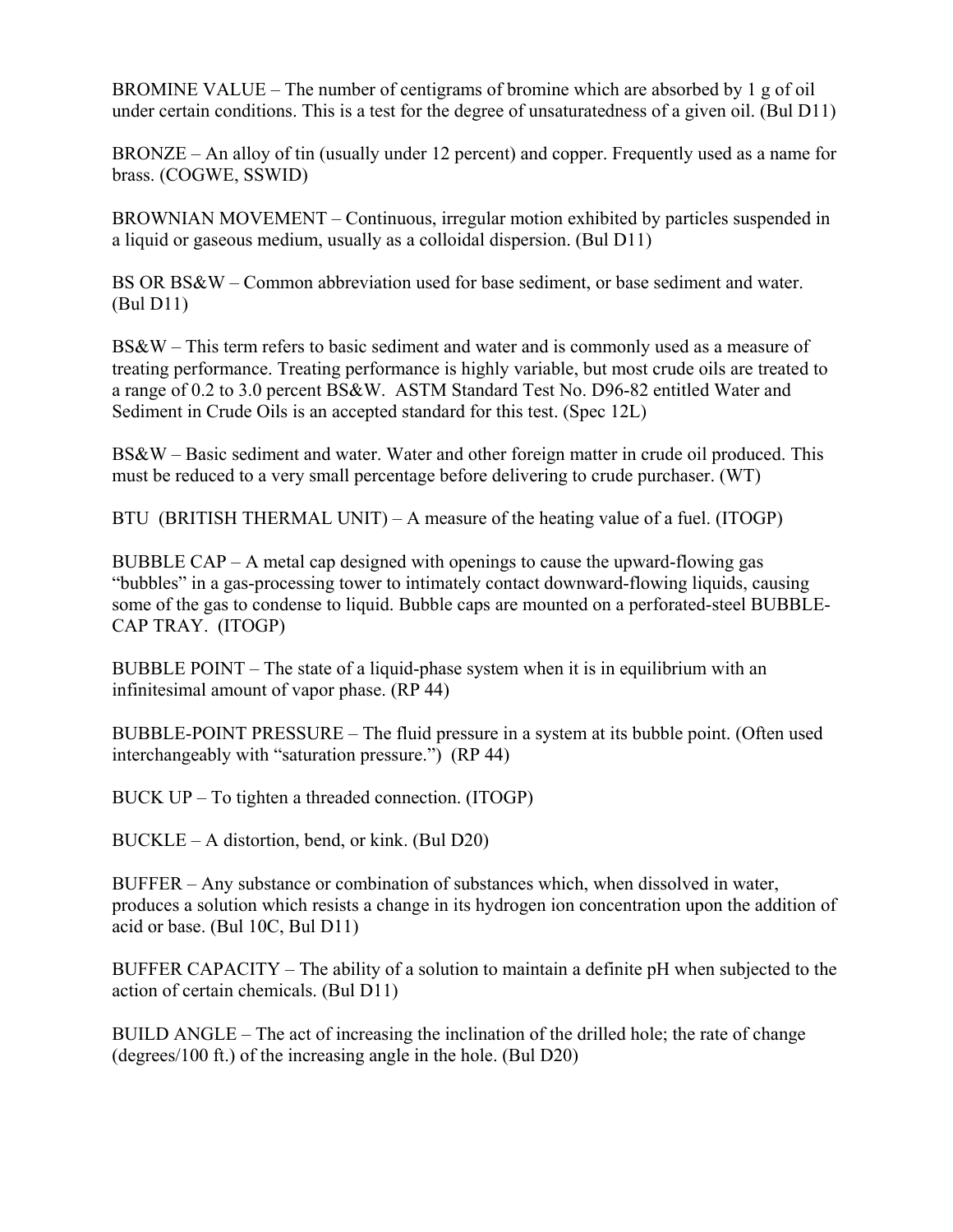BROMINE VALUE – The number of centigrams of bromine which are absorbed by 1 g of oil under certain conditions. This is a test for the degree of unsaturatedness of a given oil. (Bul D11)

BRONZE – An alloy of tin (usually under 12 percent) and copper. Frequently used as a name for brass. (COGWE, SSWID)

BROWNIAN MOVEMENT – Continuous, irregular motion exhibited by particles suspended in a liquid or gaseous medium, usually as a colloidal dispersion. (Bul D11)

BS OR BS&W – Common abbreviation used for base sediment, or base sediment and water. (Bul D11)

BS&W – This term refers to basic sediment and water and is commonly used as a measure of treating performance. Treating performance is highly variable, but most crude oils are treated to a range of 0.2 to 3.0 percent BS&W. ASTM Standard Test No. D96-82 entitled Water and Sediment in Crude Oils is an accepted standard for this test. (Spec 12L)

BS&W – Basic sediment and water. Water and other foreign matter in crude oil produced. This must be reduced to a very small percentage before delivering to crude purchaser. (WT)

BTU (BRITISH THERMAL UNIT) – A measure of the heating value of a fuel. (ITOGP)

BUBBLE CAP – A metal cap designed with openings to cause the upward-flowing gas "bubbles" in a gas-processing tower to intimately contact downward-flowing liquids, causing some of the gas to condense to liquid. Bubble caps are mounted on a perforated-steel BUBBLE-CAP TRAY. (ITOGP)

BUBBLE POINT – The state of a liquid-phase system when it is in equilibrium with an infinitesimal amount of vapor phase. (RP 44)

BUBBLE-POINT PRESSURE – The fluid pressure in a system at its bubble point. (Often used interchangeably with "saturation pressure.") (RP 44)

BUCK UP – To tighten a threaded connection. (ITOGP)

BUCKLE – A distortion, bend, or kink. (Bul D20)

BUFFER – Any substance or combination of substances which, when dissolved in water, produces a solution which resists a change in its hydrogen ion concentration upon the addition of acid or base. (Bul 10C, Bul D11)

BUFFER CAPACITY – The ability of a solution to maintain a definite pH when subjected to the action of certain chemicals. (Bul D11)

BUILD ANGLE – The act of increasing the inclination of the drilled hole; the rate of change (degrees/100 ft.) of the increasing angle in the hole. (Bul D20)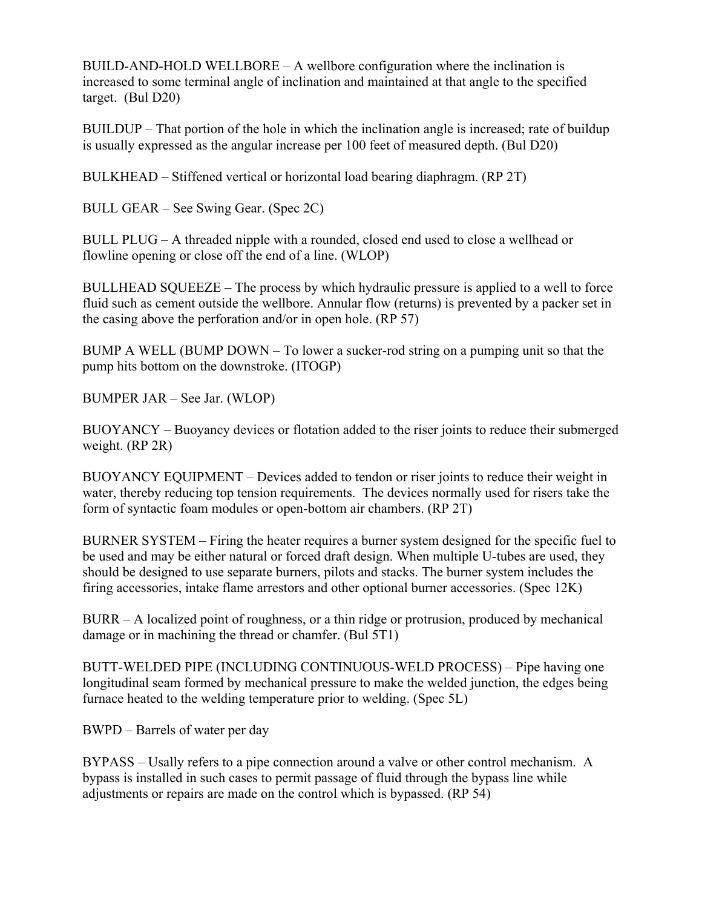BUILD-AND-HOLD WELLBORE – A wellbore configuration where the inclination is increased to some terminal angle of inclination and maintained at that angle to the specified target. (Bul D20)

BUILDUP – That portion of the hole in which the inclination angle is increased; rate of buildup is usually expressed as the angular increase per 100 feet of measured depth. (Bul D20)

BULKHEAD – Stiffened vertical or horizontal load bearing diaphragm. (RP 2T)

BULL GEAR – See Swing Gear. (Spec 2C)

BULL PLUG – A threaded nipple with a rounded, closed end used to close a wellhead or flowline opening or close off the end of a line. (WLOP)

BULLHEAD SQUEEZE – The process by which hydraulic pressure is applied to a well to force fluid such as cement outside the wellbore. Annular flow (returns) is prevented by a packer set in the casing above the perforation and/or in open hole. (RP 57)

BUMP A WELL (BUMP DOWN – To lower a sucker-rod string on a pumping unit so that the pump hits bottom on the downstroke. (ITOGP)

BUMPER JAR – See Jar. (WLOP)

BUOYANCY – Buoyancy devices or flotation added to the riser joints to reduce their submerged weight. (RP 2R)

BUOYANCY EQUIPMENT – Devices added to tendon or riser joints to reduce their weight in water, thereby reducing top tension requirements. The devices normally used for risers take the form of syntactic foam modules or open-bottom air chambers. (RP 2T)

BURNER SYSTEM – Firing the heater requires a burner system designed for the specific fuel to be used and may be either natural or forced draft design. When multiple U-tubes are used, they should be designed to use separate burners, pilots and stacks. The burner system includes the firing accessories, intake flame arrestors and other optional burner accessories. (Spec 12K)

BURR – A localized point of roughness, or a thin ridge or protrusion, produced by mechanical damage or in machining the thread or chamfer. (Bul 5T1)

BUTT-WELDED PIPE (INCLUDING CONTINUOUS-WELD PROCESS) – Pipe having one longitudinal seam formed by mechanical pressure to make the welded junction, the edges being furnace heated to the welding temperature prior to welding. (Spec 5L)

BWPD – Barrels of water per day

BYPASS – Usally refers to a pipe connection around a valve or other control mechanism. A bypass is installed in such cases to permit passage of fluid through the bypass line while adjustments or repairs are made on the control which is bypassed. (RP 54)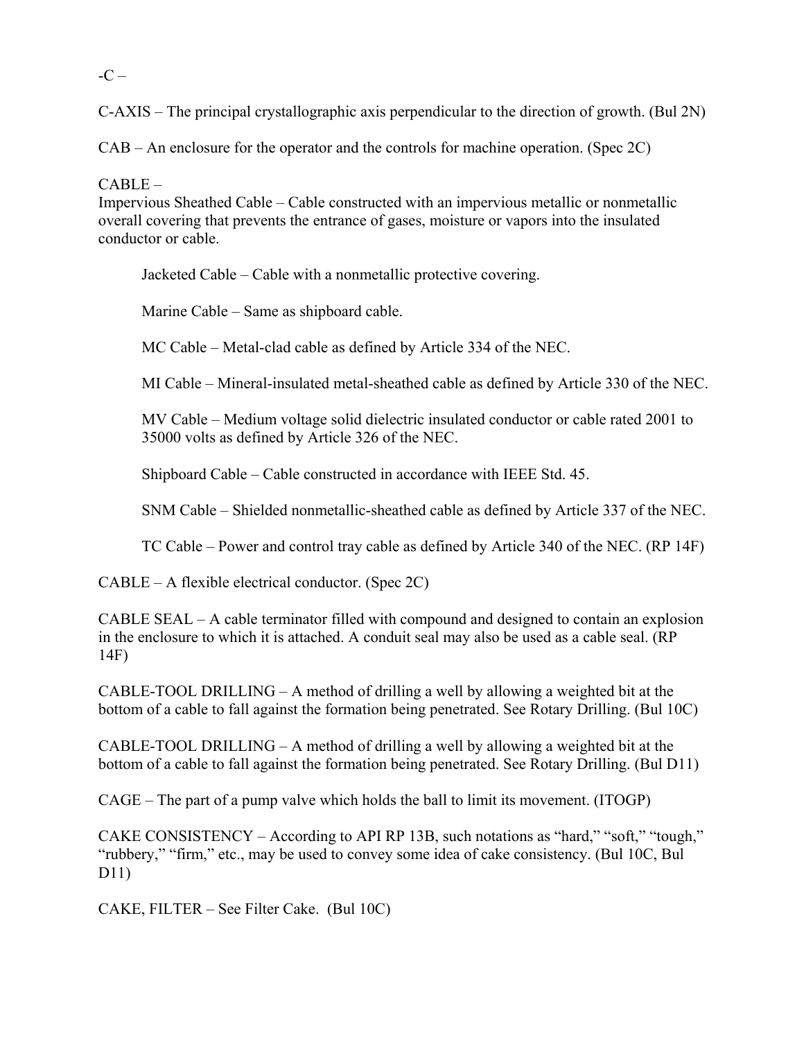-C –

C-AXIS – The principal crystallographic axis perpendicular to the direction of growth. (Bul 2N)

CAB – An enclosure for the operator and the controls for machine operation. (Spec 2C)

CABLE –
Impervious Sheathed Cable – Cable constructed with an impervious metallic or nonmetallic overall covering that prevents the entrance of gases, moisture or vapors into the insulated conductor or cable.

> Jacketed Cable – Cable with a nonmetallic protective covering.
>
> Marine Cable – Same as shipboard cable.
>
> MC Cable – Metal-clad cable as defined by Article 334 of the NEC.
>
> MI Cable – Mineral-insulated metal-sheathed cable as defined by Article 330 of the NEC.
>
> MV Cable – Medium voltage solid dielectric insulated conductor or cable rated 2001 to 35000 volts as defined by Article 326 of the NEC.
>
> Shipboard Cable – Cable constructed in accordance with IEEE Std. 45.
>
> SNM Cable – Shielded nonmetallic-sheathed cable as defined by Article 337 of the NEC.
>
> TC Cable – Power and control tray cable as defined by Article 340 of the NEC. (RP 14F)

CABLE – A flexible electrical conductor. (Spec 2C)

CABLE SEAL – A cable terminator filled with compound and designed to contain an explosion in the enclosure to which it is attached. A conduit seal may also be used as a cable seal. (RP 14F)

CABLE-TOOL DRILLING – A method of drilling a well by allowing a weighted bit at the bottom of a cable to fall against the formation being penetrated. See Rotary Drilling. (Bul 10C)

CABLE-TOOL DRILLING – A method of drilling a well by allowing a weighted bit at the bottom of a cable to fall against the formation being penetrated. See Rotary Drilling. (Bul D11)

CAGE – The part of a pump valve which holds the ball to limit its movement. (ITOGP)

CAKE CONSISTENCY – According to API RP 13B, such notations as "hard," "soft," "tough," "rubbery," "firm," etc., may be used to convey some idea of cake consistency. (Bul 10C, Bul D11)

CAKE, FILTER – See Filter Cake. (Bul 10C)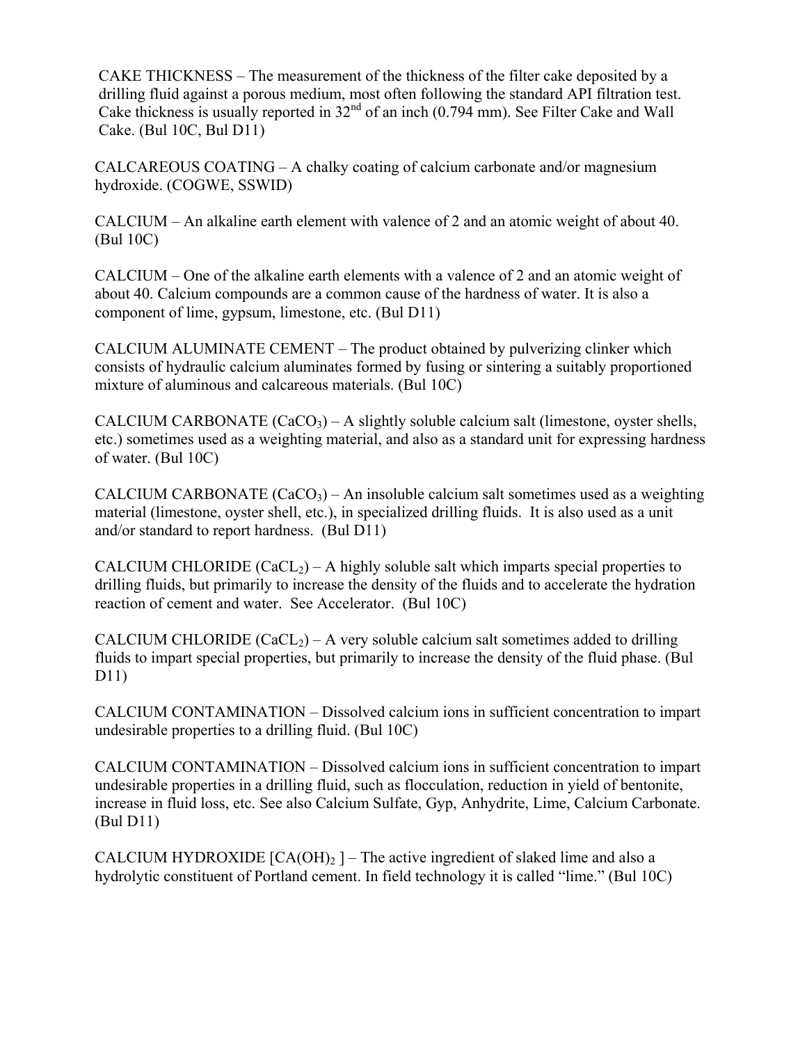CAKE THICKNESS – The measurement of the thickness of the filter cake deposited by a drilling fluid against a porous medium, most often following the standard API filtration test. Cake thickness is usually reported in $32^{nd}$ of an inch (0.794 mm). See Filter Cake and Wall Cake. (Bul 10C, Bul D11)

CALCAREOUS COATING – A chalky coating of calcium carbonate and/or magnesium hydroxide. (COGWE, SSWID)

CALCIUM – An alkaline earth element with valence of 2 and an atomic weight of about 40. (Bul 10C)

CALCIUM – One of the alkaline earth elements with a valence of 2 and an atomic weight of about 40. Calcium compounds are a common cause of the hardness of water. It is also a component of lime, gypsum, limestone, etc. (Bul D11)

CALCIUM ALUMINATE CEMENT – The product obtained by pulverizing clinker which consists of hydraulic calcium aluminates formed by fusing or sintering a suitably proportioned mixture of aluminous and calcareous materials. (Bul 10C)

CALCIUM CARBONATE ($CaCO_3$) – A slightly soluble calcium salt (limestone, oyster shells, etc.) sometimes used as a weighting material, and also as a standard unit for expressing hardness of water. (Bul 10C)

CALCIUM CARBONATE ($CaCO_3$) – An insoluble calcium salt sometimes used as a weighting material (limestone, oyster shell, etc.), in specialized drilling fluids. It is also used as a unit and/or standard to report hardness. (Bul D11)

CALCIUM CHLORIDE ($CaCL_2$) – A highly soluble salt which imparts special properties to drilling fluids, but primarily to increase the density of the fluids and to accelerate the hydration reaction of cement and water. See Accelerator. (Bul 10C)

CALCIUM CHLORIDE ($CaCL_2$) – A very soluble calcium salt sometimes added to drilling fluids to impart special properties, but primarily to increase the density of the fluid phase. (Bul D11)

CALCIUM CONTAMINATION – Dissolved calcium ions in sufficient concentration to impart undesirable properties to a drilling fluid. (Bul 10C)

CALCIUM CONTAMINATION – Dissolved calcium ions in sufficient concentration to impart undesirable properties in a drilling fluid, such as flocculation, reduction in yield of bentonite, increase in fluid loss, etc. See also Calcium Sulfate, Gyp, Anhydrite, Lime, Calcium Carbonate. (Bul D11)

CALCIUM HYDROXIDE [$CA(OH)_2$ ] – The active ingredient of slaked lime and also a hydrolytic constituent of Portland cement. In field technology it is called "lime." (Bul 10C)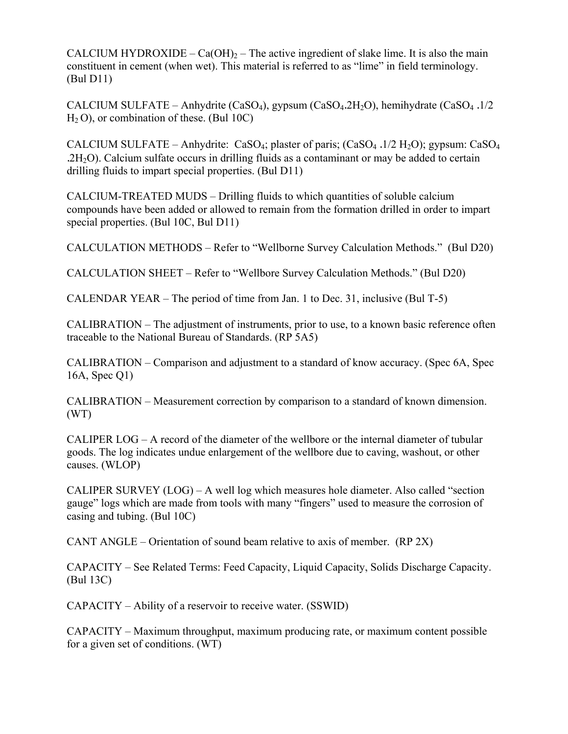CALCIUM HYDROXIDE – $Ca(OH)_2$ – The active ingredient of slake lime. It is also the main constituent in cement (when wet). This material is referred to as "lime" in field terminology. (Bul D11)

CALCIUM SULFATE – Anhydrite ($CaSO_4$), gypsum ($CaSO_4.2H_2O$), hemihydrate ($CaSO_4$ .1/2 $H_2$ O), or combination of these. (Bul 10C)

CALCIUM SULFATE – Anhydrite: $CaSO_4$; plaster of paris; ($CaSO_4$ .1/2 $H_2O$); gypsum: $CaSO_4$ $.2H_2O$). Calcium sulfate occurs in drilling fluids as a contaminant or may be added to certain drilling fluids to impart special properties. (Bul D11)

CALCIUM-TREATED MUDS – Drilling fluids to which quantities of soluble calcium compounds have been added or allowed to remain from the formation drilled in order to impart special properties. (Bul 10C, Bul D11)

CALCULATION METHODS – Refer to "Wellborne Survey Calculation Methods." (Bul D20)

CALCULATION SHEET – Refer to "Wellbore Survey Calculation Methods." (Bul D20)

CALENDAR YEAR – The period of time from Jan. 1 to Dec. 31, inclusive (Bul T-5)

CALIBRATION – The adjustment of instruments, prior to use, to a known basic reference often traceable to the National Bureau of Standards. (RP 5A5)

CALIBRATION – Comparison and adjustment to a standard of know accuracy. (Spec 6A, Spec 16A, Spec Q1)

CALIBRATION – Measurement correction by comparison to a standard of known dimension. (WT)

CALIPER LOG – A record of the diameter of the wellbore or the internal diameter of tubular goods. The log indicates undue enlargement of the wellbore due to caving, washout, or other causes. (WLOP)

CALIPER SURVEY (LOG) – A well log which measures hole diameter. Also called "section gauge" logs which are made from tools with many "fingers" used to measure the corrosion of casing and tubing. (Bul 10C)

CANT ANGLE – Orientation of sound beam relative to axis of member. (RP 2X)

CAPACITY – See Related Terms: Feed Capacity, Liquid Capacity, Solids Discharge Capacity. (Bul 13C)

CAPACITY – Ability of a reservoir to receive water. (SSWID)

CAPACITY – Maximum throughput, maximum producing rate, or maximum content possible for a given set of conditions. (WT)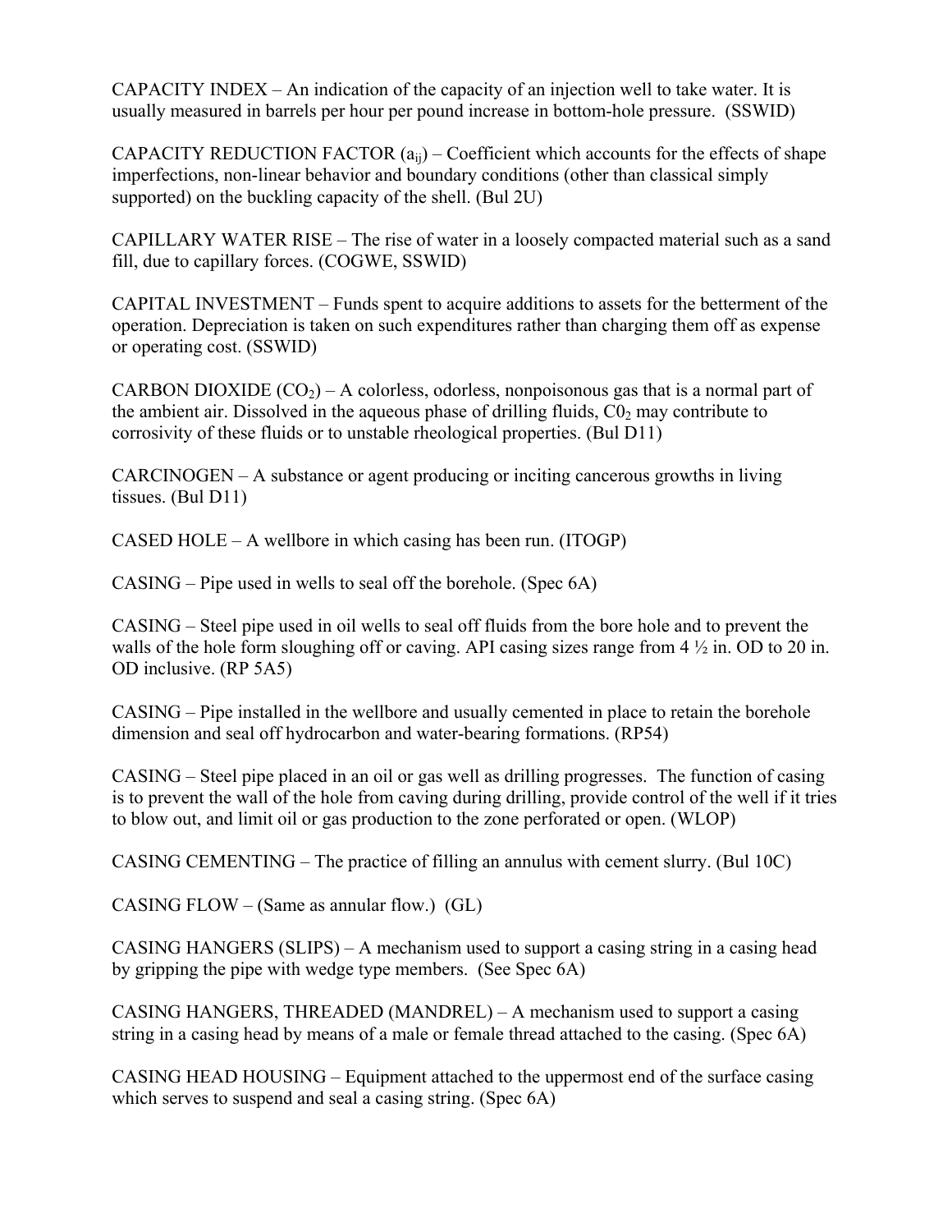CAPACITY INDEX – An indication of the capacity of an injection well to take water. It is usually measured in barrels per hour per pound increase in bottom-hole pressure. (SSWID)

CAPACITY REDUCTION FACTOR ($a_{ij}$) – Coefficient which accounts for the effects of shape imperfections, non-linear behavior and boundary conditions (other than classical simply supported) on the buckling capacity of the shell. (Bul 2U)

CAPILLARY WATER RISE – The rise of water in a loosely compacted material such as a sand fill, due to capillary forces. (COGWE, SSWID)

CAPITAL INVESTMENT – Funds spent to acquire additions to assets for the betterment of the operation. Depreciation is taken on such expenditures rather than charging them off as expense or operating cost. (SSWID)

CARBON DIOXIDE ($CO_2$) – A colorless, odorless, nonpoisonous gas that is a normal part of the ambient air. Dissolved in the aqueous phase of drilling fluids, $C0_2$ may contribute to corrosivity of these fluids or to unstable rheological properties. (Bul D11)

CARCINOGEN – A substance or agent producing or inciting cancerous growths in living tissues. (Bul D11)

CASED HOLE – A wellbore in which casing has been run. (ITOGP)

CASING – Pipe used in wells to seal off the borehole. (Spec 6A)

CASING – Steel pipe used in oil wells to seal off fluids from the bore hole and to prevent the walls of the hole form sloughing off or caving. API casing sizes range from 4 ½ in. OD to 20 in. OD inclusive. (RP 5A5)

CASING – Pipe installed in the wellbore and usually cemented in place to retain the borehole dimension and seal off hydrocarbon and water-bearing formations. (RP54)

CASING – Steel pipe placed in an oil or gas well as drilling progresses. The function of casing is to prevent the wall of the hole from caving during drilling, provide control of the well if it tries to blow out, and limit oil or gas production to the zone perforated or open. (WLOP)

CASING CEMENTING – The practice of filling an annulus with cement slurry. (Bul 10C)

CASING FLOW – (Same as annular flow.) (GL)

CASING HANGERS (SLIPS) – A mechanism used to support a casing string in a casing head by gripping the pipe with wedge type members. (See Spec 6A)

CASING HANGERS, THREADED (MANDREL) – A mechanism used to support a casing string in a casing head by means of a male or female thread attached to the casing. (Spec 6A)

CASING HEAD HOUSING – Equipment attached to the uppermost end of the surface casing which serves to suspend and seal a casing string. (Spec 6A)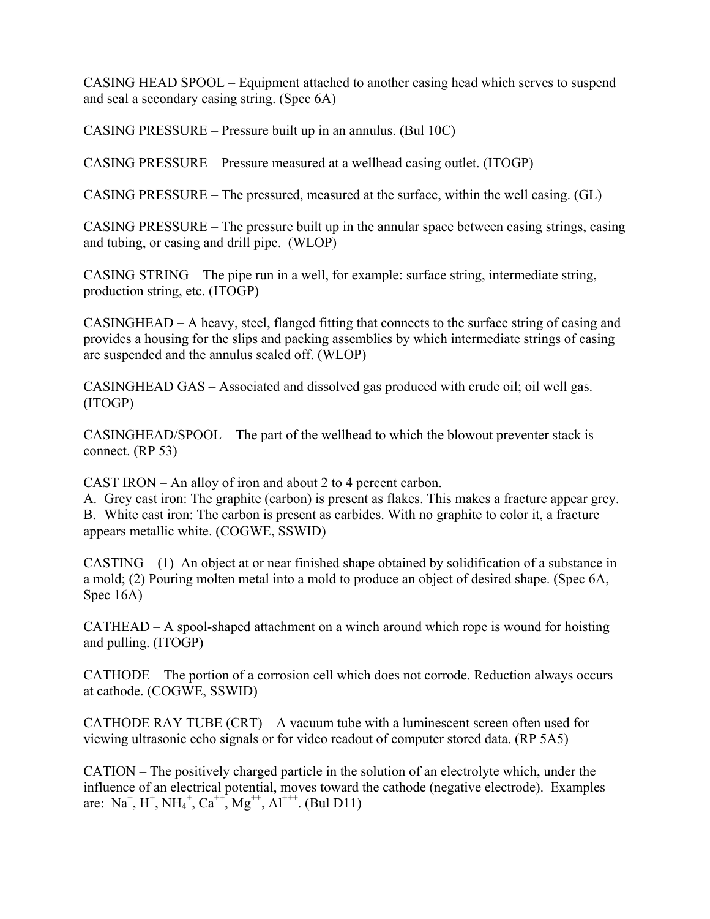CASING HEAD SPOOL – Equipment attached to another casing head which serves to suspend and seal a secondary casing string. (Spec 6A)

CASING PRESSURE – Pressure built up in an annulus. (Bul 10C)

CASING PRESSURE – Pressure measured at a wellhead casing outlet. (ITOGP)

CASING PRESSURE – The pressured, measured at the surface, within the well casing. (GL)

CASING PRESSURE – The pressure built up in the annular space between casing strings, casing and tubing, or casing and drill pipe. (WLOP)

CASING STRING – The pipe run in a well, for example: surface string, intermediate string, production string, etc. (ITOGP)

CASINGHEAD – A heavy, steel, flanged fitting that connects to the surface string of casing and provides a housing for the slips and packing assemblies by which intermediate strings of casing are suspended and the annulus sealed off. (WLOP)

CASINGHEAD GAS – Associated and dissolved gas produced with crude oil; oil well gas. (ITOGP)

CASINGHEAD/SPOOL – The part of the wellhead to which the blowout preventer stack is connect. (RP 53)

CAST IRON – An alloy of iron and about 2 to 4 percent carbon.
A. Grey cast iron: The graphite (carbon) is present as flakes. This makes a fracture appear grey.
B. White cast iron: The carbon is present as carbides. With no graphite to color it, a fracture appears metallic white. (COGWE, SSWID)

CASTING – (1) An object at or near finished shape obtained by solidification of a substance in a mold; (2) Pouring molten metal into a mold to produce an object of desired shape. (Spec 6A, Spec 16A)

CATHEAD – A spool-shaped attachment on a winch around which rope is wound for hoisting and pulling. (ITOGP)

CATHODE – The portion of a corrosion cell which does not corrode. Reduction always occurs at cathode. (COGWE, SSWID)

CATHODE RAY TUBE (CRT) – A vacuum tube with a luminescent screen often used for viewing ultrasonic echo signals or for video readout of computer stored data. (RP 5A5)

CATION – The positively charged particle in the solution of an electrolyte which, under the influence of an electrical potential, moves toward the cathode (negative electrode). Examples are: $Na^+$, $H^+$, $NH_4^+$, $Ca^{++}$, $Mg^{++}$, $Al^{+++}$. (Bul D11)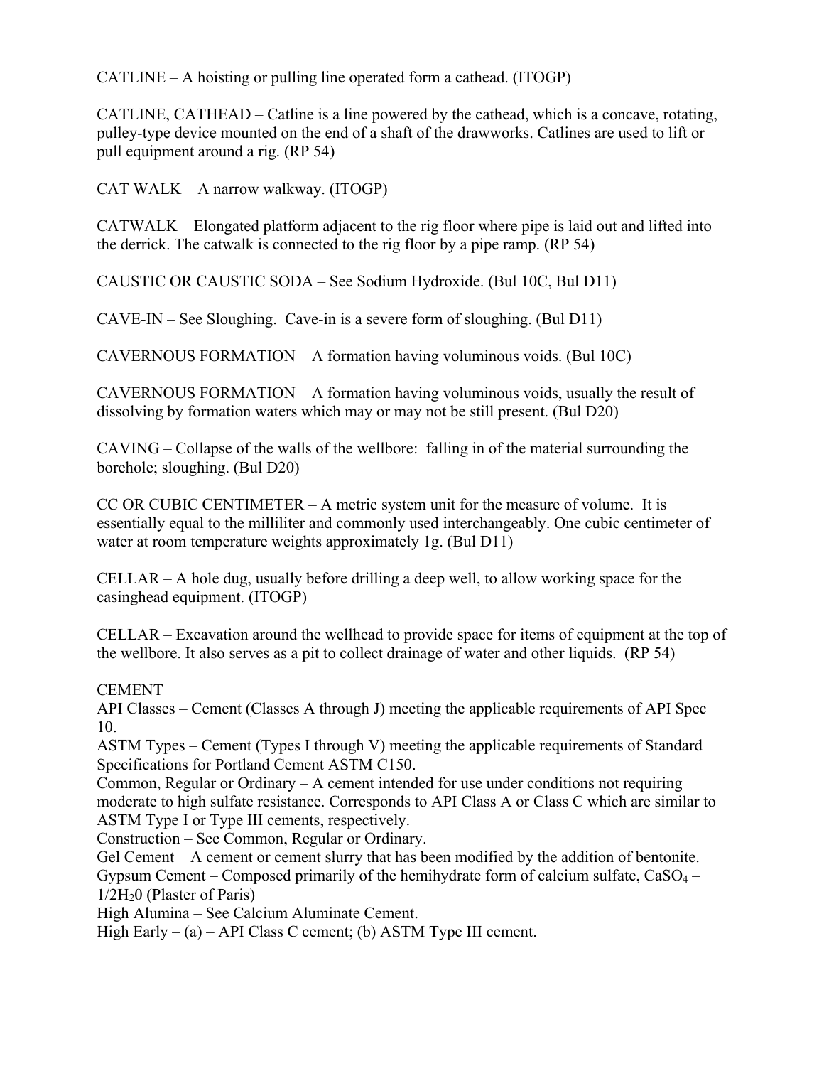CATLINE – A hoisting or pulling line operated form a cathead. (ITOGP)

CATLINE, CATHEAD – Catline is a line powered by the cathead, which is a concave, rotating, pulley-type device mounted on the end of a shaft of the drawworks. Catlines are used to lift or pull equipment around a rig. (RP 54)

CAT WALK – A narrow walkway. (ITOGP)

CATWALK – Elongated platform adjacent to the rig floor where pipe is laid out and lifted into the derrick. The catwalk is connected to the rig floor by a pipe ramp. (RP 54)

CAUSTIC OR CAUSTIC SODA – See Sodium Hydroxide. (Bul 10C, Bul D11)

CAVE-IN – See Sloughing. Cave-in is a severe form of sloughing. (Bul D11)

CAVERNOUS FORMATION – A formation having voluminous voids. (Bul 10C)

CAVERNOUS FORMATION – A formation having voluminous voids, usually the result of dissolving by formation waters which may or may not be still present. (Bul D20)

CAVING – Collapse of the walls of the wellbore: falling in of the material surrounding the borehole; sloughing. (Bul D20)

CC OR CUBIC CENTIMETER – A metric system unit for the measure of volume. It is essentially equal to the milliliter and commonly used interchangeably. One cubic centimeter of water at room temperature weights approximately 1g. (Bul D11)

CELLAR – A hole dug, usually before drilling a deep well, to allow working space for the casinghead equipment. (ITOGP)

CELLAR – Excavation around the wellhead to provide space for items of equipment at the top of the wellbore. It also serves as a pit to collect drainage of water and other liquids. (RP 54)

CEMENT –
API Classes – Cement (Classes A through J) meeting the applicable requirements of API Spec 10.
ASTM Types – Cement (Types I through V) meeting the applicable requirements of Standard Specifications for Portland Cement ASTM C150.
Common, Regular or Ordinary – A cement intended for use under conditions not requiring moderate to high sulfate resistance. Corresponds to API Class A or Class C which are similar to ASTM Type I or Type III cements, respectively.
Construction – See Common, Regular or Ordinary.
Gel Cement – A cement or cement slurry that has been modified by the addition of bentonite.
Gypsum Cement – Composed primarily of the hemihydrate form of calcium sulfate, $CaSO_4$ – $1/2H_20$ (Plaster of Paris)
High Alumina – See Calcium Aluminate Cement.
High Early – (a) – API Class C cement; (b) ASTM Type III cement.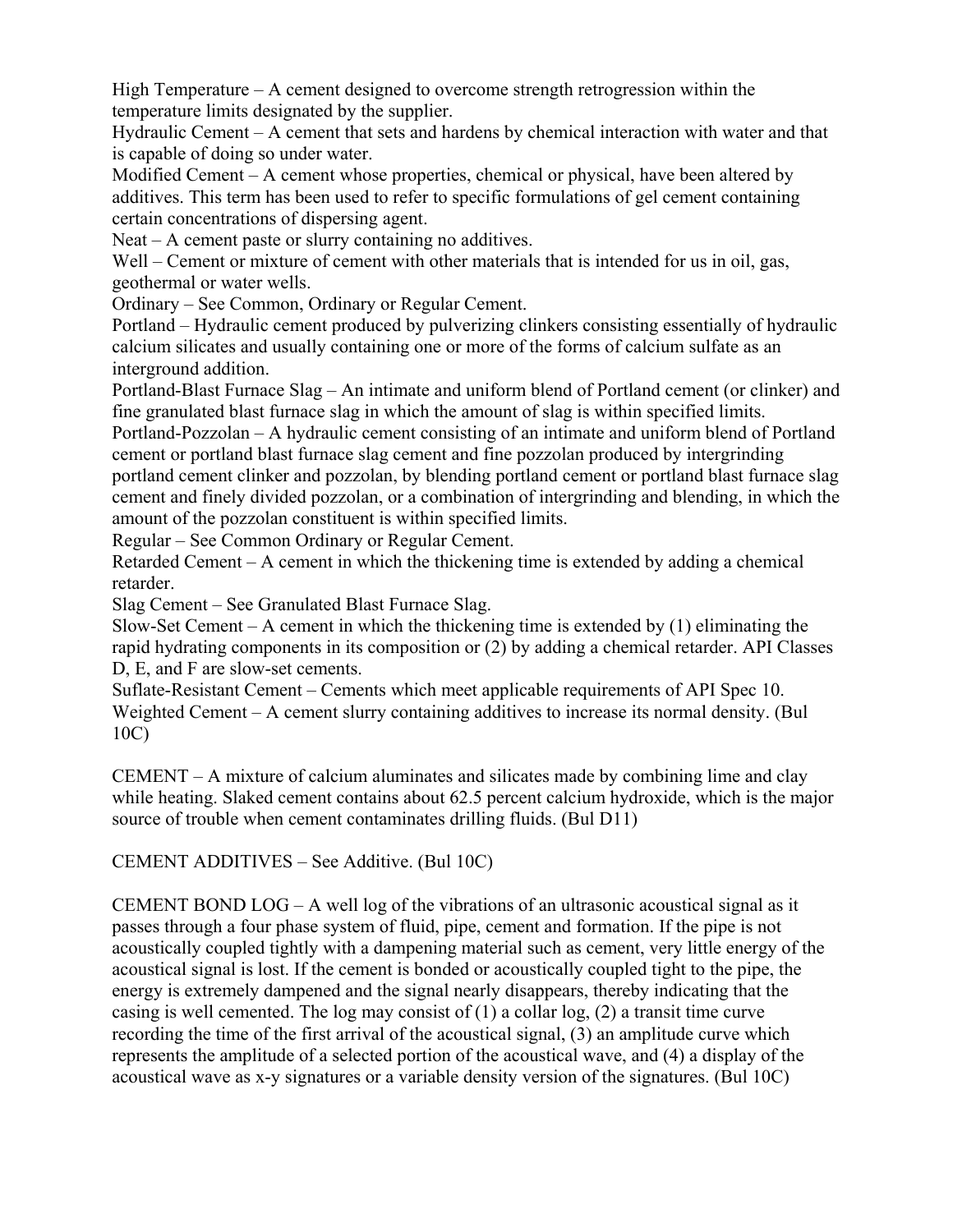High Temperature – A cement designed to overcome strength retrogression within the temperature limits designated by the supplier.
Hydraulic Cement – A cement that sets and hardens by chemical interaction with water and that is capable of doing so under water.
Modified Cement – A cement whose properties, chemical or physical, have been altered by additives. This term has been used to refer to specific formulations of gel cement containing certain concentrations of dispersing agent.
Neat – A cement paste or slurry containing no additives.
Well – Cement or mixture of cement with other materials that is intended for us in oil, gas, geothermal or water wells.
Ordinary – See Common, Ordinary or Regular Cement.
Portland – Hydraulic cement produced by pulverizing clinkers consisting essentially of hydraulic calcium silicates and usually containing one or more of the forms of calcium sulfate as an interground addition.
Portland-Blast Furnace Slag – An intimate and uniform blend of Portland cement (or clinker) and fine granulated blast furnace slag in which the amount of slag is within specified limits.
Portland-Pozzolan – A hydraulic cement consisting of an intimate and uniform blend of Portland cement or portland blast furnace slag cement and fine pozzolan produced by intergrinding portland cement clinker and pozzolan, by blending portland cement or portland blast furnace slag cement and finely divided pozzolan, or a combination of intergrinding and blending, in which the amount of the pozzolan constituent is within specified limits.
Regular – See Common Ordinary or Regular Cement.
Retarded Cement – A cement in which the thickening time is extended by adding a chemical retarder.
Slag Cement – See Granulated Blast Furnace Slag.
Slow-Set Cement – A cement in which the thickening time is extended by (1) eliminating the rapid hydrating components in its composition or (2) by adding a chemical retarder. API Classes D, E, and F are slow-set cements.
Suflate-Resistant Cement – Cements which meet applicable requirements of API Spec 10.
Weighted Cement – A cement slurry containing additives to increase its normal density. (Bul 10C)

CEMENT – A mixture of calcium aluminates and silicates made by combining lime and clay while heating. Slaked cement contains about 62.5 percent calcium hydroxide, which is the major source of trouble when cement contaminates drilling fluids. (Bul D11)

CEMENT ADDITIVES – See Additive. (Bul 10C)

CEMENT BOND LOG – A well log of the vibrations of an ultrasonic acoustical signal as it passes through a four phase system of fluid, pipe, cement and formation. If the pipe is not acoustically coupled tightly with a dampening material such as cement, very little energy of the acoustical signal is lost. If the cement is bonded or acoustically coupled tight to the pipe, the energy is extremely dampened and the signal nearly disappears, thereby indicating that the casing is well cemented. The log may consist of (1) a collar log, (2) a transit time curve recording the time of the first arrival of the acoustical signal, (3) an amplitude curve which represents the amplitude of a selected portion of the acoustical wave, and (4) a display of the acoustical wave as x-y signatures or a variable density version of the signatures. (Bul 10C)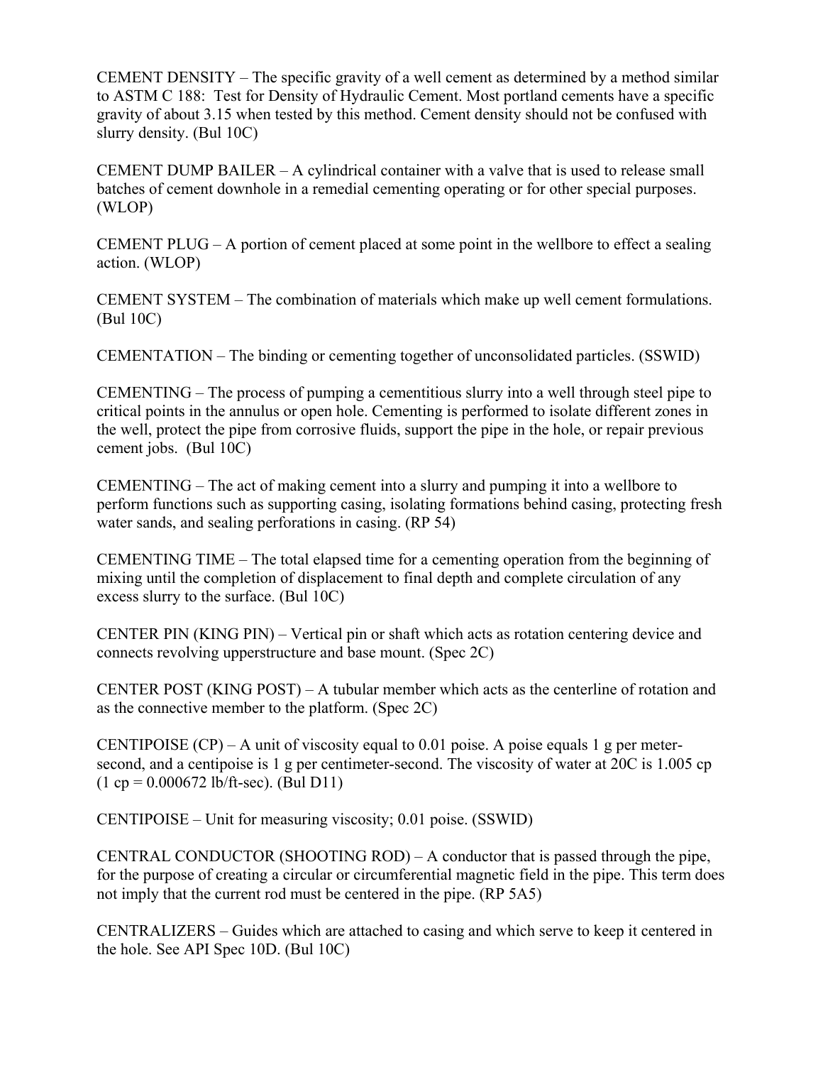CEMENT DENSITY – The specific gravity of a well cement as determined by a method similar to ASTM C 188: Test for Density of Hydraulic Cement. Most portland cements have a specific gravity of about 3.15 when tested by this method. Cement density should not be confused with slurry density. (Bul 10C)

CEMENT DUMP BAILER – A cylindrical container with a valve that is used to release small batches of cement downhole in a remedial cementing operating or for other special purposes. (WLOP)

CEMENT PLUG – A portion of cement placed at some point in the wellbore to effect a sealing action. (WLOP)

CEMENT SYSTEM – The combination of materials which make up well cement formulations. (Bul 10C)

CEMENTATION – The binding or cementing together of unconsolidated particles. (SSWID)

CEMENTING – The process of pumping a cementitious slurry into a well through steel pipe to critical points in the annulus or open hole. Cementing is performed to isolate different zones in the well, protect the pipe from corrosive fluids, support the pipe in the hole, or repair previous cement jobs. (Bul 10C)

CEMENTING – The act of making cement into a slurry and pumping it into a wellbore to perform functions such as supporting casing, isolating formations behind casing, protecting fresh water sands, and sealing perforations in casing. (RP 54)

CEMENTING TIME – The total elapsed time for a cementing operation from the beginning of mixing until the completion of displacement to final depth and complete circulation of any excess slurry to the surface. (Bul 10C)

CENTER PIN (KING PIN) – Vertical pin or shaft which acts as rotation centering device and connects revolving upperstructure and base mount. (Spec 2C)

CENTER POST (KING POST) – A tubular member which acts as the centerline of rotation and as the connective member to the platform. (Spec 2C)

CENTIPOISE (CP) – A unit of viscosity equal to 0.01 poise. A poise equals 1 g per meter-second, and a centipoise is 1 g per centimeter-second. The viscosity of water at 20C is 1.005 cp (1 cp = 0.000672 lb/ft-sec). (Bul D11)

CENTIPOISE – Unit for measuring viscosity; 0.01 poise. (SSWID)

CENTRAL CONDUCTOR (SHOOTING ROD) – A conductor that is passed through the pipe, for the purpose of creating a circular or circumferential magnetic field in the pipe. This term does not imply that the current rod must be centered in the pipe. (RP 5A5)

CENTRALIZERS – Guides which are attached to casing and which serve to keep it centered in the hole. See API Spec 10D. (Bul 10C)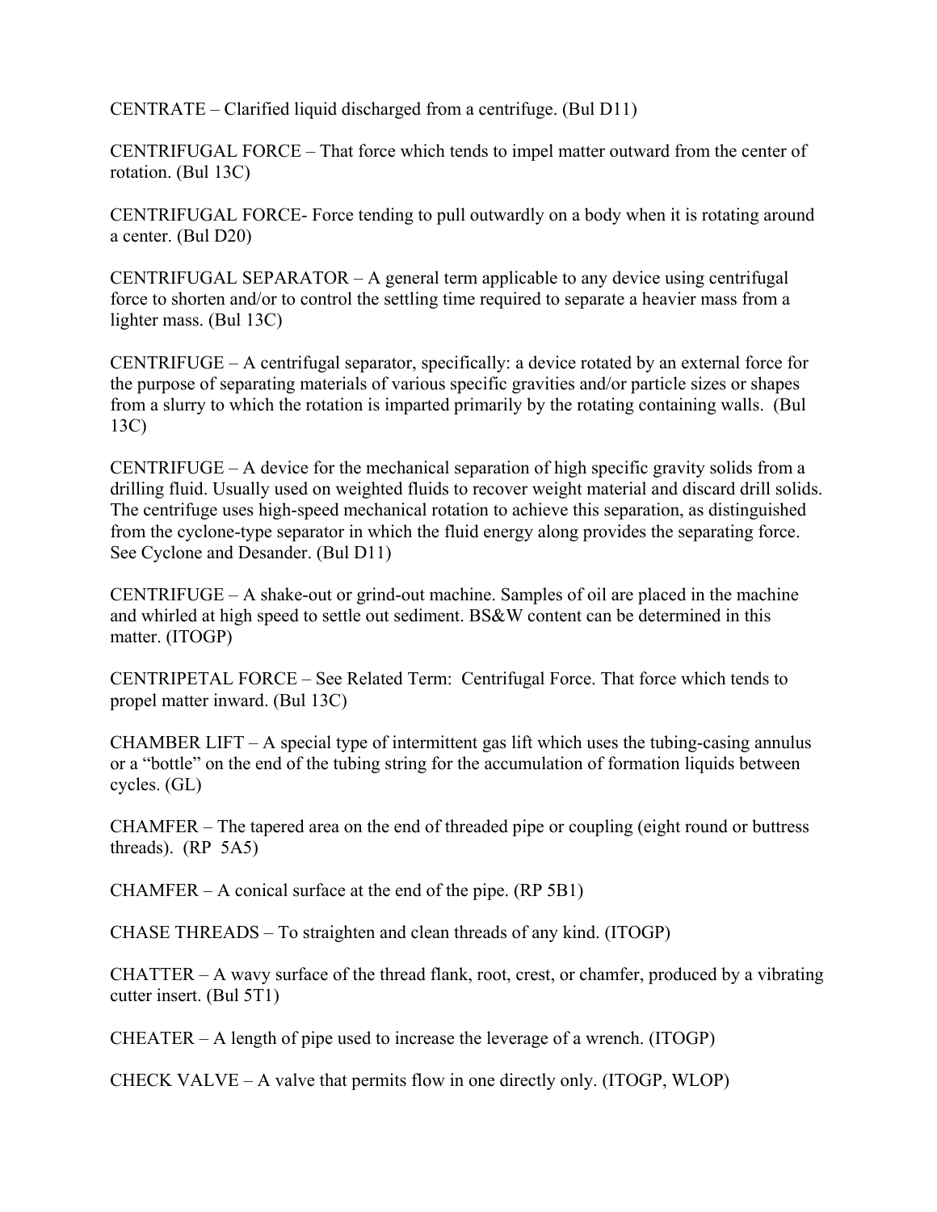CENTRATE – Clarified liquid discharged from a centrifuge. (Bul D11)

CENTRIFUGAL FORCE – That force which tends to impel matter outward from the center of rotation. (Bul 13C)

CENTRIFUGAL FORCE- Force tending to pull outwardly on a body when it is rotating around a center. (Bul D20)

CENTRIFUGAL SEPARATOR – A general term applicable to any device using centrifugal force to shorten and/or to control the settling time required to separate a heavier mass from a lighter mass. (Bul 13C)

CENTRIFUGE – A centrifugal separator, specifically: a device rotated by an external force for the purpose of separating materials of various specific gravities and/or particle sizes or shapes from a slurry to which the rotation is imparted primarily by the rotating containing walls. (Bul 13C)

CENTRIFUGE – A device for the mechanical separation of high specific gravity solids from a drilling fluid. Usually used on weighted fluids to recover weight material and discard drill solids. The centrifuge uses high-speed mechanical rotation to achieve this separation, as distinguished from the cyclone-type separator in which the fluid energy along provides the separating force. See Cyclone and Desander. (Bul D11)

CENTRIFUGE – A shake-out or grind-out machine. Samples of oil are placed in the machine and whirled at high speed to settle out sediment. BS&W content can be determined in this matter. (ITOGP)

CENTRIPETAL FORCE – See Related Term: Centrifugal Force. That force which tends to propel matter inward. (Bul 13C)

CHAMBER LIFT – A special type of intermittent gas lift which uses the tubing-casing annulus or a “bottle” on the end of the tubing string for the accumulation of formation liquids between cycles. (GL)

CHAMFER – The tapered area on the end of threaded pipe or coupling (eight round or buttress threads). (RP 5A5)

CHAMFER – A conical surface at the end of the pipe. (RP 5B1)

CHASE THREADS – To straighten and clean threads of any kind. (ITOGP)

CHATTER – A wavy surface of the thread flank, root, crest, or chamfer, produced by a vibrating cutter insert. (Bul 5T1)

CHEATER – A length of pipe used to increase the leverage of a wrench. (ITOGP)

CHECK VALVE – A valve that permits flow in one directly only. (ITOGP, WLOP)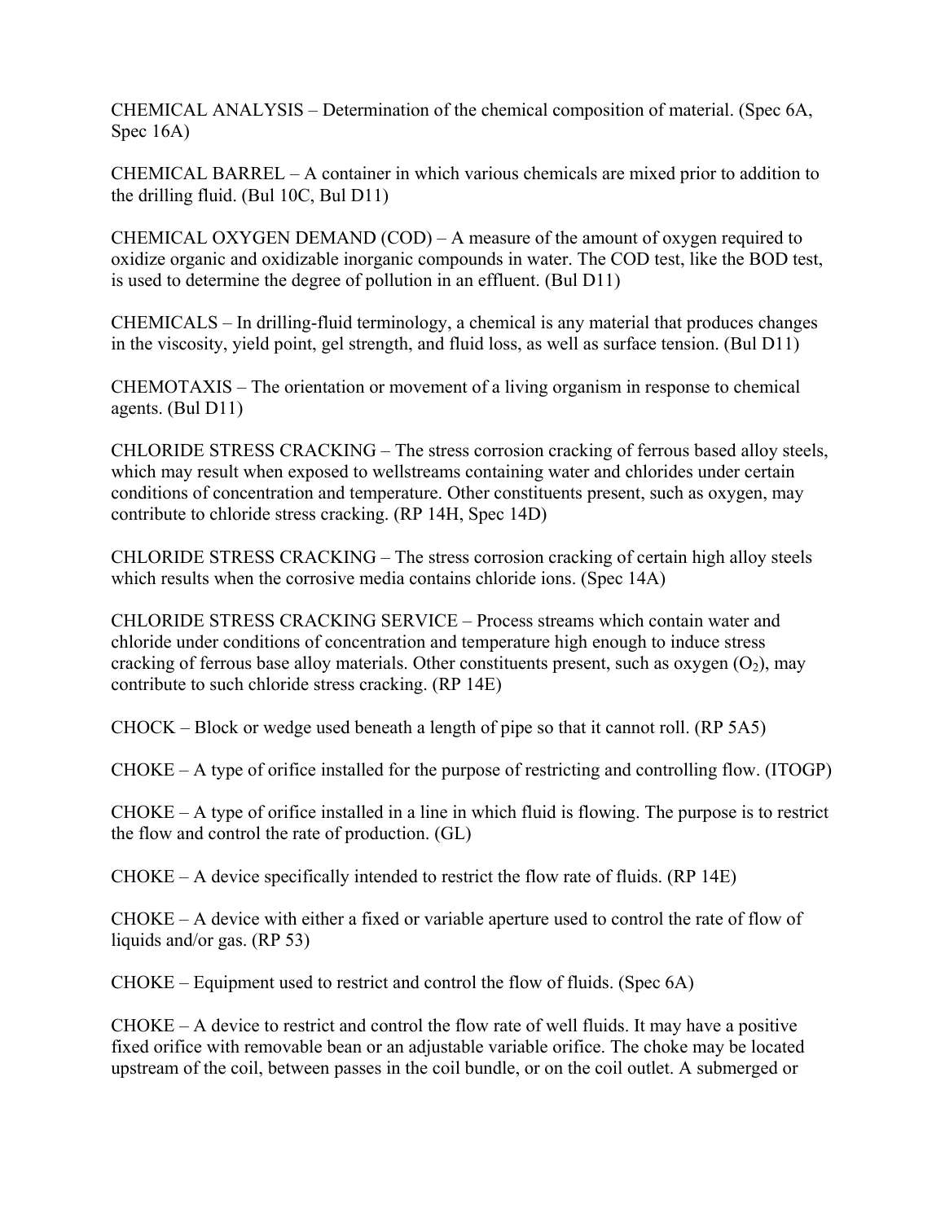CHEMICAL ANALYSIS – Determination of the chemical composition of material. (Spec 6A, Spec 16A)

CHEMICAL BARREL – A container in which various chemicals are mixed prior to addition to the drilling fluid. (Bul 10C, Bul D11)

CHEMICAL OXYGEN DEMAND (COD) – A measure of the amount of oxygen required to oxidize organic and oxidizable inorganic compounds in water. The COD test, like the BOD test, is used to determine the degree of pollution in an effluent. (Bul D11)

CHEMICALS – In drilling-fluid terminology, a chemical is any material that produces changes in the viscosity, yield point, gel strength, and fluid loss, as well as surface tension. (Bul D11)

CHEMOTAXIS – The orientation or movement of a living organism in response to chemical agents. (Bul D11)

CHLORIDE STRESS CRACKING – The stress corrosion cracking of ferrous based alloy steels, which may result when exposed to wellstreams containing water and chlorides under certain conditions of concentration and temperature. Other constituents present, such as oxygen, may contribute to chloride stress cracking. (RP 14H, Spec 14D)

CHLORIDE STRESS CRACKING – The stress corrosion cracking of certain high alloy steels which results when the corrosive media contains chloride ions. (Spec 14A)

CHLORIDE STRESS CRACKING SERVICE – Process streams which contain water and chloride under conditions of concentration and temperature high enough to induce stress cracking of ferrous base alloy materials. Other constituents present, such as oxygen ($O_2$), may contribute to such chloride stress cracking. (RP 14E)

CHOCK – Block or wedge used beneath a length of pipe so that it cannot roll. (RP 5A5)

CHOKE – A type of orifice installed for the purpose of restricting and controlling flow. (ITOGP)

CHOKE – A type of orifice installed in a line in which fluid is flowing. The purpose is to restrict the flow and control the rate of production. (GL)

CHOKE – A device specifically intended to restrict the flow rate of fluids. (RP 14E)

CHOKE – A device with either a fixed or variable aperture used to control the rate of flow of liquids and/or gas. (RP 53)

CHOKE – Equipment used to restrict and control the flow of fluids. (Spec 6A)

CHOKE – A device to restrict and control the flow rate of well fluids. It may have a positive fixed orifice with removable bean or an adjustable variable orifice. The choke may be located upstream of the coil, between passes in the coil bundle, or on the coil outlet. A submerged or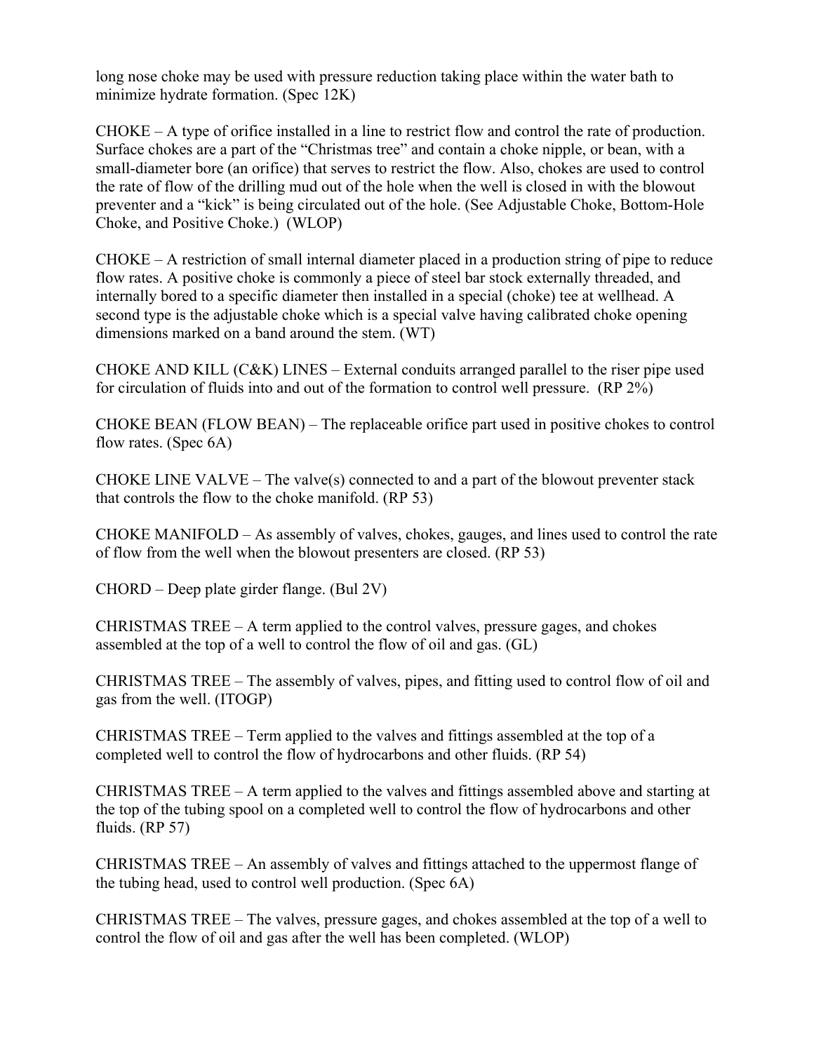long nose choke may be used with pressure reduction taking place within the water bath to minimize hydrate formation. (Spec 12K)

CHOKE – A type of orifice installed in a line to restrict flow and control the rate of production. Surface chokes are a part of the "Christmas tree" and contain a choke nipple, or bean, with a small-diameter bore (an orifice) that serves to restrict the flow. Also, chokes are used to control the rate of flow of the drilling mud out of the hole when the well is closed in with the blowout preventer and a "kick" is being circulated out of the hole. (See Adjustable Choke, Bottom-Hole Choke, and Positive Choke.) (WLOP)

CHOKE – A restriction of small internal diameter placed in a production string of pipe to reduce flow rates. A positive choke is commonly a piece of steel bar stock externally threaded, and internally bored to a specific diameter then installed in a special (choke) tee at wellhead. A second type is the adjustable choke which is a special valve having calibrated choke opening dimensions marked on a band around the stem. (WT)

CHOKE AND KILL (C&K) LINES – External conduits arranged parallel to the riser pipe used for circulation of fluids into and out of the formation to control well pressure. (RP 2%)

CHOKE BEAN (FLOW BEAN) – The replaceable orifice part used in positive chokes to control flow rates. (Spec 6A)

CHOKE LINE VALVE – The valve(s) connected to and a part of the blowout preventer stack that controls the flow to the choke manifold. (RP 53)

CHOKE MANIFOLD – As assembly of valves, chokes, gauges, and lines used to control the rate of flow from the well when the blowout presenters are closed. (RP 53)

CHORD – Deep plate girder flange. (Bul 2V)

CHRISTMAS TREE – A term applied to the control valves, pressure gages, and chokes assembled at the top of a well to control the flow of oil and gas. (GL)

CHRISTMAS TREE – The assembly of valves, pipes, and fitting used to control flow of oil and gas from the well. (ITOGP)

CHRISTMAS TREE – Term applied to the valves and fittings assembled at the top of a completed well to control the flow of hydrocarbons and other fluids. (RP 54)

CHRISTMAS TREE – A term applied to the valves and fittings assembled above and starting at the top of the tubing spool on a completed well to control the flow of hydrocarbons and other fluids. (RP 57)

CHRISTMAS TREE – An assembly of valves and fittings attached to the uppermost flange of the tubing head, used to control well production. (Spec 6A)

CHRISTMAS TREE – The valves, pressure gages, and chokes assembled at the top of a well to control the flow of oil and gas after the well has been completed. (WLOP)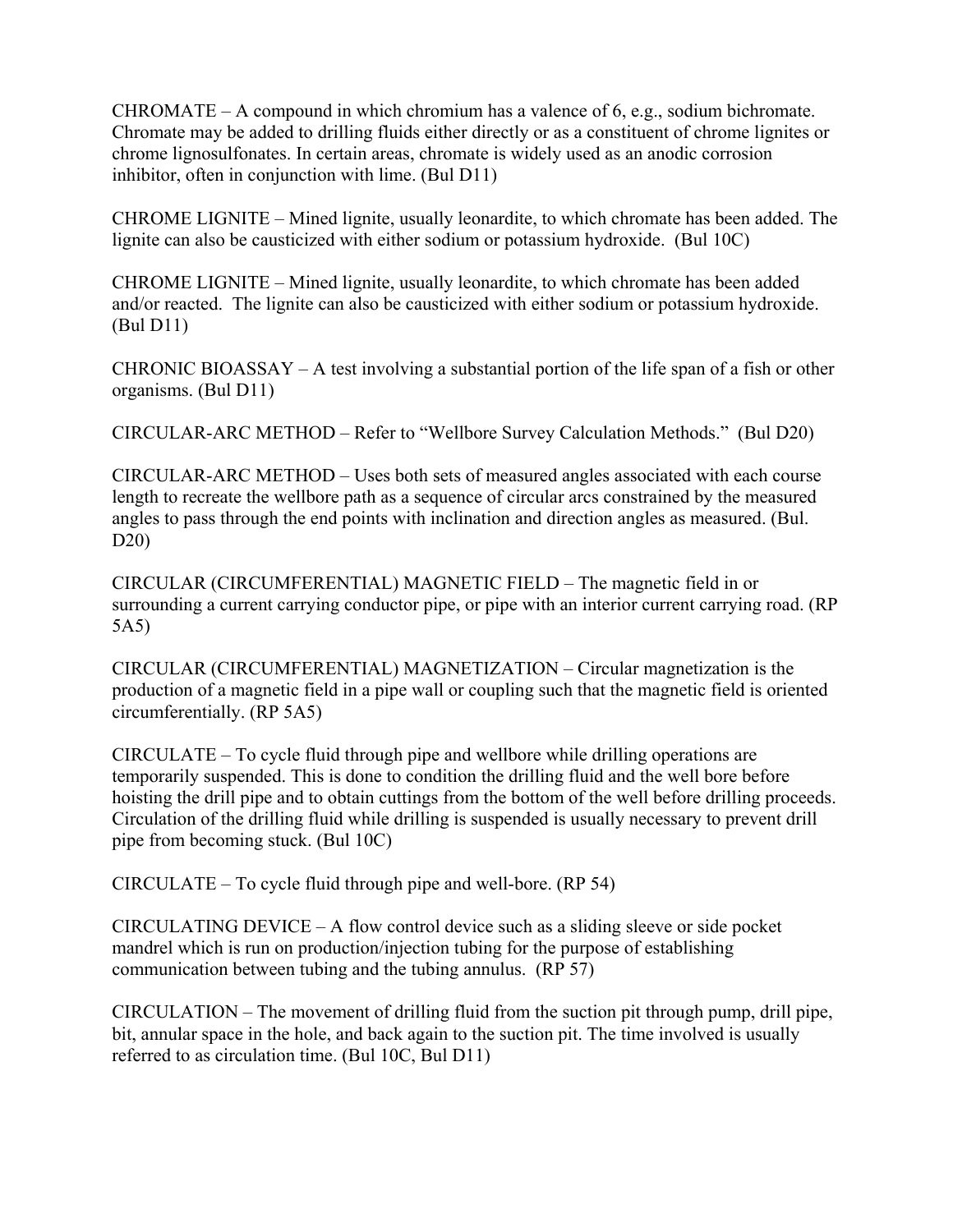CHROMATE – A compound in which chromium has a valence of 6, e.g., sodium bichromate. Chromate may be added to drilling fluids either directly or as a constituent of chrome lignites or chrome lignosulfonates. In certain areas, chromate is widely used as an anodic corrosion inhibitor, often in conjunction with lime. (Bul D11)

CHROME LIGNITE – Mined lignite, usually leonardite, to which chromate has been added. The lignite can also be causticized with either sodium or potassium hydroxide. (Bul 10C)

CHROME LIGNITE – Mined lignite, usually leonardite, to which chromate has been added and/or reacted. The lignite can also be causticized with either sodium or potassium hydroxide. (Bul D11)

CHRONIC BIOASSAY – A test involving a substantial portion of the life span of a fish or other organisms. (Bul D11)

CIRCULAR-ARC METHOD – Refer to "Wellbore Survey Calculation Methods." (Bul D20)

CIRCULAR-ARC METHOD – Uses both sets of measured angles associated with each course length to recreate the wellbore path as a sequence of circular arcs constrained by the measured angles to pass through the end points with inclination and direction angles as measured. (Bul. D20)

CIRCULAR (CIRCUMFERENTIAL) MAGNETIC FIELD – The magnetic field in or surrounding a current carrying conductor pipe, or pipe with an interior current carrying road. (RP 5A5)

CIRCULAR (CIRCUMFERENTIAL) MAGNETIZATION – Circular magnetization is the production of a magnetic field in a pipe wall or coupling such that the magnetic field is oriented circumferentially. (RP 5A5)

CIRCULATE – To cycle fluid through pipe and wellbore while drilling operations are temporarily suspended. This is done to condition the drilling fluid and the well bore before hoisting the drill pipe and to obtain cuttings from the bottom of the well before drilling proceeds. Circulation of the drilling fluid while drilling is suspended is usually necessary to prevent drill pipe from becoming stuck. (Bul 10C)

CIRCULATE – To cycle fluid through pipe and well-bore. (RP 54)

CIRCULATING DEVICE – A flow control device such as a sliding sleeve or side pocket mandrel which is run on production/injection tubing for the purpose of establishing communication between tubing and the tubing annulus. (RP 57)

CIRCULATION – The movement of drilling fluid from the suction pit through pump, drill pipe, bit, annular space in the hole, and back again to the suction pit. The time involved is usually referred to as circulation time. (Bul 10C, Bul D11)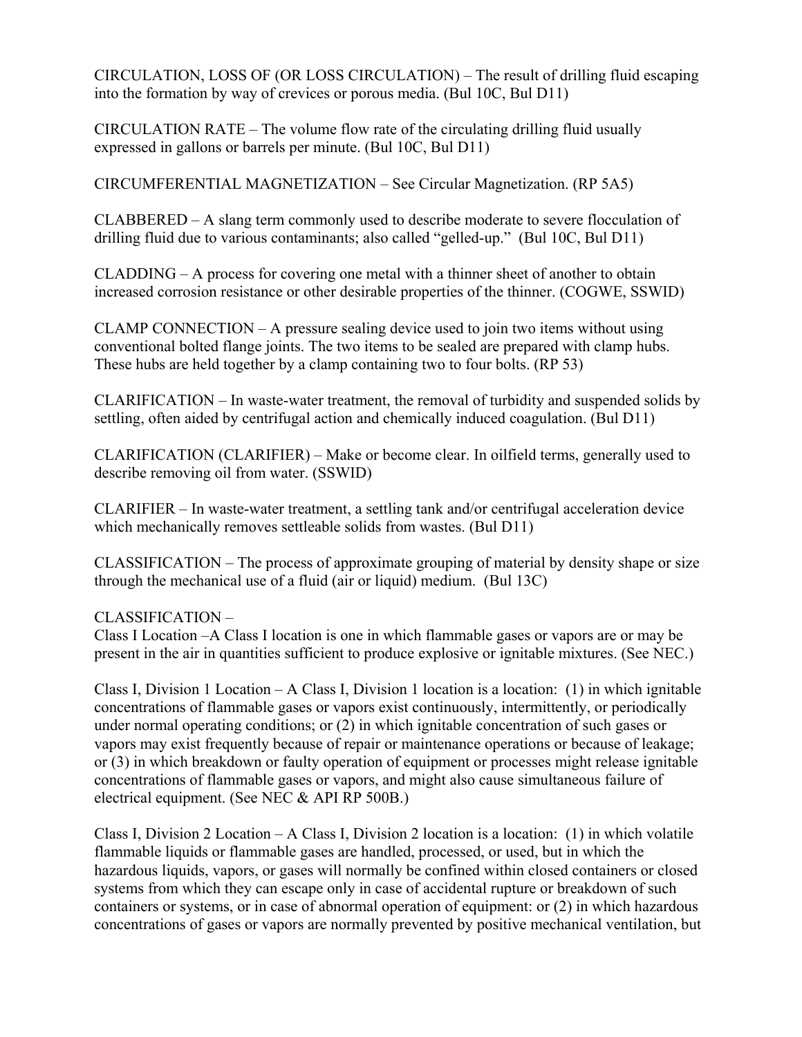CIRCULATION, LOSS OF (OR LOSS CIRCULATION) – The result of drilling fluid escaping into the formation by way of crevices or porous media. (Bul 10C, Bul D11)

CIRCULATION RATE – The volume flow rate of the circulating drilling fluid usually expressed in gallons or barrels per minute. (Bul 10C, Bul D11)

CIRCUMFERENTIAL MAGNETIZATION – See Circular Magnetization. (RP 5A5)

CLABBERED – A slang term commonly used to describe moderate to severe flocculation of drilling fluid due to various contaminants; also called "gelled-up." (Bul 10C, Bul D11)

CLADDING – A process for covering one metal with a thinner sheet of another to obtain increased corrosion resistance or other desirable properties of the thinner. (COGWE, SSWID)

CLAMP CONNECTION – A pressure sealing device used to join two items without using conventional bolted flange joints. The two items to be sealed are prepared with clamp hubs. These hubs are held together by a clamp containing two to four bolts. (RP 53)

CLARIFICATION – In waste-water treatment, the removal of turbidity and suspended solids by settling, often aided by centrifugal action and chemically induced coagulation. (Bul D11)

CLARIFICATION (CLARIFIER) – Make or become clear. In oilfield terms, generally used to describe removing oil from water. (SSWID)

CLARIFIER – In waste-water treatment, a settling tank and/or centrifugal acceleration device which mechanically removes settleable solids from wastes. (Bul D11)

CLASSIFICATION – The process of approximate grouping of material by density shape or size through the mechanical use of a fluid (air or liquid) medium. (Bul 13C)

CLASSIFICATION –
Class I Location –A Class I location is one in which flammable gases or vapors are or may be present in the air in quantities sufficient to produce explosive or ignitable mixtures. (See NEC.)

Class I, Division 1 Location – A Class I, Division 1 location is a location: (1) in which ignitable concentrations of flammable gases or vapors exist continuously, intermittently, or periodically under normal operating conditions; or (2) in which ignitable concentration of such gases or vapors may exist frequently because of repair or maintenance operations or because of leakage; or (3) in which breakdown or faulty operation of equipment or processes might release ignitable concentrations of flammable gases or vapors, and might also cause simultaneous failure of electrical equipment. (See NEC & API RP 500B.)

Class I, Division 2 Location – A Class I, Division 2 location is a location: (1) in which volatile flammable liquids or flammable gases are handled, processed, or used, but in which the hazardous liquids, vapors, or gases will normally be confined within closed containers or closed systems from which they can escape only in case of accidental rupture or breakdown of such containers or systems, or in case of abnormal operation of equipment: or (2) in which hazardous concentrations of gases or vapors are normally prevented by positive mechanical ventilation, but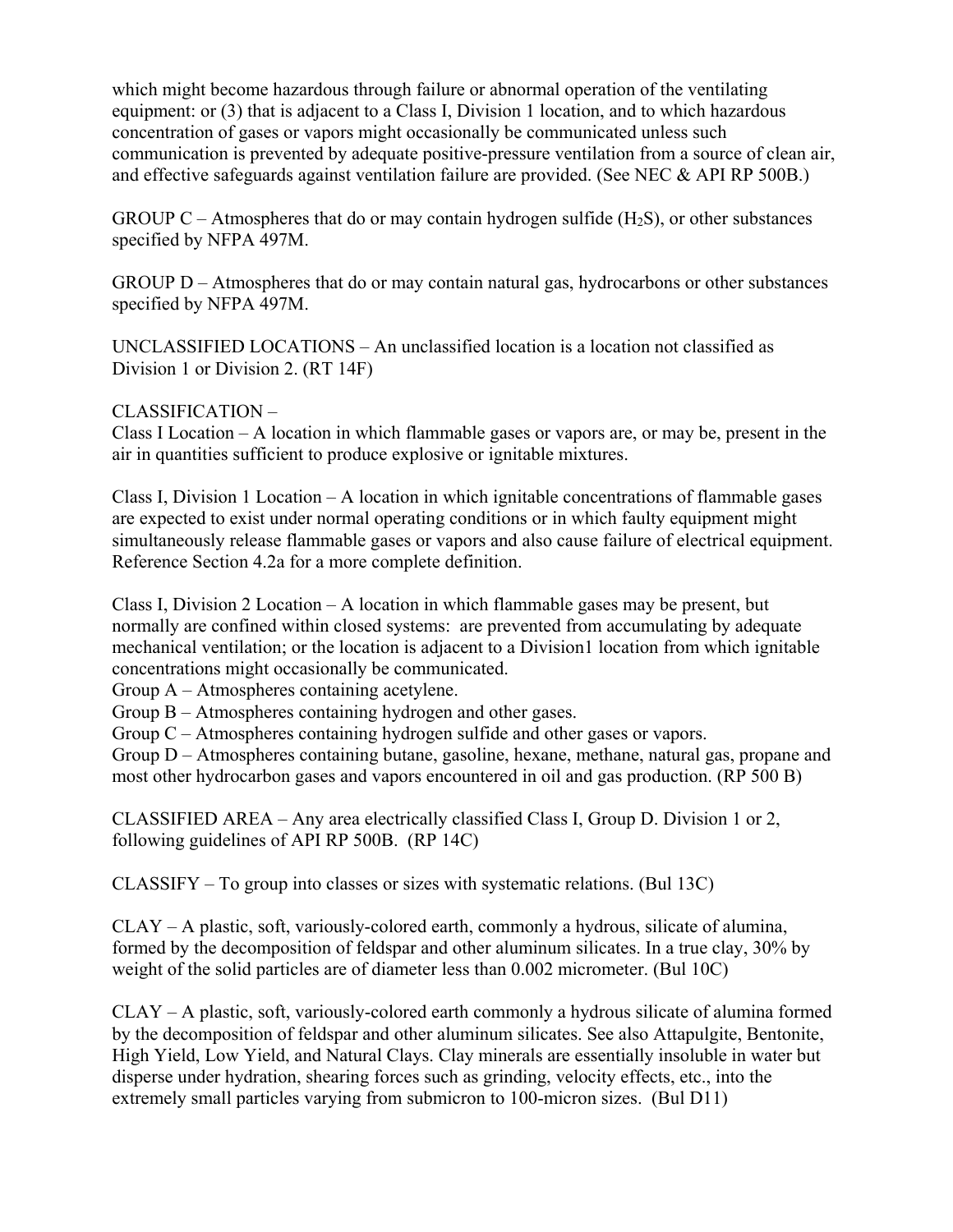which might become hazardous through failure or abnormal operation of the ventilating equipment: or (3) that is adjacent to a Class I, Division 1 location, and to which hazardous concentration of gases or vapors might occasionally be communicated unless such communication is prevented by adequate positive-pressure ventilation from a source of clean air, and effective safeguards against ventilation failure are provided. (See NEC & API RP 500B.)

GROUP C – Atmospheres that do or may contain hydrogen sulfide ($H_2S$), or other substances specified by NFPA 497M.

GROUP D – Atmospheres that do or may contain natural gas, hydrocarbons or other substances specified by NFPA 497M.

UNCLASSIFIED LOCATIONS – An unclassified location is a location not classified as Division 1 or Division 2. (RT 14F)

CLASSIFICATION –
Class I Location – A location in which flammable gases or vapors are, or may be, present in the air in quantities sufficient to produce explosive or ignitable mixtures.

Class I, Division 1 Location – A location in which ignitable concentrations of flammable gases are expected to exist under normal operating conditions or in which faulty equipment might simultaneously release flammable gases or vapors and also cause failure of electrical equipment. Reference Section 4.2a for a more complete definition.

Class I, Division 2 Location – A location in which flammable gases may be present, but normally are confined within closed systems: are prevented from accumulating by adequate mechanical ventilation; or the location is adjacent to a Division1 location from which ignitable concentrations might occasionally be communicated.
Group A – Atmospheres containing acetylene.
Group B – Atmospheres containing hydrogen and other gases.
Group C – Atmospheres containing hydrogen sulfide and other gases or vapors.
Group D – Atmospheres containing butane, gasoline, hexane, methane, natural gas, propane and most other hydrocarbon gases and vapors encountered in oil and gas production. (RP 500 B)

CLASSIFIED AREA – Any area electrically classified Class I, Group D. Division 1 or 2, following guidelines of API RP 500B. (RP 14C)

CLASSIFY – To group into classes or sizes with systematic relations. (Bul 13C)

CLAY – A plastic, soft, variously-colored earth, commonly a hydrous, silicate of alumina, formed by the decomposition of feldspar and other aluminum silicates. In a true clay, 30% by weight of the solid particles are of diameter less than 0.002 micrometer. (Bul 10C)

CLAY – A plastic, soft, variously-colored earth commonly a hydrous silicate of alumina formed by the decomposition of feldspar and other aluminum silicates. See also Attapulgite, Bentonite, High Yield, Low Yield, and Natural Clays. Clay minerals are essentially insoluble in water but disperse under hydration, shearing forces such as grinding, velocity effects, etc., into the extremely small particles varying from submicron to 100-micron sizes. (Bul D11)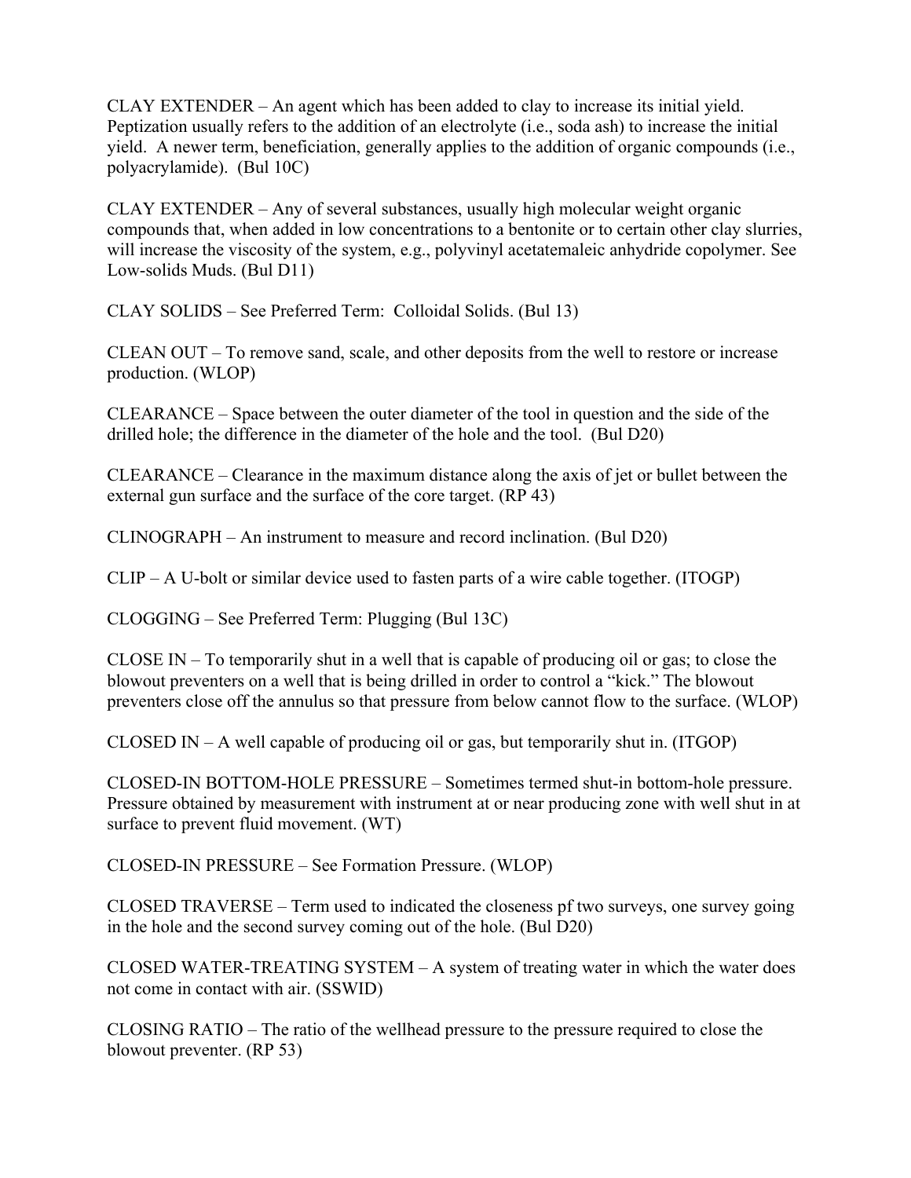CLAY EXTENDER – An agent which has been added to clay to increase its initial yield. Peptization usually refers to the addition of an electrolyte (i.e., soda ash) to increase the initial yield. A newer term, beneficiation, generally applies to the addition of organic compounds (i.e., polyacrylamide). (Bul 10C)

CLAY EXTENDER – Any of several substances, usually high molecular weight organic compounds that, when added in low concentrations to a bentonite or to certain other clay slurries, will increase the viscosity of the system, e.g., polyvinyl acetatemaleic anhydride copolymer. See Low-solids Muds. (Bul D11)

CLAY SOLIDS – See Preferred Term: Colloidal Solids. (Bul 13)

CLEAN OUT – To remove sand, scale, and other deposits from the well to restore or increase production. (WLOP)

CLEARANCE – Space between the outer diameter of the tool in question and the side of the drilled hole; the difference in the diameter of the hole and the tool. (Bul D20)

CLEARANCE – Clearance in the maximum distance along the axis of jet or bullet between the external gun surface and the surface of the core target. (RP 43)

CLINOGRAPH – An instrument to measure and record inclination. (Bul D20)

CLIP – A U-bolt or similar device used to fasten parts of a wire cable together. (ITOGP)

CLOGGING – See Preferred Term: Plugging (Bul 13C)

CLOSE IN – To temporarily shut in a well that is capable of producing oil or gas; to close the blowout preventers on a well that is being drilled in order to control a "kick." The blowout preventers close off the annulus so that pressure from below cannot flow to the surface. (WLOP)

CLOSED IN – A well capable of producing oil or gas, but temporarily shut in. (ITGOP)

CLOSED-IN BOTTOM-HOLE PRESSURE – Sometimes termed shut-in bottom-hole pressure. Pressure obtained by measurement with instrument at or near producing zone with well shut in at surface to prevent fluid movement. (WT)

CLOSED-IN PRESSURE – See Formation Pressure. (WLOP)

CLOSED TRAVERSE – Term used to indicated the closeness pf two surveys, one survey going in the hole and the second survey coming out of the hole. (Bul D20)

CLOSED WATER-TREATING SYSTEM – A system of treating water in which the water does not come in contact with air. (SSWID)

CLOSING RATIO – The ratio of the wellhead pressure to the pressure required to close the blowout preventer. (RP 53)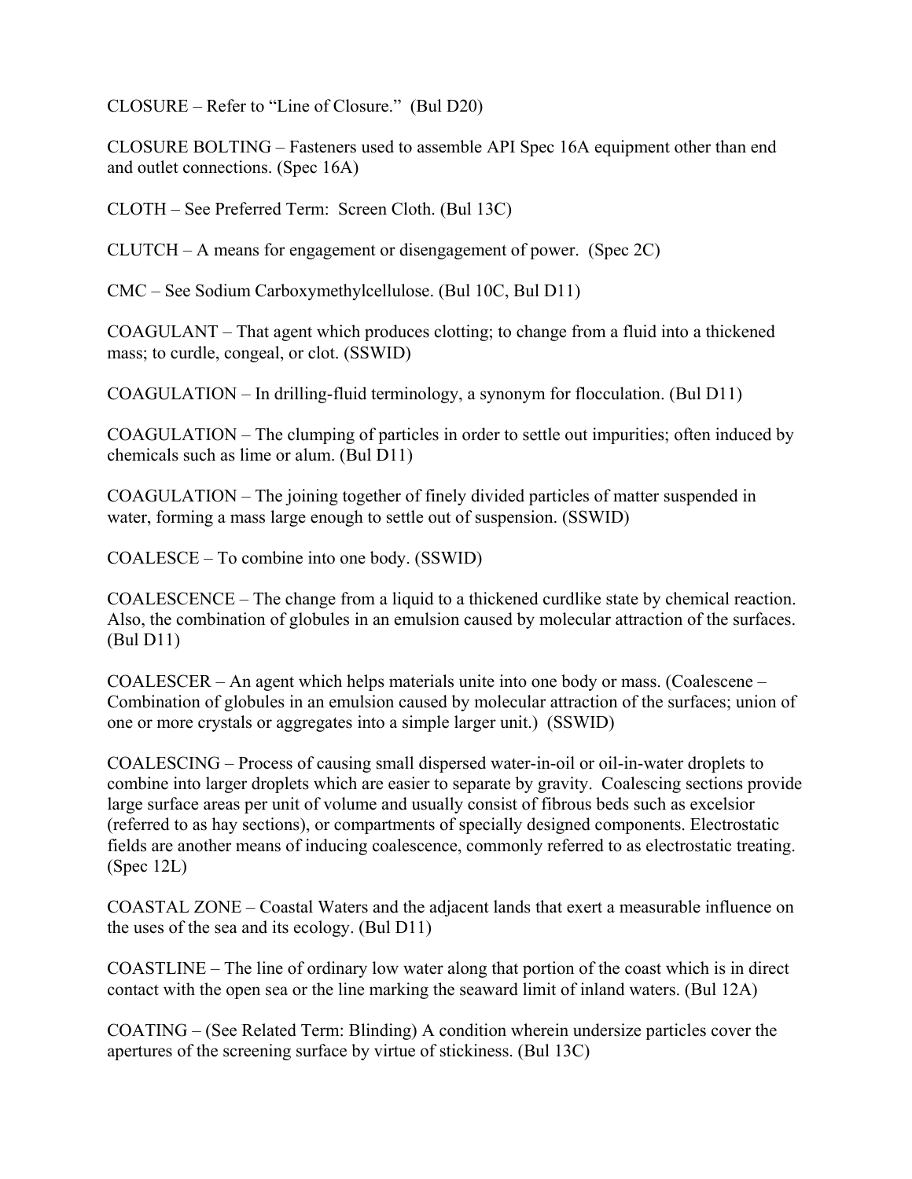CLOSURE – Refer to "Line of Closure." (Bul D20)

CLOSURE BOLTING – Fasteners used to assemble API Spec 16A equipment other than end and outlet connections. (Spec 16A)

CLOTH – See Preferred Term: Screen Cloth. (Bul 13C)

CLUTCH – A means for engagement or disengagement of power. (Spec 2C)

CMC – See Sodium Carboxymethylcellulose. (Bul 10C, Bul D11)

COAGULANT – That agent which produces clotting; to change from a fluid into a thickened mass; to curdle, congeal, or clot. (SSWID)

COAGULATION – In drilling-fluid terminology, a synonym for flocculation. (Bul D11)

COAGULATION – The clumping of particles in order to settle out impurities; often induced by chemicals such as lime or alum. (Bul D11)

COAGULATION – The joining together of finely divided particles of matter suspended in water, forming a mass large enough to settle out of suspension. (SSWID)

COALESCE – To combine into one body. (SSWID)

COALESCENCE – The change from a liquid to a thickened curdlike state by chemical reaction. Also, the combination of globules in an emulsion caused by molecular attraction of the surfaces. (Bul D11)

COALESCER – An agent which helps materials unite into one body or mass. (Coalescene – Combination of globules in an emulsion caused by molecular attraction of the surfaces; union of one or more crystals or aggregates into a simple larger unit.) (SSWID)

COALESCING – Process of causing small dispersed water-in-oil or oil-in-water droplets to combine into larger droplets which are easier to separate by gravity. Coalescing sections provide large surface areas per unit of volume and usually consist of fibrous beds such as excelsior (referred to as hay sections), or compartments of specially designed components. Electrostatic fields are another means of inducing coalescence, commonly referred to as electrostatic treating. (Spec 12L)

COASTAL ZONE – Coastal Waters and the adjacent lands that exert a measurable influence on the uses of the sea and its ecology. (Bul D11)

COASTLINE – The line of ordinary low water along that portion of the coast which is in direct contact with the open sea or the line marking the seaward limit of inland waters. (Bul 12A)

COATING – (See Related Term: Blinding) A condition wherein undersize particles cover the apertures of the screening surface by virtue of stickiness. (Bul 13C)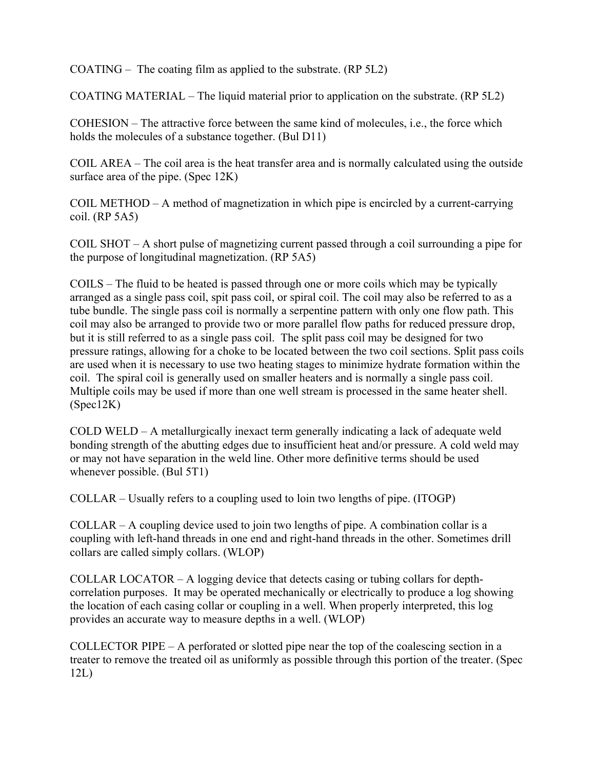COATING – The coating film as applied to the substrate. (RP 5L2)

COATING MATERIAL – The liquid material prior to application on the substrate. (RP 5L2)

COHESION – The attractive force between the same kind of molecules, i.e., the force which holds the molecules of a substance together. (Bul D11)

COIL AREA – The coil area is the heat transfer area and is normally calculated using the outside surface area of the pipe. (Spec 12K)

COIL METHOD – A method of magnetization in which pipe is encircled by a current-carrying coil. (RP 5A5)

COIL SHOT – A short pulse of magnetizing current passed through a coil surrounding a pipe for the purpose of longitudinal magnetization. (RP 5A5)

COILS – The fluid to be heated is passed through one or more coils which may be typically arranged as a single pass coil, spit pass coil, or spiral coil. The coil may also be referred to as a tube bundle. The single pass coil is normally a serpentine pattern with only one flow path. This coil may also be arranged to provide two or more parallel flow paths for reduced pressure drop, but it is still referred to as a single pass coil. The split pass coil may be designed for two pressure ratings, allowing for a choke to be located between the two coil sections. Split pass coils are used when it is necessary to use two heating stages to minimize hydrate formation within the coil. The spiral coil is generally used on smaller heaters and is normally a single pass coil. Multiple coils may be used if more than one well stream is processed in the same heater shell. (Spec12K)

COLD WELD – A metallurgically inexact term generally indicating a lack of adequate weld bonding strength of the abutting edges due to insufficient heat and/or pressure. A cold weld may or may not have separation in the weld line. Other more definitive terms should be used whenever possible. (Bul 5T1)

COLLAR – Usually refers to a coupling used to loin two lengths of pipe. (ITOGP)

COLLAR – A coupling device used to join two lengths of pipe. A combination collar is a coupling with left-hand threads in one end and right-hand threads in the other. Sometimes drill collars are called simply collars. (WLOP)

COLLAR LOCATOR – A logging device that detects casing or tubing collars for depth-correlation purposes. It may be operated mechanically or electrically to produce a log showing the location of each casing collar or coupling in a well. When properly interpreted, this log provides an accurate way to measure depths in a well. (WLOP)

COLLECTOR PIPE – A perforated or slotted pipe near the top of the coalescing section in a treater to remove the treated oil as uniformly as possible through this portion of the treater. (Spec 12L)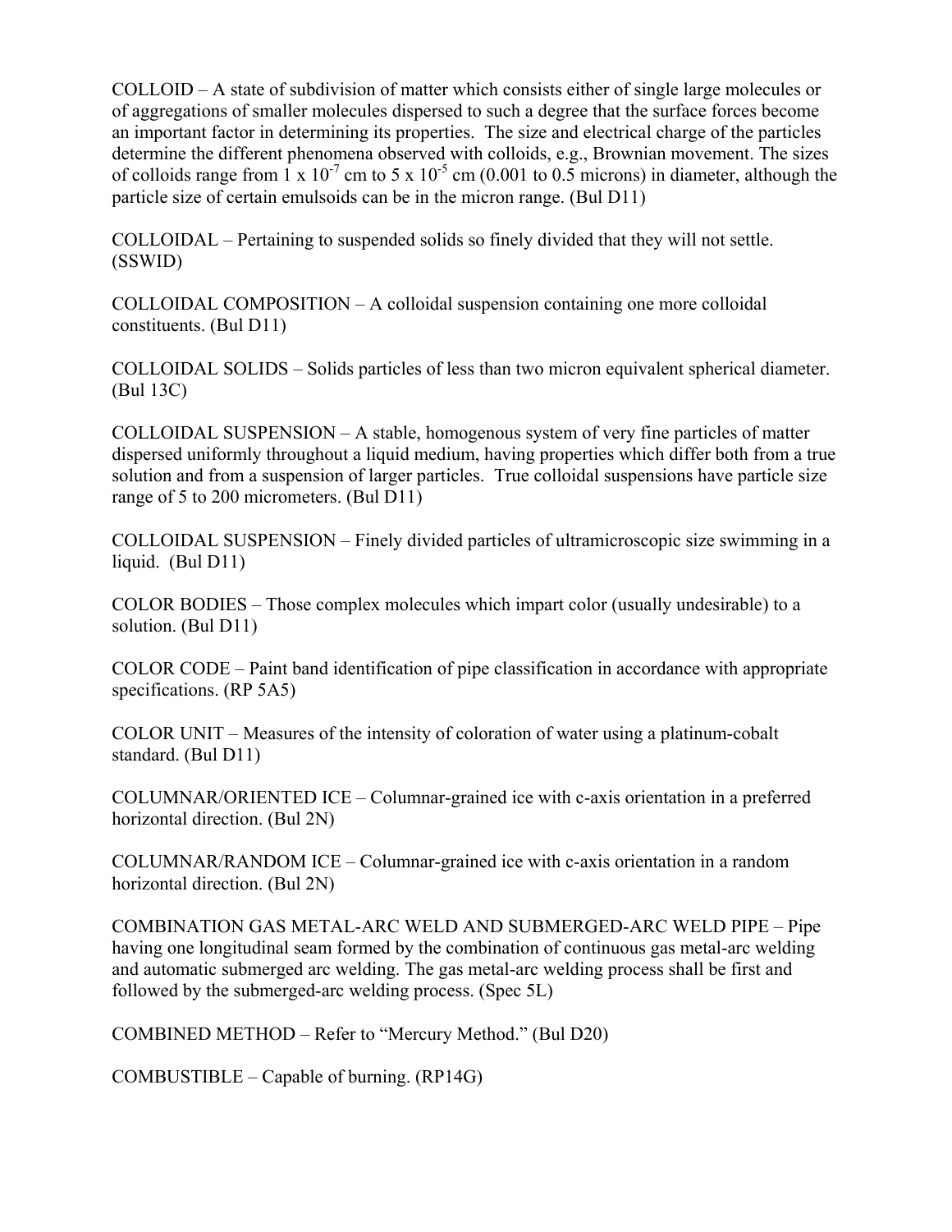COLLOID – A state of subdivision of matter which consists either of single large molecules or of aggregations of smaller molecules dispersed to such a degree that the surface forces become an important factor in determining its properties. The size and electrical charge of the particles determine the different phenomena observed with colloids, e.g., Brownian movement. The sizes of colloids range from $1 \times 10^{-7}$ cm to $5 \times 10^{-5}$ cm (0.001 to 0.5 microns) in diameter, although the particle size of certain emulsoids can be in the micron range. (Bul D11)

COLLOIDAL – Pertaining to suspended solids so finely divided that they will not settle. (SSWID)

COLLOIDAL COMPOSITION – A colloidal suspension containing one more colloidal constituents. (Bul D11)

COLLOIDAL SOLIDS – Solids particles of less than two micron equivalent spherical diameter. (Bul 13C)

COLLOIDAL SUSPENSION – A stable, homogenous system of very fine particles of matter dispersed uniformly throughout a liquid medium, having properties which differ both from a true solution and from a suspension of larger particles. True colloidal suspensions have particle size range of 5 to 200 micrometers. (Bul D11)

COLLOIDAL SUSPENSION – Finely divided particles of ultramicroscopic size swimming in a liquid. (Bul D11)

COLOR BODIES – Those complex molecules which impart color (usually undesirable) to a solution. (Bul D11)

COLOR CODE – Paint band identification of pipe classification in accordance with appropriate specifications. (RP 5A5)

COLOR UNIT – Measures of the intensity of coloration of water using a platinum-cobalt standard. (Bul D11)

COLUMNAR/ORIENTED ICE – Columnar-grained ice with c-axis orientation in a preferred horizontal direction. (Bul 2N)

COLUMNAR/RANDOM ICE – Columnar-grained ice with c-axis orientation in a random horizontal direction. (Bul 2N)

COMBINATION GAS METAL-ARC WELD AND SUBMERGED-ARC WELD PIPE – Pipe having one longitudinal seam formed by the combination of continuous gas metal-arc welding and automatic submerged arc welding. The gas metal-arc welding process shall be first and followed by the submerged-arc welding process. (Spec 5L)

COMBINED METHOD – Refer to "Mercury Method." (Bul D20)

COMBUSTIBLE – Capable of burning. (RP14G)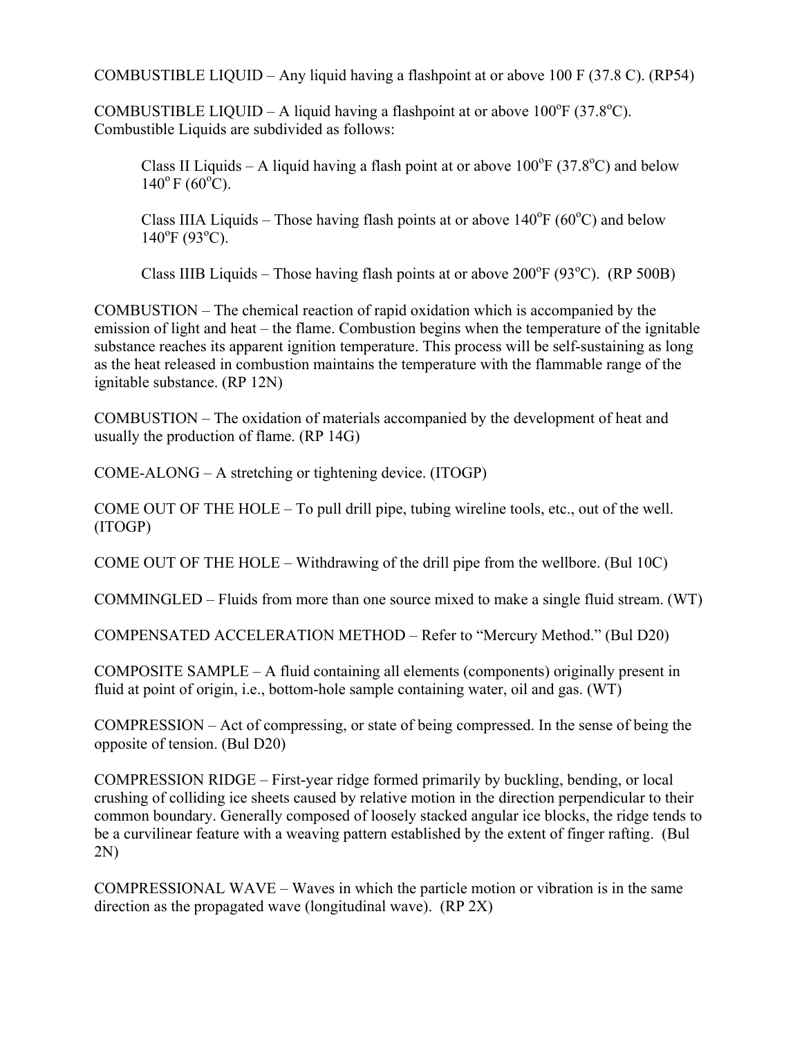COMBUSTIBLE LIQUID – Any liquid having a flashpoint at or above 100 F (37.8 C). (RP54)

COMBUSTIBLE LIQUID – A liquid having a flashpoint at or above 100$^{o}$F (37.8$^{o}$C). Combustible Liquids are subdivided as follows:

> Class II Liquids – A liquid having a flash point at or above 100$^{o}$F (37.8$^{o}$C) and below 140$^{o}$ F (60$^{o}$C).
>
> Class IIIA Liquids – Those having flash points at or above 140$^{o}$F (60$^{o}$C) and below 140$^{o}$F (93$^{o}$C).
>
> Class IIIB Liquids – Those having flash points at or above 200$^{o}$F (93$^{o}$C). (RP 500B)

COMBUSTION – The chemical reaction of rapid oxidation which is accompanied by the emission of light and heat – the flame. Combustion begins when the temperature of the ignitable substance reaches its apparent ignition temperature. This process will be self-sustaining as long as the heat released in combustion maintains the temperature with the flammable range of the ignitable substance. (RP 12N)

COMBUSTION – The oxidation of materials accompanied by the development of heat and usually the production of flame. (RP 14G)

COME-ALONG – A stretching or tightening device. (ITOGP)

COME OUT OF THE HOLE – To pull drill pipe, tubing wireline tools, etc., out of the well. (ITOGP)

COME OUT OF THE HOLE – Withdrawing of the drill pipe from the wellbore. (Bul 10C)

COMMINGLED – Fluids from more than one source mixed to make a single fluid stream. (WT)

COMPENSATED ACCELERATION METHOD – Refer to "Mercury Method." (Bul D20)

COMPOSITE SAMPLE – A fluid containing all elements (components) originally present in fluid at point of origin, i.e., bottom-hole sample containing water, oil and gas. (WT)

COMPRESSION – Act of compressing, or state of being compressed. In the sense of being the opposite of tension. (Bul D20)

COMPRESSION RIDGE – First-year ridge formed primarily by buckling, bending, or local crushing of colliding ice sheets caused by relative motion in the direction perpendicular to their common boundary. Generally composed of loosely stacked angular ice blocks, the ridge tends to be a curvilinear feature with a weaving pattern established by the extent of finger rafting. (Bul 2N)

COMPRESSIONAL WAVE – Waves in which the particle motion or vibration is in the same direction as the propagated wave (longitudinal wave). (RP 2X)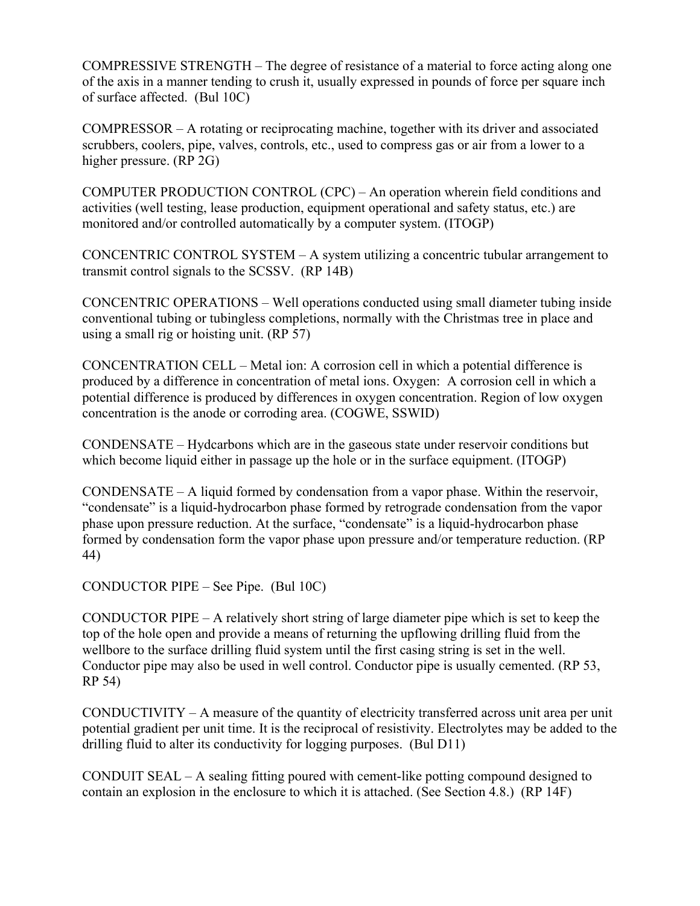COMPRESSIVE STRENGTH – The degree of resistance of a material to force acting along one of the axis in a manner tending to crush it, usually expressed in pounds of force per square inch of surface affected. (Bul 10C)

COMPRESSOR – A rotating or reciprocating machine, together with its driver and associated scrubbers, coolers, pipe, valves, controls, etc., used to compress gas or air from a lower to a higher pressure. (RP 2G)

COMPUTER PRODUCTION CONTROL (CPC) – An operation wherein field conditions and activities (well testing, lease production, equipment operational and safety status, etc.) are monitored and/or controlled automatically by a computer system. (ITOGP)

CONCENTRIC CONTROL SYSTEM – A system utilizing a concentric tubular arrangement to transmit control signals to the SCSSV. (RP 14B)

CONCENTRIC OPERATIONS – Well operations conducted using small diameter tubing inside conventional tubing or tubingless completions, normally with the Christmas tree in place and using a small rig or hoisting unit. (RP 57)

CONCENTRATION CELL – Metal ion: A corrosion cell in which a potential difference is produced by a difference in concentration of metal ions. Oxygen: A corrosion cell in which a potential difference is produced by differences in oxygen concentration. Region of low oxygen concentration is the anode or corroding area. (COGWE, SSWID)

CONDENSATE – Hydcarbons which are in the gaseous state under reservoir conditions but which become liquid either in passage up the hole or in the surface equipment. (ITOGP)

CONDENSATE – A liquid formed by condensation from a vapor phase. Within the reservoir, "condensate" is a liquid-hydrocarbon phase formed by retrograde condensation from the vapor phase upon pressure reduction. At the surface, "condensate" is a liquid-hydrocarbon phase formed by condensation form the vapor phase upon pressure and/or temperature reduction. (RP 44)

CONDUCTOR PIPE – See Pipe. (Bul 10C)

CONDUCTOR PIPE – A relatively short string of large diameter pipe which is set to keep the top of the hole open and provide a means of returning the upflowing drilling fluid from the wellbore to the surface drilling fluid system until the first casing string is set in the well. Conductor pipe may also be used in well control. Conductor pipe is usually cemented. (RP 53, RP 54)

CONDUCTIVITY – A measure of the quantity of electricity transferred across unit area per unit potential gradient per unit time. It is the reciprocal of resistivity. Electrolytes may be added to the drilling fluid to alter its conductivity for logging purposes. (Bul D11)

CONDUIT SEAL – A sealing fitting poured with cement-like potting compound designed to contain an explosion in the enclosure to which it is attached. (See Section 4.8.) (RP 14F)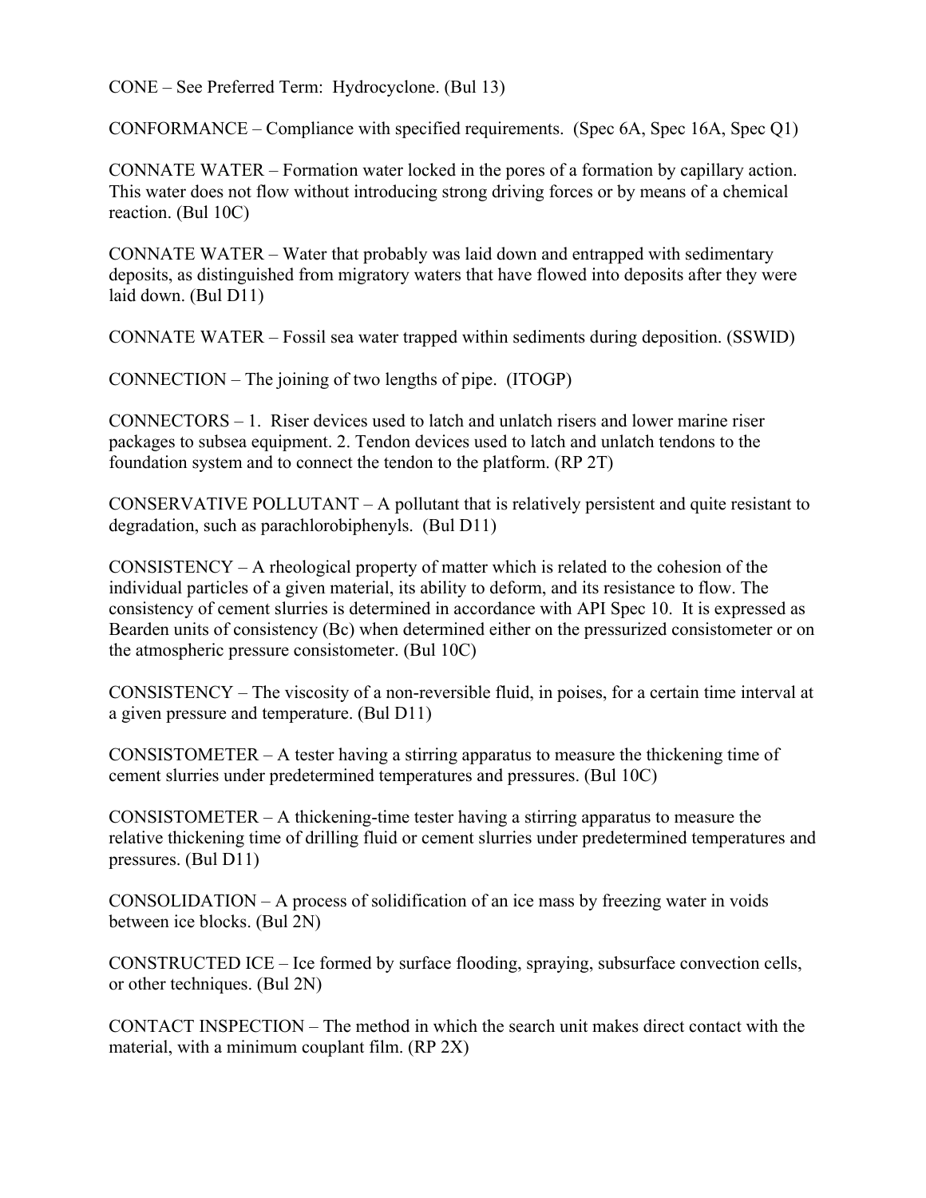CONE – See Preferred Term: Hydrocyclone. (Bul 13)

CONFORMANCE – Compliance with specified requirements. (Spec 6A, Spec 16A, Spec Q1)

CONNATE WATER – Formation water locked in the pores of a formation by capillary action. This water does not flow without introducing strong driving forces or by means of a chemical reaction. (Bul 10C)

CONNATE WATER – Water that probably was laid down and entrapped with sedimentary deposits, as distinguished from migratory waters that have flowed into deposits after they were laid down. (Bul D11)

CONNATE WATER – Fossil sea water trapped within sediments during deposition. (SSWID)

CONNECTION – The joining of two lengths of pipe. (ITOGP)

CONNECTORS – 1. Riser devices used to latch and unlatch risers and lower marine riser packages to subsea equipment. 2. Tendon devices used to latch and unlatch tendons to the foundation system and to connect the tendon to the platform. (RP 2T)

CONSERVATIVE POLLUTANT – A pollutant that is relatively persistent and quite resistant to degradation, such as parachlorobiphenyls. (Bul D11)

CONSISTENCY – A rheological property of matter which is related to the cohesion of the individual particles of a given material, its ability to deform, and its resistance to flow. The consistency of cement slurries is determined in accordance with API Spec 10. It is expressed as Bearden units of consistency (Bc) when determined either on the pressurized consistometer or on the atmospheric pressure consistometer. (Bul 10C)

CONSISTENCY – The viscosity of a non-reversible fluid, in poises, for a certain time interval at a given pressure and temperature. (Bul D11)

CONSISTOMETER – A tester having a stirring apparatus to measure the thickening time of cement slurries under predetermined temperatures and pressures. (Bul 10C)

CONSISTOMETER – A thickening-time tester having a stirring apparatus to measure the relative thickening time of drilling fluid or cement slurries under predetermined temperatures and pressures. (Bul D11)

CONSOLIDATION – A process of solidification of an ice mass by freezing water in voids between ice blocks. (Bul 2N)

CONSTRUCTED ICE – Ice formed by surface flooding, spraying, subsurface convection cells, or other techniques. (Bul 2N)

CONTACT INSPECTION – The method in which the search unit makes direct contact with the material, with a minimum couplant film. (RP 2X)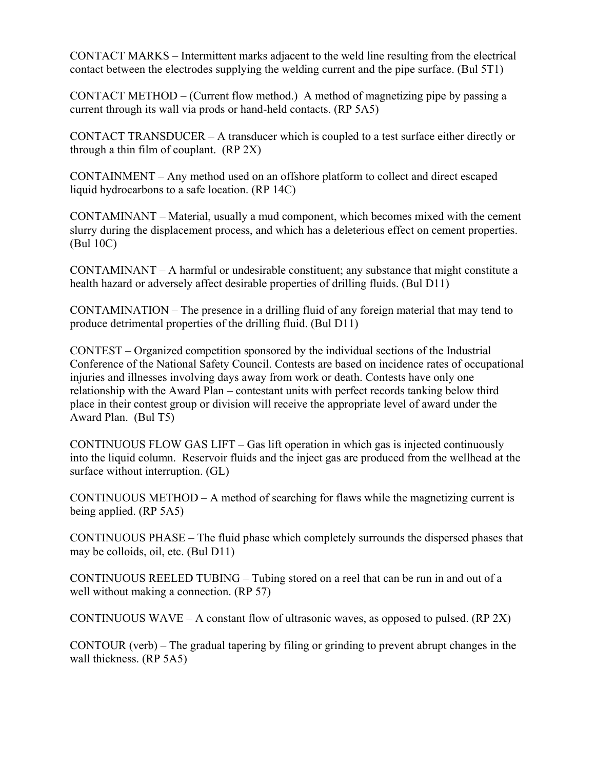CONTACT MARKS – Intermittent marks adjacent to the weld line resulting from the electrical contact between the electrodes supplying the welding current and the pipe surface. (Bul 5T1)

CONTACT METHOD – (Current flow method.) A method of magnetizing pipe by passing a current through its wall via prods or hand-held contacts. (RP 5A5)

CONTACT TRANSDUCER – A transducer which is coupled to a test surface either directly or through a thin film of couplant. (RP 2X)

CONTAINMENT – Any method used on an offshore platform to collect and direct escaped liquid hydrocarbons to a safe location. (RP 14C)

CONTAMINANT – Material, usually a mud component, which becomes mixed with the cement slurry during the displacement process, and which has a deleterious effect on cement properties. (Bul 10C)

CONTAMINANT – A harmful or undesirable constituent; any substance that might constitute a health hazard or adversely affect desirable properties of drilling fluids. (Bul D11)

CONTAMINATION – The presence in a drilling fluid of any foreign material that may tend to produce detrimental properties of the drilling fluid. (Bul D11)

CONTEST – Organized competition sponsored by the individual sections of the Industrial Conference of the National Safety Council. Contests are based on incidence rates of occupational injuries and illnesses involving days away from work or death. Contests have only one relationship with the Award Plan – contestant units with perfect records tanking below third place in their contest group or division will receive the appropriate level of award under the Award Plan. (Bul T5)

CONTINUOUS FLOW GAS LIFT – Gas lift operation in which gas is injected continuously into the liquid column. Reservoir fluids and the inject gas are produced from the wellhead at the surface without interruption. (GL)

CONTINUOUS METHOD – A method of searching for flaws while the magnetizing current is being applied. (RP 5A5)

CONTINUOUS PHASE – The fluid phase which completely surrounds the dispersed phases that may be colloids, oil, etc. (Bul D11)

CONTINUOUS REELED TUBING – Tubing stored on a reel that can be run in and out of a well without making a connection. (RP 57)

CONTINUOUS WAVE – A constant flow of ultrasonic waves, as opposed to pulsed. (RP 2X)

CONTOUR (verb) – The gradual tapering by filing or grinding to prevent abrupt changes in the wall thickness. (RP 5A5)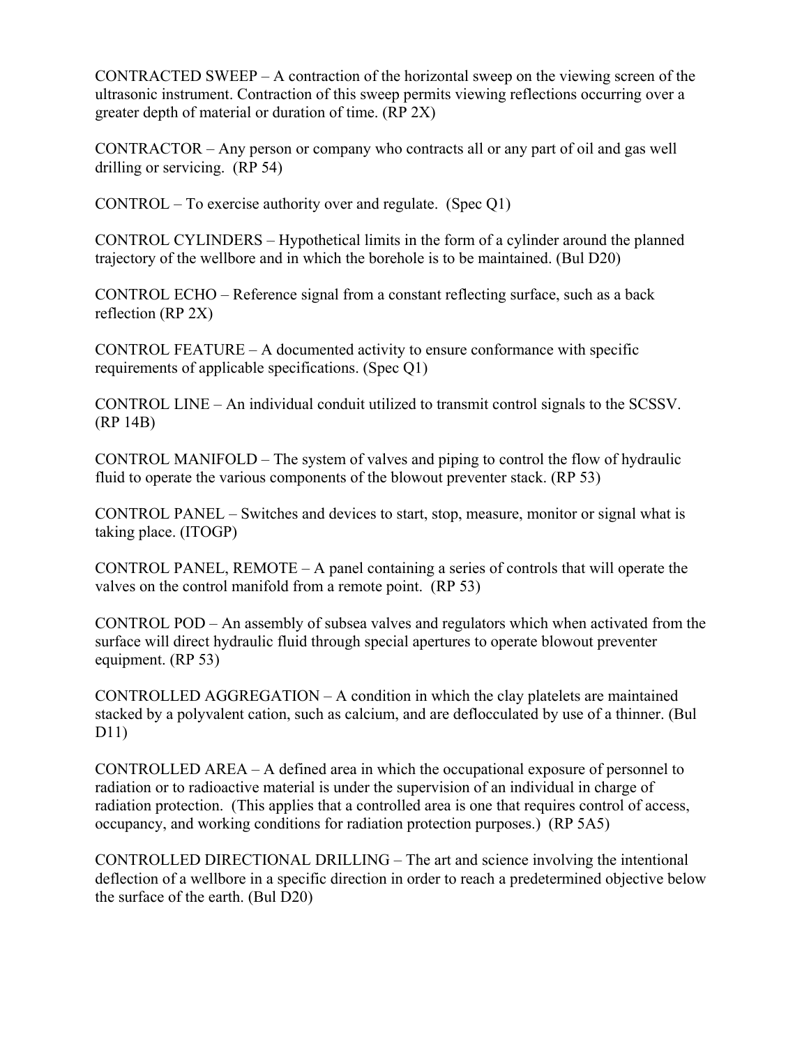CONTRACTED SWEEP – A contraction of the horizontal sweep on the viewing screen of the ultrasonic instrument. Contraction of this sweep permits viewing reflections occurring over a greater depth of material or duration of time. (RP 2X)

CONTRACTOR – Any person or company who contracts all or any part of oil and gas well drilling or servicing. (RP 54)

CONTROL – To exercise authority over and regulate. (Spec Q1)

CONTROL CYLINDERS – Hypothetical limits in the form of a cylinder around the planned trajectory of the wellbore and in which the borehole is to be maintained. (Bul D20)

CONTROL ECHO – Reference signal from a constant reflecting surface, such as a back reflection (RP 2X)

CONTROL FEATURE – A documented activity to ensure conformance with specific requirements of applicable specifications. (Spec Q1)

CONTROL LINE – An individual conduit utilized to transmit control signals to the SCSSV. (RP 14B)

CONTROL MANIFOLD – The system of valves and piping to control the flow of hydraulic fluid to operate the various components of the blowout preventer stack. (RP 53)

CONTROL PANEL – Switches and devices to start, stop, measure, monitor or signal what is taking place. (ITOGP)

CONTROL PANEL, REMOTE – A panel containing a series of controls that will operate the valves on the control manifold from a remote point. (RP 53)

CONTROL POD – An assembly of subsea valves and regulators which when activated from the surface will direct hydraulic fluid through special apertures to operate blowout preventer equipment. (RP 53)

CONTROLLED AGGREGATION – A condition in which the clay platelets are maintained stacked by a polyvalent cation, such as calcium, and are deflocculated by use of a thinner. (Bul D11)

CONTROLLED AREA – A defined area in which the occupational exposure of personnel to radiation or to radioactive material is under the supervision of an individual in charge of radiation protection. (This applies that a controlled area is one that requires control of access, occupancy, and working conditions for radiation protection purposes.) (RP 5A5)

CONTROLLED DIRECTIONAL DRILLING – The art and science involving the intentional deflection of a wellbore in a specific direction in order to reach a predetermined objective below the surface of the earth. (Bul D20)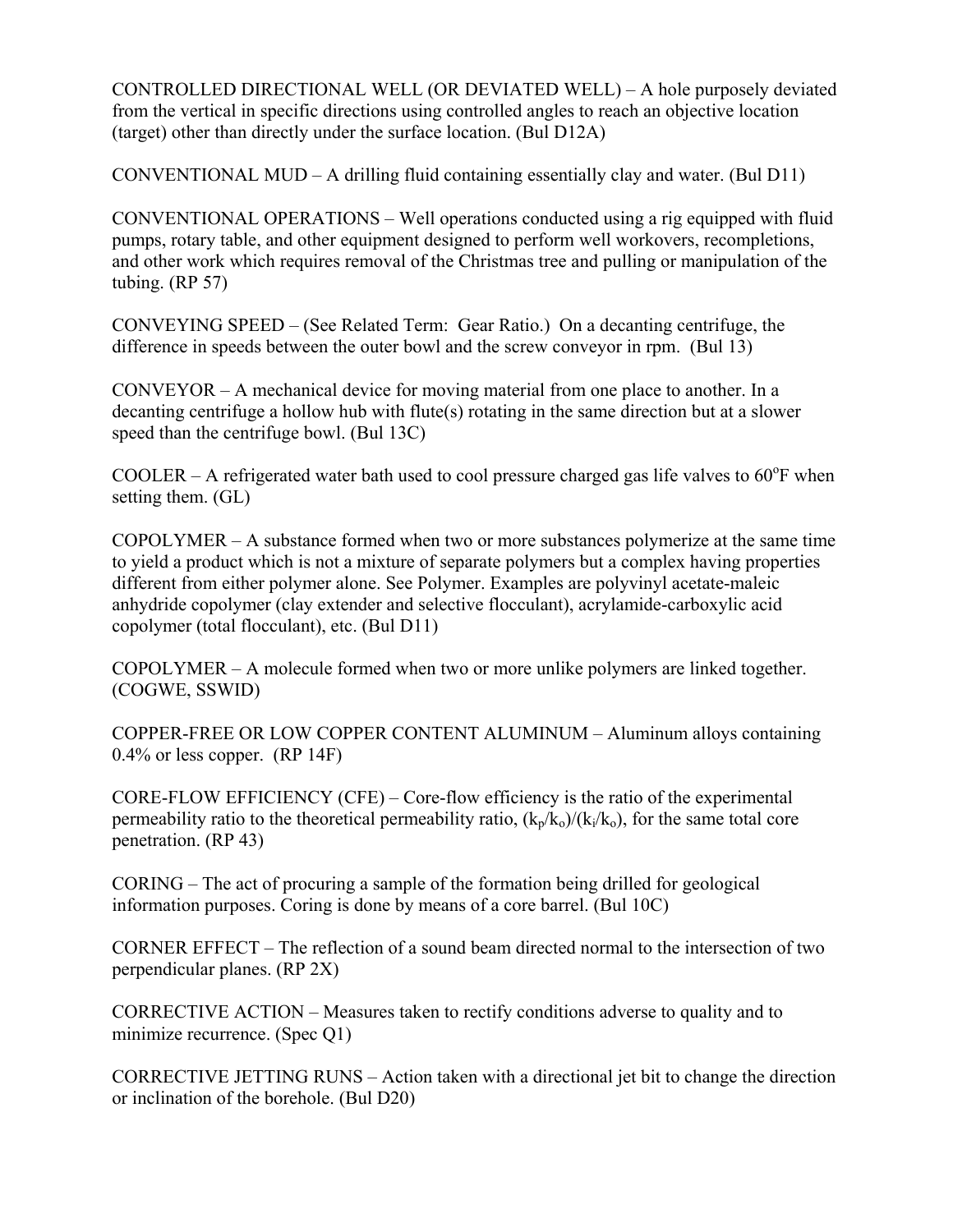CONTROLLED DIRECTIONAL WELL (OR DEVIATED WELL) – A hole purposely deviated from the vertical in specific directions using controlled angles to reach an objective location (target) other than directly under the surface location. (Bul D12A)

CONVENTIONAL MUD – A drilling fluid containing essentially clay and water. (Bul D11)

CONVENTIONAL OPERATIONS – Well operations conducted using a rig equipped with fluid pumps, rotary table, and other equipment designed to perform well workovers, recompletions, and other work which requires removal of the Christmas tree and pulling or manipulation of the tubing. (RP 57)

CONVEYING SPEED – (See Related Term: Gear Ratio.) On a decanting centrifuge, the difference in speeds between the outer bowl and the screw conveyor in rpm. (Bul 13)

CONVEYOR – A mechanical device for moving material from one place to another. In a decanting centrifuge a hollow hub with flute(s) rotating in the same direction but at a slower speed than the centrifuge bowl. (Bul 13C)

COOLER – A refrigerated water bath used to cool pressure charged gas life valves to 60$^{o}$F when setting them. (GL)

COPOLYMER – A substance formed when two or more substances polymerize at the same time to yield a product which is not a mixture of separate polymers but a complex having properties different from either polymer alone. See Polymer. Examples are polyvinyl acetate-maleic anhydride copolymer (clay extender and selective flocculant), acrylamide-carboxylic acid copolymer (total flocculant), etc. (Bul D11)

COPOLYMER – A molecule formed when two or more unlike polymers are linked together. (COGWE, SSWID)

COPPER-FREE OR LOW COPPER CONTENT ALUMINUM – Aluminum alloys containing 0.4% or less copper. (RP 14F)

CORE-FLOW EFFICIENCY (CFE) – Core-flow efficiency is the ratio of the experimental permeability ratio to the theoretical permeability ratio, $(k_p/k_o)/(k_i/k_o)$, for the same total core penetration. (RP 43)

CORING – The act of procuring a sample of the formation being drilled for geological information purposes. Coring is done by means of a core barrel. (Bul 10C)

CORNER EFFECT – The reflection of a sound beam directed normal to the intersection of two perpendicular planes. (RP 2X)

CORRECTIVE ACTION – Measures taken to rectify conditions adverse to quality and to minimize recurrence. (Spec Q1)

CORRECTIVE JETTING RUNS – Action taken with a directional jet bit to change the direction or inclination of the borehole. (Bul D20)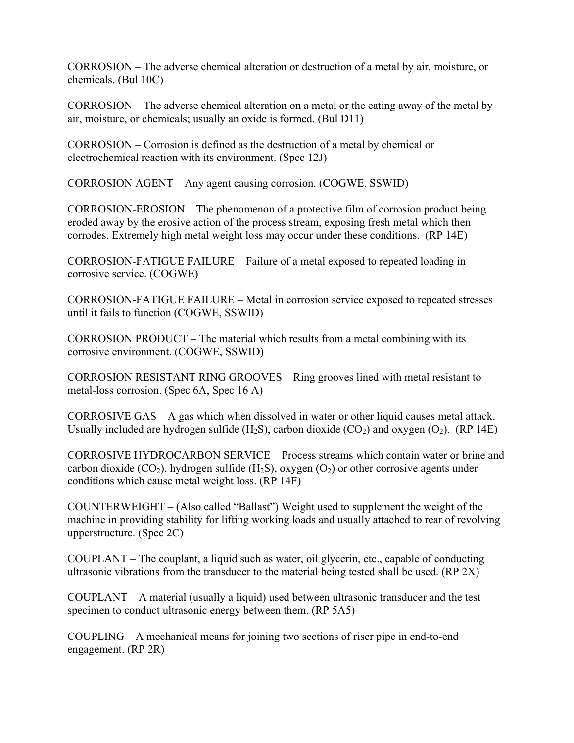CORROSION – The adverse chemical alteration or destruction of a metal by air, moisture, or chemicals. (Bul 10C)

CORROSION – The adverse chemical alteration on a metal or the eating away of the metal by air, moisture, or chemicals; usually an oxide is formed. (Bul D11)

CORROSION – Corrosion is defined as the destruction of a metal by chemical or electrochemical reaction with its environment. (Spec 12J)

CORROSION AGENT – Any agent causing corrosion. (COGWE, SSWID)

CORROSION-EROSION – The phenomenon of a protective film of corrosion product being eroded away by the erosive action of the process stream, exposing fresh metal which then corrodes. Extremely high metal weight loss may occur under these conditions. (RP 14E)

CORROSION-FATIGUE FAILURE – Failure of a metal exposed to repeated loading in corrosive service. (COGWE)

CORROSION-FATIGUE FAILURE – Metal in corrosion service exposed to repeated stresses until it fails to function (COGWE, SSWID)

CORROSION PRODUCT – The material which results from a metal combining with its corrosive environment. (COGWE, SSWID)

CORROSION RESISTANT RING GROOVES – Ring grooves lined with metal resistant to metal-loss corrosion. (Spec 6A, Spec 16 A)

CORROSIVE GAS – A gas which when dissolved in water or other liquid causes metal attack. Usually included are hydrogen sulfide ($H_2S$), carbon dioxide ($CO_2$) and oxygen ($O_2$). (RP 14E)

CORROSIVE HYDROCARBON SERVICE – Process streams which contain water or brine and carbon dioxide ($CO_2$), hydrogen sulfide ($H_2S$), oxygen ($O_2$) or other corrosive agents under conditions which cause metal weight loss. (RP 14F)

COUNTERWEIGHT – (Also called "Ballast") Weight used to supplement the weight of the machine in providing stability for lifting working loads and usually attached to rear of revolving upperstructure. (Spec 2C)

COUPLANT – The couplant, a liquid such as water, oil glycerin, etc., capable of conducting ultrasonic vibrations from the transducer to the material being tested shall be used. (RP 2X)

COUPLANT – A material (usually a liquid) used between ultrasonic transducer and the test specimen to conduct ultrasonic energy between them. (RP 5A5)

COUPLING – A mechanical means for joining two sections of riser pipe in end-to-end engagement. (RP 2R)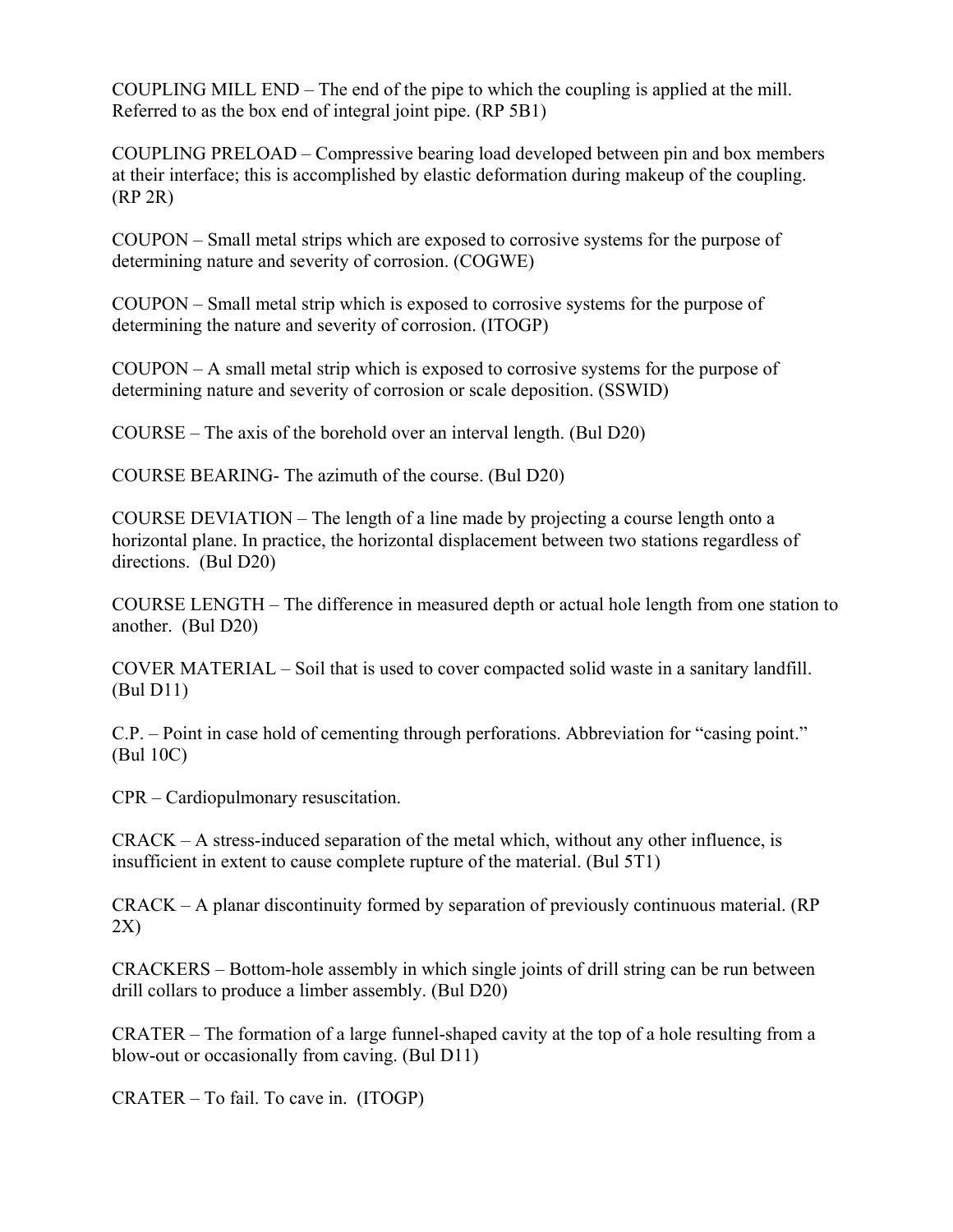COUPLING MILL END – The end of the pipe to which the coupling is applied at the mill. Referred to as the box end of integral joint pipe. (RP 5B1)

COUPLING PRELOAD – Compressive bearing load developed between pin and box members at their interface; this is accomplished by elastic deformation during makeup of the coupling. (RP 2R)

COUPON – Small metal strips which are exposed to corrosive systems for the purpose of determining nature and severity of corrosion. (COGWE)

COUPON – Small metal strip which is exposed to corrosive systems for the purpose of determining the nature and severity of corrosion. (ITOGP)

COUPON – A small metal strip which is exposed to corrosive systems for the purpose of determining nature and severity of corrosion or scale deposition. (SSWID)

COURSE – The axis of the borehold over an interval length. (Bul D20)

COURSE BEARING- The azimuth of the course. (Bul D20)

COURSE DEVIATION – The length of a line made by projecting a course length onto a horizontal plane. In practice, the horizontal displacement between two stations regardless of directions. (Bul D20)

COURSE LENGTH – The difference in measured depth or actual hole length from one station to another. (Bul D20)

COVER MATERIAL – Soil that is used to cover compacted solid waste in a sanitary landfill. (Bul D11)

C.P. – Point in case hold of cementing through perforations. Abbreviation for “casing point.” (Bul 10C)

CPR – Cardiopulmonary resuscitation.

CRACK – A stress-induced separation of the metal which, without any other influence, is insufficient in extent to cause complete rupture of the material. (Bul 5T1)

CRACK – A planar discontinuity formed by separation of previously continuous material. (RP 2X)

CRACKERS – Bottom-hole assembly in which single joints of drill string can be run between drill collars to produce a limber assembly. (Bul D20)

CRATER – The formation of a large funnel-shaped cavity at the top of a hole resulting from a blow-out or occasionally from caving. (Bul D11)

CRATER – To fail. To cave in. (ITOGP)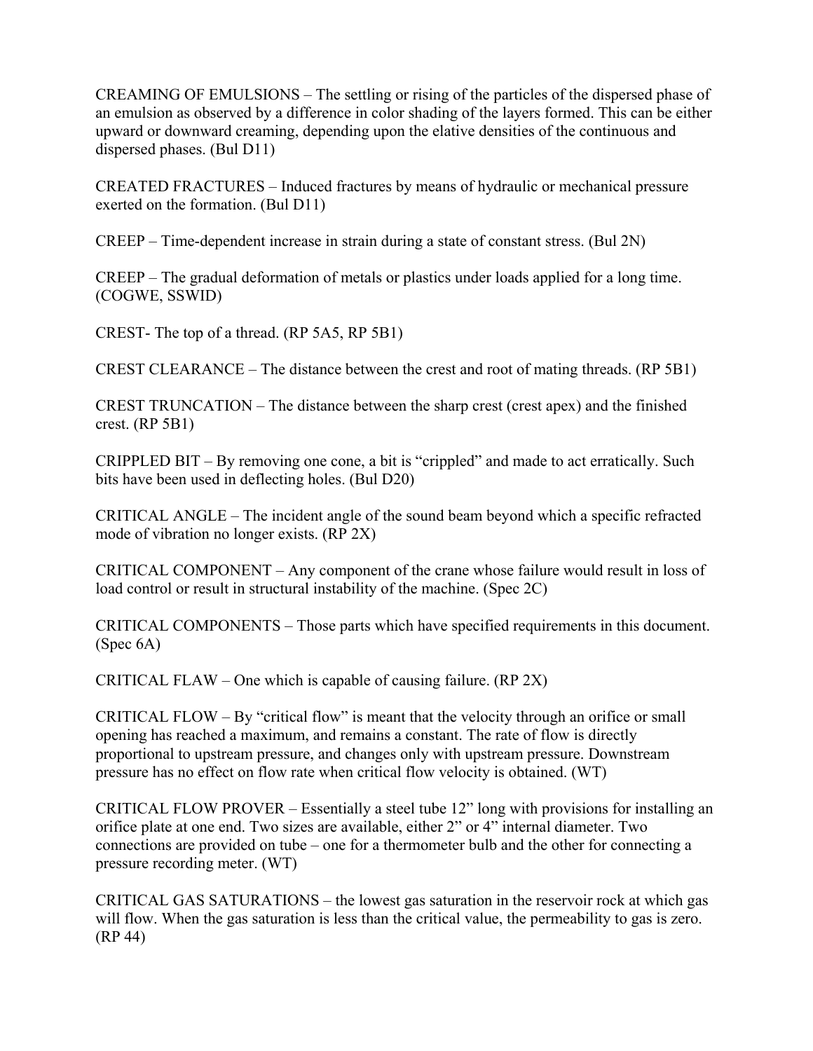CREAMING OF EMULSIONS – The settling or rising of the particles of the dispersed phase of an emulsion as observed by a difference in color shading of the layers formed. This can be either upward or downward creaming, depending upon the elative densities of the continuous and dispersed phases. (Bul D11)

CREATED FRACTURES – Induced fractures by means of hydraulic or mechanical pressure exerted on the formation. (Bul D11)

CREEP – Time-dependent increase in strain during a state of constant stress. (Bul 2N)

CREEP – The gradual deformation of metals or plastics under loads applied for a long time. (COGWE, SSWID)

CREST- The top of a thread. (RP 5A5, RP 5B1)

CREST CLEARANCE – The distance between the crest and root of mating threads. (RP 5B1)

CREST TRUNCATION – The distance between the sharp crest (crest apex) and the finished crest. (RP 5B1)

CRIPPLED BIT – By removing one cone, a bit is “crippled” and made to act erratically. Such bits have been used in deflecting holes. (Bul D20)

CRITICAL ANGLE – The incident angle of the sound beam beyond which a specific refracted mode of vibration no longer exists. (RP 2X)

CRITICAL COMPONENT – Any component of the crane whose failure would result in loss of load control or result in structural instability of the machine. (Spec 2C)

CRITICAL COMPONENTS – Those parts which have specified requirements in this document. (Spec 6A)

CRITICAL FLAW – One which is capable of causing failure. (RP 2X)

CRITICAL FLOW – By “critical flow” is meant that the velocity through an orifice or small opening has reached a maximum, and remains a constant. The rate of flow is directly proportional to upstream pressure, and changes only with upstream pressure. Downstream pressure has no effect on flow rate when critical flow velocity is obtained. (WT)

CRITICAL FLOW PROVER – Essentially a steel tube 12” long with provisions for installing an orifice plate at one end. Two sizes are available, either 2” or 4” internal diameter. Two connections are provided on tube – one for a thermometer bulb and the other for connecting a pressure recording meter. (WT)

CRITICAL GAS SATURATIONS – the lowest gas saturation in the reservoir rock at which gas will flow. When the gas saturation is less than the critical value, the permeability to gas is zero. (RP 44)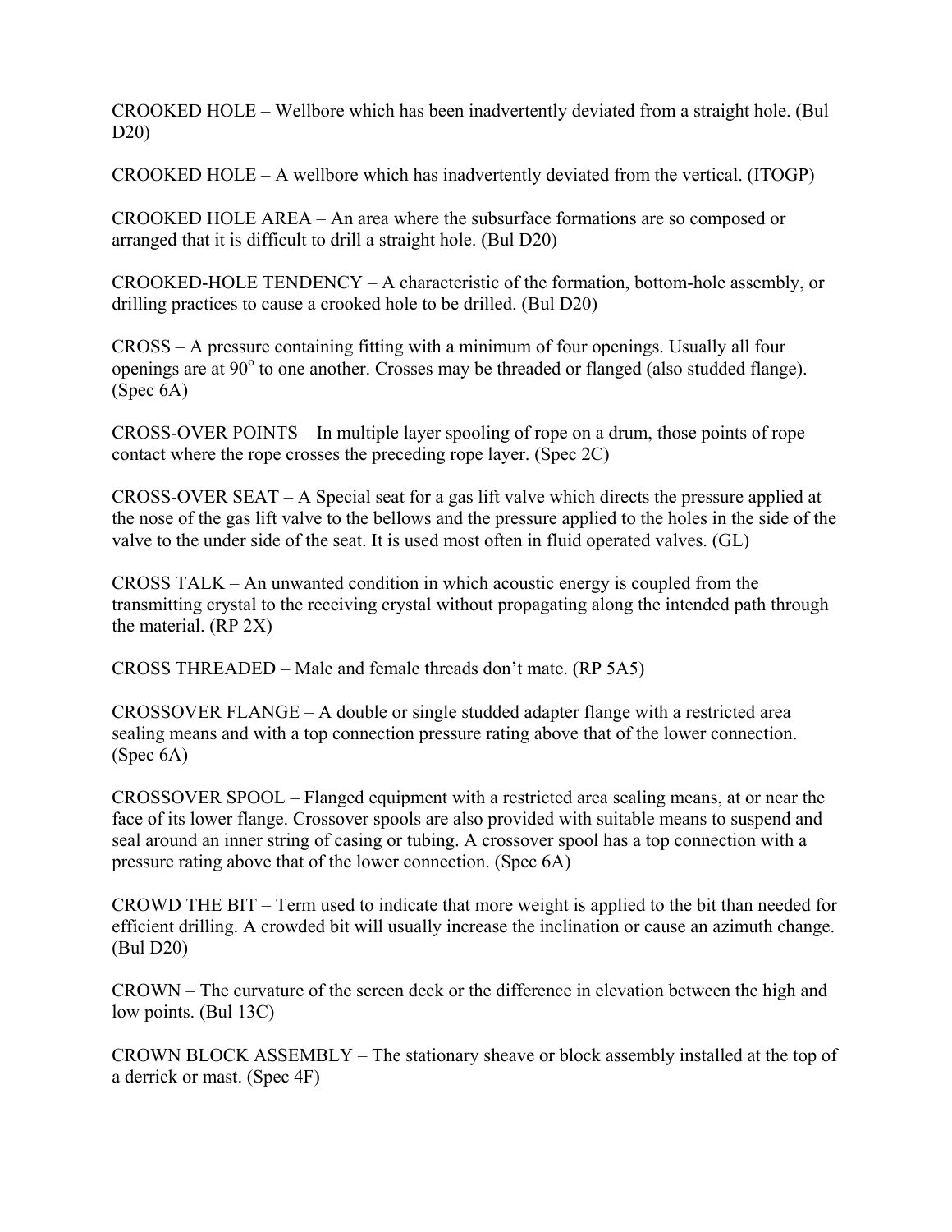CROOKED HOLE – Wellbore which has been inadvertently deviated from a straight hole. (Bul D20)

CROOKED HOLE – A wellbore which has inadvertently deviated from the vertical. (ITOGP)

CROOKED HOLE AREA – An area where the subsurface formations are so composed or arranged that it is difficult to drill a straight hole. (Bul D20)

CROOKED-HOLE TENDENCY – A characteristic of the formation, bottom-hole assembly, or drilling practices to cause a crooked hole to be drilled. (Bul D20)

CROSS – A pressure containing fitting with a minimum of four openings. Usually all four openings are at $90^o$ to one another. Crosses may be threaded or flanged (also studded flange). (Spec 6A)

CROSS-OVER POINTS – In multiple layer spooling of rope on a drum, those points of rope contact where the rope crosses the preceding rope layer. (Spec 2C)

CROSS-OVER SEAT – A Special seat for a gas lift valve which directs the pressure applied at the nose of the gas lift valve to the bellows and the pressure applied to the holes in the side of the valve to the under side of the seat. It is used most often in fluid operated valves. (GL)

CROSS TALK – An unwanted condition in which acoustic energy is coupled from the transmitting crystal to the receiving crystal without propagating along the intended path through the material. (RP 2X)

CROSS THREADED – Male and female threads don't mate. (RP 5A5)

CROSSOVER FLANGE – A double or single studded adapter flange with a restricted area sealing means and with a top connection pressure rating above that of the lower connection. (Spec 6A)

CROSSOVER SPOOL – Flanged equipment with a restricted area sealing means, at or near the face of its lower flange. Crossover spools are also provided with suitable means to suspend and seal around an inner string of casing or tubing. A crossover spool has a top connection with a pressure rating above that of the lower connection. (Spec 6A)

CROWD THE BIT – Term used to indicate that more weight is applied to the bit than needed for efficient drilling. A crowded bit will usually increase the inclination or cause an azimuth change. (Bul D20)

CROWN – The curvature of the screen deck or the difference in elevation between the high and low points. (Bul 13C)

CROWN BLOCK ASSEMBLY – The stationary sheave or block assembly installed at the top of a derrick or mast. (Spec 4F)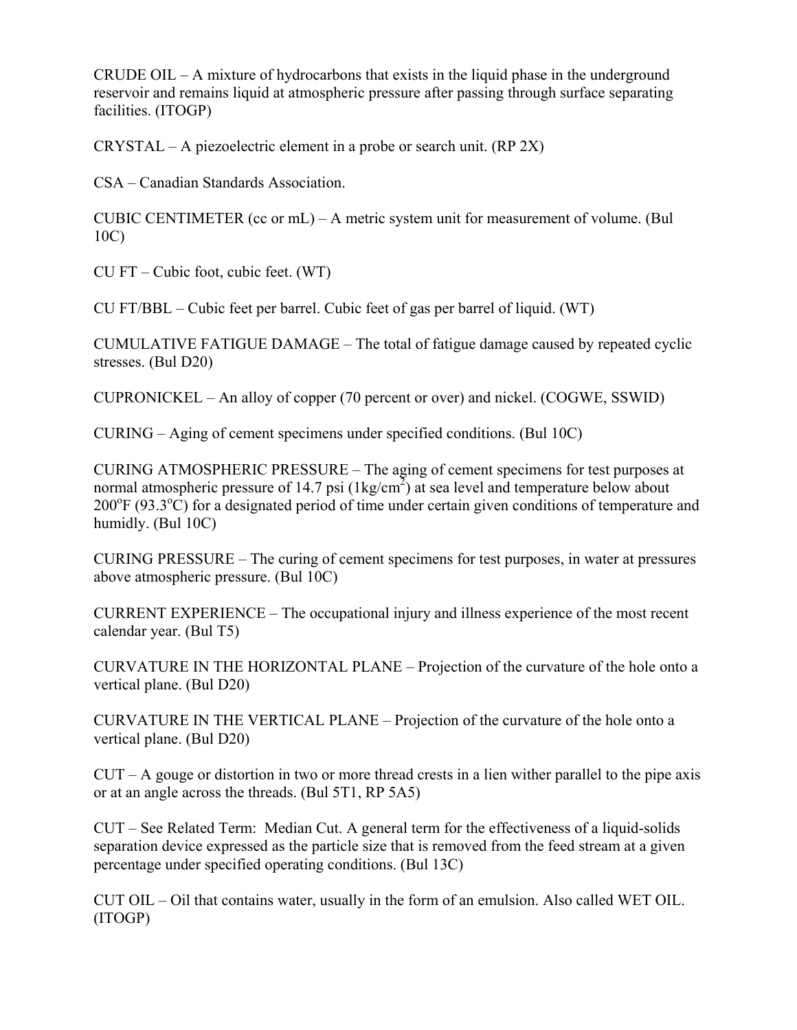CRUDE OIL – A mixture of hydrocarbons that exists in the liquid phase in the underground reservoir and remains liquid at atmospheric pressure after passing through surface separating facilities. (ITOGP)

CRYSTAL – A piezoelectric element in a probe or search unit. (RP 2X)

CSA – Canadian Standards Association.

CUBIC CENTIMETER (cc or mL) – A metric system unit for measurement of volume. (Bul 10C)

CU FT – Cubic foot, cubic feet. (WT)

CU FT/BBL – Cubic feet per barrel. Cubic feet of gas per barrel of liquid. (WT)

CUMULATIVE FATIGUE DAMAGE – The total of fatigue damage caused by repeated cyclic stresses. (Bul D20)

CUPRONICKEL – An alloy of copper (70 percent or over) and nickel. (COGWE, SSWID)

CURING – Aging of cement specimens under specified conditions. (Bul 10C)

CURING ATMOSPHERIC PRESSURE – The aging of cement specimens for test purposes at normal atmospheric pressure of 14.7 psi (1kg/cm$^2$) at sea level and temperature below about 200$^o$F (93.3$^o$C) for a designated period of time under certain given conditions of temperature and humidly. (Bul 10C)

CURING PRESSURE – The curing of cement specimens for test purposes, in water at pressures above atmospheric pressure. (Bul 10C)

CURRENT EXPERIENCE – The occupational injury and illness experience of the most recent calendar year. (Bul T5)

CURVATURE IN THE HORIZONTAL PLANE – Projection of the curvature of the hole onto a vertical plane. (Bul D20)

CURVATURE IN THE VERTICAL PLANE – Projection of the curvature of the hole onto a vertical plane. (Bul D20)

CUT – A gouge or distortion in two or more thread crests in a lien wither parallel to the pipe axis or at an angle across the threads. (Bul 5T1, RP 5A5)

CUT – See Related Term: Median Cut. A general term for the effectiveness of a liquid-solids separation device expressed as the particle size that is removed from the feed stream at a given percentage under specified operating conditions. (Bul 13C)

CUT OIL – Oil that contains water, usually in the form of an emulsion. Also called WET OIL. (ITOGP)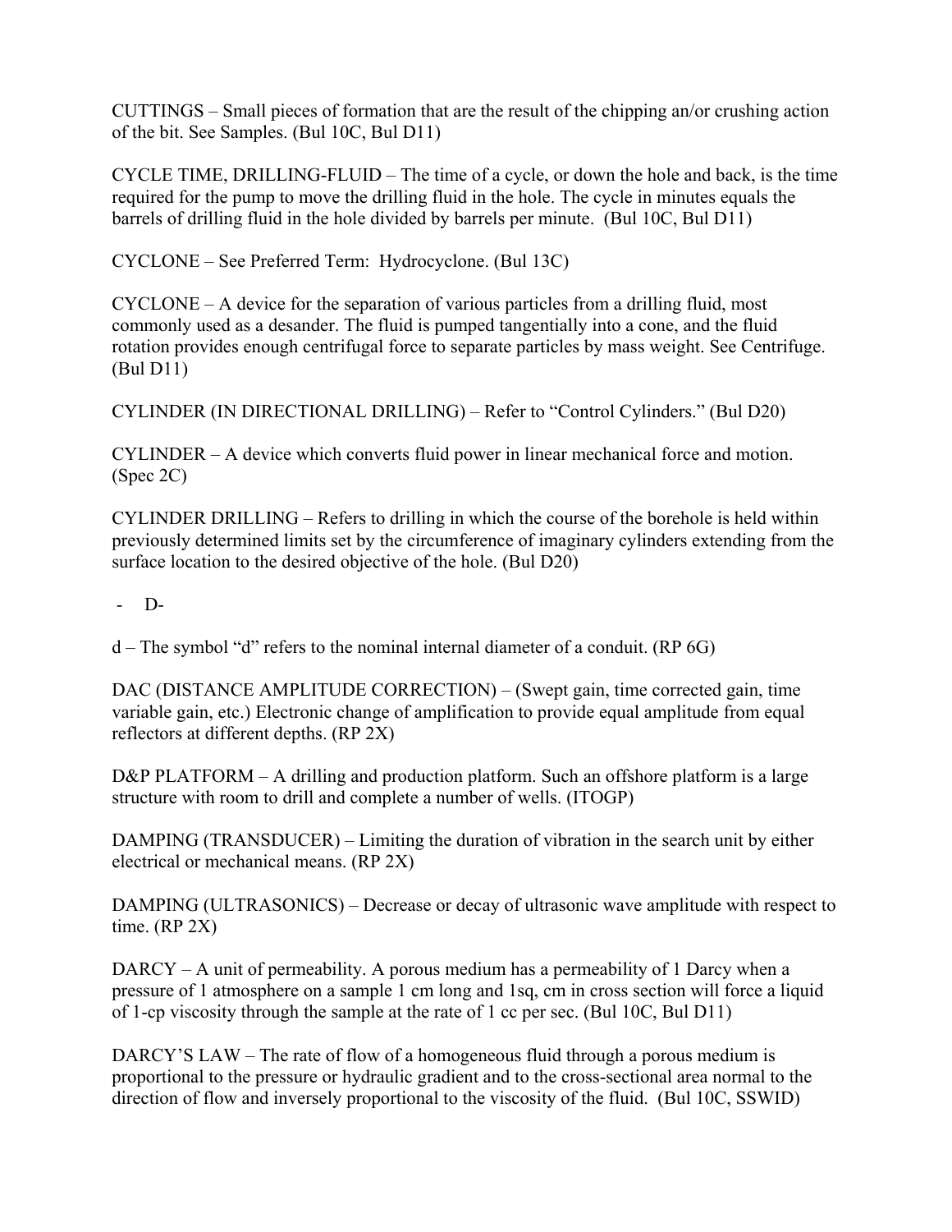CUTTINGS – Small pieces of formation that are the result of the chipping an/or crushing action of the bit. See Samples. (Bul 10C, Bul D11)

CYCLE TIME, DRILLING-FLUID – The time of a cycle, or down the hole and back, is the time required for the pump to move the drilling fluid in the hole. The cycle in minutes equals the barrels of drilling fluid in the hole divided by barrels per minute. (Bul 10C, Bul D11)

CYCLONE – See Preferred Term: Hydrocyclone. (Bul 13C)

CYCLONE – A device for the separation of various particles from a drilling fluid, most commonly used as a desander. The fluid is pumped tangentially into a cone, and the fluid rotation provides enough centrifugal force to separate particles by mass weight. See Centrifuge. (Bul D11)

CYLINDER (IN DIRECTIONAL DRILLING) – Refer to "Control Cylinders." (Bul D20)

CYLINDER – A device which converts fluid power in linear mechanical force and motion. (Spec 2C)

CYLINDER DRILLING – Refers to drilling in which the course of the borehole is held within previously determined limits set by the circumference of imaginary cylinders extending from the surface location to the desired objective of the hole. (Bul D20)

## - D-

d – The symbol "d" refers to the nominal internal diameter of a conduit. (RP 6G)

DAC (DISTANCE AMPLITUDE CORRECTION) – (Swept gain, time corrected gain, time variable gain, etc.) Electronic change of amplification to provide equal amplitude from equal reflectors at different depths. (RP 2X)

D&P PLATFORM – A drilling and production platform. Such an offshore platform is a large structure with room to drill and complete a number of wells. (ITOGP)

DAMPING (TRANSDUCER) – Limiting the duration of vibration in the search unit by either electrical or mechanical means. (RP 2X)

DAMPING (ULTRASONICS) – Decrease or decay of ultrasonic wave amplitude with respect to time. (RP 2X)

DARCY – A unit of permeability. A porous medium has a permeability of 1 Darcy when a pressure of 1 atmosphere on a sample 1 cm long and 1sq, cm in cross section will force a liquid of 1-cp viscosity through the sample at the rate of 1 cc per sec. (Bul 10C, Bul D11)

DARCY'S LAW – The rate of flow of a homogeneous fluid through a porous medium is proportional to the pressure or hydraulic gradient and to the cross-sectional area normal to the direction of flow and inversely proportional to the viscosity of the fluid. (Bul 10C, SSWID)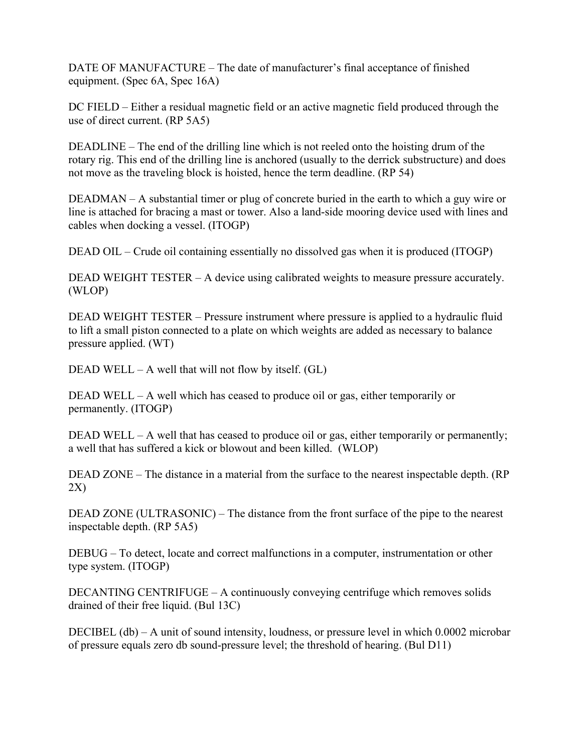DATE OF MANUFACTURE – The date of manufacturer's final acceptance of finished equipment. (Spec 6A, Spec 16A)

DC FIELD – Either a residual magnetic field or an active magnetic field produced through the use of direct current. (RP 5A5)

DEADLINE – The end of the drilling line which is not reeled onto the hoisting drum of the rotary rig. This end of the drilling line is anchored (usually to the derrick substructure) and does not move as the traveling block is hoisted, hence the term deadline. (RP 54)

DEADMAN – A substantial timer or plug of concrete buried in the earth to which a guy wire or line is attached for bracing a mast or tower. Also a land-side mooring device used with lines and cables when docking a vessel. (ITOGP)

DEAD OIL – Crude oil containing essentially no dissolved gas when it is produced (ITOGP)

DEAD WEIGHT TESTER – A device using calibrated weights to measure pressure accurately. (WLOP)

DEAD WEIGHT TESTER – Pressure instrument where pressure is applied to a hydraulic fluid to lift a small piston connected to a plate on which weights are added as necessary to balance pressure applied. (WT)

DEAD WELL – A well that will not flow by itself. (GL)

DEAD WELL – A well which has ceased to produce oil or gas, either temporarily or permanently. (ITOGP)

DEAD WELL – A well that has ceased to produce oil or gas, either temporarily or permanently; a well that has suffered a kick or blowout and been killed. (WLOP)

DEAD ZONE – The distance in a material from the surface to the nearest inspectable depth. (RP 2X)

DEAD ZONE (ULTRASONIC) – The distance from the front surface of the pipe to the nearest inspectable depth. (RP 5A5)

DEBUG – To detect, locate and correct malfunctions in a computer, instrumentation or other type system. (ITOGP)

DECANTING CENTRIFUGE – A continuously conveying centrifuge which removes solids drained of their free liquid. (Bul 13C)

DECIBEL (db) – A unit of sound intensity, loudness, or pressure level in which 0.0002 microbar of pressure equals zero db sound-pressure level; the threshold of hearing. (Bul D11)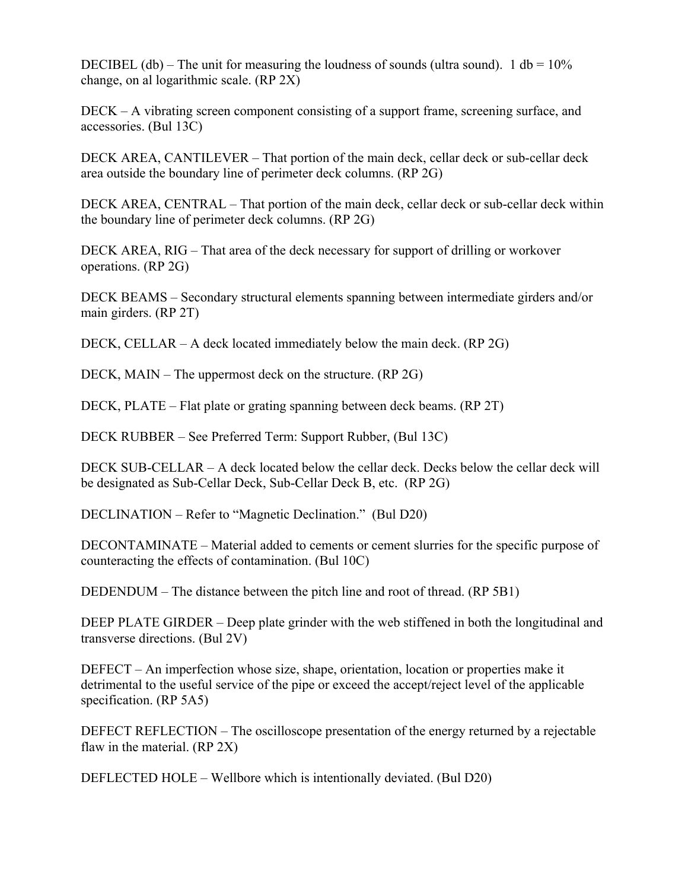DECIBEL (db) – The unit for measuring the loudness of sounds (ultra sound). 1 db = 10% change, on al logarithmic scale. (RP 2X)

DECK – A vibrating screen component consisting of a support frame, screening surface, and accessories. (Bul 13C)

DECK AREA, CANTILEVER – That portion of the main deck, cellar deck or sub-cellar deck area outside the boundary line of perimeter deck columns. (RP 2G)

DECK AREA, CENTRAL – That portion of the main deck, cellar deck or sub-cellar deck within the boundary line of perimeter deck columns. (RP 2G)

DECK AREA, RIG – That area of the deck necessary for support of drilling or workover operations. (RP 2G)

DECK BEAMS – Secondary structural elements spanning between intermediate girders and/or main girders. (RP 2T)

DECK, CELLAR – A deck located immediately below the main deck. (RP 2G)

DECK, MAIN – The uppermost deck on the structure. (RP 2G)

DECK, PLATE – Flat plate or grating spanning between deck beams. (RP 2T)

DECK RUBBER – See Preferred Term: Support Rubber, (Bul 13C)

DECK SUB-CELLAR – A deck located below the cellar deck. Decks below the cellar deck will be designated as Sub-Cellar Deck, Sub-Cellar Deck B, etc. (RP 2G)

DECLINATION – Refer to "Magnetic Declination." (Bul D20)

DECONTAMINATE – Material added to cements or cement slurries for the specific purpose of counteracting the effects of contamination. (Bul 10C)

DEDENDUM – The distance between the pitch line and root of thread. (RP 5B1)

DEEP PLATE GIRDER – Deep plate grinder with the web stiffened in both the longitudinal and transverse directions. (Bul 2V)

DEFECT – An imperfection whose size, shape, orientation, location or properties make it detrimental to the useful service of the pipe or exceed the accept/reject level of the applicable specification. (RP 5A5)

DEFECT REFLECTION – The oscilloscope presentation of the energy returned by a rejectable flaw in the material. (RP 2X)

DEFLECTED HOLE – Wellbore which is intentionally deviated. (Bul D20)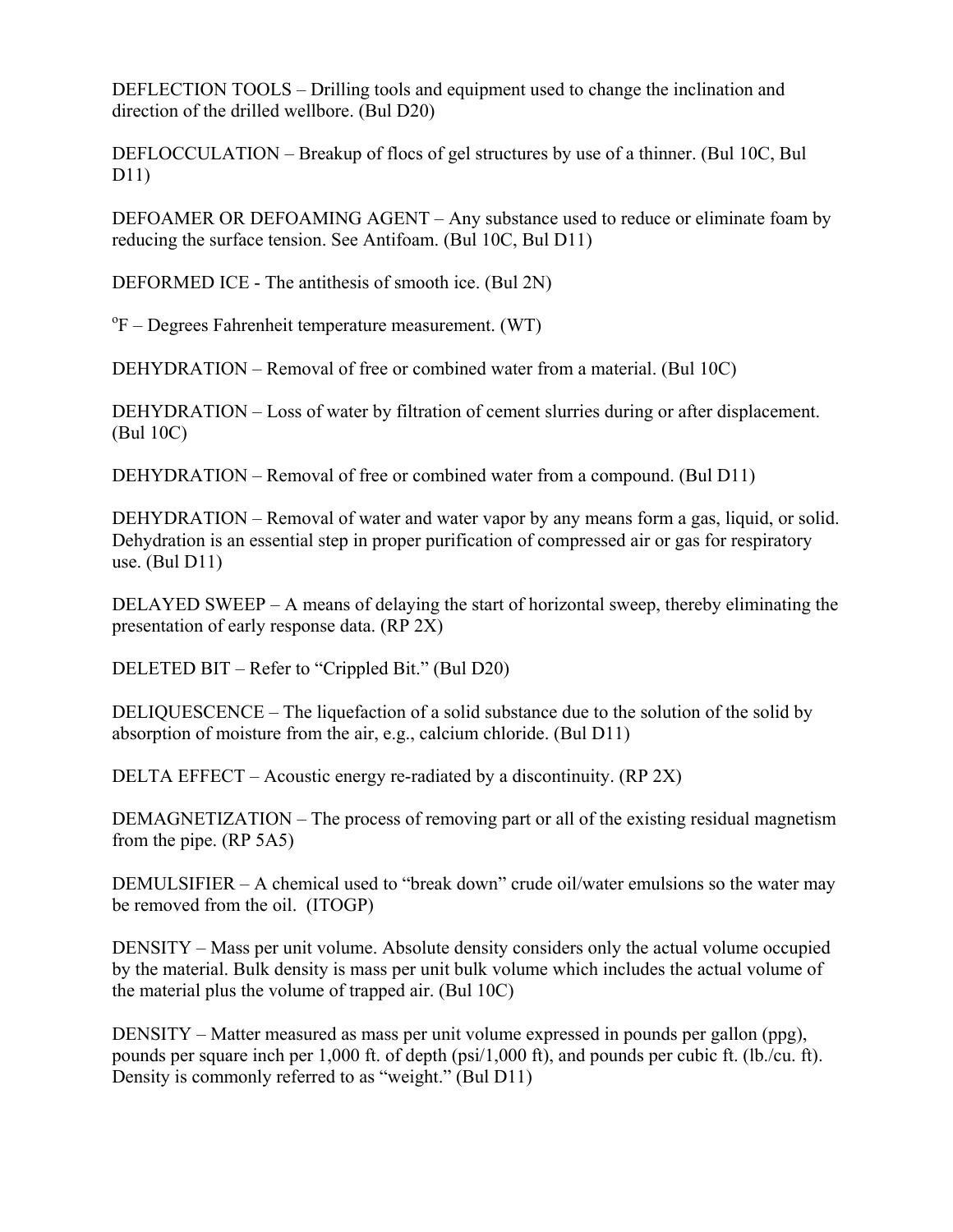DEFLECTION TOOLS – Drilling tools and equipment used to change the inclination and direction of the drilled wellbore. (Bul D20)

DEFLOCCULATION – Breakup of flocs of gel structures by use of a thinner. (Bul 10C, Bul D11)

DEFOAMER OR DEFOAMING AGENT – Any substance used to reduce or eliminate foam by reducing the surface tension. See Antifoam. (Bul 10C, Bul D11)

DEFORMED ICE - The antithesis of smooth ice. (Bul 2N)

$^{o}$F – Degrees Fahrenheit temperature measurement. (WT)

DEHYDRATION – Removal of free or combined water from a material. (Bul 10C)

DEHYDRATION – Loss of water by filtration of cement slurries during or after displacement. (Bul 10C)

DEHYDRATION – Removal of free or combined water from a compound. (Bul D11)

DEHYDRATION – Removal of water and water vapor by any means form a gas, liquid, or solid. Dehydration is an essential step in proper purification of compressed air or gas for respiratory use. (Bul D11)

DELAYED SWEEP – A means of delaying the start of horizontal sweep, thereby eliminating the presentation of early response data. (RP 2X)

DELETED BIT – Refer to "Crippled Bit." (Bul D20)

DELIQUESCENCE – The liquefaction of a solid substance due to the solution of the solid by absorption of moisture from the air, e.g., calcium chloride. (Bul D11)

DELTA EFFECT – Acoustic energy re-radiated by a discontinuity. (RP 2X)

DEMAGNETIZATION – The process of removing part or all of the existing residual magnetism from the pipe. (RP 5A5)

DEMULSIFIER – A chemical used to "break down" crude oil/water emulsions so the water may be removed from the oil. (ITOGP)

DENSITY – Mass per unit volume. Absolute density considers only the actual volume occupied by the material. Bulk density is mass per unit bulk volume which includes the actual volume of the material plus the volume of trapped air. (Bul 10C)

DENSITY – Matter measured as mass per unit volume expressed in pounds per gallon (ppg), pounds per square inch per 1,000 ft. of depth (psi/1,000 ft), and pounds per cubic ft. (lb./cu. ft). Density is commonly referred to as "weight." (Bul D11)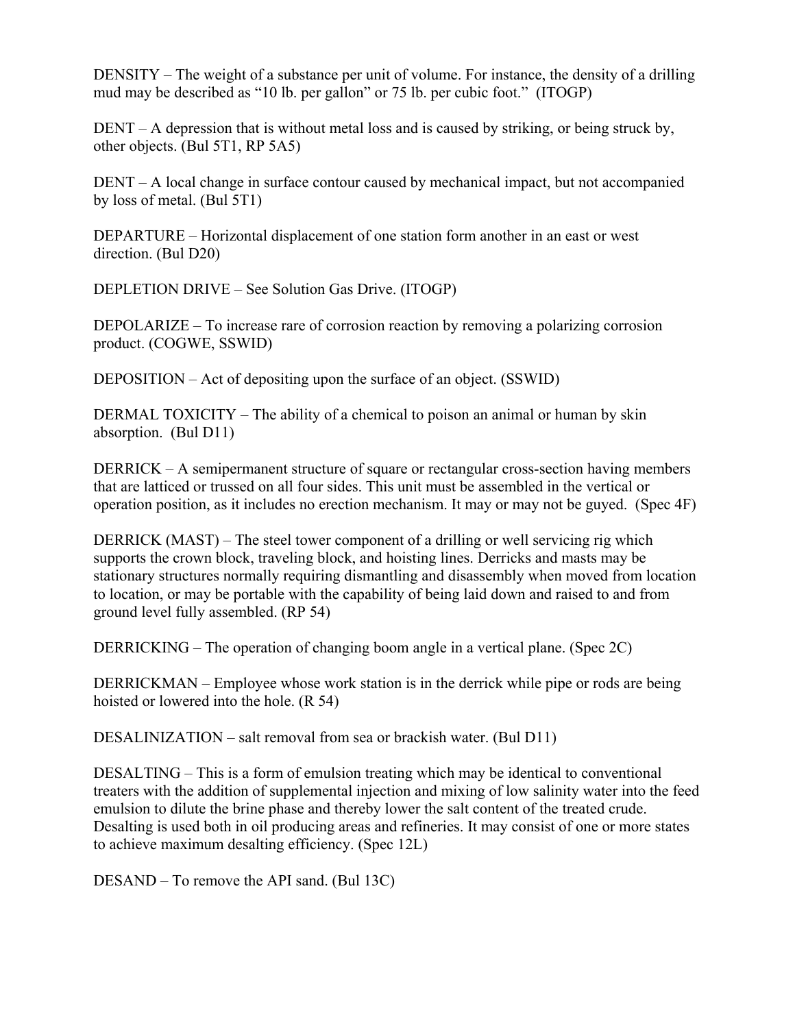DENSITY – The weight of a substance per unit of volume. For instance, the density of a drilling mud may be described as "10 lb. per gallon" or 75 lb. per cubic foot." (ITOGP)

DENT – A depression that is without metal loss and is caused by striking, or being struck by, other objects. (Bul 5T1, RP 5A5)

DENT – A local change in surface contour caused by mechanical impact, but not accompanied by loss of metal. (Bul 5T1)

DEPARTURE – Horizontal displacement of one station form another in an east or west direction. (Bul D20)

DEPLETION DRIVE – See Solution Gas Drive. (ITOGP)

DEPOLARIZE – To increase rare of corrosion reaction by removing a polarizing corrosion product. (COGWE, SSWID)

DEPOSITION – Act of depositing upon the surface of an object. (SSWID)

DERMAL TOXICITY – The ability of a chemical to poison an animal or human by skin absorption. (Bul D11)

DERRICK – A semipermanent structure of square or rectangular cross-section having members that are latticed or trussed on all four sides. This unit must be assembled in the vertical or operation position, as it includes no erection mechanism. It may or may not be guyed. (Spec 4F)

DERRICK (MAST) – The steel tower component of a drilling or well servicing rig which supports the crown block, traveling block, and hoisting lines. Derricks and masts may be stationary structures normally requiring dismantling and disassembly when moved from location to location, or may be portable with the capability of being laid down and raised to and from ground level fully assembled. (RP 54)

DERRICKING – The operation of changing boom angle in a vertical plane. (Spec 2C)

DERRICKMAN – Employee whose work station is in the derrick while pipe or rods are being hoisted or lowered into the hole. (R 54)

DESALINIZATION – salt removal from sea or brackish water. (Bul D11)

DESALTING – This is a form of emulsion treating which may be identical to conventional treaters with the addition of supplemental injection and mixing of low salinity water into the feed emulsion to dilute the brine phase and thereby lower the salt content of the treated crude. Desalting is used both in oil producing areas and refineries. It may consist of one or more states to achieve maximum desalting efficiency. (Spec 12L)

DESAND – To remove the API sand. (Bul 13C)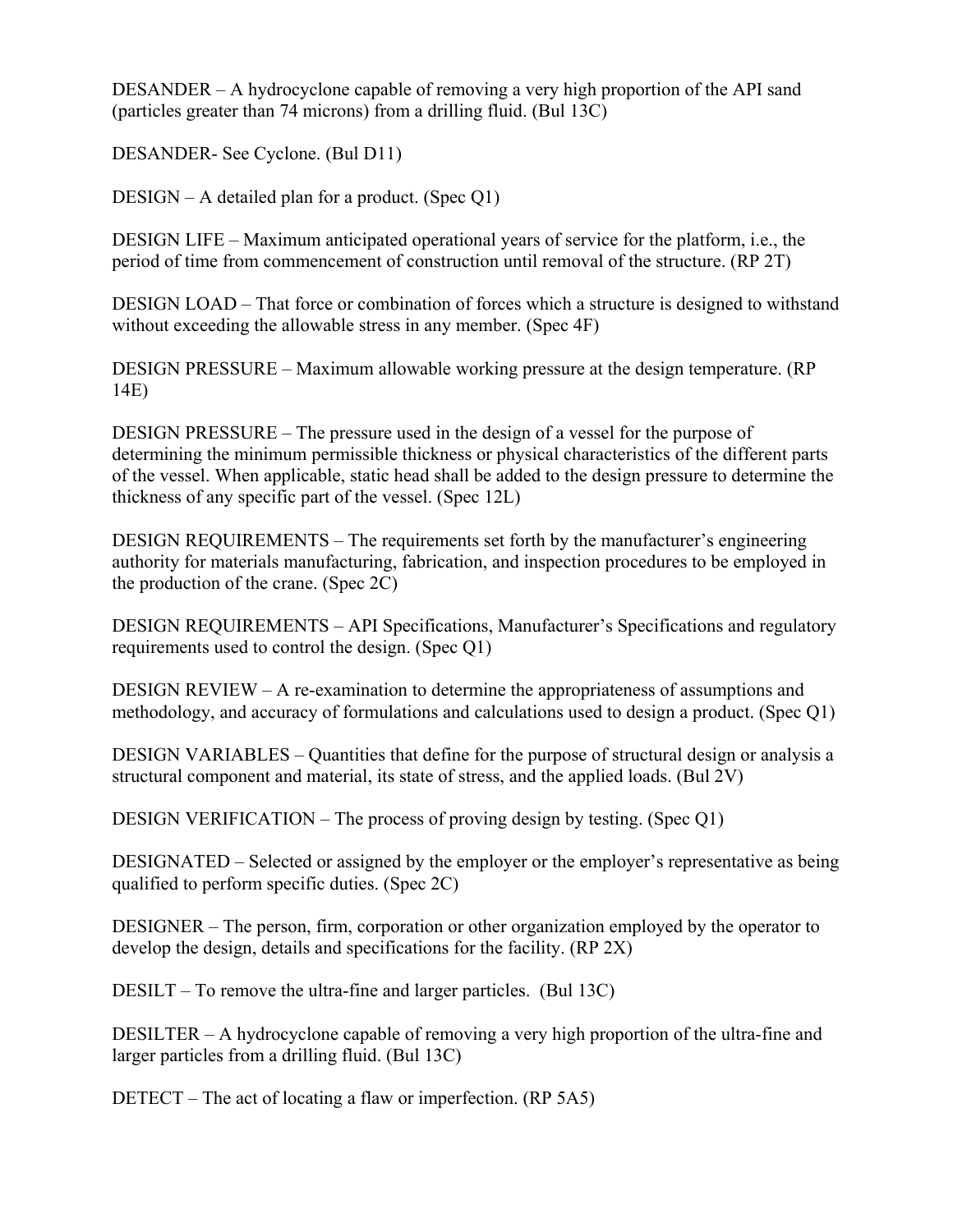DESANDER – A hydrocyclone capable of removing a very high proportion of the API sand (particles greater than 74 microns) from a drilling fluid. (Bul 13C)

DESANDER- See Cyclone. (Bul D11)

DESIGN – A detailed plan for a product. (Spec Q1)

DESIGN LIFE – Maximum anticipated operational years of service for the platform, i.e., the period of time from commencement of construction until removal of the structure. (RP 2T)

DESIGN LOAD – That force or combination of forces which a structure is designed to withstand without exceeding the allowable stress in any member. (Spec 4F)

DESIGN PRESSURE – Maximum allowable working pressure at the design temperature. (RP 14E)

DESIGN PRESSURE – The pressure used in the design of a vessel for the purpose of determining the minimum permissible thickness or physical characteristics of the different parts of the vessel. When applicable, static head shall be added to the design pressure to determine the thickness of any specific part of the vessel. (Spec 12L)

DESIGN REQUIREMENTS – The requirements set forth by the manufacturer's engineering authority for materials manufacturing, fabrication, and inspection procedures to be employed in the production of the crane. (Spec 2C)

DESIGN REQUIREMENTS – API Specifications, Manufacturer's Specifications and regulatory requirements used to control the design. (Spec Q1)

DESIGN REVIEW – A re-examination to determine the appropriateness of assumptions and methodology, and accuracy of formulations and calculations used to design a product. (Spec Q1)

DESIGN VARIABLES – Quantities that define for the purpose of structural design or analysis a structural component and material, its state of stress, and the applied loads. (Bul 2V)

DESIGN VERIFICATION – The process of proving design by testing. (Spec Q1)

DESIGNATED – Selected or assigned by the employer or the employer's representative as being qualified to perform specific duties. (Spec 2C)

DESIGNER – The person, firm, corporation or other organization employed by the operator to develop the design, details and specifications for the facility. (RP 2X)

DESILT – To remove the ultra-fine and larger particles. (Bul 13C)

DESILTER – A hydrocyclone capable of removing a very high proportion of the ultra-fine and larger particles from a drilling fluid. (Bul 13C)

DETECT – The act of locating a flaw or imperfection. (RP 5A5)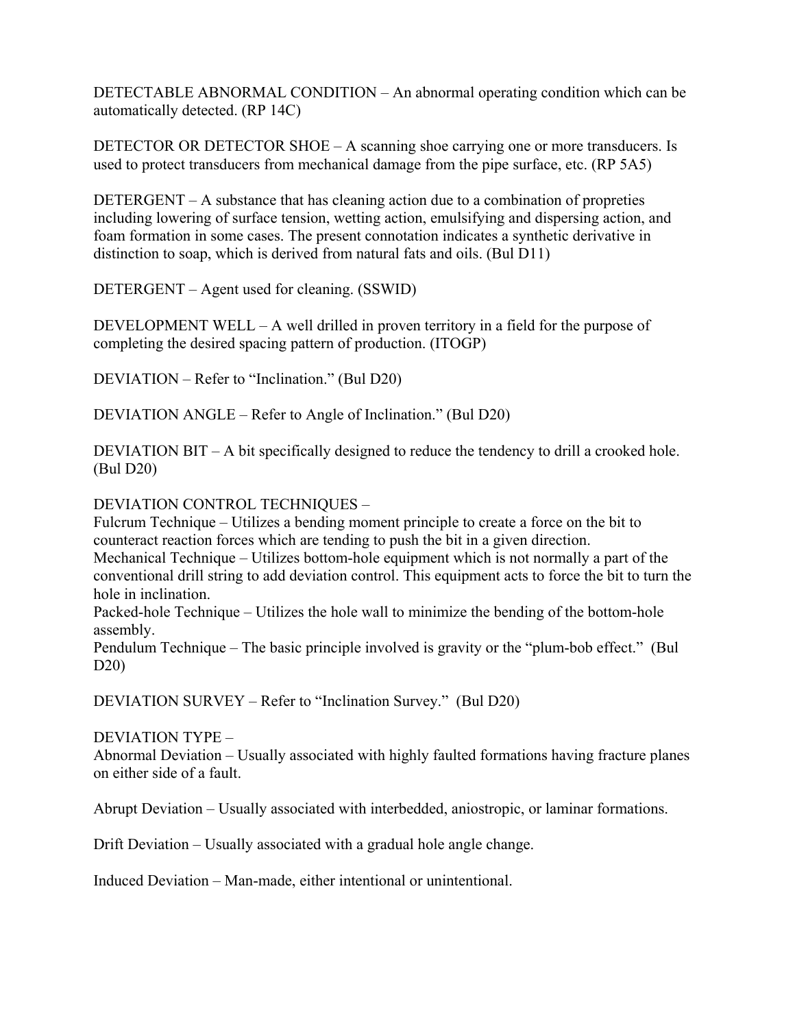DETECTABLE ABNORMAL CONDITION – An abnormal operating condition which can be automatically detected. (RP 14C)

DETECTOR OR DETECTOR SHOE – A scanning shoe carrying one or more transducers. Is used to protect transducers from mechanical damage from the pipe surface, etc. (RP 5A5)

DETERGENT – A substance that has cleaning action due to a combination of propreties including lowering of surface tension, wetting action, emulsifying and dispersing action, and foam formation in some cases. The present connotation indicates a synthetic derivative in distinction to soap, which is derived from natural fats and oils. (Bul D11)

DETERGENT – Agent used for cleaning. (SSWID)

DEVELOPMENT WELL – A well drilled in proven territory in a field for the purpose of completing the desired spacing pattern of production. (ITOGP)

DEVIATION – Refer to "Inclination." (Bul D20)

DEVIATION ANGLE – Refer to Angle of Inclination." (Bul D20)

DEVIATION BIT – A bit specifically designed to reduce the tendency to drill a crooked hole. (Bul D20)

DEVIATION CONTROL TECHNIQUES –
Fulcrum Technique – Utilizes a bending moment principle to create a force on the bit to counteract reaction forces which are tending to push the bit in a given direction.
Mechanical Technique – Utilizes bottom-hole equipment which is not normally a part of the conventional drill string to add deviation control. This equipment acts to force the bit to turn the hole in inclination.
Packed-hole Technique – Utilizes the hole wall to minimize the bending of the bottom-hole assembly.
Pendulum Technique – The basic principle involved is gravity or the "plum-bob effect." (Bul D20)

DEVIATION SURVEY – Refer to "Inclination Survey." (Bul D20)

DEVIATION TYPE –
Abnormal Deviation – Usually associated with highly faulted formations having fracture planes on either side of a fault.

Abrupt Deviation – Usually associated with interbedded, aniostropic, or laminar formations.

Drift Deviation – Usually associated with a gradual hole angle change.

Induced Deviation – Man-made, either intentional or unintentional.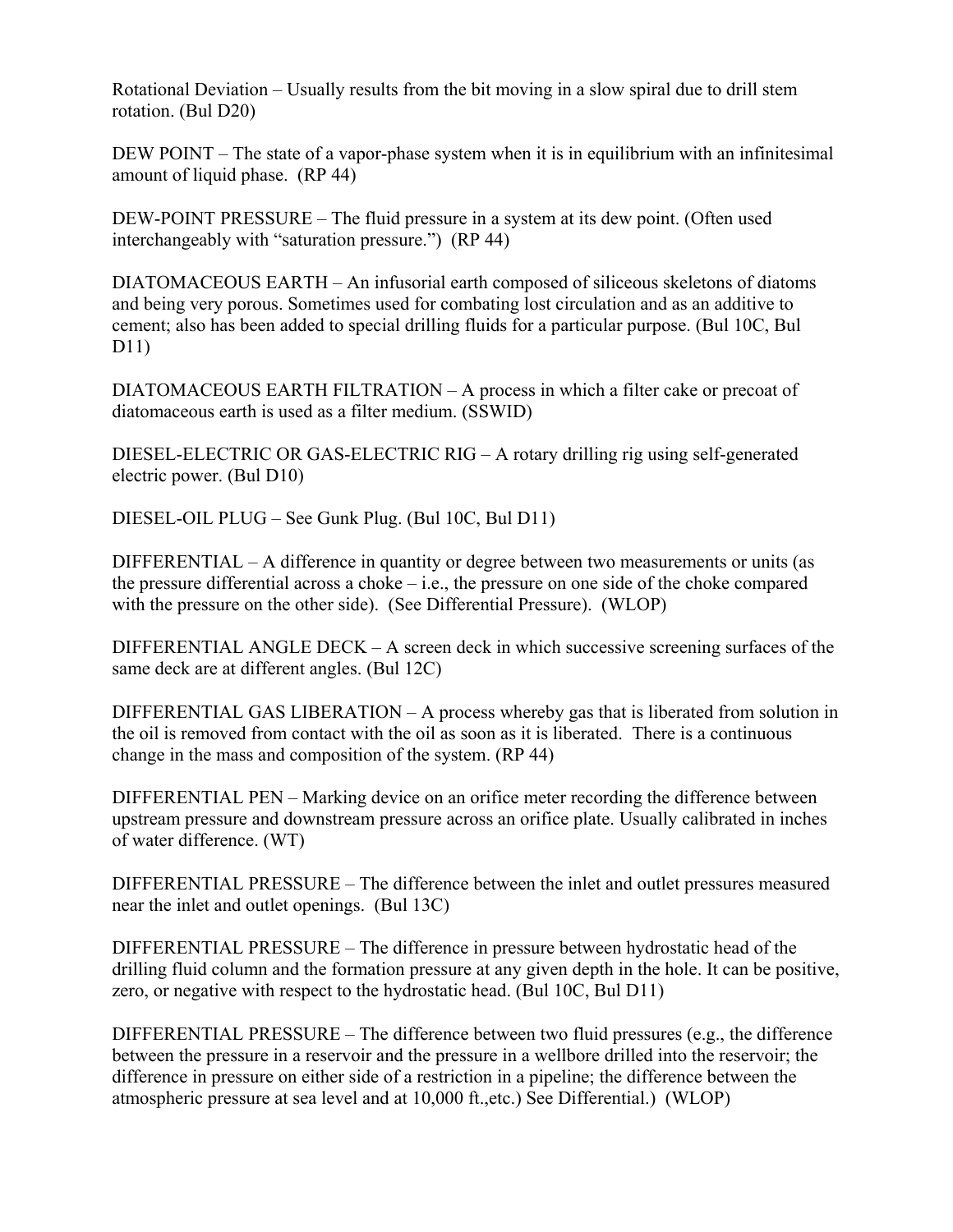Rotational Deviation – Usually results from the bit moving in a slow spiral due to drill stem rotation. (Bul D20)

DEW POINT – The state of a vapor-phase system when it is in equilibrium with an infinitesimal amount of liquid phase. (RP 44)

DEW-POINT PRESSURE – The fluid pressure in a system at its dew point. (Often used interchangeably with "saturation pressure.") (RP 44)

DIATOMACEOUS EARTH – An infusorial earth composed of siliceous skeletons of diatoms and being very porous. Sometimes used for combating lost circulation and as an additive to cement; also has been added to special drilling fluids for a particular purpose. (Bul 10C, Bul D11)

DIATOMACEOUS EARTH FILTRATION – A process in which a filter cake or precoat of diatomaceous earth is used as a filter medium. (SSWID)

DIESEL-ELECTRIC OR GAS-ELECTRIC RIG – A rotary drilling rig using self-generated electric power. (Bul D10)

DIESEL-OIL PLUG – See Gunk Plug. (Bul 10C, Bul D11)

DIFFERENTIAL – A difference in quantity or degree between two measurements or units (as the pressure differential across a choke – i.e., the pressure on one side of the choke compared with the pressure on the other side). (See Differential Pressure). (WLOP)

DIFFERENTIAL ANGLE DECK – A screen deck in which successive screening surfaces of the same deck are at different angles. (Bul 12C)

DIFFERENTIAL GAS LIBERATION – A process whereby gas that is liberated from solution in the oil is removed from contact with the oil as soon as it is liberated. There is a continuous change in the mass and composition of the system. (RP 44)

DIFFERENTIAL PEN – Marking device on an orifice meter recording the difference between upstream pressure and downstream pressure across an orifice plate. Usually calibrated in inches of water difference. (WT)

DIFFERENTIAL PRESSURE – The difference between the inlet and outlet pressures measured near the inlet and outlet openings. (Bul 13C)

DIFFERENTIAL PRESSURE – The difference in pressure between hydrostatic head of the drilling fluid column and the formation pressure at any given depth in the hole. It can be positive, zero, or negative with respect to the hydrostatic head. (Bul 10C, Bul D11)

DIFFERENTIAL PRESSURE – The difference between two fluid pressures (e.g., the difference between the pressure in a reservoir and the pressure in a wellbore drilled into the reservoir; the difference in pressure on either side of a restriction in a pipeline; the difference between the atmospheric pressure at sea level and at 10,000 ft.,etc.) See Differential.) (WLOP)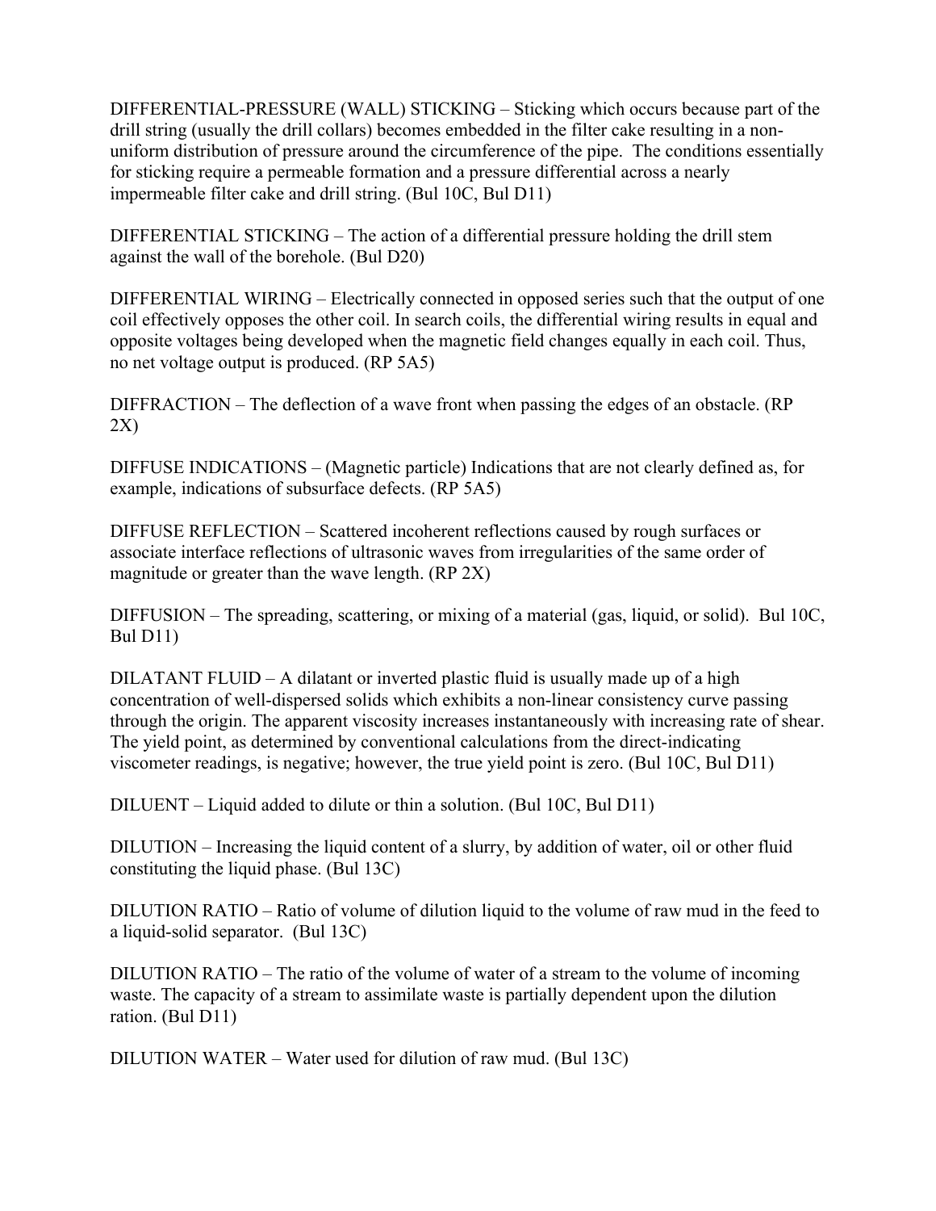DIFFERENTIAL-PRESSURE (WALL) STICKING – Sticking which occurs because part of the drill string (usually the drill collars) becomes embedded in the filter cake resulting in a non-uniform distribution of pressure around the circumference of the pipe. The conditions essentially for sticking require a permeable formation and a pressure differential across a nearly impermeable filter cake and drill string. (Bul 10C, Bul D11)

DIFFERENTIAL STICKING – The action of a differential pressure holding the drill stem against the wall of the borehole. (Bul D20)

DIFFERENTIAL WIRING – Electrically connected in opposed series such that the output of one coil effectively opposes the other coil. In search coils, the differential wiring results in equal and opposite voltages being developed when the magnetic field changes equally in each coil. Thus, no net voltage output is produced. (RP 5A5)

DIFFRACTION – The deflection of a wave front when passing the edges of an obstacle. (RP 2X)

DIFFUSE INDICATIONS – (Magnetic particle) Indications that are not clearly defined as, for example, indications of subsurface defects. (RP 5A5)

DIFFUSE REFLECTION – Scattered incoherent reflections caused by rough surfaces or associate interface reflections of ultrasonic waves from irregularities of the same order of magnitude or greater than the wave length. (RP 2X)

DIFFUSION – The spreading, scattering, or mixing of a material (gas, liquid, or solid). Bul 10C, Bul D11)

DILATANT FLUID – A dilatant or inverted plastic fluid is usually made up of a high concentration of well-dispersed solids which exhibits a non-linear consistency curve passing through the origin. The apparent viscosity increases instantaneously with increasing rate of shear. The yield point, as determined by conventional calculations from the direct-indicating viscometer readings, is negative; however, the true yield point is zero. (Bul 10C, Bul D11)

DILUENT – Liquid added to dilute or thin a solution. (Bul 10C, Bul D11)

DILUTION – Increasing the liquid content of a slurry, by addition of water, oil or other fluid constituting the liquid phase. (Bul 13C)

DILUTION RATIO – Ratio of volume of dilution liquid to the volume of raw mud in the feed to a liquid-solid separator. (Bul 13C)

DILUTION RATIO – The ratio of the volume of water of a stream to the volume of incoming waste. The capacity of a stream to assimilate waste is partially dependent upon the dilution ration. (Bul D11)

DILUTION WATER – Water used for dilution of raw mud. (Bul 13C)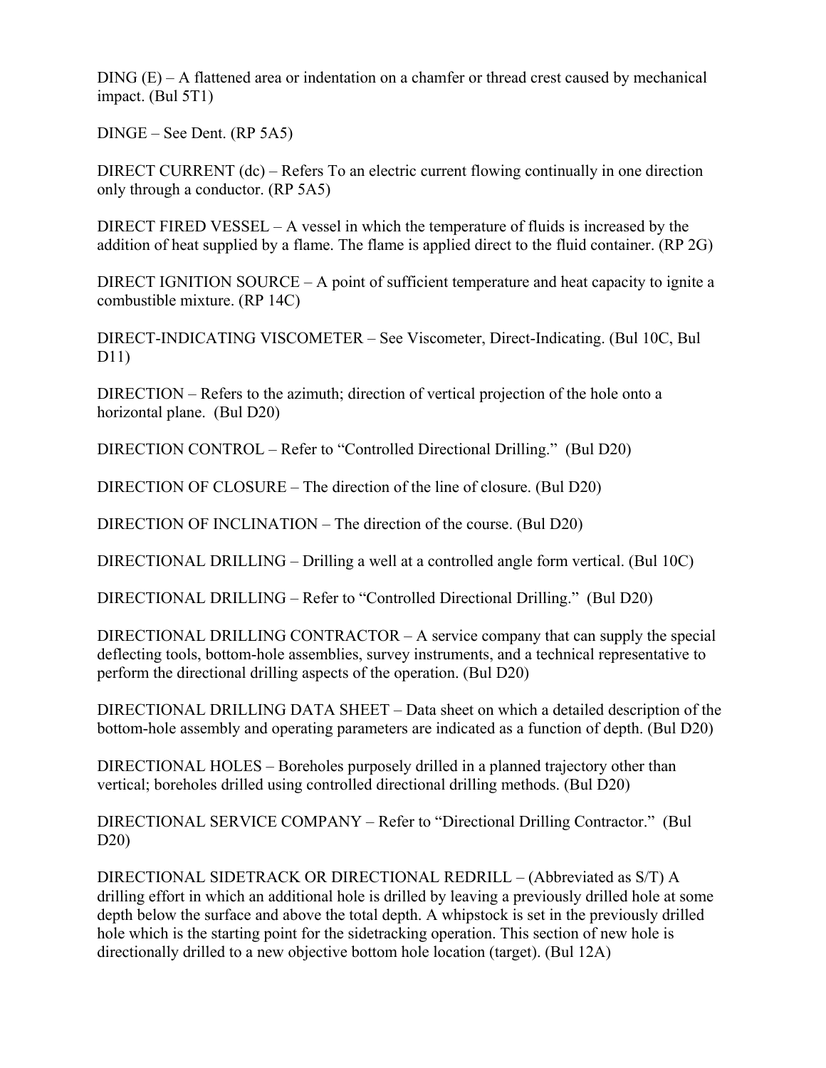DING (E) – A flattened area or indentation on a chamfer or thread crest caused by mechanical impact. (Bul 5T1)

DINGE – See Dent. (RP 5A5)

DIRECT CURRENT (dc) – Refers To an electric current flowing continually in one direction only through a conductor. (RP 5A5)

DIRECT FIRED VESSEL – A vessel in which the temperature of fluids is increased by the addition of heat supplied by a flame. The flame is applied direct to the fluid container. (RP 2G)

DIRECT IGNITION SOURCE – A point of sufficient temperature and heat capacity to ignite a combustible mixture. (RP 14C)

DIRECT-INDICATING VISCOMETER – See Viscometer, Direct-Indicating. (Bul 10C, Bul D11)

DIRECTION – Refers to the azimuth; direction of vertical projection of the hole onto a horizontal plane. (Bul D20)

DIRECTION CONTROL – Refer to "Controlled Directional Drilling." (Bul D20)

DIRECTION OF CLOSURE – The direction of the line of closure. (Bul D20)

DIRECTION OF INCLINATION – The direction of the course. (Bul D20)

DIRECTIONAL DRILLING – Drilling a well at a controlled angle form vertical. (Bul 10C)

DIRECTIONAL DRILLING – Refer to "Controlled Directional Drilling." (Bul D20)

DIRECTIONAL DRILLING CONTRACTOR – A service company that can supply the special deflecting tools, bottom-hole assemblies, survey instruments, and a technical representative to perform the directional drilling aspects of the operation. (Bul D20)

DIRECTIONAL DRILLING DATA SHEET – Data sheet on which a detailed description of the bottom-hole assembly and operating parameters are indicated as a function of depth. (Bul D20)

DIRECTIONAL HOLES – Boreholes purposely drilled in a planned trajectory other than vertical; boreholes drilled using controlled directional drilling methods. (Bul D20)

DIRECTIONAL SERVICE COMPANY – Refer to "Directional Drilling Contractor." (Bul D20)

DIRECTIONAL SIDETRACK OR DIRECTIONAL REDRILL – (Abbreviated as S/T) A drilling effort in which an additional hole is drilled by leaving a previously drilled hole at some depth below the surface and above the total depth. A whipstock is set in the previously drilled hole which is the starting point for the sidetracking operation. This section of new hole is directionally drilled to a new objective bottom hole location (target). (Bul 12A)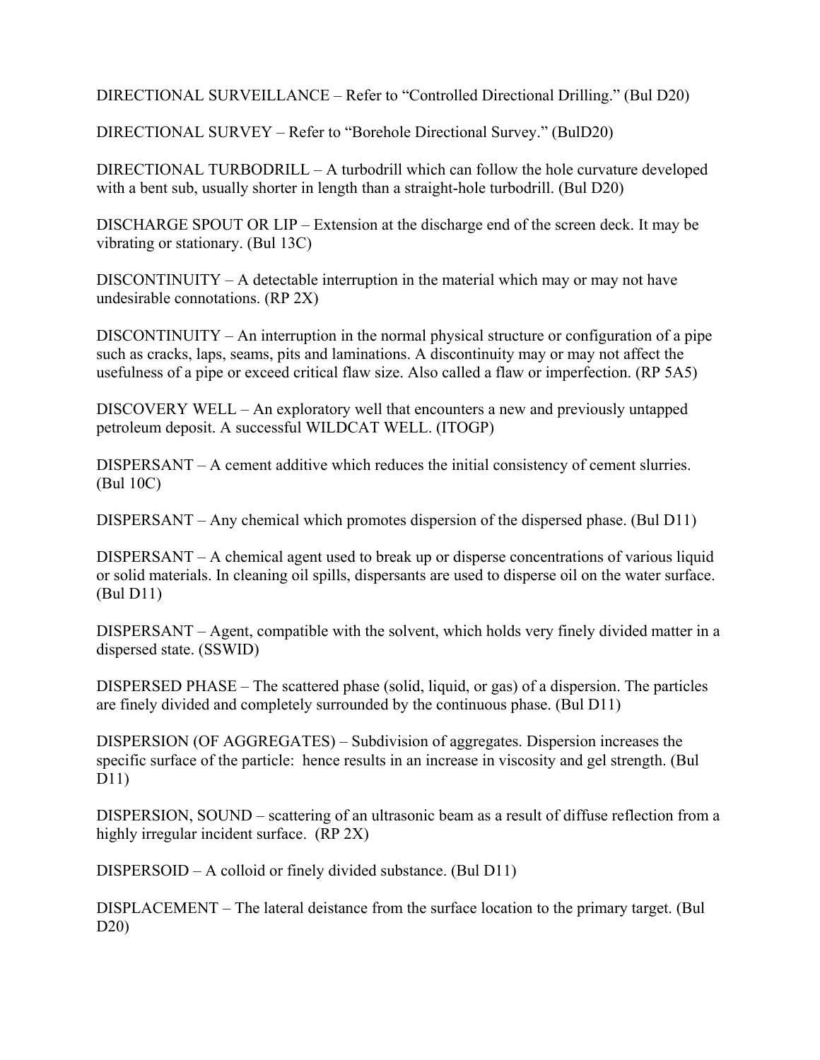DIRECTIONAL SURVEILLANCE – Refer to “Controlled Directional Drilling.” (Bul D20)

DIRECTIONAL SURVEY – Refer to “Borehole Directional Survey.” (BulD20)

DIRECTIONAL TURBODRILL – A turbodrill which can follow the hole curvature developed with a bent sub, usually shorter in length than a straight-hole turbodrill. (Bul D20)

DISCHARGE SPOUT OR LIP – Extension at the discharge end of the screen deck. It may be vibrating or stationary. (Bul 13C)

DISCONTINUITY – A detectable interruption in the material which may or may not have undesirable connotations. (RP 2X)

DISCONTINUITY – An interruption in the normal physical structure or configuration of a pipe such as cracks, laps, seams, pits and laminations. A discontinuity may or may not affect the usefulness of a pipe or exceed critical flaw size. Also called a flaw or imperfection. (RP 5A5)

DISCOVERY WELL – An exploratory well that encounters a new and previously untapped petroleum deposit. A successful WILDCAT WELL. (ITOGP)

DISPERSANT – A cement additive which reduces the initial consistency of cement slurries. (Bul 10C)

DISPERSANT – Any chemical which promotes dispersion of the dispersed phase. (Bul D11)

DISPERSANT – A chemical agent used to break up or disperse concentrations of various liquid or solid materials. In cleaning oil spills, dispersants are used to disperse oil on the water surface. (Bul D11)

DISPERSANT – Agent, compatible with the solvent, which holds very finely divided matter in a dispersed state. (SSWID)

DISPERSED PHASE – The scattered phase (solid, liquid, or gas) of a dispersion. The particles are finely divided and completely surrounded by the continuous phase. (Bul D11)

DISPERSION (OF AGGREGATES) – Subdivision of aggregates. Dispersion increases the specific surface of the particle: hence results in an increase in viscosity and gel strength. (Bul D11)

DISPERSION, SOUND – scattering of an ultrasonic beam as a result of diffuse reflection from a highly irregular incident surface. (RP 2X)

DISPERSOID – A colloid or finely divided substance. (Bul D11)

DISPLACEMENT – The lateral deistance from the surface location to the primary target. (Bul D20)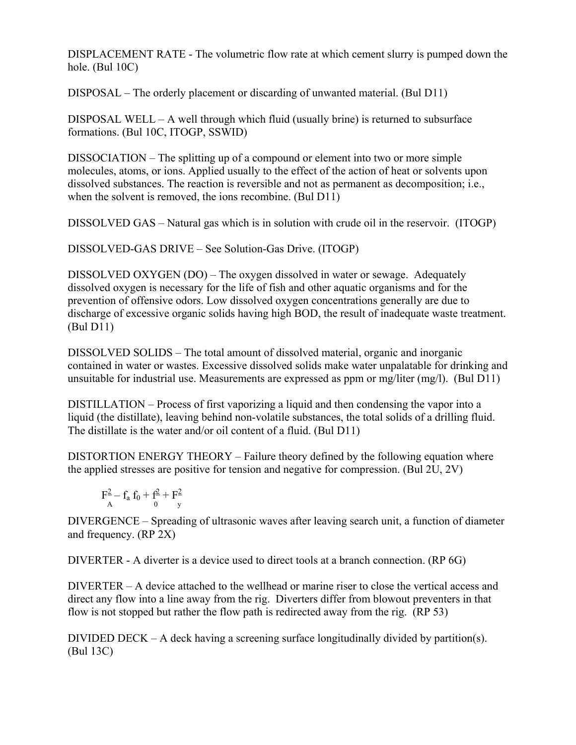DISPLACEMENT RATE - The volumetric flow rate at which cement slurry is pumped down the hole. (Bul 10C)

DISPOSAL – The orderly placement or discarding of unwanted material. (Bul D11)

DISPOSAL WELL – A well through which fluid (usually brine) is returned to subsurface formations. (Bul 10C, ITOGP, SSWID)

DISSOCIATION – The splitting up of a compound or element into two or more simple molecules, atoms, or ions. Applied usually to the effect of the action of heat or solvents upon dissolved substances. The reaction is reversible and not as permanent as decomposition; i.e., when the solvent is removed, the ions recombine. (Bul D11)

DISSOLVED GAS – Natural gas which is in solution with crude oil in the reservoir. (ITOGP)

DISSOLVED-GAS DRIVE – See Solution-Gas Drive. (ITOGP)

DISSOLVED OXYGEN (DO) – The oxygen dissolved in water or sewage. Adequately dissolved oxygen is necessary for the life of fish and other aquatic organisms and for the prevention of offensive odors. Low dissolved oxygen concentrations generally are due to discharge of excessive organic solids having high BOD, the result of inadequate waste treatment. (Bul D11)

DISSOLVED SOLIDS – The total amount of dissolved material, organic and inorganic contained in water or wastes. Excessive dissolved solids make water unpalatable for drinking and unsuitable for industrial use. Measurements are expressed as ppm or mg/liter (mg/l). (Bul D11)

DISTILLATION – Process of first vaporizing a liquid and then condensing the vapor into a liquid (the distillate), leaving behind non-volatile substances, the total solids of a drilling fluid. The distillate is the water and/or oil content of a fluid. (Bul D11)

DISTORTION ENERGY THEORY – Failure theory defined by the following equation where the applied stresses are positive for tension and negative for compression. (Bul 2U, 2V)

$$F_A^2 - f_a f_0 + f_0^2 + F_y^2$$

DIVERGENCE – Spreading of ultrasonic waves after leaving search unit, a function of diameter and frequency. (RP 2X)

DIVERTER - A diverter is a device used to direct tools at a branch connection. (RP 6G)

DIVERTER – A device attached to the wellhead or marine riser to close the vertical access and direct any flow into a line away from the rig. Diverters differ from blowout preventers in that flow is not stopped but rather the flow path is redirected away from the rig. (RP 53)

DIVIDED DECK – A deck having a screening surface longitudinally divided by partition(s). (Bul 13C)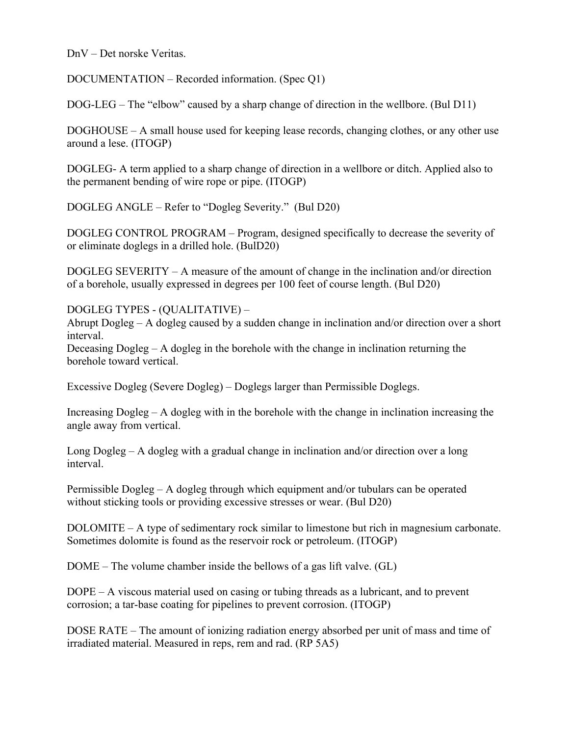DnV – Det norske Veritas.

DOCUMENTATION – Recorded information. (Spec Q1)

DOG-LEG – The “elbow” caused by a sharp change of direction in the wellbore. (Bul D11)

DOGHOUSE – A small house used for keeping lease records, changing clothes, or any other use around a lese. (ITOGP)

DOGLEG- A term applied to a sharp change of direction in a wellbore or ditch. Applied also to the permanent bending of wire rope or pipe. (ITOGP)

DOGLEG ANGLE – Refer to “Dogleg Severity.” (Bul D20)

DOGLEG CONTROL PROGRAM – Program, designed specifically to decrease the severity of or eliminate doglegs in a drilled hole. (BulD20)

DOGLEG SEVERITY – A measure of the amount of change in the inclination and/or direction of a borehole, usually expressed in degrees per 100 feet of course length. (Bul D20)

DOGLEG TYPES - (QUALITATIVE) –
Abrupt Dogleg – A dogleg caused by a sudden change in inclination and/or direction over a short interval.
Deceasing Dogleg – A dogleg in the borehole with the change in inclination returning the borehole toward vertical.

Excessive Dogleg (Severe Dogleg) – Doglegs larger than Permissible Doglegs.

Increasing Dogleg – A dogleg with in the borehole with the change in inclination increasing the angle away from vertical.

Long Dogleg – A dogleg with a gradual change in inclination and/or direction over a long interval.

Permissible Dogleg – A dogleg through which equipment and/or tubulars can be operated without sticking tools or providing excessive stresses or wear. (Bul D20)

DOLOMITE – A type of sedimentary rock similar to limestone but rich in magnesium carbonate. Sometimes dolomite is found as the reservoir rock or petroleum. (ITOGP)

DOME – The volume chamber inside the bellows of a gas lift valve. (GL)

DOPE – A viscous material used on casing or tubing threads as a lubricant, and to prevent corrosion; a tar-base coating for pipelines to prevent corrosion. (ITOGP)

DOSE RATE – The amount of ionizing radiation energy absorbed per unit of mass and time of irradiated material. Measured in reps, rem and rad. (RP 5A5)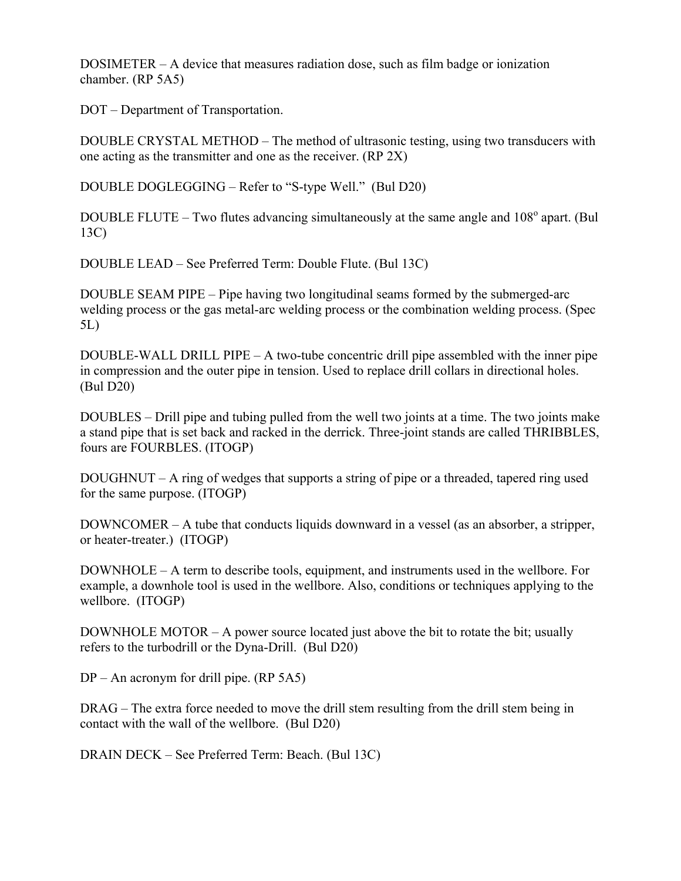DOSIMETER – A device that measures radiation dose, such as film badge or ionization chamber. (RP 5A5)

DOT – Department of Transportation.

DOUBLE CRYSTAL METHOD – The method of ultrasonic testing, using two transducers with one acting as the transmitter and one as the receiver. (RP 2X)

DOUBLE DOGLEGGING – Refer to "S-type Well." (Bul D20)

DOUBLE FLUTE – Two flutes advancing simultaneously at the same angle and 108$^{o}$ apart. (Bul 13C)

DOUBLE LEAD – See Preferred Term: Double Flute. (Bul 13C)

DOUBLE SEAM PIPE – Pipe having two longitudinal seams formed by the submerged-arc welding process or the gas metal-arc welding process or the combination welding process. (Spec 5L)

DOUBLE-WALL DRILL PIPE – A two-tube concentric drill pipe assembled with the inner pipe in compression and the outer pipe in tension. Used to replace drill collars in directional holes. (Bul D20)

DOUBLES – Drill pipe and tubing pulled from the well two joints at a time. The two joints make a stand pipe that is set back and racked in the derrick. Three-joint stands are called THRIBBLES, fours are FOURBLES. (ITOGP)

DOUGHNUT – A ring of wedges that supports a string of pipe or a threaded, tapered ring used for the same purpose. (ITOGP)

DOWNCOMER – A tube that conducts liquids downward in a vessel (as an absorber, a stripper, or heater-treater.) (ITOGP)

DOWNHOLE – A term to describe tools, equipment, and instruments used in the wellbore. For example, a downhole tool is used in the wellbore. Also, conditions or techniques applying to the wellbore. (ITOGP)

DOWNHOLE MOTOR – A power source located just above the bit to rotate the bit; usually refers to the turbodrill or the Dyna-Drill. (Bul D20)

DP – An acronym for drill pipe. (RP 5A5)

DRAG – The extra force needed to move the drill stem resulting from the drill stem being in contact with the wall of the wellbore. (Bul D20)

DRAIN DECK – See Preferred Term: Beach. (Bul 13C)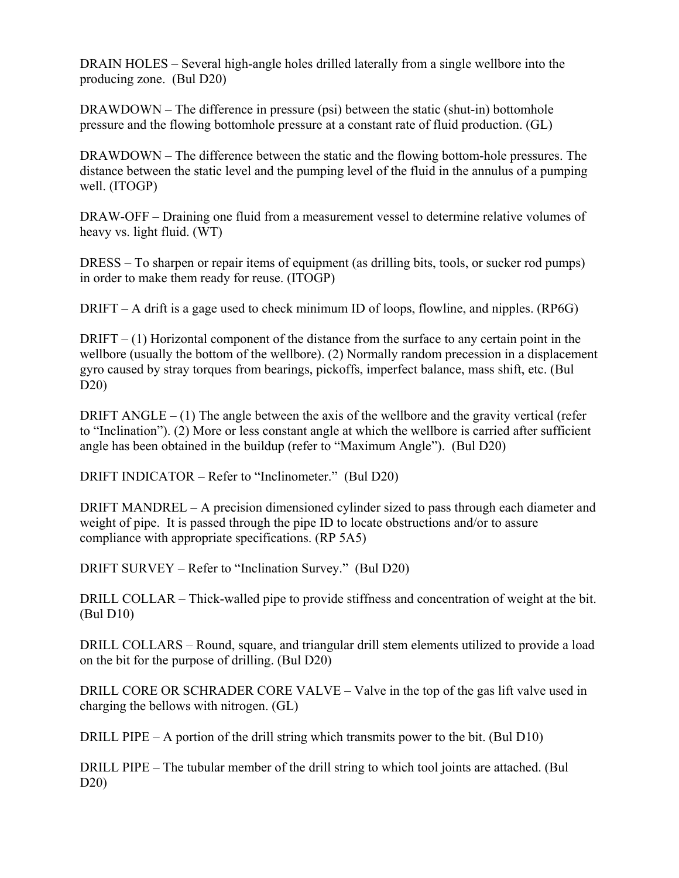DRAIN HOLES – Several high-angle holes drilled laterally from a single wellbore into the producing zone. (Bul D20)

DRAWDOWN – The difference in pressure (psi) between the static (shut-in) bottomhole pressure and the flowing bottomhole pressure at a constant rate of fluid production. (GL)

DRAWDOWN – The difference between the static and the flowing bottom-hole pressures. The distance between the static level and the pumping level of the fluid in the annulus of a pumping well. (ITOGP)

DRAW-OFF – Draining one fluid from a measurement vessel to determine relative volumes of heavy vs. light fluid. (WT)

DRESS – To sharpen or repair items of equipment (as drilling bits, tools, or sucker rod pumps) in order to make them ready for reuse. (ITOGP)

DRIFT – A drift is a gage used to check minimum ID of loops, flowline, and nipples. (RP6G)

DRIFT – (1) Horizontal component of the distance from the surface to any certain point in the wellbore (usually the bottom of the wellbore). (2) Normally random precession in a displacement gyro caused by stray torques from bearings, pickoffs, imperfect balance, mass shift, etc. (Bul D20)

DRIFT ANGLE – (1) The angle between the axis of the wellbore and the gravity vertical (refer to "Inclination"). (2) More or less constant angle at which the wellbore is carried after sufficient angle has been obtained in the buildup (refer to "Maximum Angle"). (Bul D20)

DRIFT INDICATOR – Refer to "Inclinometer." (Bul D20)

DRIFT MANDREL – A precision dimensioned cylinder sized to pass through each diameter and weight of pipe. It is passed through the pipe ID to locate obstructions and/or to assure compliance with appropriate specifications. (RP 5A5)

DRIFT SURVEY – Refer to "Inclination Survey." (Bul D20)

DRILL COLLAR – Thick-walled pipe to provide stiffness and concentration of weight at the bit. (Bul D10)

DRILL COLLARS – Round, square, and triangular drill stem elements utilized to provide a load on the bit for the purpose of drilling. (Bul D20)

DRILL CORE OR SCHRADER CORE VALVE – Valve in the top of the gas lift valve used in charging the bellows with nitrogen. (GL)

DRILL PIPE – A portion of the drill string which transmits power to the bit. (Bul D10)

DRILL PIPE – The tubular member of the drill string to which tool joints are attached. (Bul D20)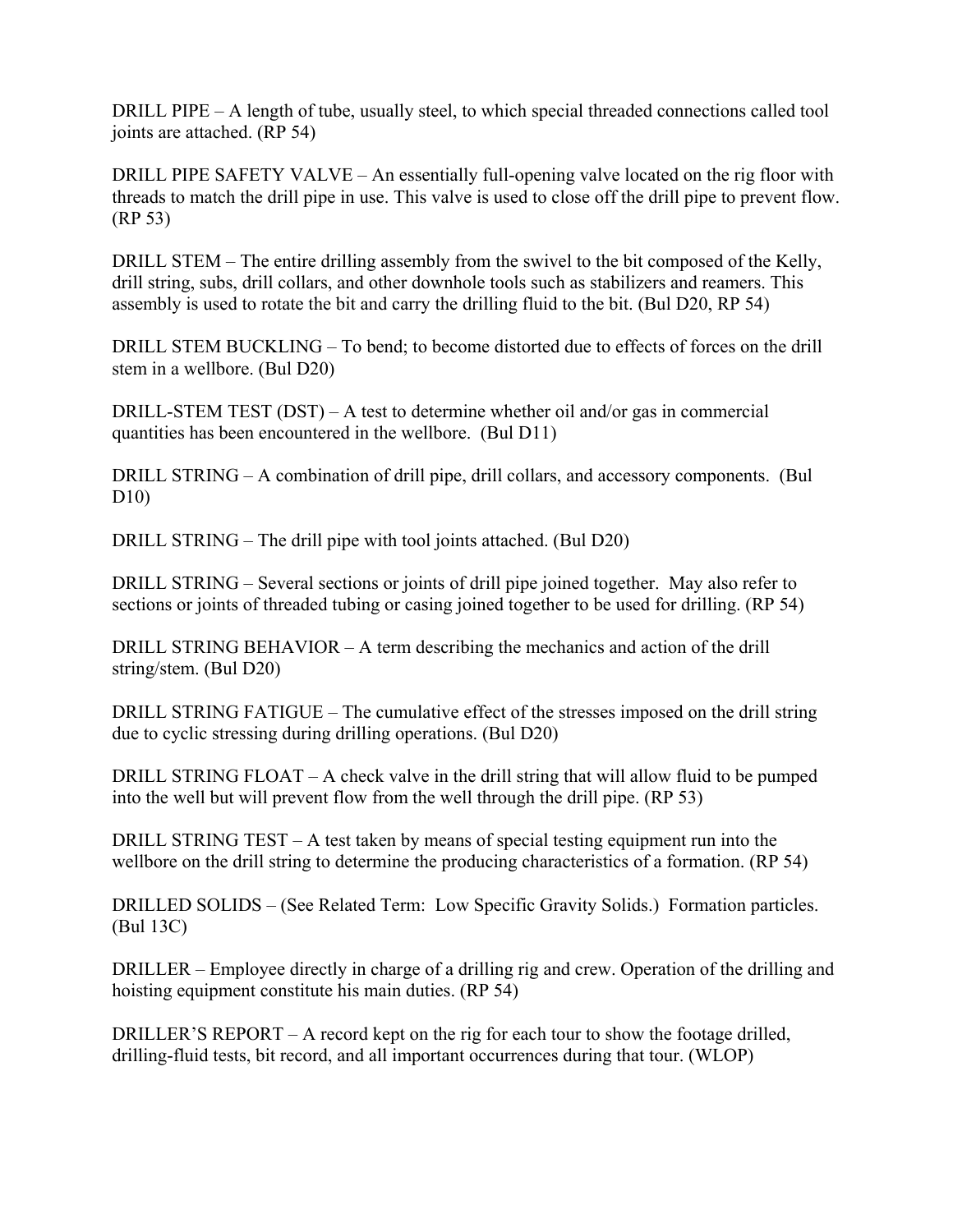DRILL PIPE – A length of tube, usually steel, to which special threaded connections called tool joints are attached. (RP 54)

DRILL PIPE SAFETY VALVE – An essentially full-opening valve located on the rig floor with threads to match the drill pipe in use. This valve is used to close off the drill pipe to prevent flow. (RP 53)

DRILL STEM – The entire drilling assembly from the swivel to the bit composed of the Kelly, drill string, subs, drill collars, and other downhole tools such as stabilizers and reamers. This assembly is used to rotate the bit and carry the drilling fluid to the bit. (Bul D20, RP 54)

DRILL STEM BUCKLING – To bend; to become distorted due to effects of forces on the drill stem in a wellbore. (Bul D20)

DRILL-STEM TEST (DST) – A test to determine whether oil and/or gas in commercial quantities has been encountered in the wellbore. (Bul D11)

DRILL STRING – A combination of drill pipe, drill collars, and accessory components. (Bul D10)

DRILL STRING – The drill pipe with tool joints attached. (Bul D20)

DRILL STRING – Several sections or joints of drill pipe joined together. May also refer to sections or joints of threaded tubing or casing joined together to be used for drilling. (RP 54)

DRILL STRING BEHAVIOR – A term describing the mechanics and action of the drill string/stem. (Bul D20)

DRILL STRING FATIGUE – The cumulative effect of the stresses imposed on the drill string due to cyclic stressing during drilling operations. (Bul D20)

DRILL STRING FLOAT – A check valve in the drill string that will allow fluid to be pumped into the well but will prevent flow from the well through the drill pipe. (RP 53)

DRILL STRING TEST – A test taken by means of special testing equipment run into the wellbore on the drill string to determine the producing characteristics of a formation. (RP 54)

DRILLED SOLIDS – (See Related Term: Low Specific Gravity Solids.) Formation particles. (Bul 13C)

DRILLER – Employee directly in charge of a drilling rig and crew. Operation of the drilling and hoisting equipment constitute his main duties. (RP 54)

DRILLER'S REPORT – A record kept on the rig for each tour to show the footage drilled, drilling-fluid tests, bit record, and all important occurrences during that tour. (WLOP)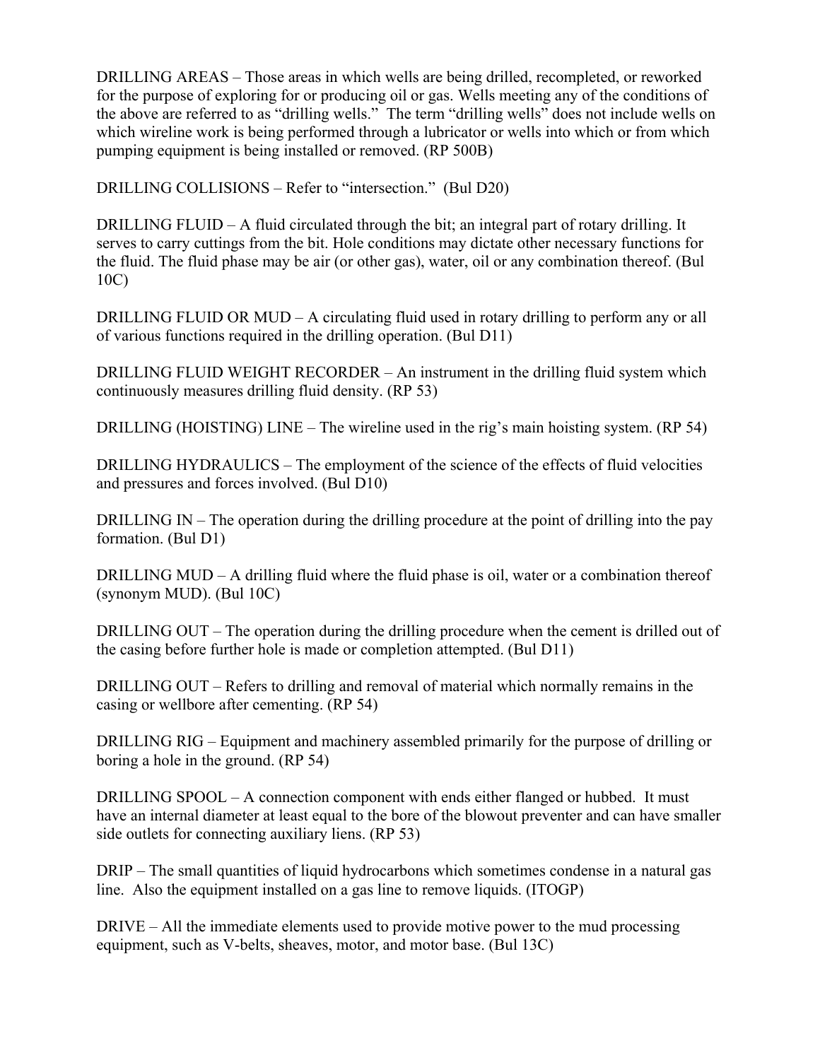DRILLING AREAS – Those areas in which wells are being drilled, recompleted, or reworked for the purpose of exploring for or producing oil or gas. Wells meeting any of the conditions of the above are referred to as "drilling wells." The term "drilling wells" does not include wells on which wireline work is being performed through a lubricator or wells into which or from which pumping equipment is being installed or removed. (RP 500B)

DRILLING COLLISIONS – Refer to "intersection." (Bul D20)

DRILLING FLUID – A fluid circulated through the bit; an integral part of rotary drilling. It serves to carry cuttings from the bit. Hole conditions may dictate other necessary functions for the fluid. The fluid phase may be air (or other gas), water, oil or any combination thereof. (Bul 10C)

DRILLING FLUID OR MUD – A circulating fluid used in rotary drilling to perform any or all of various functions required in the drilling operation. (Bul D11)

DRILLING FLUID WEIGHT RECORDER – An instrument in the drilling fluid system which continuously measures drilling fluid density. (RP 53)

DRILLING (HOISTING) LINE – The wireline used in the rig's main hoisting system. (RP 54)

DRILLING HYDRAULICS – The employment of the science of the effects of fluid velocities and pressures and forces involved. (Bul D10)

DRILLING IN – The operation during the drilling procedure at the point of drilling into the pay formation. (Bul D1)

DRILLING MUD – A drilling fluid where the fluid phase is oil, water or a combination thereof (synonym MUD). (Bul 10C)

DRILLING OUT – The operation during the drilling procedure when the cement is drilled out of the casing before further hole is made or completion attempted. (Bul D11)

DRILLING OUT – Refers to drilling and removal of material which normally remains in the casing or wellbore after cementing. (RP 54)

DRILLING RIG – Equipment and machinery assembled primarily for the purpose of drilling or boring a hole in the ground. (RP 54)

DRILLING SPOOL – A connection component with ends either flanged or hubbed. It must have an internal diameter at least equal to the bore of the blowout preventer and can have smaller side outlets for connecting auxiliary liens. (RP 53)

DRIP – The small quantities of liquid hydrocarbons which sometimes condense in a natural gas line. Also the equipment installed on a gas line to remove liquids. (ITOGP)

DRIVE – All the immediate elements used to provide motive power to the mud processing equipment, such as V-belts, sheaves, motor, and motor base. (Bul 13C)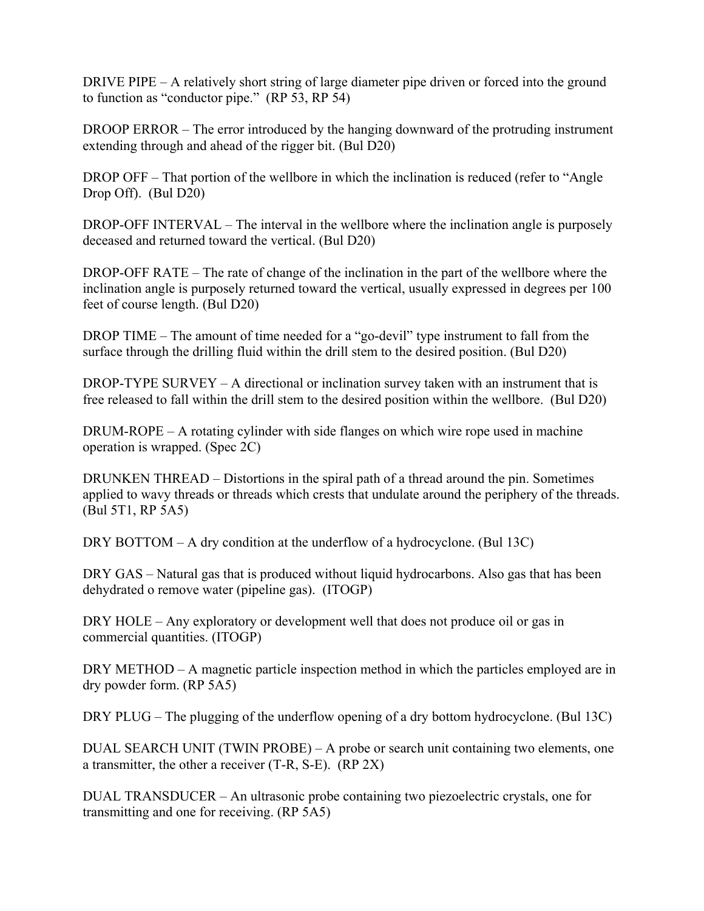DRIVE PIPE – A relatively short string of large diameter pipe driven or forced into the ground to function as "conductor pipe." (RP 53, RP 54)

DROOP ERROR – The error introduced by the hanging downward of the protruding instrument extending through and ahead of the rigger bit. (Bul D20)

DROP OFF – That portion of the wellbore in which the inclination is reduced (refer to "Angle Drop Off). (Bul D20)

DROP-OFF INTERVAL – The interval in the wellbore where the inclination angle is purposely deceased and returned toward the vertical. (Bul D20)

DROP-OFF RATE – The rate of change of the inclination in the part of the wellbore where the inclination angle is purposely returned toward the vertical, usually expressed in degrees per 100 feet of course length. (Bul D20)

DROP TIME – The amount of time needed for a "go-devil" type instrument to fall from the surface through the drilling fluid within the drill stem to the desired position. (Bul D20)

DROP-TYPE SURVEY – A directional or inclination survey taken with an instrument that is free released to fall within the drill stem to the desired position within the wellbore. (Bul D20)

DRUM-ROPE – A rotating cylinder with side flanges on which wire rope used in machine operation is wrapped. (Spec 2C)

DRUNKEN THREAD – Distortions in the spiral path of a thread around the pin. Sometimes applied to wavy threads or threads which crests that undulate around the periphery of the threads. (Bul 5T1, RP 5A5)

DRY BOTTOM – A dry condition at the underflow of a hydrocyclone. (Bul 13C)

DRY GAS – Natural gas that is produced without liquid hydrocarbons. Also gas that has been dehydrated o remove water (pipeline gas). (ITOGP)

DRY HOLE – Any exploratory or development well that does not produce oil or gas in commercial quantities. (ITOGP)

DRY METHOD – A magnetic particle inspection method in which the particles employed are in dry powder form. (RP 5A5)

DRY PLUG – The plugging of the underflow opening of a dry bottom hydrocyclone. (Bul 13C)

DUAL SEARCH UNIT (TWIN PROBE) – A probe or search unit containing two elements, one a transmitter, the other a receiver (T-R, S-E). (RP 2X)

DUAL TRANSDUCER – An ultrasonic probe containing two piezoelectric crystals, one for transmitting and one for receiving. (RP 5A5)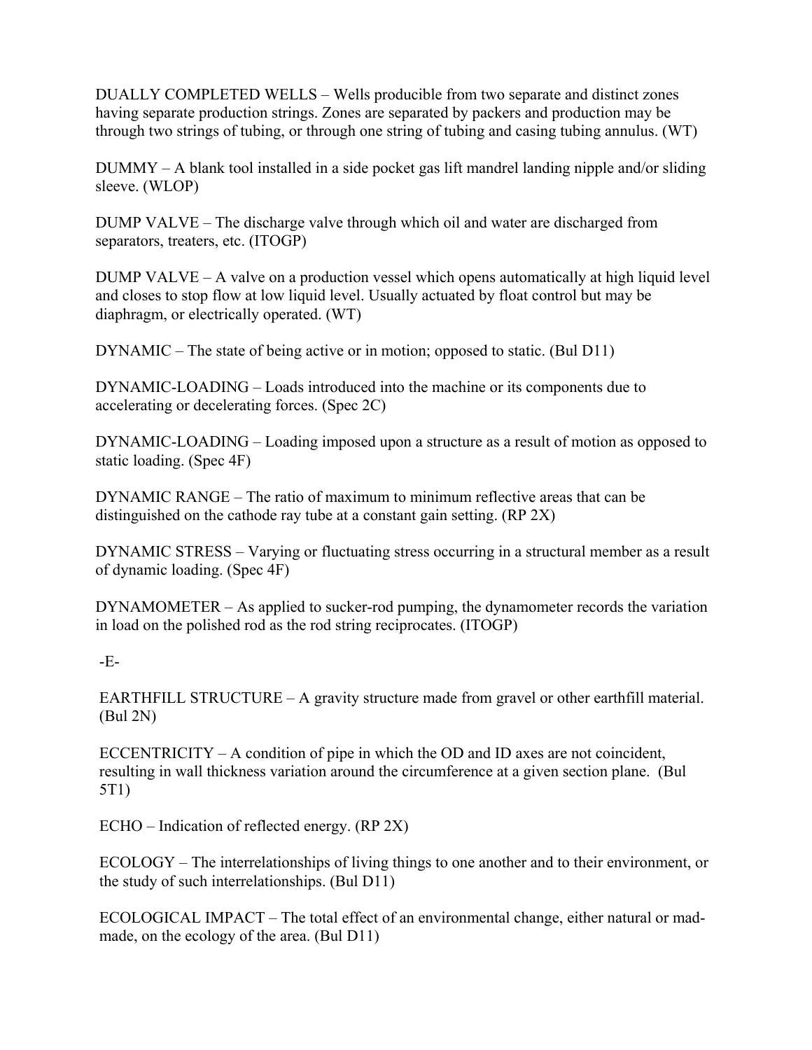DUALLY COMPLETED WELLS – Wells producible from two separate and distinct zones having separate production strings. Zones are separated by packers and production may be through two strings of tubing, or through one string of tubing and casing tubing annulus. (WT)

DUMMY – A blank tool installed in a side pocket gas lift mandrel landing nipple and/or sliding sleeve. (WLOP)

DUMP VALVE – The discharge valve through which oil and water are discharged from separators, treaters, etc. (ITOGP)

DUMP VALVE – A valve on a production vessel which opens automatically at high liquid level and closes to stop flow at low liquid level. Usually actuated by float control but may be diaphragm, or electrically operated. (WT)

DYNAMIC – The state of being active or in motion; opposed to static. (Bul D11)

DYNAMIC-LOADING – Loads introduced into the machine or its components due to accelerating or decelerating forces. (Spec 2C)

DYNAMIC-LOADING – Loading imposed upon a structure as a result of motion as opposed to static loading. (Spec 4F)

DYNAMIC RANGE – The ratio of maximum to minimum reflective areas that can be distinguished on the cathode ray tube at a constant gain setting. (RP 2X)

DYNAMIC STRESS – Varying or fluctuating stress occurring in a structural member as a result of dynamic loading. (Spec 4F)

DYNAMOMETER – As applied to sucker-rod pumping, the dynamometer records the variation in load on the polished rod as the rod string reciprocates. (ITOGP)

-E-

EARTHFILL STRUCTURE – A gravity structure made from gravel or other earthfill material. (Bul 2N)

ECCENTRICITY – A condition of pipe in which the OD and ID axes are not coincident, resulting in wall thickness variation around the circumference at a given section plane. (Bul 5T1)

ECHO – Indication of reflected energy. (RP 2X)

ECOLOGY – The interrelationships of living things to one another and to their environment, or the study of such interrelationships. (Bul D11)

ECOLOGICAL IMPACT – The total effect of an environmental change, either natural or mad-made, on the ecology of the area. (Bul D11)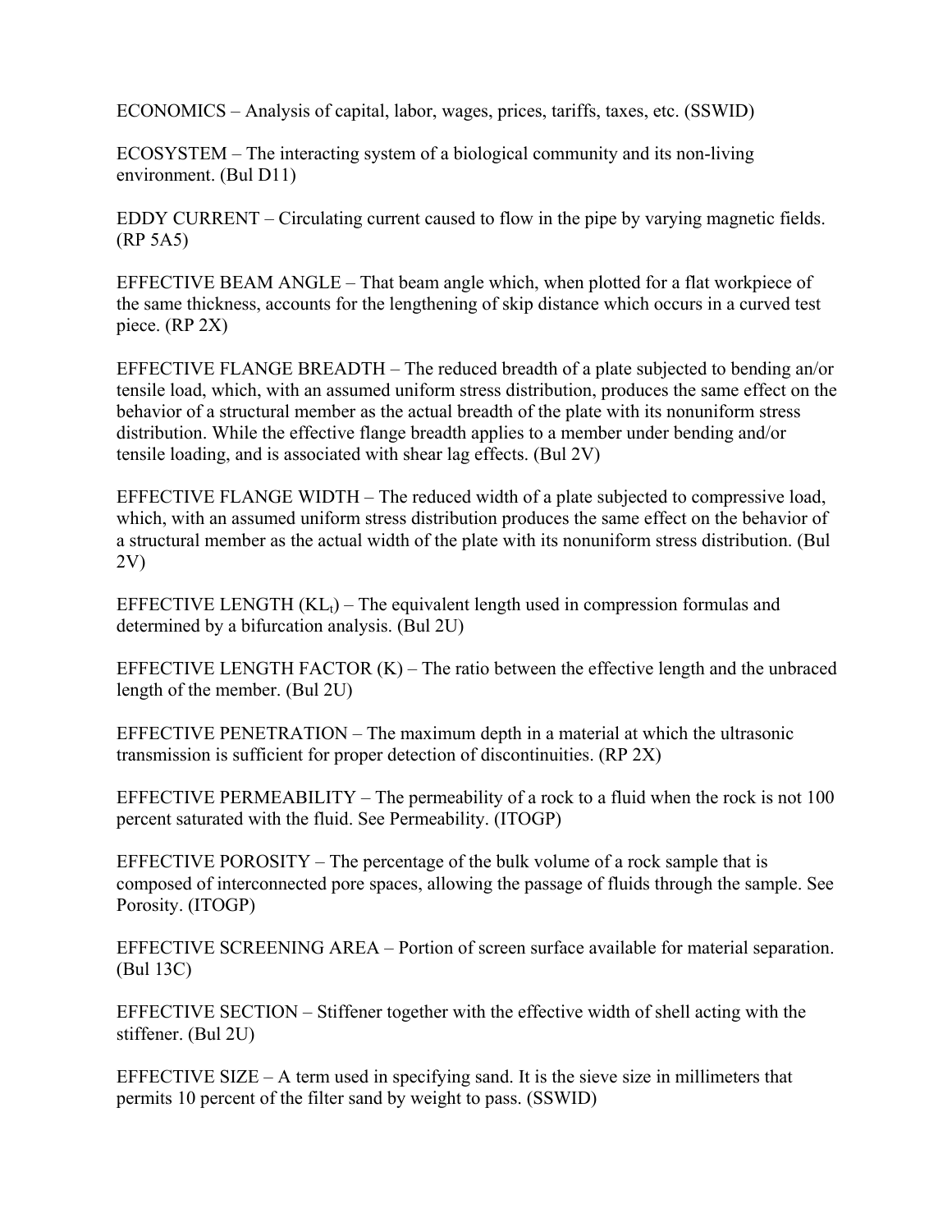ECONOMICS – Analysis of capital, labor, wages, prices, tariffs, taxes, etc. (SSWID)

ECOSYSTEM – The interacting system of a biological community and its non-living environment. (Bul D11)

EDDY CURRENT – Circulating current caused to flow in the pipe by varying magnetic fields. (RP 5A5)

EFFECTIVE BEAM ANGLE – That beam angle which, when plotted for a flat workpiece of the same thickness, accounts for the lengthening of skip distance which occurs in a curved test piece. (RP 2X)

EFFECTIVE FLANGE BREADTH – The reduced breadth of a plate subjected to bending an/or tensile load, which, with an assumed uniform stress distribution, produces the same effect on the behavior of a structural member as the actual breadth of the plate with its nonuniform stress distribution. While the effective flange breadth applies to a member under bending and/or tensile loading, and is associated with shear lag effects. (Bul 2V)

EFFECTIVE FLANGE WIDTH – The reduced width of a plate subjected to compressive load, which, with an assumed uniform stress distribution produces the same effect on the behavior of a structural member as the actual width of the plate with its nonuniform stress distribution. (Bul 2V)

EFFECTIVE LENGTH ($KL_t$) – The equivalent length used in compression formulas and determined by a bifurcation analysis. (Bul 2U)

EFFECTIVE LENGTH FACTOR (K) – The ratio between the effective length and the unbraced length of the member. (Bul 2U)

EFFECTIVE PENETRATION – The maximum depth in a material at which the ultrasonic transmission is sufficient for proper detection of discontinuities. (RP 2X)

EFFECTIVE PERMEABILITY – The permeability of a rock to a fluid when the rock is not 100 percent saturated with the fluid. See Permeability. (ITOGP)

EFFECTIVE POROSITY – The percentage of the bulk volume of a rock sample that is composed of interconnected pore spaces, allowing the passage of fluids through the sample. See Porosity. (ITOGP)

EFFECTIVE SCREENING AREA – Portion of screen surface available for material separation. (Bul 13C)

EFFECTIVE SECTION – Stiffener together with the effective width of shell acting with the stiffener. (Bul 2U)

EFFECTIVE SIZE – A term used in specifying sand. It is the sieve size in millimeters that permits 10 percent of the filter sand by weight to pass. (SSWID)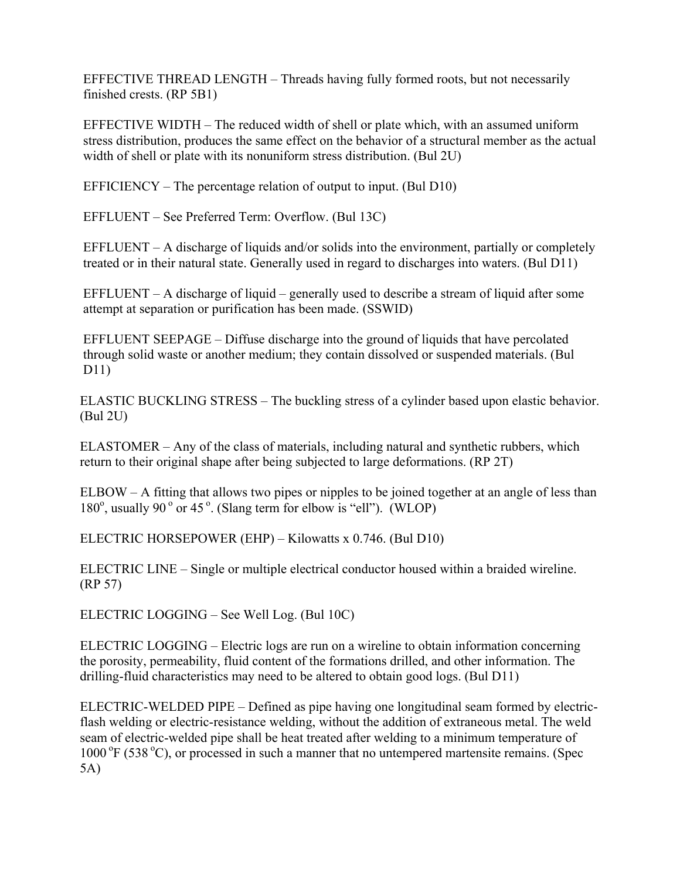EFFECTIVE THREAD LENGTH – Threads having fully formed roots, but not necessarily finished crests. (RP 5B1)

EFFECTIVE WIDTH – The reduced width of shell or plate which, with an assumed uniform stress distribution, produces the same effect on the behavior of a structural member as the actual width of shell or plate with its nonuniform stress distribution. (Bul 2U)

EFFICIENCY – The percentage relation of output to input. (Bul D10)

EFFLUENT – See Preferred Term: Overflow. (Bul 13C)

EFFLUENT – A discharge of liquids and/or solids into the environment, partially or completely treated or in their natural state. Generally used in regard to discharges into waters. (Bul D11)

EFFLUENT – A discharge of liquid – generally used to describe a stream of liquid after some attempt at separation or purification has been made. (SSWID)

EFFLUENT SEEPAGE – Diffuse discharge into the ground of liquids that have percolated through solid waste or another medium; they contain dissolved or suspended materials. (Bul D11)

ELASTIC BUCKLING STRESS – The buckling stress of a cylinder based upon elastic behavior. (Bul 2U)

ELASTOMER – Any of the class of materials, including natural and synthetic rubbers, which return to their original shape after being subjected to large deformations. (RP 2T)

ELBOW – A fitting that allows two pipes or nipples to be joined together at an angle of less than $180^{o}$, usually $90^{o}$ or $45^{o}$. (Slang term for elbow is "ell"). (WLOP)

ELECTRIC HORSEPOWER (EHP) – Kilowatts x 0.746. (Bul D10)

ELECTRIC LINE – Single or multiple electrical conductor housed within a braided wireline. (RP 57)

ELECTRIC LOGGING – See Well Log. (Bul 10C)

ELECTRIC LOGGING – Electric logs are run on a wireline to obtain information concerning the porosity, permeability, fluid content of the formations drilled, and other information. The drilling-fluid characteristics may need to be altered to obtain good logs. (Bul D11)

ELECTRIC-WELDED PIPE – Defined as pipe having one longitudinal seam formed by electric-flash welding or electric-resistance welding, without the addition of extraneous metal. The weld seam of electric-welded pipe shall be heat treated after welding to a minimum temperature of 1000 $^{o}$F (538 $^{o}$C), or processed in such a manner that no untempered martensite remains. (Spec 5A)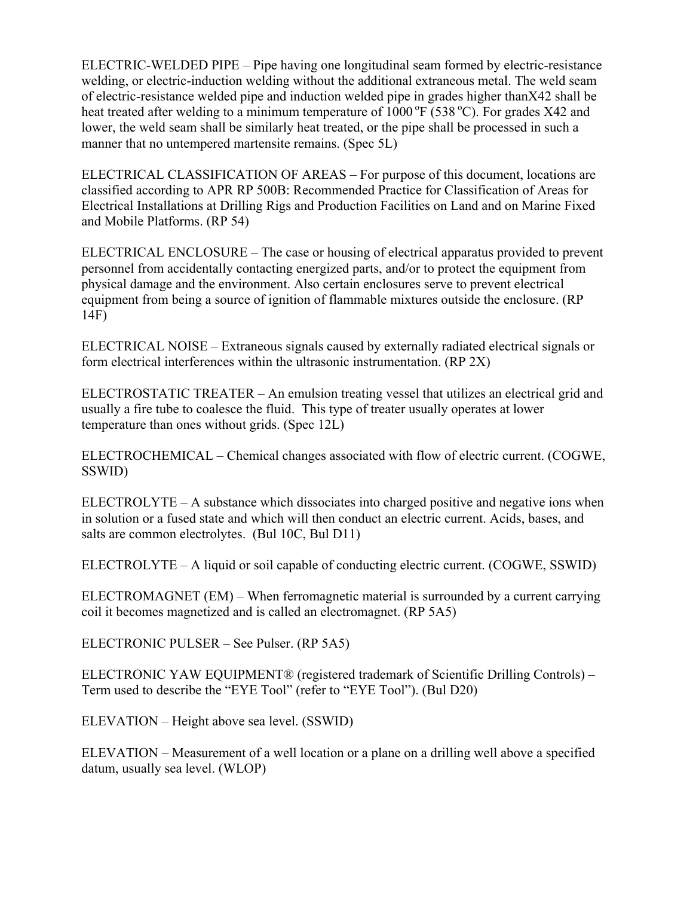ELECTRIC-WELDED PIPE – Pipe having one longitudinal seam formed by electric-resistance welding, or electric-induction welding without the additional extraneous metal. The weld seam of electric-resistance welded pipe and induction welded pipe in grades higher thanX42 shall be heat treated after welding to a minimum temperature of 1000 $^{o}$F (538 $^{o}$C). For grades X42 and lower, the weld seam shall be similarly heat treated, or the pipe shall be processed in such a manner that no untempered martensite remains. (Spec 5L)

ELECTRICAL CLASSIFICATION OF AREAS – For purpose of this document, locations are classified according to APR RP 500B: Recommended Practice for Classification of Areas for Electrical Installations at Drilling Rigs and Production Facilities on Land and on Marine Fixed and Mobile Platforms. (RP 54)

ELECTRICAL ENCLOSURE – The case or housing of electrical apparatus provided to prevent personnel from accidentally contacting energized parts, and/or to protect the equipment from physical damage and the environment. Also certain enclosures serve to prevent electrical equipment from being a source of ignition of flammable mixtures outside the enclosure. (RP 14F)

ELECTRICAL NOISE – Extraneous signals caused by externally radiated electrical signals or form electrical interferences within the ultrasonic instrumentation. (RP 2X)

ELECTROSTATIC TREATER – An emulsion treating vessel that utilizes an electrical grid and usually a fire tube to coalesce the fluid. This type of treater usually operates at lower temperature than ones without grids. (Spec 12L)

ELECTROCHEMICAL – Chemical changes associated with flow of electric current. (COGWE, SSWID)

ELECTROLYTE – A substance which dissociates into charged positive and negative ions when in solution or a fused state and which will then conduct an electric current. Acids, bases, and salts are common electrolytes. (Bul 10C, Bul D11)

ELECTROLYTE – A liquid or soil capable of conducting electric current. (COGWE, SSWID)

ELECTROMAGNET (EM) – When ferromagnetic material is surrounded by a current carrying coil it becomes magnetized and is called an electromagnet. (RP 5A5)

ELECTRONIC PULSER – See Pulser. (RP 5A5)

ELECTRONIC YAW EQUIPMENT® (registered trademark of Scientific Drilling Controls) – Term used to describe the "EYE Tool" (refer to "EYE Tool"). (Bul D20)

ELEVATION – Height above sea level. (SSWID)

ELEVATION – Measurement of a well location or a plane on a drilling well above a specified datum, usually sea level. (WLOP)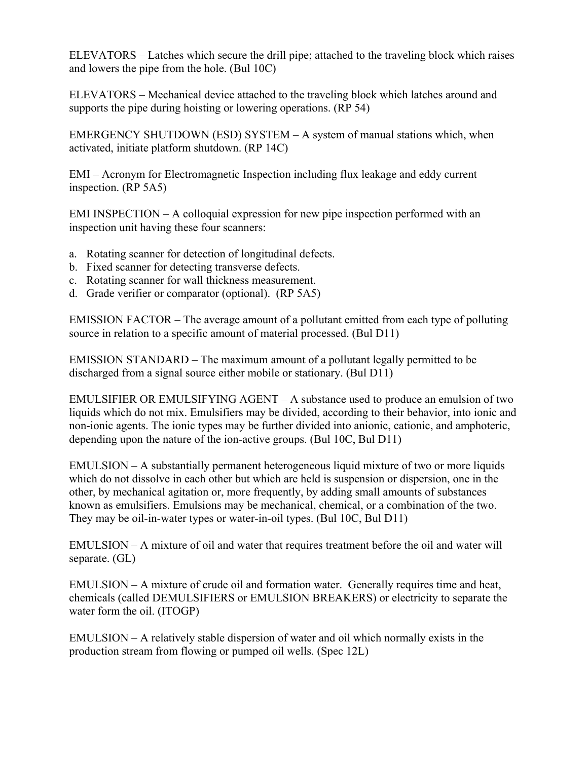ELEVATORS – Latches which secure the drill pipe; attached to the traveling block which raises and lowers the pipe from the hole. (Bul 10C)

ELEVATORS – Mechanical device attached to the traveling block which latches around and supports the pipe during hoisting or lowering operations. (RP 54)

EMERGENCY SHUTDOWN (ESD) SYSTEM – A system of manual stations which, when activated, initiate platform shutdown. (RP 14C)

EMI – Acronym for Electromagnetic Inspection including flux leakage and eddy current inspection. (RP 5A5)

EMI INSPECTION – A colloquial expression for new pipe inspection performed with an inspection unit having these four scanners:

a. Rotating scanner for detection of longitudinal defects.
b. Fixed scanner for detecting transverse defects.
c. Rotating scanner for wall thickness measurement.
d. Grade verifier or comparator (optional). (RP 5A5)

EMISSION FACTOR – The average amount of a pollutant emitted from each type of polluting source in relation to a specific amount of material processed. (Bul D11)

EMISSION STANDARD – The maximum amount of a pollutant legally permitted to be discharged from a signal source either mobile or stationary. (Bul D11)

EMULSIFIER OR EMULSIFYING AGENT – A substance used to produce an emulsion of two liquids which do not mix. Emulsifiers may be divided, according to their behavior, into ionic and non-ionic agents. The ionic types may be further divided into anionic, cationic, and amphoteric, depending upon the nature of the ion-active groups. (Bul 10C, Bul D11)

EMULSION – A substantially permanent heterogeneous liquid mixture of two or more liquids which do not dissolve in each other but which are held is suspension or dispersion, one in the other, by mechanical agitation or, more frequently, by adding small amounts of substances known as emulsifiers. Emulsions may be mechanical, chemical, or a combination of the two. They may be oil-in-water types or water-in-oil types. (Bul 10C, Bul D11)

EMULSION – A mixture of oil and water that requires treatment before the oil and water will separate. (GL)

EMULSION – A mixture of crude oil and formation water. Generally requires time and heat, chemicals (called DEMULSIFIERS or EMULSION BREAKERS) or electricity to separate the water form the oil. (ITOGP)

EMULSION – A relatively stable dispersion of water and oil which normally exists in the production stream from flowing or pumped oil wells. (Spec 12L)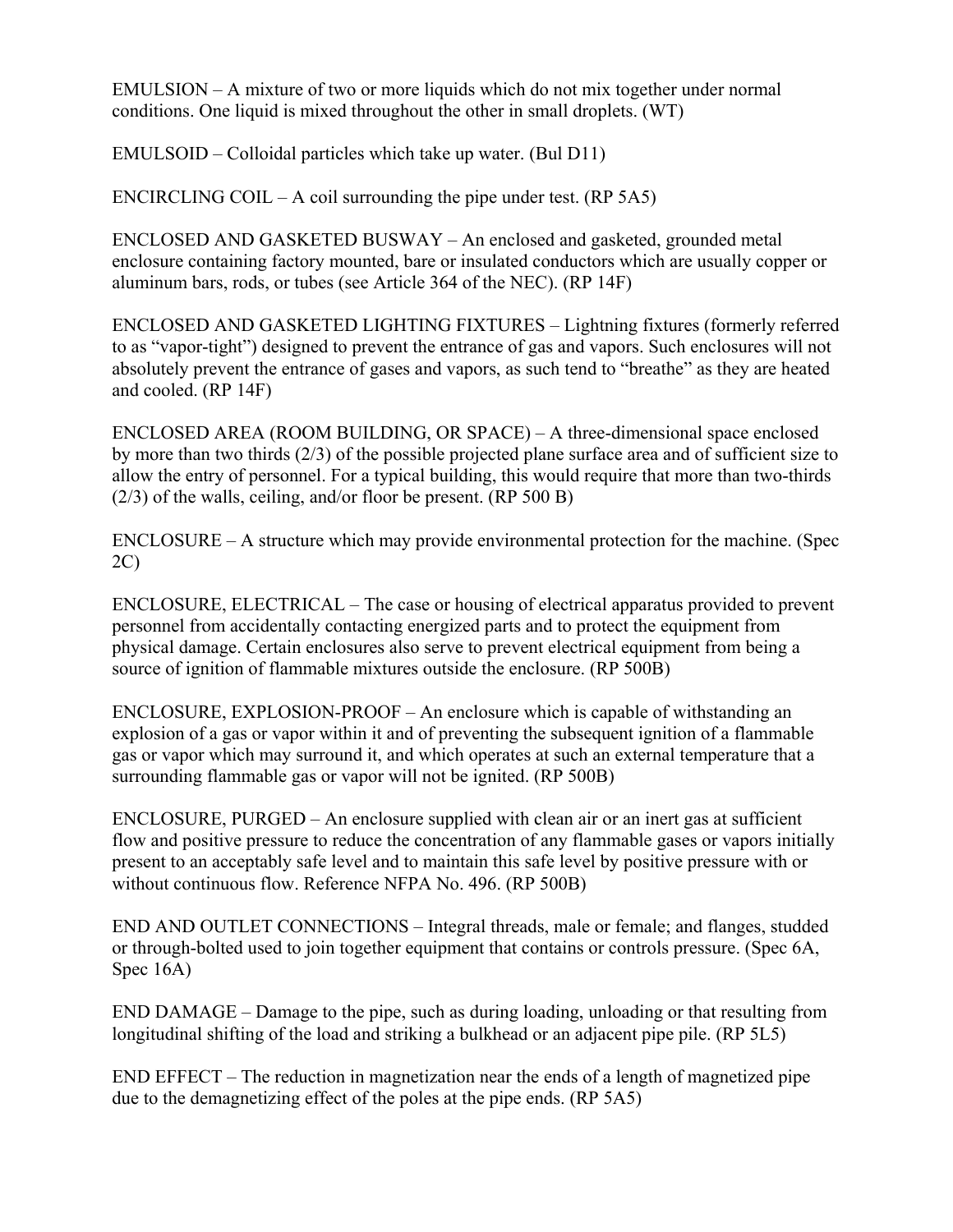EMULSION – A mixture of two or more liquids which do not mix together under normal conditions. One liquid is mixed throughout the other in small droplets. (WT)

EMULSOID – Colloidal particles which take up water. (Bul D11)

ENCIRCLING COIL – A coil surrounding the pipe under test. (RP 5A5)

ENCLOSED AND GASKETED BUSWAY – An enclosed and gasketed, grounded metal enclosure containing factory mounted, bare or insulated conductors which are usually copper or aluminum bars, rods, or tubes (see Article 364 of the NEC). (RP 14F)

ENCLOSED AND GASKETED LIGHTING FIXTURES – Lightning fixtures (formerly referred to as "vapor-tight") designed to prevent the entrance of gas and vapors. Such enclosures will not absolutely prevent the entrance of gases and vapors, as such tend to "breathe" as they are heated and cooled. (RP 14F)

ENCLOSED AREA (ROOM BUILDING, OR SPACE) – A three-dimensional space enclosed by more than two thirds (2/3) of the possible projected plane surface area and of sufficient size to allow the entry of personnel. For a typical building, this would require that more than two-thirds (2/3) of the walls, ceiling, and/or floor be present. (RP 500 B)

ENCLOSURE – A structure which may provide environmental protection for the machine. (Spec 2C)

ENCLOSURE, ELECTRICAL – The case or housing of electrical apparatus provided to prevent personnel from accidentally contacting energized parts and to protect the equipment from physical damage. Certain enclosures also serve to prevent electrical equipment from being a source of ignition of flammable mixtures outside the enclosure. (RP 500B)

ENCLOSURE, EXPLOSION-PROOF – An enclosure which is capable of withstanding an explosion of a gas or vapor within it and of preventing the subsequent ignition of a flammable gas or vapor which may surround it, and which operates at such an external temperature that a surrounding flammable gas or vapor will not be ignited. (RP 500B)

ENCLOSURE, PURGED – An enclosure supplied with clean air or an inert gas at sufficient flow and positive pressure to reduce the concentration of any flammable gases or vapors initially present to an acceptably safe level and to maintain this safe level by positive pressure with or without continuous flow. Reference NFPA No. 496. (RP 500B)

END AND OUTLET CONNECTIONS – Integral threads, male or female; and flanges, studded or through-bolted used to join together equipment that contains or controls pressure. (Spec 6A, Spec 16A)

END DAMAGE – Damage to the pipe, such as during loading, unloading or that resulting from longitudinal shifting of the load and striking a bulkhead or an adjacent pipe pile. (RP 5L5)

END EFFECT – The reduction in magnetization near the ends of a length of magnetized pipe due to the demagnetizing effect of the poles at the pipe ends. (RP 5A5)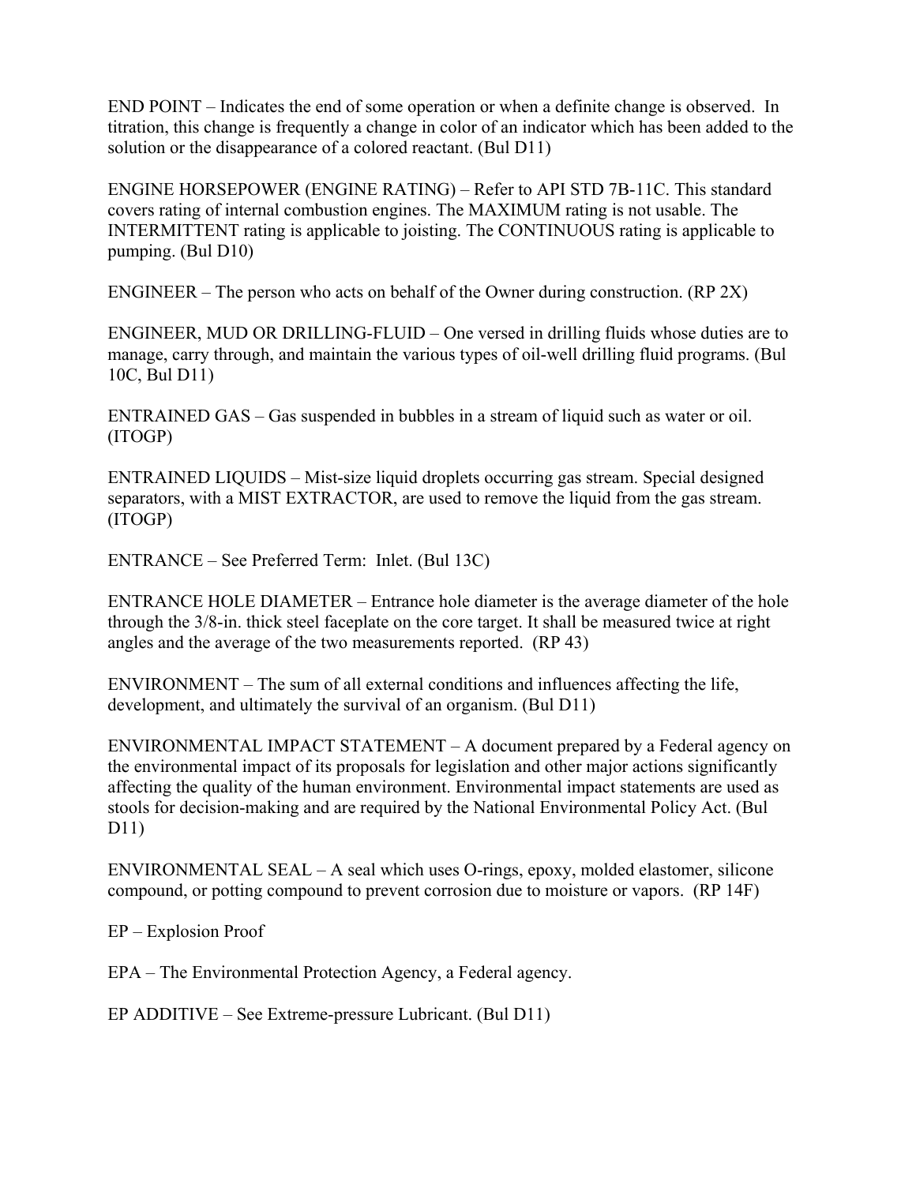END POINT – Indicates the end of some operation or when a definite change is observed. In titration, this change is frequently a change in color of an indicator which has been added to the solution or the disappearance of a colored reactant. (Bul D11)

ENGINE HORSEPOWER (ENGINE RATING) – Refer to API STD 7B-11C. This standard covers rating of internal combustion engines. The MAXIMUM rating is not usable. The INTERMITTENT rating is applicable to joisting. The CONTINUOUS rating is applicable to pumping. (Bul D10)

ENGINEER – The person who acts on behalf of the Owner during construction. (RP 2X)

ENGINEER, MUD OR DRILLING-FLUID – One versed in drilling fluids whose duties are to manage, carry through, and maintain the various types of oil-well drilling fluid programs. (Bul 10C, Bul D11)

ENTRAINED GAS – Gas suspended in bubbles in a stream of liquid such as water or oil. (ITOGP)

ENTRAINED LIQUIDS – Mist-size liquid droplets occurring gas stream. Special designed separators, with a MIST EXTRACTOR, are used to remove the liquid from the gas stream. (ITOGP)

ENTRANCE – See Preferred Term: Inlet. (Bul 13C)

ENTRANCE HOLE DIAMETER – Entrance hole diameter is the average diameter of the hole through the 3/8-in. thick steel faceplate on the core target. It shall be measured twice at right angles and the average of the two measurements reported. (RP 43)

ENVIRONMENT – The sum of all external conditions and influences affecting the life, development, and ultimately the survival of an organism. (Bul D11)

ENVIRONMENTAL IMPACT STATEMENT – A document prepared by a Federal agency on the environmental impact of its proposals for legislation and other major actions significantly affecting the quality of the human environment. Environmental impact statements are used as stools for decision-making and are required by the National Environmental Policy Act. (Bul D11)

ENVIRONMENTAL SEAL – A seal which uses O-rings, epoxy, molded elastomer, silicone compound, or potting compound to prevent corrosion due to moisture or vapors. (RP 14F)

EP – Explosion Proof

EPA – The Environmental Protection Agency, a Federal agency.

EP ADDITIVE – See Extreme-pressure Lubricant. (Bul D11)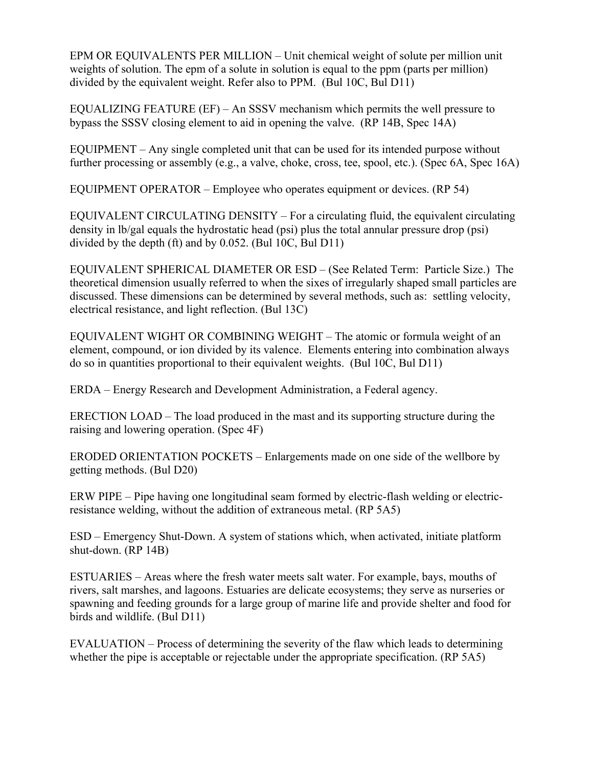EPM OR EQUIVALENTS PER MILLION – Unit chemical weight of solute per million unit weights of solution. The epm of a solute in solution is equal to the ppm (parts per million) divided by the equivalent weight. Refer also to PPM. (Bul 10C, Bul D11)

EQUALIZING FEATURE (EF) – An SSSV mechanism which permits the well pressure to bypass the SSSV closing element to aid in opening the valve. (RP 14B, Spec 14A)

EQUIPMENT – Any single completed unit that can be used for its intended purpose without further processing or assembly (e.g., a valve, choke, cross, tee, spool, etc.). (Spec 6A, Spec 16A)

EQUIPMENT OPERATOR – Employee who operates equipment or devices. (RP 54)

EQUIVALENT CIRCULATING DENSITY – For a circulating fluid, the equivalent circulating density in lb/gal equals the hydrostatic head (psi) plus the total annular pressure drop (psi) divided by the depth (ft) and by 0.052. (Bul 10C, Bul D11)

EQUIVALENT SPHERICAL DIAMETER OR ESD – (See Related Term: Particle Size.) The theoretical dimension usually referred to when the sixes of irregularly shaped small particles are discussed. These dimensions can be determined by several methods, such as: settling velocity, electrical resistance, and light reflection. (Bul 13C)

EQUIVALENT WIGHT OR COMBINING WEIGHT – The atomic or formula weight of an element, compound, or ion divided by its valence. Elements entering into combination always do so in quantities proportional to their equivalent weights. (Bul 10C, Bul D11)

ERDA – Energy Research and Development Administration, a Federal agency.

ERECTION LOAD – The load produced in the mast and its supporting structure during the raising and lowering operation. (Spec 4F)

ERODED ORIENTATION POCKETS – Enlargements made on one side of the wellbore by getting methods. (Bul D20)

ERW PIPE – Pipe having one longitudinal seam formed by electric-flash welding or electric-resistance welding, without the addition of extraneous metal. (RP 5A5)

ESD – Emergency Shut-Down. A system of stations which, when activated, initiate platform shut-down. (RP 14B)

ESTUARIES – Areas where the fresh water meets salt water. For example, bays, mouths of rivers, salt marshes, and lagoons. Estuaries are delicate ecosystems; they serve as nurseries or spawning and feeding grounds for a large group of marine life and provide shelter and food for birds and wildlife. (Bul D11)

EVALUATION – Process of determining the severity of the flaw which leads to determining whether the pipe is acceptable or rejectable under the appropriate specification. (RP 5A5)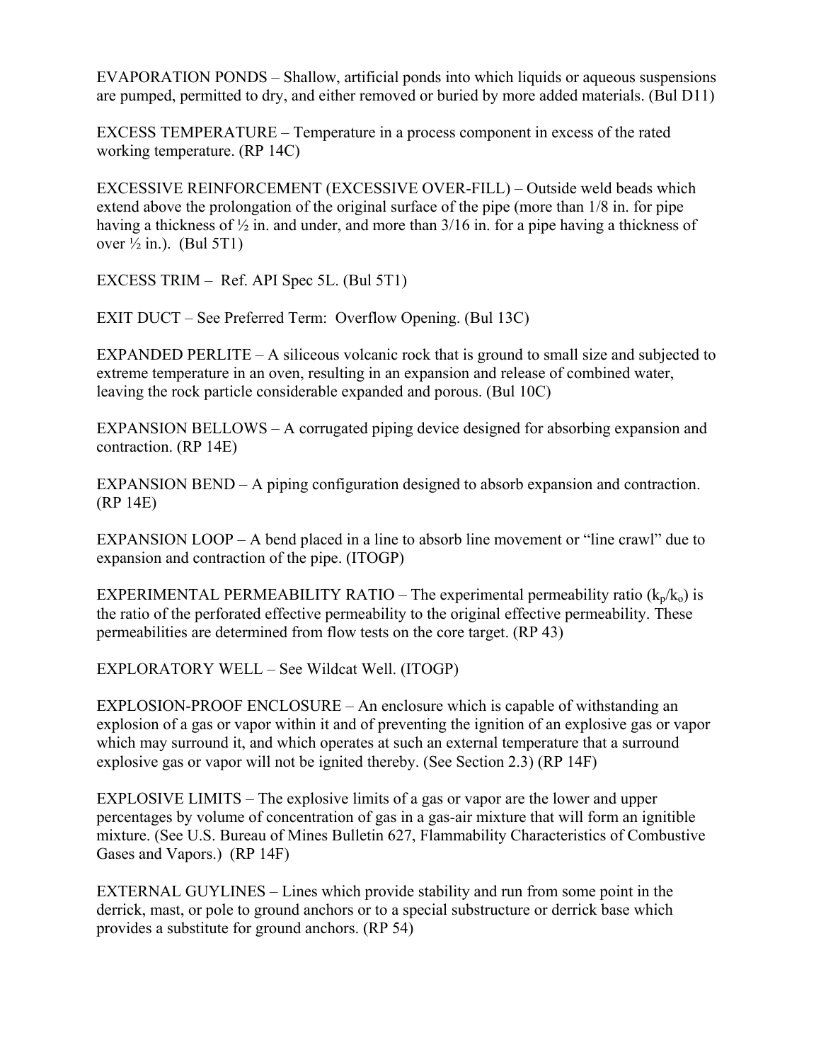EVAPORATION PONDS – Shallow, artificial ponds into which liquids or aqueous suspensions are pumped, permitted to dry, and either removed or buried by more added materials. (Bul D11)

EXCESS TEMPERATURE – Temperature in a process component in excess of the rated working temperature. (RP 14C)

EXCESSIVE REINFORCEMENT (EXCESSIVE OVER-FILL) – Outside weld beads which extend above the prolongation of the original surface of the pipe (more than 1/8 in. for pipe having a thickness of ½ in. and under, and more than 3/16 in. for a pipe having a thickness of over ½ in.). (Bul 5T1)

EXCESS TRIM – Ref. API Spec 5L. (Bul 5T1)

EXIT DUCT – See Preferred Term: Overflow Opening. (Bul 13C)

EXPANDED PERLITE – A siliceous volcanic rock that is ground to small size and subjected to extreme temperature in an oven, resulting in an expansion and release of combined water, leaving the rock particle considerable expanded and porous. (Bul 10C)

EXPANSION BELLOWS – A corrugated piping device designed for absorbing expansion and contraction. (RP 14E)

EXPANSION BEND – A piping configuration designed to absorb expansion and contraction. (RP 14E)

EXPANSION LOOP – A bend placed in a line to absorb line movement or "line crawl" due to expansion and contraction of the pipe. (ITOGP)

EXPERIMENTAL PERMEABILITY RATIO – The experimental permeability ratio ($k_p/k_o$) is the ratio of the perforated effective permeability to the original effective permeability. These permeabilities are determined from flow tests on the core target. (RP 43)

EXPLORATORY WELL – See Wildcat Well. (ITOGP)

EXPLOSION-PROOF ENCLOSURE – An enclosure which is capable of withstanding an explosion of a gas or vapor within it and of preventing the ignition of an explosive gas or vapor which may surround it, and which operates at such an external temperature that a surround explosive gas or vapor will not be ignited thereby. (See Section 2.3) (RP 14F)

EXPLOSIVE LIMITS – The explosive limits of a gas or vapor are the lower and upper percentages by volume of concentration of gas in a gas-air mixture that will form an ignitible mixture. (See U.S. Bureau of Mines Bulletin 627, Flammability Characteristics of Combustive Gases and Vapors.) (RP 14F)

EXTERNAL GUYLINES – Lines which provide stability and run from some point in the derrick, mast, or pole to ground anchors or to a special substructure or derrick base which provides a substitute for ground anchors. (RP 54)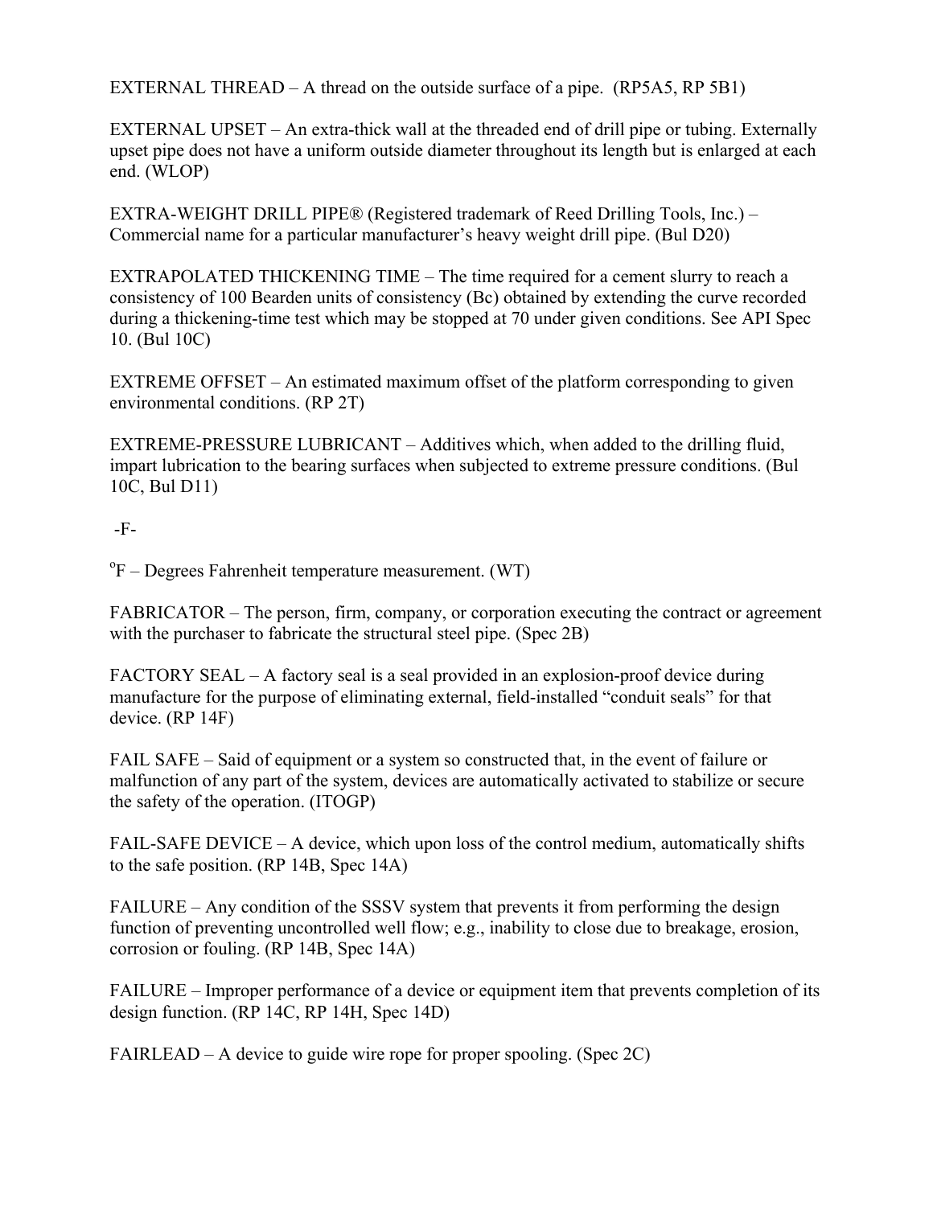EXTERNAL THREAD – A thread on the outside surface of a pipe. (RP5A5, RP 5B1)

EXTERNAL UPSET – An extra-thick wall at the threaded end of drill pipe or tubing. Externally upset pipe does not have a uniform outside diameter throughout its length but is enlarged at each end. (WLOP)

EXTRA-WEIGHT DRILL PIPE® (Registered trademark of Reed Drilling Tools, Inc.) – Commercial name for a particular manufacturer's heavy weight drill pipe. (Bul D20)

EXTRAPOLATED THICKENING TIME – The time required for a cement slurry to reach a consistency of 100 Bearden units of consistency (Bc) obtained by extending the curve recorded during a thickening-time test which may be stopped at 70 under given conditions. See API Spec 10. (Bul 10C)

EXTREME OFFSET – An estimated maximum offset of the platform corresponding to given environmental conditions. (RP 2T)

EXTREME-PRESSURE LUBRICANT – Additives which, when added to the drilling fluid, impart lubrication to the bearing surfaces when subjected to extreme pressure conditions. (Bul 10C, Bul D11)

-F-

$^{o}$F – Degrees Fahrenheit temperature measurement. (WT)

FABRICATOR – The person, firm, company, or corporation executing the contract or agreement with the purchaser to fabricate the structural steel pipe. (Spec 2B)

FACTORY SEAL – A factory seal is a seal provided in an explosion-proof device during manufacture for the purpose of eliminating external, field-installed "conduit seals" for that device. (RP 14F)

FAIL SAFE – Said of equipment or a system so constructed that, in the event of failure or malfunction of any part of the system, devices are automatically activated to stabilize or secure the safety of the operation. (ITOGP)

FAIL-SAFE DEVICE – A device, which upon loss of the control medium, automatically shifts to the safe position. (RP 14B, Spec 14A)

FAILURE – Any condition of the SSSV system that prevents it from performing the design function of preventing uncontrolled well flow; e.g., inability to close due to breakage, erosion, corrosion or fouling. (RP 14B, Spec 14A)

FAILURE – Improper performance of a device or equipment item that prevents completion of its design function. (RP 14C, RP 14H, Spec 14D)

FAIRLEAD – A device to guide wire rope for proper spooling. (Spec 2C)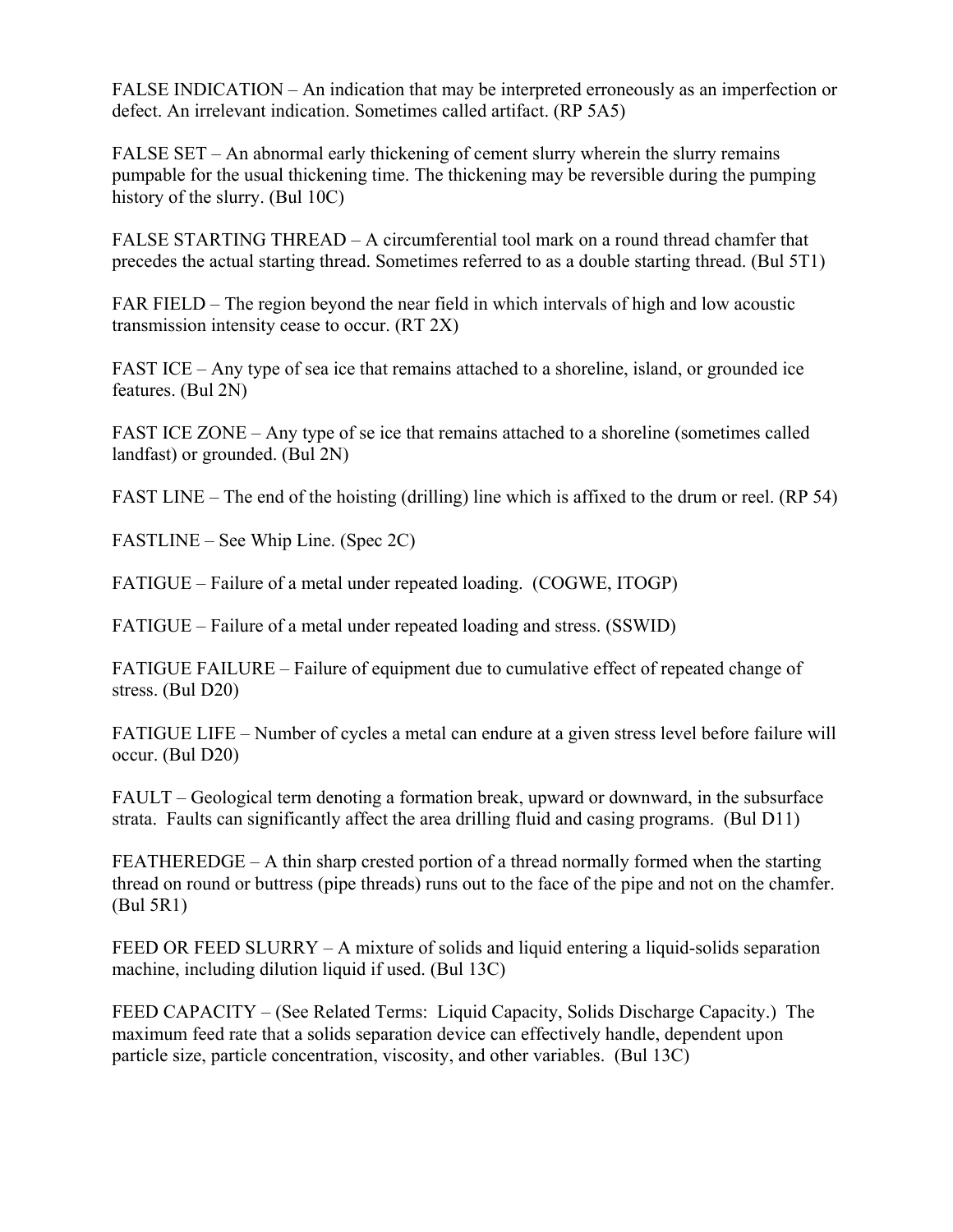FALSE INDICATION – An indication that may be interpreted erroneously as an imperfection or defect. An irrelevant indication. Sometimes called artifact. (RP 5A5)

FALSE SET – An abnormal early thickening of cement slurry wherein the slurry remains pumpable for the usual thickening time. The thickening may be reversible during the pumping history of the slurry. (Bul 10C)

FALSE STARTING THREAD – A circumferential tool mark on a round thread chamfer that precedes the actual starting thread. Sometimes referred to as a double starting thread. (Bul 5T1)

FAR FIELD – The region beyond the near field in which intervals of high and low acoustic transmission intensity cease to occur. (RT 2X)

FAST ICE – Any type of sea ice that remains attached to a shoreline, island, or grounded ice features. (Bul 2N)

FAST ICE ZONE – Any type of se ice that remains attached to a shoreline (sometimes called landfast) or grounded. (Bul 2N)

FAST LINE – The end of the hoisting (drilling) line which is affixed to the drum or reel. (RP 54)

FASTLINE – See Whip Line. (Spec 2C)

FATIGUE – Failure of a metal under repeated loading. (COGWE, ITOGP)

FATIGUE – Failure of a metal under repeated loading and stress. (SSWID)

FATIGUE FAILURE – Failure of equipment due to cumulative effect of repeated change of stress. (Bul D20)

FATIGUE LIFE – Number of cycles a metal can endure at a given stress level before failure will occur. (Bul D20)

FAULT – Geological term denoting a formation break, upward or downward, in the subsurface strata. Faults can significantly affect the area drilling fluid and casing programs. (Bul D11)

FEATHEREDGE – A thin sharp crested portion of a thread normally formed when the starting thread on round or buttress (pipe threads) runs out to the face of the pipe and not on the chamfer. (Bul 5R1)

FEED OR FEED SLURRY – A mixture of solids and liquid entering a liquid-solids separation machine, including dilution liquid if used. (Bul 13C)

FEED CAPACITY – (See Related Terms: Liquid Capacity, Solids Discharge Capacity.) The maximum feed rate that a solids separation device can effectively handle, dependent upon particle size, particle concentration, viscosity, and other variables. (Bul 13C)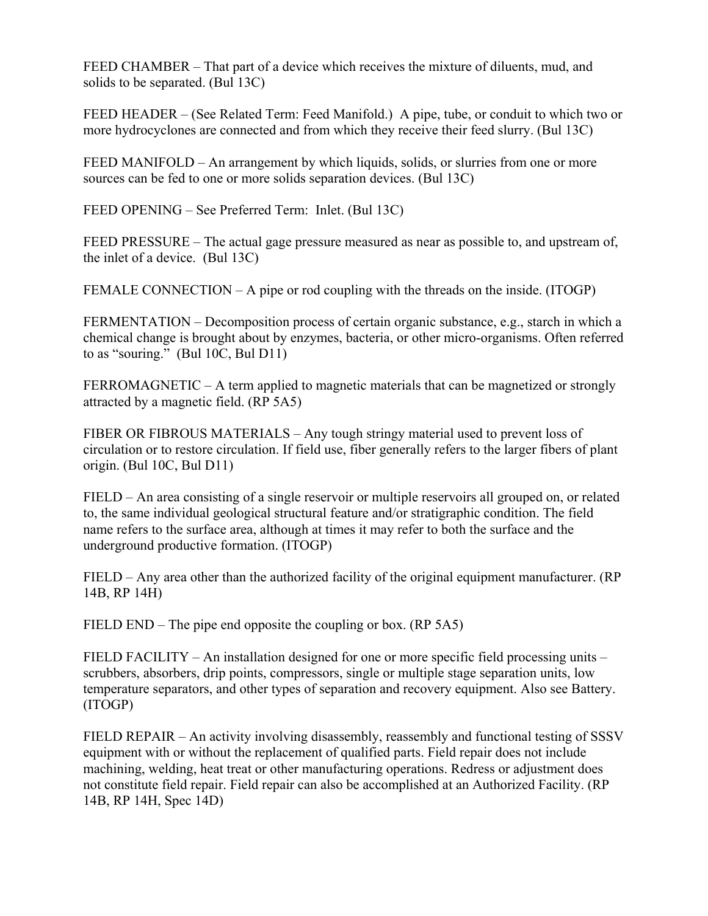FEED CHAMBER – That part of a device which receives the mixture of diluents, mud, and solids to be separated. (Bul 13C)

FEED HEADER – (See Related Term: Feed Manifold.) A pipe, tube, or conduit to which two or more hydrocyclones are connected and from which they receive their feed slurry. (Bul 13C)

FEED MANIFOLD – An arrangement by which liquids, solids, or slurries from one or more sources can be fed to one or more solids separation devices. (Bul 13C)

FEED OPENING – See Preferred Term: Inlet. (Bul 13C)

FEED PRESSURE – The actual gage pressure measured as near as possible to, and upstream of, the inlet of a device. (Bul 13C)

FEMALE CONNECTION – A pipe or rod coupling with the threads on the inside. (ITOGP)

FERMENTATION – Decomposition process of certain organic substance, e.g., starch in which a chemical change is brought about by enzymes, bacteria, or other micro-organisms. Often referred to as "souring." (Bul 10C, Bul D11)

FERROMAGNETIC – A term applied to magnetic materials that can be magnetized or strongly attracted by a magnetic field. (RP 5A5)

FIBER OR FIBROUS MATERIALS – Any tough stringy material used to prevent loss of circulation or to restore circulation. If field use, fiber generally refers to the larger fibers of plant origin. (Bul 10C, Bul D11)

FIELD – An area consisting of a single reservoir or multiple reservoirs all grouped on, or related to, the same individual geological structural feature and/or stratigraphic condition. The field name refers to the surface area, although at times it may refer to both the surface and the underground productive formation. (ITOGP)

FIELD – Any area other than the authorized facility of the original equipment manufacturer. (RP 14B, RP 14H)

FIELD END – The pipe end opposite the coupling or box. (RP 5A5)

FIELD FACILITY – An installation designed for one or more specific field processing units – scrubbers, absorbers, drip points, compressors, single or multiple stage separation units, low temperature separators, and other types of separation and recovery equipment. Also see Battery. (ITOGP)

FIELD REPAIR – An activity involving disassembly, reassembly and functional testing of SSSV equipment with or without the replacement of qualified parts. Field repair does not include machining, welding, heat treat or other manufacturing operations. Redress or adjustment does not constitute field repair. Field repair can also be accomplished at an Authorized Facility. (RP 14B, RP 14H, Spec 14D)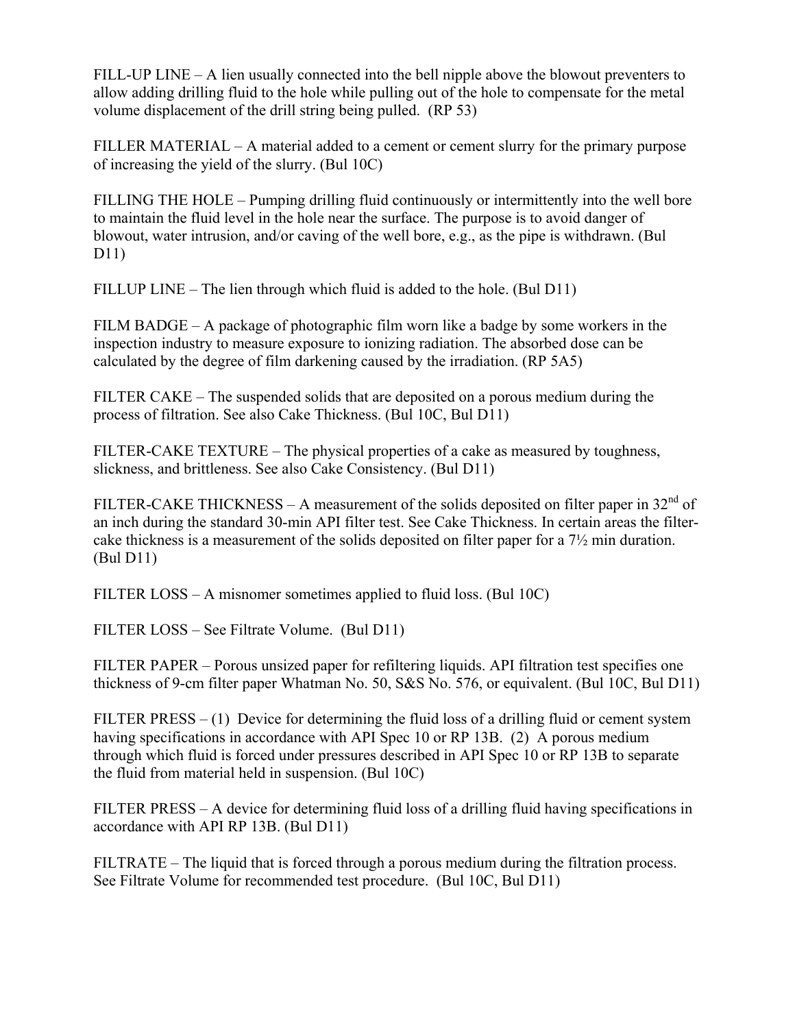FILL-UP LINE – A lien usually connected into the bell nipple above the blowout preventers to allow adding drilling fluid to the hole while pulling out of the hole to compensate for the metal volume displacement of the drill string being pulled. (RP 53)

FILLER MATERIAL – A material added to a cement or cement slurry for the primary purpose of increasing the yield of the slurry. (Bul 10C)

FILLING THE HOLE – Pumping drilling fluid continuously or intermittently into the well bore to maintain the fluid level in the hole near the surface. The purpose is to avoid danger of blowout, water intrusion, and/or caving of the well bore, e.g., as the pipe is withdrawn. (Bul D11)

FILLUP LINE – The lien through which fluid is added to the hole. (Bul D11)

FILM BADGE – A package of photographic film worn like a badge by some workers in the inspection industry to measure exposure to ionizing radiation. The absorbed dose can be calculated by the degree of film darkening caused by the irradiation. (RP 5A5)

FILTER CAKE – The suspended solids that are deposited on a porous medium during the process of filtration. See also Cake Thickness. (Bul 10C, Bul D11)

FILTER-CAKE TEXTURE – The physical properties of a cake as measured by toughness, slickness, and brittleness. See also Cake Consistency. (Bul D11)

FILTER-CAKE THICKNESS – A measurement of the solids deposited on filter paper in 32$^{nd}$ of an inch during the standard 30-min API filter test. See Cake Thickness. In certain areas the filter-cake thickness is a measurement of the solids deposited on filter paper for a 7½ min duration. (Bul D11)

FILTER LOSS – A misnomer sometimes applied to fluid loss. (Bul 10C)

FILTER LOSS – See Filtrate Volume. (Bul D11)

FILTER PAPER – Porous unsized paper for refiltering liquids. API filtration test specifies one thickness of 9-cm filter paper Whatman No. 50, S&S No. 576, or equivalent. (Bul 10C, Bul D11)

FILTER PRESS – (1) Device for determining the fluid loss of a drilling fluid or cement system having specifications in accordance with API Spec 10 or RP 13B. (2) A porous medium through which fluid is forced under pressures described in API Spec 10 or RP 13B to separate the fluid from material held in suspension. (Bul 10C)

FILTER PRESS – A device for determining fluid loss of a drilling fluid having specifications in accordance with API RP 13B. (Bul D11)

FILTRATE – The liquid that is forced through a porous medium during the filtration process. See Filtrate Volume for recommended test procedure. (Bul 10C, Bul D11)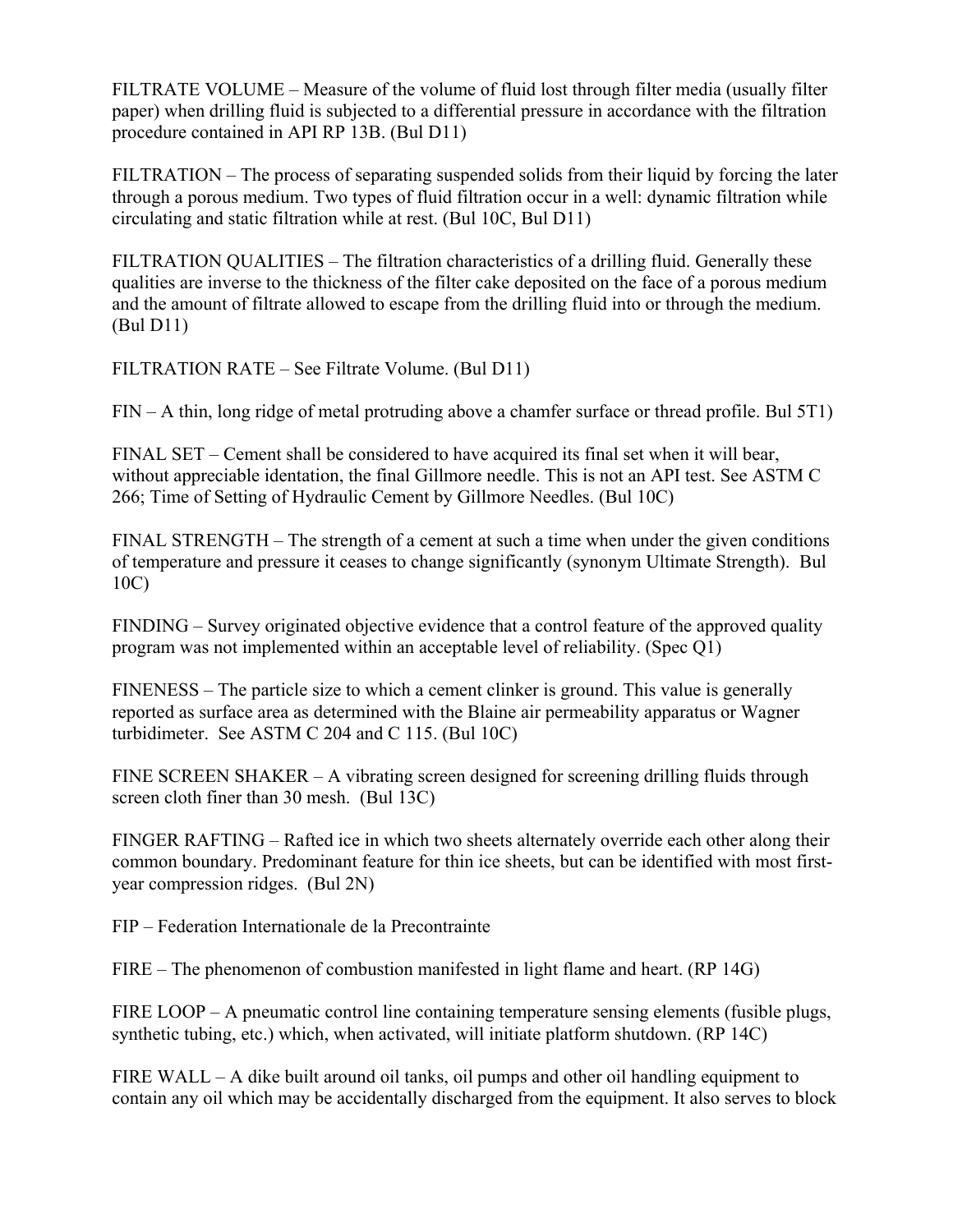FILTRATE VOLUME – Measure of the volume of fluid lost through filter media (usually filter paper) when drilling fluid is subjected to a differential pressure in accordance with the filtration procedure contained in API RP 13B. (Bul D11)

FILTRATION – The process of separating suspended solids from their liquid by forcing the later through a porous medium. Two types of fluid filtration occur in a well: dynamic filtration while circulating and static filtration while at rest. (Bul 10C, Bul D11)

FILTRATION QUALITIES – The filtration characteristics of a drilling fluid. Generally these qualities are inverse to the thickness of the filter cake deposited on the face of a porous medium and the amount of filtrate allowed to escape from the drilling fluid into or through the medium. (Bul D11)

FILTRATION RATE – See Filtrate Volume. (Bul D11)

FIN – A thin, long ridge of metal protruding above a chamfer surface or thread profile. Bul 5T1)

FINAL SET – Cement shall be considered to have acquired its final set when it will bear, without appreciable identation, the final Gillmore needle. This is not an API test. See ASTM C 266; Time of Setting of Hydraulic Cement by Gillmore Needles. (Bul 10C)

FINAL STRENGTH – The strength of a cement at such a time when under the given conditions of temperature and pressure it ceases to change significantly (synonym Ultimate Strength). Bul 10C)

FINDING – Survey originated objective evidence that a control feature of the approved quality program was not implemented within an acceptable level of reliability. (Spec Q1)

FINENESS – The particle size to which a cement clinker is ground. This value is generally reported as surface area as determined with the Blaine air permeability apparatus or Wagner turbidimeter. See ASTM C 204 and C 115. (Bul 10C)

FINE SCREEN SHAKER – A vibrating screen designed for screening drilling fluids through screen cloth finer than 30 mesh. (Bul 13C)

FINGER RAFTING – Rafted ice in which two sheets alternately override each other along their common boundary. Predominant feature for thin ice sheets, but can be identified with most first-year compression ridges. (Bul 2N)

FIP – Federation Internationale de la Precontrainte

FIRE – The phenomenon of combustion manifested in light flame and heart. (RP 14G)

FIRE LOOP – A pneumatic control line containing temperature sensing elements (fusible plugs, synthetic tubing, etc.) which, when activated, will initiate platform shutdown. (RP 14C)

FIRE WALL – A dike built around oil tanks, oil pumps and other oil handling equipment to contain any oil which may be accidentally discharged from the equipment. It also serves to block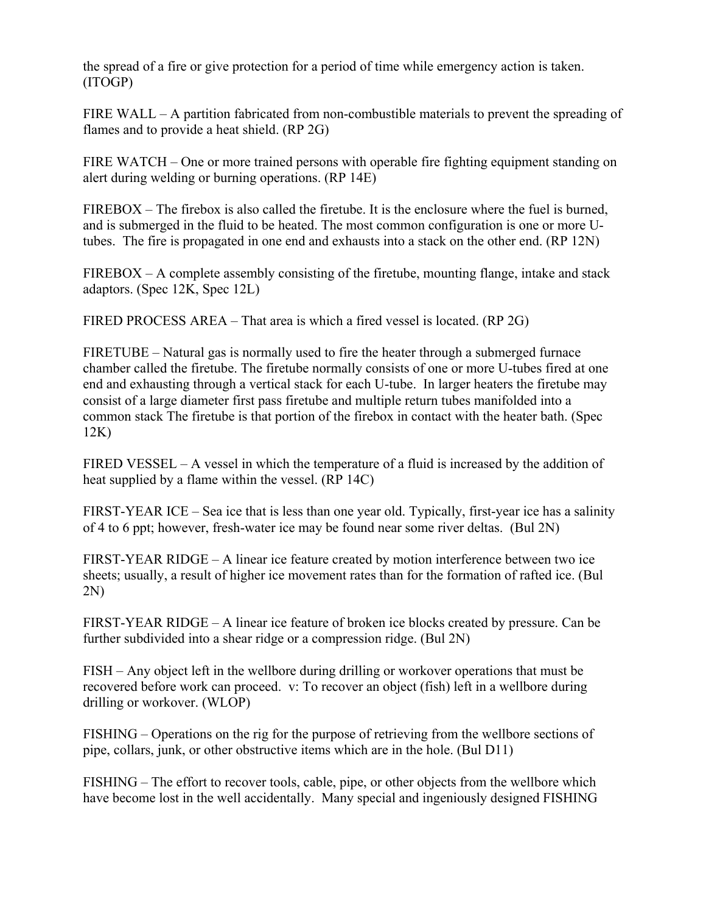the spread of a fire or give protection for a period of time while emergency action is taken. (ITOGP)

FIRE WALL – A partition fabricated from non-combustible materials to prevent the spreading of flames and to provide a heat shield. (RP 2G)

FIRE WATCH – One or more trained persons with operable fire fighting equipment standing on alert during welding or burning operations. (RP 14E)

FIREBOX – The firebox is also called the firetube. It is the enclosure where the fuel is burned, and is submerged in the fluid to be heated. The most common configuration is one or more U-tubes. The fire is propagated in one end and exhausts into a stack on the other end. (RP 12N)

FIREBOX – A complete assembly consisting of the firetube, mounting flange, intake and stack adaptors. (Spec 12K, Spec 12L)

FIRED PROCESS AREA – That area is which a fired vessel is located. (RP 2G)

FIRETUBE – Natural gas is normally used to fire the heater through a submerged furnace chamber called the firetube. The firetube normally consists of one or more U-tubes fired at one end and exhausting through a vertical stack for each U-tube. In larger heaters the firetube may consist of a large diameter first pass firetube and multiple return tubes manifolded into a common stack The firetube is that portion of the firebox in contact with the heater bath. (Spec 12K)

FIRED VESSEL – A vessel in which the temperature of a fluid is increased by the addition of heat supplied by a flame within the vessel. (RP 14C)

FIRST-YEAR ICE – Sea ice that is less than one year old. Typically, first-year ice has a salinity of 4 to 6 ppt; however, fresh-water ice may be found near some river deltas. (Bul 2N)

FIRST-YEAR RIDGE – A linear ice feature created by motion interference between two ice sheets; usually, a result of higher ice movement rates than for the formation of rafted ice. (Bul 2N)

FIRST-YEAR RIDGE – A linear ice feature of broken ice blocks created by pressure. Can be further subdivided into a shear ridge or a compression ridge. (Bul 2N)

FISH – Any object left in the wellbore during drilling or workover operations that must be recovered before work can proceed. v: To recover an object (fish) left in a wellbore during drilling or workover. (WLOP)

FISHING – Operations on the rig for the purpose of retrieving from the wellbore sections of pipe, collars, junk, or other obstructive items which are in the hole. (Bul D11)

FISHING – The effort to recover tools, cable, pipe, or other objects from the wellbore which have become lost in the well accidentally. Many special and ingeniously designed FISHING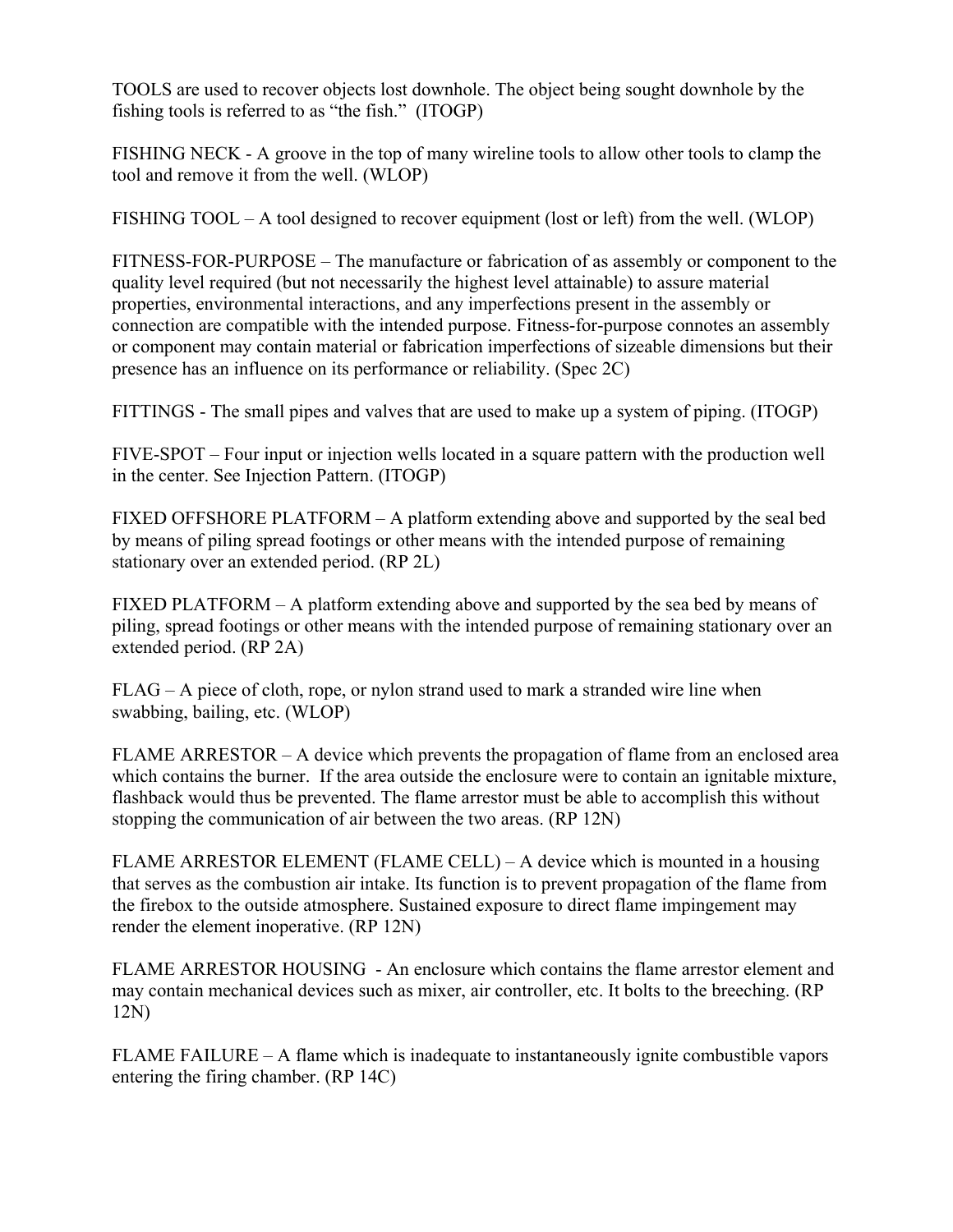TOOLS are used to recover objects lost downhole. The object being sought downhole by the fishing tools is referred to as "the fish." (ITOGP)

FISHING NECK - A groove in the top of many wireline tools to allow other tools to clamp the tool and remove it from the well. (WLOP)

FISHING TOOL – A tool designed to recover equipment (lost or left) from the well. (WLOP)

FITNESS-FOR-PURPOSE – The manufacture or fabrication of as assembly or component to the quality level required (but not necessarily the highest level attainable) to assure material properties, environmental interactions, and any imperfections present in the assembly or connection are compatible with the intended purpose. Fitness-for-purpose connotes an assembly or component may contain material or fabrication imperfections of sizeable dimensions but their presence has an influence on its performance or reliability. (Spec 2C)

FITTINGS - The small pipes and valves that are used to make up a system of piping. (ITOGP)

FIVE-SPOT – Four input or injection wells located in a square pattern with the production well in the center. See Injection Pattern. (ITOGP)

FIXED OFFSHORE PLATFORM – A platform extending above and supported by the seal bed by means of piling spread footings or other means with the intended purpose of remaining stationary over an extended period. (RP 2L)

FIXED PLATFORM – A platform extending above and supported by the sea bed by means of piling, spread footings or other means with the intended purpose of remaining stationary over an extended period. (RP 2A)

FLAG – A piece of cloth, rope, or nylon strand used to mark a stranded wire line when swabbing, bailing, etc. (WLOP)

FLAME ARRESTOR – A device which prevents the propagation of flame from an enclosed area which contains the burner. If the area outside the enclosure were to contain an ignitable mixture, flashback would thus be prevented. The flame arrestor must be able to accomplish this without stopping the communication of air between the two areas. (RP 12N)

FLAME ARRESTOR ELEMENT (FLAME CELL) – A device which is mounted in a housing that serves as the combustion air intake. Its function is to prevent propagation of the flame from the firebox to the outside atmosphere. Sustained exposure to direct flame impingement may render the element inoperative. (RP 12N)

FLAME ARRESTOR HOUSING - An enclosure which contains the flame arrestor element and may contain mechanical devices such as mixer, air controller, etc. It bolts to the breeching. (RP 12N)

FLAME FAILURE – A flame which is inadequate to instantaneously ignite combustible vapors entering the firing chamber. (RP 14C)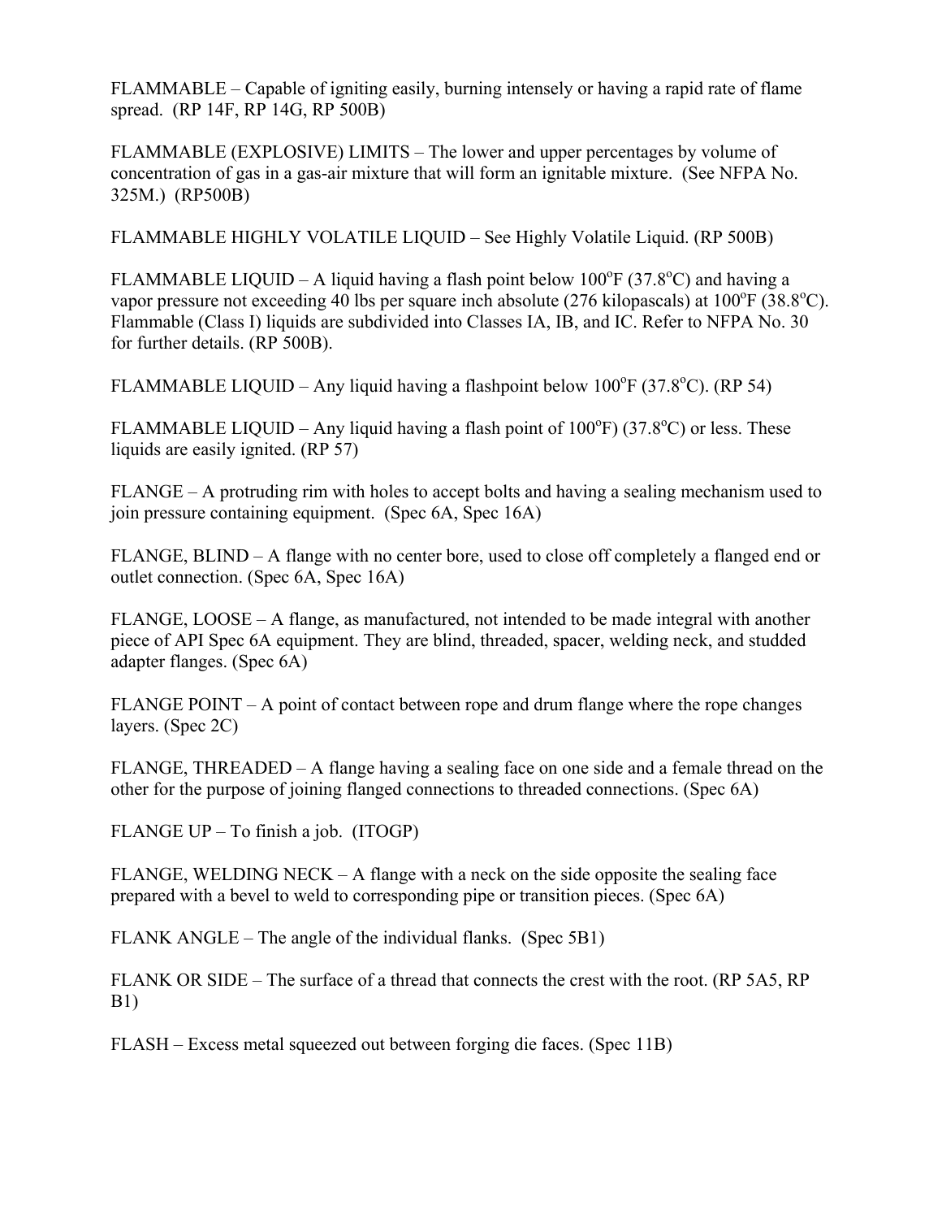FLAMMABLE – Capable of igniting easily, burning intensely or having a rapid rate of flame spread. (RP 14F, RP 14G, RP 500B)

FLAMMABLE (EXPLOSIVE) LIMITS – The lower and upper percentages by volume of concentration of gas in a gas-air mixture that will form an ignitable mixture. (See NFPA No. 325M.) (RP500B)

FLAMMABLE HIGHLY VOLATILE LIQUID – See Highly Volatile Liquid. (RP 500B)

FLAMMABLE LIQUID – A liquid having a flash point below 100°F (37.8°C) and having a vapor pressure not exceeding 40 lbs per square inch absolute (276 kilopascals) at 100°F (38.8°C). Flammable (Class I) liquids are subdivided into Classes IA, IB, and IC. Refer to NFPA No. 30 for further details. (RP 500B).

FLAMMABLE LIQUID – Any liquid having a flashpoint below 100°F (37.8°C). (RP 54)

FLAMMABLE LIQUID – Any liquid having a flash point of 100°F) (37.8°C) or less. These liquids are easily ignited. (RP 57)

FLANGE – A protruding rim with holes to accept bolts and having a sealing mechanism used to join pressure containing equipment. (Spec 6A, Spec 16A)

FLANGE, BLIND – A flange with no center bore, used to close off completely a flanged end or outlet connection. (Spec 6A, Spec 16A)

FLANGE, LOOSE – A flange, as manufactured, not intended to be made integral with another piece of API Spec 6A equipment. They are blind, threaded, spacer, welding neck, and studded adapter flanges. (Spec 6A)

FLANGE POINT – A point of contact between rope and drum flange where the rope changes layers. (Spec 2C)

FLANGE, THREADED – A flange having a sealing face on one side and a female thread on the other for the purpose of joining flanged connections to threaded connections. (Spec 6A)

FLANGE UP – To finish a job. (ITOGP)

FLANGE, WELDING NECK – A flange with a neck on the side opposite the sealing face prepared with a bevel to weld to corresponding pipe or transition pieces. (Spec 6A)

FLANK ANGLE – The angle of the individual flanks. (Spec 5B1)

FLANK OR SIDE – The surface of a thread that connects the crest with the root. (RP 5A5, RP B1)

FLASH – Excess metal squeezed out between forging die faces. (Spec 11B)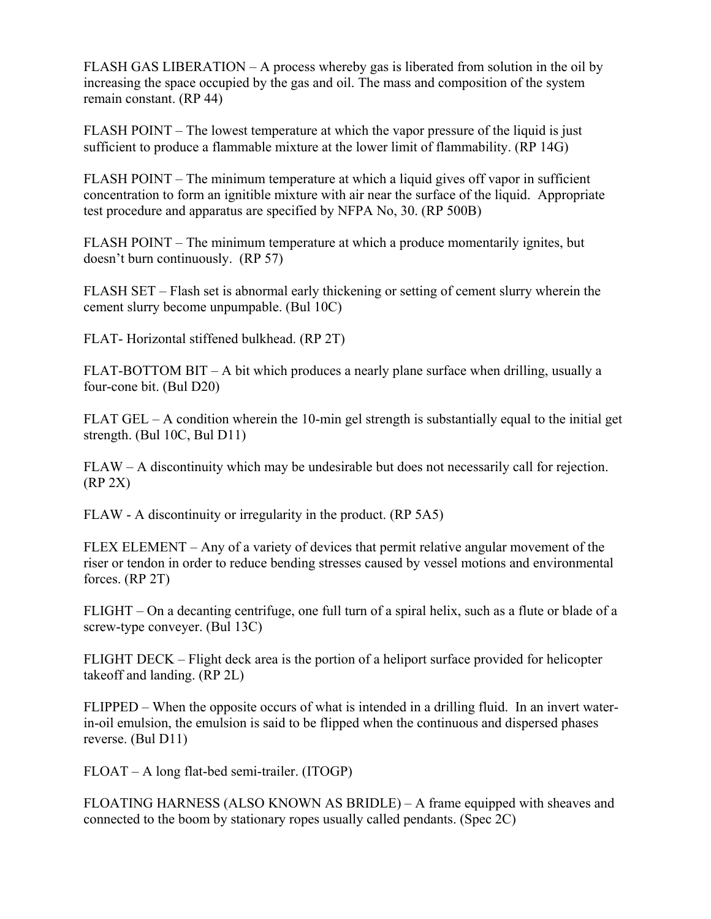FLASH GAS LIBERATION – A process whereby gas is liberated from solution in the oil by increasing the space occupied by the gas and oil. The mass and composition of the system remain constant. (RP 44)

FLASH POINT – The lowest temperature at which the vapor pressure of the liquid is just sufficient to produce a flammable mixture at the lower limit of flammability. (RP 14G)

FLASH POINT – The minimum temperature at which a liquid gives off vapor in sufficient concentration to form an ignitible mixture with air near the surface of the liquid. Appropriate test procedure and apparatus are specified by NFPA No, 30. (RP 500B)

FLASH POINT – The minimum temperature at which a produce momentarily ignites, but doesn't burn continuously. (RP 57)

FLASH SET – Flash set is abnormal early thickening or setting of cement slurry wherein the cement slurry become unpumpable. (Bul 10C)

FLAT- Horizontal stiffened bulkhead. (RP 2T)

FLAT-BOTTOM BIT – A bit which produces a nearly plane surface when drilling, usually a four-cone bit. (Bul D20)

FLAT GEL – A condition wherein the 10-min gel strength is substantially equal to the initial get strength. (Bul 10C, Bul D11)

FLAW – A discontinuity which may be undesirable but does not necessarily call for rejection. (RP 2X)

FLAW - A discontinuity or irregularity in the product. (RP 5A5)

FLEX ELEMENT – Any of a variety of devices that permit relative angular movement of the riser or tendon in order to reduce bending stresses caused by vessel motions and environmental forces. (RP 2T)

FLIGHT – On a decanting centrifuge, one full turn of a spiral helix, such as a flute or blade of a screw-type conveyer. (Bul 13C)

FLIGHT DECK – Flight deck area is the portion of a heliport surface provided for helicopter takeoff and landing. (RP 2L)

FLIPPED – When the opposite occurs of what is intended in a drilling fluid. In an invert water-in-oil emulsion, the emulsion is said to be flipped when the continuous and dispersed phases reverse. (Bul D11)

FLOAT – A long flat-bed semi-trailer. (ITOGP)

FLOATING HARNESS (ALSO KNOWN AS BRIDLE) – A frame equipped with sheaves and connected to the boom by stationary ropes usually called pendants. (Spec 2C)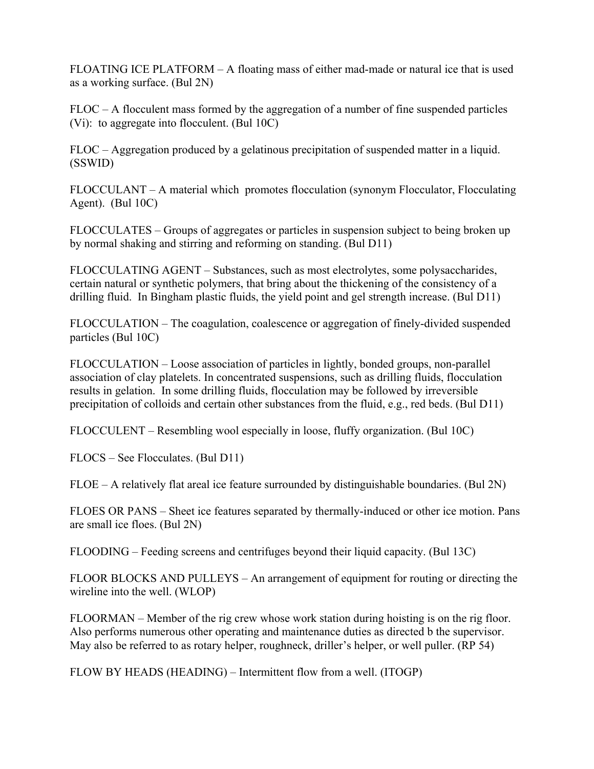FLOATING ICE PLATFORM – A floating mass of either mad-made or natural ice that is used as a working surface. (Bul 2N)

FLOC – A flocculent mass formed by the aggregation of a number of fine suspended particles (Vi): to aggregate into flocculent. (Bul 10C)

FLOC – Aggregation produced by a gelatinous precipitation of suspended matter in a liquid. (SSWID)

FLOCCULANT – A material which promotes flocculation (synonym Flocculator, Flocculating Agent). (Bul 10C)

FLOCCULATES – Groups of aggregates or particles in suspension subject to being broken up by normal shaking and stirring and reforming on standing. (Bul D11)

FLOCCULATING AGENT – Substances, such as most electrolytes, some polysaccharides, certain natural or synthetic polymers, that bring about the thickening of the consistency of a drilling fluid. In Bingham plastic fluids, the yield point and gel strength increase. (Bul D11)

FLOCCULATION – The coagulation, coalescence or aggregation of finely-divided suspended particles (Bul 10C)

FLOCCULATION – Loose association of particles in lightly, bonded groups, non-parallel association of clay platelets. In concentrated suspensions, such as drilling fluids, flocculation results in gelation. In some drilling fluids, flocculation may be followed by irreversible precipitation of colloids and certain other substances from the fluid, e.g., red beds. (Bul D11)

FLOCCULENT – Resembling wool especially in loose, fluffy organization. (Bul 10C)

FLOCS – See Flocculates. (Bul D11)

FLOE – A relatively flat areal ice feature surrounded by distinguishable boundaries. (Bul 2N)

FLOES OR PANS – Sheet ice features separated by thermally-induced or other ice motion. Pans are small ice floes. (Bul 2N)

FLOODING – Feeding screens and centrifuges beyond their liquid capacity. (Bul 13C)

FLOOR BLOCKS AND PULLEYS – An arrangement of equipment for routing or directing the wireline into the well. (WLOP)

FLOORMAN – Member of the rig crew whose work station during hoisting is on the rig floor. Also performs numerous other operating and maintenance duties as directed b the supervisor. May also be referred to as rotary helper, roughneck, driller's helper, or well puller. (RP 54)

FLOW BY HEADS (HEADING) – Intermittent flow from a well. (ITOGP)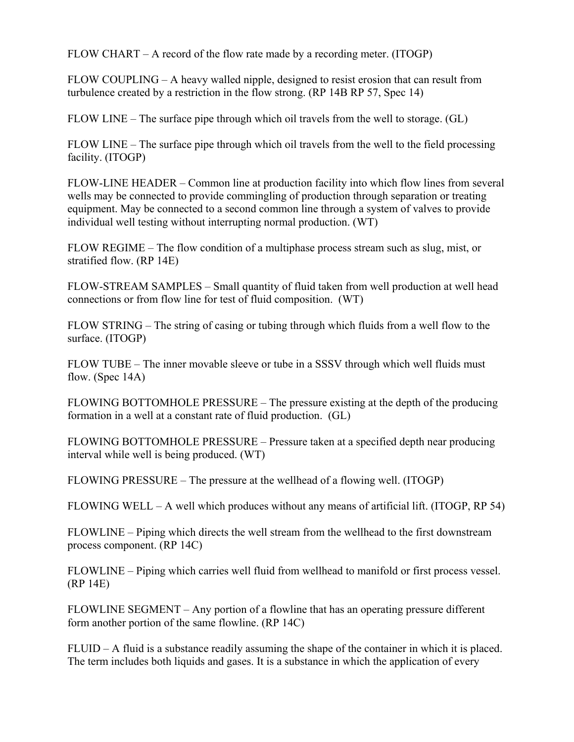FLOW CHART – A record of the flow rate made by a recording meter. (ITOGP)

FLOW COUPLING – A heavy walled nipple, designed to resist erosion that can result from turbulence created by a restriction in the flow strong. (RP 14B RP 57, Spec 14)

FLOW LINE – The surface pipe through which oil travels from the well to storage. (GL)

FLOW LINE – The surface pipe through which oil travels from the well to the field processing facility. (ITOGP)

FLOW-LINE HEADER – Common line at production facility into which flow lines from several wells may be connected to provide commingling of production through separation or treating equipment. May be connected to a second common line through a system of valves to provide individual well testing without interrupting normal production. (WT)

FLOW REGIME – The flow condition of a multiphase process stream such as slug, mist, or stratified flow. (RP 14E)

FLOW-STREAM SAMPLES – Small quantity of fluid taken from well production at well head connections or from flow line for test of fluid composition. (WT)

FLOW STRING – The string of casing or tubing through which fluids from a well flow to the surface. (ITOGP)

FLOW TUBE – The inner movable sleeve or tube in a SSSV through which well fluids must flow. (Spec 14A)

FLOWING BOTTOMHOLE PRESSURE – The pressure existing at the depth of the producing formation in a well at a constant rate of fluid production. (GL)

FLOWING BOTTOMHOLE PRESSURE – Pressure taken at a specified depth near producing interval while well is being produced. (WT)

FLOWING PRESSURE – The pressure at the wellhead of a flowing well. (ITOGP)

FLOWING WELL – A well which produces without any means of artificial lift. (ITOGP, RP 54)

FLOWLINE – Piping which directs the well stream from the wellhead to the first downstream process component. (RP 14C)

FLOWLINE – Piping which carries well fluid from wellhead to manifold or first process vessel. (RP 14E)

FLOWLINE SEGMENT – Any portion of a flowline that has an operating pressure different form another portion of the same flowline. (RP 14C)

FLUID – A fluid is a substance readily assuming the shape of the container in which it is placed. The term includes both liquids and gases. It is a substance in which the application of every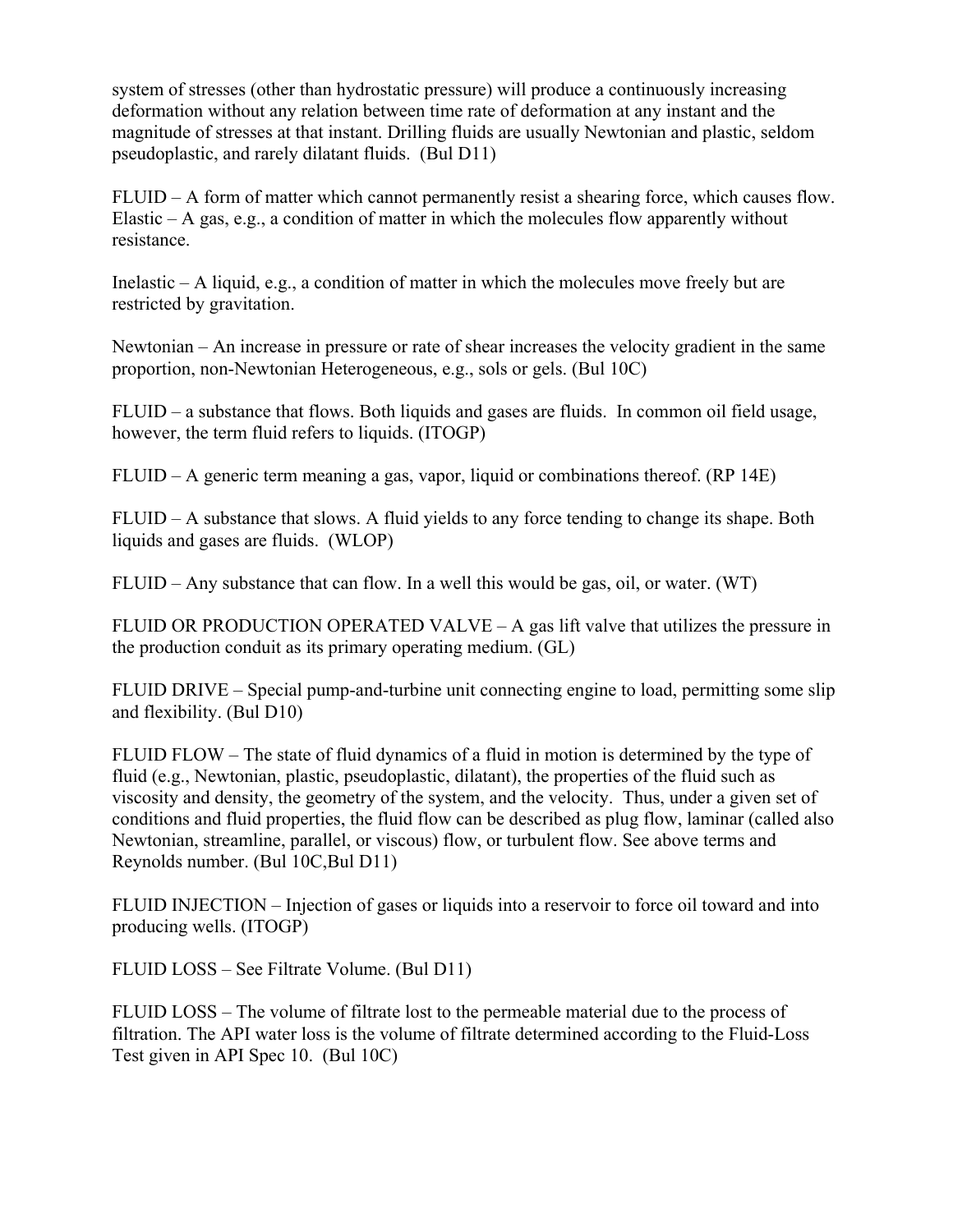system of stresses (other than hydrostatic pressure) will produce a continuously increasing deformation without any relation between time rate of deformation at any instant and the magnitude of stresses at that instant. Drilling fluids are usually Newtonian and plastic, seldom pseudoplastic, and rarely dilatant fluids. (Bul D11)

FLUID – A form of matter which cannot permanently resist a shearing force, which causes flow. Elastic – A gas, e.g., a condition of matter in which the molecules flow apparently without resistance.

Inelastic – A liquid, e.g., a condition of matter in which the molecules move freely but are restricted by gravitation.

Newtonian – An increase in pressure or rate of shear increases the velocity gradient in the same proportion, non-Newtonian Heterogeneous, e.g., sols or gels. (Bul 10C)

FLUID – a substance that flows. Both liquids and gases are fluids. In common oil field usage, however, the term fluid refers to liquids. (ITOGP)

FLUID – A generic term meaning a gas, vapor, liquid or combinations thereof. (RP 14E)

FLUID – A substance that slows. A fluid yields to any force tending to change its shape. Both liquids and gases are fluids. (WLOP)

FLUID – Any substance that can flow. In a well this would be gas, oil, or water. (WT)

FLUID OR PRODUCTION OPERATED VALVE – A gas lift valve that utilizes the pressure in the production conduit as its primary operating medium. (GL)

FLUID DRIVE – Special pump-and-turbine unit connecting engine to load, permitting some slip and flexibility. (Bul D10)

FLUID FLOW – The state of fluid dynamics of a fluid in motion is determined by the type of fluid (e.g., Newtonian, plastic, pseudoplastic, dilatant), the properties of the fluid such as viscosity and density, the geometry of the system, and the velocity. Thus, under a given set of conditions and fluid properties, the fluid flow can be described as plug flow, laminar (called also Newtonian, streamline, parallel, or viscous) flow, or turbulent flow. See above terms and Reynolds number. (Bul 10C,Bul D11)

FLUID INJECTION – Injection of gases or liquids into a reservoir to force oil toward and into producing wells. (ITOGP)

FLUID LOSS – See Filtrate Volume. (Bul D11)

FLUID LOSS – The volume of filtrate lost to the permeable material due to the process of filtration. The API water loss is the volume of filtrate determined according to the Fluid-Loss Test given in API Spec 10. (Bul 10C)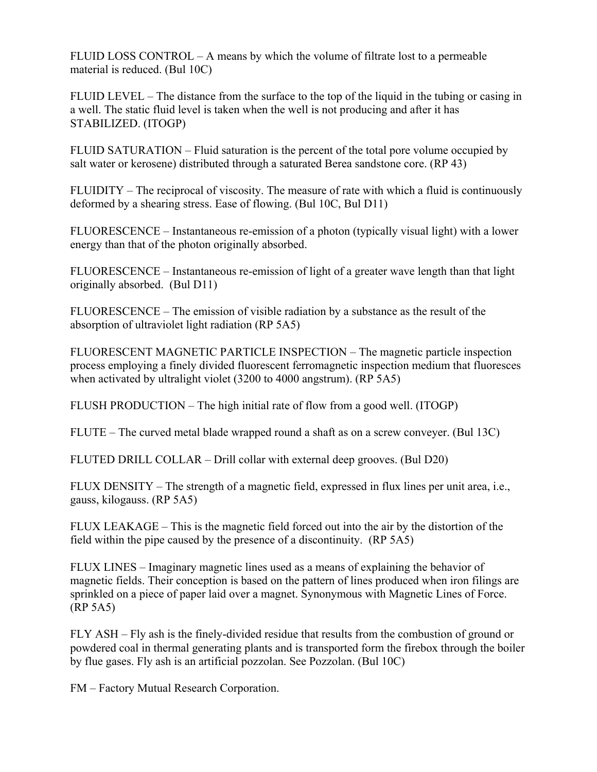FLUID LOSS CONTROL – A means by which the volume of filtrate lost to a permeable material is reduced. (Bul 10C)

FLUID LEVEL – The distance from the surface to the top of the liquid in the tubing or casing in a well. The static fluid level is taken when the well is not producing and after it has STABILIZED. (ITOGP)

FLUID SATURATION – Fluid saturation is the percent of the total pore volume occupied by salt water or kerosene) distributed through a saturated Berea sandstone core. (RP 43)

FLUIDITY – The reciprocal of viscosity. The measure of rate with which a fluid is continuously deformed by a shearing stress. Ease of flowing. (Bul 10C, Bul D11)

FLUORESCENCE – Instantaneous re-emission of a photon (typically visual light) with a lower energy than that of the photon originally absorbed.

FLUORESCENCE – Instantaneous re-emission of light of a greater wave length than that light originally absorbed. (Bul D11)

FLUORESCENCE – The emission of visible radiation by a substance as the result of the absorption of ultraviolet light radiation (RP 5A5)

FLUORESCENT MAGNETIC PARTICLE INSPECTION – The magnetic particle inspection process employing a finely divided fluorescent ferromagnetic inspection medium that fluoresces when activated by ultralight violet (3200 to 4000 angstrum). (RP 5A5)

FLUSH PRODUCTION – The high initial rate of flow from a good well. (ITOGP)

FLUTE – The curved metal blade wrapped round a shaft as on a screw conveyer. (Bul 13C)

FLUTED DRILL COLLAR – Drill collar with external deep grooves. (Bul D20)

FLUX DENSITY – The strength of a magnetic field, expressed in flux lines per unit area, i.e., gauss, kilogauss. (RP 5A5)

FLUX LEAKAGE – This is the magnetic field forced out into the air by the distortion of the field within the pipe caused by the presence of a discontinuity. (RP 5A5)

FLUX LINES – Imaginary magnetic lines used as a means of explaining the behavior of magnetic fields. Their conception is based on the pattern of lines produced when iron filings are sprinkled on a piece of paper laid over a magnet. Synonymous with Magnetic Lines of Force. (RP 5A5)

FLY ASH – Fly ash is the finely-divided residue that results from the combustion of ground or powdered coal in thermal generating plants and is transported form the firebox through the boiler by flue gases. Fly ash is an artificial pozzolan. See Pozzolan. (Bul 10C)

FM – Factory Mutual Research Corporation.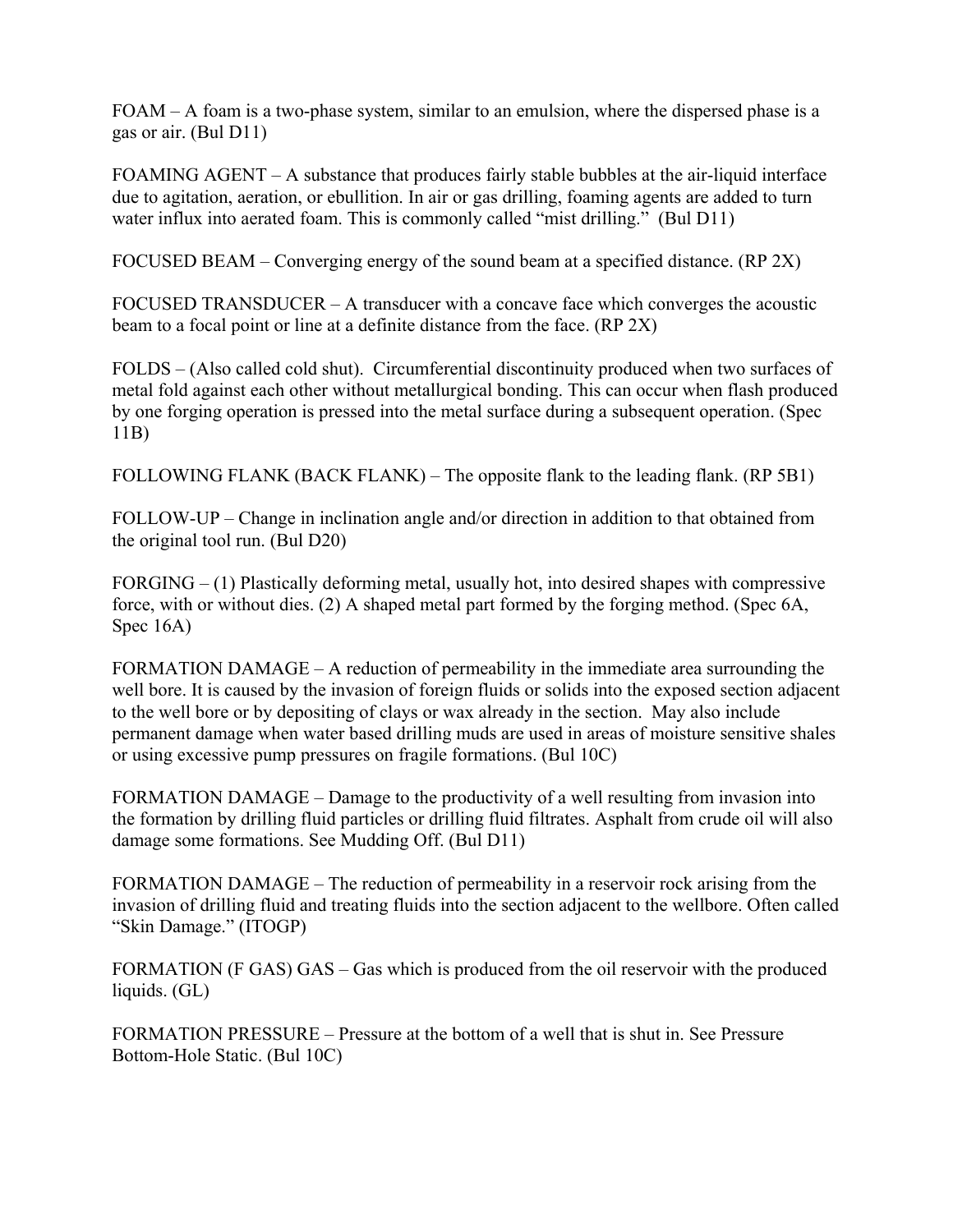FOAM – A foam is a two-phase system, similar to an emulsion, where the dispersed phase is a gas or air. (Bul D11)

FOAMING AGENT – A substance that produces fairly stable bubbles at the air-liquid interface due to agitation, aeration, or ebullition. In air or gas drilling, foaming agents are added to turn water influx into aerated foam. This is commonly called "mist drilling." (Bul D11)

FOCUSED BEAM – Converging energy of the sound beam at a specified distance. (RP 2X)

FOCUSED TRANSDUCER – A transducer with a concave face which converges the acoustic beam to a focal point or line at a definite distance from the face. (RP 2X)

FOLDS – (Also called cold shut). Circumferential discontinuity produced when two surfaces of metal fold against each other without metallurgical bonding. This can occur when flash produced by one forging operation is pressed into the metal surface during a subsequent operation. (Spec 11B)

FOLLOWING FLANK (BACK FLANK) – The opposite flank to the leading flank. (RP 5B1)

FOLLOW-UP – Change in inclination angle and/or direction in addition to that obtained from the original tool run. (Bul D20)

FORGING – (1) Plastically deforming metal, usually hot, into desired shapes with compressive force, with or without dies. (2) A shaped metal part formed by the forging method. (Spec 6A, Spec 16A)

FORMATION DAMAGE – A reduction of permeability in the immediate area surrounding the well bore. It is caused by the invasion of foreign fluids or solids into the exposed section adjacent to the well bore or by depositing of clays or wax already in the section. May also include permanent damage when water based drilling muds are used in areas of moisture sensitive shales or using excessive pump pressures on fragile formations. (Bul 10C)

FORMATION DAMAGE – Damage to the productivity of a well resulting from invasion into the formation by drilling fluid particles or drilling fluid filtrates. Asphalt from crude oil will also damage some formations. See Mudding Off. (Bul D11)

FORMATION DAMAGE – The reduction of permeability in a reservoir rock arising from the invasion of drilling fluid and treating fluids into the section adjacent to the wellbore. Often called "Skin Damage." (ITOGP)

FORMATION (F GAS) GAS – Gas which is produced from the oil reservoir with the produced liquids. (GL)

FORMATION PRESSURE – Pressure at the bottom of a well that is shut in. See Pressure Bottom-Hole Static. (Bul 10C)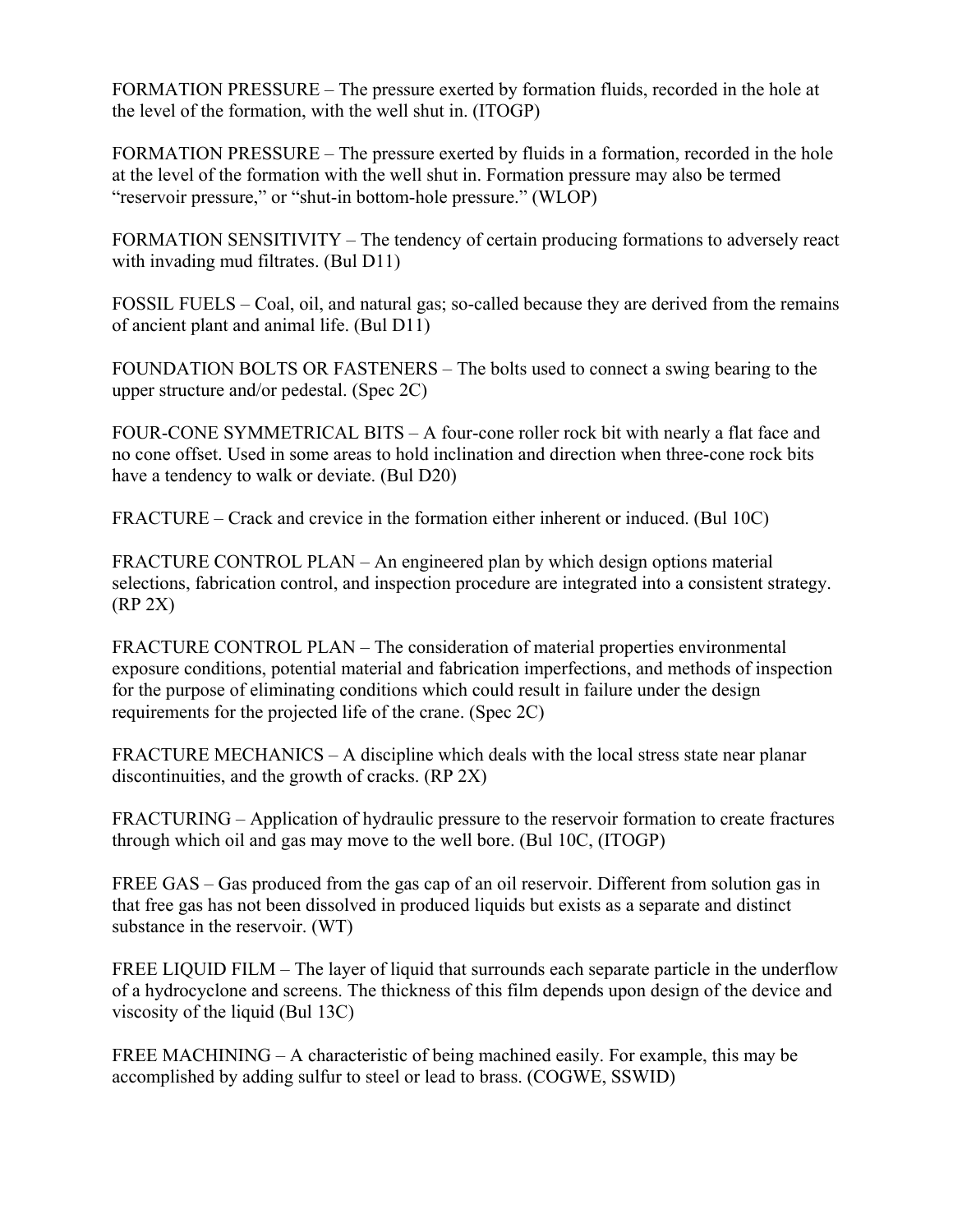FORMATION PRESSURE – The pressure exerted by formation fluids, recorded in the hole at the level of the formation, with the well shut in. (ITOGP)

FORMATION PRESSURE – The pressure exerted by fluids in a formation, recorded in the hole at the level of the formation with the well shut in. Formation pressure may also be termed "reservoir pressure," or "shut-in bottom-hole pressure." (WLOP)

FORMATION SENSITIVITY – The tendency of certain producing formations to adversely react with invading mud filtrates. (Bul D11)

FOSSIL FUELS – Coal, oil, and natural gas; so-called because they are derived from the remains of ancient plant and animal life. (Bul D11)

FOUNDATION BOLTS OR FASTENERS – The bolts used to connect a swing bearing to the upper structure and/or pedestal. (Spec 2C)

FOUR-CONE SYMMETRICAL BITS – A four-cone roller rock bit with nearly a flat face and no cone offset. Used in some areas to hold inclination and direction when three-cone rock bits have a tendency to walk or deviate. (Bul D20)

FRACTURE – Crack and crevice in the formation either inherent or induced. (Bul 10C)

FRACTURE CONTROL PLAN – An engineered plan by which design options material selections, fabrication control, and inspection procedure are integrated into a consistent strategy. (RP 2X)

FRACTURE CONTROL PLAN – The consideration of material properties environmental exposure conditions, potential material and fabrication imperfections, and methods of inspection for the purpose of eliminating conditions which could result in failure under the design requirements for the projected life of the crane. (Spec 2C)

FRACTURE MECHANICS – A discipline which deals with the local stress state near planar discontinuities, and the growth of cracks. (RP 2X)

FRACTURING – Application of hydraulic pressure to the reservoir formation to create fractures through which oil and gas may move to the well bore. (Bul 10C, (ITOGP)

FREE GAS – Gas produced from the gas cap of an oil reservoir. Different from solution gas in that free gas has not been dissolved in produced liquids but exists as a separate and distinct substance in the reservoir. (WT)

FREE LIQUID FILM – The layer of liquid that surrounds each separate particle in the underflow of a hydrocyclone and screens. The thickness of this film depends upon design of the device and viscosity of the liquid (Bul 13C)

FREE MACHINING – A characteristic of being machined easily. For example, this may be accomplished by adding sulfur to steel or lead to brass. (COGWE, SSWID)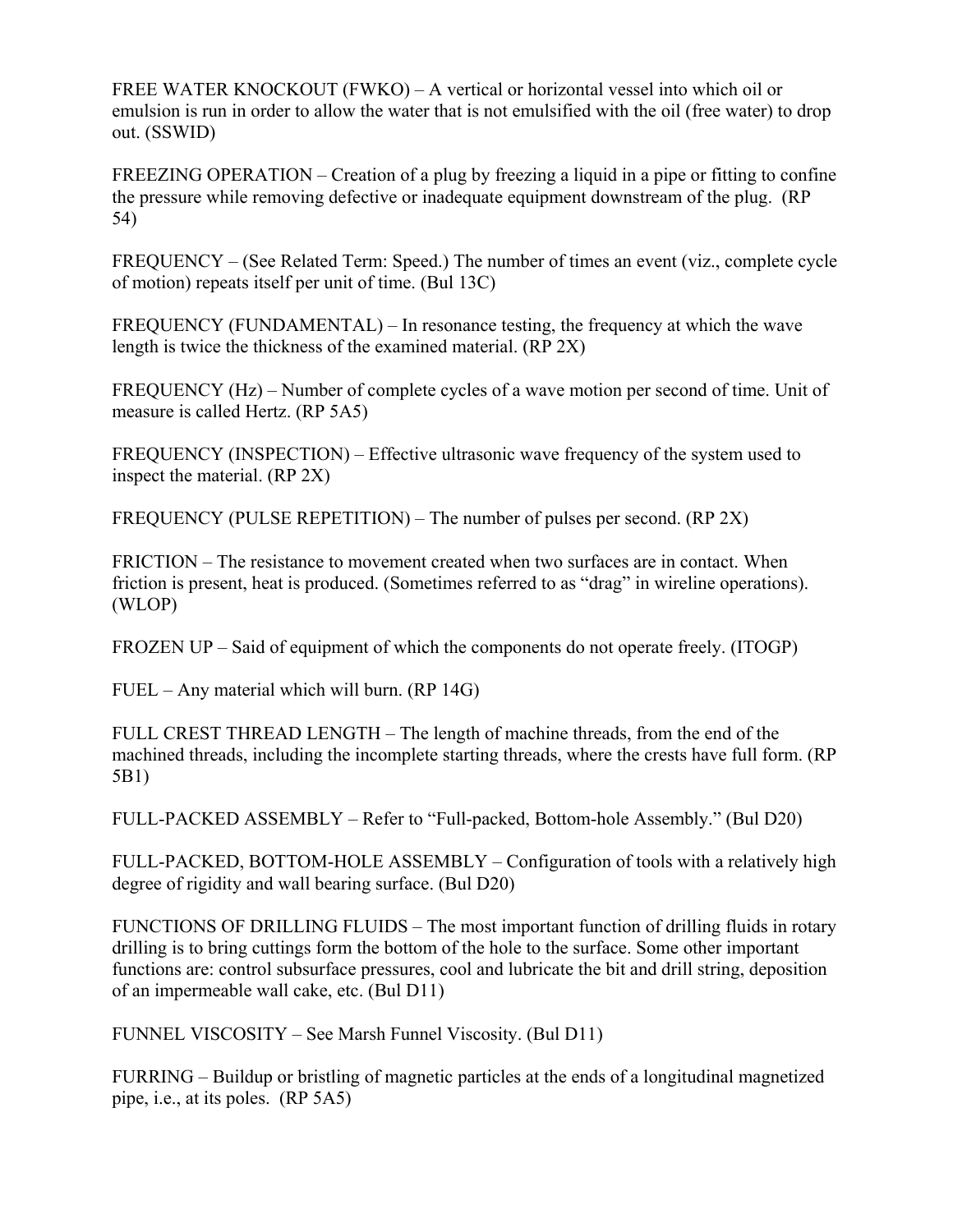FREE WATER KNOCKOUT (FWKO) – A vertical or horizontal vessel into which oil or emulsion is run in order to allow the water that is not emulsified with the oil (free water) to drop out. (SSWID)

FREEZING OPERATION – Creation of a plug by freezing a liquid in a pipe or fitting to confine the pressure while removing defective or inadequate equipment downstream of the plug. (RP 54)

FREQUENCY – (See Related Term: Speed.) The number of times an event (viz., complete cycle of motion) repeats itself per unit of time. (Bul 13C)

FREQUENCY (FUNDAMENTAL) – In resonance testing, the frequency at which the wave length is twice the thickness of the examined material. (RP 2X)

FREQUENCY (Hz) – Number of complete cycles of a wave motion per second of time. Unit of measure is called Hertz. (RP 5A5)

FREQUENCY (INSPECTION) – Effective ultrasonic wave frequency of the system used to inspect the material. (RP 2X)

FREQUENCY (PULSE REPETITION) – The number of pulses per second. (RP 2X)

FRICTION – The resistance to movement created when two surfaces are in contact. When friction is present, heat is produced. (Sometimes referred to as "drag" in wireline operations). (WLOP)

FROZEN UP – Said of equipment of which the components do not operate freely. (ITOGP)

FUEL – Any material which will burn. (RP 14G)

FULL CREST THREAD LENGTH – The length of machine threads, from the end of the machined threads, including the incomplete starting threads, where the crests have full form. (RP 5B1)

FULL-PACKED ASSEMBLY – Refer to "Full-packed, Bottom-hole Assembly." (Bul D20)

FULL-PACKED, BOTTOM-HOLE ASSEMBLY – Configuration of tools with a relatively high degree of rigidity and wall bearing surface. (Bul D20)

FUNCTIONS OF DRILLING FLUIDS – The most important function of drilling fluids in rotary drilling is to bring cuttings form the bottom of the hole to the surface. Some other important functions are: control subsurface pressures, cool and lubricate the bit and drill string, deposition of an impermeable wall cake, etc. (Bul D11)

FUNNEL VISCOSITY – See Marsh Funnel Viscosity. (Bul D11)

FURRING – Buildup or bristling of magnetic particles at the ends of a longitudinal magnetized pipe, i.e., at its poles. (RP 5A5)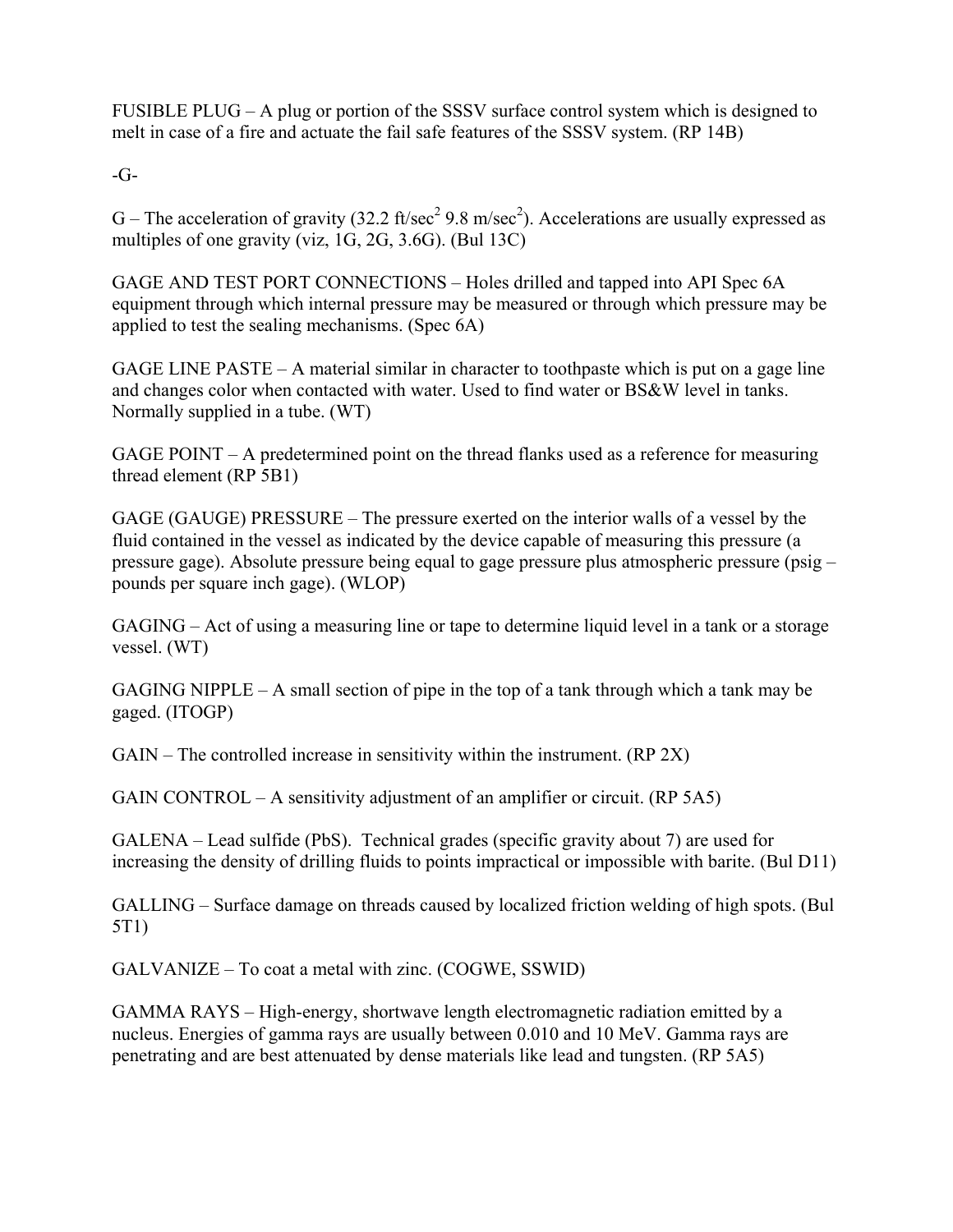FUSIBLE PLUG – A plug or portion of the SSSV surface control system which is designed to melt in case of a fire and actuate the fail safe features of the SSSV system. (RP 14B)

-G-

G – The acceleration of gravity (32.2 ft/sec$^2$ 9.8 m/sec$^2$). Accelerations are usually expressed as multiples of one gravity (viz, 1G, 2G, 3.6G). (Bul 13C)

GAGE AND TEST PORT CONNECTIONS – Holes drilled and tapped into API Spec 6A equipment through which internal pressure may be measured or through which pressure may be applied to test the sealing mechanisms. (Spec 6A)

GAGE LINE PASTE – A material similar in character to toothpaste which is put on a gage line and changes color when contacted with water. Used to find water or BS&W level in tanks. Normally supplied in a tube. (WT)

GAGE POINT – A predetermined point on the thread flanks used as a reference for measuring thread element (RP 5B1)

GAGE (GAUGE) PRESSURE – The pressure exerted on the interior walls of a vessel by the fluid contained in the vessel as indicated by the device capable of measuring this pressure (a pressure gage). Absolute pressure being equal to gage pressure plus atmospheric pressure (psig – pounds per square inch gage). (WLOP)

GAGING – Act of using a measuring line or tape to determine liquid level in a tank or a storage vessel. (WT)

GAGING NIPPLE – A small section of pipe in the top of a tank through which a tank may be gaged. (ITOGP)

GAIN – The controlled increase in sensitivity within the instrument. (RP 2X)

GAIN CONTROL – A sensitivity adjustment of an amplifier or circuit. (RP 5A5)

GALENA – Lead sulfide (PbS). Technical grades (specific gravity about 7) are used for increasing the density of drilling fluids to points impractical or impossible with barite. (Bul D11)

GALLING – Surface damage on threads caused by localized friction welding of high spots. (Bul 5T1)

GALVANIZE – To coat a metal with zinc. (COGWE, SSWID)

GAMMA RAYS – High-energy, shortwave length electromagnetic radiation emitted by a nucleus. Energies of gamma rays are usually between 0.010 and 10 MeV. Gamma rays are penetrating and are best attenuated by dense materials like lead and tungsten. (RP 5A5)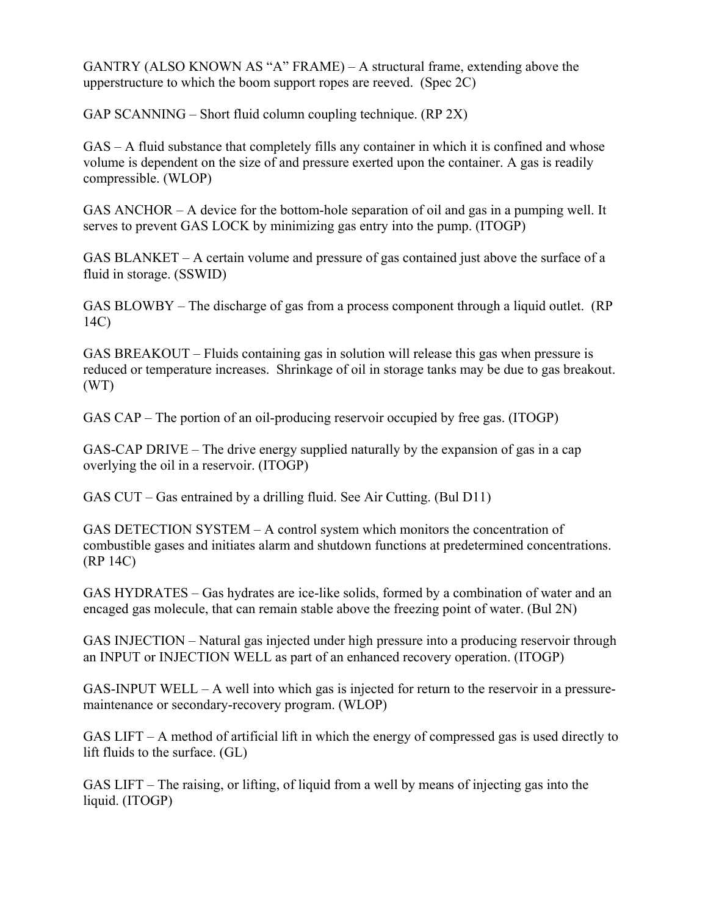GANTRY (ALSO KNOWN AS "A" FRAME) – A structural frame, extending above the upperstructure to which the boom support ropes are reeved. (Spec 2C)

GAP SCANNING – Short fluid column coupling technique. (RP 2X)

GAS – A fluid substance that completely fills any container in which it is confined and whose volume is dependent on the size of and pressure exerted upon the container. A gas is readily compressible. (WLOP)

GAS ANCHOR – A device for the bottom-hole separation of oil and gas in a pumping well. It serves to prevent GAS LOCK by minimizing gas entry into the pump. (ITOGP)

GAS BLANKET – A certain volume and pressure of gas contained just above the surface of a fluid in storage. (SSWID)

GAS BLOWBY – The discharge of gas from a process component through a liquid outlet. (RP 14C)

GAS BREAKOUT – Fluids containing gas in solution will release this gas when pressure is reduced or temperature increases. Shrinkage of oil in storage tanks may be due to gas breakout. (WT)

GAS CAP – The portion of an oil-producing reservoir occupied by free gas. (ITOGP)

GAS-CAP DRIVE – The drive energy supplied naturally by the expansion of gas in a cap overlying the oil in a reservoir. (ITOGP)

GAS CUT – Gas entrained by a drilling fluid. See Air Cutting. (Bul D11)

GAS DETECTION SYSTEM – A control system which monitors the concentration of combustible gases and initiates alarm and shutdown functions at predetermined concentrations. (RP 14C)

GAS HYDRATES – Gas hydrates are ice-like solids, formed by a combination of water and an encaged gas molecule, that can remain stable above the freezing point of water. (Bul 2N)

GAS INJECTION – Natural gas injected under high pressure into a producing reservoir through an INPUT or INJECTION WELL as part of an enhanced recovery operation. (ITOGP)

GAS-INPUT WELL – A well into which gas is injected for return to the reservoir in a pressure-maintenance or secondary-recovery program. (WLOP)

GAS LIFT – A method of artificial lift in which the energy of compressed gas is used directly to lift fluids to the surface. (GL)

GAS LIFT – The raising, or lifting, of liquid from a well by means of injecting gas into the liquid. (ITOGP)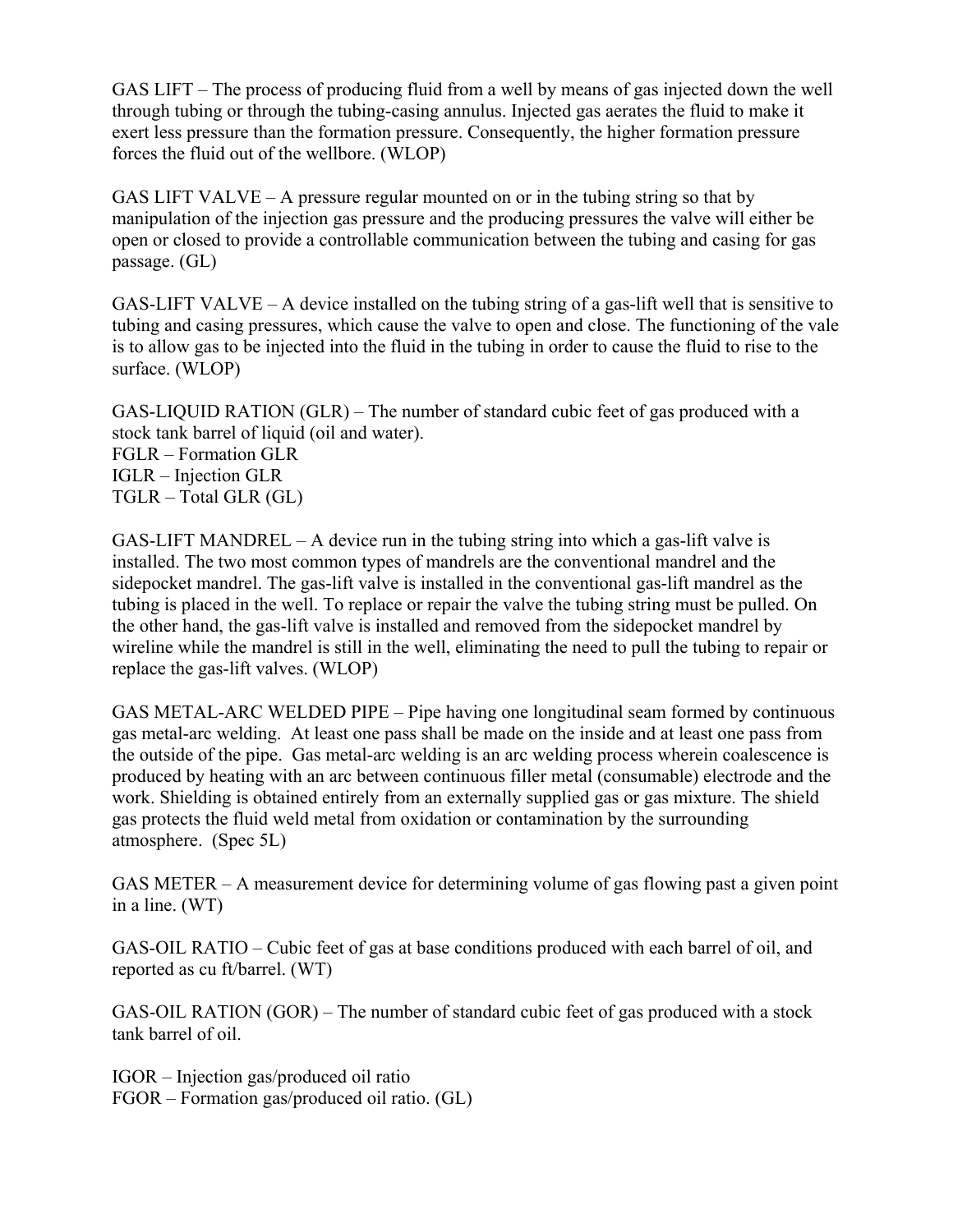GAS LIFT – The process of producing fluid from a well by means of gas injected down the well through tubing or through the tubing-casing annulus. Injected gas aerates the fluid to make it exert less pressure than the formation pressure. Consequently, the higher formation pressure forces the fluid out of the wellbore. (WLOP)

GAS LIFT VALVE – A pressure regular mounted on or in the tubing string so that by manipulation of the injection gas pressure and the producing pressures the valve will either be open or closed to provide a controllable communication between the tubing and casing for gas passage. (GL)

GAS-LIFT VALVE – A device installed on the tubing string of a gas-lift well that is sensitive to tubing and casing pressures, which cause the valve to open and close. The functioning of the vale is to allow gas to be injected into the fluid in the tubing in order to cause the fluid to rise to the surface. (WLOP)

GAS-LIQUID RATION (GLR) – The number of standard cubic feet of gas produced with a stock tank barrel of liquid (oil and water).
FGLR – Formation GLR
IGLR – Injection GLR
TGLR – Total GLR (GL)

GAS-LIFT MANDREL – A device run in the tubing string into which a gas-lift valve is installed. The two most common types of mandrels are the conventional mandrel and the sidepocket mandrel. The gas-lift valve is installed in the conventional gas-lift mandrel as the tubing is placed in the well. To replace or repair the valve the tubing string must be pulled. On the other hand, the gas-lift valve is installed and removed from the sidepocket mandrel by wireline while the mandrel is still in the well, eliminating the need to pull the tubing to repair or replace the gas-lift valves. (WLOP)

GAS METAL-ARC WELDED PIPE – Pipe having one longitudinal seam formed by continuous gas metal-arc welding. At least one pass shall be made on the inside and at least one pass from the outside of the pipe. Gas metal-arc welding is an arc welding process wherein coalescence is produced by heating with an arc between continuous filler metal (consumable) electrode and the work. Shielding is obtained entirely from an externally supplied gas or gas mixture. The shield gas protects the fluid weld metal from oxidation or contamination by the surrounding atmosphere. (Spec 5L)

GAS METER – A measurement device for determining volume of gas flowing past a given point in a line. (WT)

GAS-OIL RATIO – Cubic feet of gas at base conditions produced with each barrel of oil, and reported as cu ft/barrel. (WT)

GAS-OIL RATION (GOR) – The number of standard cubic feet of gas produced with a stock tank barrel of oil.

IGOR – Injection gas/produced oil ratio
FGOR – Formation gas/produced oil ratio. (GL)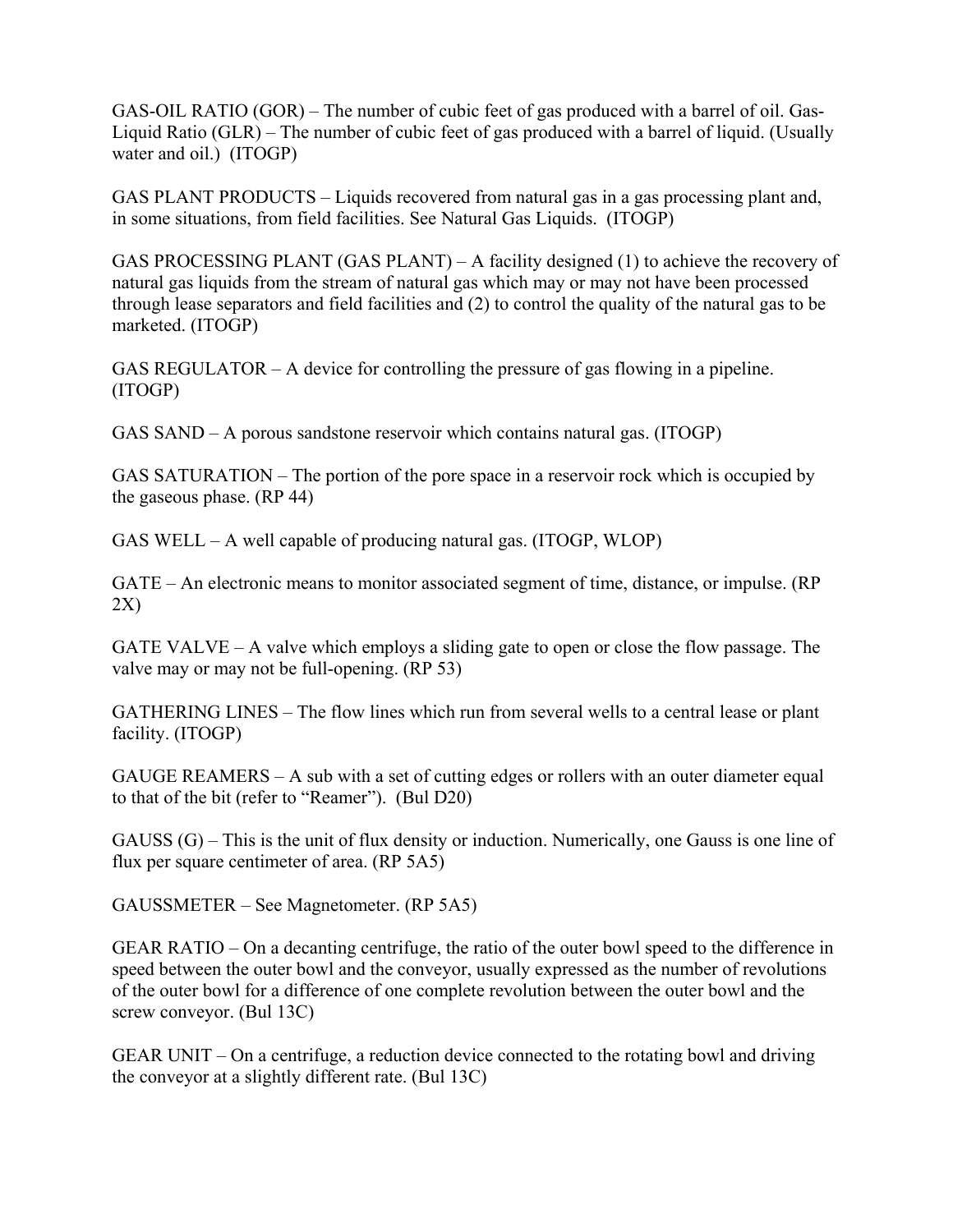GAS-OIL RATIO (GOR) – The number of cubic feet of gas produced with a barrel of oil. Gas-Liquid Ratio (GLR) – The number of cubic feet of gas produced with a barrel of liquid. (Usually water and oil.) (ITOGP)

GAS PLANT PRODUCTS – Liquids recovered from natural gas in a gas processing plant and, in some situations, from field facilities. See Natural Gas Liquids. (ITOGP)

GAS PROCESSING PLANT (GAS PLANT) – A facility designed (1) to achieve the recovery of natural gas liquids from the stream of natural gas which may or may not have been processed through lease separators and field facilities and (2) to control the quality of the natural gas to be marketed. (ITOGP)

GAS REGULATOR – A device for controlling the pressure of gas flowing in a pipeline. (ITOGP)

GAS SAND – A porous sandstone reservoir which contains natural gas. (ITOGP)

GAS SATURATION – The portion of the pore space in a reservoir rock which is occupied by the gaseous phase. (RP 44)

GAS WELL – A well capable of producing natural gas. (ITOGP, WLOP)

GATE – An electronic means to monitor associated segment of time, distance, or impulse. (RP 2X)

GATE VALVE – A valve which employs a sliding gate to open or close the flow passage. The valve may or may not be full-opening. (RP 53)

GATHERING LINES – The flow lines which run from several wells to a central lease or plant facility. (ITOGP)

GAUGE REAMERS – A sub with a set of cutting edges or rollers with an outer diameter equal to that of the bit (refer to "Reamer"). (Bul D20)

GAUSS (G) – This is the unit of flux density or induction. Numerically, one Gauss is one line of flux per square centimeter of area. (RP 5A5)

GAUSSMETER – See Magnetometer. (RP 5A5)

GEAR RATIO – On a decanting centrifuge, the ratio of the outer bowl speed to the difference in speed between the outer bowl and the conveyor, usually expressed as the number of revolutions of the outer bowl for a difference of one complete revolution between the outer bowl and the screw conveyor. (Bul 13C)

GEAR UNIT – On a centrifuge, a reduction device connected to the rotating bowl and driving the conveyor at a slightly different rate. (Bul 13C)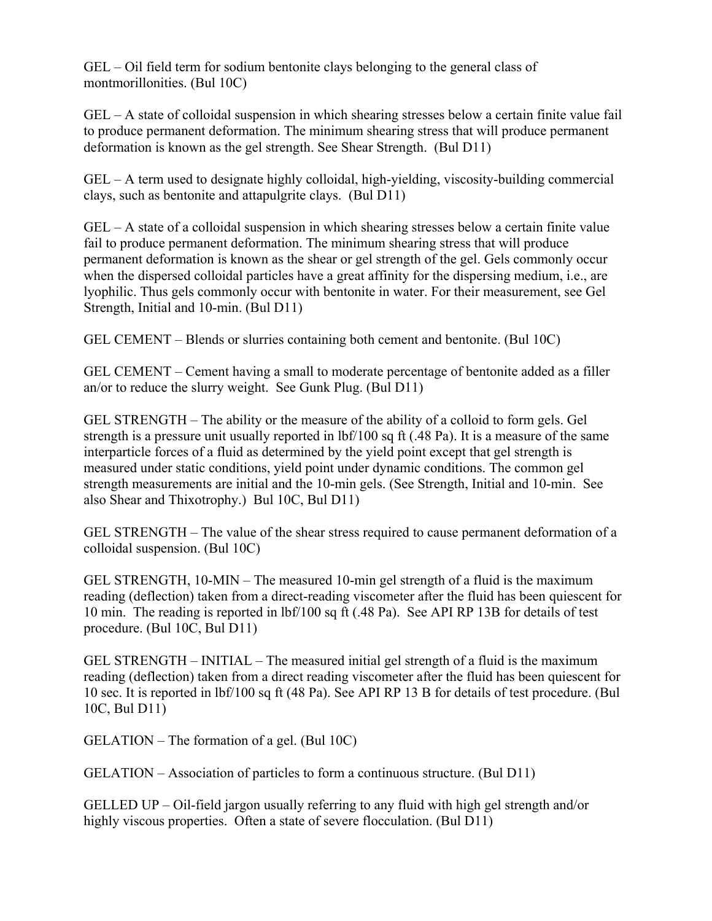GEL – Oil field term for sodium bentonite clays belonging to the general class of montmorillonities. (Bul 10C)

GEL – A state of colloidal suspension in which shearing stresses below a certain finite value fail to produce permanent deformation. The minimum shearing stress that will produce permanent deformation is known as the gel strength. See Shear Strength. (Bul D11)

GEL – A term used to designate highly colloidal, high-yielding, viscosity-building commercial clays, such as bentonite and attapulgrite clays. (Bul D11)

GEL – A state of a colloidal suspension in which shearing stresses below a certain finite value fail to produce permanent deformation. The minimum shearing stress that will produce permanent deformation is known as the shear or gel strength of the gel. Gels commonly occur when the dispersed colloidal particles have a great affinity for the dispersing medium, i.e., are lyophilic. Thus gels commonly occur with bentonite in water. For their measurement, see Gel Strength, Initial and 10-min. (Bul D11)

GEL CEMENT – Blends or slurries containing both cement and bentonite. (Bul 10C)

GEL CEMENT – Cement having a small to moderate percentage of bentonite added as a filler an/or to reduce the slurry weight. See Gunk Plug. (Bul D11)

GEL STRENGTH – The ability or the measure of the ability of a colloid to form gels. Gel strength is a pressure unit usually reported in lbf/100 sq ft (.48 Pa). It is a measure of the same interparticle forces of a fluid as determined by the yield point except that gel strength is measured under static conditions, yield point under dynamic conditions. The common gel strength measurements are initial and the 10-min gels. (See Strength, Initial and 10-min. See also Shear and Thixotrophy.) Bul 10C, Bul D11)

GEL STRENGTH – The value of the shear stress required to cause permanent deformation of a colloidal suspension. (Bul 10C)

GEL STRENGTH, 10-MIN – The measured 10-min gel strength of a fluid is the maximum reading (deflection) taken from a direct-reading viscometer after the fluid has been quiescent for 10 min. The reading is reported in lbf/100 sq ft (.48 Pa). See API RP 13B for details of test procedure. (Bul 10C, Bul D11)

GEL STRENGTH – INITIAL – The measured initial gel strength of a fluid is the maximum reading (deflection) taken from a direct reading viscometer after the fluid has been quiescent for 10 sec. It is reported in lbf/100 sq ft (48 Pa). See API RP 13 B for details of test procedure. (Bul 10C, Bul D11)

GELATION – The formation of a gel. (Bul 10C)

GELATION – Association of particles to form a continuous structure. (Bul D11)

GELLED UP – Oil-field jargon usually referring to any fluid with high gel strength and/or highly viscous properties. Often a state of severe flocculation. (Bul D11)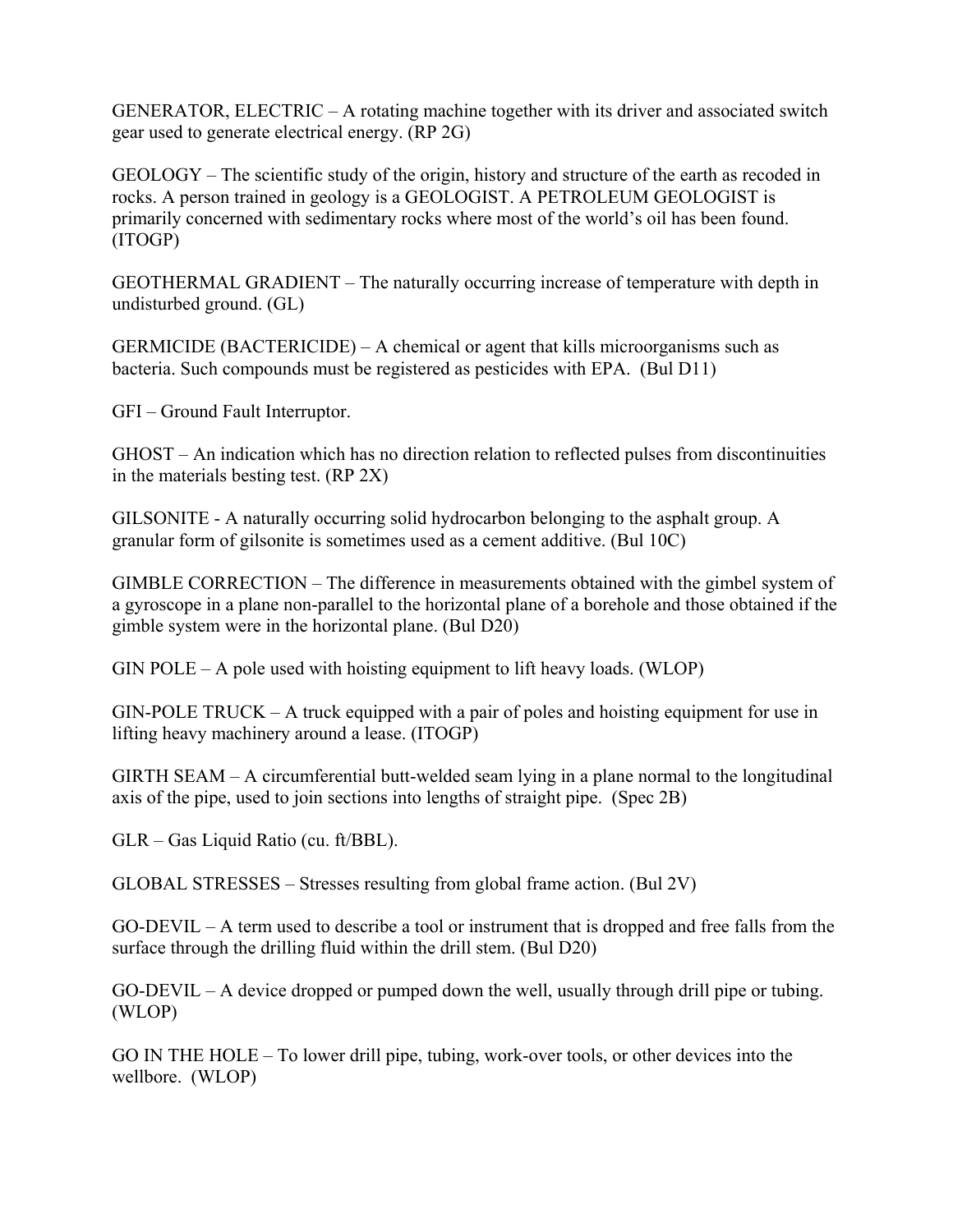GENERATOR, ELECTRIC – A rotating machine together with its driver and associated switch gear used to generate electrical energy. (RP 2G)

GEOLOGY – The scientific study of the origin, history and structure of the earth as recoded in rocks. A person trained in geology is a GEOLOGIST. A PETROLEUM GEOLOGIST is primarily concerned with sedimentary rocks where most of the world's oil has been found. (ITOGP)

GEOTHERMAL GRADIENT – The naturally occurring increase of temperature with depth in undisturbed ground. (GL)

GERMICIDE (BACTERICIDE) – A chemical or agent that kills microorganisms such as bacteria. Such compounds must be registered as pesticides with EPA. (Bul D11)

GFI – Ground Fault Interruptor.

GHOST – An indication which has no direction relation to reflected pulses from discontinuities in the materials besting test. (RP 2X)

GILSONITE - A naturally occurring solid hydrocarbon belonging to the asphalt group. A granular form of gilsonite is sometimes used as a cement additive. (Bul 10C)

GIMBLE CORRECTION – The difference in measurements obtained with the gimbel system of a gyroscope in a plane non-parallel to the horizontal plane of a borehole and those obtained if the gimble system were in the horizontal plane. (Bul D20)

GIN POLE – A pole used with hoisting equipment to lift heavy loads. (WLOP)

GIN-POLE TRUCK – A truck equipped with a pair of poles and hoisting equipment for use in lifting heavy machinery around a lease. (ITOGP)

GIRTH SEAM – A circumferential butt-welded seam lying in a plane normal to the longitudinal axis of the pipe, used to join sections into lengths of straight pipe. (Spec 2B)

GLR – Gas Liquid Ratio (cu. ft/BBL).

GLOBAL STRESSES – Stresses resulting from global frame action. (Bul 2V)

GO-DEVIL – A term used to describe a tool or instrument that is dropped and free falls from the surface through the drilling fluid within the drill stem. (Bul D20)

GO-DEVIL – A device dropped or pumped down the well, usually through drill pipe or tubing. (WLOP)

GO IN THE HOLE – To lower drill pipe, tubing, work-over tools, or other devices into the wellbore. (WLOP)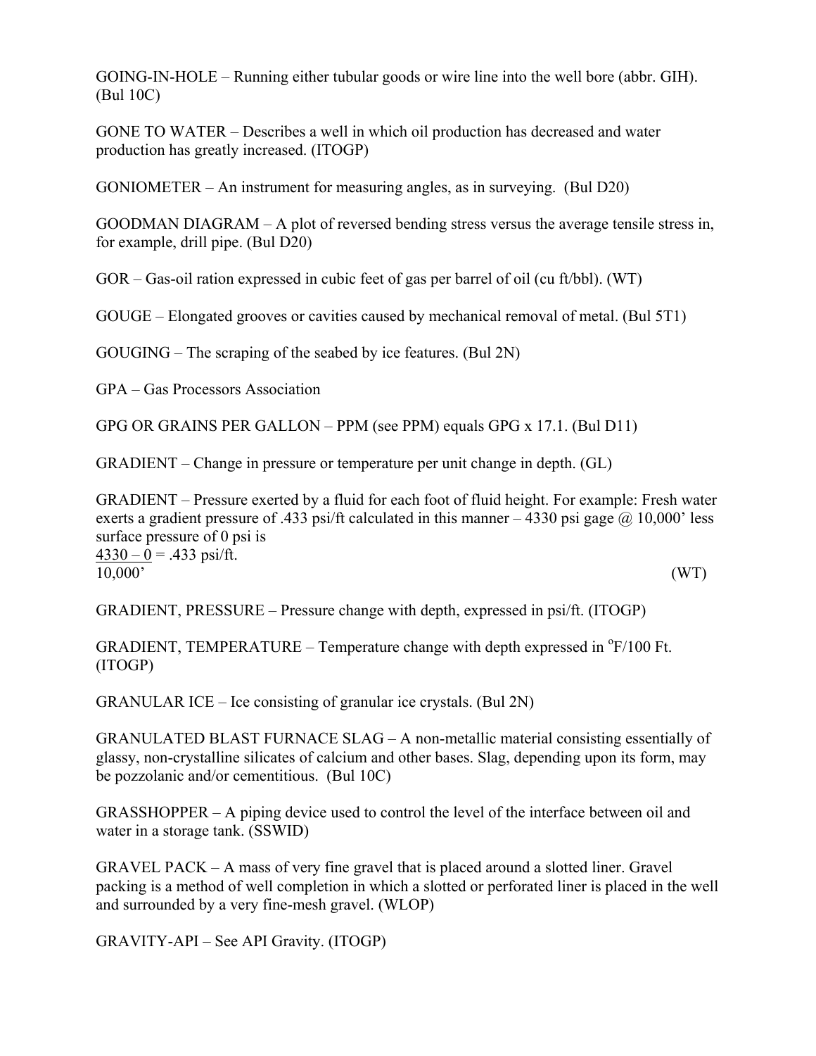GOING-IN-HOLE – Running either tubular goods or wire line into the well bore (abbr. GIH). (Bul 10C)

GONE TO WATER – Describes a well in which oil production has decreased and water production has greatly increased. (ITOGP)

GONIOMETER – An instrument for measuring angles, as in surveying. (Bul D20)

GOODMAN DIAGRAM – A plot of reversed bending stress versus the average tensile stress in, for example, drill pipe. (Bul D20)

GOR – Gas-oil ration expressed in cubic feet of gas per barrel of oil (cu ft/bbl). (WT)

GOUGE – Elongated grooves or cavities caused by mechanical removal of metal. (Bul 5T1)

GOUGING – The scraping of the seabed by ice features. (Bul 2N)

GPA – Gas Processors Association

GPG OR GRAINS PER GALLON – PPM (see PPM) equals GPG x 17.1. (Bul D11)

GRADIENT – Change in pressure or temperature per unit change in depth. (GL)

GRADIENT – Pressure exerted by a fluid for each foot of fluid height. For example: Fresh water exerts a gradient pressure of .433 psi/ft calculated in this manner – 4330 psi gage @ 10,000' less surface pressure of 0 psi is

$$\frac{4330 - 0}{10{,}000'} = .433 \text{ psi/ft.}$$

(WT)

GRADIENT, PRESSURE – Pressure change with depth, expressed in psi/ft. (ITOGP)

GRADIENT, TEMPERATURE – Temperature change with depth expressed in $^{o}$F/100 Ft. (ITOGP)

GRANULAR ICE – Ice consisting of granular ice crystals. (Bul 2N)

GRANULATED BLAST FURNACE SLAG – A non-metallic material consisting essentially of glassy, non-crystalline silicates of calcium and other bases. Slag, depending upon its form, may be pozzolanic and/or cementitious. (Bul 10C)

GRASSHOPPER – A piping device used to control the level of the interface between oil and water in a storage tank. (SSWID)

GRAVEL PACK – A mass of very fine gravel that is placed around a slotted liner. Gravel packing is a method of well completion in which a slotted or perforated liner is placed in the well and surrounded by a very fine-mesh gravel. (WLOP)

GRAVITY-API – See API Gravity. (ITOGP)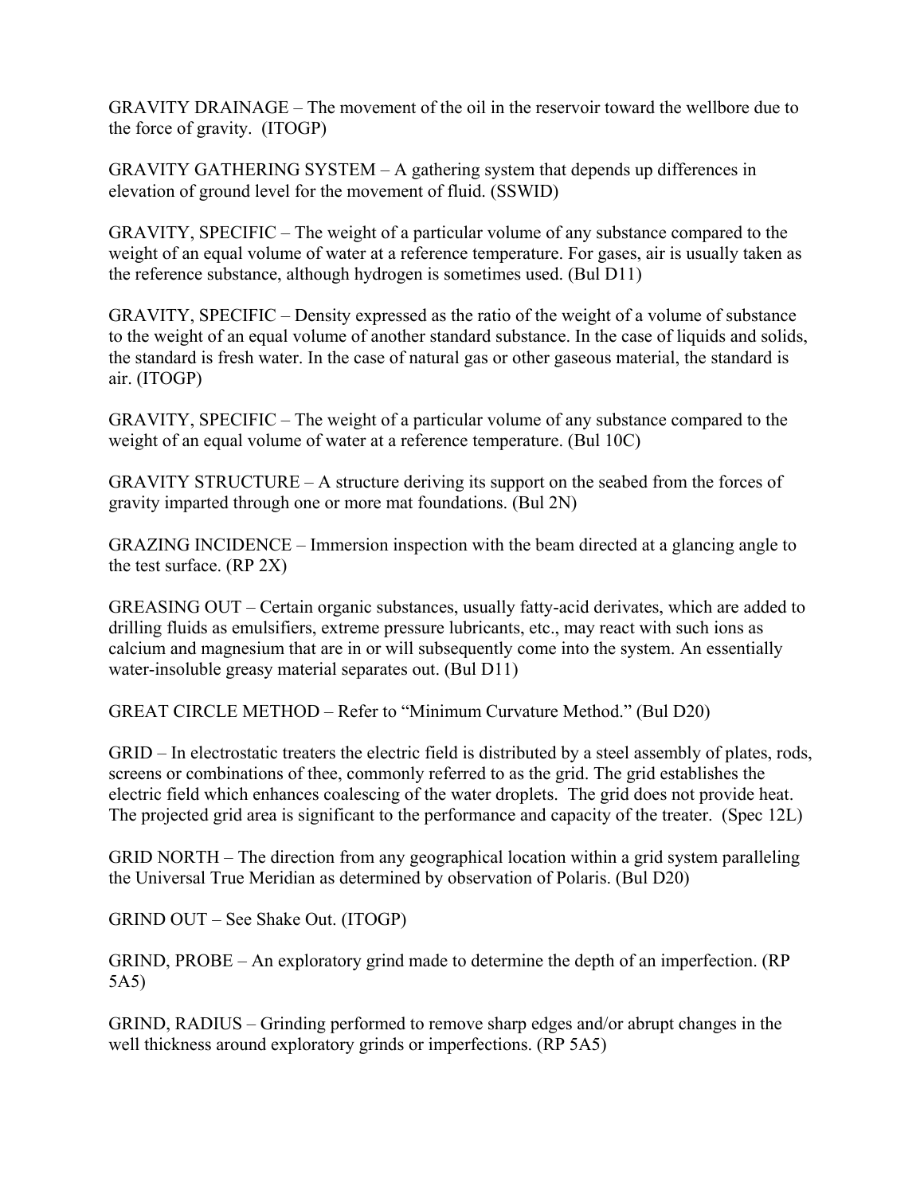GRAVITY DRAINAGE – The movement of the oil in the reservoir toward the wellbore due to the force of gravity. (ITOGP)

GRAVITY GATHERING SYSTEM – A gathering system that depends up differences in elevation of ground level for the movement of fluid. (SSWID)

GRAVITY, SPECIFIC – The weight of a particular volume of any substance compared to the weight of an equal volume of water at a reference temperature. For gases, air is usually taken as the reference substance, although hydrogen is sometimes used. (Bul D11)

GRAVITY, SPECIFIC – Density expressed as the ratio of the weight of a volume of substance to the weight of an equal volume of another standard substance. In the case of liquids and solids, the standard is fresh water. In the case of natural gas or other gaseous material, the standard is air. (ITOGP)

GRAVITY, SPECIFIC – The weight of a particular volume of any substance compared to the weight of an equal volume of water at a reference temperature. (Bul 10C)

GRAVITY STRUCTURE – A structure deriving its support on the seabed from the forces of gravity imparted through one or more mat foundations. (Bul 2N)

GRAZING INCIDENCE – Immersion inspection with the beam directed at a glancing angle to the test surface. (RP 2X)

GREASING OUT – Certain organic substances, usually fatty-acid derivates, which are added to drilling fluids as emulsifiers, extreme pressure lubricants, etc., may react with such ions as calcium and magnesium that are in or will subsequently come into the system. An essentially water-insoluble greasy material separates out. (Bul D11)

GREAT CIRCLE METHOD – Refer to "Minimum Curvature Method." (Bul D20)

GRID – In electrostatic treaters the electric field is distributed by a steel assembly of plates, rods, screens or combinations of thee, commonly referred to as the grid. The grid establishes the electric field which enhances coalescing of the water droplets. The grid does not provide heat. The projected grid area is significant to the performance and capacity of the treater. (Spec 12L)

GRID NORTH – The direction from any geographical location within a grid system paralleling the Universal True Meridian as determined by observation of Polaris. (Bul D20)

GRIND OUT – See Shake Out. (ITOGP)

GRIND, PROBE – An exploratory grind made to determine the depth of an imperfection. (RP 5A5)

GRIND, RADIUS – Grinding performed to remove sharp edges and/or abrupt changes in the well thickness around exploratory grinds or imperfections. (RP 5A5)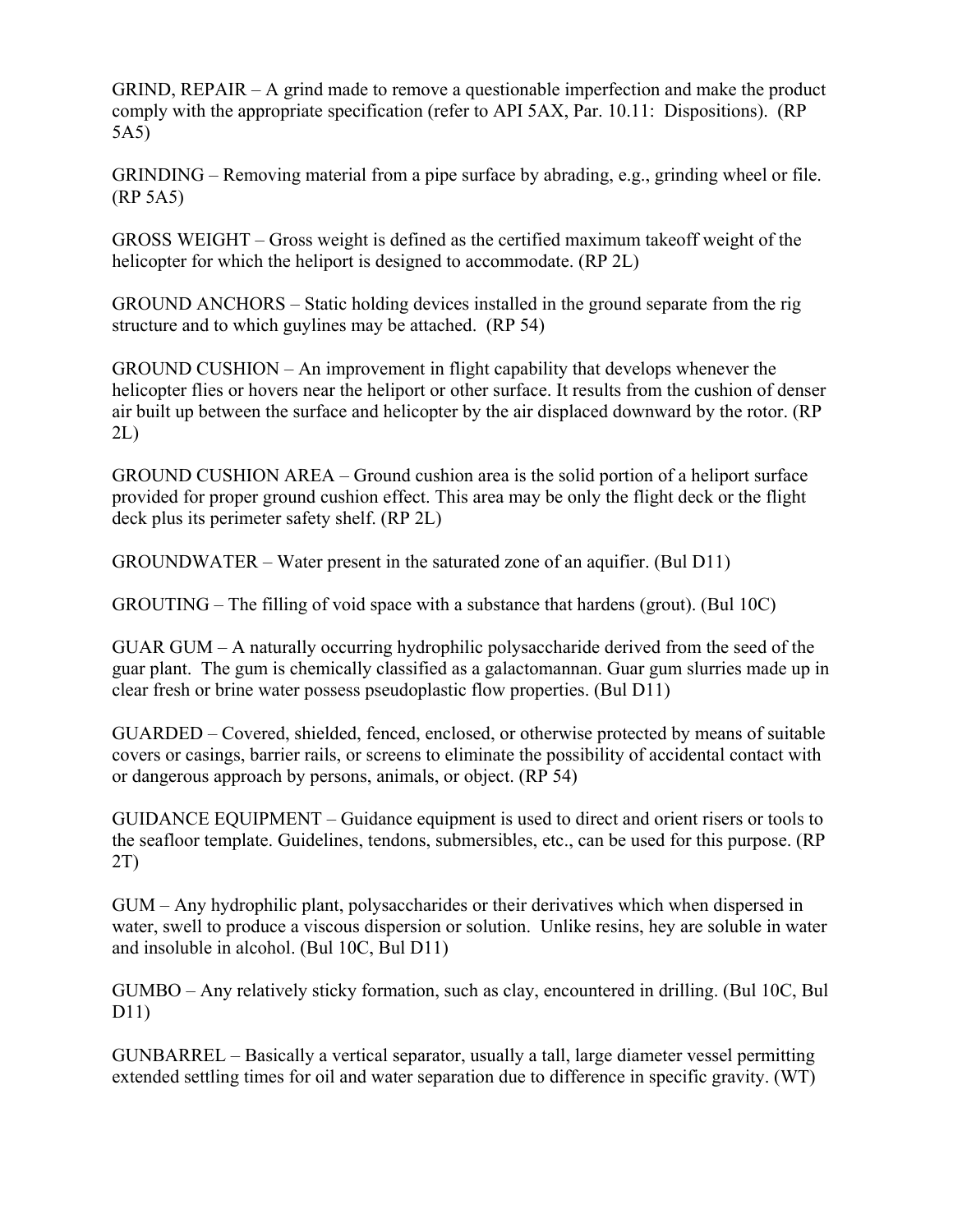GRIND, REPAIR – A grind made to remove a questionable imperfection and make the product comply with the appropriate specification (refer to API 5AX, Par. 10.11: Dispositions). (RP 5A5)

GRINDING – Removing material from a pipe surface by abrading, e.g., grinding wheel or file. (RP 5A5)

GROSS WEIGHT – Gross weight is defined as the certified maximum takeoff weight of the helicopter for which the heliport is designed to accommodate. (RP 2L)

GROUND ANCHORS – Static holding devices installed in the ground separate from the rig structure and to which guylines may be attached. (RP 54)

GROUND CUSHION – An improvement in flight capability that develops whenever the helicopter flies or hovers near the heliport or other surface. It results from the cushion of denser air built up between the surface and helicopter by the air displaced downward by the rotor. (RP 2L)

GROUND CUSHION AREA – Ground cushion area is the solid portion of a heliport surface provided for proper ground cushion effect. This area may be only the flight deck or the flight deck plus its perimeter safety shelf. (RP 2L)

GROUNDWATER – Water present in the saturated zone of an aquifier. (Bul D11)

GROUTING – The filling of void space with a substance that hardens (grout). (Bul 10C)

GUAR GUM – A naturally occurring hydrophilic polysaccharide derived from the seed of the guar plant. The gum is chemically classified as a galactomannan. Guar gum slurries made up in clear fresh or brine water possess pseudoplastic flow properties. (Bul D11)

GUARDED – Covered, shielded, fenced, enclosed, or otherwise protected by means of suitable covers or casings, barrier rails, or screens to eliminate the possibility of accidental contact with or dangerous approach by persons, animals, or object. (RP 54)

GUIDANCE EQUIPMENT – Guidance equipment is used to direct and orient risers or tools to the seafloor template. Guidelines, tendons, submersibles, etc., can be used for this purpose. (RP 2T)

GUM – Any hydrophilic plant, polysaccharides or their derivatives which when dispersed in water, swell to produce a viscous dispersion or solution. Unlike resins, hey are soluble in water and insoluble in alcohol. (Bul 10C, Bul D11)

GUMBO – Any relatively sticky formation, such as clay, encountered in drilling. (Bul 10C, Bul D11)

GUNBARREL – Basically a vertical separator, usually a tall, large diameter vessel permitting extended settling times for oil and water separation due to difference in specific gravity. (WT)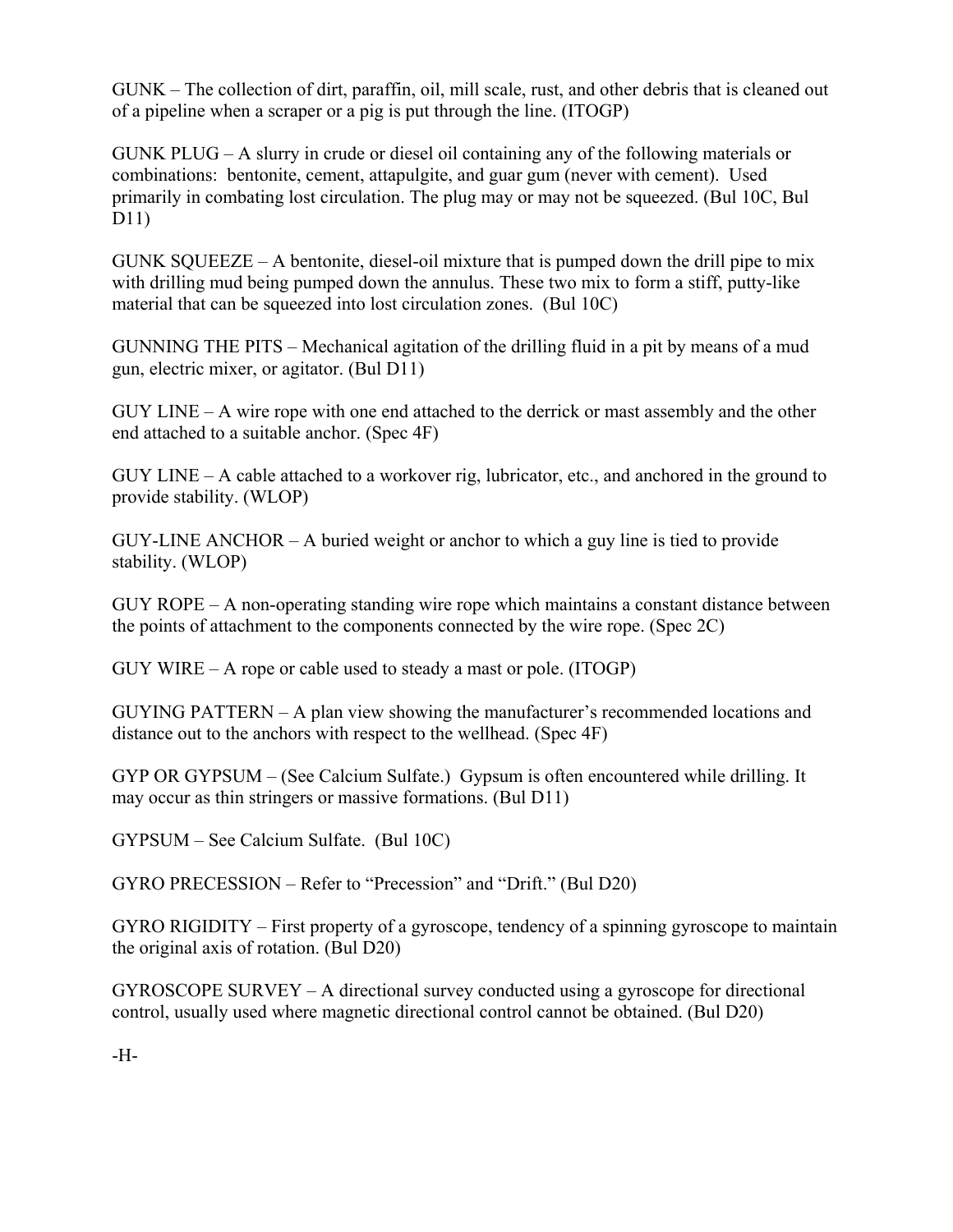GUNK – The collection of dirt, paraffin, oil, mill scale, rust, and other debris that is cleaned out of a pipeline when a scraper or a pig is put through the line. (ITOGP)

GUNK PLUG – A slurry in crude or diesel oil containing any of the following materials or combinations: bentonite, cement, attapulgite, and guar gum (never with cement). Used primarily in combating lost circulation. The plug may or may not be squeezed. (Bul 10C, Bul D11)

GUNK SQUEEZE – A bentonite, diesel-oil mixture that is pumped down the drill pipe to mix with drilling mud being pumped down the annulus. These two mix to form a stiff, putty-like material that can be squeezed into lost circulation zones. (Bul 10C)

GUNNING THE PITS – Mechanical agitation of the drilling fluid in a pit by means of a mud gun, electric mixer, or agitator. (Bul D11)

GUY LINE – A wire rope with one end attached to the derrick or mast assembly and the other end attached to a suitable anchor. (Spec 4F)

GUY LINE – A cable attached to a workover rig, lubricator, etc., and anchored in the ground to provide stability. (WLOP)

GUY-LINE ANCHOR – A buried weight or anchor to which a guy line is tied to provide stability. (WLOP)

GUY ROPE – A non-operating standing wire rope which maintains a constant distance between the points of attachment to the components connected by the wire rope. (Spec 2C)

GUY WIRE – A rope or cable used to steady a mast or pole. (ITOGP)

GUYING PATTERN – A plan view showing the manufacturer's recommended locations and distance out to the anchors with respect to the wellhead. (Spec 4F)

GYP OR GYPSUM – (See Calcium Sulfate.) Gypsum is often encountered while drilling. It may occur as thin stringers or massive formations. (Bul D11)

GYPSUM – See Calcium Sulfate. (Bul 10C)

GYRO PRECESSION – Refer to "Precession" and "Drift." (Bul D20)

GYRO RIGIDITY – First property of a gyroscope, tendency of a spinning gyroscope to maintain the original axis of rotation. (Bul D20)

GYROSCOPE SURVEY – A directional survey conducted using a gyroscope for directional control, usually used where magnetic directional control cannot be obtained. (Bul D20)

-H-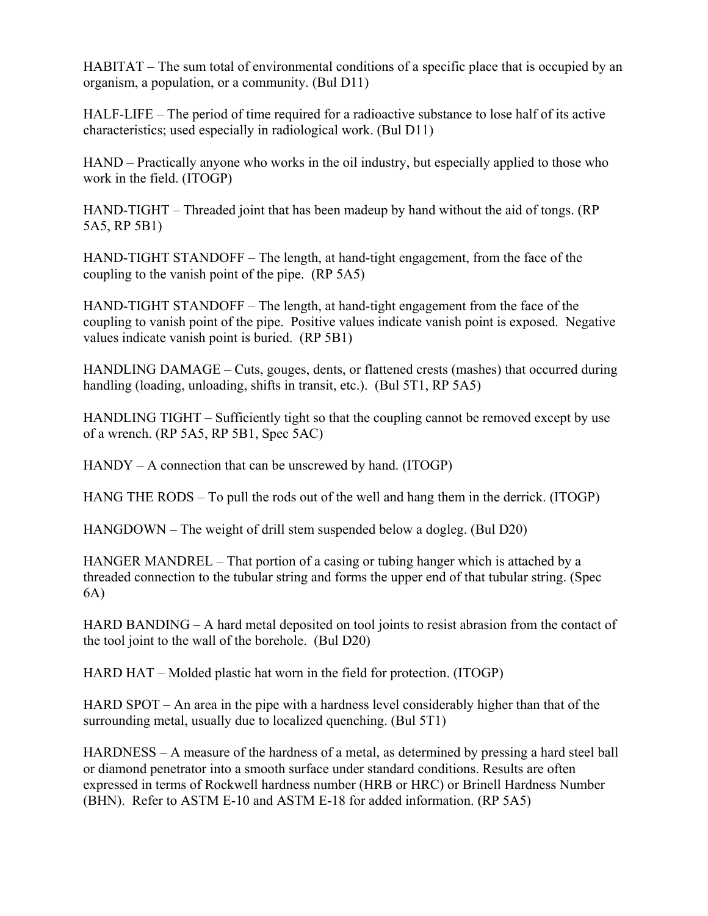HABITAT – The sum total of environmental conditions of a specific place that is occupied by an organism, a population, or a community. (Bul D11)

HALF-LIFE – The period of time required for a radioactive substance to lose half of its active characteristics; used especially in radiological work. (Bul D11)

HAND – Practically anyone who works in the oil industry, but especially applied to those who work in the field. (ITOGP)

HAND-TIGHT – Threaded joint that has been madeup by hand without the aid of tongs. (RP 5A5, RP 5B1)

HAND-TIGHT STANDOFF – The length, at hand-tight engagement, from the face of the coupling to the vanish point of the pipe. (RP 5A5)

HAND-TIGHT STANDOFF – The length, at hand-tight engagement from the face of the coupling to vanish point of the pipe. Positive values indicate vanish point is exposed. Negative values indicate vanish point is buried. (RP 5B1)

HANDLING DAMAGE – Cuts, gouges, dents, or flattened crests (mashes) that occurred during handling (loading, unloading, shifts in transit, etc.). (Bul 5T1, RP 5A5)

HANDLING TIGHT – Sufficiently tight so that the coupling cannot be removed except by use of a wrench. (RP 5A5, RP 5B1, Spec 5AC)

HANDY – A connection that can be unscrewed by hand. (ITOGP)

HANG THE RODS – To pull the rods out of the well and hang them in the derrick. (ITOGP)

HANGDOWN – The weight of drill stem suspended below a dogleg. (Bul D20)

HANGER MANDREL – That portion of a casing or tubing hanger which is attached by a threaded connection to the tubular string and forms the upper end of that tubular string. (Spec 6A)

HARD BANDING – A hard metal deposited on tool joints to resist abrasion from the contact of the tool joint to the wall of the borehole. (Bul D20)

HARD HAT – Molded plastic hat worn in the field for protection. (ITOGP)

HARD SPOT – An area in the pipe with a hardness level considerably higher than that of the surrounding metal, usually due to localized quenching. (Bul 5T1)

HARDNESS – A measure of the hardness of a metal, as determined by pressing a hard steel ball or diamond penetrator into a smooth surface under standard conditions. Results are often expressed in terms of Rockwell hardness number (HRB or HRC) or Brinell Hardness Number (BHN). Refer to ASTM E-10 and ASTM E-18 for added information. (RP 5A5)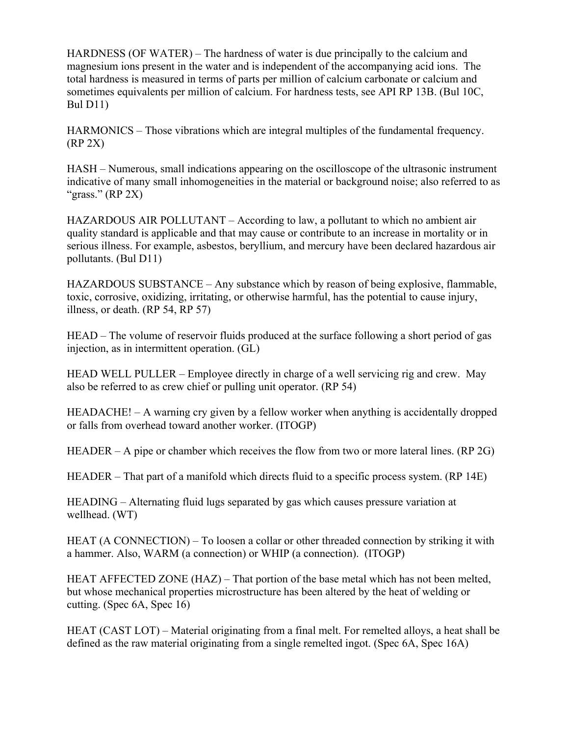HARDNESS (OF WATER) – The hardness of water is due principally to the calcium and magnesium ions present in the water and is independent of the accompanying acid ions. The total hardness is measured in terms of parts per million of calcium carbonate or calcium and sometimes equivalents per million of calcium. For hardness tests, see API RP 13B. (Bul 10C, Bul D11)

HARMONICS – Those vibrations which are integral multiples of the fundamental frequency. (RP 2X)

HASH – Numerous, small indications appearing on the oscilloscope of the ultrasonic instrument indicative of many small inhomogeneities in the material or background noise; also referred to as "grass." (RP 2X)

HAZARDOUS AIR POLLUTANT – According to law, a pollutant to which no ambient air quality standard is applicable and that may cause or contribute to an increase in mortality or in serious illness. For example, asbestos, beryllium, and mercury have been declared hazardous air pollutants. (Bul D11)

HAZARDOUS SUBSTANCE – Any substance which by reason of being explosive, flammable, toxic, corrosive, oxidizing, irritating, or otherwise harmful, has the potential to cause injury, illness, or death. (RP 54, RP 57)

HEAD – The volume of reservoir fluids produced at the surface following a short period of gas injection, as in intermittent operation. (GL)

HEAD WELL PULLER – Employee directly in charge of a well servicing rig and crew. May also be referred to as crew chief or pulling unit operator. (RP 54)

HEADACHE! – A warning cry given by a fellow worker when anything is accidentally dropped or falls from overhead toward another worker. (ITOGP)

HEADER – A pipe or chamber which receives the flow from two or more lateral lines. (RP 2G)

HEADER – That part of a manifold which directs fluid to a specific process system. (RP 14E)

HEADING – Alternating fluid lugs separated by gas which causes pressure variation at wellhead. (WT)

HEAT (A CONNECTION) – To loosen a collar or other threaded connection by striking it with a hammer. Also, WARM (a connection) or WHIP (a connection). (ITOGP)

HEAT AFFECTED ZONE (HAZ) – That portion of the base metal which has not been melted, but whose mechanical properties microstructure has been altered by the heat of welding or cutting. (Spec 6A, Spec 16)

HEAT (CAST LOT) – Material originating from a final melt. For remelted alloys, a heat shall be defined as the raw material originating from a single remelted ingot. (Spec 6A, Spec 16A)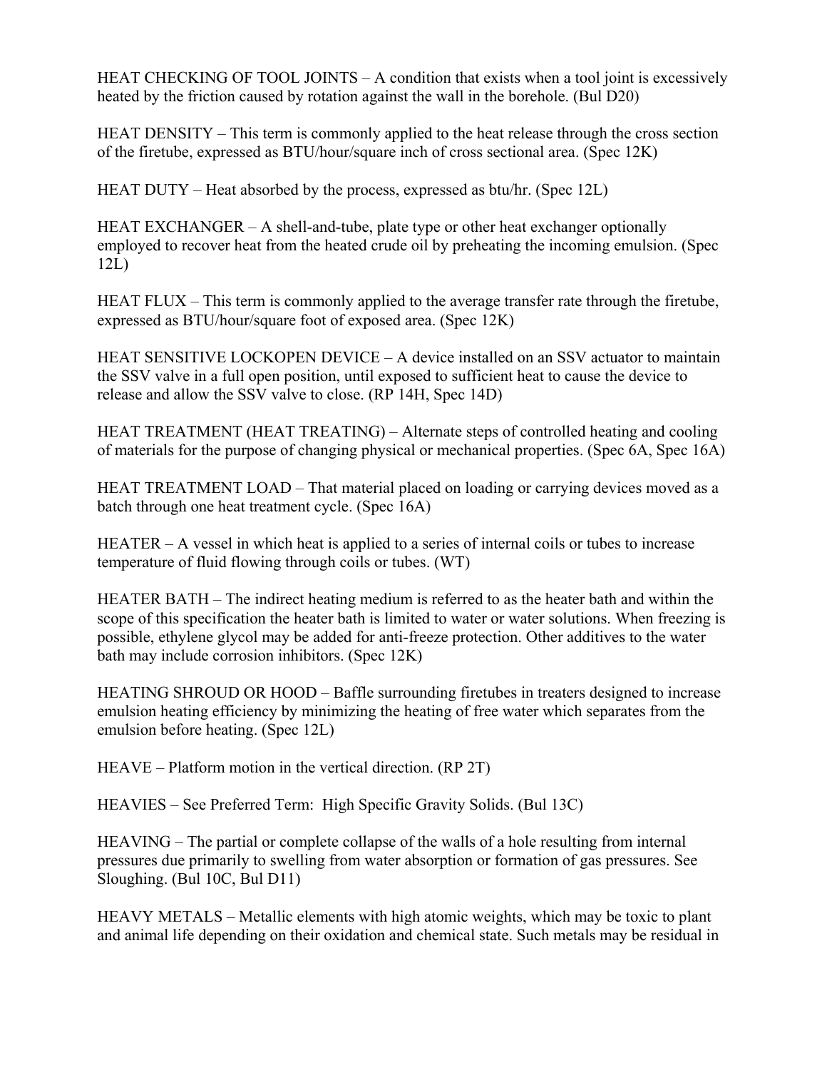HEAT CHECKING OF TOOL JOINTS – A condition that exists when a tool joint is excessively heated by the friction caused by rotation against the wall in the borehole. (Bul D20)

HEAT DENSITY – This term is commonly applied to the heat release through the cross section of the firetube, expressed as BTU/hour/square inch of cross sectional area. (Spec 12K)

HEAT DUTY – Heat absorbed by the process, expressed as btu/hr. (Spec 12L)

HEAT EXCHANGER – A shell-and-tube, plate type or other heat exchanger optionally employed to recover heat from the heated crude oil by preheating the incoming emulsion. (Spec 12L)

HEAT FLUX – This term is commonly applied to the average transfer rate through the firetube, expressed as BTU/hour/square foot of exposed area. (Spec 12K)

HEAT SENSITIVE LOCKOPEN DEVICE – A device installed on an SSV actuator to maintain the SSV valve in a full open position, until exposed to sufficient heat to cause the device to release and allow the SSV valve to close. (RP 14H, Spec 14D)

HEAT TREATMENT (HEAT TREATING) – Alternate steps of controlled heating and cooling of materials for the purpose of changing physical or mechanical properties. (Spec 6A, Spec 16A)

HEAT TREATMENT LOAD – That material placed on loading or carrying devices moved as a batch through one heat treatment cycle. (Spec 16A)

HEATER – A vessel in which heat is applied to a series of internal coils or tubes to increase temperature of fluid flowing through coils or tubes. (WT)

HEATER BATH – The indirect heating medium is referred to as the heater bath and within the scope of this specification the heater bath is limited to water or water solutions. When freezing is possible, ethylene glycol may be added for anti-freeze protection. Other additives to the water bath may include corrosion inhibitors. (Spec 12K)

HEATING SHROUD OR HOOD – Baffle surrounding firetubes in treaters designed to increase emulsion heating efficiency by minimizing the heating of free water which separates from the emulsion before heating. (Spec 12L)

HEAVE – Platform motion in the vertical direction. (RP 2T)

HEAVIES – See Preferred Term: High Specific Gravity Solids. (Bul 13C)

HEAVING – The partial or complete collapse of the walls of a hole resulting from internal pressures due primarily to swelling from water absorption or formation of gas pressures. See Sloughing. (Bul 10C, Bul D11)

HEAVY METALS – Metallic elements with high atomic weights, which may be toxic to plant and animal life depending on their oxidation and chemical state. Such metals may be residual in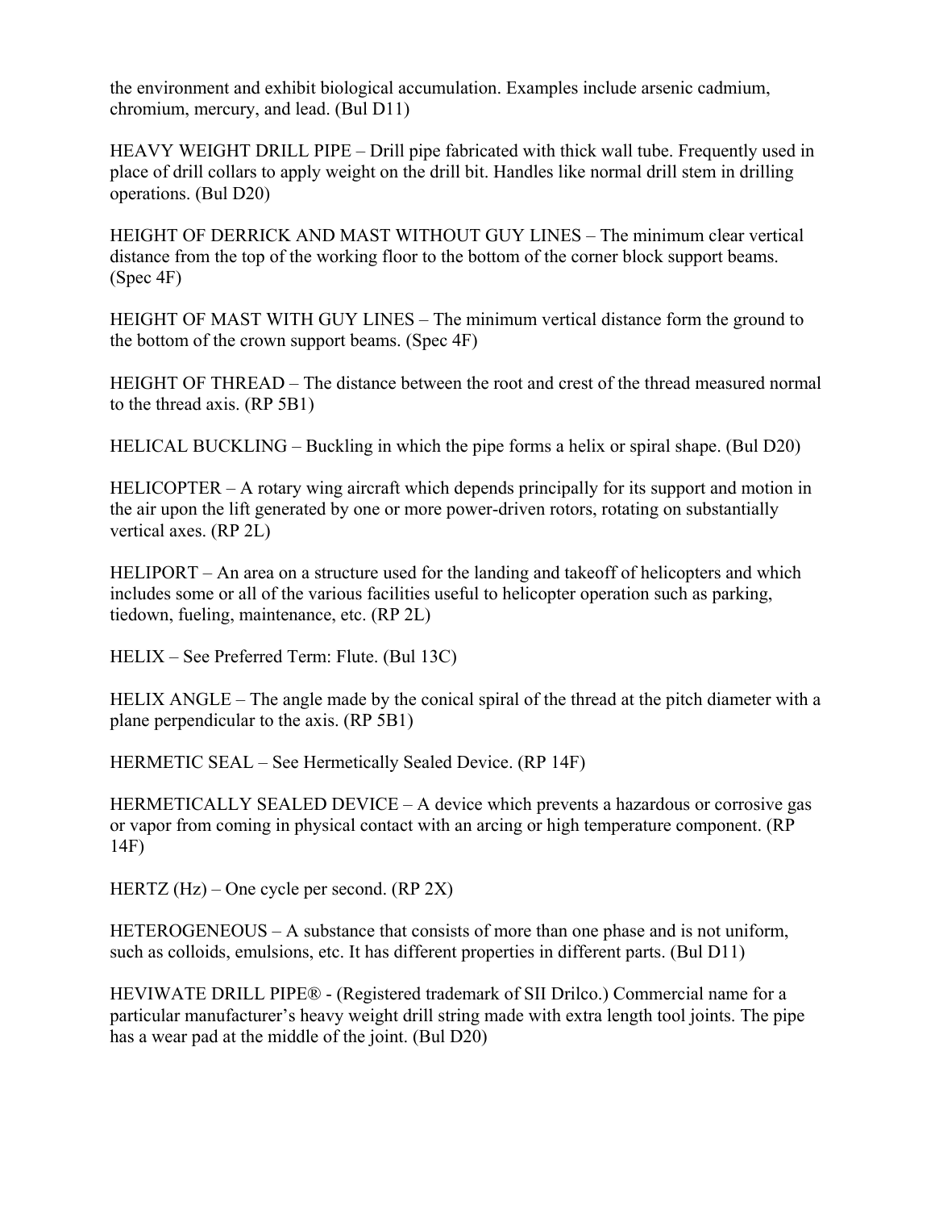the environment and exhibit biological accumulation. Examples include arsenic cadmium, chromium, mercury, and lead. (Bul D11)

HEAVY WEIGHT DRILL PIPE – Drill pipe fabricated with thick wall tube. Frequently used in place of drill collars to apply weight on the drill bit. Handles like normal drill stem in drilling operations. (Bul D20)

HEIGHT OF DERRICK AND MAST WITHOUT GUY LINES – The minimum clear vertical distance from the top of the working floor to the bottom of the corner block support beams. (Spec 4F)

HEIGHT OF MAST WITH GUY LINES – The minimum vertical distance form the ground to the bottom of the crown support beams. (Spec 4F)

HEIGHT OF THREAD – The distance between the root and crest of the thread measured normal to the thread axis. (RP 5B1)

HELICAL BUCKLING – Buckling in which the pipe forms a helix or spiral shape. (Bul D20)

HELICOPTER – A rotary wing aircraft which depends principally for its support and motion in the air upon the lift generated by one or more power-driven rotors, rotating on substantially vertical axes. (RP 2L)

HELIPORT – An area on a structure used for the landing and takeoff of helicopters and which includes some or all of the various facilities useful to helicopter operation such as parking, tiedown, fueling, maintenance, etc. (RP 2L)

HELIX – See Preferred Term: Flute. (Bul 13C)

HELIX ANGLE – The angle made by the conical spiral of the thread at the pitch diameter with a plane perpendicular to the axis. (RP 5B1)

HERMETIC SEAL – See Hermetically Sealed Device. (RP 14F)

HERMETICALLY SEALED DEVICE – A device which prevents a hazardous or corrosive gas or vapor from coming in physical contact with an arcing or high temperature component. (RP 14F)

HERTZ (Hz) – One cycle per second. (RP 2X)

HETEROGENEOUS – A substance that consists of more than one phase and is not uniform, such as colloids, emulsions, etc. It has different properties in different parts. (Bul D11)

HEVIWATE DRILL PIPE® - (Registered trademark of SII Drilco.) Commercial name for a particular manufacturer's heavy weight drill string made with extra length tool joints. The pipe has a wear pad at the middle of the joint. (Bul D20)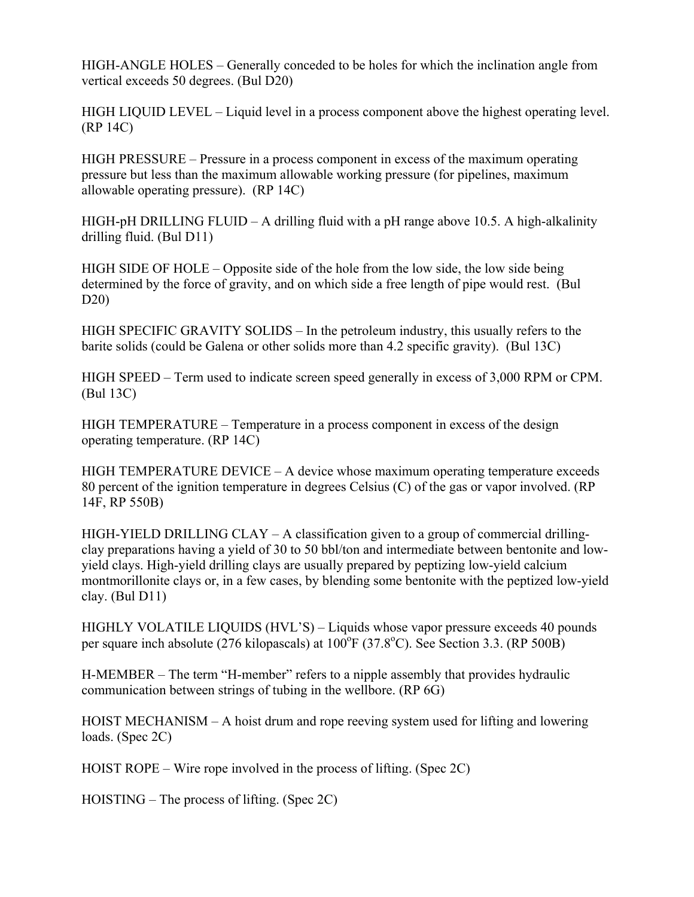HIGH-ANGLE HOLES – Generally conceded to be holes for which the inclination angle from vertical exceeds 50 degrees. (Bul D20)

HIGH LIQUID LEVEL – Liquid level in a process component above the highest operating level. (RP 14C)

HIGH PRESSURE – Pressure in a process component in excess of the maximum operating pressure but less than the maximum allowable working pressure (for pipelines, maximum allowable operating pressure). (RP 14C)

HIGH-pH DRILLING FLUID – A drilling fluid with a pH range above 10.5. A high-alkalinity drilling fluid. (Bul D11)

HIGH SIDE OF HOLE – Opposite side of the hole from the low side, the low side being determined by the force of gravity, and on which side a free length of pipe would rest. (Bul D20)

HIGH SPECIFIC GRAVITY SOLIDS – In the petroleum industry, this usually refers to the barite solids (could be Galena or other solids more than 4.2 specific gravity). (Bul 13C)

HIGH SPEED – Term used to indicate screen speed generally in excess of 3,000 RPM or CPM. (Bul 13C)

HIGH TEMPERATURE – Temperature in a process component in excess of the design operating temperature. (RP 14C)

HIGH TEMPERATURE DEVICE – A device whose maximum operating temperature exceeds 80 percent of the ignition temperature in degrees Celsius (C) of the gas or vapor involved. (RP 14F, RP 550B)

HIGH-YIELD DRILLING CLAY – A classification given to a group of commercial drilling-clay preparations having a yield of 30 to 50 bbl/ton and intermediate between bentonite and low-yield clays. High-yield drilling clays are usually prepared by peptizing low-yield calcium montmorillonite clays or, in a few cases, by blending some bentonite with the peptized low-yield clay. (Bul D11)

HIGHLY VOLATILE LIQUIDS (HVL'S) – Liquids whose vapor pressure exceeds 40 pounds per square inch absolute (276 kilopascals) at 100°F (37.8°C). See Section 3.3. (RP 500B)

H-MEMBER – The term "H-member" refers to a nipple assembly that provides hydraulic communication between strings of tubing in the wellbore. (RP 6G)

HOIST MECHANISM – A hoist drum and rope reeving system used for lifting and lowering loads. (Spec 2C)

HOIST ROPE – Wire rope involved in the process of lifting. (Spec 2C)

HOISTING – The process of lifting. (Spec 2C)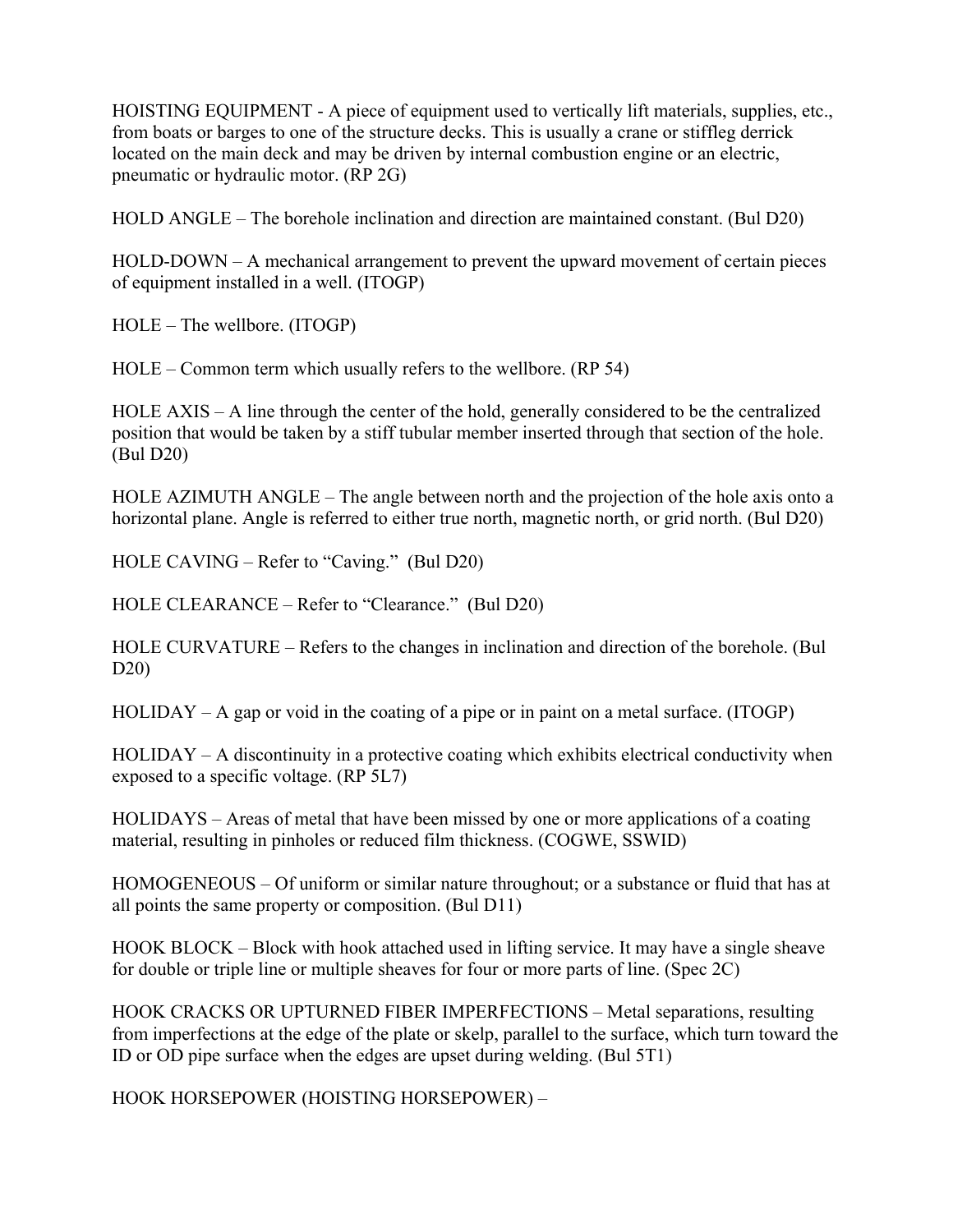HOISTING EQUIPMENT - A piece of equipment used to vertically lift materials, supplies, etc., from boats or barges to one of the structure decks. This is usually a crane or stiffleg derrick located on the main deck and may be driven by internal combustion engine or an electric, pneumatic or hydraulic motor. (RP 2G)

HOLD ANGLE – The borehole inclination and direction are maintained constant. (Bul D20)

HOLD-DOWN – A mechanical arrangement to prevent the upward movement of certain pieces of equipment installed in a well. (ITOGP)

HOLE – The wellbore. (ITOGP)

HOLE – Common term which usually refers to the wellbore. (RP 54)

HOLE AXIS – A line through the center of the hold, generally considered to be the centralized position that would be taken by a stiff tubular member inserted through that section of the hole. (Bul D20)

HOLE AZIMUTH ANGLE – The angle between north and the projection of the hole axis onto a horizontal plane. Angle is referred to either true north, magnetic north, or grid north. (Bul D20)

HOLE CAVING – Refer to "Caving." (Bul D20)

HOLE CLEARANCE – Refer to "Clearance." (Bul D20)

HOLE CURVATURE – Refers to the changes in inclination and direction of the borehole. (Bul D20)

HOLIDAY – A gap or void in the coating of a pipe or in paint on a metal surface. (ITOGP)

HOLIDAY – A discontinuity in a protective coating which exhibits electrical conductivity when exposed to a specific voltage. (RP 5L7)

HOLIDAYS – Areas of metal that have been missed by one or more applications of a coating material, resulting in pinholes or reduced film thickness. (COGWE, SSWID)

HOMOGENEOUS – Of uniform or similar nature throughout; or a substance or fluid that has at all points the same property or composition. (Bul D11)

HOOK BLOCK – Block with hook attached used in lifting service. It may have a single sheave for double or triple line or multiple sheaves for four or more parts of line. (Spec 2C)

HOOK CRACKS OR UPTURNED FIBER IMPERFECTIONS – Metal separations, resulting from imperfections at the edge of the plate or skelp, parallel to the surface, which turn toward the ID or OD pipe surface when the edges are upset during welding. (Bul 5T1)

HOOK HORSEPOWER (HOISTING HORSEPOWER) –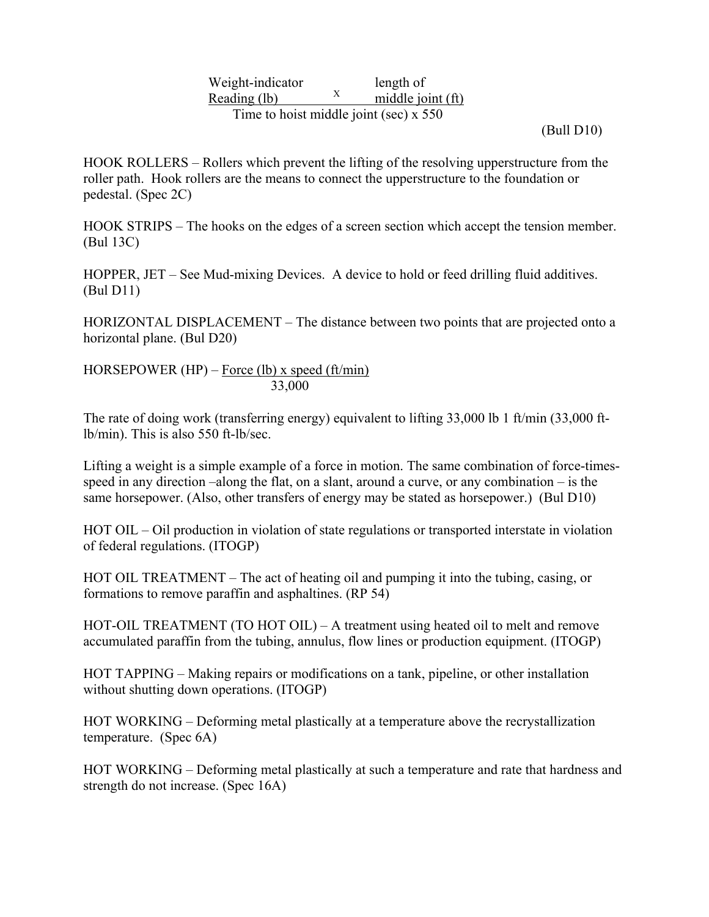$$\frac{\text{Weight-indicator Reading (lb)} \times \text{length of middle joint (ft)}}{\text{Time to hoist middle joint (sec)} \times 550}$$

(Bull D10)

HOOK ROLLERS – Rollers which prevent the lifting of the resolving upperstructure from the roller path. Hook rollers are the means to connect the upperstructure to the foundation or pedestal. (Spec 2C)

HOOK STRIPS – The hooks on the edges of a screen section which accept the tension member. (Bul 13C)

HOPPER, JET – See Mud-mixing Devices. A device to hold or feed drilling fluid additives. (Bul D11)

HORIZONTAL DISPLACEMENT – The distance between two points that are projected onto a horizontal plane. (Bul D20)

HORSEPOWER (HP) – $\frac{\text{Force (lb)} \times \text{speed (ft/min)}}{33{,}000}$

The rate of doing work (transferring energy) equivalent to lifting 33,000 lb 1 ft/min (33,000 ft-lb/min). This is also 550 ft-lb/sec.

Lifting a weight is a simple example of a force in motion. The same combination of force-times-speed in any direction –along the flat, on a slant, around a curve, or any combination – is the same horsepower. (Also, other transfers of energy may be stated as horsepower.) (Bul D10)

HOT OIL – Oil production in violation of state regulations or transported interstate in violation of federal regulations. (ITOGP)

HOT OIL TREATMENT – The act of heating oil and pumping it into the tubing, casing, or formations to remove paraffin and asphaltines. (RP 54)

HOT-OIL TREATMENT (TO HOT OIL) – A treatment using heated oil to melt and remove accumulated paraffin from the tubing, annulus, flow lines or production equipment. (ITOGP)

HOT TAPPING – Making repairs or modifications on a tank, pipeline, or other installation without shutting down operations. (ITOGP)

HOT WORKING – Deforming metal plastically at a temperature above the recrystallization temperature. (Spec 6A)

HOT WORKING – Deforming metal plastically at such a temperature and rate that hardness and strength do not increase. (Spec 16A)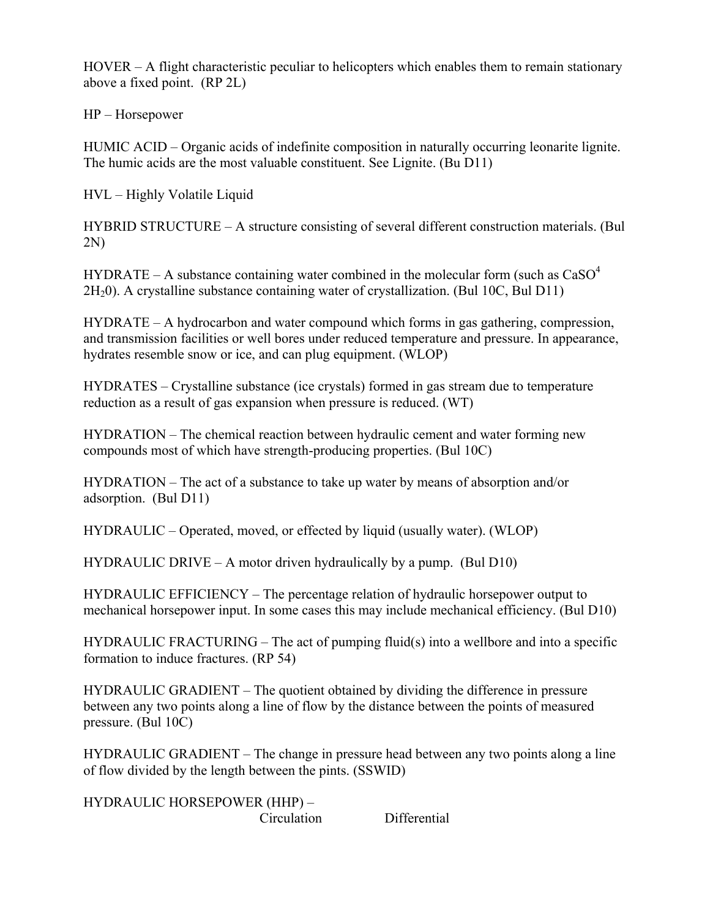HOVER – A flight characteristic peculiar to helicopters which enables them to remain stationary above a fixed point. (RP 2L)

HP – Horsepower

HUMIC ACID – Organic acids of indefinite composition in naturally occurring leonarite lignite. The humic acids are the most valuable constituent. See Lignite. (Bu D11)

HVL – Highly Volatile Liquid

HYBRID STRUCTURE – A structure consisting of several different construction materials. (Bul 2N)

HYDRATE – A substance containing water combined in the molecular form (such as $CaSO^4$ $2H_20$). A crystalline substance containing water of crystallization. (Bul 10C, Bul D11)

HYDRATE – A hydrocarbon and water compound which forms in gas gathering, compression, and transmission facilities or well bores under reduced temperature and pressure. In appearance, hydrates resemble snow or ice, and can plug equipment. (WLOP)

HYDRATES – Crystalline substance (ice crystals) formed in gas stream due to temperature reduction as a result of gas expansion when pressure is reduced. (WT)

HYDRATION – The chemical reaction between hydraulic cement and water forming new compounds most of which have strength-producing properties. (Bul 10C)

HYDRATION – The act of a substance to take up water by means of absorption and/or adsorption. (Bul D11)

HYDRAULIC – Operated, moved, or effected by liquid (usually water). (WLOP)

HYDRAULIC DRIVE – A motor driven hydraulically by a pump. (Bul D10)

HYDRAULIC EFFICIENCY – The percentage relation of hydraulic horsepower output to mechanical horsepower input. In some cases this may include mechanical efficiency. (Bul D10)

HYDRAULIC FRACTURING – The act of pumping fluid(s) into a wellbore and into a specific formation to induce fractures. (RP 54)

HYDRAULIC GRADIENT – The quotient obtained by dividing the difference in pressure between any two points along a line of flow by the distance between the points of measured pressure. (Bul 10C)

HYDRAULIC GRADIENT – The change in pressure head between any two points along a line of flow divided by the length between the pints. (SSWID)

HYDRAULIC HORSEPOWER (HHP) –
Circulation Differential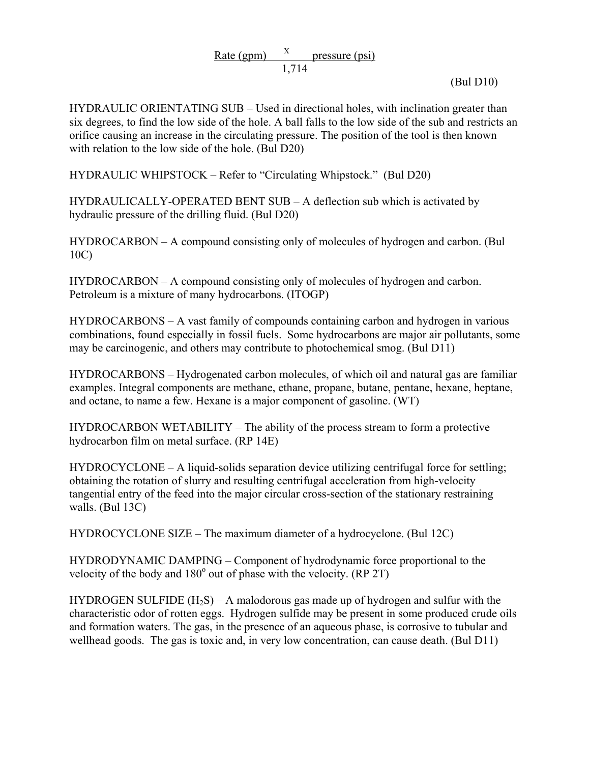$$\frac{\text{Rate (gpm)} \times \text{pressure (psi)}}{1{,}714}$$

(Bul D10)

HYDRAULIC ORIENTATING SUB – Used in directional holes, with inclination greater than six degrees, to find the low side of the hole. A ball falls to the low side of the sub and restricts an orifice causing an increase in the circulating pressure. The position of the tool is then known with relation to the low side of the hole. (Bul D20)

HYDRAULIC WHIPSTOCK – Refer to "Circulating Whipstock." (Bul D20)

HYDRAULICALLY-OPERATED BENT SUB – A deflection sub which is activated by hydraulic pressure of the drilling fluid. (Bul D20)

HYDROCARBON – A compound consisting only of molecules of hydrogen and carbon. (Bul 10C)

HYDROCARBON – A compound consisting only of molecules of hydrogen and carbon. Petroleum is a mixture of many hydrocarbons. (ITOGP)

HYDROCARBONS – A vast family of compounds containing carbon and hydrogen in various combinations, found especially in fossil fuels. Some hydrocarbons are major air pollutants, some may be carcinogenic, and others may contribute to photochemical smog. (Bul D11)

HYDROCARBONS – Hydrogenated carbon molecules, of which oil and natural gas are familiar examples. Integral components are methane, ethane, propane, butane, pentane, hexane, heptane, and octane, to name a few. Hexane is a major component of gasoline. (WT)

HYDROCARBON WETABILITY – The ability of the process stream to form a protective hydrocarbon film on metal surface. (RP 14E)

HYDROCYCLONE – A liquid-solids separation device utilizing centrifugal force for settling; obtaining the rotation of slurry and resulting centrifugal acceleration from high-velocity tangential entry of the feed into the major circular cross-section of the stationary restraining walls. (Bul 13C)

HYDROCYCLONE SIZE – The maximum diameter of a hydrocyclone. (Bul 12C)

HYDRODYNAMIC DAMPING – Component of hydrodynamic force proportional to the velocity of the body and $180^{o}$ out of phase with the velocity. (RP 2T)

HYDROGEN SULFIDE ($H_2S$) – A malodorous gas made up of hydrogen and sulfur with the characteristic odor of rotten eggs. Hydrogen sulfide may be present in some produced crude oils and formation waters. The gas, in the presence of an aqueous phase, is corrosive to tubular and wellhead goods. The gas is toxic and, in very low concentration, can cause death. (Bul D11)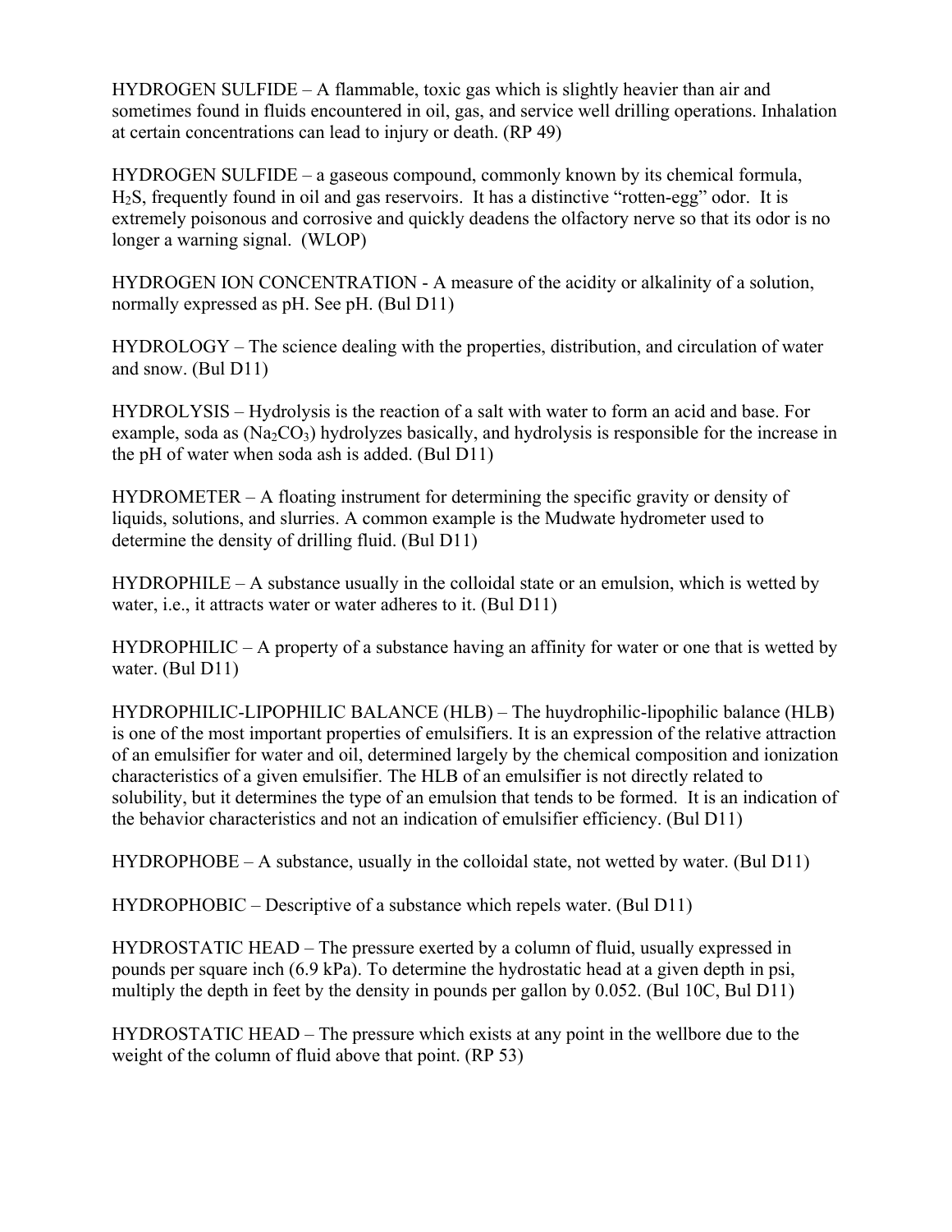HYDROGEN SULFIDE – A flammable, toxic gas which is slightly heavier than air and sometimes found in fluids encountered in oil, gas, and service well drilling operations. Inhalation at certain concentrations can lead to injury or death. (RP 49)

HYDROGEN SULFIDE – a gaseous compound, commonly known by its chemical formula, $H_2S$, frequently found in oil and gas reservoirs. It has a distinctive "rotten-egg" odor. It is extremely poisonous and corrosive and quickly deadens the olfactory nerve so that its odor is no longer a warning signal. (WLOP)

HYDROGEN ION CONCENTRATION - A measure of the acidity or alkalinity of a solution, normally expressed as pH. See pH. (Bul D11)

HYDROLOGY – The science dealing with the properties, distribution, and circulation of water and snow. (Bul D11)

HYDROLYSIS – Hydrolysis is the reaction of a salt with water to form an acid and base. For example, soda as ($Na_2CO_3$) hydrolyzes basically, and hydrolysis is responsible for the increase in the pH of water when soda ash is added. (Bul D11)

HYDROMETER – A floating instrument for determining the specific gravity or density of liquids, solutions, and slurries. A common example is the Mudwate hydrometer used to determine the density of drilling fluid. (Bul D11)

HYDROPHILE – A substance usually in the colloidal state or an emulsion, which is wetted by water, i.e., it attracts water or water adheres to it. (Bul D11)

HYDROPHILIC – A property of a substance having an affinity for water or one that is wetted by water. (Bul D11)

HYDROPHILIC-LIPOPHILIC BALANCE (HLB) – The huydrophilic-lipophilic balance (HLB) is one of the most important properties of emulsifiers. It is an expression of the relative attraction of an emulsifier for water and oil, determined largely by the chemical composition and ionization characteristics of a given emulsifier. The HLB of an emulsifier is not directly related to solubility, but it determines the type of an emulsion that tends to be formed. It is an indication of the behavior characteristics and not an indication of emulsifier efficiency. (Bul D11)

HYDROPHOBE – A substance, usually in the colloidal state, not wetted by water. (Bul D11)

HYDROPHOBIC – Descriptive of a substance which repels water. (Bul D11)

HYDROSTATIC HEAD – The pressure exerted by a column of fluid, usually expressed in pounds per square inch (6.9 kPa). To determine the hydrostatic head at a given depth in psi, multiply the depth in feet by the density in pounds per gallon by 0.052. (Bul 10C, Bul D11)

HYDROSTATIC HEAD – The pressure which exists at any point in the wellbore due to the weight of the column of fluid above that point. (RP 53)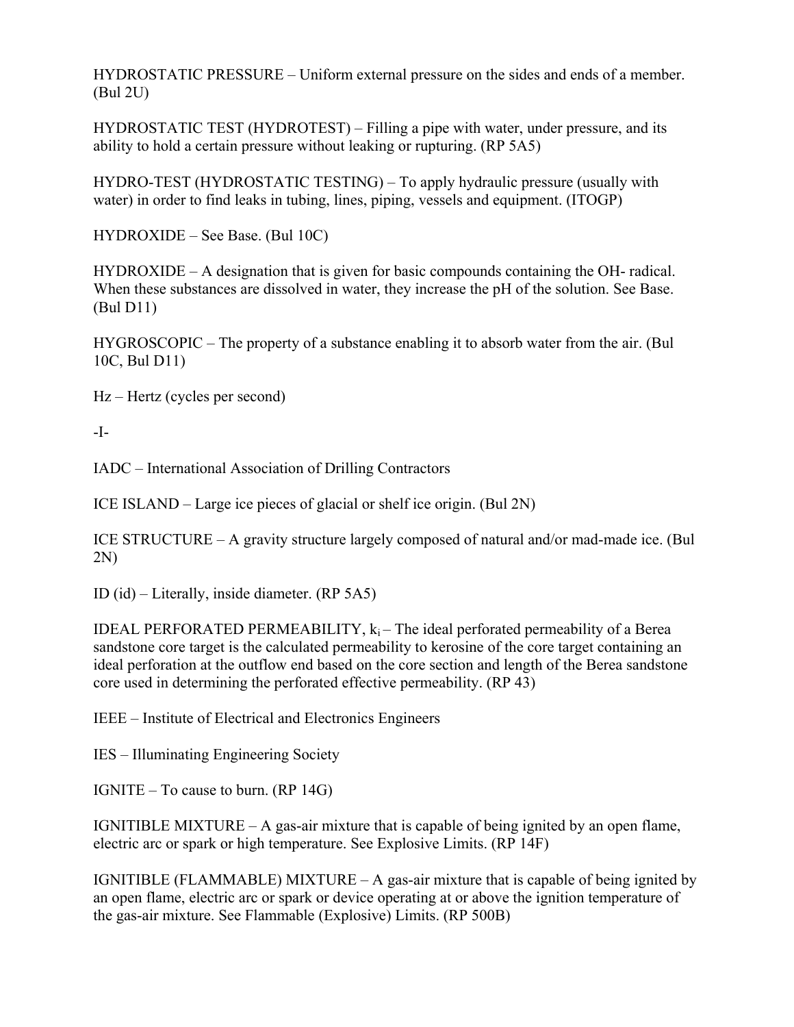HYDROSTATIC PRESSURE – Uniform external pressure on the sides and ends of a member. (Bul 2U)

HYDROSTATIC TEST (HYDROTEST) – Filling a pipe with water, under pressure, and its ability to hold a certain pressure without leaking or rupturing. (RP 5A5)

HYDRO-TEST (HYDROSTATIC TESTING) – To apply hydraulic pressure (usually with water) in order to find leaks in tubing, lines, piping, vessels and equipment. (ITOGP)

HYDROXIDE – See Base. (Bul 10C)

HYDROXIDE – A designation that is given for basic compounds containing the OH- radical. When these substances are dissolved in water, they increase the pH of the solution. See Base. (Bul D11)

HYGROSCOPIC – The property of a substance enabling it to absorb water from the air. (Bul 10C, Bul D11)

Hz – Hertz (cycles per second)

-I-

IADC – International Association of Drilling Contractors

ICE ISLAND – Large ice pieces of glacial or shelf ice origin. (Bul 2N)

ICE STRUCTURE – A gravity structure largely composed of natural and/or mad-made ice. (Bul 2N)

ID (id) – Literally, inside diameter. (RP 5A5)

IDEAL PERFORATED PERMEABILITY, $k_i$ – The ideal perforated permeability of a Berea sandstone core target is the calculated permeability to kerosine of the core target containing an ideal perforation at the outflow end based on the core section and length of the Berea sandstone core used in determining the perforated effective permeability. (RP 43)

IEEE – Institute of Electrical and Electronics Engineers

IES – Illuminating Engineering Society

IGNITE – To cause to burn. (RP 14G)

IGNITIBLE MIXTURE – A gas-air mixture that is capable of being ignited by an open flame, electric arc or spark or high temperature. See Explosive Limits. (RP 14F)

IGNITIBLE (FLAMMABLE) MIXTURE – A gas-air mixture that is capable of being ignited by an open flame, electric arc or spark or device operating at or above the ignition temperature of the gas-air mixture. See Flammable (Explosive) Limits. (RP 500B)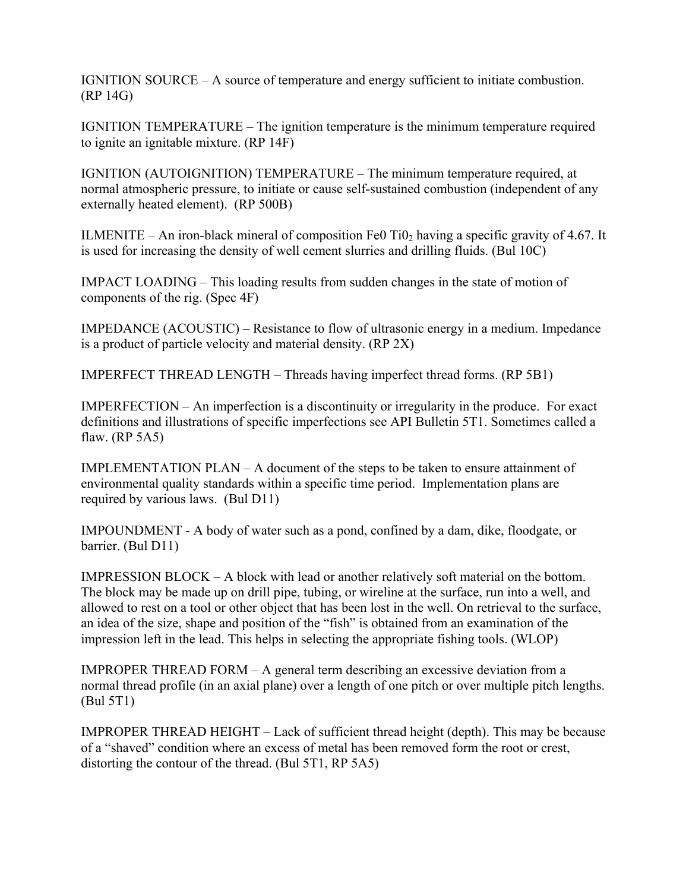IGNITION SOURCE – A source of temperature and energy sufficient to initiate combustion. (RP 14G)

IGNITION TEMPERATURE – The ignition temperature is the minimum temperature required to ignite an ignitable mixture. (RP 14F)

IGNITION (AUTOIGNITION) TEMPERATURE – The minimum temperature required, at normal atmospheric pressure, to initiate or cause self-sustained combustion (independent of any externally heated element). (RP 500B)

ILMENITE – An iron-black mineral of composition $Fe0\ Ti0_2$ having a specific gravity of 4.67. It is used for increasing the density of well cement slurries and drilling fluids. (Bul 10C)

IMPACT LOADING – This loading results from sudden changes in the state of motion of components of the rig. (Spec 4F)

IMPEDANCE (ACOUSTIC) – Resistance to flow of ultrasonic energy in a medium. Impedance is a product of particle velocity and material density. (RP 2X)

IMPERFECT THREAD LENGTH – Threads having imperfect thread forms. (RP 5B1)

IMPERFECTION – An imperfection is a discontinuity or irregularity in the produce. For exact definitions and illustrations of specific imperfections see API Bulletin 5T1. Sometimes called a flaw. (RP 5A5)

IMPLEMENTATION PLAN – A document of the steps to be taken to ensure attainment of environmental quality standards within a specific time period. Implementation plans are required by various laws. (Bul D11)

IMPOUNDMENT - A body of water such as a pond, confined by a dam, dike, floodgate, or barrier. (Bul D11)

IMPRESSION BLOCK – A block with lead or another relatively soft material on the bottom. The block may be made up on drill pipe, tubing, or wireline at the surface, run into a well, and allowed to rest on a tool or other object that has been lost in the well. On retrieval to the surface, an idea of the size, shape and position of the "fish" is obtained from an examination of the impression left in the lead. This helps in selecting the appropriate fishing tools. (WLOP)

IMPROPER THREAD FORM – A general term describing an excessive deviation from a normal thread profile (in an axial plane) over a length of one pitch or over multiple pitch lengths. (Bul 5T1)

IMPROPER THREAD HEIGHT – Lack of sufficient thread height (depth). This may be because of a "shaved" condition where an excess of metal has been removed form the root or crest, distorting the contour of the thread. (Bul 5T1, RP 5A5)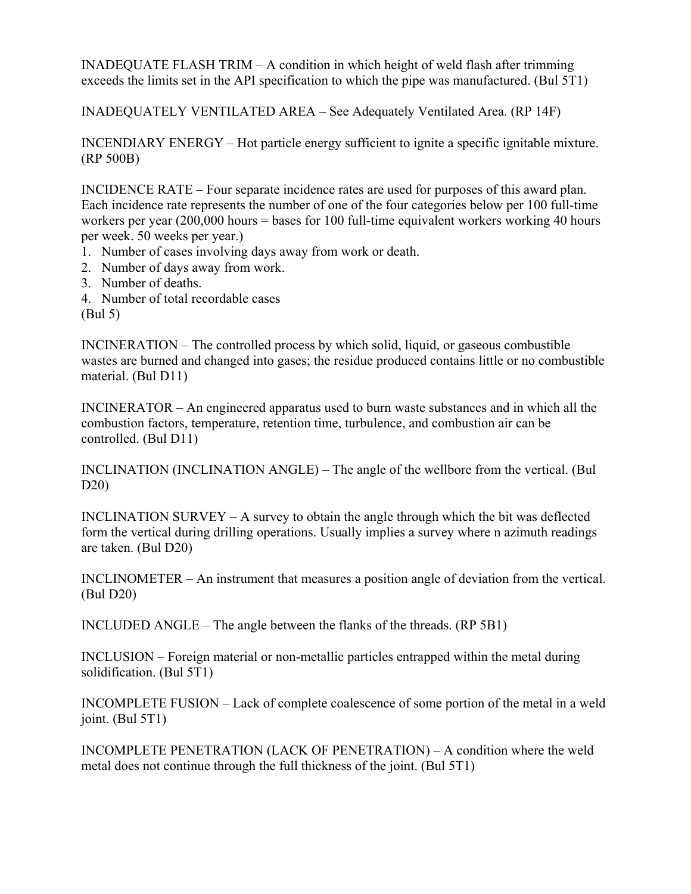INADEQUATE FLASH TRIM – A condition in which height of weld flash after trimming exceeds the limits set in the API specification to which the pipe was manufactured. (Bul 5T1)

INADEQUATELY VENTILATED AREA – See Adequately Ventilated Area. (RP 14F)

INCENDIARY ENERGY – Hot particle energy sufficient to ignite a specific ignitable mixture. (RP 500B)

INCIDENCE RATE – Four separate incidence rates are used for purposes of this award plan. Each incidence rate represents the number of one of the four categories below per 100 full-time workers per year (200,000 hours = bases for 100 full-time equivalent workers working 40 hours per week. 50 weeks per year.)

1. Number of cases involving days away from work or death.
2. Number of days away from work.
3. Number of deaths.
4. Number of total recordable cases

(Bul 5)

INCINERATION – The controlled process by which solid, liquid, or gaseous combustible wastes are burned and changed into gases; the residue produced contains little or no combustible material. (Bul D11)

INCINERATOR – An engineered apparatus used to burn waste substances and in which all the combustion factors, temperature, retention time, turbulence, and combustion air can be controlled. (Bul D11)

INCLINATION (INCLINATION ANGLE) – The angle of the wellbore from the vertical. (Bul D20)

INCLINATION SURVEY – A survey to obtain the angle through which the bit was deflected form the vertical during drilling operations. Usually implies a survey where n azimuth readings are taken. (Bul D20)

INCLINOMETER – An instrument that measures a position angle of deviation from the vertical. (Bul D20)

INCLUDED ANGLE – The angle between the flanks of the threads. (RP 5B1)

INCLUSION – Foreign material or non-metallic particles entrapped within the metal during solidification. (Bul 5T1)

INCOMPLETE FUSION – Lack of complete coalescence of some portion of the metal in a weld joint. (Bul 5T1)

INCOMPLETE PENETRATION (LACK OF PENETRATION) – A condition where the weld metal does not continue through the full thickness of the joint. (Bul 5T1)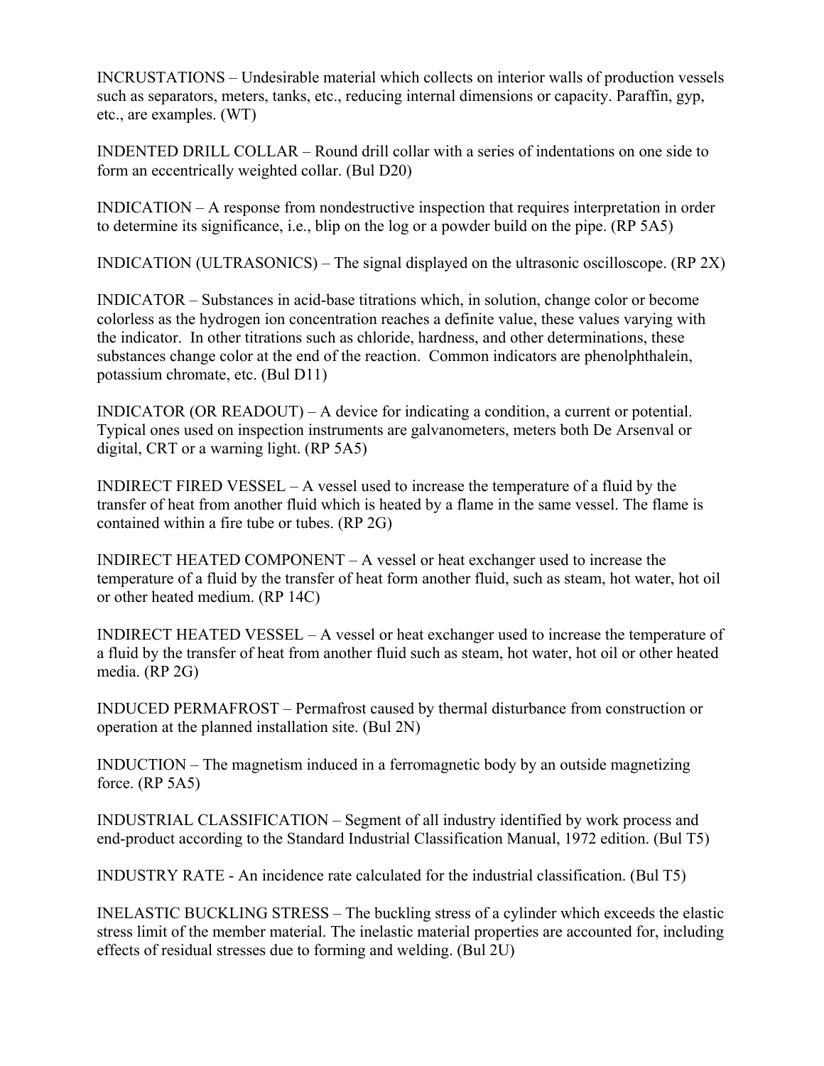INCRUSTATIONS – Undesirable material which collects on interior walls of production vessels such as separators, meters, tanks, etc., reducing internal dimensions or capacity. Paraffin, gyp, etc., are examples. (WT)

INDENTED DRILL COLLAR – Round drill collar with a series of indentations on one side to form an eccentrically weighted collar. (Bul D20)

INDICATION – A response from nondestructive inspection that requires interpretation in order to determine its significance, i.e., blip on the log or a powder build on the pipe. (RP 5A5)

INDICATION (ULTRASONICS) – The signal displayed on the ultrasonic oscilloscope. (RP 2X)

INDICATOR – Substances in acid-base titrations which, in solution, change color or become colorless as the hydrogen ion concentration reaches a definite value, these values varying with the indicator. In other titrations such as chloride, hardness, and other determinations, these substances change color at the end of the reaction. Common indicators are phenolphthalein, potassium chromate, etc. (Bul D11)

INDICATOR (OR READOUT) – A device for indicating a condition, a current or potential. Typical ones used on inspection instruments are galvanometers, meters both De Arsenval or digital, CRT or a warning light. (RP 5A5)

INDIRECT FIRED VESSEL – A vessel used to increase the temperature of a fluid by the transfer of heat from another fluid which is heated by a flame in the same vessel. The flame is contained within a fire tube or tubes. (RP 2G)

INDIRECT HEATED COMPONENT – A vessel or heat exchanger used to increase the temperature of a fluid by the transfer of heat form another fluid, such as steam, hot water, hot oil or other heated medium. (RP 14C)

INDIRECT HEATED VESSEL – A vessel or heat exchanger used to increase the temperature of a fluid by the transfer of heat from another fluid such as steam, hot water, hot oil or other heated media. (RP 2G)

INDUCED PERMAFROST – Permafrost caused by thermal disturbance from construction or operation at the planned installation site. (Bul 2N)

INDUCTION – The magnetism induced in a ferromagnetic body by an outside magnetizing force. (RP 5A5)

INDUSTRIAL CLASSIFICATION – Segment of all industry identified by work process and end-product according to the Standard Industrial Classification Manual, 1972 edition. (Bul T5)

INDUSTRY RATE - An incidence rate calculated for the industrial classification. (Bul T5)

INELASTIC BUCKLING STRESS – The buckling stress of a cylinder which exceeds the elastic stress limit of the member material. The inelastic material properties are accounted for, including effects of residual stresses due to forming and welding. (Bul 2U)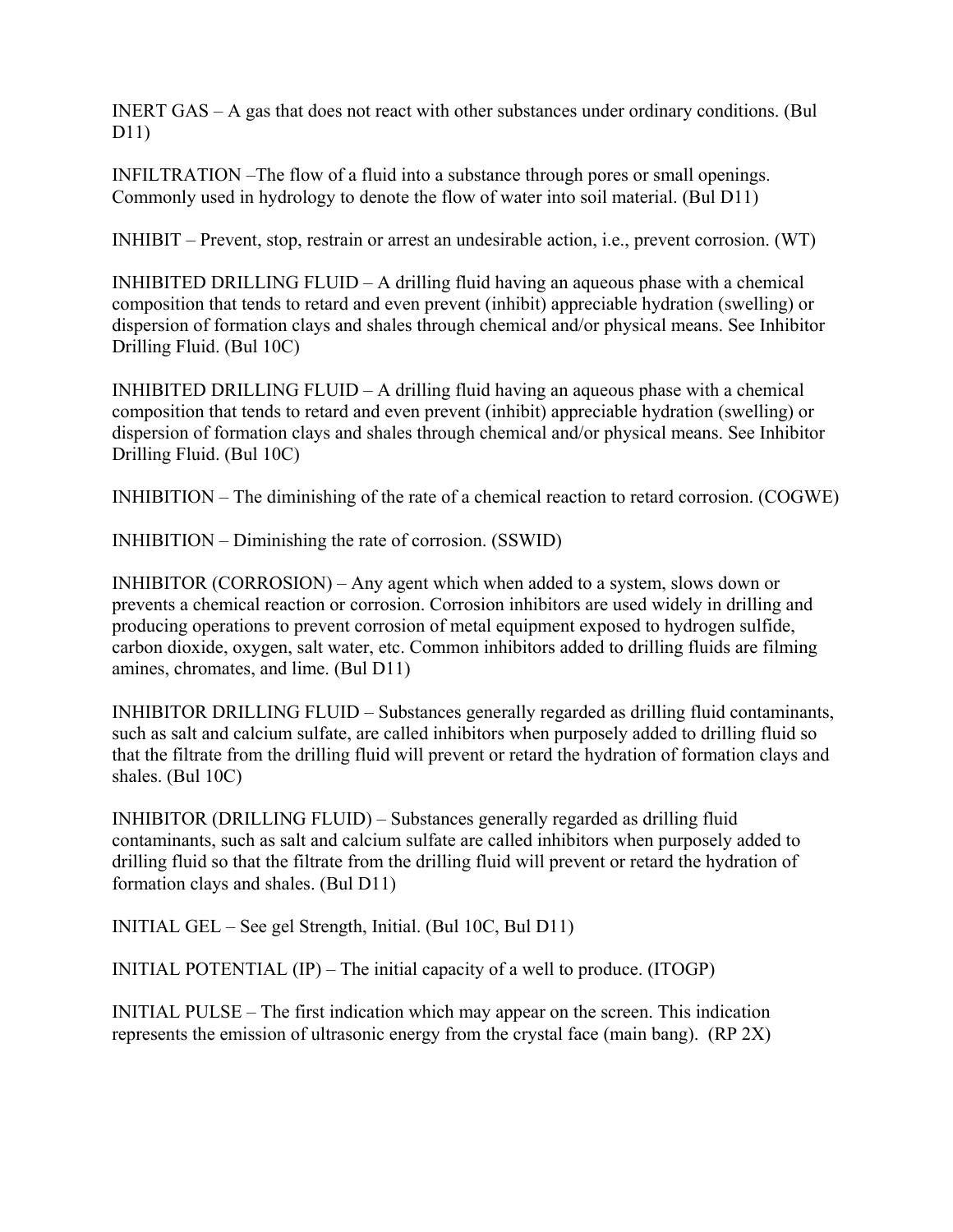INERT GAS – A gas that does not react with other substances under ordinary conditions. (Bul D11)

INFILTRATION –The flow of a fluid into a substance through pores or small openings. Commonly used in hydrology to denote the flow of water into soil material. (Bul D11)

INHIBIT – Prevent, stop, restrain or arrest an undesirable action, i.e., prevent corrosion. (WT)

INHIBITED DRILLING FLUID – A drilling fluid having an aqueous phase with a chemical composition that tends to retard and even prevent (inhibit) appreciable hydration (swelling) or dispersion of formation clays and shales through chemical and/or physical means. See Inhibitor Drilling Fluid. (Bul 10C)

INHIBITED DRILLING FLUID – A drilling fluid having an aqueous phase with a chemical composition that tends to retard and even prevent (inhibit) appreciable hydration (swelling) or dispersion of formation clays and shales through chemical and/or physical means. See Inhibitor Drilling Fluid. (Bul 10C)

INHIBITION – The diminishing of the rate of a chemical reaction to retard corrosion. (COGWE)

INHIBITION – Diminishing the rate of corrosion. (SSWID)

INHIBITOR (CORROSION) – Any agent which when added to a system, slows down or prevents a chemical reaction or corrosion. Corrosion inhibitors are used widely in drilling and producing operations to prevent corrosion of metal equipment exposed to hydrogen sulfide, carbon dioxide, oxygen, salt water, etc. Common inhibitors added to drilling fluids are filming amines, chromates, and lime. (Bul D11)

INHIBITOR DRILLING FLUID – Substances generally regarded as drilling fluid contaminants, such as salt and calcium sulfate, are called inhibitors when purposely added to drilling fluid so that the filtrate from the drilling fluid will prevent or retard the hydration of formation clays and shales. (Bul 10C)

INHIBITOR (DRILLING FLUID) – Substances generally regarded as drilling fluid contaminants, such as salt and calcium sulfate are called inhibitors when purposely added to drilling fluid so that the filtrate from the drilling fluid will prevent or retard the hydration of formation clays and shales. (Bul D11)

INITIAL GEL – See gel Strength, Initial. (Bul 10C, Bul D11)

INITIAL POTENTIAL (IP) – The initial capacity of a well to produce. (ITOGP)

INITIAL PULSE – The first indication which may appear on the screen. This indication represents the emission of ultrasonic energy from the crystal face (main bang). (RP 2X)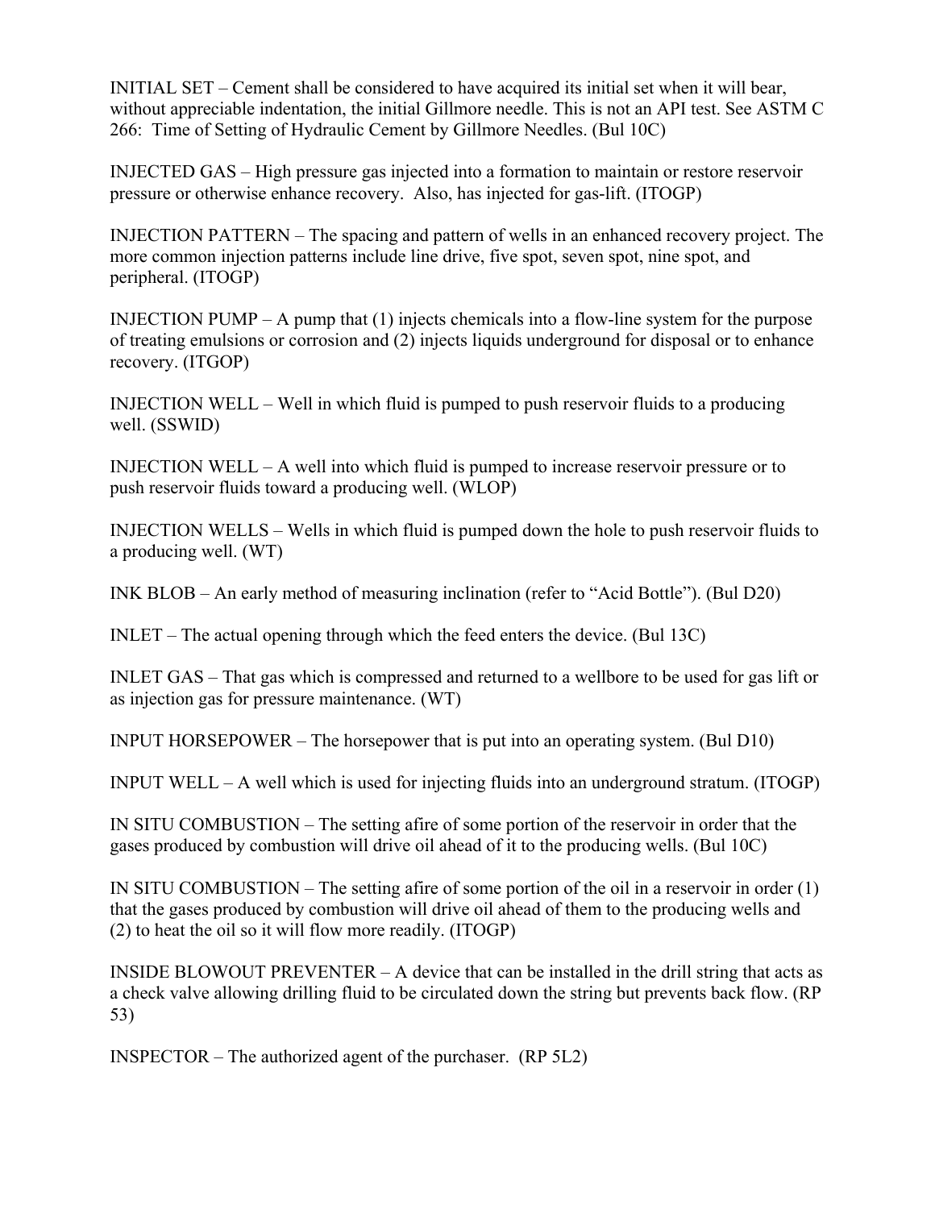INITIAL SET – Cement shall be considered to have acquired its initial set when it will bear, without appreciable indentation, the initial Gillmore needle. This is not an API test. See ASTM C 266: Time of Setting of Hydraulic Cement by Gillmore Needles. (Bul 10C)

INJECTED GAS – High pressure gas injected into a formation to maintain or restore reservoir pressure or otherwise enhance recovery. Also, has injected for gas-lift. (ITOGP)

INJECTION PATTERN – The spacing and pattern of wells in an enhanced recovery project. The more common injection patterns include line drive, five spot, seven spot, nine spot, and peripheral. (ITOGP)

INJECTION PUMP – A pump that (1) injects chemicals into a flow-line system for the purpose of treating emulsions or corrosion and (2) injects liquids underground for disposal or to enhance recovery. (ITGOP)

INJECTION WELL – Well in which fluid is pumped to push reservoir fluids to a producing well. (SSWID)

INJECTION WELL – A well into which fluid is pumped to increase reservoir pressure or to push reservoir fluids toward a producing well. (WLOP)

INJECTION WELLS – Wells in which fluid is pumped down the hole to push reservoir fluids to a producing well. (WT)

INK BLOB – An early method of measuring inclination (refer to "Acid Bottle"). (Bul D20)

INLET – The actual opening through which the feed enters the device. (Bul 13C)

INLET GAS – That gas which is compressed and returned to a wellbore to be used for gas lift or as injection gas for pressure maintenance. (WT)

INPUT HORSEPOWER – The horsepower that is put into an operating system. (Bul D10)

INPUT WELL – A well which is used for injecting fluids into an underground stratum. (ITOGP)

IN SITU COMBUSTION – The setting afire of some portion of the reservoir in order that the gases produced by combustion will drive oil ahead of it to the producing wells. (Bul 10C)

IN SITU COMBUSTION – The setting afire of some portion of the oil in a reservoir in order (1) that the gases produced by combustion will drive oil ahead of them to the producing wells and (2) to heat the oil so it will flow more readily. (ITOGP)

INSIDE BLOWOUT PREVENTER – A device that can be installed in the drill string that acts as a check valve allowing drilling fluid to be circulated down the string but prevents back flow. (RP 53)

INSPECTOR – The authorized agent of the purchaser. (RP 5L2)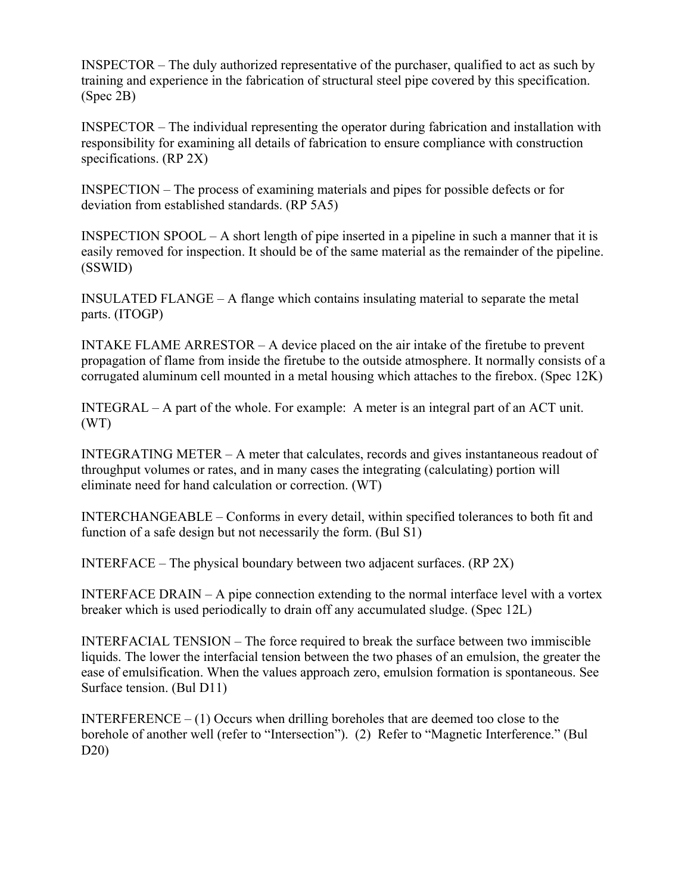INSPECTOR – The duly authorized representative of the purchaser, qualified to act as such by training and experience in the fabrication of structural steel pipe covered by this specification. (Spec 2B)

INSPECTOR – The individual representing the operator during fabrication and installation with responsibility for examining all details of fabrication to ensure compliance with construction specifications. (RP 2X)

INSPECTION – The process of examining materials and pipes for possible defects or for deviation from established standards. (RP 5A5)

INSPECTION SPOOL – A short length of pipe inserted in a pipeline in such a manner that it is easily removed for inspection. It should be of the same material as the remainder of the pipeline. (SSWID)

INSULATED FLANGE – A flange which contains insulating material to separate the metal parts. (ITOGP)

INTAKE FLAME ARRESTOR – A device placed on the air intake of the firetube to prevent propagation of flame from inside the firetube to the outside atmosphere. It normally consists of a corrugated aluminum cell mounted in a metal housing which attaches to the firebox. (Spec 12K)

INTEGRAL – A part of the whole. For example: A meter is an integral part of an ACT unit. (WT)

INTEGRATING METER – A meter that calculates, records and gives instantaneous readout of throughput volumes or rates, and in many cases the integrating (calculating) portion will eliminate need for hand calculation or correction. (WT)

INTERCHANGEABLE – Conforms in every detail, within specified tolerances to both fit and function of a safe design but not necessarily the form. (Bul S1)

INTERFACE – The physical boundary between two adjacent surfaces. (RP 2X)

INTERFACE DRAIN – A pipe connection extending to the normal interface level with a vortex breaker which is used periodically to drain off any accumulated sludge. (Spec 12L)

INTERFACIAL TENSION – The force required to break the surface between two immiscible liquids. The lower the interfacial tension between the two phases of an emulsion, the greater the ease of emulsification. When the values approach zero, emulsion formation is spontaneous. See Surface tension. (Bul D11)

INTERFERENCE – (1) Occurs when drilling boreholes that are deemed too close to the borehole of another well (refer to "Intersection"). (2) Refer to "Magnetic Interference." (Bul D20)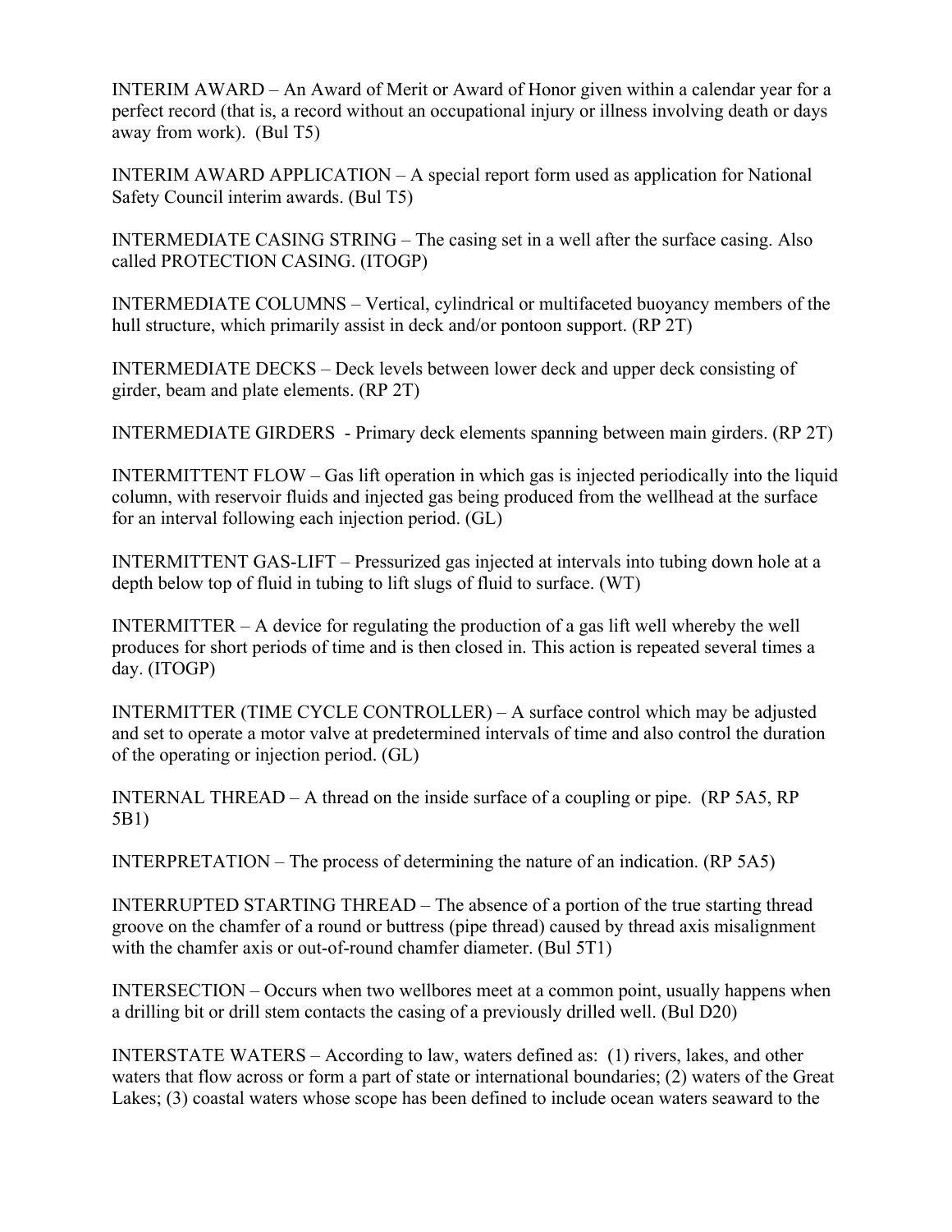INTERIM AWARD – An Award of Merit or Award of Honor given within a calendar year for a perfect record (that is, a record without an occupational injury or illness involving death or days away from work). (Bul T5)

INTERIM AWARD APPLICATION – A special report form used as application for National Safety Council interim awards. (Bul T5)

INTERMEDIATE CASING STRING – The casing set in a well after the surface casing. Also called PROTECTION CASING. (ITOGP)

INTERMEDIATE COLUMNS – Vertical, cylindrical or multifaceted buoyancy members of the hull structure, which primarily assist in deck and/or pontoon support. (RP 2T)

INTERMEDIATE DECKS – Deck levels between lower deck and upper deck consisting of girder, beam and plate elements. (RP 2T)

INTERMEDIATE GIRDERS - Primary deck elements spanning between main girders. (RP 2T)

INTERMITTENT FLOW – Gas lift operation in which gas is injected periodically into the liquid column, with reservoir fluids and injected gas being produced from the wellhead at the surface for an interval following each injection period. (GL)

INTERMITTENT GAS-LIFT – Pressurized gas injected at intervals into tubing down hole at a depth below top of fluid in tubing to lift slugs of fluid to surface. (WT)

INTERMITTER – A device for regulating the production of a gas lift well whereby the well produces for short periods of time and is then closed in. This action is repeated several times a day. (ITOGP)

INTERMITTER (TIME CYCLE CONTROLLER) – A surface control which may be adjusted and set to operate a motor valve at predetermined intervals of time and also control the duration of the operating or injection period. (GL)

INTERNAL THREAD – A thread on the inside surface of a coupling or pipe. (RP 5A5, RP 5B1)

INTERPRETATION – The process of determining the nature of an indication. (RP 5A5)

INTERRUPTED STARTING THREAD – The absence of a portion of the true starting thread groove on the chamfer of a round or buttress (pipe thread) caused by thread axis misalignment with the chamfer axis or out-of-round chamfer diameter. (Bul 5T1)

INTERSECTION – Occurs when two wellbores meet at a common point, usually happens when a drilling bit or drill stem contacts the casing of a previously drilled well. (Bul D20)

INTERSTATE WATERS – According to law, waters defined as: (1) rivers, lakes, and other waters that flow across or form a part of state or international boundaries; (2) waters of the Great Lakes; (3) coastal waters whose scope has been defined to include ocean waters seaward to the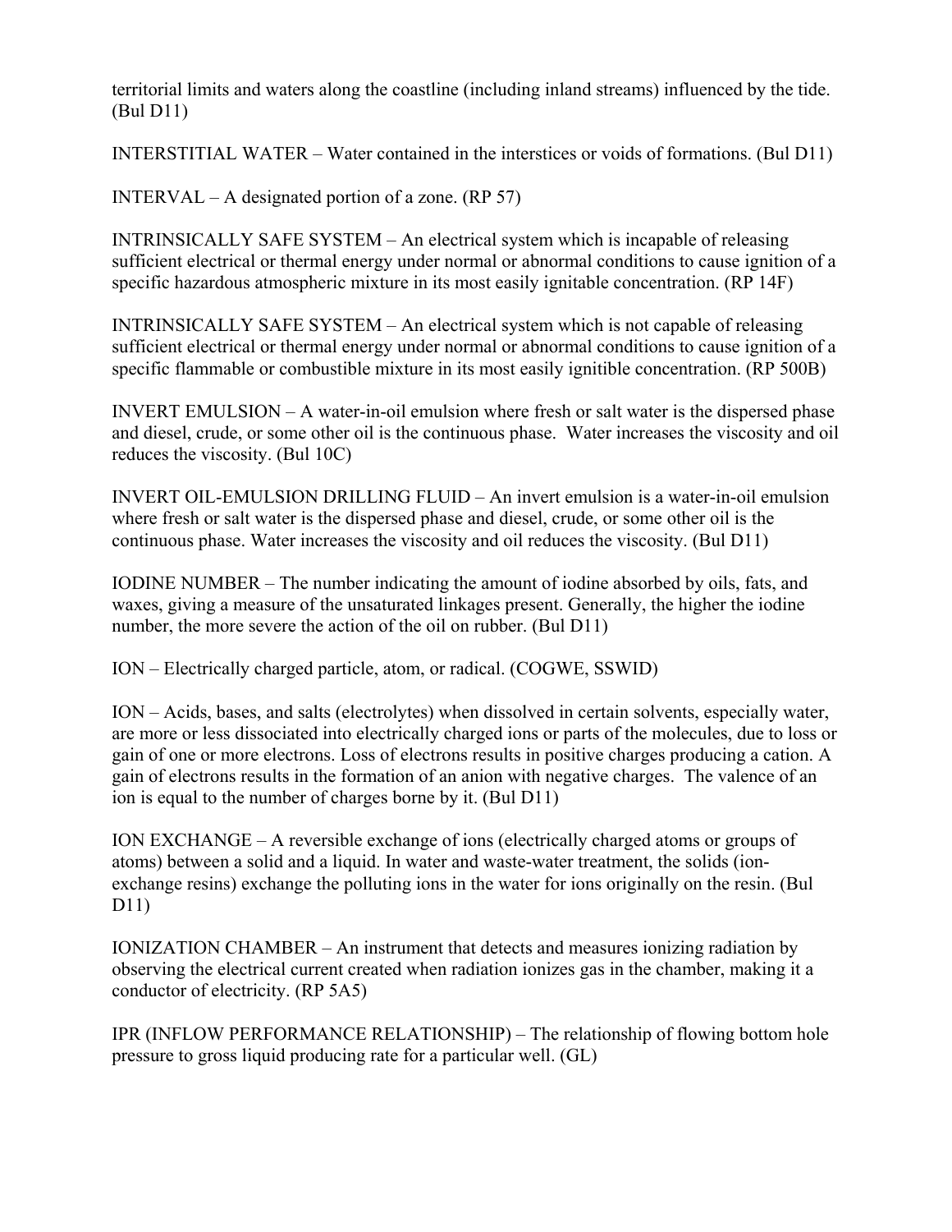territorial limits and waters along the coastline (including inland streams) influenced by the tide. (Bul D11)

INTERSTITIAL WATER – Water contained in the interstices or voids of formations. (Bul D11)

INTERVAL – A designated portion of a zone. (RP 57)

INTRINSICALLY SAFE SYSTEM – An electrical system which is incapable of releasing sufficient electrical or thermal energy under normal or abnormal conditions to cause ignition of a specific hazardous atmospheric mixture in its most easily ignitable concentration. (RP 14F)

INTRINSICALLY SAFE SYSTEM – An electrical system which is not capable of releasing sufficient electrical or thermal energy under normal or abnormal conditions to cause ignition of a specific flammable or combustible mixture in its most easily ignitible concentration. (RP 500B)

INVERT EMULSION – A water-in-oil emulsion where fresh or salt water is the dispersed phase and diesel, crude, or some other oil is the continuous phase. Water increases the viscosity and oil reduces the viscosity. (Bul 10C)

INVERT OIL-EMULSION DRILLING FLUID – An invert emulsion is a water-in-oil emulsion where fresh or salt water is the dispersed phase and diesel, crude, or some other oil is the continuous phase. Water increases the viscosity and oil reduces the viscosity. (Bul D11)

IODINE NUMBER – The number indicating the amount of iodine absorbed by oils, fats, and waxes, giving a measure of the unsaturated linkages present. Generally, the higher the iodine number, the more severe the action of the oil on rubber. (Bul D11)

ION – Electrically charged particle, atom, or radical. (COGWE, SSWID)

ION – Acids, bases, and salts (electrolytes) when dissolved in certain solvents, especially water, are more or less dissociated into electrically charged ions or parts of the molecules, due to loss or gain of one or more electrons. Loss of electrons results in positive charges producing a cation. A gain of electrons results in the formation of an anion with negative charges. The valence of an ion is equal to the number of charges borne by it. (Bul D11)

ION EXCHANGE – A reversible exchange of ions (electrically charged atoms or groups of atoms) between a solid and a liquid. In water and waste-water treatment, the solids (ion-exchange resins) exchange the polluting ions in the water for ions originally on the resin. (Bul D11)

IONIZATION CHAMBER – An instrument that detects and measures ionizing radiation by observing the electrical current created when radiation ionizes gas in the chamber, making it a conductor of electricity. (RP 5A5)

IPR (INFLOW PERFORMANCE RELATIONSHIP) – The relationship of flowing bottom hole pressure to gross liquid producing rate for a particular well. (GL)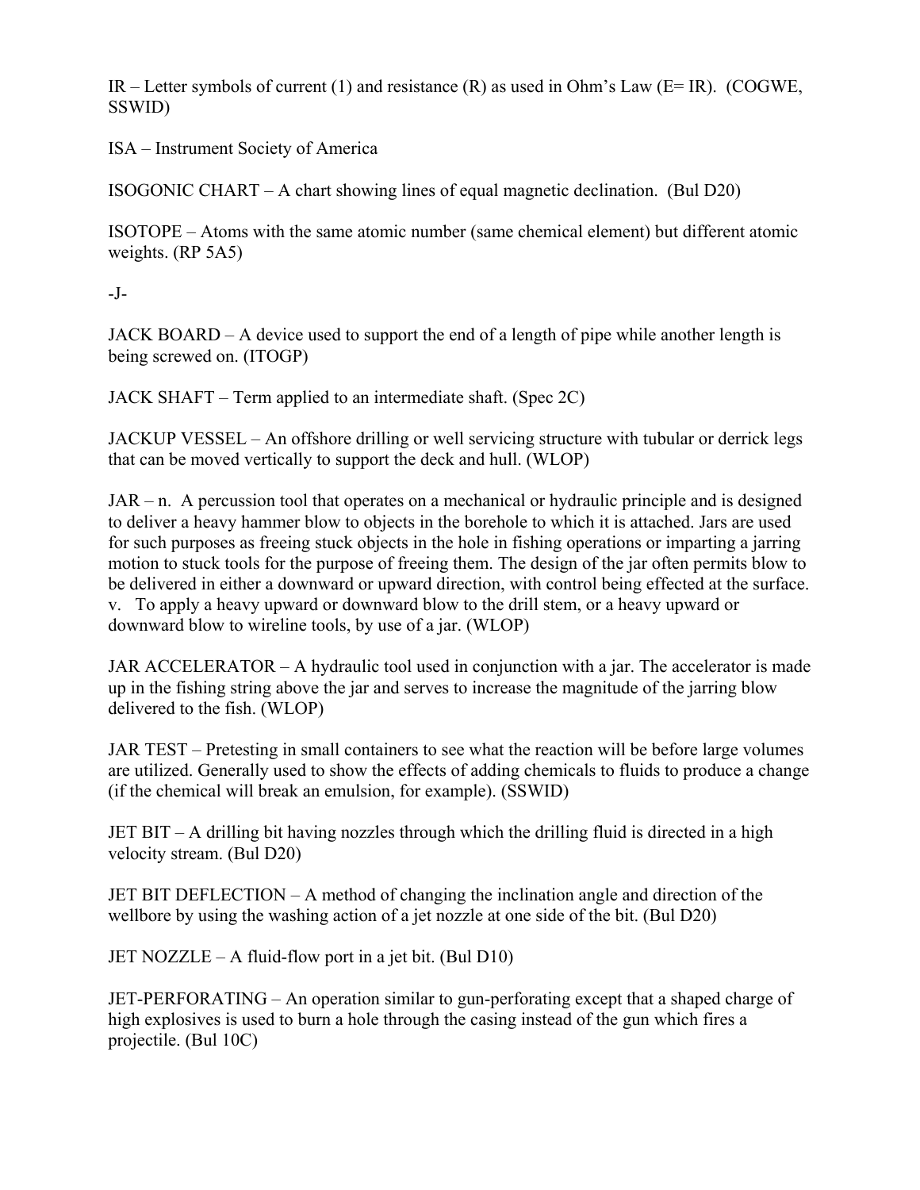IR – Letter symbols of current (1) and resistance (R) as used in Ohm's Law (E= IR). (COGWE, SSWID)

ISA – Instrument Society of America

ISOGONIC CHART – A chart showing lines of equal magnetic declination. (Bul D20)

ISOTOPE – Atoms with the same atomic number (same chemical element) but different atomic weights. (RP 5A5)

-J-

JACK BOARD – A device used to support the end of a length of pipe while another length is being screwed on. (ITOGP)

JACK SHAFT – Term applied to an intermediate shaft. (Spec 2C)

JACKUP VESSEL – An offshore drilling or well servicing structure with tubular or derrick legs that can be moved vertically to support the deck and hull. (WLOP)

JAR – n. A percussion tool that operates on a mechanical or hydraulic principle and is designed to deliver a heavy hammer blow to objects in the borehole to which it is attached. Jars are used for such purposes as freeing stuck objects in the hole in fishing operations or imparting a jarring motion to stuck tools for the purpose of freeing them. The design of the jar often permits blow to be delivered in either a downward or upward direction, with control being effected at the surface. v. To apply a heavy upward or downward blow to the drill stem, or a heavy upward or downward blow to wireline tools, by use of a jar. (WLOP)

JAR ACCELERATOR – A hydraulic tool used in conjunction with a jar. The accelerator is made up in the fishing string above the jar and serves to increase the magnitude of the jarring blow delivered to the fish. (WLOP)

JAR TEST – Pretesting in small containers to see what the reaction will be before large volumes are utilized. Generally used to show the effects of adding chemicals to fluids to produce a change (if the chemical will break an emulsion, for example). (SSWID)

JET BIT – A drilling bit having nozzles through which the drilling fluid is directed in a high velocity stream. (Bul D20)

JET BIT DEFLECTION – A method of changing the inclination angle and direction of the wellbore by using the washing action of a jet nozzle at one side of the bit. (Bul D20)

JET NOZZLE – A fluid-flow port in a jet bit. (Bul D10)

JET-PERFORATING – An operation similar to gun-perforating except that a shaped charge of high explosives is used to burn a hole through the casing instead of the gun which fires a projectile. (Bul 10C)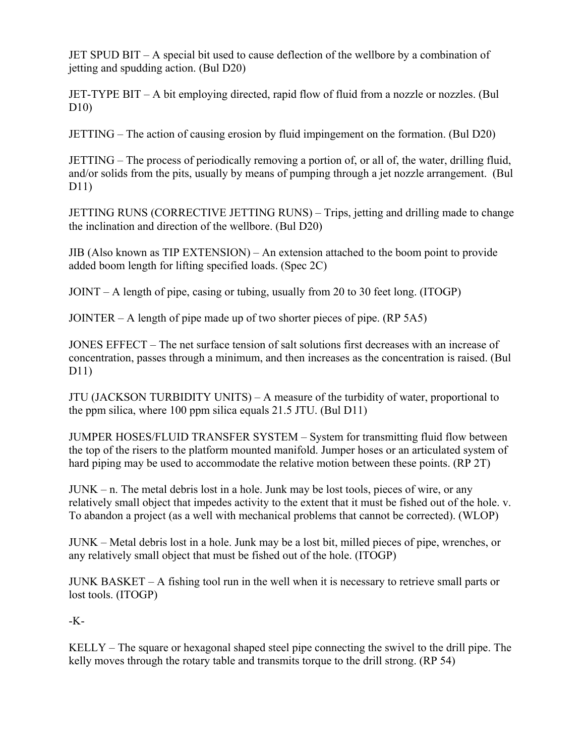JET SPUD BIT – A special bit used to cause deflection of the wellbore by a combination of jetting and spudding action. (Bul D20)

JET-TYPE BIT – A bit employing directed, rapid flow of fluid from a nozzle or nozzles. (Bul D10)

JETTING – The action of causing erosion by fluid impingement on the formation. (Bul D20)

JETTING – The process of periodically removing a portion of, or all of, the water, drilling fluid, and/or solids from the pits, usually by means of pumping through a jet nozzle arrangement. (Bul D11)

JETTING RUNS (CORRECTIVE JETTING RUNS) – Trips, jetting and drilling made to change the inclination and direction of the wellbore. (Bul D20)

JIB (Also known as TIP EXTENSION) – An extension attached to the boom point to provide added boom length for lifting specified loads. (Spec 2C)

JOINT – A length of pipe, casing or tubing, usually from 20 to 30 feet long. (ITOGP)

JOINTER – A length of pipe made up of two shorter pieces of pipe. (RP 5A5)

JONES EFFECT – The net surface tension of salt solutions first decreases with an increase of concentration, passes through a minimum, and then increases as the concentration is raised. (Bul D11)

JTU (JACKSON TURBIDITY UNITS) – A measure of the turbidity of water, proportional to the ppm silica, where 100 ppm silica equals 21.5 JTU. (Bul D11)

JUMPER HOSES/FLUID TRANSFER SYSTEM – System for transmitting fluid flow between the top of the risers to the platform mounted manifold. Jumper hoses or an articulated system of hard piping may be used to accommodate the relative motion between these points. (RP 2T)

JUNK – n. The metal debris lost in a hole. Junk may be lost tools, pieces of wire, or any relatively small object that impedes activity to the extent that it must be fished out of the hole. v. To abandon a project (as a well with mechanical problems that cannot be corrected). (WLOP)

JUNK – Metal debris lost in a hole. Junk may be a lost bit, milled pieces of pipe, wrenches, or any relatively small object that must be fished out of the hole. (ITOGP)

JUNK BASKET – A fishing tool run in the well when it is necessary to retrieve small parts or lost tools. (ITOGP)

-K-

KELLY – The square or hexagonal shaped steel pipe connecting the swivel to the drill pipe. The kelly moves through the rotary table and transmits torque to the drill strong. (RP 54)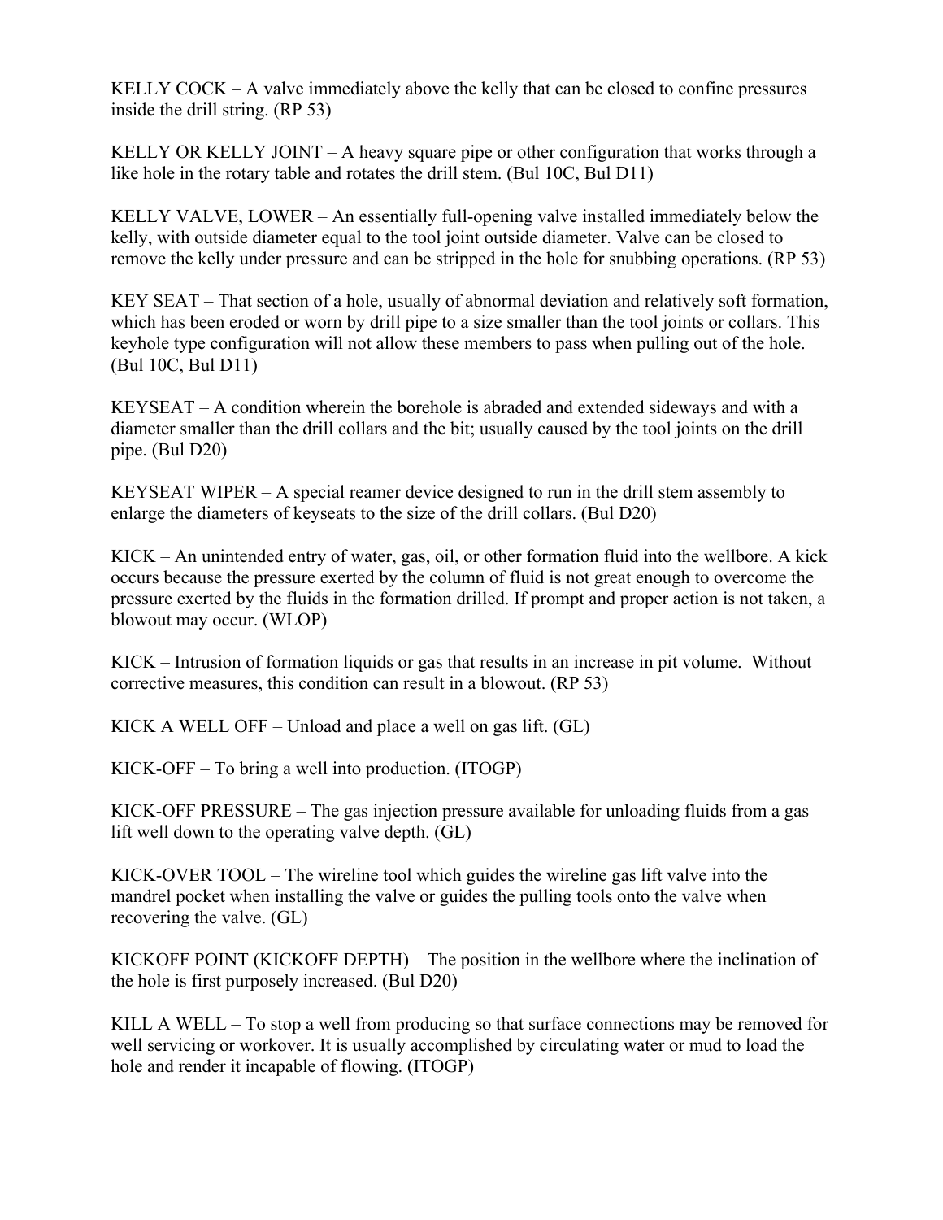KELLY COCK – A valve immediately above the kelly that can be closed to confine pressures inside the drill string. (RP 53)

KELLY OR KELLY JOINT – A heavy square pipe or other configuration that works through a like hole in the rotary table and rotates the drill stem. (Bul 10C, Bul D11)

KELLY VALVE, LOWER – An essentially full-opening valve installed immediately below the kelly, with outside diameter equal to the tool joint outside diameter. Valve can be closed to remove the kelly under pressure and can be stripped in the hole for snubbing operations. (RP 53)

KEY SEAT – That section of a hole, usually of abnormal deviation and relatively soft formation, which has been eroded or worn by drill pipe to a size smaller than the tool joints or collars. This keyhole type configuration will not allow these members to pass when pulling out of the hole. (Bul 10C, Bul D11)

KEYSEAT – A condition wherein the borehole is abraded and extended sideways and with a diameter smaller than the drill collars and the bit; usually caused by the tool joints on the drill pipe. (Bul D20)

KEYSEAT WIPER – A special reamer device designed to run in the drill stem assembly to enlarge the diameters of keyseats to the size of the drill collars. (Bul D20)

KICK – An unintended entry of water, gas, oil, or other formation fluid into the wellbore. A kick occurs because the pressure exerted by the column of fluid is not great enough to overcome the pressure exerted by the fluids in the formation drilled. If prompt and proper action is not taken, a blowout may occur. (WLOP)

KICK – Intrusion of formation liquids or gas that results in an increase in pit volume. Without corrective measures, this condition can result in a blowout. (RP 53)

KICK A WELL OFF – Unload and place a well on gas lift. (GL)

KICK-OFF – To bring a well into production. (ITOGP)

KICK-OFF PRESSURE – The gas injection pressure available for unloading fluids from a gas lift well down to the operating valve depth. (GL)

KICK-OVER TOOL – The wireline tool which guides the wireline gas lift valve into the mandrel pocket when installing the valve or guides the pulling tools onto the valve when recovering the valve. (GL)

KICKOFF POINT (KICKOFF DEPTH) – The position in the wellbore where the inclination of the hole is first purposely increased. (Bul D20)

KILL A WELL – To stop a well from producing so that surface connections may be removed for well servicing or workover. It is usually accomplished by circulating water or mud to load the hole and render it incapable of flowing. (ITOGP)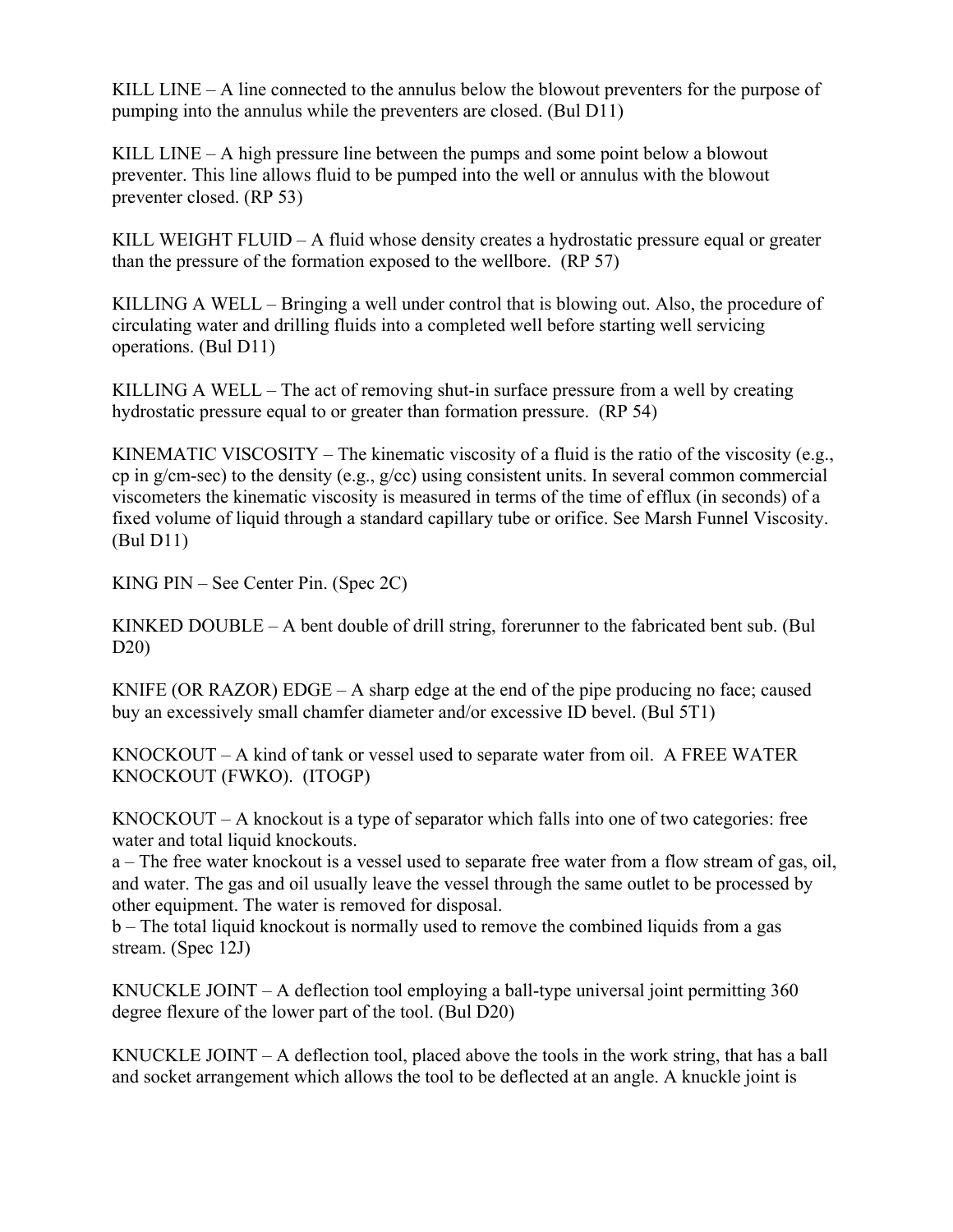KILL LINE – A line connected to the annulus below the blowout preventers for the purpose of pumping into the annulus while the preventers are closed. (Bul D11)

KILL LINE – A high pressure line between the pumps and some point below a blowout preventer. This line allows fluid to be pumped into the well or annulus with the blowout preventer closed. (RP 53)

KILL WEIGHT FLUID – A fluid whose density creates a hydrostatic pressure equal or greater than the pressure of the formation exposed to the wellbore. (RP 57)

KILLING A WELL – Bringing a well under control that is blowing out. Also, the procedure of circulating water and drilling fluids into a completed well before starting well servicing operations. (Bul D11)

KILLING A WELL – The act of removing shut-in surface pressure from a well by creating hydrostatic pressure equal to or greater than formation pressure. (RP 54)

KINEMATIC VISCOSITY – The kinematic viscosity of a fluid is the ratio of the viscosity (e.g., cp in g/cm-sec) to the density (e.g., g/cc) using consistent units. In several common commercial viscometers the kinematic viscosity is measured in terms of the time of efflux (in seconds) of a fixed volume of liquid through a standard capillary tube or orifice. See Marsh Funnel Viscosity. (Bul D11)

KING PIN – See Center Pin. (Spec 2C)

KINKED DOUBLE – A bent double of drill string, forerunner to the fabricated bent sub. (Bul D20)

KNIFE (OR RAZOR) EDGE – A sharp edge at the end of the pipe producing no face; caused buy an excessively small chamfer diameter and/or excessive ID bevel. (Bul 5T1)

KNOCKOUT – A kind of tank or vessel used to separate water from oil. A FREE WATER KNOCKOUT (FWKO). (ITOGP)

KNOCKOUT – A knockout is a type of separator which falls into one of two categories: free water and total liquid knockouts.
a – The free water knockout is a vessel used to separate free water from a flow stream of gas, oil, and water. The gas and oil usually leave the vessel through the same outlet to be processed by other equipment. The water is removed for disposal.
b – The total liquid knockout is normally used to remove the combined liquids from a gas stream. (Spec 12J)

KNUCKLE JOINT – A deflection tool employing a ball-type universal joint permitting 360 degree flexure of the lower part of the tool. (Bul D20)

KNUCKLE JOINT – A deflection tool, placed above the tools in the work string, that has a ball and socket arrangement which allows the tool to be deflected at an angle. A knuckle joint is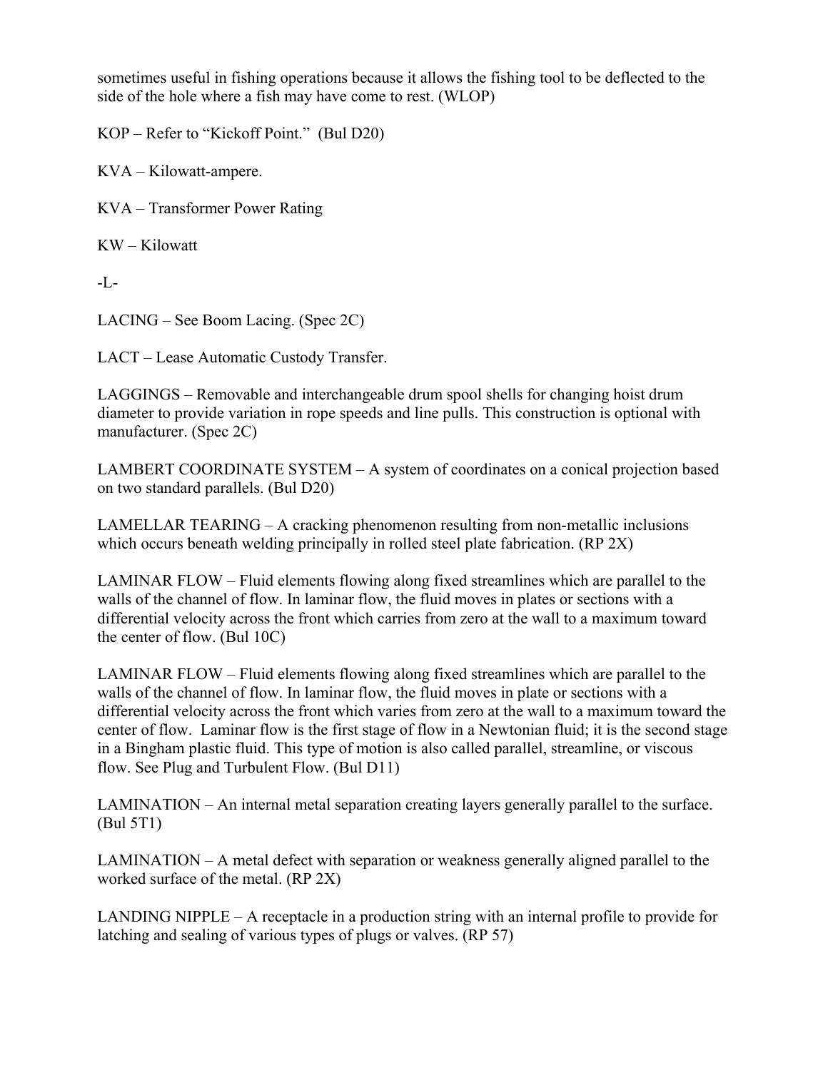sometimes useful in fishing operations because it allows the fishing tool to be deflected to the side of the hole where a fish may have come to rest. (WLOP)

KOP – Refer to "Kickoff Point." (Bul D20)

KVA – Kilowatt-ampere.

KVA – Transformer Power Rating

KW – Kilowatt

-L-

LACING – See Boom Lacing. (Spec 2C)

LACT – Lease Automatic Custody Transfer.

LAGGINGS – Removable and interchangeable drum spool shells for changing hoist drum diameter to provide variation in rope speeds and line pulls. This construction is optional with manufacturer. (Spec 2C)

LAMBERT COORDINATE SYSTEM – A system of coordinates on a conical projection based on two standard parallels. (Bul D20)

LAMELLAR TEARING – A cracking phenomenon resulting from non-metallic inclusions which occurs beneath welding principally in rolled steel plate fabrication. (RP 2X)

LAMINAR FLOW – Fluid elements flowing along fixed streamlines which are parallel to the walls of the channel of flow. In laminar flow, the fluid moves in plates or sections with a differential velocity across the front which carries from zero at the wall to a maximum toward the center of flow. (Bul 10C)

LAMINAR FLOW – Fluid elements flowing along fixed streamlines which are parallel to the walls of the channel of flow. In laminar flow, the fluid moves in plate or sections with a differential velocity across the front which varies from zero at the wall to a maximum toward the center of flow. Laminar flow is the first stage of flow in a Newtonian fluid; it is the second stage in a Bingham plastic fluid. This type of motion is also called parallel, streamline, or viscous flow. See Plug and Turbulent Flow. (Bul D11)

LAMINATION – An internal metal separation creating layers generally parallel to the surface. (Bul 5T1)

LAMINATION – A metal defect with separation or weakness generally aligned parallel to the worked surface of the metal. (RP 2X)

LANDING NIPPLE – A receptacle in a production string with an internal profile to provide for latching and sealing of various types of plugs or valves. (RP 57)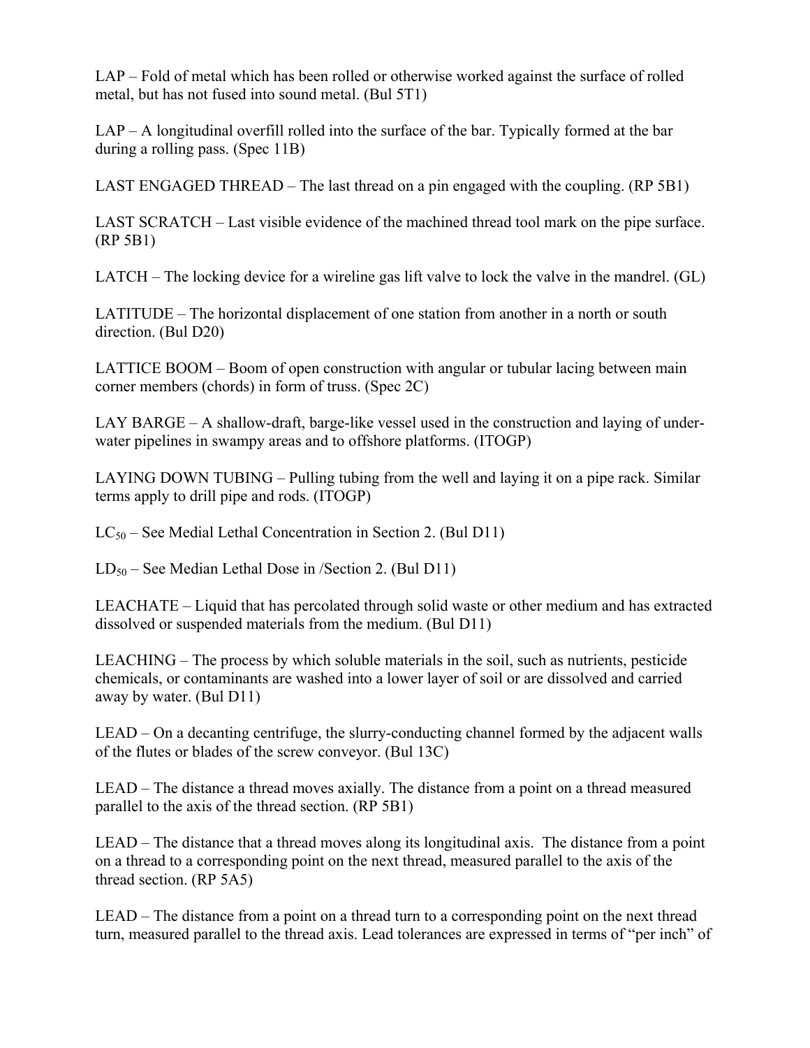LAP – Fold of metal which has been rolled or otherwise worked against the surface of rolled metal, but has not fused into sound metal. (Bul 5T1)

LAP – A longitudinal overfill rolled into the surface of the bar. Typically formed at the bar during a rolling pass. (Spec 11B)

LAST ENGAGED THREAD – The last thread on a pin engaged with the coupling. (RP 5B1)

LAST SCRATCH – Last visible evidence of the machined thread tool mark on the pipe surface. (RP 5B1)

LATCH – The locking device for a wireline gas lift valve to lock the valve in the mandrel. (GL)

LATITUDE – The horizontal displacement of one station from another in a north or south direction. (Bul D20)

LATTICE BOOM – Boom of open construction with angular or tubular lacing between main corner members (chords) in form of truss. (Spec 2C)

LAY BARGE – A shallow-draft, barge-like vessel used in the construction and laying of under-water pipelines in swampy areas and to offshore platforms. (ITOGP)

LAYING DOWN TUBING – Pulling tubing from the well and laying it on a pipe rack. Similar terms apply to drill pipe and rods. (ITOGP)

$LC_{50}$ – See Medial Lethal Concentration in Section 2. (Bul D11)

$LD_{50}$ – See Median Lethal Dose in /Section 2. (Bul D11)

LEACHATE – Liquid that has percolated through solid waste or other medium and has extracted dissolved or suspended materials from the medium. (Bul D11)

LEACHING – The process by which soluble materials in the soil, such as nutrients, pesticide chemicals, or contaminants are washed into a lower layer of soil or are dissolved and carried away by water. (Bul D11)

LEAD – On a decanting centrifuge, the slurry-conducting channel formed by the adjacent walls of the flutes or blades of the screw conveyor. (Bul 13C)

LEAD – The distance a thread moves axially. The distance from a point on a thread measured parallel to the axis of the thread section. (RP 5B1)

LEAD – The distance that a thread moves along its longitudinal axis. The distance from a point on a thread to a corresponding point on the next thread, measured parallel to the axis of the thread section. (RP 5A5)

LEAD – The distance from a point on a thread turn to a corresponding point on the next thread turn, measured parallel to the thread axis. Lead tolerances are expressed in terms of "per inch" of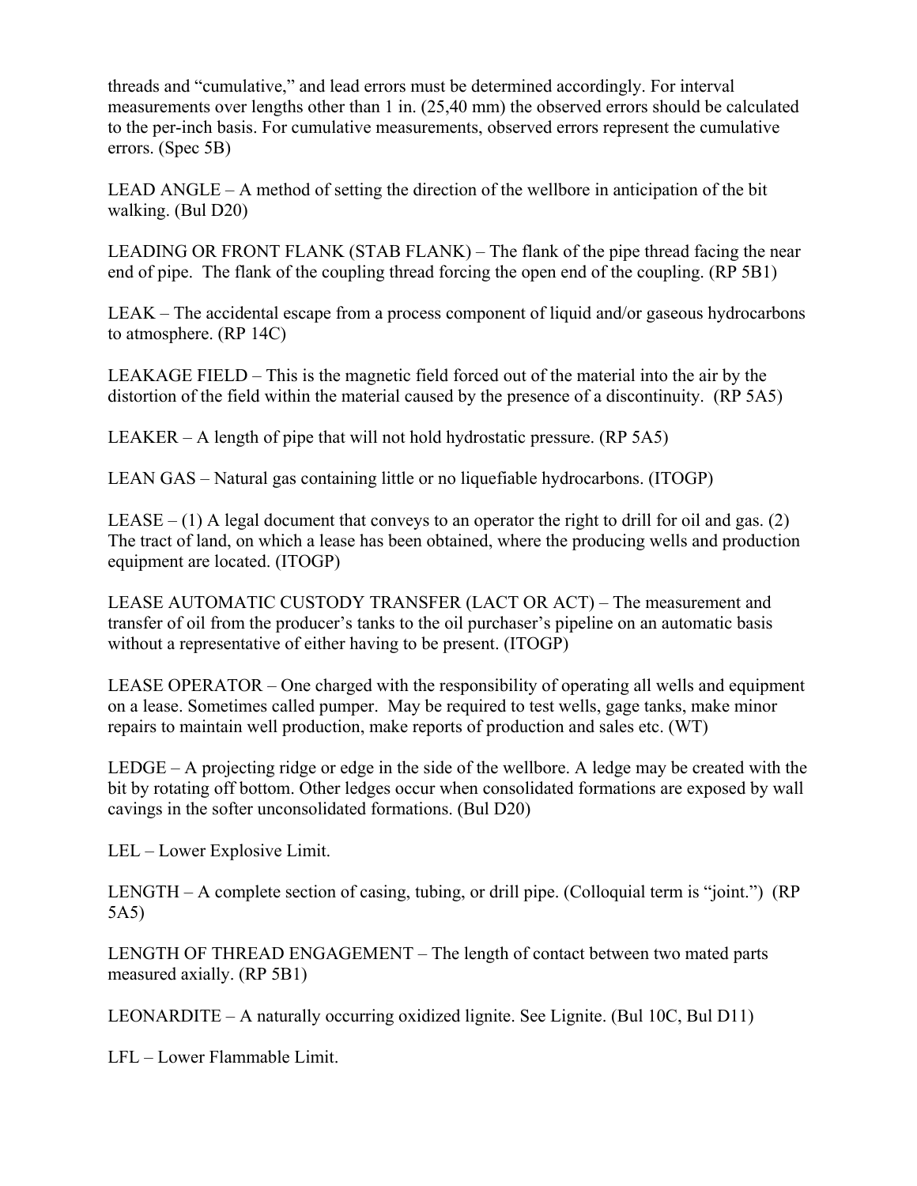threads and "cumulative," and lead errors must be determined accordingly. For interval measurements over lengths other than 1 in. (25,40 mm) the observed errors should be calculated to the per-inch basis. For cumulative measurements, observed errors represent the cumulative errors. (Spec 5B)

LEAD ANGLE – A method of setting the direction of the wellbore in anticipation of the bit walking. (Bul D20)

LEADING OR FRONT FLANK (STAB FLANK) – The flank of the pipe thread facing the near end of pipe. The flank of the coupling thread forcing the open end of the coupling. (RP 5B1)

LEAK – The accidental escape from a process component of liquid and/or gaseous hydrocarbons to atmosphere. (RP 14C)

LEAKAGE FIELD – This is the magnetic field forced out of the material into the air by the distortion of the field within the material caused by the presence of a discontinuity. (RP 5A5)

LEAKER – A length of pipe that will not hold hydrostatic pressure. (RP 5A5)

LEAN GAS – Natural gas containing little or no liquefiable hydrocarbons. (ITOGP)

LEASE – (1) A legal document that conveys to an operator the right to drill for oil and gas. (2) The tract of land, on which a lease has been obtained, where the producing wells and production equipment are located. (ITOGP)

LEASE AUTOMATIC CUSTODY TRANSFER (LACT OR ACT) – The measurement and transfer of oil from the producer's tanks to the oil purchaser's pipeline on an automatic basis without a representative of either having to be present. (ITOGP)

LEASE OPERATOR – One charged with the responsibility of operating all wells and equipment on a lease. Sometimes called pumper. May be required to test wells, gage tanks, make minor repairs to maintain well production, make reports of production and sales etc. (WT)

LEDGE – A projecting ridge or edge in the side of the wellbore. A ledge may be created with the bit by rotating off bottom. Other ledges occur when consolidated formations are exposed by wall cavings in the softer unconsolidated formations. (Bul D20)

LEL – Lower Explosive Limit.

LENGTH – A complete section of casing, tubing, or drill pipe. (Colloquial term is "joint.") (RP 5A5)

LENGTH OF THREAD ENGAGEMENT – The length of contact between two mated parts measured axially. (RP 5B1)

LEONARDITE – A naturally occurring oxidized lignite. See Lignite. (Bul 10C, Bul D11)

LFL – Lower Flammable Limit.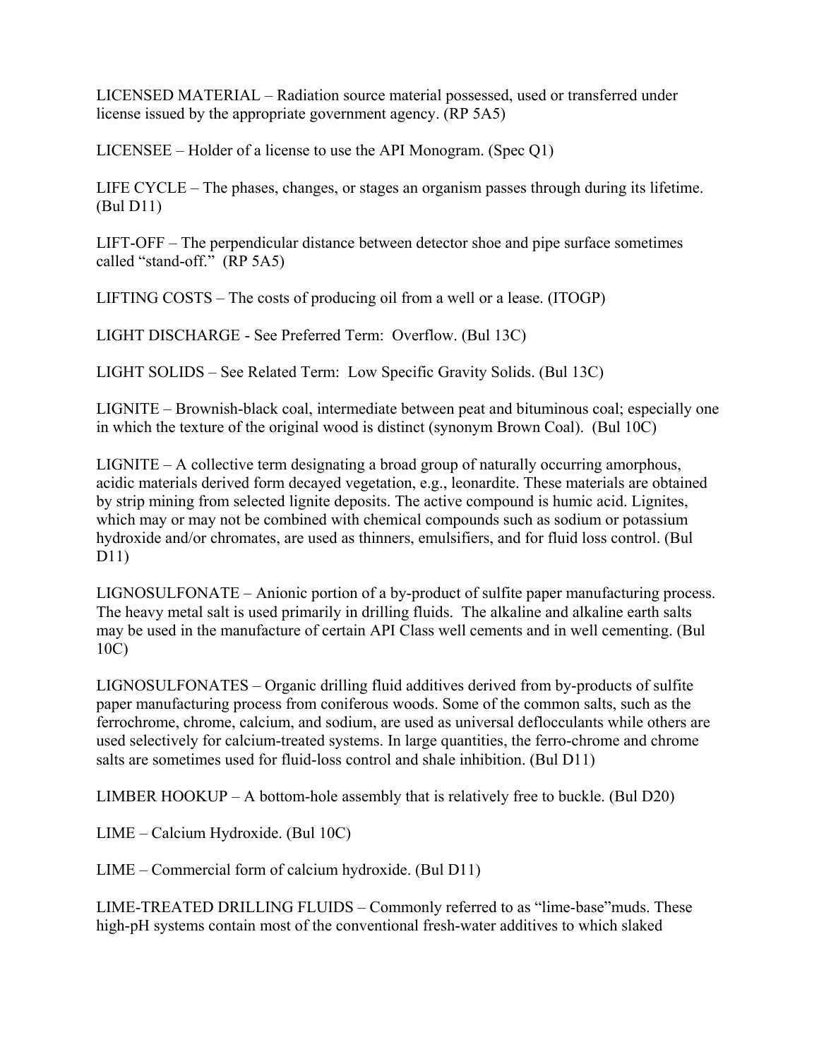LICENSED MATERIAL – Radiation source material possessed, used or transferred under license issued by the appropriate government agency. (RP 5A5)

LICENSEE – Holder of a license to use the API Monogram. (Spec Q1)

LIFE CYCLE – The phases, changes, or stages an organism passes through during its lifetime. (Bul D11)

LIFT-OFF – The perpendicular distance between detector shoe and pipe surface sometimes called "stand-off." (RP 5A5)

LIFTING COSTS – The costs of producing oil from a well or a lease. (ITOGP)

LIGHT DISCHARGE - See Preferred Term: Overflow. (Bul 13C)

LIGHT SOLIDS – See Related Term: Low Specific Gravity Solids. (Bul 13C)

LIGNITE – Brownish-black coal, intermediate between peat and bituminous coal; especially one in which the texture of the original wood is distinct (synonym Brown Coal). (Bul 10C)

LIGNITE – A collective term designating a broad group of naturally occurring amorphous, acidic materials derived form decayed vegetation, e.g., leonardite. These materials are obtained by strip mining from selected lignite deposits. The active compound is humic acid. Lignites, which may or may not be combined with chemical compounds such as sodium or potassium hydroxide and/or chromates, are used as thinners, emulsifiers, and for fluid loss control. (Bul D11)

LIGNOSULFONATE – Anionic portion of a by-product of sulfite paper manufacturing process. The heavy metal salt is used primarily in drilling fluids. The alkaline and alkaline earth salts may be used in the manufacture of certain API Class well cements and in well cementing. (Bul 10C)

LIGNOSULFONATES – Organic drilling fluid additives derived from by-products of sulfite paper manufacturing process from coniferous woods. Some of the common salts, such as the ferrochrome, chrome, calcium, and sodium, are used as universal deflocculants while others are used selectively for calcium-treated systems. In large quantities, the ferro-chrome and chrome salts are sometimes used for fluid-loss control and shale inhibition. (Bul D11)

LIMBER HOOKUP – A bottom-hole assembly that is relatively free to buckle. (Bul D20)

LIME – Calcium Hydroxide. (Bul 10C)

LIME – Commercial form of calcium hydroxide. (Bul D11)

LIME-TREATED DRILLING FLUIDS – Commonly referred to as "lime-base"muds. These high-pH systems contain most of the conventional fresh-water additives to which slaked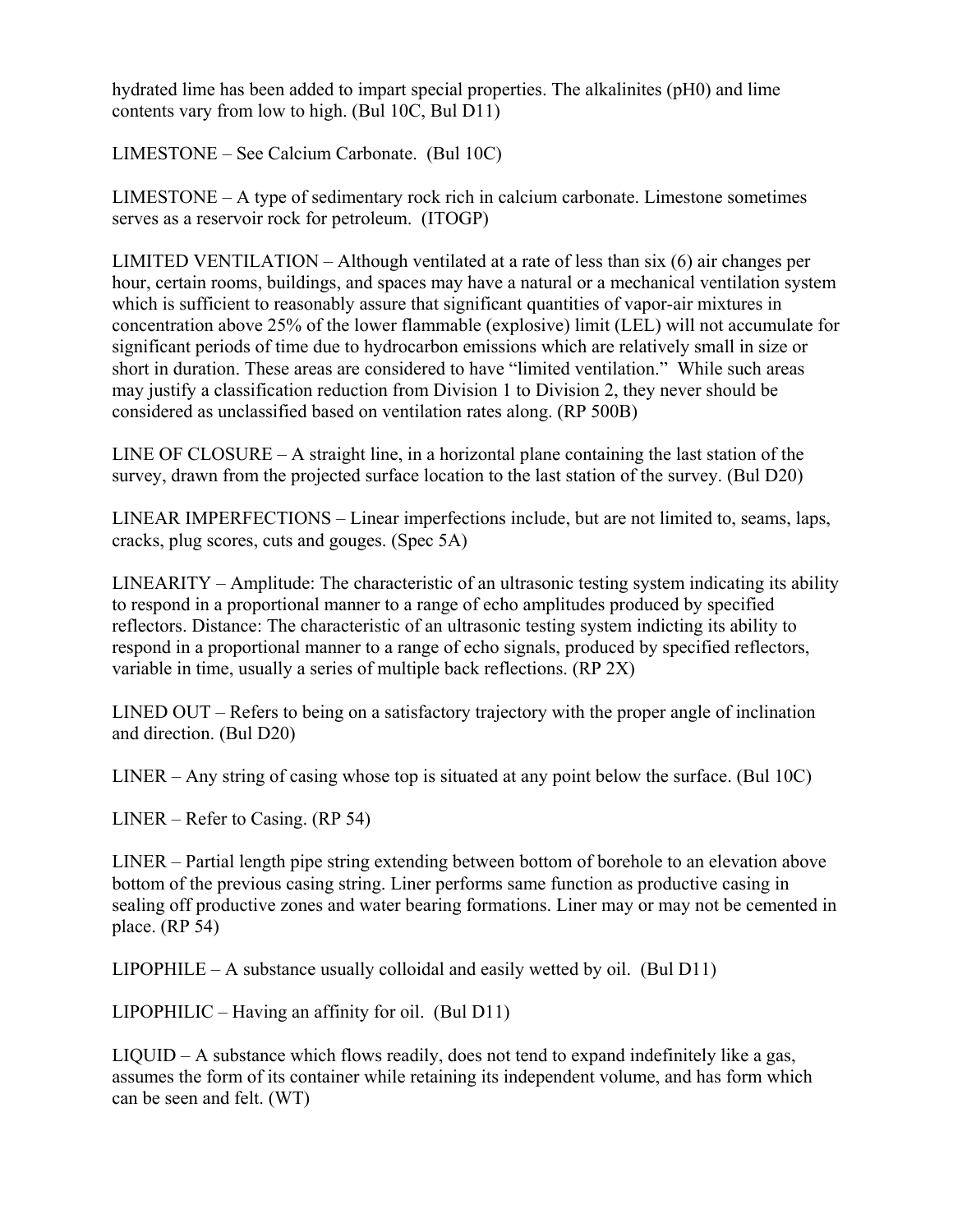hydrated lime has been added to impart special properties. The alkalinites (pH0) and lime contents vary from low to high. (Bul 10C, Bul D11)

LIMESTONE – See Calcium Carbonate. (Bul 10C)

LIMESTONE – A type of sedimentary rock rich in calcium carbonate. Limestone sometimes serves as a reservoir rock for petroleum. (ITOGP)

LIMITED VENTILATION – Although ventilated at a rate of less than six (6) air changes per hour, certain rooms, buildings, and spaces may have a natural or a mechanical ventilation system which is sufficient to reasonably assure that significant quantities of vapor-air mixtures in concentration above 25% of the lower flammable (explosive) limit (LEL) will not accumulate for significant periods of time due to hydrocarbon emissions which are relatively small in size or short in duration. These areas are considered to have "limited ventilation." While such areas may justify a classification reduction from Division 1 to Division 2, they never should be considered as unclassified based on ventilation rates along. (RP 500B)

LINE OF CLOSURE – A straight line, in a horizontal plane containing the last station of the survey, drawn from the projected surface location to the last station of the survey. (Bul D20)

LINEAR IMPERFECTIONS – Linear imperfections include, but are not limited to, seams, laps, cracks, plug scores, cuts and gouges. (Spec 5A)

LINEARITY – Amplitude: The characteristic of an ultrasonic testing system indicating its ability to respond in a proportional manner to a range of echo amplitudes produced by specified reflectors. Distance: The characteristic of an ultrasonic testing system indicting its ability to respond in a proportional manner to a range of echo signals, produced by specified reflectors, variable in time, usually a series of multiple back reflections. (RP 2X)

LINED OUT – Refers to being on a satisfactory trajectory with the proper angle of inclination and direction. (Bul D20)

LINER – Any string of casing whose top is situated at any point below the surface. (Bul 10C)

LINER – Refer to Casing. (RP 54)

LINER – Partial length pipe string extending between bottom of borehole to an elevation above bottom of the previous casing string. Liner performs same function as productive casing in sealing off productive zones and water bearing formations. Liner may or may not be cemented in place. (RP 54)

LIPOPHILE – A substance usually colloidal and easily wetted by oil. (Bul D11)

LIPOPHILIC – Having an affinity for oil. (Bul D11)

LIQUID – A substance which flows readily, does not tend to expand indefinitely like a gas, assumes the form of its container while retaining its independent volume, and has form which can be seen and felt. (WT)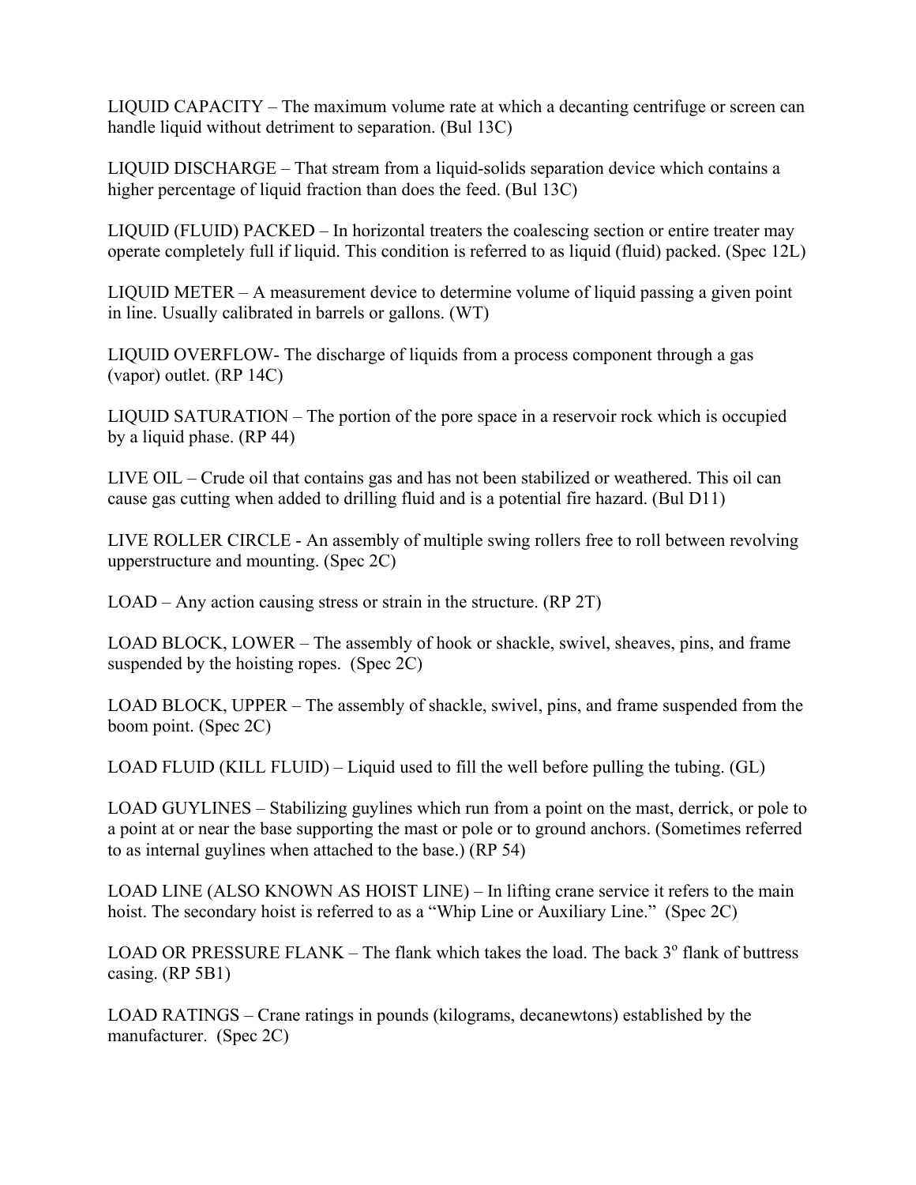LIQUID CAPACITY – The maximum volume rate at which a decanting centrifuge or screen can handle liquid without detriment to separation. (Bul 13C)

LIQUID DISCHARGE – That stream from a liquid-solids separation device which contains a higher percentage of liquid fraction than does the feed. (Bul 13C)

LIQUID (FLUID) PACKED – In horizontal treaters the coalescing section or entire treater may operate completely full if liquid. This condition is referred to as liquid (fluid) packed. (Spec 12L)

LIQUID METER – A measurement device to determine volume of liquid passing a given point in line. Usually calibrated in barrels or gallons. (WT)

LIQUID OVERFLOW- The discharge of liquids from a process component through a gas (vapor) outlet. (RP 14C)

LIQUID SATURATION – The portion of the pore space in a reservoir rock which is occupied by a liquid phase. (RP 44)

LIVE OIL – Crude oil that contains gas and has not been stabilized or weathered. This oil can cause gas cutting when added to drilling fluid and is a potential fire hazard. (Bul D11)

LIVE ROLLER CIRCLE - An assembly of multiple swing rollers free to roll between revolving upperstructure and mounting. (Spec 2C)

LOAD – Any action causing stress or strain in the structure. (RP 2T)

LOAD BLOCK, LOWER – The assembly of hook or shackle, swivel, sheaves, pins, and frame suspended by the hoisting ropes. (Spec 2C)

LOAD BLOCK, UPPER – The assembly of shackle, swivel, pins, and frame suspended from the boom point. (Spec 2C)

LOAD FLUID (KILL FLUID) – Liquid used to fill the well before pulling the tubing. (GL)

LOAD GUYLINES – Stabilizing guylines which run from a point on the mast, derrick, or pole to a point at or near the base supporting the mast or pole or to ground anchors. (Sometimes referred to as internal guylines when attached to the base.) (RP 54)

LOAD LINE (ALSO KNOWN AS HOIST LINE) – In lifting crane service it refers to the main hoist. The secondary hoist is referred to as a "Whip Line or Auxiliary Line." (Spec 2C)

LOAD OR PRESSURE FLANK – The flank which takes the load. The back $3^{o}$ flank of buttress casing. (RP 5B1)

LOAD RATINGS – Crane ratings in pounds (kilograms, decanewtons) established by the manufacturer. (Spec 2C)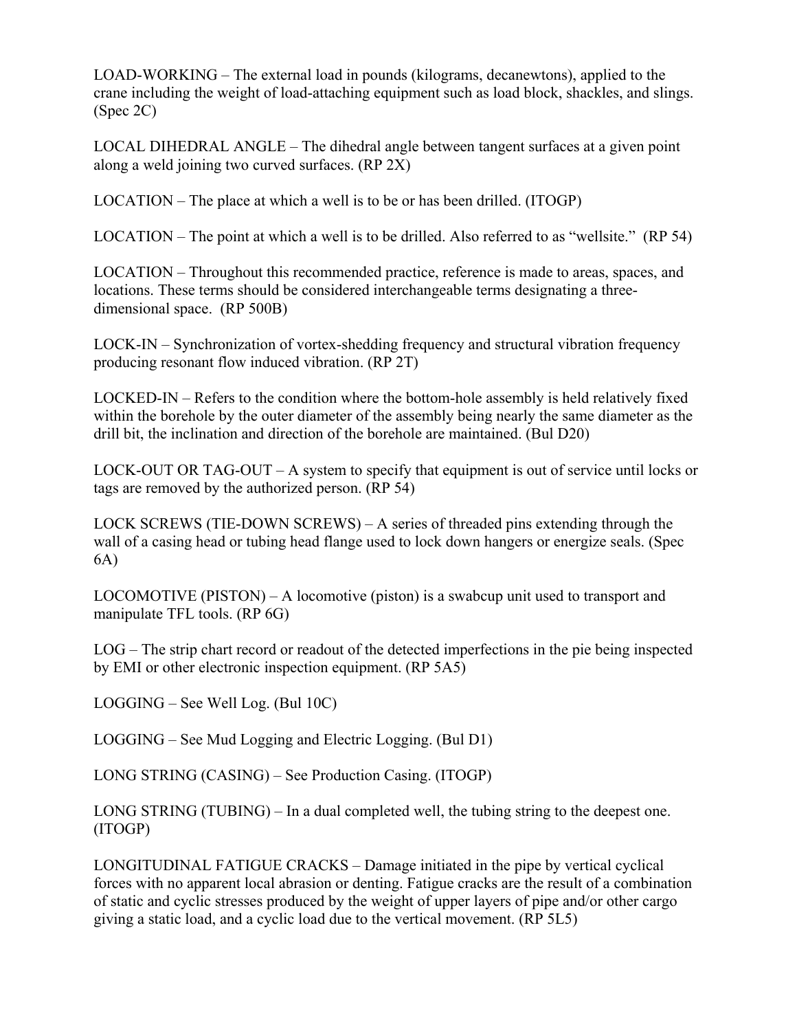LOAD-WORKING – The external load in pounds (kilograms, decanewtons), applied to the crane including the weight of load-attaching equipment such as load block, shackles, and slings. (Spec 2C)

LOCAL DIHEDRAL ANGLE – The dihedral angle between tangent surfaces at a given point along a weld joining two curved surfaces. (RP 2X)

LOCATION – The place at which a well is to be or has been drilled. (ITOGP)

LOCATION – The point at which a well is to be drilled. Also referred to as "wellsite." (RP 54)

LOCATION – Throughout this recommended practice, reference is made to areas, spaces, and locations. These terms should be considered interchangeable terms designating a three-dimensional space. (RP 500B)

LOCK-IN – Synchronization of vortex-shedding frequency and structural vibration frequency producing resonant flow induced vibration. (RP 2T)

LOCKED-IN – Refers to the condition where the bottom-hole assembly is held relatively fixed within the borehole by the outer diameter of the assembly being nearly the same diameter as the drill bit, the inclination and direction of the borehole are maintained. (Bul D20)

LOCK-OUT OR TAG-OUT – A system to specify that equipment is out of service until locks or tags are removed by the authorized person. (RP 54)

LOCK SCREWS (TIE-DOWN SCREWS) – A series of threaded pins extending through the wall of a casing head or tubing head flange used to lock down hangers or energize seals. (Spec 6A)

LOCOMOTIVE (PISTON) – A locomotive (piston) is a swabcup unit used to transport and manipulate TFL tools. (RP 6G)

LOG – The strip chart record or readout of the detected imperfections in the pie being inspected by EMI or other electronic inspection equipment. (RP 5A5)

LOGGING – See Well Log. (Bul 10C)

LOGGING – See Mud Logging and Electric Logging. (Bul D1)

LONG STRING (CASING) – See Production Casing. (ITOGP)

LONG STRING (TUBING) – In a dual completed well, the tubing string to the deepest one. (ITOGP)

LONGITUDINAL FATIGUE CRACKS – Damage initiated in the pipe by vertical cyclical forces with no apparent local abrasion or denting. Fatigue cracks are the result of a combination of static and cyclic stresses produced by the weight of upper layers of pipe and/or other cargo giving a static load, and a cyclic load due to the vertical movement. (RP 5L5)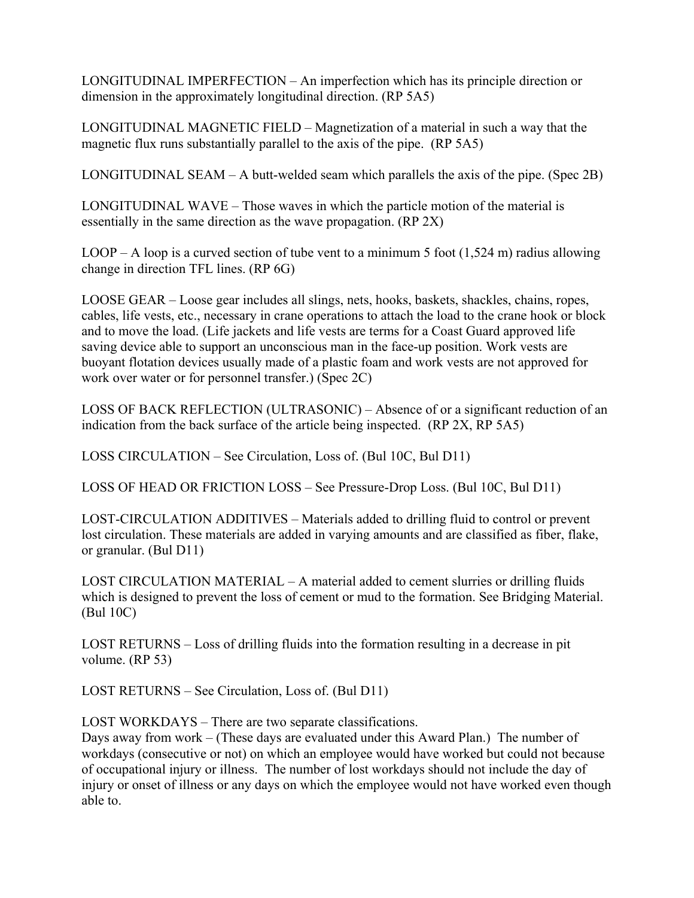LONGITUDINAL IMPERFECTION – An imperfection which has its principle direction or dimension in the approximately longitudinal direction. (RP 5A5)

LONGITUDINAL MAGNETIC FIELD – Magnetization of a material in such a way that the magnetic flux runs substantially parallel to the axis of the pipe. (RP 5A5)

LONGITUDINAL SEAM – A butt-welded seam which parallels the axis of the pipe. (Spec 2B)

LONGITUDINAL WAVE – Those waves in which the particle motion of the material is essentially in the same direction as the wave propagation. (RP 2X)

LOOP – A loop is a curved section of tube vent to a minimum 5 foot (1,524 m) radius allowing change in direction TFL lines. (RP 6G)

LOOSE GEAR – Loose gear includes all slings, nets, hooks, baskets, shackles, chains, ropes, cables, life vests, etc., necessary in crane operations to attach the load to the crane hook or block and to move the load. (Life jackets and life vests are terms for a Coast Guard approved life saving device able to support an unconscious man in the face-up position. Work vests are buoyant flotation devices usually made of a plastic foam and work vests are not approved for work over water or for personnel transfer.) (Spec 2C)

LOSS OF BACK REFLECTION (ULTRASONIC) – Absence of or a significant reduction of an indication from the back surface of the article being inspected. (RP 2X, RP 5A5)

LOSS CIRCULATION – See Circulation, Loss of. (Bul 10C, Bul D11)

LOSS OF HEAD OR FRICTION LOSS – See Pressure-Drop Loss. (Bul 10C, Bul D11)

LOST-CIRCULATION ADDITIVES – Materials added to drilling fluid to control or prevent lost circulation. These materials are added in varying amounts and are classified as fiber, flake, or granular. (Bul D11)

LOST CIRCULATION MATERIAL – A material added to cement slurries or drilling fluids which is designed to prevent the loss of cement or mud to the formation. See Bridging Material. (Bul 10C)

LOST RETURNS – Loss of drilling fluids into the formation resulting in a decrease in pit volume. (RP 53)

LOST RETURNS – See Circulation, Loss of. (Bul D11)

LOST WORKDAYS – There are two separate classifications.
Days away from work – (These days are evaluated under this Award Plan.) The number of workdays (consecutive or not) on which an employee would have worked but could not because of occupational injury or illness. The number of lost workdays should not include the day of injury or onset of illness or any days on which the employee would not have worked even though able to.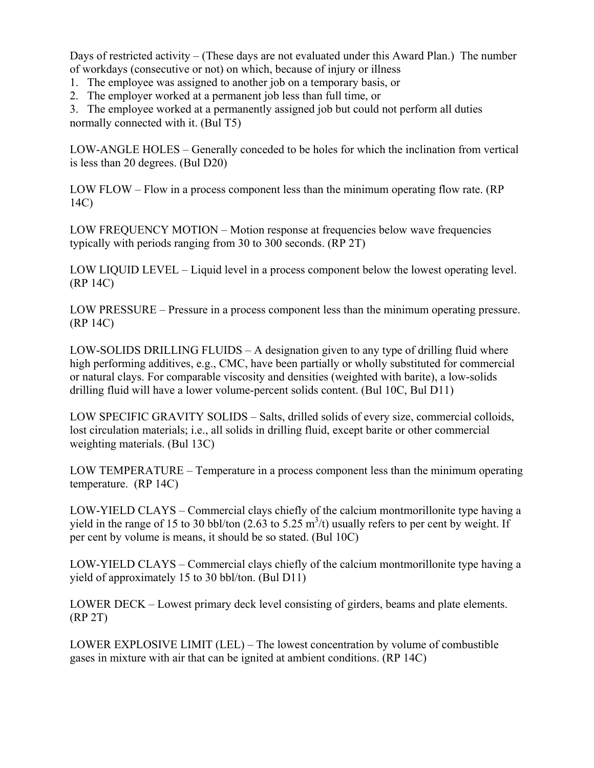Days of restricted activity – (These days are not evaluated under this Award Plan.) The number of workdays (consecutive or not) on which, because of injury or illness

1. The employee was assigned to another job on a temporary basis, or
2. The employer worked at a permanent job less than full time, or
3. The employee worked at a permanently assigned job but could not perform all duties normally connected with it. (Bul T5)

LOW-ANGLE HOLES – Generally conceded to be holes for which the inclination from vertical is less than 20 degrees. (Bul D20)

LOW FLOW – Flow in a process component less than the minimum operating flow rate. (RP 14C)

LOW FREQUENCY MOTION – Motion response at frequencies below wave frequencies typically with periods ranging from 30 to 300 seconds. (RP 2T)

LOW LIQUID LEVEL – Liquid level in a process component below the lowest operating level. (RP 14C)

LOW PRESSURE – Pressure in a process component less than the minimum operating pressure. (RP 14C)

LOW-SOLIDS DRILLING FLUIDS – A designation given to any type of drilling fluid where high performing additives, e.g., CMC, have been partially or wholly substituted for commercial or natural clays. For comparable viscosity and densities (weighted with barite), a low-solids drilling fluid will have a lower volume-percent solids content. (Bul 10C, Bul D11)

LOW SPECIFIC GRAVITY SOLIDS – Salts, drilled solids of every size, commercial colloids, lost circulation materials; i.e., all solids in drilling fluid, except barite or other commercial weighting materials. (Bul 13C)

LOW TEMPERATURE – Temperature in a process component less than the minimum operating temperature. (RP 14C)

LOW-YIELD CLAYS – Commercial clays chiefly of the calcium montmorillonite type having a yield in the range of 15 to 30 bbl/ton (2.63 to 5.25 $m^3$/t) usually refers to per cent by weight. If per cent by volume is means, it should be so stated. (Bul 10C)

LOW-YIELD CLAYS – Commercial clays chiefly of the calcium montmorillonite type having a yield of approximately 15 to 30 bbl/ton. (Bul D11)

LOWER DECK – Lowest primary deck level consisting of girders, beams and plate elements. (RP 2T)

LOWER EXPLOSIVE LIMIT (LEL) – The lowest concentration by volume of combustible gases in mixture with air that can be ignited at ambient conditions. (RP 14C)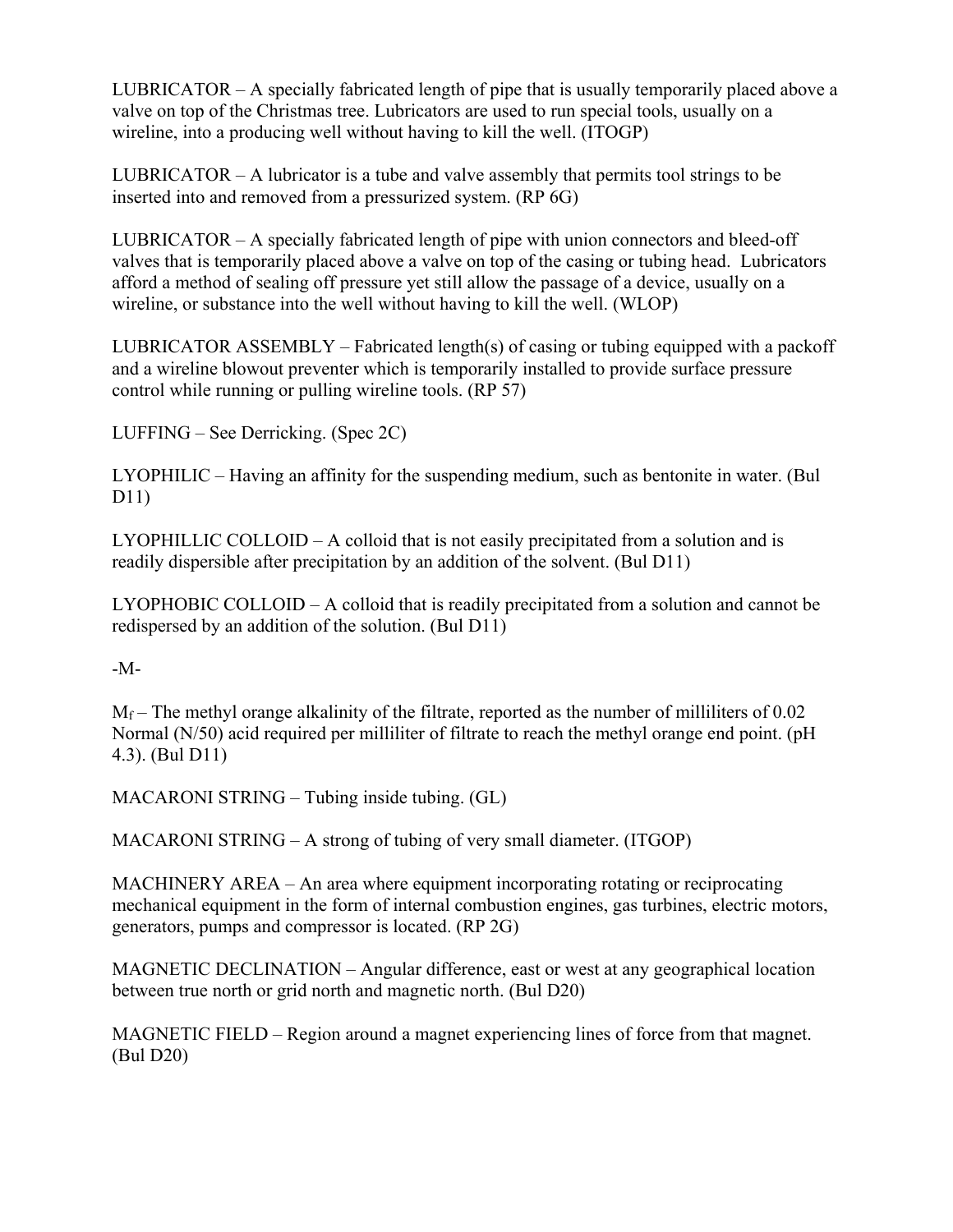LUBRICATOR – A specially fabricated length of pipe that is usually temporarily placed above a valve on top of the Christmas tree. Lubricators are used to run special tools, usually on a wireline, into a producing well without having to kill the well. (ITOGP)

LUBRICATOR – A lubricator is a tube and valve assembly that permits tool strings to be inserted into and removed from a pressurized system. (RP 6G)

LUBRICATOR – A specially fabricated length of pipe with union connectors and bleed-off valves that is temporarily placed above a valve on top of the casing or tubing head. Lubricators afford a method of sealing off pressure yet still allow the passage of a device, usually on a wireline, or substance into the well without having to kill the well. (WLOP)

LUBRICATOR ASSEMBLY – Fabricated length(s) of casing or tubing equipped with a packoff and a wireline blowout preventer which is temporarily installed to provide surface pressure control while running or pulling wireline tools. (RP 57)

LUFFING – See Derricking. (Spec 2C)

LYOPHILIC – Having an affinity for the suspending medium, such as bentonite in water. (Bul D11)

LYOPHILLIC COLLOID – A colloid that is not easily precipitated from a solution and is readily dispersible after precipitation by an addition of the solvent. (Bul D11)

LYOPHOBIC COLLOID – A colloid that is readily precipitated from a solution and cannot be redispersed by an addition of the solution. (Bul D11)

-M-

$M_f$ – The methyl orange alkalinity of the filtrate, reported as the number of milliliters of 0.02 Normal (N/50) acid required per milliliter of filtrate to reach the methyl orange end point. (pH 4.3). (Bul D11)

MACARONI STRING – Tubing inside tubing. (GL)

MACARONI STRING – A strong of tubing of very small diameter. (ITGOP)

MACHINERY AREA – An area where equipment incorporating rotating or reciprocating mechanical equipment in the form of internal combustion engines, gas turbines, electric motors, generators, pumps and compressor is located. (RP 2G)

MAGNETIC DECLINATION – Angular difference, east or west at any geographical location between true north or grid north and magnetic north. (Bul D20)

MAGNETIC FIELD – Region around a magnet experiencing lines of force from that magnet. (Bul D20)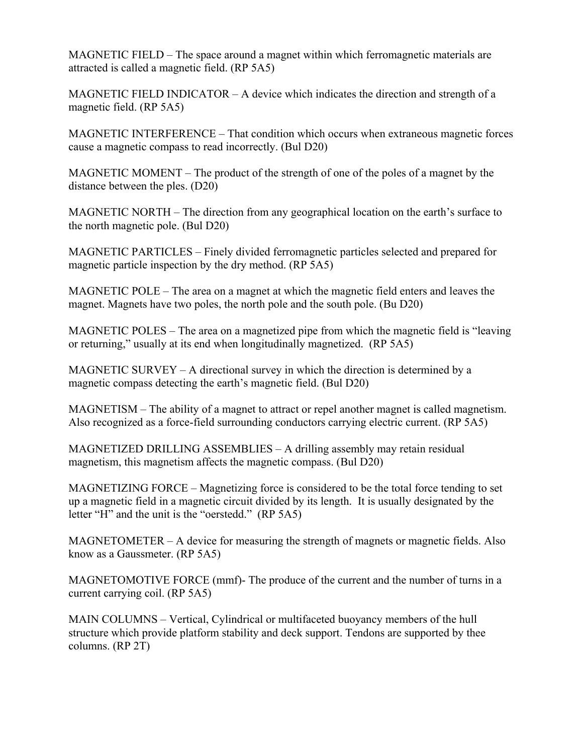MAGNETIC FIELD – The space around a magnet within which ferromagnetic materials are attracted is called a magnetic field. (RP 5A5)

MAGNETIC FIELD INDICATOR – A device which indicates the direction and strength of a magnetic field. (RP 5A5)

MAGNETIC INTERFERENCE – That condition which occurs when extraneous magnetic forces cause a magnetic compass to read incorrectly. (Bul D20)

MAGNETIC MOMENT – The product of the strength of one of the poles of a magnet by the distance between the ples. (D20)

MAGNETIC NORTH – The direction from any geographical location on the earth's surface to the north magnetic pole. (Bul D20)

MAGNETIC PARTICLES – Finely divided ferromagnetic particles selected and prepared for magnetic particle inspection by the dry method. (RP 5A5)

MAGNETIC POLE – The area on a magnet at which the magnetic field enters and leaves the magnet. Magnets have two poles, the north pole and the south pole. (Bu D20)

MAGNETIC POLES – The area on a magnetized pipe from which the magnetic field is "leaving or returning," usually at its end when longitudinally magnetized. (RP 5A5)

MAGNETIC SURVEY – A directional survey in which the direction is determined by a magnetic compass detecting the earth's magnetic field. (Bul D20)

MAGNETISM – The ability of a magnet to attract or repel another magnet is called magnetism. Also recognized as a force-field surrounding conductors carrying electric current. (RP 5A5)

MAGNETIZED DRILLING ASSEMBLIES – A drilling assembly may retain residual magnetism, this magnetism affects the magnetic compass. (Bul D20)

MAGNETIZING FORCE – Magnetizing force is considered to be the total force tending to set up a magnetic field in a magnetic circuit divided by its length. It is usually designated by the letter "H" and the unit is the "oerstedd." (RP 5A5)

MAGNETOMETER – A device for measuring the strength of magnets or magnetic fields. Also know as a Gaussmeter. (RP 5A5)

MAGNETOMOTIVE FORCE (mmf)- The produce of the current and the number of turns in a current carrying coil. (RP 5A5)

MAIN COLUMNS – Vertical, Cylindrical or multifaceted buoyancy members of the hull structure which provide platform stability and deck support. Tendons are supported by thee columns. (RP 2T)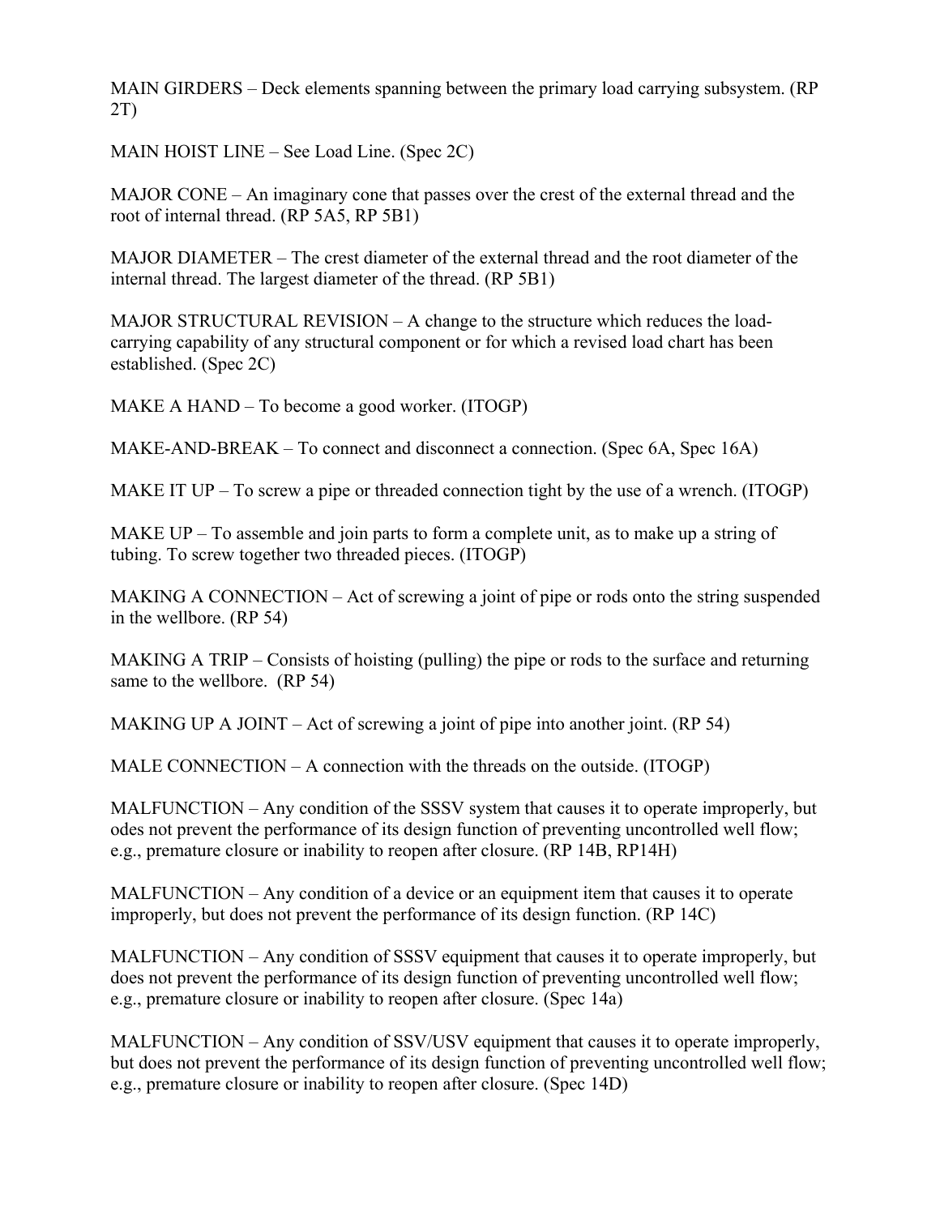MAIN GIRDERS – Deck elements spanning between the primary load carrying subsystem. (RP 2T)

MAIN HOIST LINE – See Load Line. (Spec 2C)

MAJOR CONE – An imaginary cone that passes over the crest of the external thread and the root of internal thread. (RP 5A5, RP 5B1)

MAJOR DIAMETER – The crest diameter of the external thread and the root diameter of the internal thread. The largest diameter of the thread. (RP 5B1)

MAJOR STRUCTURAL REVISION – A change to the structure which reduces the load-carrying capability of any structural component or for which a revised load chart has been established. (Spec 2C)

MAKE A HAND – To become a good worker. (ITOGP)

MAKE-AND-BREAK – To connect and disconnect a connection. (Spec 6A, Spec 16A)

MAKE IT UP – To screw a pipe or threaded connection tight by the use of a wrench. (ITOGP)

MAKE UP – To assemble and join parts to form a complete unit, as to make up a string of tubing. To screw together two threaded pieces. (ITOGP)

MAKING A CONNECTION – Act of screwing a joint of pipe or rods onto the string suspended in the wellbore. (RP 54)

MAKING A TRIP – Consists of hoisting (pulling) the pipe or rods to the surface and returning same to the wellbore. (RP 54)

MAKING UP A JOINT – Act of screwing a joint of pipe into another joint. (RP 54)

MALE CONNECTION – A connection with the threads on the outside. (ITOGP)

MALFUNCTION – Any condition of the SSSV system that causes it to operate improperly, but odes not prevent the performance of its design function of preventing uncontrolled well flow; e.g., premature closure or inability to reopen after closure. (RP 14B, RP14H)

MALFUNCTION – Any condition of a device or an equipment item that causes it to operate improperly, but does not prevent the performance of its design function. (RP 14C)

MALFUNCTION – Any condition of SSSV equipment that causes it to operate improperly, but does not prevent the performance of its design function of preventing uncontrolled well flow; e.g., premature closure or inability to reopen after closure. (Spec 14a)

MALFUNCTION – Any condition of SSV/USV equipment that causes it to operate improperly, but does not prevent the performance of its design function of preventing uncontrolled well flow; e.g., premature closure or inability to reopen after closure. (Spec 14D)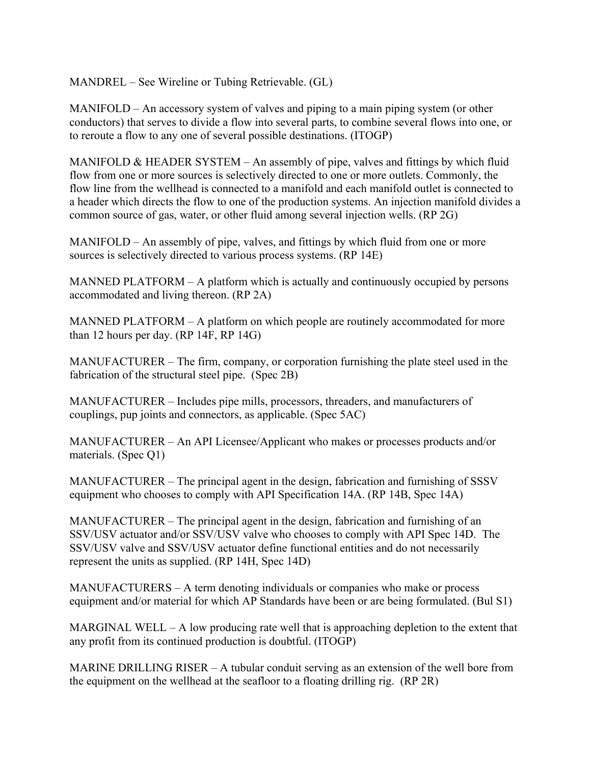MANDREL – See Wireline or Tubing Retrievable. (GL)

MANIFOLD – An accessory system of valves and piping to a main piping system (or other conductors) that serves to divide a flow into several parts, to combine several flows into one, or to reroute a flow to any one of several possible destinations. (ITOGP)

MANIFOLD & HEADER SYSTEM – An assembly of pipe, valves and fittings by which fluid flow from one or more sources is selectively directed to one or more outlets. Commonly, the flow line from the wellhead is connected to a manifold and each manifold outlet is connected to a header which directs the flow to one of the production systems. An injection manifold divides a common source of gas, water, or other fluid among several injection wells. (RP 2G)

MANIFOLD – An assembly of pipe, valves, and fittings by which fluid from one or more sources is selectively directed to various process systems. (RP 14E)

MANNED PLATFORM – A platform which is actually and continuously occupied by persons accommodated and living thereon. (RP 2A)

MANNED PLATFORM – A platform on which people are routinely accommodated for more than 12 hours per day. (RP 14F, RP 14G)

MANUFACTURER – The firm, company, or corporation furnishing the plate steel used in the fabrication of the structural steel pipe. (Spec 2B)

MANUFACTURER – Includes pipe mills, processors, threaders, and manufacturers of couplings, pup joints and connectors, as applicable. (Spec 5AC)

MANUFACTURER – An API Licensee/Applicant who makes or processes products and/or materials. (Spec Q1)

MANUFACTURER – The principal agent in the design, fabrication and furnishing of SSSV equipment who chooses to comply with API Specification 14A. (RP 14B, Spec 14A)

MANUFACTURER – The principal agent in the design, fabrication and furnishing of an SSV/USV actuator and/or SSV/USV valve who chooses to comply with API Spec 14D. The SSV/USV valve and SSV/USV actuator define functional entities and do not necessarily represent the units as supplied. (RP 14H, Spec 14D)

MANUFACTURERS – A term denoting individuals or companies who make or process equipment and/or material for which AP Standards have been or are being formulated. (Bul S1)

MARGINAL WELL – A low producing rate well that is approaching depletion to the extent that any profit from its continued production is doubtful. (ITOGP)

MARINE DRILLING RISER – A tubular conduit serving as an extension of the well bore from the equipment on the wellhead at the seafloor to a floating drilling rig. (RP 2R)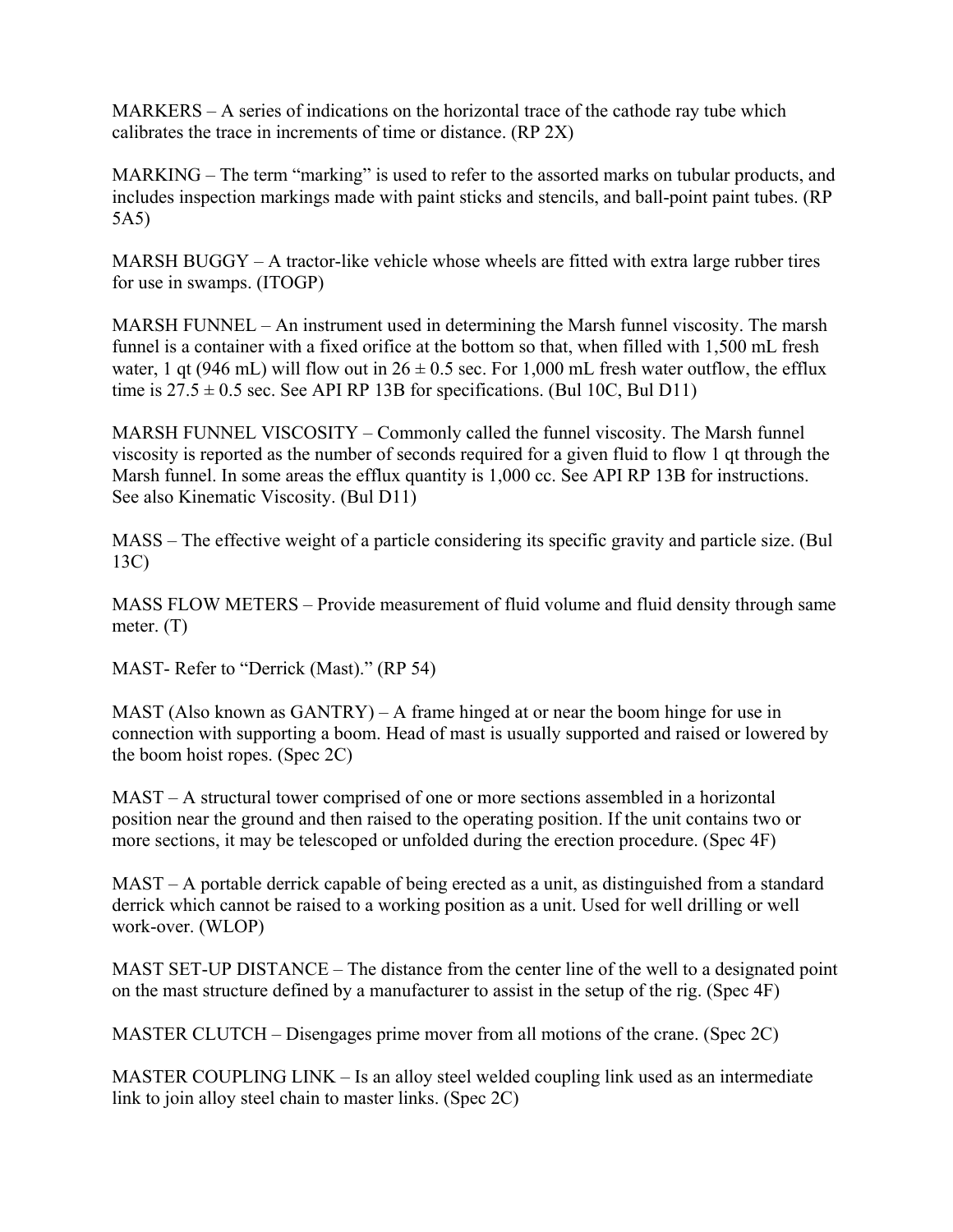MARKERS – A series of indications on the horizontal trace of the cathode ray tube which calibrates the trace in increments of time or distance. (RP 2X)

MARKING – The term “marking” is used to refer to the assorted marks on tubular products, and includes inspection markings made with paint sticks and stencils, and ball-point paint tubes. (RP 5A5)

MARSH BUGGY – A tractor-like vehicle whose wheels are fitted with extra large rubber tires for use in swamps. (ITOGP)

MARSH FUNNEL – An instrument used in determining the Marsh funnel viscosity. The marsh funnel is a container with a fixed orifice at the bottom so that, when filled with 1,500 mL fresh water, 1 qt (946 mL) will flow out in 26 ± 0.5 sec. For 1,000 mL fresh water outflow, the efflux time is 27.5 ± 0.5 sec. See API RP 13B for specifications. (Bul 10C, Bul D11)

MARSH FUNNEL VISCOSITY – Commonly called the funnel viscosity. The Marsh funnel viscosity is reported as the number of seconds required for a given fluid to flow 1 qt through the Marsh funnel. In some areas the efflux quantity is 1,000 cc. See API RP 13B for instructions. See also Kinematic Viscosity. (Bul D11)

MASS – The effective weight of a particle considering its specific gravity and particle size. (Bul 13C)

MASS FLOW METERS – Provide measurement of fluid volume and fluid density through same meter. (T)

MAST- Refer to “Derrick (Mast).” (RP 54)

MAST (Also known as GANTRY) – A frame hinged at or near the boom hinge for use in connection with supporting a boom. Head of mast is usually supported and raised or lowered by the boom hoist ropes. (Spec 2C)

MAST – A structural tower comprised of one or more sections assembled in a horizontal position near the ground and then raised to the operating position. If the unit contains two or more sections, it may be telescoped or unfolded during the erection procedure. (Spec 4F)

MAST – A portable derrick capable of being erected as a unit, as distinguished from a standard derrick which cannot be raised to a working position as a unit. Used for well drilling or well work-over. (WLOP)

MAST SET-UP DISTANCE – The distance from the center line of the well to a designated point on the mast structure defined by a manufacturer to assist in the setup of the rig. (Spec 4F)

MASTER CLUTCH – Disengages prime mover from all motions of the crane. (Spec 2C)

MASTER COUPLING LINK – Is an alloy steel welded coupling link used as an intermediate link to join alloy steel chain to master links. (Spec 2C)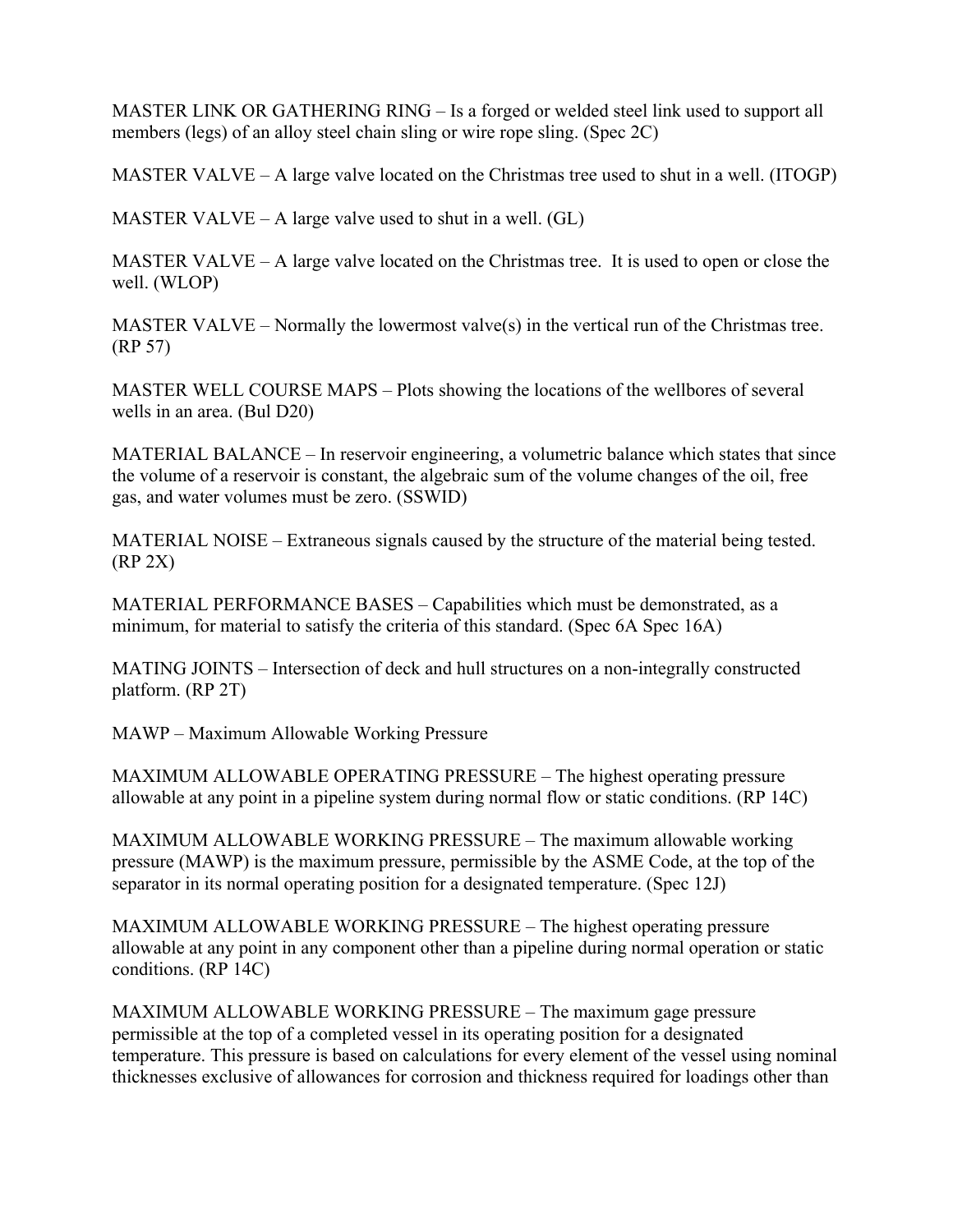MASTER LINK OR GATHERING RING – Is a forged or welded steel link used to support all members (legs) of an alloy steel chain sling or wire rope sling. (Spec 2C)

MASTER VALVE – A large valve located on the Christmas tree used to shut in a well. (ITOGP)

MASTER VALVE – A large valve used to shut in a well. (GL)

MASTER VALVE – A large valve located on the Christmas tree. It is used to open or close the well. (WLOP)

MASTER VALVE – Normally the lowermost valve(s) in the vertical run of the Christmas tree. (RP 57)

MASTER WELL COURSE MAPS – Plots showing the locations of the wellbores of several wells in an area. (Bul D20)

MATERIAL BALANCE – In reservoir engineering, a volumetric balance which states that since the volume of a reservoir is constant, the algebraic sum of the volume changes of the oil, free gas, and water volumes must be zero. (SSWID)

MATERIAL NOISE – Extraneous signals caused by the structure of the material being tested. (RP 2X)

MATERIAL PERFORMANCE BASES – Capabilities which must be demonstrated, as a minimum, for material to satisfy the criteria of this standard. (Spec 6A Spec 16A)

MATING JOINTS – Intersection of deck and hull structures on a non-integrally constructed platform. (RP 2T)

MAWP – Maximum Allowable Working Pressure

MAXIMUM ALLOWABLE OPERATING PRESSURE – The highest operating pressure allowable at any point in a pipeline system during normal flow or static conditions. (RP 14C)

MAXIMUM ALLOWABLE WORKING PRESSURE – The maximum allowable working pressure (MAWP) is the maximum pressure, permissible by the ASME Code, at the top of the separator in its normal operating position for a designated temperature. (Spec 12J)

MAXIMUM ALLOWABLE WORKING PRESSURE – The highest operating pressure allowable at any point in any component other than a pipeline during normal operation or static conditions. (RP 14C)

MAXIMUM ALLOWABLE WORKING PRESSURE – The maximum gage pressure permissible at the top of a completed vessel in its operating position for a designated temperature. This pressure is based on calculations for every element of the vessel using nominal thicknesses exclusive of allowances for corrosion and thickness required for loadings other than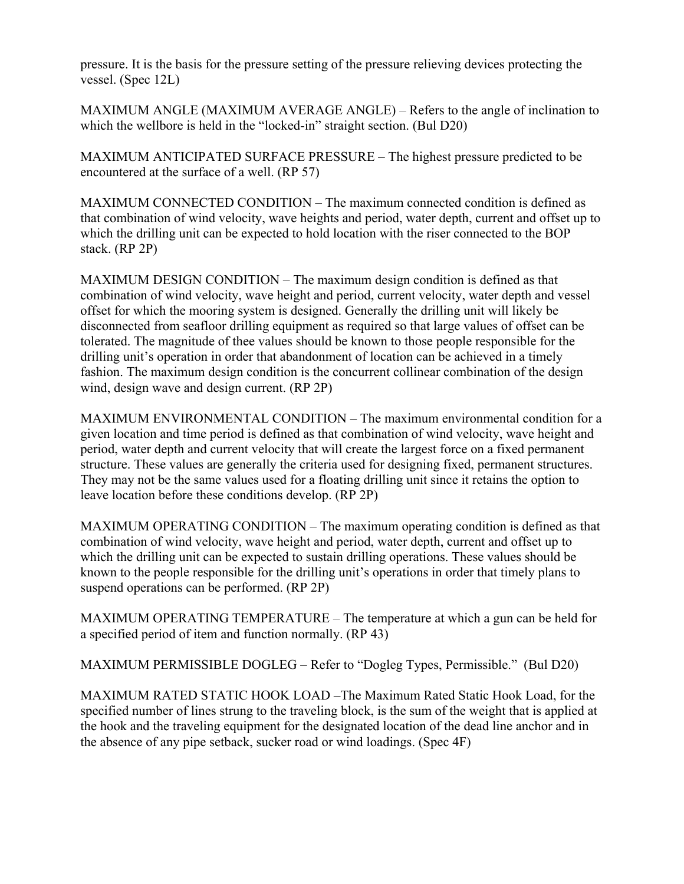pressure. It is the basis for the pressure setting of the pressure relieving devices protecting the vessel. (Spec 12L)

MAXIMUM ANGLE (MAXIMUM AVERAGE ANGLE) – Refers to the angle of inclination to which the wellbore is held in the "locked-in" straight section. (Bul D20)

MAXIMUM ANTICIPATED SURFACE PRESSURE – The highest pressure predicted to be encountered at the surface of a well. (RP 57)

MAXIMUM CONNECTED CONDITION – The maximum connected condition is defined as that combination of wind velocity, wave heights and period, water depth, current and offset up to which the drilling unit can be expected to hold location with the riser connected to the BOP stack. (RP 2P)

MAXIMUM DESIGN CONDITION – The maximum design condition is defined as that combination of wind velocity, wave height and period, current velocity, water depth and vessel offset for which the mooring system is designed. Generally the drilling unit will likely be disconnected from seafloor drilling equipment as required so that large values of offset can be tolerated. The magnitude of thee values should be known to those people responsible for the drilling unit's operation in order that abandonment of location can be achieved in a timely fashion. The maximum design condition is the concurrent collinear combination of the design wind, design wave and design current. (RP 2P)

MAXIMUM ENVIRONMENTAL CONDITION – The maximum environmental condition for a given location and time period is defined as that combination of wind velocity, wave height and period, water depth and current velocity that will create the largest force on a fixed permanent structure. These values are generally the criteria used for designing fixed, permanent structures. They may not be the same values used for a floating drilling unit since it retains the option to leave location before these conditions develop. (RP 2P)

MAXIMUM OPERATING CONDITION – The maximum operating condition is defined as that combination of wind velocity, wave height and period, water depth, current and offset up to which the drilling unit can be expected to sustain drilling operations. These values should be known to the people responsible for the drilling unit's operations in order that timely plans to suspend operations can be performed. (RP 2P)

MAXIMUM OPERATING TEMPERATURE – The temperature at which a gun can be held for a specified period of item and function normally. (RP 43)

MAXIMUM PERMISSIBLE DOGLEG – Refer to "Dogleg Types, Permissible." (Bul D20)

MAXIMUM RATED STATIC HOOK LOAD –The Maximum Rated Static Hook Load, for the specified number of lines strung to the traveling block, is the sum of the weight that is applied at the hook and the traveling equipment for the designated location of the dead line anchor and in the absence of any pipe setback, sucker road or wind loadings. (Spec 4F)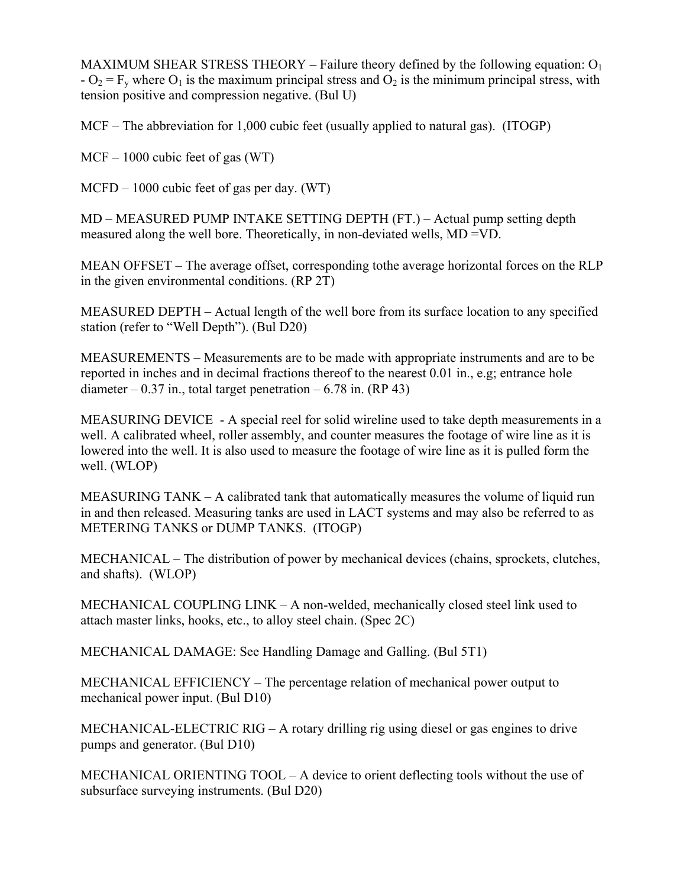MAXIMUM SHEAR STRESS THEORY – Failure theory defined by the following equation: $O_1 - O_2 = F_y$ where $O_1$ is the maximum principal stress and $O_2$ is the minimum principal stress, with tension positive and compression negative. (Bul U)

MCF – The abbreviation for 1,000 cubic feet (usually applied to natural gas). (ITOGP)

MCF – 1000 cubic feet of gas (WT)

MCFD – 1000 cubic feet of gas per day. (WT)

MD – MEASURED PUMP INTAKE SETTING DEPTH (FT.) – Actual pump setting depth measured along the well bore. Theoretically, in non-deviated wells, MD =VD.

MEAN OFFSET – The average offset, corresponding tothe average horizontal forces on the RLP in the given environmental conditions. (RP 2T)

MEASURED DEPTH – Actual length of the well bore from its surface location to any specified station (refer to "Well Depth"). (Bul D20)

MEASUREMENTS – Measurements are to be made with appropriate instruments and are to be reported in inches and in decimal fractions thereof to the nearest 0.01 in., e.g; entrance hole diameter – 0.37 in., total target penetration – 6.78 in. (RP 43)

MEASURING DEVICE - A special reel for solid wireline used to take depth measurements in a well. A calibrated wheel, roller assembly, and counter measures the footage of wire line as it is lowered into the well. It is also used to measure the footage of wire line as it is pulled form the well. (WLOP)

MEASURING TANK – A calibrated tank that automatically measures the volume of liquid run in and then released. Measuring tanks are used in LACT systems and may also be referred to as METERING TANKS or DUMP TANKS. (ITOGP)

MECHANICAL – The distribution of power by mechanical devices (chains, sprockets, clutches, and shafts). (WLOP)

MECHANICAL COUPLING LINK – A non-welded, mechanically closed steel link used to attach master links, hooks, etc., to alloy steel chain. (Spec 2C)

MECHANICAL DAMAGE: See Handling Damage and Galling. (Bul 5T1)

MECHANICAL EFFICIENCY – The percentage relation of mechanical power output to mechanical power input. (Bul D10)

MECHANICAL-ELECTRIC RIG – A rotary drilling rig using diesel or gas engines to drive pumps and generator. (Bul D10)

MECHANICAL ORIENTING TOOL – A device to orient deflecting tools without the use of subsurface surveying instruments. (Bul D20)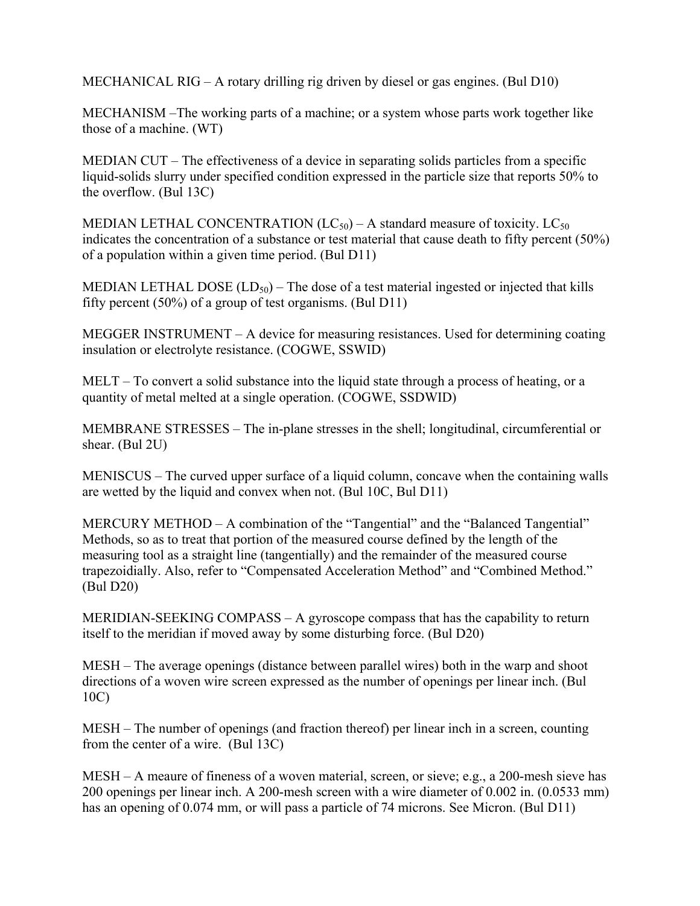MECHANICAL RIG – A rotary drilling rig driven by diesel or gas engines. (Bul D10)

MECHANISM –The working parts of a machine; or a system whose parts work together like those of a machine. (WT)

MEDIAN CUT – The effectiveness of a device in separating solids particles from a specific liquid-solids slurry under specified condition expressed in the particle size that reports 50% to the overflow. (Bul 13C)

MEDIAN LETHAL CONCENTRATION ($LC_{50}$) – A standard measure of toxicity. $LC_{50}$ indicates the concentration of a substance or test material that cause death to fifty percent (50%) of a population within a given time period. (Bul D11)

MEDIAN LETHAL DOSE ($LD_{50}$) – The dose of a test material ingested or injected that kills fifty percent (50%) of a group of test organisms. (Bul D11)

MEGGER INSTRUMENT – A device for measuring resistances. Used for determining coating insulation or electrolyte resistance. (COGWE, SSWID)

MELT – To convert a solid substance into the liquid state through a process of heating, or a quantity of metal melted at a single operation. (COGWE, SSDWID)

MEMBRANE STRESSES – The in-plane stresses in the shell; longitudinal, circumferential or shear. (Bul 2U)

MENISCUS – The curved upper surface of a liquid column, concave when the containing walls are wetted by the liquid and convex when not. (Bul 10C, Bul D11)

MERCURY METHOD – A combination of the "Tangential" and the "Balanced Tangential" Methods, so as to treat that portion of the measured course defined by the length of the measuring tool as a straight line (tangentially) and the remainder of the measured course trapezoidially. Also, refer to "Compensated Acceleration Method" and "Combined Method." (Bul D20)

MERIDIAN-SEEKING COMPASS – A gyroscope compass that has the capability to return itself to the meridian if moved away by some disturbing force. (Bul D20)

MESH – The average openings (distance between parallel wires) both in the warp and shoot directions of a woven wire screen expressed as the number of openings per linear inch. (Bul 10C)

MESH – The number of openings (and fraction thereof) per linear inch in a screen, counting from the center of a wire. (Bul 13C)

MESH – A meaure of fineness of a woven material, screen, or sieve; e.g., a 200-mesh sieve has 200 openings per linear inch. A 200-mesh screen with a wire diameter of 0.002 in. (0.0533 mm) has an opening of 0.074 mm, or will pass a particle of 74 microns. See Micron. (Bul D11)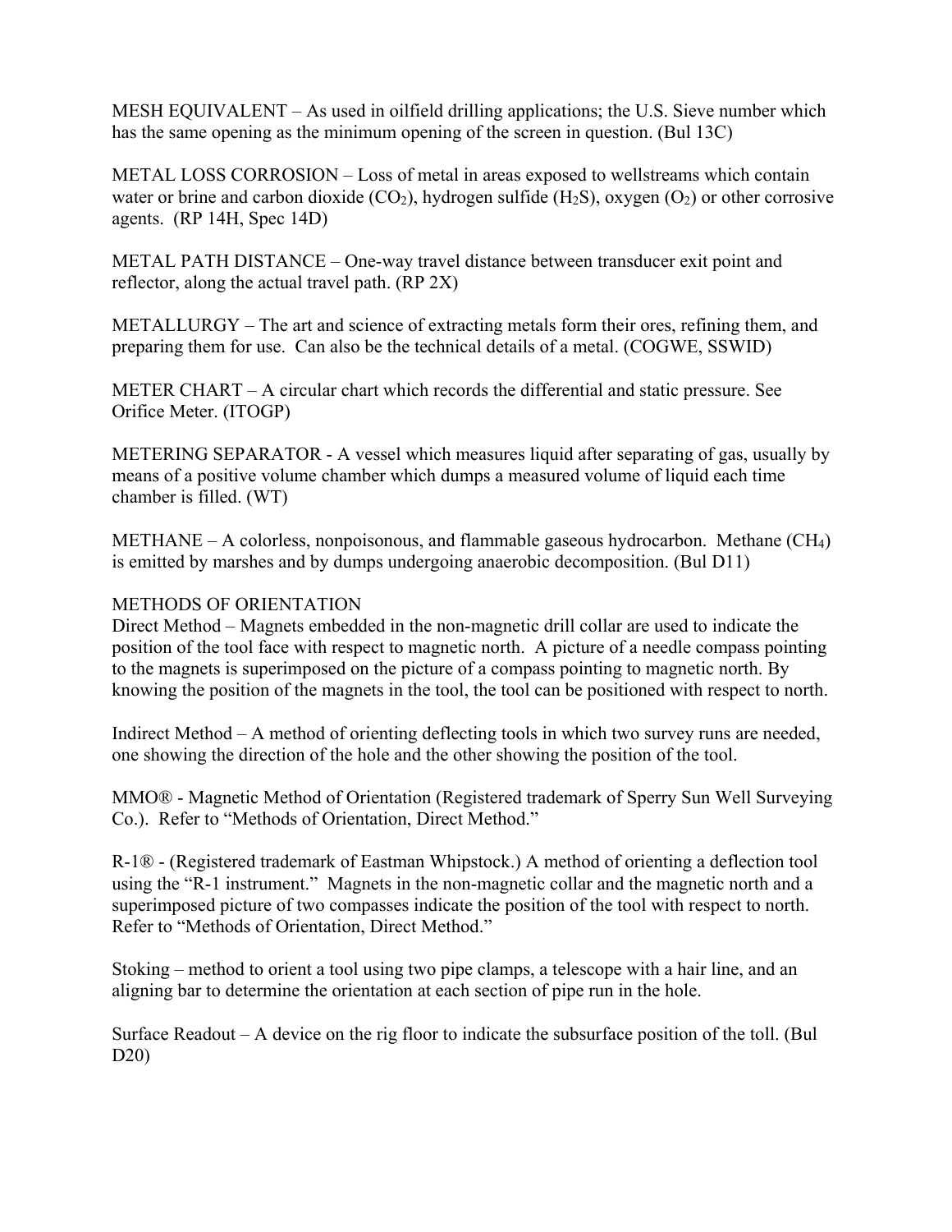MESH EQUIVALENT – As used in oilfield drilling applications; the U.S. Sieve number which has the same opening as the minimum opening of the screen in question. (Bul 13C)

METAL LOSS CORROSION – Loss of metal in areas exposed to wellstreams which contain water or brine and carbon dioxide ($CO_2$), hydrogen sulfide ($H_2S$), oxygen ($O_2$) or other corrosive agents. (RP 14H, Spec 14D)

METAL PATH DISTANCE – One-way travel distance between transducer exit point and reflector, along the actual travel path. (RP 2X)

METALLURGY – The art and science of extracting metals form their ores, refining them, and preparing them for use. Can also be the technical details of a metal. (COGWE, SSWID)

METER CHART – A circular chart which records the differential and static pressure. See Orifice Meter. (ITOGP)

METERING SEPARATOR - A vessel which measures liquid after separating of gas, usually by means of a positive volume chamber which dumps a measured volume of liquid each time chamber is filled. (WT)

METHANE – A colorless, nonpoisonous, and flammable gaseous hydrocarbon. Methane ($CH_4$) is emitted by marshes and by dumps undergoing anaerobic decomposition. (Bul D11)

METHODS OF ORIENTATION

Direct Method – Magnets embedded in the non-magnetic drill collar are used to indicate the position of the tool face with respect to magnetic north. A picture of a needle compass pointing to the magnets is superimposed on the picture of a compass pointing to magnetic north. By knowing the position of the magnets in the tool, the tool can be positioned with respect to north.

Indirect Method – A method of orienting deflecting tools in which two survey runs are needed, one showing the direction of the hole and the other showing the position of the tool.

MMO® - Magnetic Method of Orientation (Registered trademark of Sperry Sun Well Surveying Co.). Refer to "Methods of Orientation, Direct Method."

R-1® - (Registered trademark of Eastman Whipstock.) A method of orienting a deflection tool using the "R-1 instrument." Magnets in the non-magnetic collar and the magnetic north and a superimposed picture of two compasses indicate the position of the tool with respect to north. Refer to "Methods of Orientation, Direct Method."

Stoking – method to orient a tool using two pipe clamps, a telescope with a hair line, and an aligning bar to determine the orientation at each section of pipe run in the hole.

Surface Readout – A device on the rig floor to indicate the subsurface position of the toll. (Bul D20)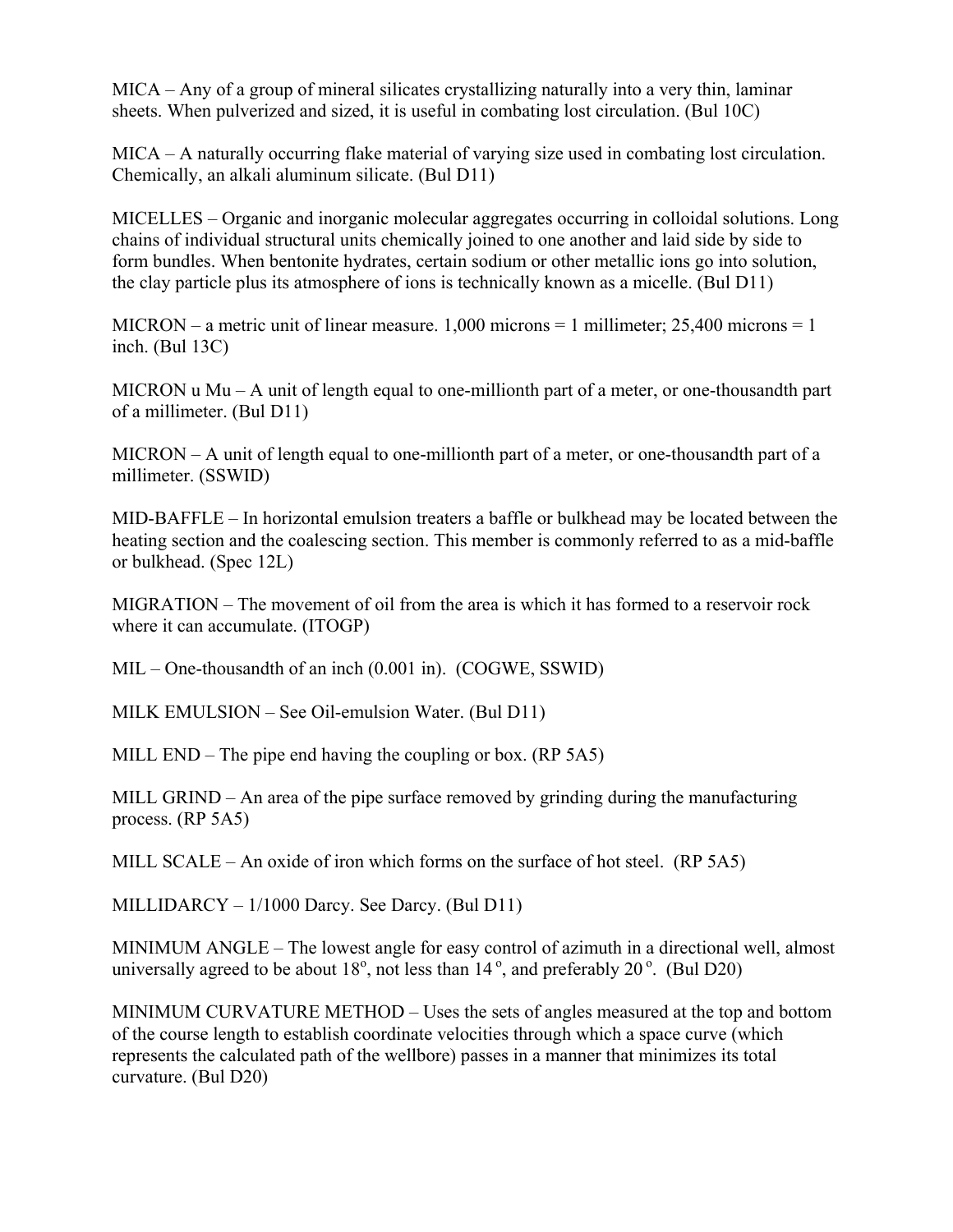MICA – Any of a group of mineral silicates crystallizing naturally into a very thin, laminar sheets. When pulverized and sized, it is useful in combating lost circulation. (Bul 10C)

MICA – A naturally occurring flake material of varying size used in combating lost circulation. Chemically, an alkali aluminum silicate. (Bul D11)

MICELLES – Organic and inorganic molecular aggregates occurring in colloidal solutions. Long chains of individual structural units chemically joined to one another and laid side by side to form bundles. When bentonite hydrates, certain sodium or other metallic ions go into solution, the clay particle plus its atmosphere of ions is technically known as a micelle. (Bul D11)

MICRON – a metric unit of linear measure. 1,000 microns = 1 millimeter; 25,400 microns = 1 inch. (Bul 13C)

MICRON u Mu – A unit of length equal to one-millionth part of a meter, or one-thousandth part of a millimeter. (Bul D11)

MICRON – A unit of length equal to one-millionth part of a meter, or one-thousandth part of a millimeter. (SSWID)

MID-BAFFLE – In horizontal emulsion treaters a baffle or bulkhead may be located between the heating section and the coalescing section. This member is commonly referred to as a mid-baffle or bulkhead. (Spec 12L)

MIGRATION – The movement of oil from the area is which it has formed to a reservoir rock where it can accumulate. (ITOGP)

MIL – One-thousandth of an inch (0.001 in). (COGWE, SSWID)

MILK EMULSION – See Oil-emulsion Water. (Bul D11)

MILL END – The pipe end having the coupling or box. (RP 5A5)

MILL GRIND – An area of the pipe surface removed by grinding during the manufacturing process. (RP 5A5)

MILL SCALE – An oxide of iron which forms on the surface of hot steel. (RP 5A5)

MILLIDARCY – 1/1000 Darcy. See Darcy. (Bul D11)

MINIMUM ANGLE – The lowest angle for easy control of azimuth in a directional well, almost universally agreed to be about 18°, not less than 14°, and preferably 20°. (Bul D20)

MINIMUM CURVATURE METHOD – Uses the sets of angles measured at the top and bottom of the course length to establish coordinate velocities through which a space curve (which represents the calculated path of the wellbore) passes in a manner that minimizes its total curvature. (Bul D20)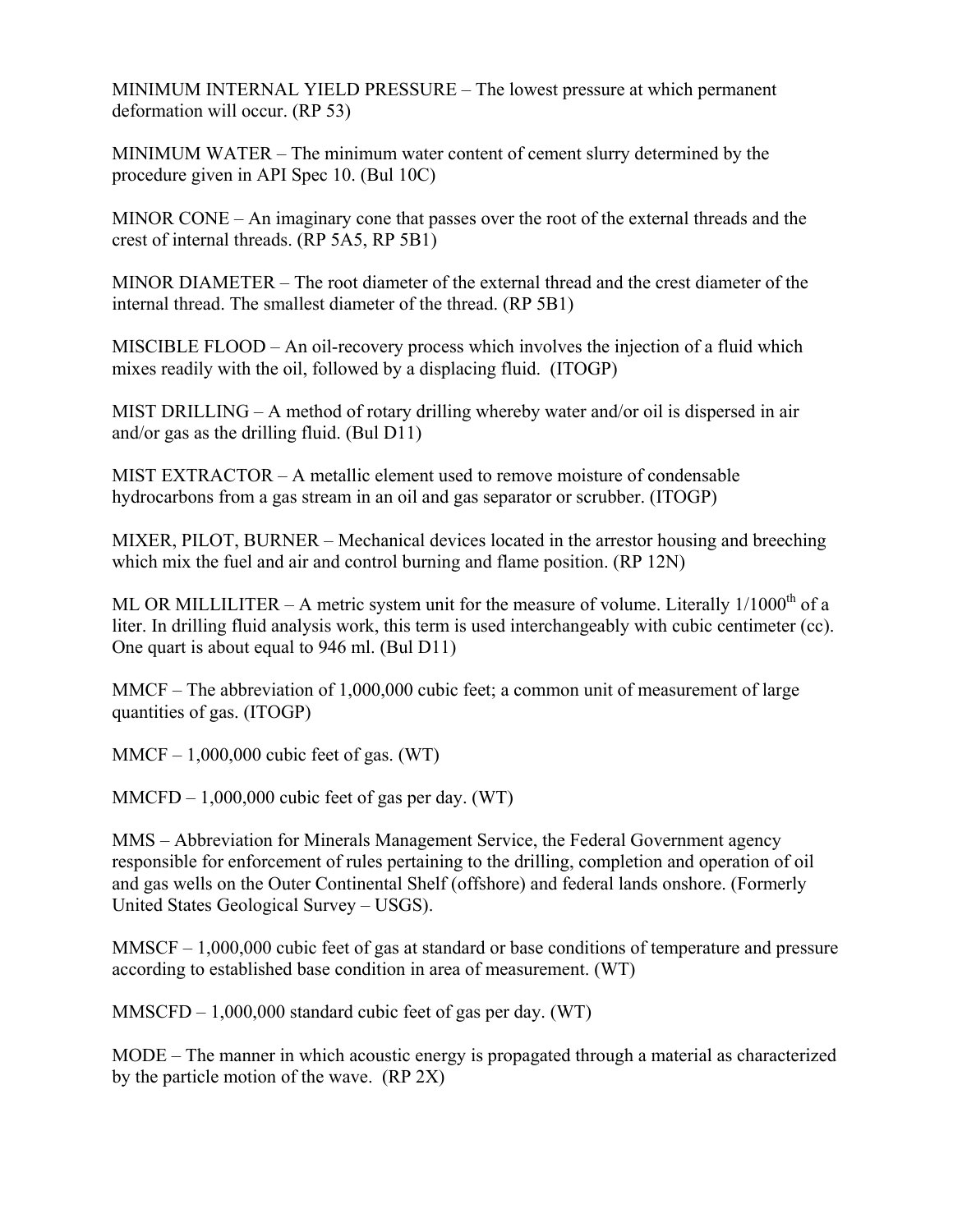MINIMUM INTERNAL YIELD PRESSURE – The lowest pressure at which permanent deformation will occur. (RP 53)

MINIMUM WATER – The minimum water content of cement slurry determined by the procedure given in API Spec 10. (Bul 10C)

MINOR CONE – An imaginary cone that passes over the root of the external threads and the crest of internal threads. (RP 5A5, RP 5B1)

MINOR DIAMETER – The root diameter of the external thread and the crest diameter of the internal thread. The smallest diameter of the thread. (RP 5B1)

MISCIBLE FLOOD – An oil-recovery process which involves the injection of a fluid which mixes readily with the oil, followed by a displacing fluid. (ITOGP)

MIST DRILLING – A method of rotary drilling whereby water and/or oil is dispersed in air and/or gas as the drilling fluid. (Bul D11)

MIST EXTRACTOR – A metallic element used to remove moisture of condensable hydrocarbons from a gas stream in an oil and gas separator or scrubber. (ITOGP)

MIXER, PILOT, BURNER – Mechanical devices located in the arrestor housing and breeching which mix the fuel and air and control burning and flame position. (RP 12N)

ML OR MILLILITER – A metric system unit for the measure of volume. Literally 1/1000th of a liter. In drilling fluid analysis work, this term is used interchangeably with cubic centimeter (cc). One quart is about equal to 946 ml. (Bul D11)

MMCF – The abbreviation of 1,000,000 cubic feet; a common unit of measurement of large quantities of gas. (ITOGP)

MMCF – 1,000,000 cubic feet of gas. (WT)

MMCFD – 1,000,000 cubic feet of gas per day. (WT)

MMS – Abbreviation for Minerals Management Service, the Federal Government agency responsible for enforcement of rules pertaining to the drilling, completion and operation of oil and gas wells on the Outer Continental Shelf (offshore) and federal lands onshore. (Formerly United States Geological Survey – USGS).

MMSCF – 1,000,000 cubic feet of gas at standard or base conditions of temperature and pressure according to established base condition in area of measurement. (WT)

MMSCFD – 1,000,000 standard cubic feet of gas per day. (WT)

MODE – The manner in which acoustic energy is propagated through a material as characterized by the particle motion of the wave. (RP 2X)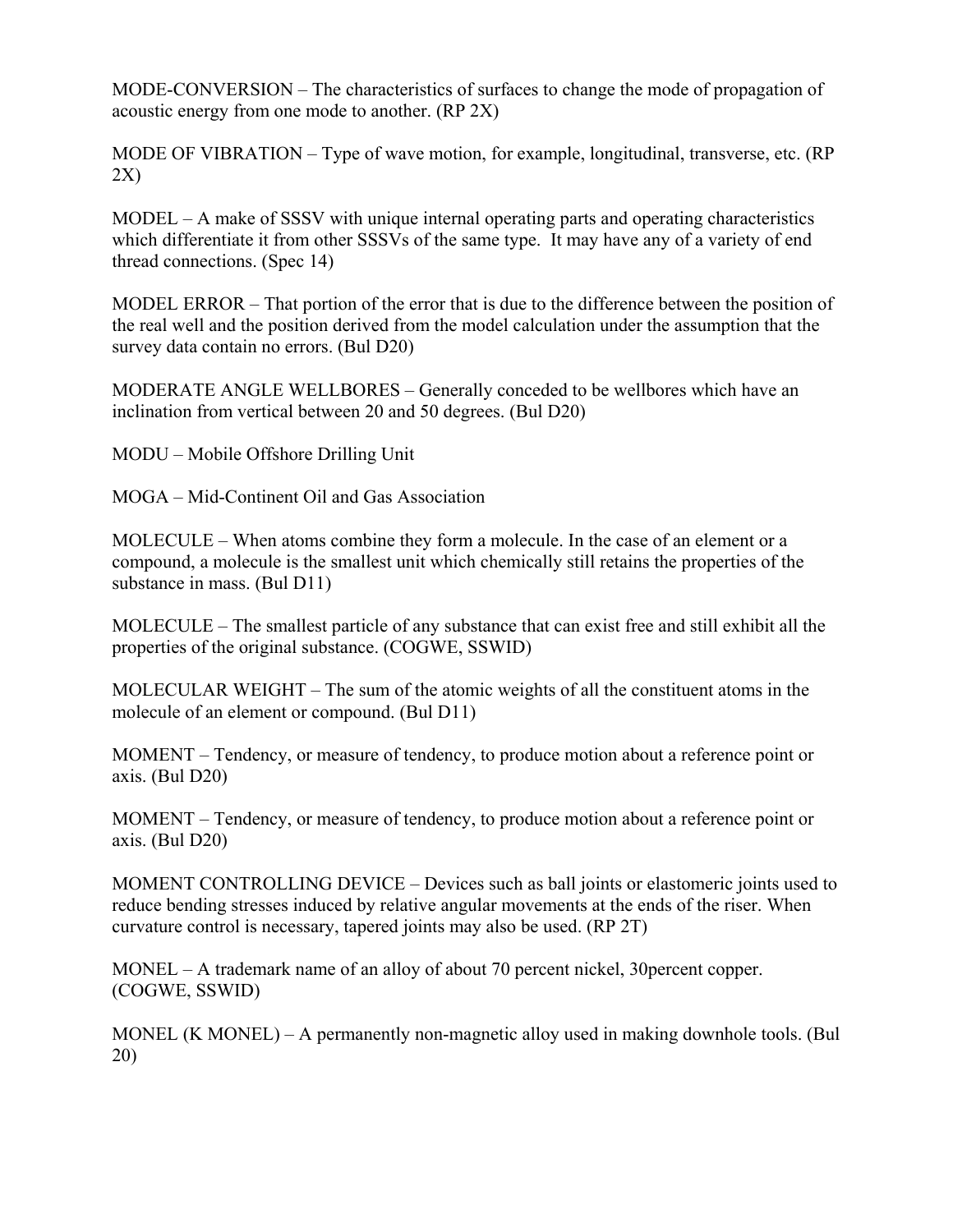MODE-CONVERSION – The characteristics of surfaces to change the mode of propagation of acoustic energy from one mode to another. (RP 2X)

MODE OF VIBRATION – Type of wave motion, for example, longitudinal, transverse, etc. (RP 2X)

MODEL – A make of SSSV with unique internal operating parts and operating characteristics which differentiate it from other SSSVs of the same type.  It may have any of a variety of end thread connections. (Spec 14)

MODEL ERROR – That portion of the error that is due to the difference between the position of the real well and the position derived from the model calculation under the assumption that the survey data contain no errors. (Bul D20)

MODERATE ANGLE WELLBORES – Generally conceded to be wellbores which have an inclination from vertical between 20 and 50 degrees. (Bul D20)

MODU – Mobile Offshore Drilling Unit

MOGA – Mid-Continent Oil and Gas Association

MOLECULE – When atoms combine they form a molecule. In the case of an element or a compound, a molecule is the smallest unit which chemically still retains the properties of the substance in mass. (Bul D11)

MOLECULE – The smallest particle of any substance that can exist free and still exhibit all the properties of the original substance. (COGWE, SSWID)

MOLECULAR WEIGHT – The sum of the atomic weights of all the constituent atoms in the molecule of an element or compound. (Bul D11)

MOMENT – Tendency, or measure of tendency, to produce motion about a reference point or axis. (Bul D20)

MOMENT – Tendency, or measure of tendency, to produce motion about a reference point or axis. (Bul D20)

MOMENT CONTROLLING DEVICE – Devices such as ball joints or elastomeric joints used to reduce bending stresses induced by relative angular movements at the ends of the riser. When curvature control is necessary, tapered joints may also be used. (RP 2T)

MONEL – A trademark name of an alloy of about 70 percent nickel, 30percent copper. (COGWE, SSWID)

MONEL (K MONEL) – A permanently non-magnetic alloy used in making downhole tools. (Bul 20)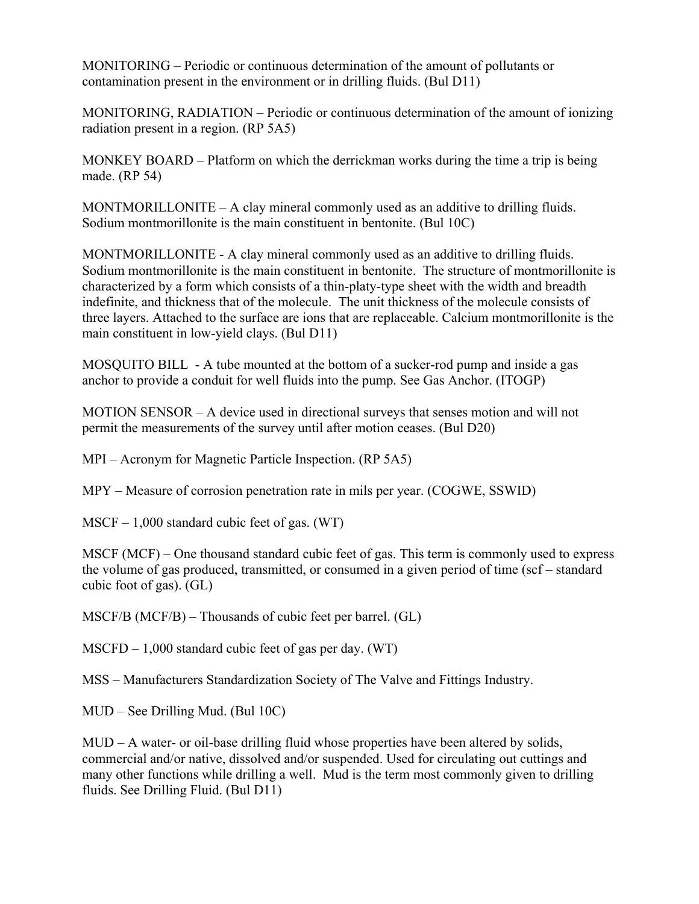MONITORING – Periodic or continuous determination of the amount of pollutants or contamination present in the environment or in drilling fluids. (Bul D11)

MONITORING, RADIATION – Periodic or continuous determination of the amount of ionizing radiation present in a region. (RP 5A5)

MONKEY BOARD – Platform on which the derrickman works during the time a trip is being made. (RP 54)

MONTMORILLONITE – A clay mineral commonly used as an additive to drilling fluids. Sodium montmorillonite is the main constituent in bentonite. (Bul 10C)

MONTMORILLONITE - A clay mineral commonly used as an additive to drilling fluids. Sodium montmorillonite is the main constituent in bentonite. The structure of montmorillonite is characterized by a form which consists of a thin-platy-type sheet with the width and breadth indefinite, and thickness that of the molecule. The unit thickness of the molecule consists of three layers. Attached to the surface are ions that are replaceable. Calcium montmorillonite is the main constituent in low-yield clays. (Bul D11)

MOSQUITO BILL - A tube mounted at the bottom of a sucker-rod pump and inside a gas anchor to provide a conduit for well fluids into the pump. See Gas Anchor. (ITOGP)

MOTION SENSOR – A device used in directional surveys that senses motion and will not permit the measurements of the survey until after motion ceases. (Bul D20)

MPI – Acronym for Magnetic Particle Inspection. (RP 5A5)

MPY – Measure of corrosion penetration rate in mils per year. (COGWE, SSWID)

MSCF – 1,000 standard cubic feet of gas. (WT)

MSCF (MCF) – One thousand standard cubic feet of gas. This term is commonly used to express the volume of gas produced, transmitted, or consumed in a given period of time (scf – standard cubic foot of gas). (GL)

MSCF/B (MCF/B) – Thousands of cubic feet per barrel. (GL)

MSCFD – 1,000 standard cubic feet of gas per day. (WT)

MSS – Manufacturers Standardization Society of The Valve and Fittings Industry.

MUD – See Drilling Mud. (Bul 10C)

MUD – A water- or oil-base drilling fluid whose properties have been altered by solids, commercial and/or native, dissolved and/or suspended. Used for circulating out cuttings and many other functions while drilling a well. Mud is the term most commonly given to drilling fluids. See Drilling Fluid. (Bul D11)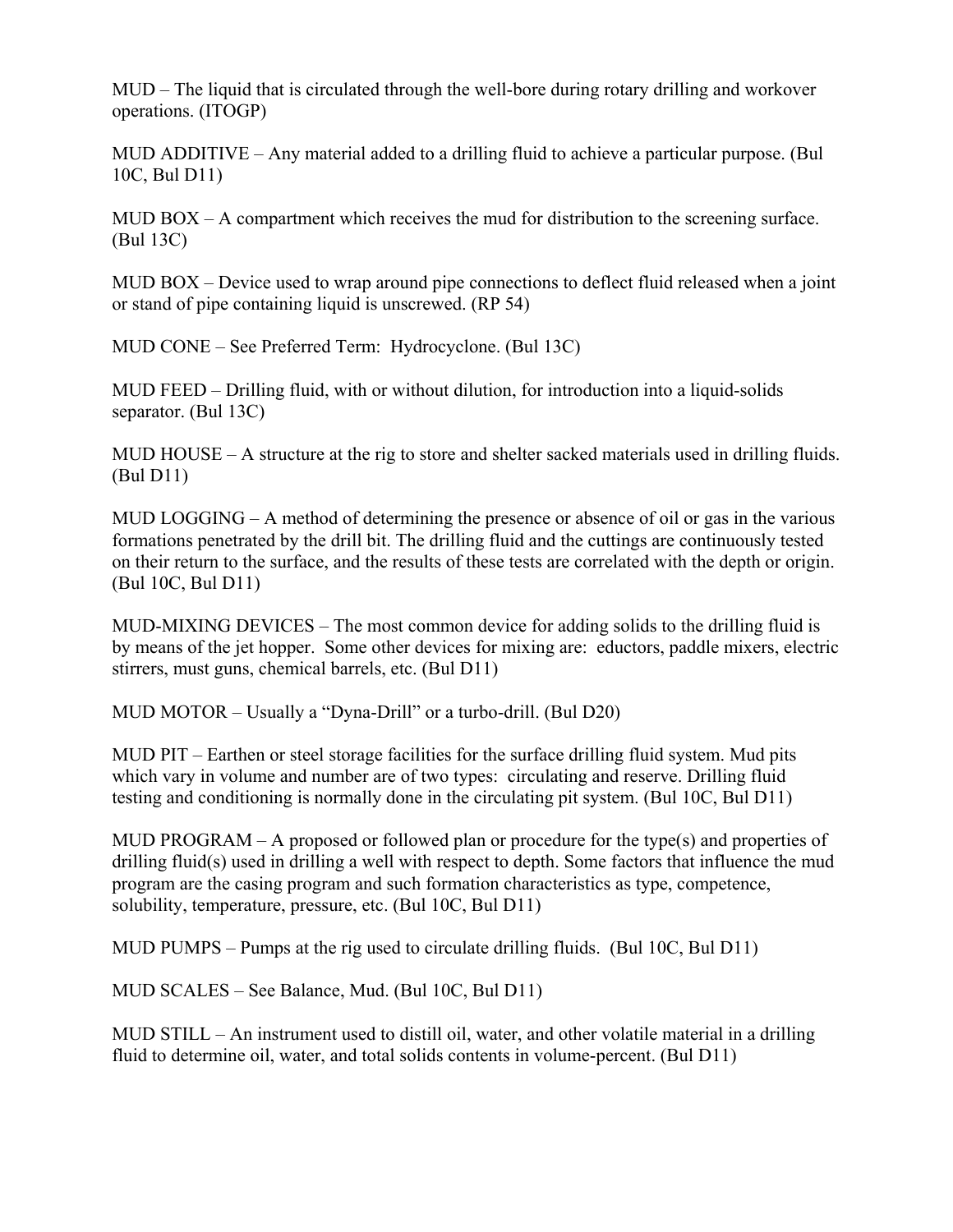MUD – The liquid that is circulated through the well-bore during rotary drilling and workover operations. (ITOGP)

MUD ADDITIVE – Any material added to a drilling fluid to achieve a particular purpose. (Bul 10C, Bul D11)

MUD BOX – A compartment which receives the mud for distribution to the screening surface. (Bul 13C)

MUD BOX – Device used to wrap around pipe connections to deflect fluid released when a joint or stand of pipe containing liquid is unscrewed. (RP 54)

MUD CONE – See Preferred Term: Hydrocyclone. (Bul 13C)

MUD FEED – Drilling fluid, with or without dilution, for introduction into a liquid-solids separator. (Bul 13C)

MUD HOUSE – A structure at the rig to store and shelter sacked materials used in drilling fluids. (Bul D11)

MUD LOGGING – A method of determining the presence or absence of oil or gas in the various formations penetrated by the drill bit. The drilling fluid and the cuttings are continuously tested on their return to the surface, and the results of these tests are correlated with the depth or origin. (Bul 10C, Bul D11)

MUD-MIXING DEVICES – The most common device for adding solids to the drilling fluid is by means of the jet hopper. Some other devices for mixing are: eductors, paddle mixers, electric stirrers, must guns, chemical barrels, etc. (Bul D11)

MUD MOTOR – Usually a "Dyna-Drill" or a turbo-drill. (Bul D20)

MUD PIT – Earthen or steel storage facilities for the surface drilling fluid system. Mud pits which vary in volume and number are of two types: circulating and reserve. Drilling fluid testing and conditioning is normally done in the circulating pit system. (Bul 10C, Bul D11)

MUD PROGRAM – A proposed or followed plan or procedure for the type(s) and properties of drilling fluid(s) used in drilling a well with respect to depth. Some factors that influence the mud program are the casing program and such formation characteristics as type, competence, solubility, temperature, pressure, etc. (Bul 10C, Bul D11)

MUD PUMPS – Pumps at the rig used to circulate drilling fluids. (Bul 10C, Bul D11)

MUD SCALES – See Balance, Mud. (Bul 10C, Bul D11)

MUD STILL – An instrument used to distill oil, water, and other volatile material in a drilling fluid to determine oil, water, and total solids contents in volume-percent. (Bul D11)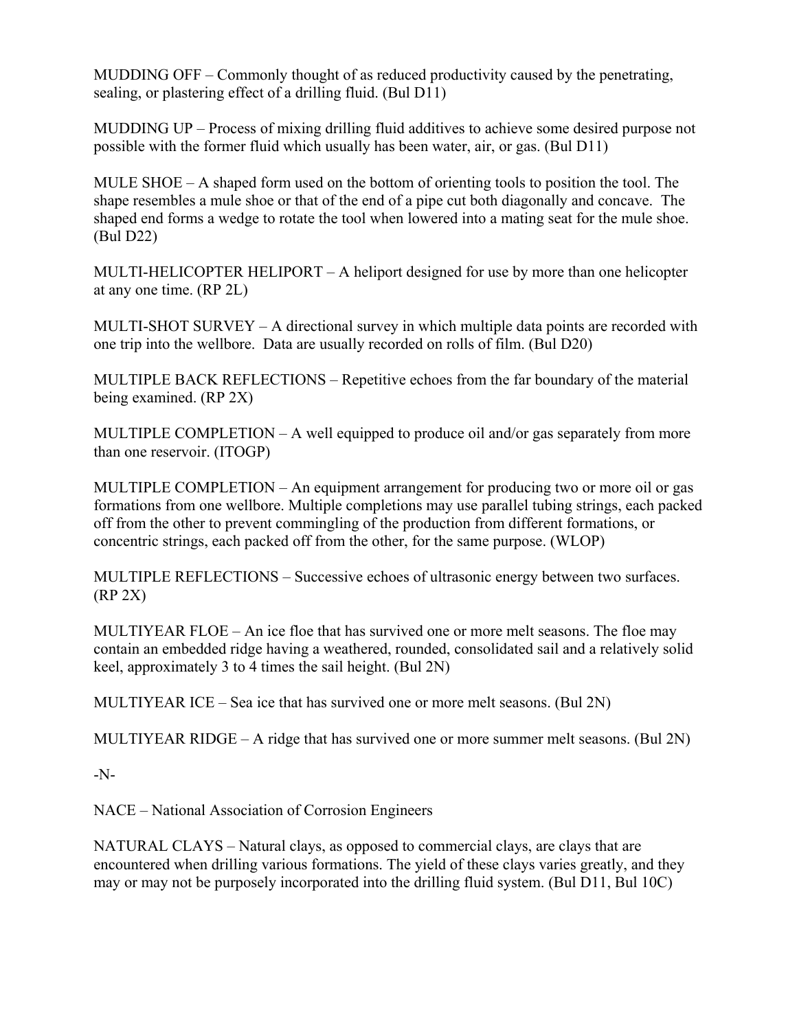MUDDING OFF – Commonly thought of as reduced productivity caused by the penetrating, sealing, or plastering effect of a drilling fluid. (Bul D11)

MUDDING UP – Process of mixing drilling fluid additives to achieve some desired purpose not possible with the former fluid which usually has been water, air, or gas. (Bul D11)

MULE SHOE – A shaped form used on the bottom of orienting tools to position the tool. The shape resembles a mule shoe or that of the end of a pipe cut both diagonally and concave. The shaped end forms a wedge to rotate the tool when lowered into a mating seat for the mule shoe. (Bul D22)

MULTI-HELICOPTER HELIPORT – A heliport designed for use by more than one helicopter at any one time. (RP 2L)

MULTI-SHOT SURVEY – A directional survey in which multiple data points are recorded with one trip into the wellbore. Data are usually recorded on rolls of film. (Bul D20)

MULTIPLE BACK REFLECTIONS – Repetitive echoes from the far boundary of the material being examined. (RP 2X)

MULTIPLE COMPLETION – A well equipped to produce oil and/or gas separately from more than one reservoir. (ITOGP)

MULTIPLE COMPLETION – An equipment arrangement for producing two or more oil or gas formations from one wellbore. Multiple completions may use parallel tubing strings, each packed off from the other to prevent commingling of the production from different formations, or concentric strings, each packed off from the other, for the same purpose. (WLOP)

MULTIPLE REFLECTIONS – Successive echoes of ultrasonic energy between two surfaces. (RP 2X)

MULTIYEAR FLOE – An ice floe that has survived one or more melt seasons. The floe may contain an embedded ridge having a weathered, rounded, consolidated sail and a relatively solid keel, approximately 3 to 4 times the sail height. (Bul 2N)

MULTIYEAR ICE – Sea ice that has survived one or more melt seasons. (Bul 2N)

MULTIYEAR RIDGE – A ridge that has survived one or more summer melt seasons. (Bul 2N)

-N-

NACE – National Association of Corrosion Engineers

NATURAL CLAYS – Natural clays, as opposed to commercial clays, are clays that are encountered when drilling various formations. The yield of these clays varies greatly, and they may or may not be purposely incorporated into the drilling fluid system. (Bul D11, Bul 10C)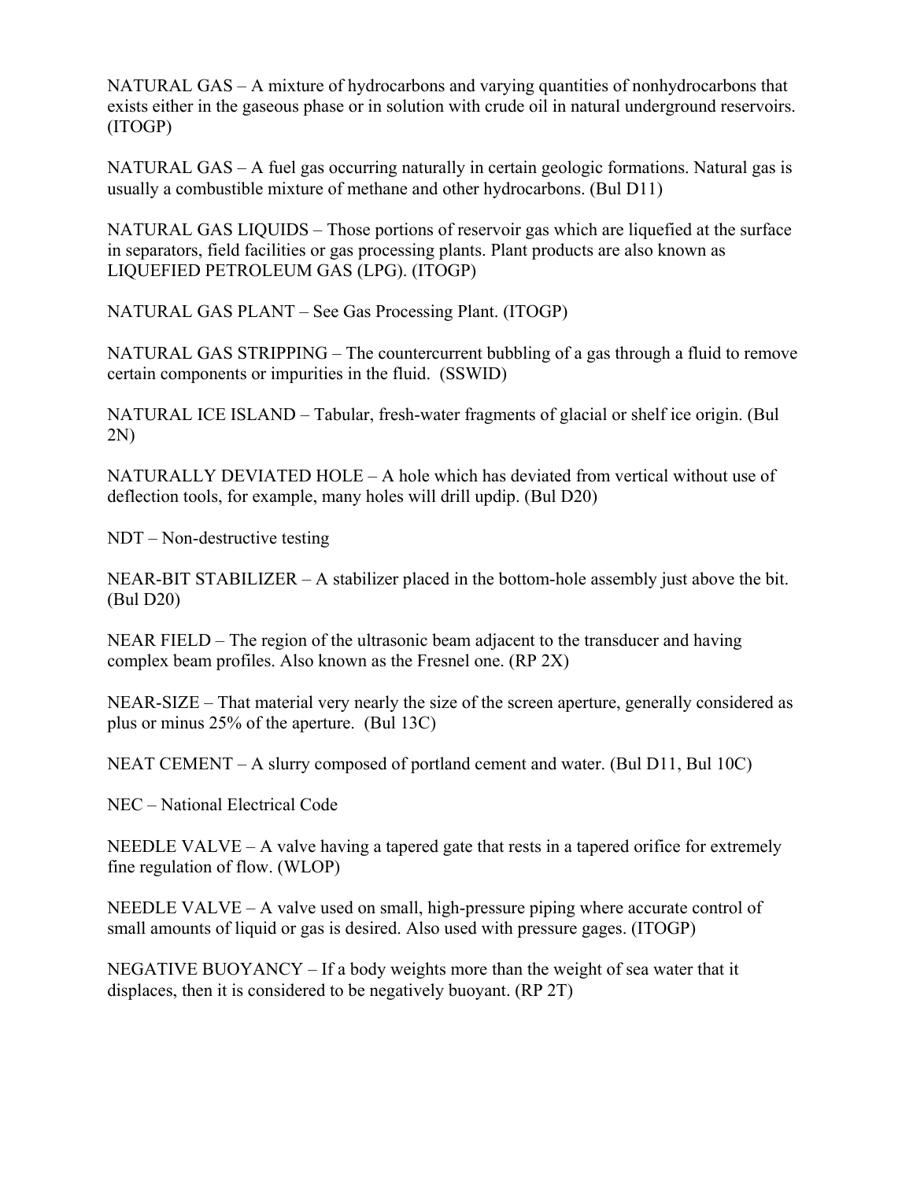NATURAL GAS – A mixture of hydrocarbons and varying quantities of nonhydrocarbons that exists either in the gaseous phase or in solution with crude oil in natural underground reservoirs. (ITOGP)

NATURAL GAS – A fuel gas occurring naturally in certain geologic formations. Natural gas is usually a combustible mixture of methane and other hydrocarbons. (Bul D11)

NATURAL GAS LIQUIDS – Those portions of reservoir gas which are liquefied at the surface in separators, field facilities or gas processing plants. Plant products are also known as LIQUEFIED PETROLEUM GAS (LPG). (ITOGP)

NATURAL GAS PLANT – See Gas Processing Plant. (ITOGP)

NATURAL GAS STRIPPING – The countercurrent bubbling of a gas through a fluid to remove certain components or impurities in the fluid. (SSWID)

NATURAL ICE ISLAND – Tabular, fresh-water fragments of glacial or shelf ice origin. (Bul 2N)

NATURALLY DEVIATED HOLE – A hole which has deviated from vertical without use of deflection tools, for example, many holes will drill updip. (Bul D20)

NDT – Non-destructive testing

NEAR-BIT STABILIZER – A stabilizer placed in the bottom-hole assembly just above the bit. (Bul D20)

NEAR FIELD – The region of the ultrasonic beam adjacent to the transducer and having complex beam profiles. Also known as the Fresnel one. (RP 2X)

NEAR-SIZE – That material very nearly the size of the screen aperture, generally considered as plus or minus 25% of the aperture. (Bul 13C)

NEAT CEMENT – A slurry composed of portland cement and water. (Bul D11, Bul 10C)

NEC – National Electrical Code

NEEDLE VALVE – A valve having a tapered gate that rests in a tapered orifice for extremely fine regulation of flow. (WLOP)

NEEDLE VALVE – A valve used on small, high-pressure piping where accurate control of small amounts of liquid or gas is desired. Also used with pressure gages. (ITOGP)

NEGATIVE BUOYANCY – If a body weights more than the weight of sea water that it displaces, then it is considered to be negatively buoyant. (RP 2T)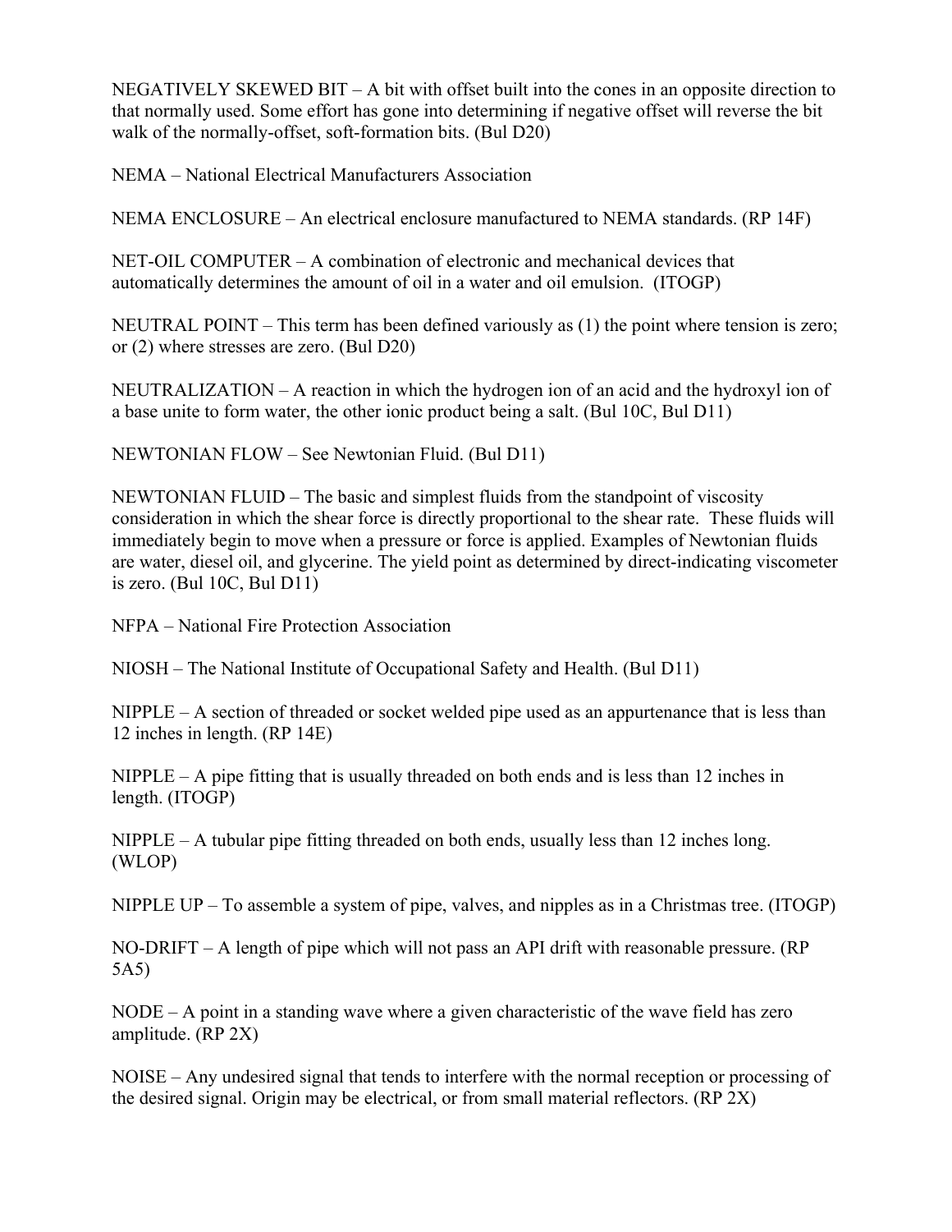NEGATIVELY SKEWED BIT – A bit with offset built into the cones in an opposite direction to that normally used. Some effort has gone into determining if negative offset will reverse the bit walk of the normally-offset, soft-formation bits. (Bul D20)

NEMA – National Electrical Manufacturers Association

NEMA ENCLOSURE – An electrical enclosure manufactured to NEMA standards. (RP 14F)

NET-OIL COMPUTER – A combination of electronic and mechanical devices that automatically determines the amount of oil in a water and oil emulsion. (ITOGP)

NEUTRAL POINT – This term has been defined variously as (1) the point where tension is zero; or (2) where stresses are zero. (Bul D20)

NEUTRALIZATION – A reaction in which the hydrogen ion of an acid and the hydroxyl ion of a base unite to form water, the other ionic product being a salt. (Bul 10C, Bul D11)

NEWTONIAN FLOW – See Newtonian Fluid. (Bul D11)

NEWTONIAN FLUID – The basic and simplest fluids from the standpoint of viscosity consideration in which the shear force is directly proportional to the shear rate. These fluids will immediately begin to move when a pressure or force is applied. Examples of Newtonian fluids are water, diesel oil, and glycerine. The yield point as determined by direct-indicating viscometer is zero. (Bul 10C, Bul D11)

NFPA – National Fire Protection Association

NIOSH – The National Institute of Occupational Safety and Health. (Bul D11)

NIPPLE – A section of threaded or socket welded pipe used as an appurtenance that is less than 12 inches in length. (RP 14E)

NIPPLE – A pipe fitting that is usually threaded on both ends and is less than 12 inches in length. (ITOGP)

NIPPLE – A tubular pipe fitting threaded on both ends, usually less than 12 inches long. (WLOP)

NIPPLE UP – To assemble a system of pipe, valves, and nipples as in a Christmas tree. (ITOGP)

NO-DRIFT – A length of pipe which will not pass an API drift with reasonable pressure. (RP 5A5)

NODE – A point in a standing wave where a given characteristic of the wave field has zero amplitude. (RP 2X)

NOISE – Any undesired signal that tends to interfere with the normal reception or processing of the desired signal. Origin may be electrical, or from small material reflectors. (RP 2X)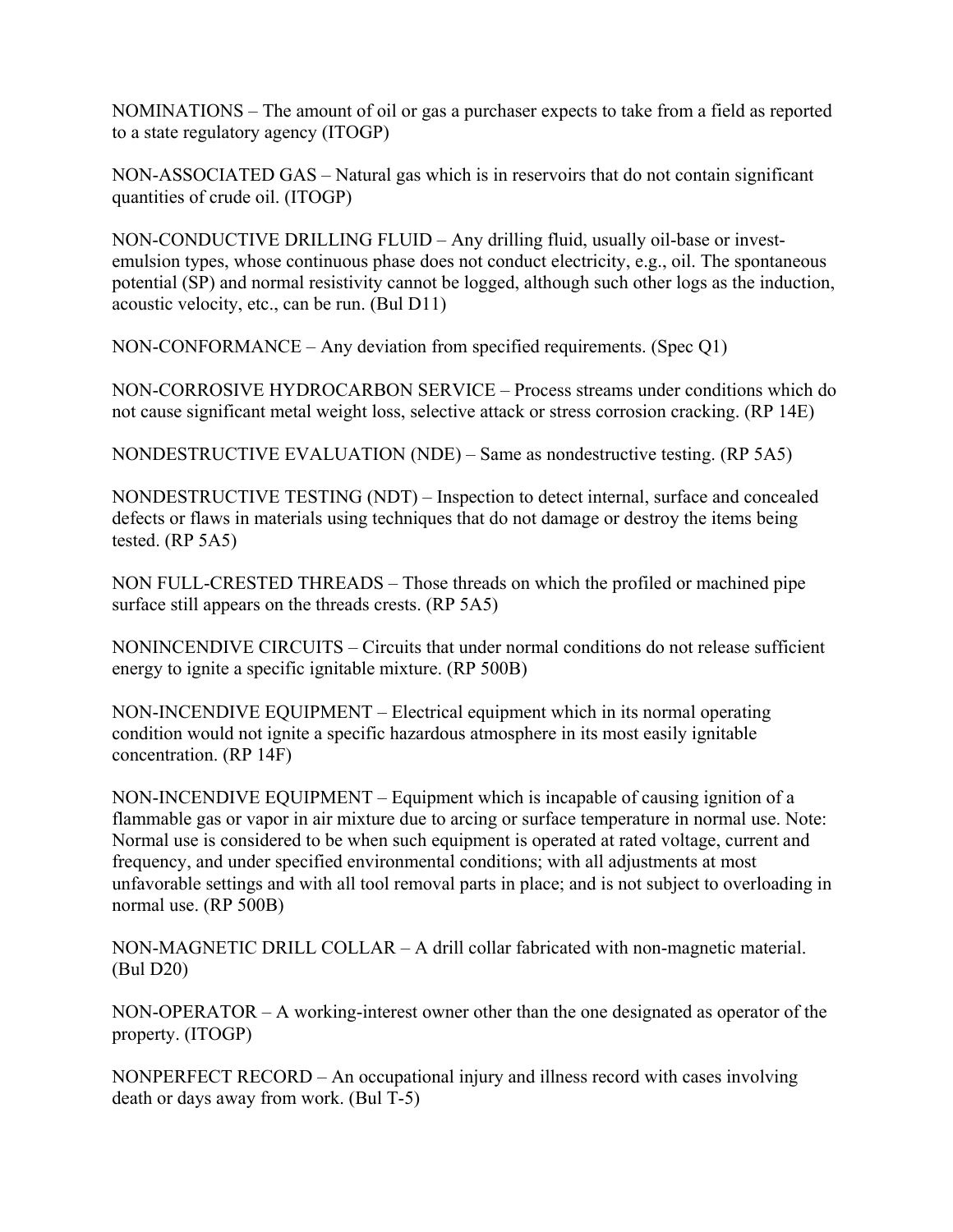NOMINATIONS – The amount of oil or gas a purchaser expects to take from a field as reported to a state regulatory agency (ITOGP)

NON-ASSOCIATED GAS – Natural gas which is in reservoirs that do not contain significant quantities of crude oil. (ITOGP)

NON-CONDUCTIVE DRILLING FLUID – Any drilling fluid, usually oil-base or invest-emulsion types, whose continuous phase does not conduct electricity, e.g., oil. The spontaneous potential (SP) and normal resistivity cannot be logged, although such other logs as the induction, acoustic velocity, etc., can be run. (Bul D11)

NON-CONFORMANCE – Any deviation from specified requirements. (Spec Q1)

NON-CORROSIVE HYDROCARBON SERVICE – Process streams under conditions which do not cause significant metal weight loss, selective attack or stress corrosion cracking. (RP 14E)

NONDESTRUCTIVE EVALUATION (NDE) – Same as nondestructive testing. (RP 5A5)

NONDESTRUCTIVE TESTING (NDT) – Inspection to detect internal, surface and concealed defects or flaws in materials using techniques that do not damage or destroy the items being tested. (RP 5A5)

NON FULL-CRESTED THREADS – Those threads on which the profiled or machined pipe surface still appears on the threads crests. (RP 5A5)

NONINCENDIVE CIRCUITS – Circuits that under normal conditions do not release sufficient energy to ignite a specific ignitable mixture. (RP 500B)

NON-INCENDIVE EQUIPMENT – Electrical equipment which in its normal operating condition would not ignite a specific hazardous atmosphere in its most easily ignitable concentration. (RP 14F)

NON-INCENDIVE EQUIPMENT – Equipment which is incapable of causing ignition of a flammable gas or vapor in air mixture due to arcing or surface temperature in normal use. Note: Normal use is considered to be when such equipment is operated at rated voltage, current and frequency, and under specified environmental conditions; with all adjustments at most unfavorable settings and with all tool removal parts in place; and is not subject to overloading in normal use. (RP 500B)

NON-MAGNETIC DRILL COLLAR – A drill collar fabricated with non-magnetic material. (Bul D20)

NON-OPERATOR – A working-interest owner other than the one designated as operator of the property. (ITOGP)

NONPERFECT RECORD – An occupational injury and illness record with cases involving death or days away from work. (Bul T-5)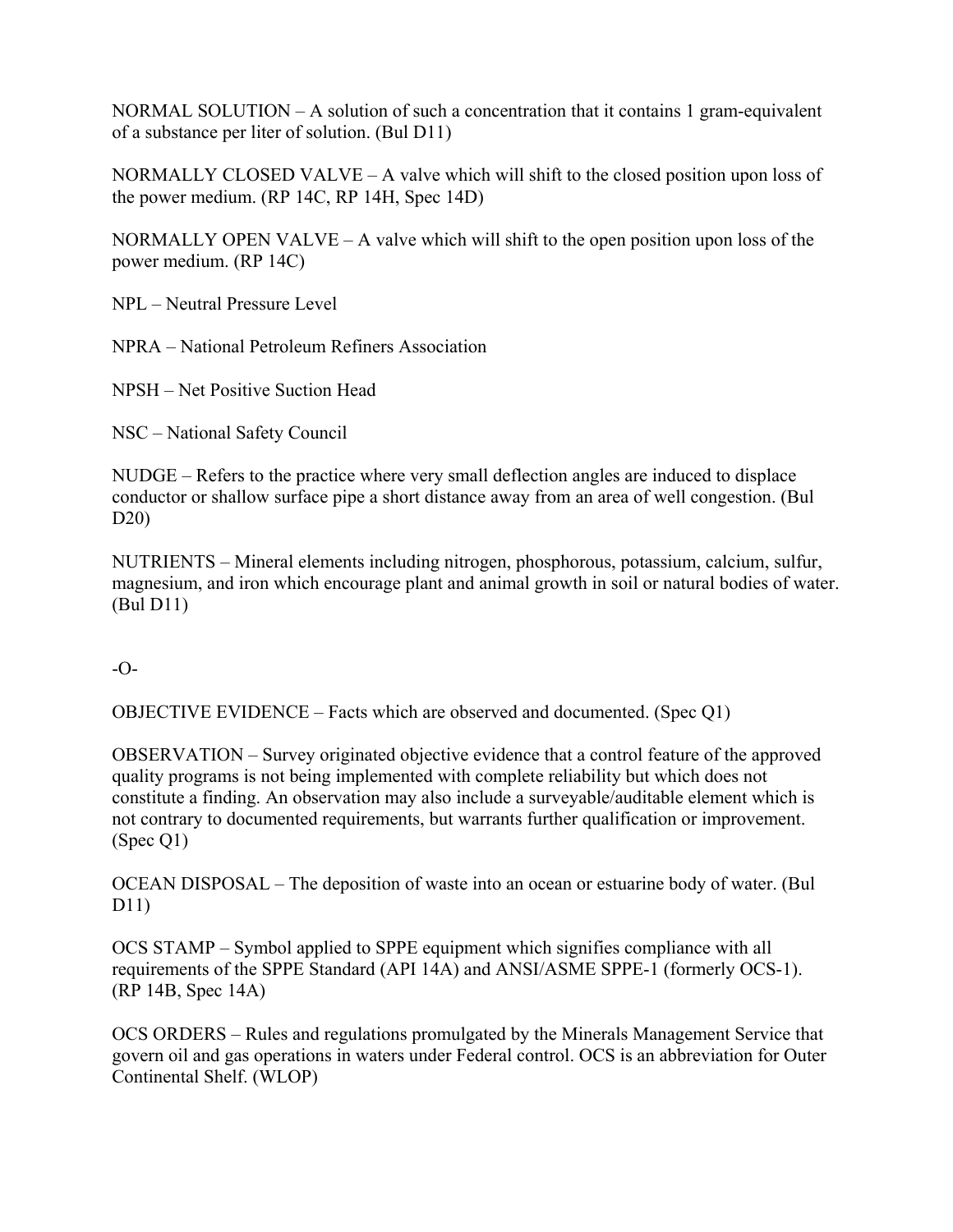NORMAL SOLUTION – A solution of such a concentration that it contains 1 gram-equivalent of a substance per liter of solution. (Bul D11)

NORMALLY CLOSED VALVE – A valve which will shift to the closed position upon loss of the power medium. (RP 14C, RP 14H, Spec 14D)

NORMALLY OPEN VALVE – A valve which will shift to the open position upon loss of the power medium. (RP 14C)

NPL – Neutral Pressure Level

NPRA – National Petroleum Refiners Association

NPSH – Net Positive Suction Head

NSC – National Safety Council

NUDGE – Refers to the practice where very small deflection angles are induced to displace conductor or shallow surface pipe a short distance away from an area of well congestion. (Bul D20)

NUTRIENTS – Mineral elements including nitrogen, phosphorous, potassium, calcium, sulfur, magnesium, and iron which encourage plant and animal growth in soil or natural bodies of water. (Bul D11)

-O-

OBJECTIVE EVIDENCE – Facts which are observed and documented. (Spec Q1)

OBSERVATION – Survey originated objective evidence that a control feature of the approved quality programs is not being implemented with complete reliability but which does not constitute a finding. An observation may also include a surveyable/auditable element which is not contrary to documented requirements, but warrants further qualification or improvement. (Spec Q1)

OCEAN DISPOSAL – The deposition of waste into an ocean or estuarine body of water. (Bul D11)

OCS STAMP – Symbol applied to SPPE equipment which signifies compliance with all requirements of the SPPE Standard (API 14A) and ANSI/ASME SPPE-1 (formerly OCS-1). (RP 14B, Spec 14A)

OCS ORDERS – Rules and regulations promulgated by the Minerals Management Service that govern oil and gas operations in waters under Federal control. OCS is an abbreviation for Outer Continental Shelf. (WLOP)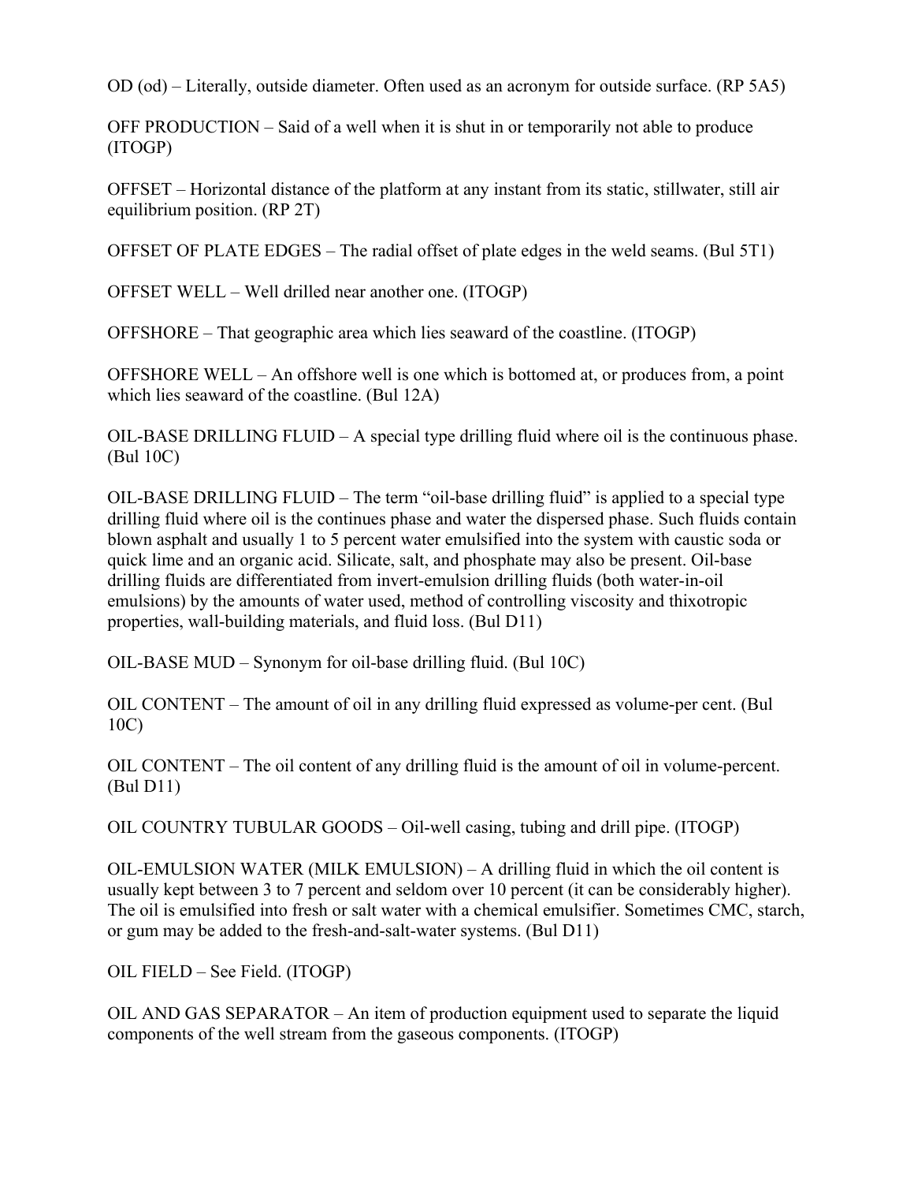OD (od) – Literally, outside diameter. Often used as an acronym for outside surface. (RP 5A5)

OFF PRODUCTION – Said of a well when it is shut in or temporarily not able to produce (ITOGP)

OFFSET – Horizontal distance of the platform at any instant from its static, stillwater, still air equilibrium position. (RP 2T)

OFFSET OF PLATE EDGES – The radial offset of plate edges in the weld seams. (Bul 5T1)

OFFSET WELL – Well drilled near another one. (ITOGP)

OFFSHORE – That geographic area which lies seaward of the coastline. (ITOGP)

OFFSHORE WELL – An offshore well is one which is bottomed at, or produces from, a point which lies seaward of the coastline. (Bul 12A)

OIL-BASE DRILLING FLUID – A special type drilling fluid where oil is the continuous phase. (Bul 10C)

OIL-BASE DRILLING FLUID – The term "oil-base drilling fluid" is applied to a special type drilling fluid where oil is the continues phase and water the dispersed phase. Such fluids contain blown asphalt and usually 1 to 5 percent water emulsified into the system with caustic soda or quick lime and an organic acid. Silicate, salt, and phosphate may also be present. Oil-base drilling fluids are differentiated from invert-emulsion drilling fluids (both water-in-oil emulsions) by the amounts of water used, method of controlling viscosity and thixotropic properties, wall-building materials, and fluid loss. (Bul D11)

OIL-BASE MUD – Synonym for oil-base drilling fluid. (Bul 10C)

OIL CONTENT – The amount of oil in any drilling fluid expressed as volume-per cent. (Bul 10C)

OIL CONTENT – The oil content of any drilling fluid is the amount of oil in volume-percent. (Bul D11)

OIL COUNTRY TUBULAR GOODS – Oil-well casing, tubing and drill pipe. (ITOGP)

OIL-EMULSION WATER (MILK EMULSION) – A drilling fluid in which the oil content is usually kept between 3 to 7 percent and seldom over 10 percent (it can be considerably higher). The oil is emulsified into fresh or salt water with a chemical emulsifier. Sometimes CMC, starch, or gum may be added to the fresh-and-salt-water systems. (Bul D11)

OIL FIELD – See Field. (ITOGP)

OIL AND GAS SEPARATOR – An item of production equipment used to separate the liquid components of the well stream from the gaseous components. (ITOGP)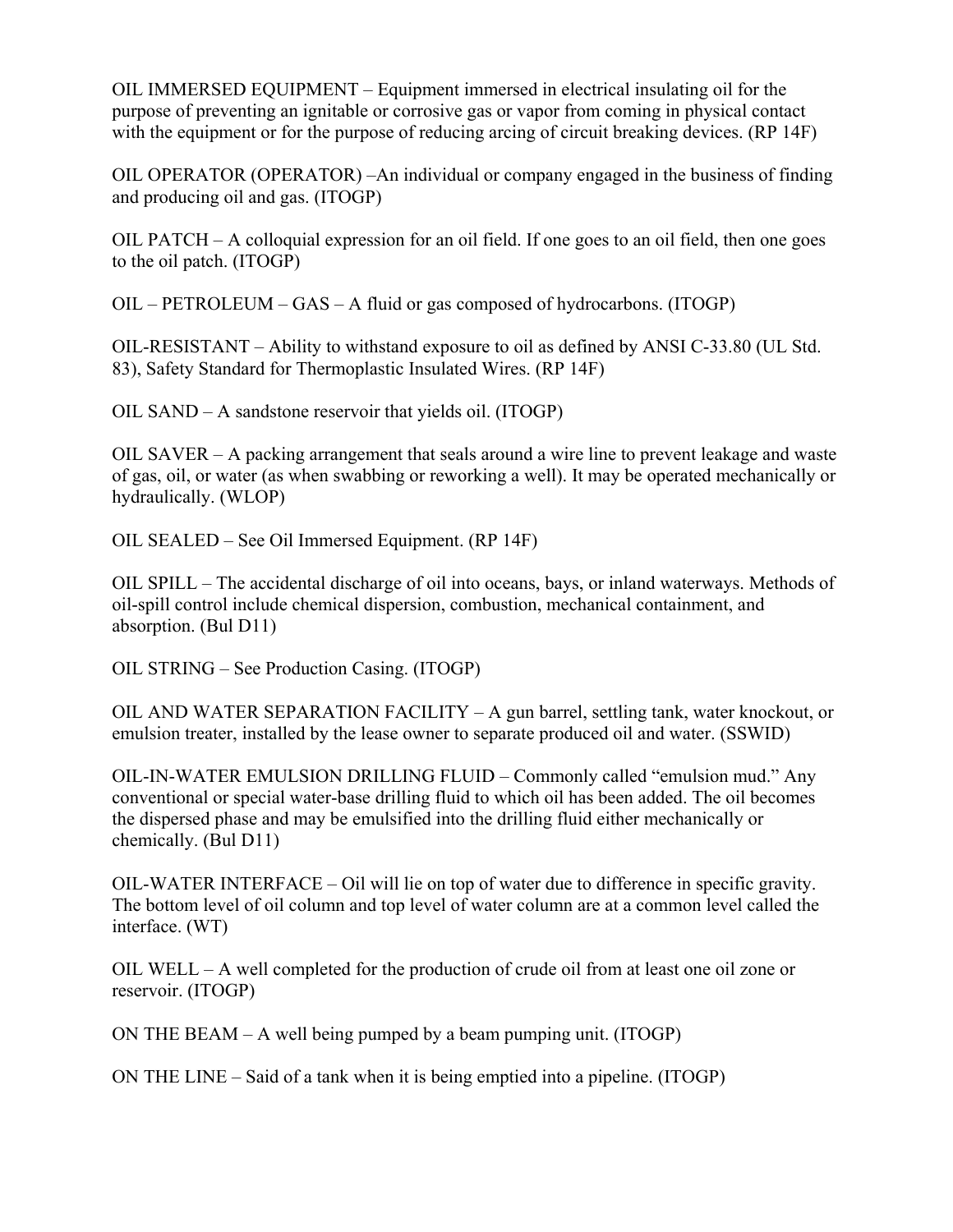OIL IMMERSED EQUIPMENT – Equipment immersed in electrical insulating oil for the purpose of preventing an ignitable or corrosive gas or vapor from coming in physical contact with the equipment or for the purpose of reducing arcing of circuit breaking devices. (RP 14F)

OIL OPERATOR (OPERATOR) –An individual or company engaged in the business of finding and producing oil and gas. (ITOGP)

OIL PATCH – A colloquial expression for an oil field. If one goes to an oil field, then one goes to the oil patch. (ITOGP)

OIL – PETROLEUM – GAS – A fluid or gas composed of hydrocarbons. (ITOGP)

OIL-RESISTANT – Ability to withstand exposure to oil as defined by ANSI C-33.80 (UL Std. 83), Safety Standard for Thermoplastic Insulated Wires. (RP 14F)

OIL SAND – A sandstone reservoir that yields oil. (ITOGP)

OIL SAVER – A packing arrangement that seals around a wire line to prevent leakage and waste of gas, oil, or water (as when swabbing or reworking a well). It may be operated mechanically or hydraulically. (WLOP)

OIL SEALED – See Oil Immersed Equipment. (RP 14F)

OIL SPILL – The accidental discharge of oil into oceans, bays, or inland waterways. Methods of oil-spill control include chemical dispersion, combustion, mechanical containment, and absorption. (Bul D11)

OIL STRING – See Production Casing. (ITOGP)

OIL AND WATER SEPARATION FACILITY – A gun barrel, settling tank, water knockout, or emulsion treater, installed by the lease owner to separate produced oil and water. (SSWID)

OIL-IN-WATER EMULSION DRILLING FLUID – Commonly called “emulsion mud.” Any conventional or special water-base drilling fluid to which oil has been added. The oil becomes the dispersed phase and may be emulsified into the drilling fluid either mechanically or chemically. (Bul D11)

OIL-WATER INTERFACE – Oil will lie on top of water due to difference in specific gravity. The bottom level of oil column and top level of water column are at a common level called the interface. (WT)

OIL WELL – A well completed for the production of crude oil from at least one oil zone or reservoir. (ITOGP)

ON THE BEAM – A well being pumped by a beam pumping unit. (ITOGP)

ON THE LINE – Said of a tank when it is being emptied into a pipeline. (ITOGP)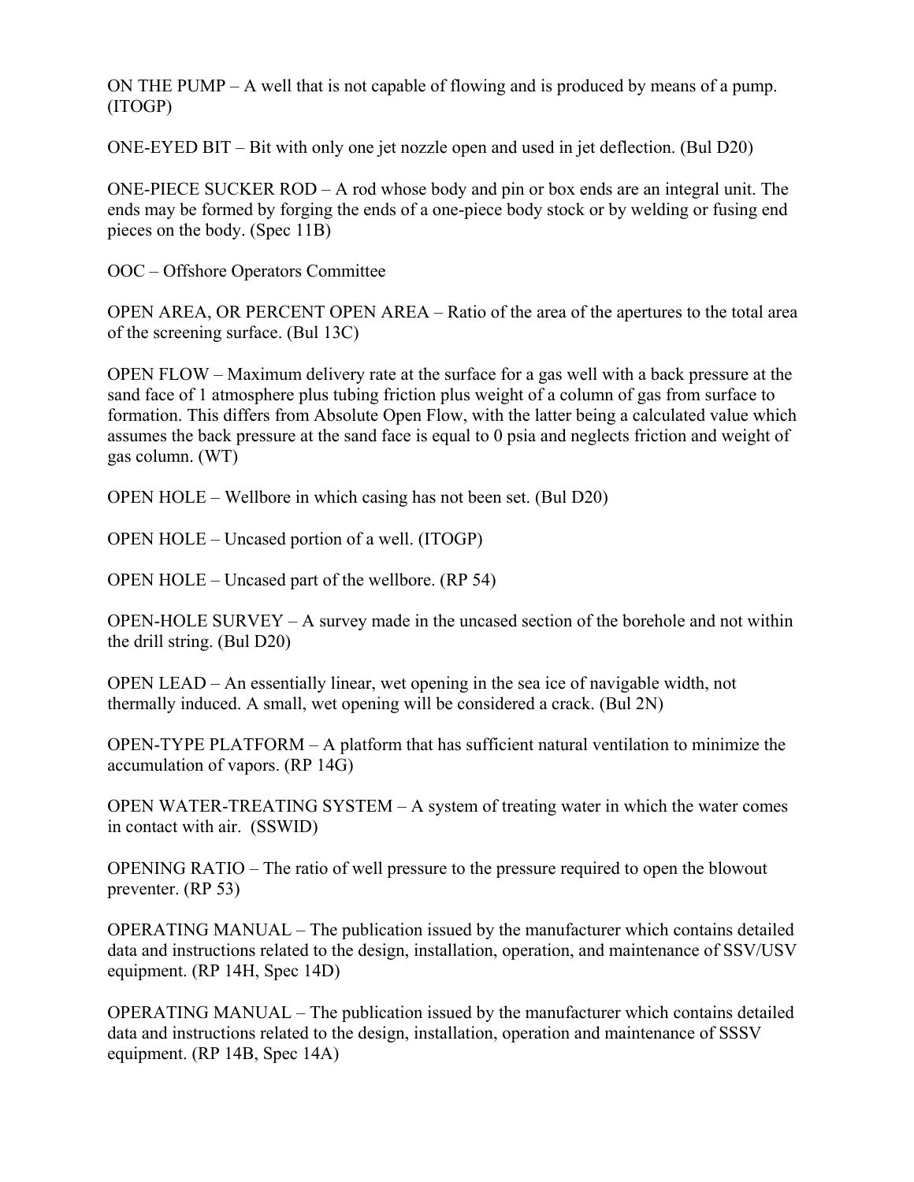ON THE PUMP – A well that is not capable of flowing and is produced by means of a pump. (ITOGP)

ONE-EYED BIT – Bit with only one jet nozzle open and used in jet deflection. (Bul D20)

ONE-PIECE SUCKER ROD – A rod whose body and pin or box ends are an integral unit. The ends may be formed by forging the ends of a one-piece body stock or by welding or fusing end pieces on the body. (Spec 11B)

OOC – Offshore Operators Committee

OPEN AREA, OR PERCENT OPEN AREA – Ratio of the area of the apertures to the total area of the screening surface. (Bul 13C)

OPEN FLOW – Maximum delivery rate at the surface for a gas well with a back pressure at the sand face of 1 atmosphere plus tubing friction plus weight of a column of gas from surface to formation. This differs from Absolute Open Flow, with the latter being a calculated value which assumes the back pressure at the sand face is equal to 0 psia and neglects friction and weight of gas column. (WT)

OPEN HOLE – Wellbore in which casing has not been set. (Bul D20)

OPEN HOLE – Uncased portion of a well. (ITOGP)

OPEN HOLE – Uncased part of the wellbore. (RP 54)

OPEN-HOLE SURVEY – A survey made in the uncased section of the borehole and not within the drill string. (Bul D20)

OPEN LEAD – An essentially linear, wet opening in the sea ice of navigable width, not thermally induced. A small, wet opening will be considered a crack. (Bul 2N)

OPEN-TYPE PLATFORM – A platform that has sufficient natural ventilation to minimize the accumulation of vapors. (RP 14G)

OPEN WATER-TREATING SYSTEM – A system of treating water in which the water comes in contact with air. (SSWID)

OPENING RATIO – The ratio of well pressure to the pressure required to open the blowout preventer. (RP 53)

OPERATING MANUAL – The publication issued by the manufacturer which contains detailed data and instructions related to the design, installation, operation, and maintenance of SSV/USV equipment. (RP 14H, Spec 14D)

OPERATING MANUAL – The publication issued by the manufacturer which contains detailed data and instructions related to the design, installation, operation and maintenance of SSSV equipment. (RP 14B, Spec 14A)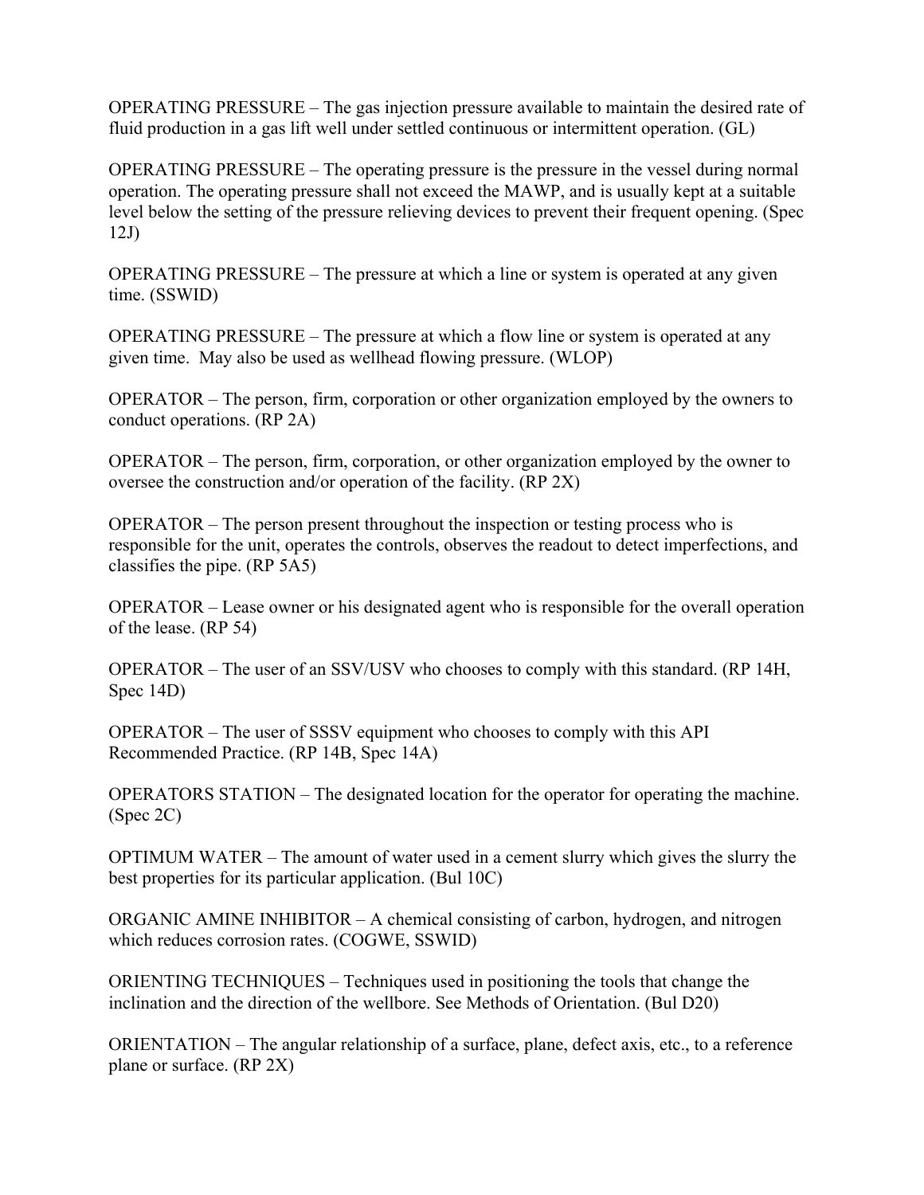OPERATING PRESSURE – The gas injection pressure available to maintain the desired rate of fluid production in a gas lift well under settled continuous or intermittent operation. (GL)

OPERATING PRESSURE – The operating pressure is the pressure in the vessel during normal operation. The operating pressure shall not exceed the MAWP, and is usually kept at a suitable level below the setting of the pressure relieving devices to prevent their frequent opening. (Spec 12J)

OPERATING PRESSURE – The pressure at which a line or system is operated at any given time. (SSWID)

OPERATING PRESSURE – The pressure at which a flow line or system is operated at any given time. May also be used as wellhead flowing pressure. (WLOP)

OPERATOR – The person, firm, corporation or other organization employed by the owners to conduct operations. (RP 2A)

OPERATOR – The person, firm, corporation, or other organization employed by the owner to oversee the construction and/or operation of the facility. (RP 2X)

OPERATOR – The person present throughout the inspection or testing process who is responsible for the unit, operates the controls, observes the readout to detect imperfections, and classifies the pipe. (RP 5A5)

OPERATOR – Lease owner or his designated agent who is responsible for the overall operation of the lease. (RP 54)

OPERATOR – The user of an SSV/USV who chooses to comply with this standard. (RP 14H, Spec 14D)

OPERATOR – The user of SSSV equipment who chooses to comply with this API Recommended Practice. (RP 14B, Spec 14A)

OPERATORS STATION – The designated location for the operator for operating the machine. (Spec 2C)

OPTIMUM WATER – The amount of water used in a cement slurry which gives the slurry the best properties for its particular application. (Bul 10C)

ORGANIC AMINE INHIBITOR – A chemical consisting of carbon, hydrogen, and nitrogen which reduces corrosion rates. (COGWE, SSWID)

ORIENTING TECHNIQUES – Techniques used in positioning the tools that change the inclination and the direction of the wellbore. See Methods of Orientation. (Bul D20)

ORIENTATION – The angular relationship of a surface, plane, defect axis, etc., to a reference plane or surface. (RP 2X)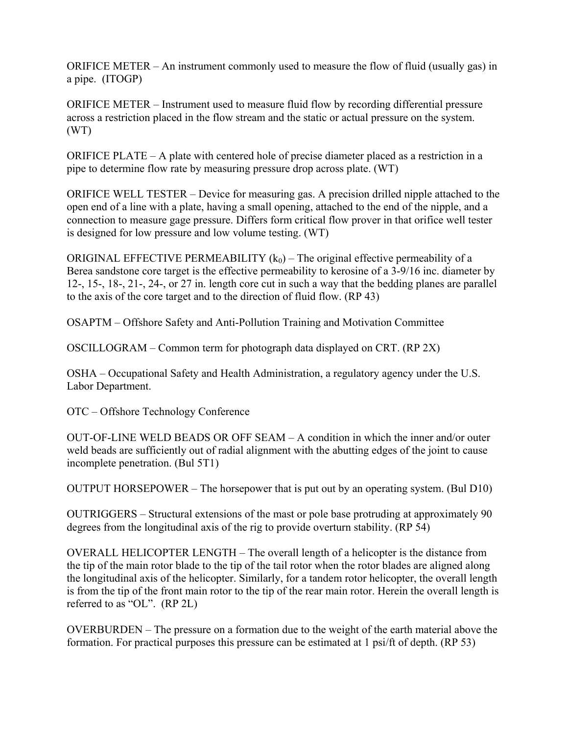ORIFICE METER – An instrument commonly used to measure the flow of fluid (usually gas) in a pipe. (ITOGP)

ORIFICE METER – Instrument used to measure fluid flow by recording differential pressure across a restriction placed in the flow stream and the static or actual pressure on the system. (WT)

ORIFICE PLATE – A plate with centered hole of precise diameter placed as a restriction in a pipe to determine flow rate by measuring pressure drop across plate. (WT)

ORIFICE WELL TESTER – Device for measuring gas. A precision drilled nipple attached to the open end of a line with a plate, having a small opening, attached to the end of the nipple, and a connection to measure gage pressure. Differs form critical flow prover in that orifice well tester is designed for low pressure and low volume testing. (WT)

ORIGINAL EFFECTIVE PERMEABILITY ($k_0$) – The original effective permeability of a Berea sandstone core target is the effective permeability to kerosine of a 3-9/16 inc. diameter by 12-, 15-, 18-, 21-, 24-, or 27 in. length core cut in such a way that the bedding planes are parallel to the axis of the core target and to the direction of fluid flow. (RP 43)

OSAPTM – Offshore Safety and Anti-Pollution Training and Motivation Committee

OSCILLOGRAM – Common term for photograph data displayed on CRT. (RP 2X)

OSHA – Occupational Safety and Health Administration, a regulatory agency under the U.S. Labor Department.

OTC – Offshore Technology Conference

OUT-OF-LINE WELD BEADS OR OFF SEAM – A condition in which the inner and/or outer weld beads are sufficiently out of radial alignment with the abutting edges of the joint to cause incomplete penetration. (Bul 5T1)

OUTPUT HORSEPOWER – The horsepower that is put out by an operating system. (Bul D10)

OUTRIGGERS – Structural extensions of the mast or pole base protruding at approximately 90 degrees from the longitudinal axis of the rig to provide overturn stability. (RP 54)

OVERALL HELICOPTER LENGTH – The overall length of a helicopter is the distance from the tip of the main rotor blade to the tip of the tail rotor when the rotor blades are aligned along the longitudinal axis of the helicopter. Similarly, for a tandem rotor helicopter, the overall length is from the tip of the front main rotor to the tip of the rear main rotor. Herein the overall length is referred to as "OL". (RP 2L)

OVERBURDEN – The pressure on a formation due to the weight of the earth material above the formation. For practical purposes this pressure can be estimated at 1 psi/ft of depth. (RP 53)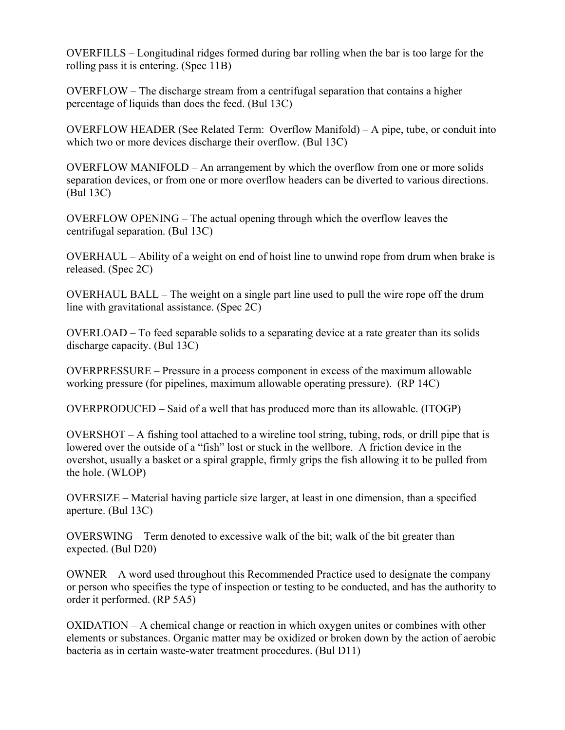OVERFILLS – Longitudinal ridges formed during bar rolling when the bar is too large for the rolling pass it is entering. (Spec 11B)

OVERFLOW – The discharge stream from a centrifugal separation that contains a higher percentage of liquids than does the feed. (Bul 13C)

OVERFLOW HEADER (See Related Term: Overflow Manifold) – A pipe, tube, or conduit into which two or more devices discharge their overflow. (Bul 13C)

OVERFLOW MANIFOLD – An arrangement by which the overflow from one or more solids separation devices, or from one or more overflow headers can be diverted to various directions. (Bul 13C)

OVERFLOW OPENING – The actual opening through which the overflow leaves the centrifugal separation. (Bul 13C)

OVERHAUL – Ability of a weight on end of hoist line to unwind rope from drum when brake is released. (Spec 2C)

OVERHAUL BALL – The weight on a single part line used to pull the wire rope off the drum line with gravitational assistance. (Spec 2C)

OVERLOAD – To feed separable solids to a separating device at a rate greater than its solids discharge capacity. (Bul 13C)

OVERPRESSURE – Pressure in a process component in excess of the maximum allowable working pressure (for pipelines, maximum allowable operating pressure). (RP 14C)

OVERPRODUCED – Said of a well that has produced more than its allowable. (ITOGP)

OVERSHOT – A fishing tool attached to a wireline tool string, tubing, rods, or drill pipe that is lowered over the outside of a "fish" lost or stuck in the wellbore. A friction device in the overshot, usually a basket or a spiral grapple, firmly grips the fish allowing it to be pulled from the hole. (WLOP)

OVERSIZE – Material having particle size larger, at least in one dimension, than a specified aperture. (Bul 13C)

OVERSWING – Term denoted to excessive walk of the bit; walk of the bit greater than expected. (Bul D20)

OWNER – A word used throughout this Recommended Practice used to designate the company or person who specifies the type of inspection or testing to be conducted, and has the authority to order it performed. (RP 5A5)

OXIDATION – A chemical change or reaction in which oxygen unites or combines with other elements or substances. Organic matter may be oxidized or broken down by the action of aerobic bacteria as in certain waste-water treatment procedures. (Bul D11)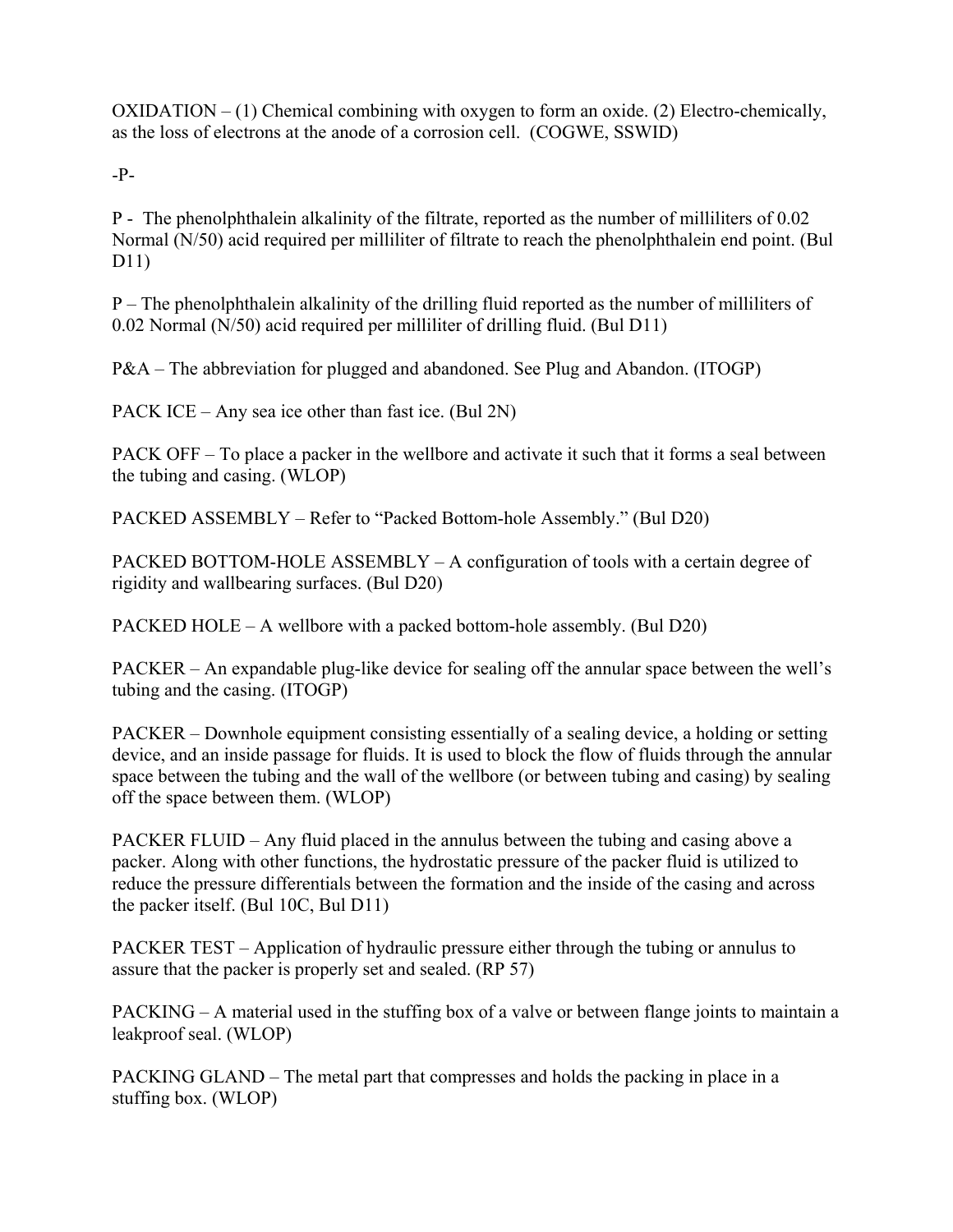OXIDATION – (1) Chemical combining with oxygen to form an oxide. (2) Electro-chemically, as the loss of electrons at the anode of a corrosion cell. (COGWE, SSWID)

-P-

P - The phenolphthalein alkalinity of the filtrate, reported as the number of milliliters of 0.02 Normal (N/50) acid required per milliliter of filtrate to reach the phenolphthalein end point. (Bul D11)

P – The phenolphthalein alkalinity of the drilling fluid reported as the number of milliliters of 0.02 Normal (N/50) acid required per milliliter of drilling fluid. (Bul D11)

P&A – The abbreviation for plugged and abandoned. See Plug and Abandon. (ITOGP)

PACK ICE – Any sea ice other than fast ice. (Bul 2N)

PACK OFF – To place a packer in the wellbore and activate it such that it forms a seal between the tubing and casing. (WLOP)

PACKED ASSEMBLY – Refer to "Packed Bottom-hole Assembly." (Bul D20)

PACKED BOTTOM-HOLE ASSEMBLY – A configuration of tools with a certain degree of rigidity and wallbearing surfaces. (Bul D20)

PACKED HOLE – A wellbore with a packed bottom-hole assembly. (Bul D20)

PACKER – An expandable plug-like device for sealing off the annular space between the well's tubing and the casing. (ITOGP)

PACKER – Downhole equipment consisting essentially of a sealing device, a holding or setting device, and an inside passage for fluids. It is used to block the flow of fluids through the annular space between the tubing and the wall of the wellbore (or between tubing and casing) by sealing off the space between them. (WLOP)

PACKER FLUID – Any fluid placed in the annulus between the tubing and casing above a packer. Along with other functions, the hydrostatic pressure of the packer fluid is utilized to reduce the pressure differentials between the formation and the inside of the casing and across the packer itself. (Bul 10C, Bul D11)

PACKER TEST – Application of hydraulic pressure either through the tubing or annulus to assure that the packer is properly set and sealed. (RP 57)

PACKING – A material used in the stuffing box of a valve or between flange joints to maintain a leakproof seal. (WLOP)

PACKING GLAND – The metal part that compresses and holds the packing in place in a stuffing box. (WLOP)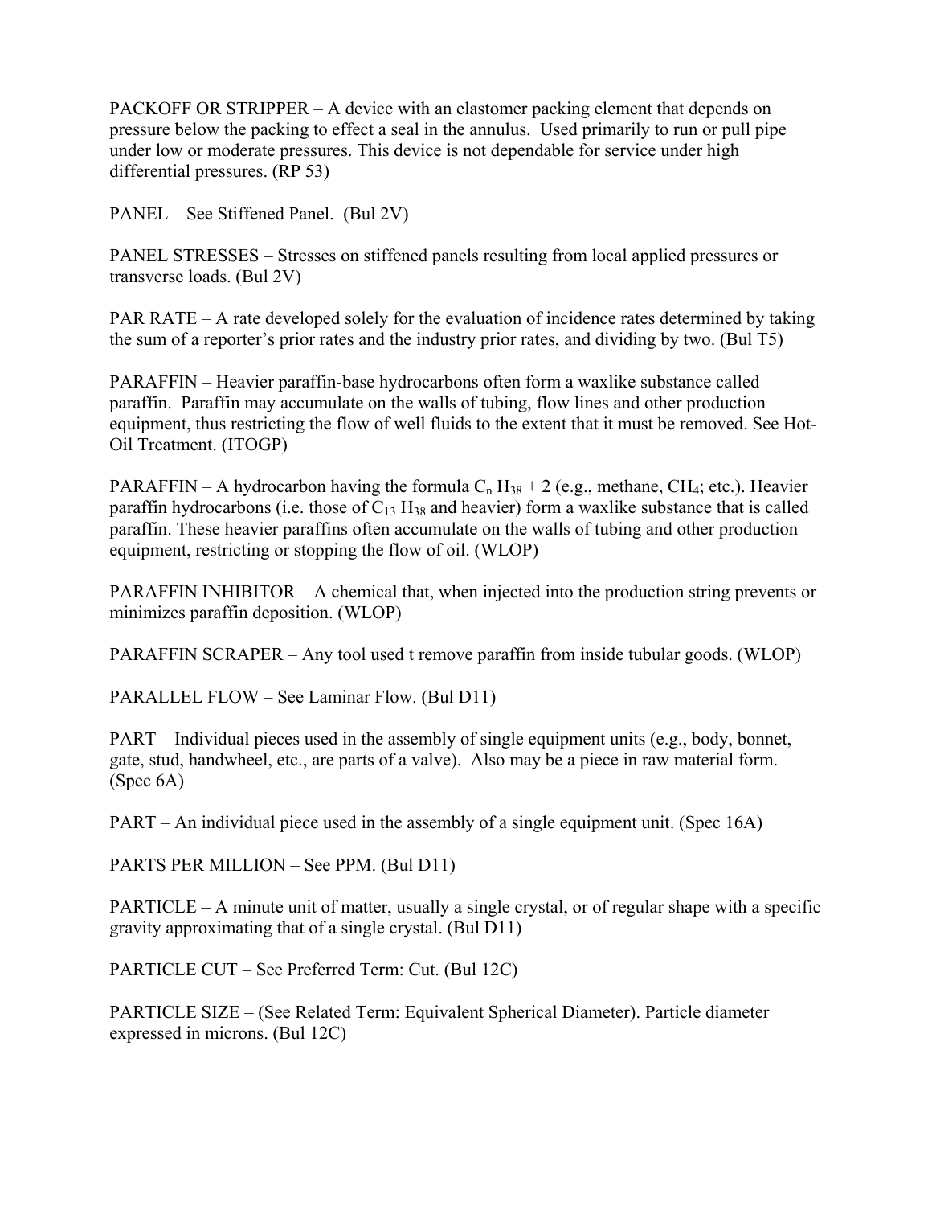PACKOFF OR STRIPPER – A device with an elastomer packing element that depends on pressure below the packing to effect a seal in the annulus. Used primarily to run or pull pipe under low or moderate pressures. This device is not dependable for service under high differential pressures. (RP 53)

PANEL – See Stiffened Panel. (Bul 2V)

PANEL STRESSES – Stresses on stiffened panels resulting from local applied pressures or transverse loads. (Bul 2V)

PAR RATE – A rate developed solely for the evaluation of incidence rates determined by taking the sum of a reporter's prior rates and the industry prior rates, and dividing by two. (Bul T5)

PARAFFIN – Heavier paraffin-base hydrocarbons often form a waxlike substance called paraffin. Paraffin may accumulate on the walls of tubing, flow lines and other production equipment, thus restricting the flow of well fluids to the extent that it must be removed. See Hot-Oil Treatment. (ITOGP)

PARAFFIN – A hydrocarbon having the formula $C_n H_{38} + 2$ (e.g., methane, $CH_4$; etc.). Heavier paraffin hydrocarbons (i.e. those of $C_{13} H_{38}$ and heavier) form a waxlike substance that is called paraffin. These heavier paraffins often accumulate on the walls of tubing and other production equipment, restricting or stopping the flow of oil. (WLOP)

PARAFFIN INHIBITOR – A chemical that, when injected into the production string prevents or minimizes paraffin deposition. (WLOP)

PARAFFIN SCRAPER – Any tool used t remove paraffin from inside tubular goods. (WLOP)

PARALLEL FLOW – See Laminar Flow. (Bul D11)

PART – Individual pieces used in the assembly of single equipment units (e.g., body, bonnet, gate, stud, handwheel, etc., are parts of a valve). Also may be a piece in raw material form. (Spec 6A)

PART – An individual piece used in the assembly of a single equipment unit. (Spec 16A)

PARTS PER MILLION – See PPM. (Bul D11)

PARTICLE – A minute unit of matter, usually a single crystal, or of regular shape with a specific gravity approximating that of a single crystal. (Bul D11)

PARTICLE CUT – See Preferred Term: Cut. (Bul 12C)

PARTICLE SIZE – (See Related Term: Equivalent Spherical Diameter). Particle diameter expressed in microns. (Bul 12C)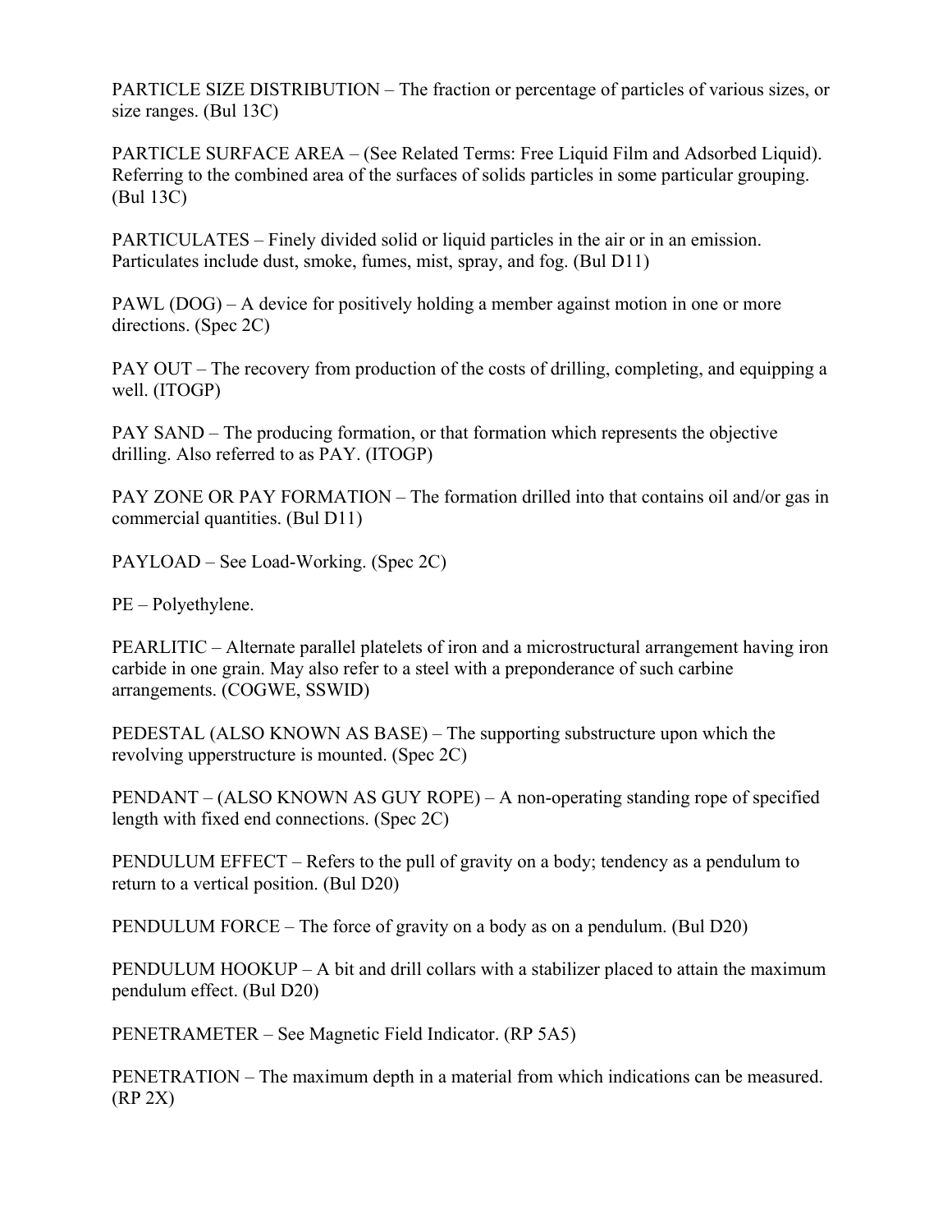PARTICLE SIZE DISTRIBUTION – The fraction or percentage of particles of various sizes, or size ranges. (Bul 13C)

PARTICLE SURFACE AREA – (See Related Terms: Free Liquid Film and Adsorbed Liquid). Referring to the combined area of the surfaces of solids particles in some particular grouping. (Bul 13C)

PARTICULATES – Finely divided solid or liquid particles in the air or in an emission. Particulates include dust, smoke, fumes, mist, spray, and fog. (Bul D11)

PAWL (DOG) – A device for positively holding a member against motion in one or more directions. (Spec 2C)

PAY OUT – The recovery from production of the costs of drilling, completing, and equipping a well. (ITOGP)

PAY SAND – The producing formation, or that formation which represents the objective drilling. Also referred to as PAY. (ITOGP)

PAY ZONE OR PAY FORMATION – The formation drilled into that contains oil and/or gas in commercial quantities. (Bul D11)

PAYLOAD – See Load-Working. (Spec 2C)

PE – Polyethylene.

PEARLITIC – Alternate parallel platelets of iron and a microstructural arrangement having iron carbide in one grain. May also refer to a steel with a preponderance of such carbine arrangements. (COGWE, SSWID)

PEDESTAL (ALSO KNOWN AS BASE) – The supporting substructure upon which the revolving upperstructure is mounted. (Spec 2C)

PENDANT – (ALSO KNOWN AS GUY ROPE) – A non-operating standing rope of specified length with fixed end connections. (Spec 2C)

PENDULUM EFFECT – Refers to the pull of gravity on a body; tendency as a pendulum to return to a vertical position. (Bul D20)

PENDULUM FORCE – The force of gravity on a body as on a pendulum. (Bul D20)

PENDULUM HOOKUP – A bit and drill collars with a stabilizer placed to attain the maximum pendulum effect. (Bul D20)

PENETRAMETER – See Magnetic Field Indicator. (RP 5A5)

PENETRATION – The maximum depth in a material from which indications can be measured. (RP 2X)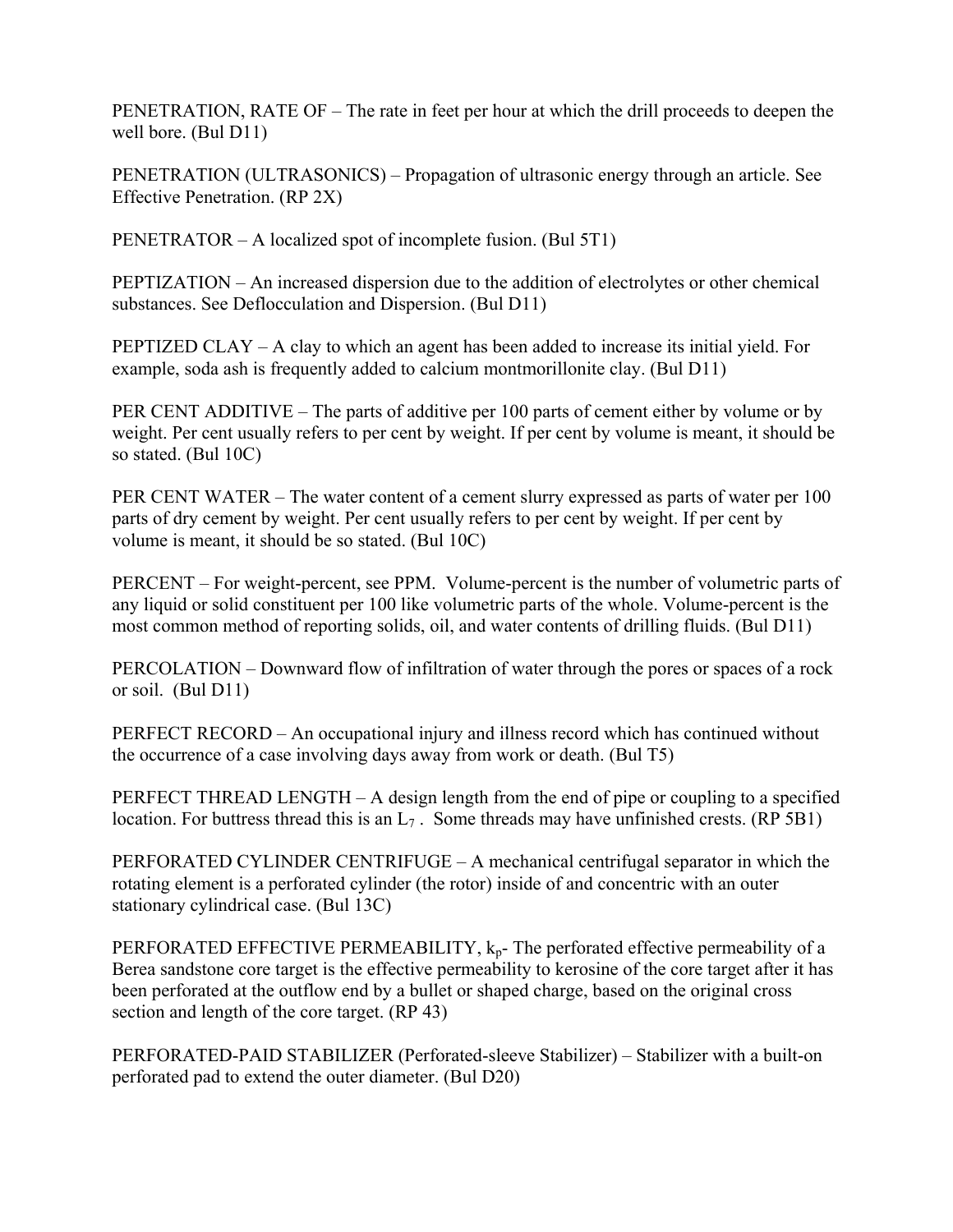PENETRATION, RATE OF – The rate in feet per hour at which the drill proceeds to deepen the well bore. (Bul D11)

PENETRATION (ULTRASONICS) – Propagation of ultrasonic energy through an article. See Effective Penetration. (RP 2X)

PENETRATOR – A localized spot of incomplete fusion. (Bul 5T1)

PEPTIZATION – An increased dispersion due to the addition of electrolytes or other chemical substances. See Deflocculation and Dispersion. (Bul D11)

PEPTIZED CLAY – A clay to which an agent has been added to increase its initial yield. For example, soda ash is frequently added to calcium montmorillonite clay. (Bul D11)

PER CENT ADDITIVE – The parts of additive per 100 parts of cement either by volume or by weight. Per cent usually refers to per cent by weight. If per cent by volume is meant, it should be so stated. (Bul 10C)

PER CENT WATER – The water content of a cement slurry expressed as parts of water per 100 parts of dry cement by weight. Per cent usually refers to per cent by weight. If per cent by volume is meant, it should be so stated. (Bul 10C)

PERCENT – For weight-percent, see PPM. Volume-percent is the number of volumetric parts of any liquid or solid constituent per 100 like volumetric parts of the whole. Volume-percent is the most common method of reporting solids, oil, and water contents of drilling fluids. (Bul D11)

PERCOLATION – Downward flow of infiltration of water through the pores or spaces of a rock or soil. (Bul D11)

PERFECT RECORD – An occupational injury and illness record which has continued without the occurrence of a case involving days away from work or death. (Bul T5)

PERFECT THREAD LENGTH – A design length from the end of pipe or coupling to a specified location. For buttress thread this is an $L_7$ . Some threads may have unfinished crests. (RP 5B1)

PERFORATED CYLINDER CENTRIFUGE – A mechanical centrifugal separator in which the rotating element is a perforated cylinder (the rotor) inside of and concentric with an outer stationary cylindrical case. (Bul 13C)

PERFORATED EFFECTIVE PERMEABILITY, $k_p$- The perforated effective permeability of a Berea sandstone core target is the effective permeability to kerosine of the core target after it has been perforated at the outflow end by a bullet or shaped charge, based on the original cross section and length of the core target. (RP 43)

PERFORATED-PAID STABILIZER (Perforated-sleeve Stabilizer) – Stabilizer with a built-on perforated pad to extend the outer diameter. (Bul D20)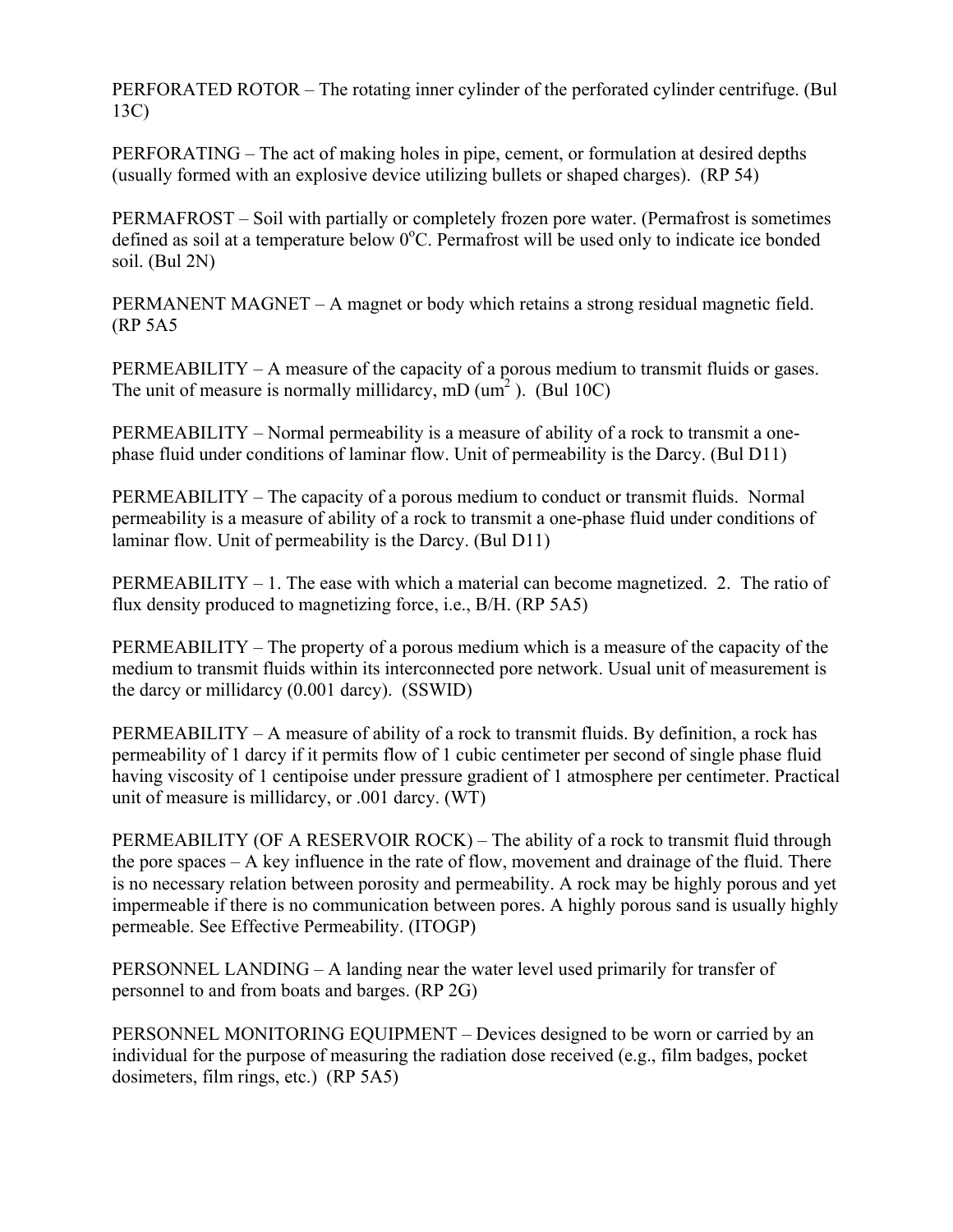PERFORATED ROTOR – The rotating inner cylinder of the perforated cylinder centrifuge. (Bul 13C)

PERFORATING – The act of making holes in pipe, cement, or formulation at desired depths (usually formed with an explosive device utilizing bullets or shaped charges). (RP 54)

PERMAFROST – Soil with partially or completely frozen pore water. (Permafrost is sometimes defined as soil at a temperature below $0^oC$. Permafrost will be used only to indicate ice bonded soil. (Bul 2N)

PERMANENT MAGNET – A magnet or body which retains a strong residual magnetic field. (RP 5A5

PERMEABILITY – A measure of the capacity of a porous medium to transmit fluids or gases. The unit of measure is normally millidarcy, mD ($um^2$ ). (Bul 10C)

PERMEABILITY – Normal permeability is a measure of ability of a rock to transmit a one-phase fluid under conditions of laminar flow. Unit of permeability is the Darcy. (Bul D11)

PERMEABILITY – The capacity of a porous medium to conduct or transmit fluids. Normal permeability is a measure of ability of a rock to transmit a one-phase fluid under conditions of laminar flow. Unit of permeability is the Darcy. (Bul D11)

PERMEABILITY – 1. The ease with which a material can become magnetized. 2. The ratio of flux density produced to magnetizing force, i.e., B/H. (RP 5A5)

PERMEABILITY – The property of a porous medium which is a measure of the capacity of the medium to transmit fluids within its interconnected pore network. Usual unit of measurement is the darcy or millidarcy (0.001 darcy). (SSWID)

PERMEABILITY – A measure of ability of a rock to transmit fluids. By definition, a rock has permeability of 1 darcy if it permits flow of 1 cubic centimeter per second of single phase fluid having viscosity of 1 centipoise under pressure gradient of 1 atmosphere per centimeter. Practical unit of measure is millidarcy, or .001 darcy. (WT)

PERMEABILITY (OF A RESERVOIR ROCK) – The ability of a rock to transmit fluid through the pore spaces – A key influence in the rate of flow, movement and drainage of the fluid. There is no necessary relation between porosity and permeability. A rock may be highly porous and yet impermeable if there is no communication between pores. A highly porous sand is usually highly permeable. See Effective Permeability. (ITOGP)

PERSONNEL LANDING – A landing near the water level used primarily for transfer of personnel to and from boats and barges. (RP 2G)

PERSONNEL MONITORING EQUIPMENT – Devices designed to be worn or carried by an individual for the purpose of measuring the radiation dose received (e.g., film badges, pocket dosimeters, film rings, etc.) (RP 5A5)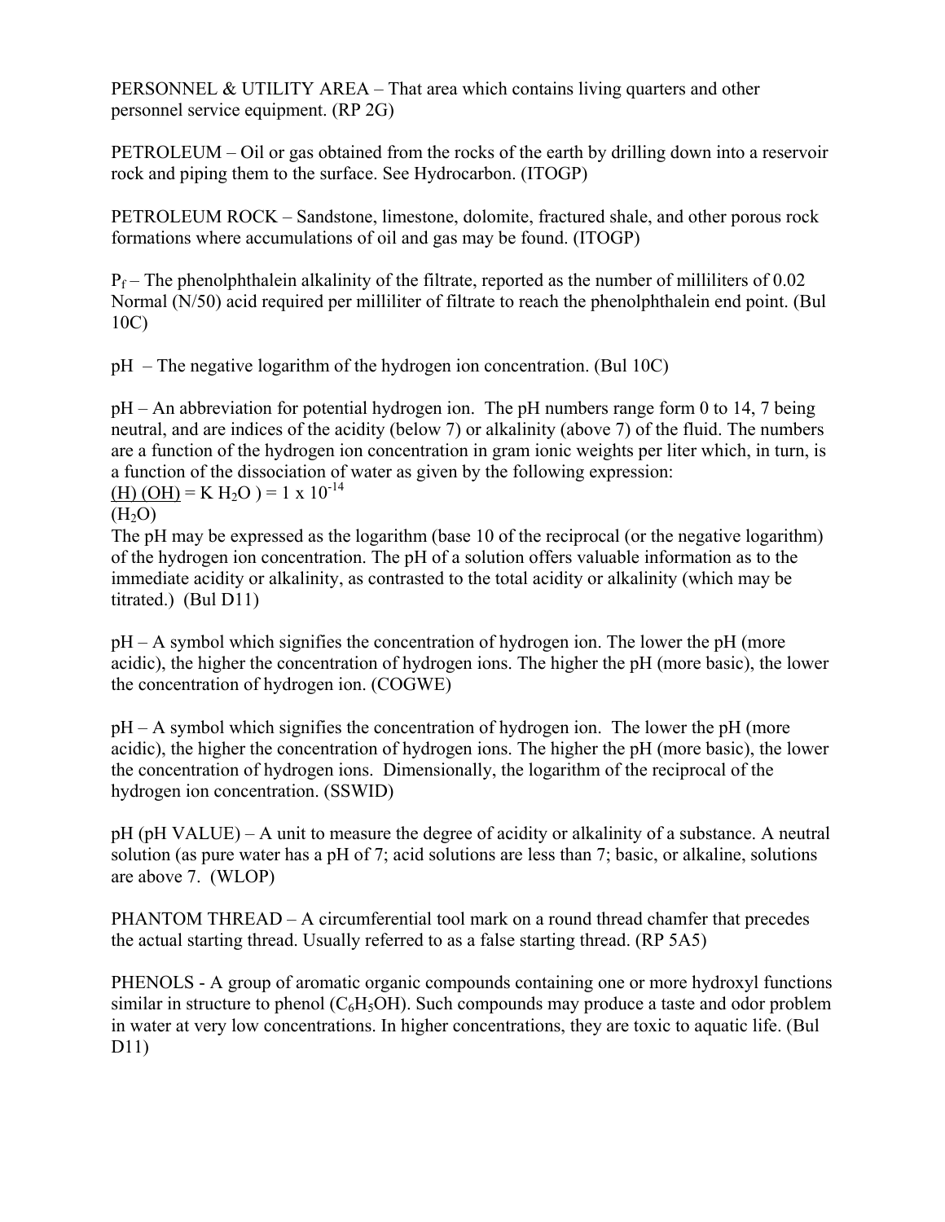PERSONNEL & UTILITY AREA – That area which contains living quarters and other personnel service equipment. (RP 2G)

PETROLEUM – Oil or gas obtained from the rocks of the earth by drilling down into a reservoir rock and piping them to the surface. See Hydrocarbon. (ITOGP)

PETROLEUM ROCK – Sandstone, limestone, dolomite, fractured shale, and other porous rock formations where accumulations of oil and gas may be found. (ITOGP)

$P_f$ – The phenolphthalein alkalinity of the filtrate, reported as the number of milliliters of 0.02 Normal (N/50) acid required per milliliter of filtrate to reach the phenolphthalein end point. (Bul 10C)

pH – The negative logarithm of the hydrogen ion concentration. (Bul 10C)

pH – An abbreviation for potential hydrogen ion. The pH numbers range form 0 to 14, 7 being neutral, and are indices of the acidity (below 7) or alkalinity (above 7) of the fluid. The numbers are a function of the hydrogen ion concentration in gram ionic weights per liter which, in turn, is a function of the dissociation of water as given by the following expression:

$$\frac{(H)\,(OH)}{(H_2O)} = K\ H_2O\ ) = 1 \times 10^{-14}$$

The pH may be expressed as the logarithm (base 10 of the reciprocal (or the negative logarithm) of the hydrogen ion concentration. The pH of a solution offers valuable information as to the immediate acidity or alkalinity, as contrasted to the total acidity or alkalinity (which may be titrated.) (Bul D11)

pH – A symbol which signifies the concentration of hydrogen ion. The lower the pH (more acidic), the higher the concentration of hydrogen ions. The higher the pH (more basic), the lower the concentration of hydrogen ion. (COGWE)

pH – A symbol which signifies the concentration of hydrogen ion. The lower the pH (more acidic), the higher the concentration of hydrogen ions. The higher the pH (more basic), the lower the concentration of hydrogen ions. Dimensionally, the logarithm of the reciprocal of the hydrogen ion concentration. (SSWID)

pH (pH VALUE) – A unit to measure the degree of acidity or alkalinity of a substance. A neutral solution (as pure water has a pH of 7; acid solutions are less than 7; basic, or alkaline, solutions are above 7. (WLOP)

PHANTOM THREAD – A circumferential tool mark on a round thread chamfer that precedes the actual starting thread. Usually referred to as a false starting thread. (RP 5A5)

PHENOLS - A group of aromatic organic compounds containing one or more hydroxyl functions similar in structure to phenol ($C_6H_5OH$). Such compounds may produce a taste and odor problem in water at very low concentrations. In higher concentrations, they are toxic to aquatic life. (Bul D11)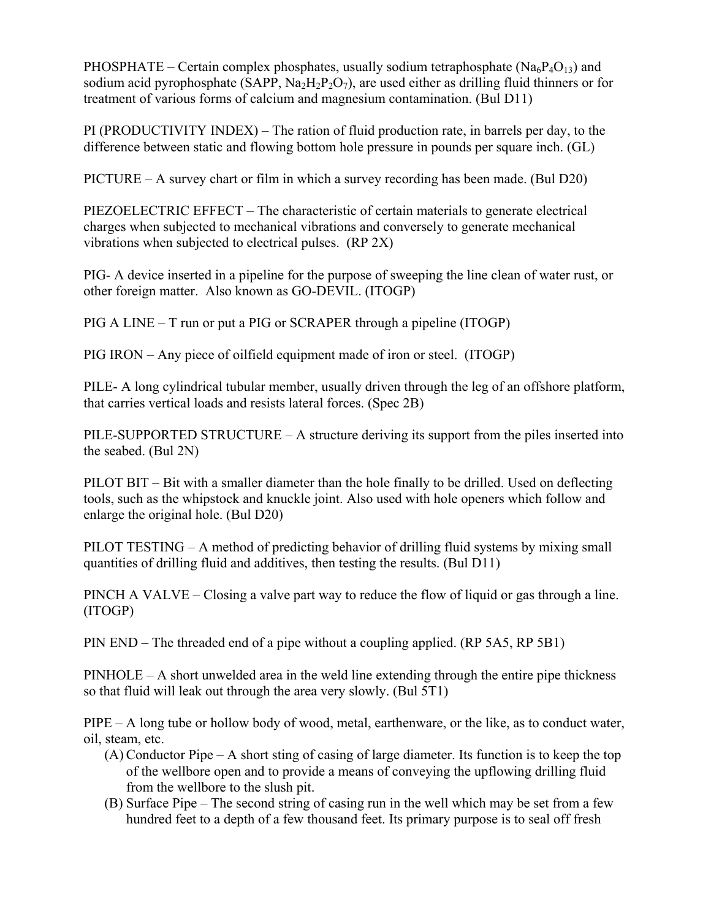PHOSPHATE – Certain complex phosphates, usually sodium tetraphosphate ($Na_6P_4O_{13}$) and sodium acid pyrophosphate (SAPP, $Na_2H_2P_2O_7$), are used either as drilling fluid thinners or for treatment of various forms of calcium and magnesium contamination. (Bul D11)

PI (PRODUCTIVITY INDEX) – The ration of fluid production rate, in barrels per day, to the difference between static and flowing bottom hole pressure in pounds per square inch. (GL)

PICTURE – A survey chart or film in which a survey recording has been made. (Bul D20)

PIEZOELECTRIC EFFECT – The characteristic of certain materials to generate electrical charges when subjected to mechanical vibrations and conversely to generate mechanical vibrations when subjected to electrical pulses. (RP 2X)

PIG- A device inserted in a pipeline for the purpose of sweeping the line clean of water rust, or other foreign matter. Also known as GO-DEVIL. (ITOGP)

PIG A LINE – T run or put a PIG or SCRAPER through a pipeline (ITOGP)

PIG IRON – Any piece of oilfield equipment made of iron or steel. (ITOGP)

PILE- A long cylindrical tubular member, usually driven through the leg of an offshore platform, that carries vertical loads and resists lateral forces. (Spec 2B)

PILE-SUPPORTED STRUCTURE – A structure deriving its support from the piles inserted into the seabed. (Bul 2N)

PILOT BIT – Bit with a smaller diameter than the hole finally to be drilled. Used on deflecting tools, such as the whipstock and knuckle joint. Also used with hole openers which follow and enlarge the original hole. (Bul D20)

PILOT TESTING – A method of predicting behavior of drilling fluid systems by mixing small quantities of drilling fluid and additives, then testing the results. (Bul D11)

PINCH A VALVE – Closing a valve part way to reduce the flow of liquid or gas through a line. (ITOGP)

PIN END – The threaded end of a pipe without a coupling applied. (RP 5A5, RP 5B1)

PINHOLE – A short unwelded area in the weld line extending through the entire pipe thickness so that fluid will leak out through the area very slowly. (Bul 5T1)

PIPE – A long tube or hollow body of wood, metal, earthenware, or the like, as to conduct water, oil, steam, etc.

(A) Conductor Pipe – A short sting of casing of large diameter. Its function is to keep the top of the wellbore open and to provide a means of conveying the upflowing drilling fluid from the wellbore to the slush pit.

(B) Surface Pipe – The second string of casing run in the well which may be set from a few hundred feet to a depth of a few thousand feet. Its primary purpose is to seal off fresh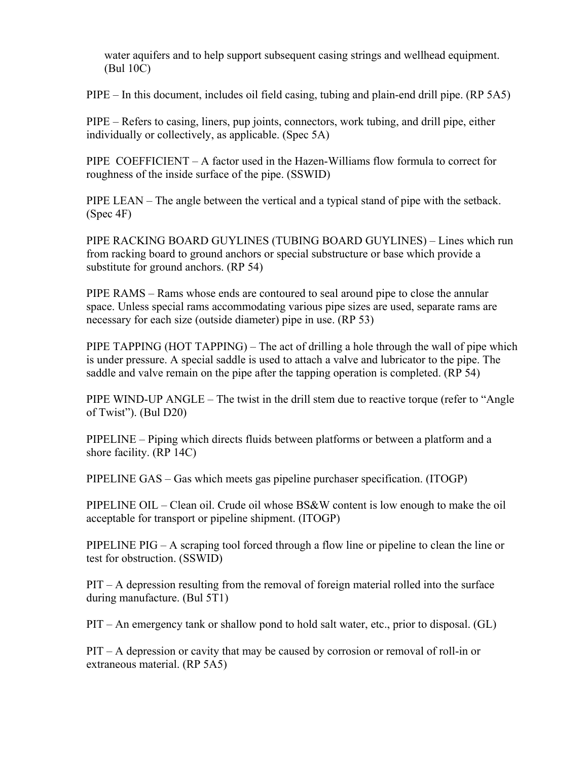water aquifers and to help support subsequent casing strings and wellhead equipment. (Bul 10C)

PIPE – In this document, includes oil field casing, tubing and plain-end drill pipe. (RP 5A5)

PIPE – Refers to casing, liners, pup joints, connectors, work tubing, and drill pipe, either individually or collectively, as applicable. (Spec 5A)

PIPE COEFFICIENT – A factor used in the Hazen-Williams flow formula to correct for roughness of the inside surface of the pipe. (SSWID)

PIPE LEAN – The angle between the vertical and a typical stand of pipe with the setback. (Spec 4F)

PIPE RACKING BOARD GUYLINES (TUBING BOARD GUYLINES) – Lines which run from racking board to ground anchors or special substructure or base which provide a substitute for ground anchors. (RP 54)

PIPE RAMS – Rams whose ends are contoured to seal around pipe to close the annular space. Unless special rams accommodating various pipe sizes are used, separate rams are necessary for each size (outside diameter) pipe in use. (RP 53)

PIPE TAPPING (HOT TAPPING) – The act of drilling a hole through the wall of pipe which is under pressure. A special saddle is used to attach a valve and lubricator to the pipe. The saddle and valve remain on the pipe after the tapping operation is completed. (RP 54)

PIPE WIND-UP ANGLE – The twist in the drill stem due to reactive torque (refer to "Angle of Twist"). (Bul D20)

PIPELINE – Piping which directs fluids between platforms or between a platform and a shore facility. (RP 14C)

PIPELINE GAS – Gas which meets gas pipeline purchaser specification. (ITOGP)

PIPELINE OIL – Clean oil. Crude oil whose BS&W content is low enough to make the oil acceptable for transport or pipeline shipment. (ITOGP)

PIPELINE PIG – A scraping tool forced through a flow line or pipeline to clean the line or test for obstruction. (SSWID)

PIT – A depression resulting from the removal of foreign material rolled into the surface during manufacture. (Bul 5T1)

PIT – An emergency tank or shallow pond to hold salt water, etc., prior to disposal. (GL)

PIT – A depression or cavity that may be caused by corrosion or removal of roll-in or extraneous material. (RP 5A5)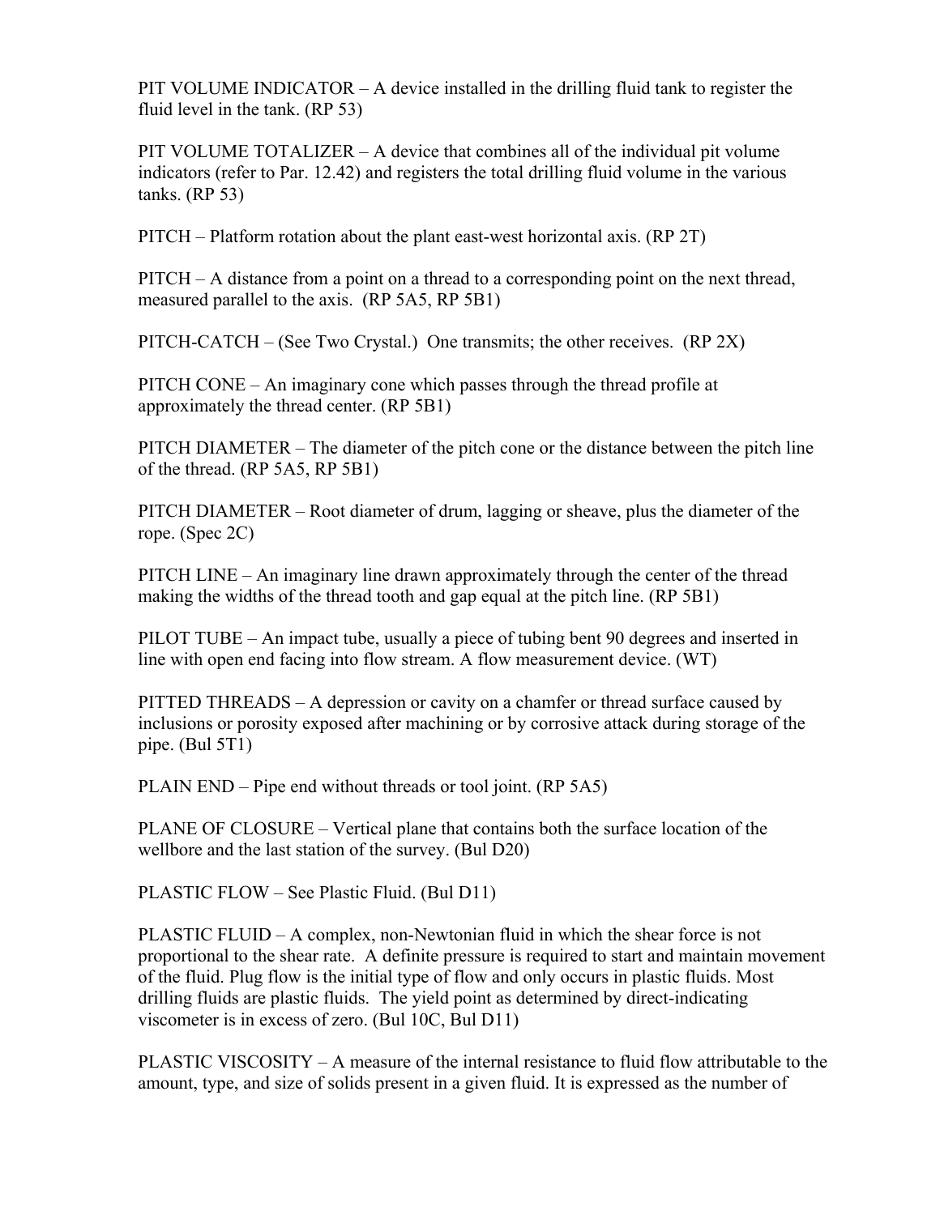PIT VOLUME INDICATOR – A device installed in the drilling fluid tank to register the fluid level in the tank. (RP 53)

PIT VOLUME TOTALIZER – A device that combines all of the individual pit volume indicators (refer to Par. 12.42) and registers the total drilling fluid volume in the various tanks. (RP 53)

PITCH – Platform rotation about the plant east-west horizontal axis. (RP 2T)

PITCH – A distance from a point on a thread to a corresponding point on the next thread, measured parallel to the axis. (RP 5A5, RP 5B1)

PITCH-CATCH – (See Two Crystal.) One transmits; the other receives. (RP 2X)

PITCH CONE – An imaginary cone which passes through the thread profile at approximately the thread center. (RP 5B1)

PITCH DIAMETER – The diameter of the pitch cone or the distance between the pitch line of the thread. (RP 5A5, RP 5B1)

PITCH DIAMETER – Root diameter of drum, lagging or sheave, plus the diameter of the rope. (Spec 2C)

PITCH LINE – An imaginary line drawn approximately through the center of the thread making the widths of the thread tooth and gap equal at the pitch line. (RP 5B1)

PILOT TUBE – An impact tube, usually a piece of tubing bent 90 degrees and inserted in line with open end facing into flow stream. A flow measurement device. (WT)

PITTED THREADS – A depression or cavity on a chamfer or thread surface caused by inclusions or porosity exposed after machining or by corrosive attack during storage of the pipe. (Bul 5T1)

PLAIN END – Pipe end without threads or tool joint. (RP 5A5)

PLANE OF CLOSURE – Vertical plane that contains both the surface location of the wellbore and the last station of the survey. (Bul D20)

PLASTIC FLOW – See Plastic Fluid. (Bul D11)

PLASTIC FLUID – A complex, non-Newtonian fluid in which the shear force is not proportional to the shear rate. A definite pressure is required to start and maintain movement of the fluid. Plug flow is the initial type of flow and only occurs in plastic fluids. Most drilling fluids are plastic fluids. The yield point as determined by direct-indicating viscometer is in excess of zero. (Bul 10C, Bul D11)

PLASTIC VISCOSITY – A measure of the internal resistance to fluid flow attributable to the amount, type, and size of solids present in a given fluid. It is expressed as the number of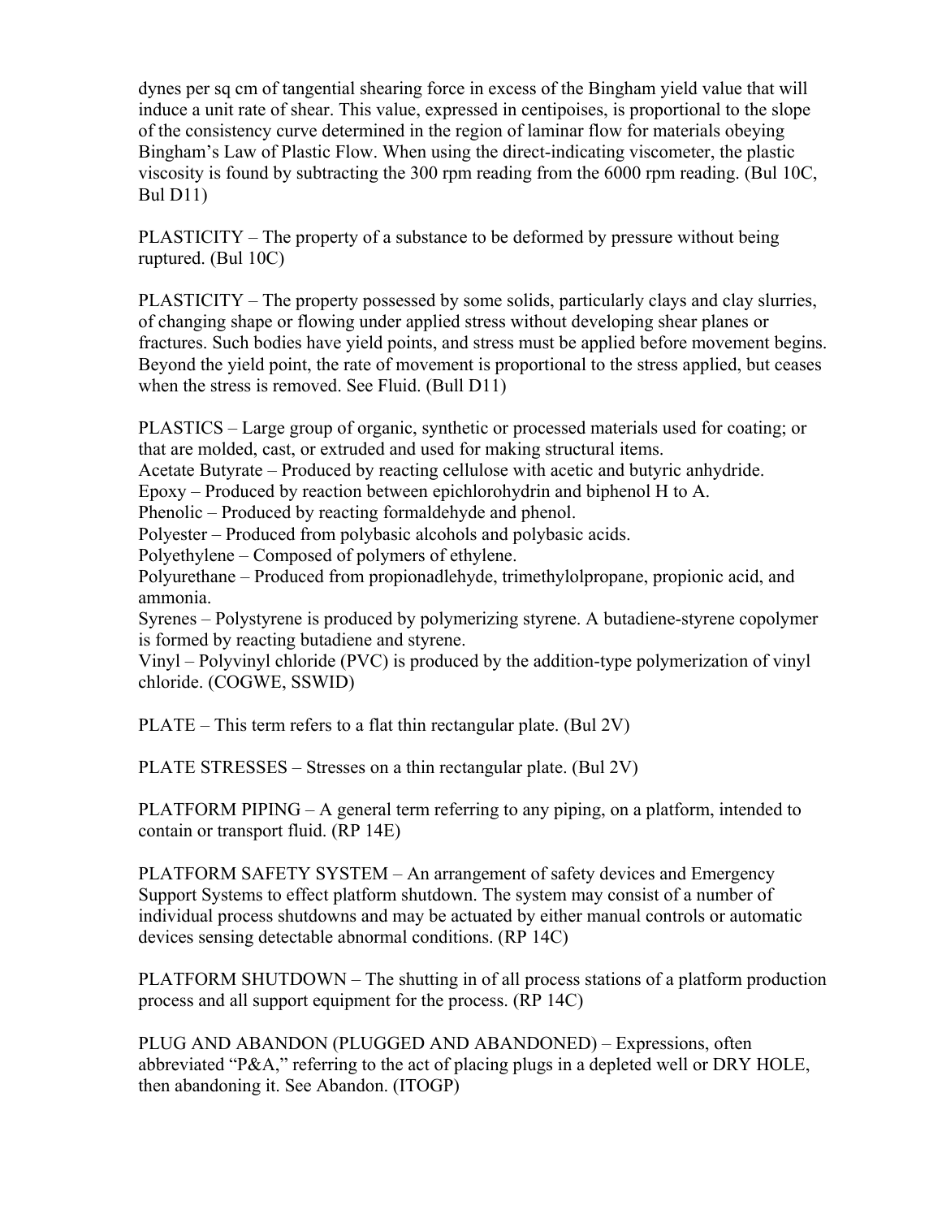dynes per sq cm of tangential shearing force in excess of the Bingham yield value that will induce a unit rate of shear. This value, expressed in centipoises, is proportional to the slope of the consistency curve determined in the region of laminar flow for materials obeying Bingham's Law of Plastic Flow. When using the direct-indicating viscometer, the plastic viscosity is found by subtracting the 300 rpm reading from the 6000 rpm reading. (Bul 10C, Bul D11)

PLASTICITY – The property of a substance to be deformed by pressure without being ruptured. (Bul 10C)

PLASTICITY – The property possessed by some solids, particularly clays and clay slurries, of changing shape or flowing under applied stress without developing shear planes or fractures. Such bodies have yield points, and stress must be applied before movement begins. Beyond the yield point, the rate of movement is proportional to the stress applied, but ceases when the stress is removed. See Fluid. (Bull D11)

PLASTICS – Large group of organic, synthetic or processed materials used for coating; or that are molded, cast, or extruded and used for making structural items.
Acetate Butyrate – Produced by reacting cellulose with acetic and butyric anhydride.
Epoxy – Produced by reaction between epichlorohydrin and biphenol H to A.
Phenolic – Produced by reacting formaldehyde and phenol.
Polyester – Produced from polybasic alcohols and polybasic acids.
Polyethylene – Composed of polymers of ethylene.
Polyurethane – Produced from propionadlehyde, trimethylolpropane, propionic acid, and ammonia.
Syrenes – Polystyrene is produced by polymerizing styrene. A butadiene-styrene copolymer is formed by reacting butadiene and styrene.
Vinyl – Polyvinyl chloride (PVC) is produced by the addition-type polymerization of vinyl chloride. (COGWE, SSWID)

PLATE – This term refers to a flat thin rectangular plate. (Bul 2V)

PLATE STRESSES – Stresses on a thin rectangular plate. (Bul 2V)

PLATFORM PIPING – A general term referring to any piping, on a platform, intended to contain or transport fluid. (RP 14E)

PLATFORM SAFETY SYSTEM – An arrangement of safety devices and Emergency Support Systems to effect platform shutdown. The system may consist of a number of individual process shutdowns and may be actuated by either manual controls or automatic devices sensing detectable abnormal conditions. (RP 14C)

PLATFORM SHUTDOWN – The shutting in of all process stations of a platform production process and all support equipment for the process. (RP 14C)

PLUG AND ABANDON (PLUGGED AND ABANDONED) – Expressions, often abbreviated "P&A," referring to the act of placing plugs in a depleted well or DRY HOLE, then abandoning it. See Abandon. (ITOGP)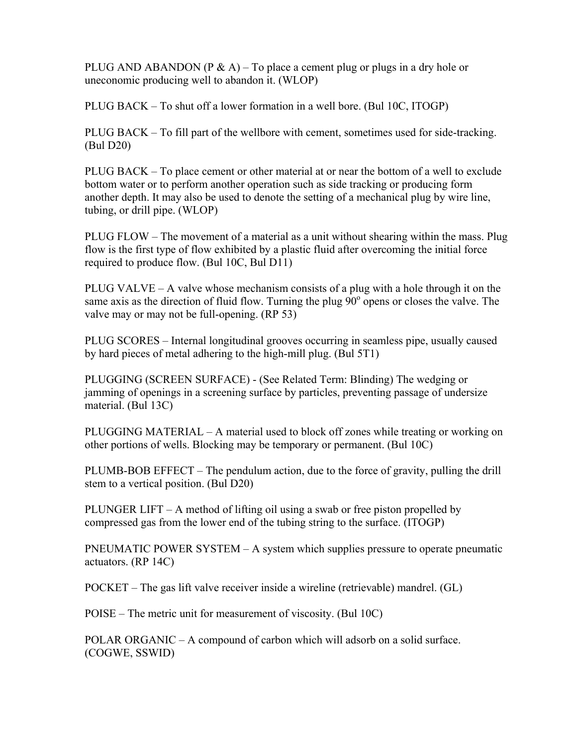PLUG AND ABANDON (P & A) – To place a cement plug or plugs in a dry hole or uneconomic producing well to abandon it. (WLOP)

PLUG BACK – To shut off a lower formation in a well bore. (Bul 10C, ITOGP)

PLUG BACK – To fill part of the wellbore with cement, sometimes used for side-tracking. (Bul D20)

PLUG BACK – To place cement or other material at or near the bottom of a well to exclude bottom water or to perform another operation such as side tracking or producing form another depth. It may also be used to denote the setting of a mechanical plug by wire line, tubing, or drill pipe. (WLOP)

PLUG FLOW – The movement of a material as a unit without shearing within the mass. Plug flow is the first type of flow exhibited by a plastic fluid after overcoming the initial force required to produce flow. (Bul 10C, Bul D11)

PLUG VALVE – A valve whose mechanism consists of a plug with a hole through it on the same axis as the direction of fluid flow. Turning the plug $90^o$ opens or closes the valve. The valve may or may not be full-opening. (RP 53)

PLUG SCORES – Internal longitudinal grooves occurring in seamless pipe, usually caused by hard pieces of metal adhering to the high-mill plug. (Bul 5T1)

PLUGGING (SCREEN SURFACE) - (See Related Term: Blinding) The wedging or jamming of openings in a screening surface by particles, preventing passage of undersize material. (Bul 13C)

PLUGGING MATERIAL – A material used to block off zones while treating or working on other portions of wells. Blocking may be temporary or permanent. (Bul 10C)

PLUMB-BOB EFFECT – The pendulum action, due to the force of gravity, pulling the drill stem to a vertical position. (Bul D20)

PLUNGER LIFT – A method of lifting oil using a swab or free piston propelled by compressed gas from the lower end of the tubing string to the surface. (ITOGP)

PNEUMATIC POWER SYSTEM – A system which supplies pressure to operate pneumatic actuators. (RP 14C)

POCKET – The gas lift valve receiver inside a wireline (retrievable) mandrel. (GL)

POISE – The metric unit for measurement of viscosity. (Bul 10C)

POLAR ORGANIC – A compound of carbon which will adsorb on a solid surface. (COGWE, SSWID)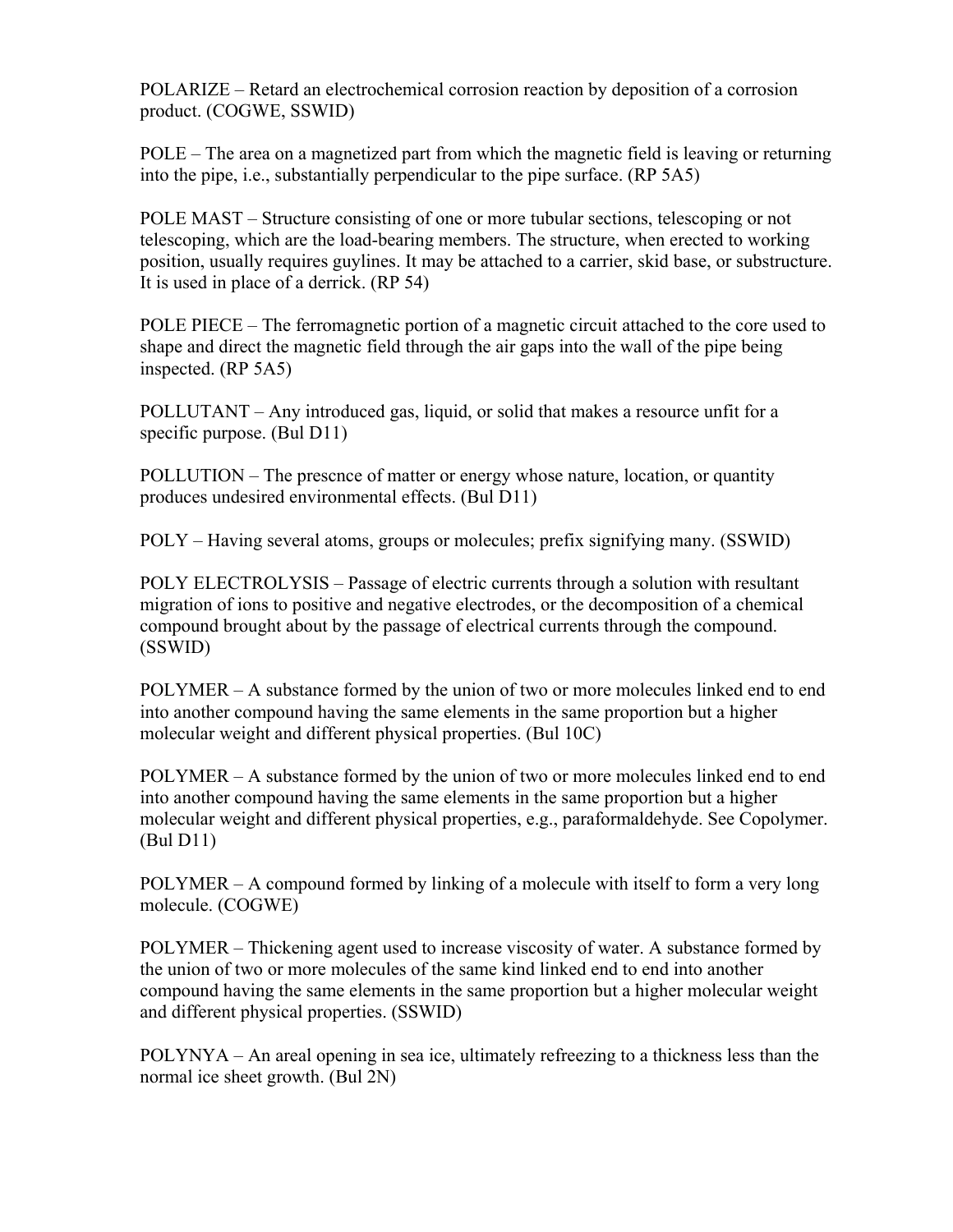POLARIZE – Retard an electrochemical corrosion reaction by deposition of a corrosion product. (COGWE, SSWID)

POLE – The area on a magnetized part from which the magnetic field is leaving or returning into the pipe, i.e., substantially perpendicular to the pipe surface. (RP 5A5)

POLE MAST – Structure consisting of one or more tubular sections, telescoping or not telescoping, which are the load-bearing members. The structure, when erected to working position, usually requires guylines. It may be attached to a carrier, skid base, or substructure. It is used in place of a derrick. (RP 54)

POLE PIECE – The ferromagnetic portion of a magnetic circuit attached to the core used to shape and direct the magnetic field through the air gaps into the wall of the pipe being inspected. (RP 5A5)

POLLUTANT – Any introduced gas, liquid, or solid that makes a resource unfit for a specific purpose. (Bul D11)

POLLUTION – The prescnce of matter or energy whose nature, location, or quantity produces undesired environmental effects. (Bul D11)

POLY – Having several atoms, groups or molecules; prefix signifying many. (SSWID)

POLY ELECTROLYSIS – Passage of electric currents through a solution with resultant migration of ions to positive and negative electrodes, or the decomposition of a chemical compound brought about by the passage of electrical currents through the compound. (SSWID)

POLYMER – A substance formed by the union of two or more molecules linked end to end into another compound having the same elements in the same proportion but a higher molecular weight and different physical properties. (Bul 10C)

POLYMER – A substance formed by the union of two or more molecules linked end to end into another compound having the same elements in the same proportion but a higher molecular weight and different physical properties, e.g., paraformaldehyde. See Copolymer. (Bul D11)

POLYMER – A compound formed by linking of a molecule with itself to form a very long molecule. (COGWE)

POLYMER – Thickening agent used to increase viscosity of water. A substance formed by the union of two or more molecules of the same kind linked end to end into another compound having the same elements in the same proportion but a higher molecular weight and different physical properties. (SSWID)

POLYNYA – An areal opening in sea ice, ultimately refreezing to a thickness less than the normal ice sheet growth. (Bul 2N)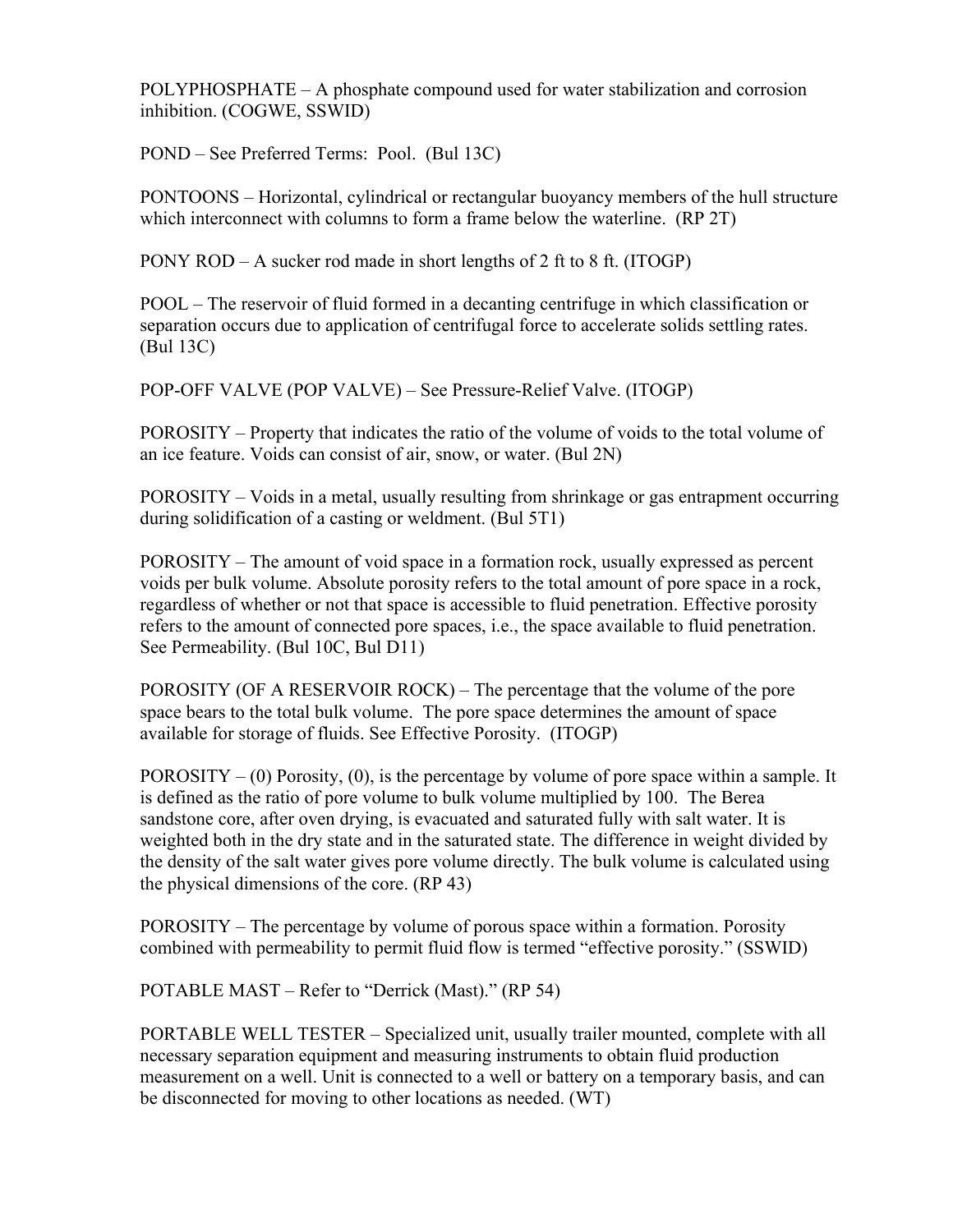POLYPHOSPHATE – A phosphate compound used for water stabilization and corrosion inhibition. (COGWE, SSWID)

POND – See Preferred Terms: Pool. (Bul 13C)

PONTOONS – Horizontal, cylindrical or rectangular buoyancy members of the hull structure which interconnect with columns to form a frame below the waterline. (RP 2T)

PONY ROD – A sucker rod made in short lengths of 2 ft to 8 ft. (ITOGP)

POOL – The reservoir of fluid formed in a decanting centrifuge in which classification or separation occurs due to application of centrifugal force to accelerate solids settling rates. (Bul 13C)

POP-OFF VALVE (POP VALVE) – See Pressure-Relief Valve. (ITOGP)

POROSITY – Property that indicates the ratio of the volume of voids to the total volume of an ice feature. Voids can consist of air, snow, or water. (Bul 2N)

POROSITY – Voids in a metal, usually resulting from shrinkage or gas entrapment occurring during solidification of a casting or weldment. (Bul 5T1)

POROSITY – The amount of void space in a formation rock, usually expressed as percent voids per bulk volume. Absolute porosity refers to the total amount of pore space in a rock, regardless of whether or not that space is accessible to fluid penetration. Effective porosity refers to the amount of connected pore spaces, i.e., the space available to fluid penetration. See Permeability. (Bul 10C, Bul D11)

POROSITY (OF A RESERVOIR ROCK) – The percentage that the volume of the pore space bears to the total bulk volume. The pore space determines the amount of space available for storage of fluids. See Effective Porosity. (ITOGP)

POROSITY – (0) Porosity, (0), is the percentage by volume of pore space within a sample. It is defined as the ratio of pore volume to bulk volume multiplied by 100. The Berea sandstone core, after oven drying, is evacuated and saturated fully with salt water. It is weighted both in the dry state and in the saturated state. The difference in weight divided by the density of the salt water gives pore volume directly. The bulk volume is calculated using the physical dimensions of the core. (RP 43)

POROSITY – The percentage by volume of porous space within a formation. Porosity combined with permeability to permit fluid flow is termed "effective porosity." (SSWID)

POTABLE MAST – Refer to "Derrick (Mast)." (RP 54)

PORTABLE WELL TESTER – Specialized unit, usually trailer mounted, complete with all necessary separation equipment and measuring instruments to obtain fluid production measurement on a well. Unit is connected to a well or battery on a temporary basis, and can be disconnected for moving to other locations as needed. (WT)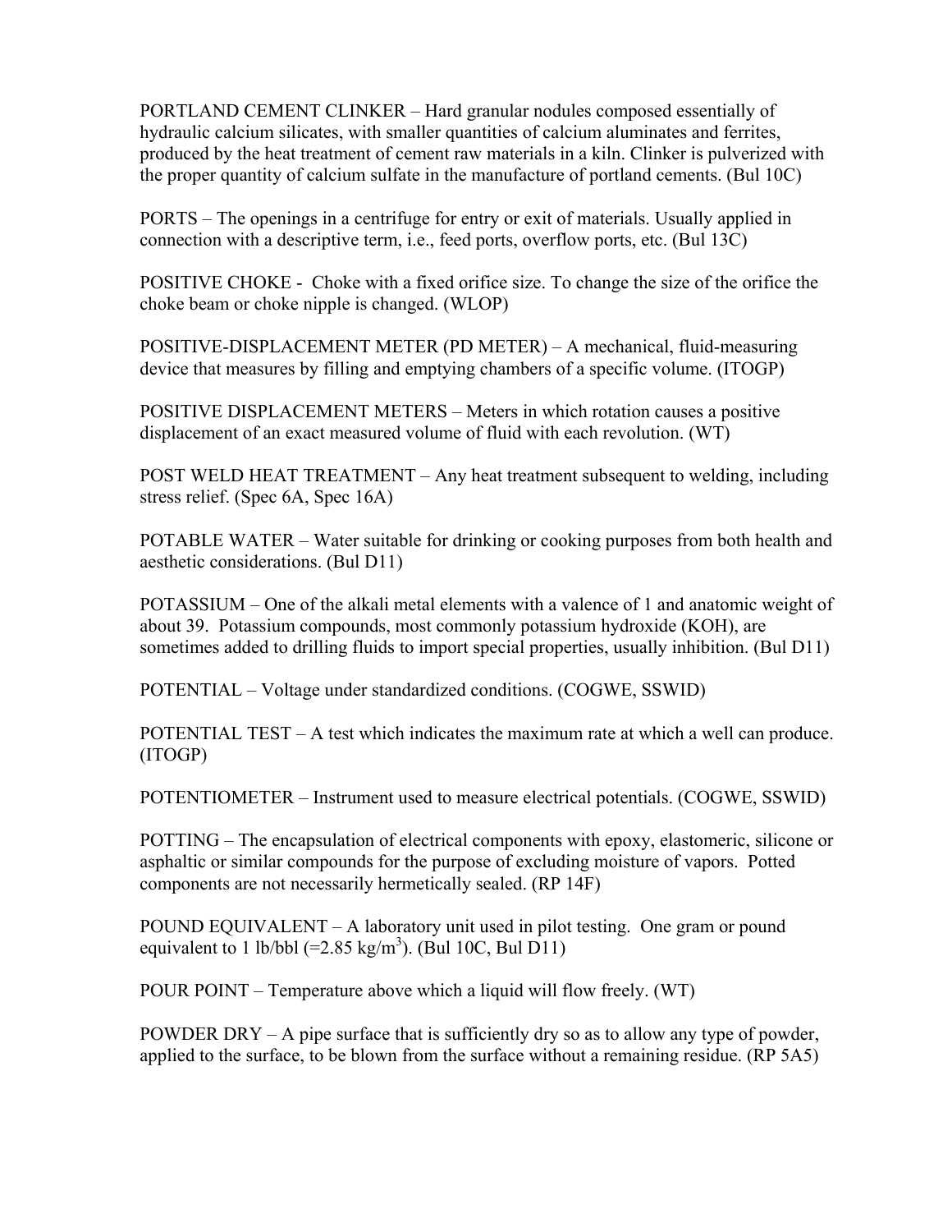PORTLAND CEMENT CLINKER – Hard granular nodules composed essentially of hydraulic calcium silicates, with smaller quantities of calcium aluminates and ferrites, produced by the heat treatment of cement raw materials in a kiln. Clinker is pulverized with the proper quantity of calcium sulfate in the manufacture of portland cements. (Bul 10C)

PORTS – The openings in a centrifuge for entry or exit of materials. Usually applied in connection with a descriptive term, i.e., feed ports, overflow ports, etc. (Bul 13C)

POSITIVE CHOKE - Choke with a fixed orifice size. To change the size of the orifice the choke beam or choke nipple is changed. (WLOP)

POSITIVE-DISPLACEMENT METER (PD METER) – A mechanical, fluid-measuring device that measures by filling and emptying chambers of a specific volume. (ITOGP)

POSITIVE DISPLACEMENT METERS – Meters in which rotation causes a positive displacement of an exact measured volume of fluid with each revolution. (WT)

POST WELD HEAT TREATMENT – Any heat treatment subsequent to welding, including stress relief. (Spec 6A, Spec 16A)

POTABLE WATER – Water suitable for drinking or cooking purposes from both health and aesthetic considerations. (Bul D11)

POTASSIUM – One of the alkali metal elements with a valence of 1 and anatomic weight of about 39. Potassium compounds, most commonly potassium hydroxide (KOH), are sometimes added to drilling fluids to import special properties, usually inhibition. (Bul D11)

POTENTIAL – Voltage under standardized conditions. (COGWE, SSWID)

POTENTIAL TEST – A test which indicates the maximum rate at which a well can produce. (ITOGP)

POTENTIOMETER – Instrument used to measure electrical potentials. (COGWE, SSWID)

POTTING – The encapsulation of electrical components with epoxy, elastomeric, silicone or asphaltic or similar compounds for the purpose of excluding moisture of vapors. Potted components are not necessarily hermetically sealed. (RP 14F)

POUND EQUIVALENT – A laboratory unit used in pilot testing. One gram or pound equivalent to 1 lb/bbl (=2.85 kg/m$^3$). (Bul 10C, Bul D11)

POUR POINT – Temperature above which a liquid will flow freely. (WT)

POWDER DRY – A pipe surface that is sufficiently dry so as to allow any type of powder, applied to the surface, to be blown from the surface without a remaining residue. (RP 5A5)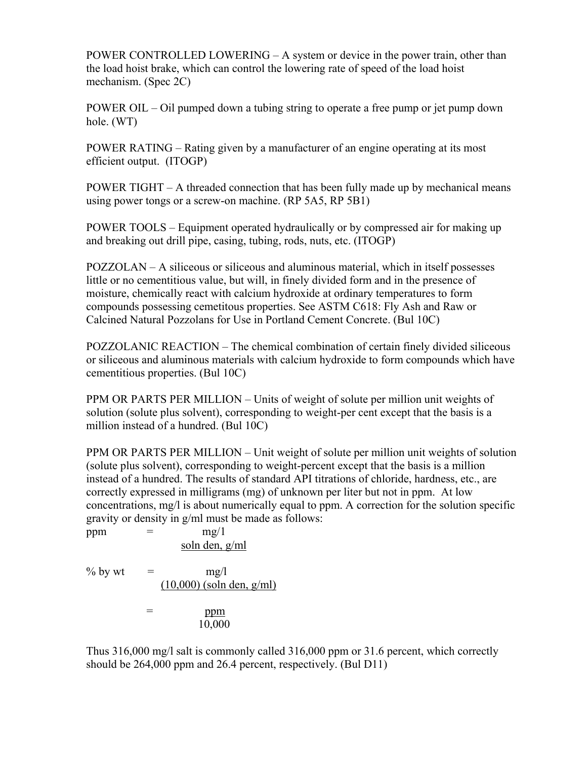POWER CONTROLLED LOWERING – A system or device in the power train, other than the load hoist brake, which can control the lowering rate of speed of the load hoist mechanism. (Spec 2C)

POWER OIL – Oil pumped down a tubing string to operate a free pump or jet pump down hole. (WT)

POWER RATING – Rating given by a manufacturer of an engine operating at its most efficient output. (ITOGP)

POWER TIGHT – A threaded connection that has been fully made up by mechanical means using power tongs or a screw-on machine. (RP 5A5, RP 5B1)

POWER TOOLS – Equipment operated hydraulically or by compressed air for making up and breaking out drill pipe, casing, tubing, rods, nuts, etc. (ITOGP)

POZZOLAN – A siliceous or siliceous and aluminous material, which in itself possesses little or no cementitious value, but will, in finely divided form and in the presence of moisture, chemically react with calcium hydroxide at ordinary temperatures to form compounds possessing cemetitous properties. See ASTM C618: Fly Ash and Raw or Calcined Natural Pozzolans for Use in Portland Cement Concrete. (Bul 10C)

POZZOLANIC REACTION – The chemical combination of certain finely divided siliceous or siliceous and aluminous materials with calcium hydroxide to form compounds which have cementitious properties. (Bul 10C)

PPM OR PARTS PER MILLION – Units of weight of solute per million unit weights of solution (solute plus solvent), corresponding to weight-per cent except that the basis is a million instead of a hundred. (Bul 10C)

PPM OR PARTS PER MILLION – Unit weight of solute per million unit weights of solution (solute plus solvent), corresponding to weight-percent except that the basis is a million instead of a hundred. The results of standard API titrations of chloride, hardness, etc., are correctly expressed in milligrams (mg) of unknown per liter but not in ppm. At low concentrations, mg/l is about numerically equal to ppm. A correction for the solution specific gravity or density in g/ml must be made as follows:

$$\text{ppm} = \frac{\text{mg/l}}{\text{soln den, g/ml}}$$

$$\text{\% by wt} = \frac{\text{mg/l}}{(10{,}000)\ (\text{soln den, g/ml})}$$

$$= \frac{\text{ppm}}{10{,}000}$$

Thus 316,000 mg/l salt is commonly called 316,000 ppm or 31.6 percent, which correctly should be 264,000 ppm and 26.4 percent, respectively. (Bul D11)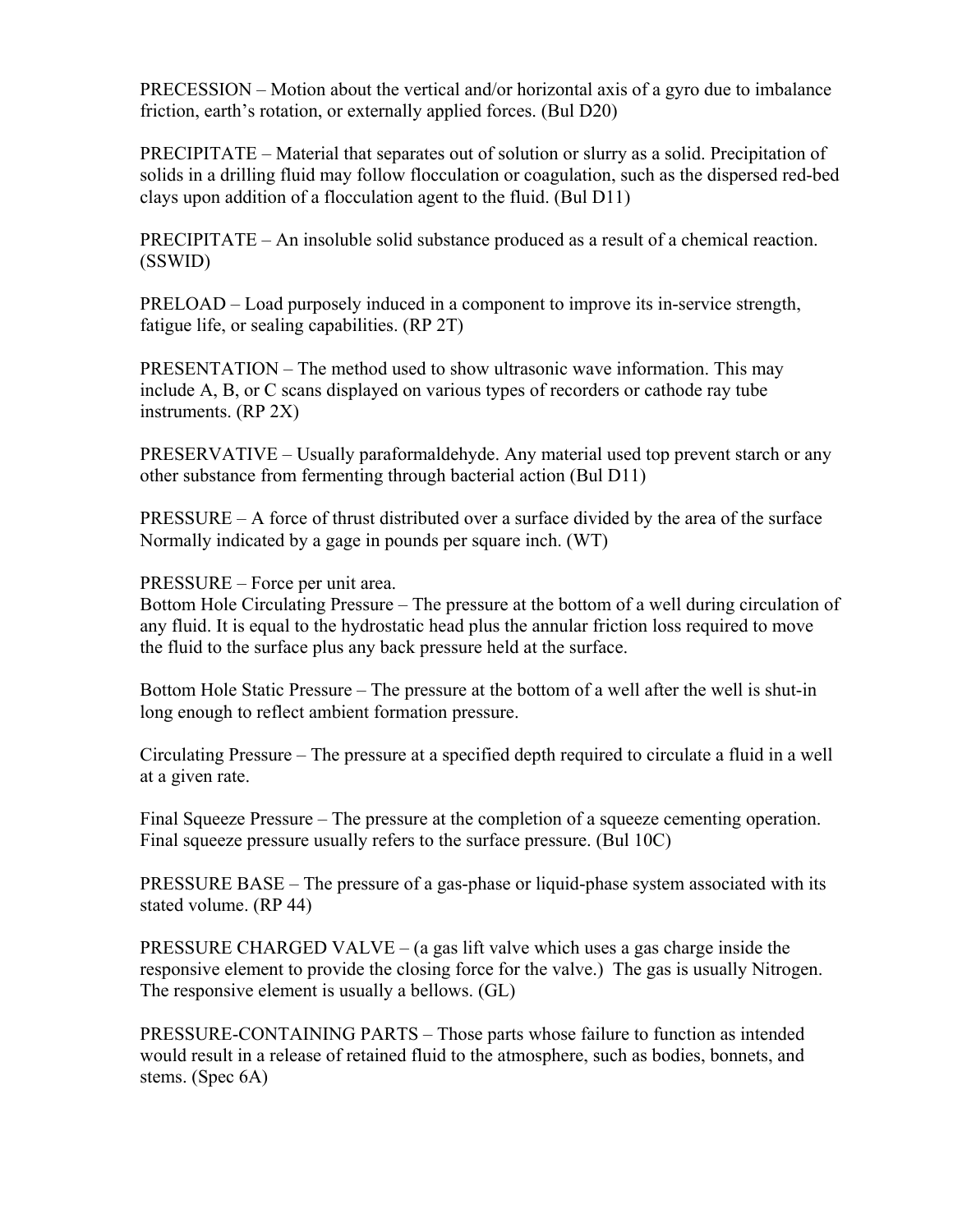PRECESSION – Motion about the vertical and/or horizontal axis of a gyro due to imbalance friction, earth's rotation, or externally applied forces. (Bul D20)

PRECIPITATE – Material that separates out of solution or slurry as a solid. Precipitation of solids in a drilling fluid may follow flocculation or coagulation, such as the dispersed red-bed clays upon addition of a flocculation agent to the fluid. (Bul D11)

PRECIPITATE – An insoluble solid substance produced as a result of a chemical reaction. (SSWID)

PRELOAD – Load purposely induced in a component to improve its in-service strength, fatigue life, or sealing capabilities. (RP 2T)

PRESENTATION – The method used to show ultrasonic wave information. This may include A, B, or C scans displayed on various types of recorders or cathode ray tube instruments. (RP 2X)

PRESERVATIVE – Usually paraformaldehyde. Any material used top prevent starch or any other substance from fermenting through bacterial action (Bul D11)

PRESSURE – A force of thrust distributed over a surface divided by the area of the surface Normally indicated by a gage in pounds per square inch. (WT)

PRESSURE – Force per unit area.
Bottom Hole Circulating Pressure – The pressure at the bottom of a well during circulation of any fluid. It is equal to the hydrostatic head plus the annular friction loss required to move the fluid to the surface plus any back pressure held at the surface.

Bottom Hole Static Pressure – The pressure at the bottom of a well after the well is shut-in long enough to reflect ambient formation pressure.

Circulating Pressure – The pressure at a specified depth required to circulate a fluid in a well at a given rate.

Final Squeeze Pressure – The pressure at the completion of a squeeze cementing operation. Final squeeze pressure usually refers to the surface pressure. (Bul 10C)

PRESSURE BASE – The pressure of a gas-phase or liquid-phase system associated with its stated volume. (RP 44)

PRESSURE CHARGED VALVE – (a gas lift valve which uses a gas charge inside the responsive element to provide the closing force for the valve.) The gas is usually Nitrogen. The responsive element is usually a bellows. (GL)

PRESSURE-CONTAINING PARTS – Those parts whose failure to function as intended would result in a release of retained fluid to the atmosphere, such as bodies, bonnets, and stems. (Spec 6A)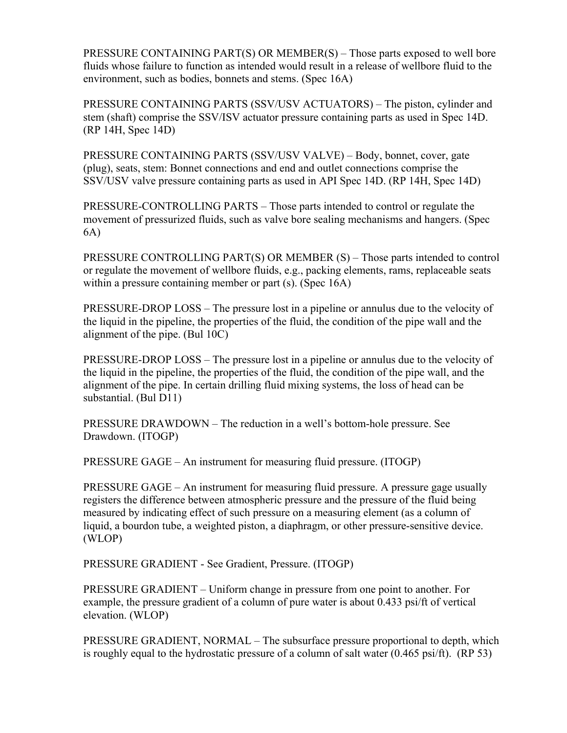PRESSURE CONTAINING PART(S) OR MEMBER(S) – Those parts exposed to well bore fluids whose failure to function as intended would result in a release of wellbore fluid to the environment, such as bodies, bonnets and stems. (Spec 16A)

PRESSURE CONTAINING PARTS (SSV/USV ACTUATORS) – The piston, cylinder and stem (shaft) comprise the SSV/ISV actuator pressure containing parts as used in Spec 14D. (RP 14H, Spec 14D)

PRESSURE CONTAINING PARTS (SSV/USV VALVE) – Body, bonnet, cover, gate (plug), seats, stem: Bonnet connections and end and outlet connections comprise the SSV/USV valve pressure containing parts as used in API Spec 14D. (RP 14H, Spec 14D)

PRESSURE-CONTROLLING PARTS – Those parts intended to control or regulate the movement of pressurized fluids, such as valve bore sealing mechanisms and hangers. (Spec 6A)

PRESSURE CONTROLLING PART(S) OR MEMBER (S) – Those parts intended to control or regulate the movement of wellbore fluids, e.g., packing elements, rams, replaceable seats within a pressure containing member or part (s). (Spec 16A)

PRESSURE-DROP LOSS – The pressure lost in a pipeline or annulus due to the velocity of the liquid in the pipeline, the properties of the fluid, the condition of the pipe wall and the alignment of the pipe. (Bul 10C)

PRESSURE-DROP LOSS – The pressure lost in a pipeline or annulus due to the velocity of the liquid in the pipeline, the properties of the fluid, the condition of the pipe wall, and the alignment of the pipe. In certain drilling fluid mixing systems, the loss of head can be substantial. (Bul D11)

PRESSURE DRAWDOWN – The reduction in a well's bottom-hole pressure. See Drawdown. (ITOGP)

PRESSURE GAGE – An instrument for measuring fluid pressure. (ITOGP)

PRESSURE GAGE – An instrument for measuring fluid pressure. A pressure gage usually registers the difference between atmospheric pressure and the pressure of the fluid being measured by indicating effect of such pressure on a measuring element (as a column of liquid, a bourdon tube, a weighted piston, a diaphragm, or other pressure-sensitive device. (WLOP)

PRESSURE GRADIENT - See Gradient, Pressure. (ITOGP)

PRESSURE GRADIENT – Uniform change in pressure from one point to another. For example, the pressure gradient of a column of pure water is about 0.433 psi/ft of vertical elevation. (WLOP)

PRESSURE GRADIENT, NORMAL – The subsurface pressure proportional to depth, which is roughly equal to the hydrostatic pressure of a column of salt water (0.465 psi/ft). (RP 53)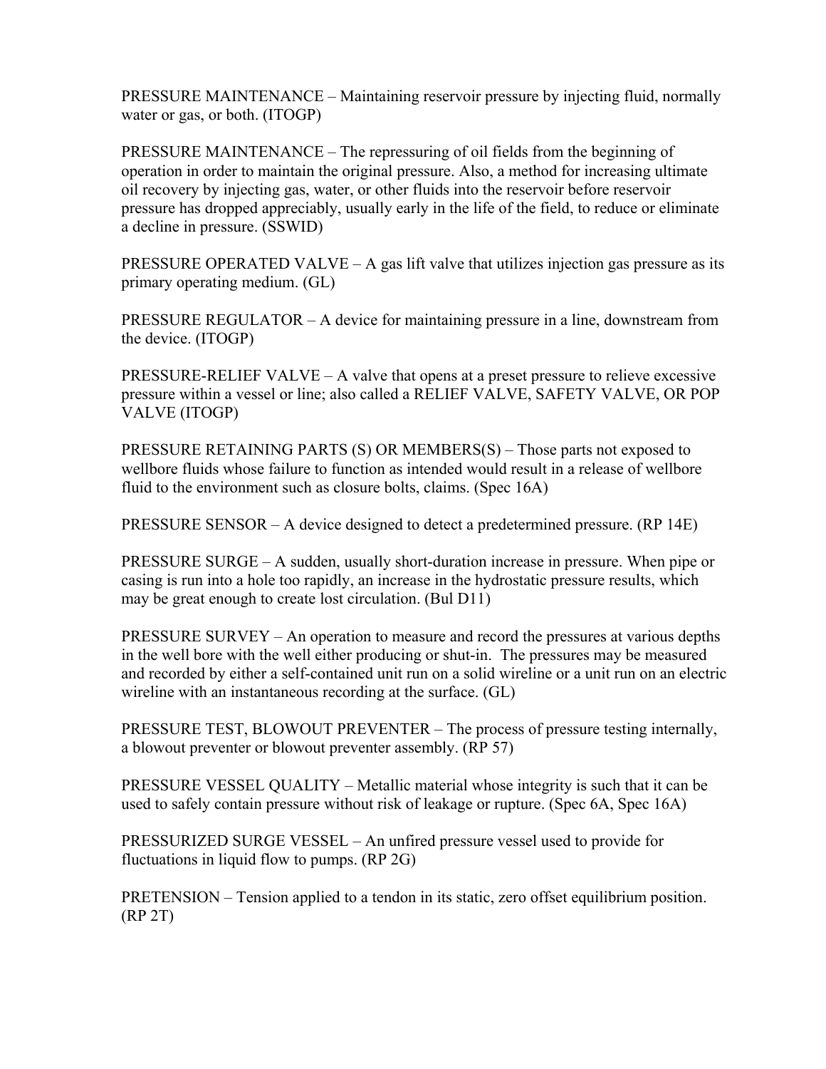PRESSURE MAINTENANCE – Maintaining reservoir pressure by injecting fluid, normally water or gas, or both. (ITOGP)

PRESSURE MAINTENANCE – The repressuring of oil fields from the beginning of operation in order to maintain the original pressure. Also, a method for increasing ultimate oil recovery by injecting gas, water, or other fluids into the reservoir before reservoir pressure has dropped appreciably, usually early in the life of the field, to reduce or eliminate a decline in pressure. (SSWID)

PRESSURE OPERATED VALVE – A gas lift valve that utilizes injection gas pressure as its primary operating medium. (GL)

PRESSURE REGULATOR – A device for maintaining pressure in a line, downstream from the device. (ITOGP)

PRESSURE-RELIEF VALVE – A valve that opens at a preset pressure to relieve excessive pressure within a vessel or line; also called a RELIEF VALVE, SAFETY VALVE, OR POP VALVE (ITOGP)

PRESSURE RETAINING PARTS (S) OR MEMBERS(S) – Those parts not exposed to wellbore fluids whose failure to function as intended would result in a release of wellbore fluid to the environment such as closure bolts, claims. (Spec 16A)

PRESSURE SENSOR – A device designed to detect a predetermined pressure. (RP 14E)

PRESSURE SURGE – A sudden, usually short-duration increase in pressure. When pipe or casing is run into a hole too rapidly, an increase in the hydrostatic pressure results, which may be great enough to create lost circulation. (Bul D11)

PRESSURE SURVEY – An operation to measure and record the pressures at various depths in the well bore with the well either producing or shut-in. The pressures may be measured and recorded by either a self-contained unit run on a solid wireline or a unit run on an electric wireline with an instantaneous recording at the surface. (GL)

PRESSURE TEST, BLOWOUT PREVENTER – The process of pressure testing internally, a blowout preventer or blowout preventer assembly. (RP 57)

PRESSURE VESSEL QUALITY – Metallic material whose integrity is such that it can be used to safely contain pressure without risk of leakage or rupture. (Spec 6A, Spec 16A)

PRESSURIZED SURGE VESSEL – An unfired pressure vessel used to provide for fluctuations in liquid flow to pumps. (RP 2G)

PRETENSION – Tension applied to a tendon in its static, zero offset equilibrium position. (RP 2T)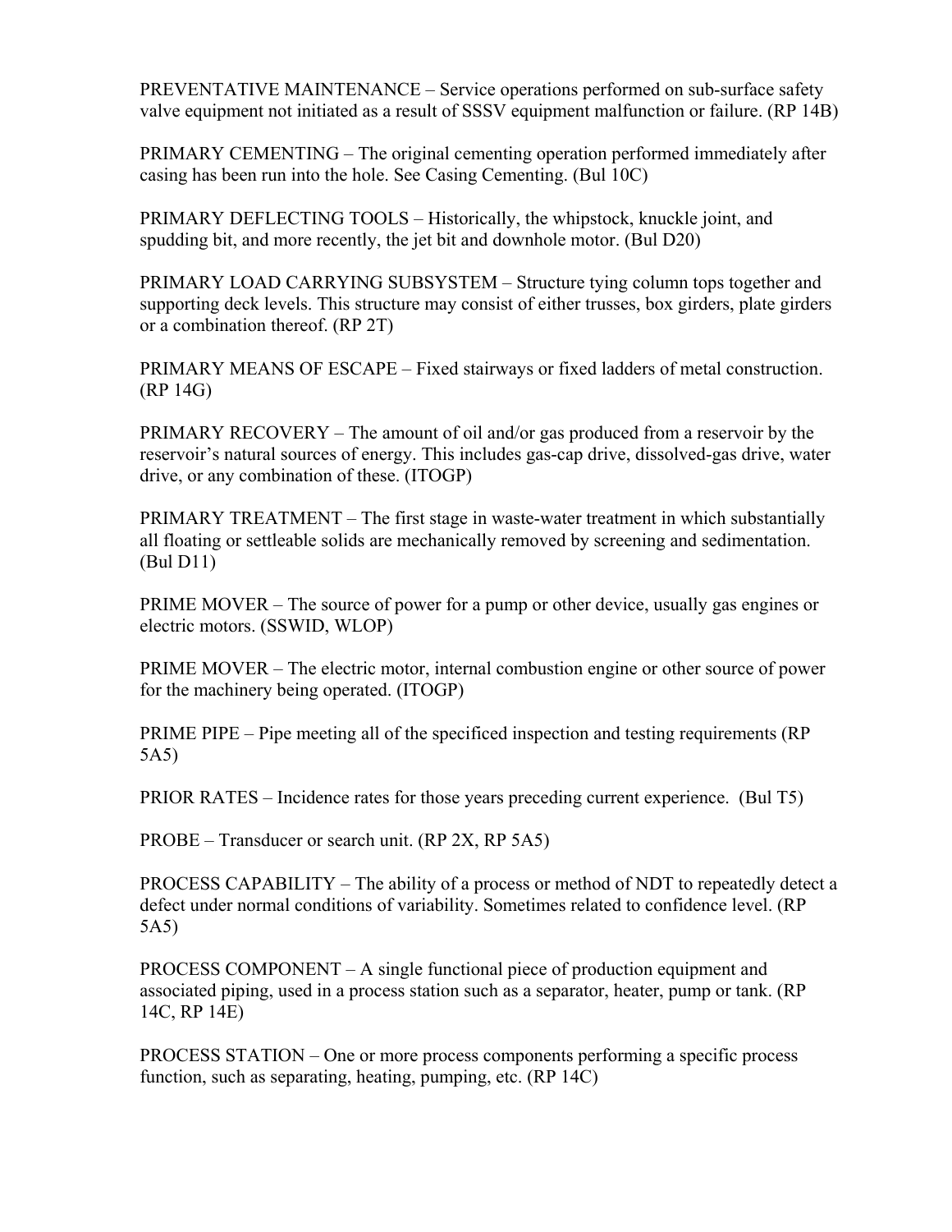PREVENTATIVE MAINTENANCE – Service operations performed on sub-surface safety valve equipment not initiated as a result of SSSV equipment malfunction or failure. (RP 14B)

PRIMARY CEMENTING – The original cementing operation performed immediately after casing has been run into the hole. See Casing Cementing. (Bul 10C)

PRIMARY DEFLECTING TOOLS – Historically, the whipstock, knuckle joint, and spudding bit, and more recently, the jet bit and downhole motor. (Bul D20)

PRIMARY LOAD CARRYING SUBSYSTEM – Structure tying column tops together and supporting deck levels. This structure may consist of either trusses, box girders, plate girders or a combination thereof. (RP 2T)

PRIMARY MEANS OF ESCAPE – Fixed stairways or fixed ladders of metal construction. (RP 14G)

PRIMARY RECOVERY – The amount of oil and/or gas produced from a reservoir by the reservoir's natural sources of energy. This includes gas-cap drive, dissolved-gas drive, water drive, or any combination of these. (ITOGP)

PRIMARY TREATMENT – The first stage in waste-water treatment in which substantially all floating or settleable solids are mechanically removed by screening and sedimentation. (Bul D11)

PRIME MOVER – The source of power for a pump or other device, usually gas engines or electric motors. (SSWID, WLOP)

PRIME MOVER – The electric motor, internal combustion engine or other source of power for the machinery being operated. (ITOGP)

PRIME PIPE – Pipe meeting all of the specificed inspection and testing requirements (RP 5A5)

PRIOR RATES – Incidence rates for those years preceding current experience. (Bul T5)

PROBE – Transducer or search unit. (RP 2X, RP 5A5)

PROCESS CAPABILITY – The ability of a process or method of NDT to repeatedly detect a defect under normal conditions of variability. Sometimes related to confidence level. (RP 5A5)

PROCESS COMPONENT – A single functional piece of production equipment and associated piping, used in a process station such as a separator, heater, pump or tank. (RP 14C, RP 14E)

PROCESS STATION – One or more process components performing a specific process function, such as separating, heating, pumping, etc. (RP 14C)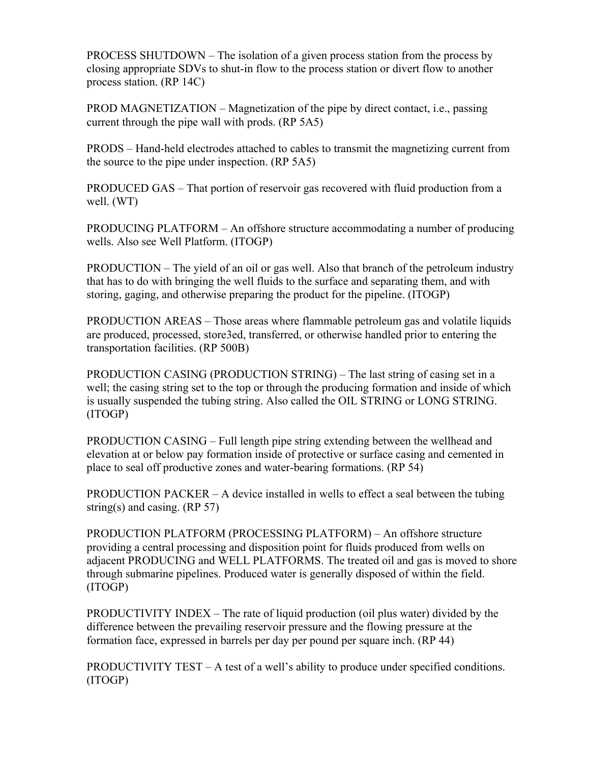PROCESS SHUTDOWN – The isolation of a given process station from the process by closing appropriate SDVs to shut-in flow to the process station or divert flow to another process station. (RP 14C)

PROD MAGNETIZATION – Magnetization of the pipe by direct contact, i.e., passing current through the pipe wall with prods. (RP 5A5)

PRODS – Hand-held electrodes attached to cables to transmit the magnetizing current from the source to the pipe under inspection. (RP 5A5)

PRODUCED GAS – That portion of reservoir gas recovered with fluid production from a well. (WT)

PRODUCING PLATFORM – An offshore structure accommodating a number of producing wells. Also see Well Platform. (ITOGP)

PRODUCTION – The yield of an oil or gas well. Also that branch of the petroleum industry that has to do with bringing the well fluids to the surface and separating them, and with storing, gaging, and otherwise preparing the product for the pipeline. (ITOGP)

PRODUCTION AREAS – Those areas where flammable petroleum gas and volatile liquids are produced, processed, store3ed, transferred, or otherwise handled prior to entering the transportation facilities. (RP 500B)

PRODUCTION CASING (PRODUCTION STRING) – The last string of casing set in a well; the casing string set to the top or through the producing formation and inside of which is usually suspended the tubing string. Also called the OIL STRING or LONG STRING. (ITOGP)

PRODUCTION CASING – Full length pipe string extending between the wellhead and elevation at or below pay formation inside of protective or surface casing and cemented in place to seal off productive zones and water-bearing formations. (RP 54)

PRODUCTION PACKER – A device installed in wells to effect a seal between the tubing string(s) and casing. (RP 57)

PRODUCTION PLATFORM (PROCESSING PLATFORM) – An offshore structure providing a central processing and disposition point for fluids produced from wells on adjacent PRODUCING and WELL PLATFORMS. The treated oil and gas is moved to shore through submarine pipelines. Produced water is generally disposed of within the field. (ITOGP)

PRODUCTIVITY INDEX – The rate of liquid production (oil plus water) divided by the difference between the prevailing reservoir pressure and the flowing pressure at the formation face, expressed in barrels per day per pound per square inch. (RP 44)

PRODUCTIVITY TEST – A test of a well's ability to produce under specified conditions. (ITOGP)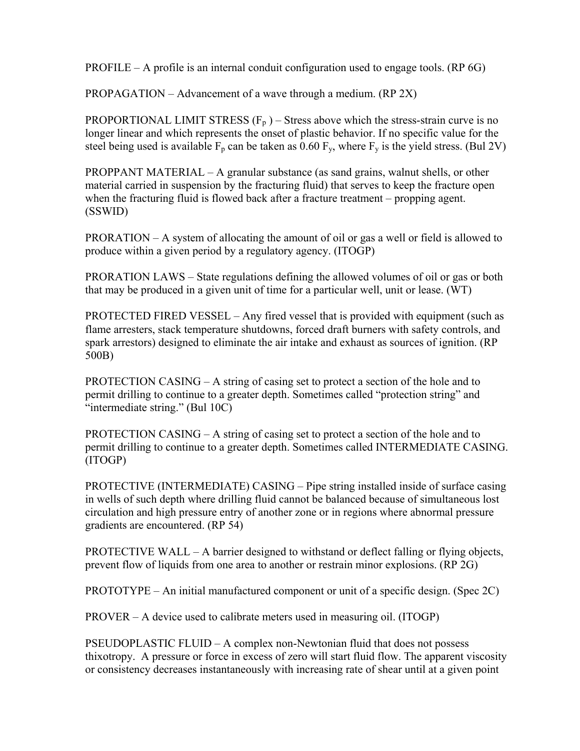PROFILE – A profile is an internal conduit configuration used to engage tools. (RP 6G)

PROPAGATION – Advancement of a wave through a medium. (RP 2X)

PROPORTIONAL LIMIT STRESS ($F_p$ ) – Stress above which the stress-strain curve is no longer linear and which represents the onset of plastic behavior. If no specific value for the steel being used is available $F_p$ can be taken as 0.60 $F_y$, where $F_y$ is the yield stress. (Bul 2V)

PROPPANT MATERIAL – A granular substance (as sand grains, walnut shells, or other material carried in suspension by the fracturing fluid) that serves to keep the fracture open when the fracturing fluid is flowed back after a fracture treatment – propping agent. (SSWID)

PRORATION – A system of allocating the amount of oil or gas a well or field is allowed to produce within a given period by a regulatory agency. (ITOGP)

PRORATION LAWS – State regulations defining the allowed volumes of oil or gas or both that may be produced in a given unit of time for a particular well, unit or lease. (WT)

PROTECTED FIRED VESSEL – Any fired vessel that is provided with equipment (such as flame arresters, stack temperature shutdowns, forced draft burners with safety controls, and spark arrestors) designed to eliminate the air intake and exhaust as sources of ignition. (RP 500B)

PROTECTION CASING – A string of casing set to protect a section of the hole and to permit drilling to continue to a greater depth. Sometimes called "protection string" and "intermediate string." (Bul 10C)

PROTECTION CASING – A string of casing set to protect a section of the hole and to permit drilling to continue to a greater depth. Sometimes called INTERMEDIATE CASING. (ITOGP)

PROTECTIVE (INTERMEDIATE) CASING – Pipe string installed inside of surface casing in wells of such depth where drilling fluid cannot be balanced because of simultaneous lost circulation and high pressure entry of another zone or in regions where abnormal pressure gradients are encountered. (RP 54)

PROTECTIVE WALL – A barrier designed to withstand or deflect falling or flying objects, prevent flow of liquids from one area to another or restrain minor explosions. (RP 2G)

PROTOTYPE – An initial manufactured component or unit of a specific design. (Spec 2C)

PROVER – A device used to calibrate meters used in measuring oil. (ITOGP)

PSEUDOPLASTIC FLUID – A complex non-Newtonian fluid that does not possess thixotropy. A pressure or force in excess of zero will start fluid flow. The apparent viscosity or consistency decreases instantaneously with increasing rate of shear until at a given point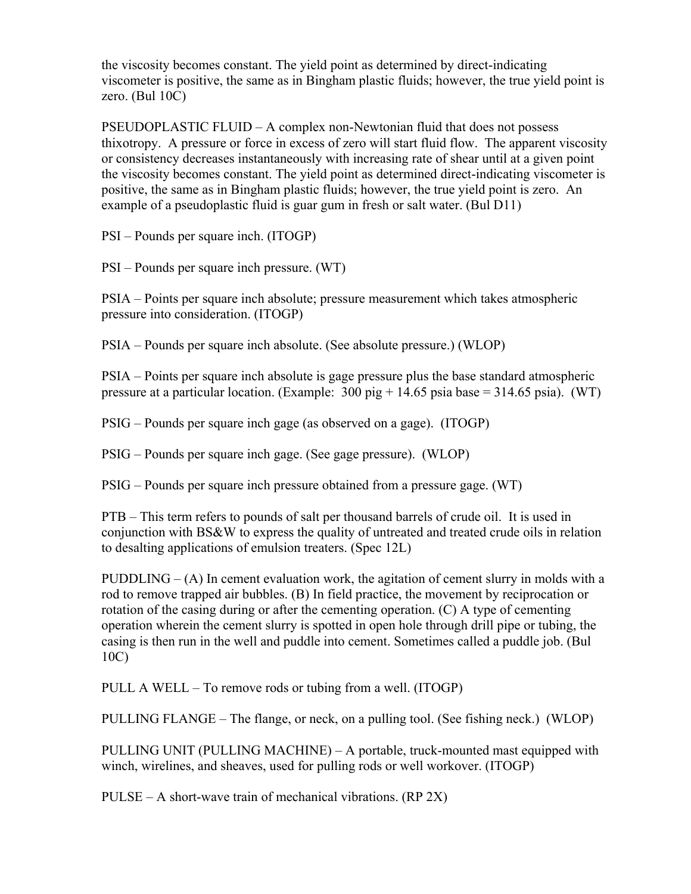the viscosity becomes constant. The yield point as determined by direct-indicating viscometer is positive, the same as in Bingham plastic fluids; however, the true yield point is zero. (Bul 10C)

PSEUDOPLASTIC FLUID – A complex non-Newtonian fluid that does not possess thixotropy. A pressure or force in excess of zero will start fluid flow. The apparent viscosity or consistency decreases instantaneously with increasing rate of shear until at a given point the viscosity becomes constant. The yield point as determined direct-indicating viscometer is positive, the same as in Bingham plastic fluids; however, the true yield point is zero. An example of a pseudoplastic fluid is guar gum in fresh or salt water. (Bul D11)

PSI – Pounds per square inch. (ITOGP)

PSI – Pounds per square inch pressure. (WT)

PSIA – Points per square inch absolute; pressure measurement which takes atmospheric pressure into consideration. (ITOGP)

PSIA – Pounds per square inch absolute. (See absolute pressure.) (WLOP)

PSIA – Points per square inch absolute is gage pressure plus the base standard atmospheric pressure at a particular location. (Example: 300 pig + 14.65 psia base = 314.65 psia). (WT)

PSIG – Pounds per square inch gage (as observed on a gage). (ITOGP)

PSIG – Pounds per square inch gage. (See gage pressure). (WLOP)

PSIG – Pounds per square inch pressure obtained from a pressure gage. (WT)

PTB – This term refers to pounds of salt per thousand barrels of crude oil. It is used in conjunction with BS&W to express the quality of untreated and treated crude oils in relation to desalting applications of emulsion treaters. (Spec 12L)

PUDDLING – (A) In cement evaluation work, the agitation of cement slurry in molds with a rod to remove trapped air bubbles. (B) In field practice, the movement by reciprocation or rotation of the casing during or after the cementing operation. (C) A type of cementing operation wherein the cement slurry is spotted in open hole through drill pipe or tubing, the casing is then run in the well and puddle into cement. Sometimes called a puddle job. (Bul 10C)

PULL A WELL – To remove rods or tubing from a well. (ITOGP)

PULLING FLANGE – The flange, or neck, on a pulling tool. (See fishing neck.) (WLOP)

PULLING UNIT (PULLING MACHINE) – A portable, truck-mounted mast equipped with winch, wirelines, and sheaves, used for pulling rods or well workover. (ITOGP)

PULSE – A short-wave train of mechanical vibrations. (RP 2X)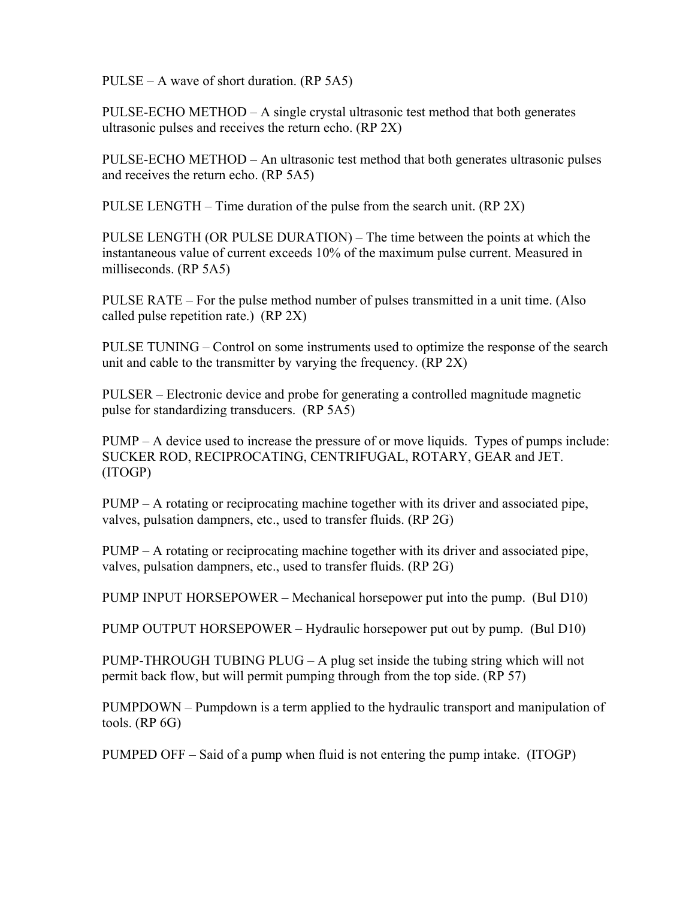PULSE – A wave of short duration. (RP 5A5)

PULSE-ECHO METHOD – A single crystal ultrasonic test method that both generates ultrasonic pulses and receives the return echo. (RP 2X)

PULSE-ECHO METHOD – An ultrasonic test method that both generates ultrasonic pulses and receives the return echo. (RP 5A5)

PULSE LENGTH – Time duration of the pulse from the search unit. (RP 2X)

PULSE LENGTH (OR PULSE DURATION) – The time between the points at which the instantaneous value of current exceeds 10% of the maximum pulse current. Measured in milliseconds. (RP 5A5)

PULSE RATE – For the pulse method number of pulses transmitted in a unit time. (Also called pulse repetition rate.) (RP 2X)

PULSE TUNING – Control on some instruments used to optimize the response of the search unit and cable to the transmitter by varying the frequency. (RP 2X)

PULSER – Electronic device and probe for generating a controlled magnitude magnetic pulse for standardizing transducers. (RP 5A5)

PUMP – A device used to increase the pressure of or move liquids. Types of pumps include: SUCKER ROD, RECIPROCATING, CENTRIFUGAL, ROTARY, GEAR and JET. (ITOGP)

PUMP – A rotating or reciprocating machine together with its driver and associated pipe, valves, pulsation dampners, etc., used to transfer fluids. (RP 2G)

PUMP – A rotating or reciprocating machine together with its driver and associated pipe, valves, pulsation dampners, etc., used to transfer fluids. (RP 2G)

PUMP INPUT HORSEPOWER – Mechanical horsepower put into the pump. (Bul D10)

PUMP OUTPUT HORSEPOWER – Hydraulic horsepower put out by pump. (Bul D10)

PUMP-THROUGH TUBING PLUG – A plug set inside the tubing string which will not permit back flow, but will permit pumping through from the top side. (RP 57)

PUMPDOWN – Pumpdown is a term applied to the hydraulic transport and manipulation of tools. (RP 6G)

PUMPED OFF – Said of a pump when fluid is not entering the pump intake. (ITOGP)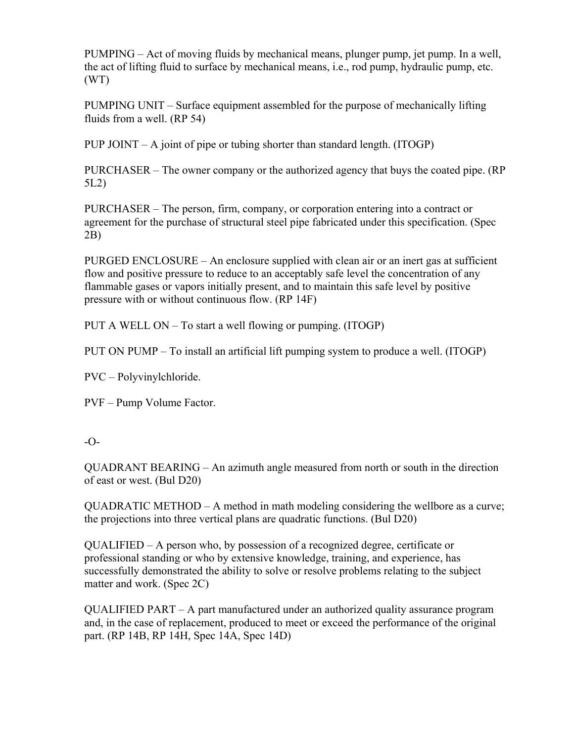PUMPING – Act of moving fluids by mechanical means, plunger pump, jet pump. In a well, the act of lifting fluid to surface by mechanical means, i.e., rod pump, hydraulic pump, etc. (WT)

PUMPING UNIT – Surface equipment assembled for the purpose of mechanically lifting fluids from a well. (RP 54)

PUP JOINT – A joint of pipe or tubing shorter than standard length. (ITOGP)

PURCHASER – The owner company or the authorized agency that buys the coated pipe. (RP 5L2)

PURCHASER – The person, firm, company, or corporation entering into a contract or agreement for the purchase of structural steel pipe fabricated under this specification. (Spec 2B)

PURGED ENCLOSURE – An enclosure supplied with clean air or an inert gas at sufficient flow and positive pressure to reduce to an acceptably safe level the concentration of any flammable gases or vapors initially present, and to maintain this safe level by positive pressure with or without continuous flow. (RP 14F)

PUT A WELL ON – To start a well flowing or pumping. (ITOGP)

PUT ON PUMP – To install an artificial lift pumping system to produce a well. (ITOGP)

PVC – Polyvinylchloride.

PVF – Pump Volume Factor.

-O-

QUADRANT BEARING – An azimuth angle measured from north or south in the direction of east or west. (Bul D20)

QUADRATIC METHOD – A method in math modeling considering the wellbore as a curve; the projections into three vertical plans are quadratic functions. (Bul D20)

QUALIFIED – A person who, by possession of a recognized degree, certificate or professional standing or who by extensive knowledge, training, and experience, has successfully demonstrated the ability to solve or resolve problems relating to the subject matter and work. (Spec 2C)

QUALIFIED PART – A part manufactured under an authorized quality assurance program and, in the case of replacement, produced to meet or exceed the performance of the original part. (RP 14B, RP 14H, Spec 14A, Spec 14D)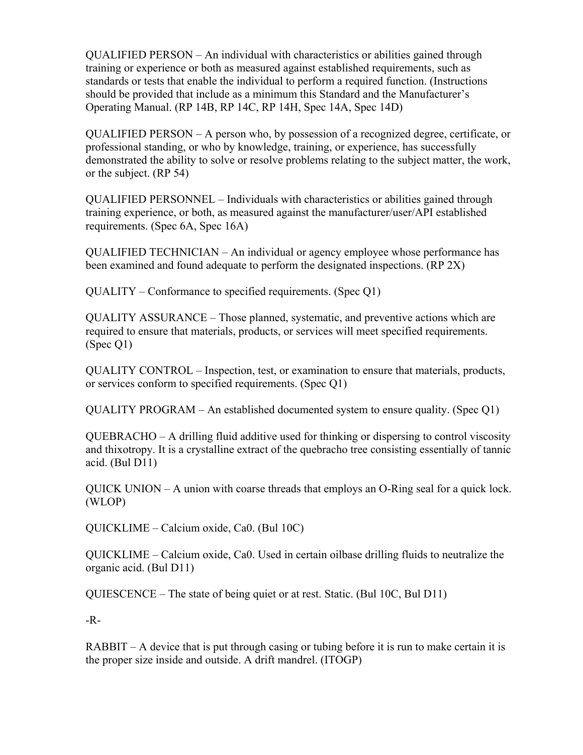QUALIFIED PERSON – An individual with characteristics or abilities gained through training or experience or both as measured against established requirements, such as standards or tests that enable the individual to perform a required function. (Instructions should be provided that include as a minimum this Standard and the Manufacturer's Operating Manual. (RP 14B, RP 14C, RP 14H, Spec 14A, Spec 14D)

QUALIFIED PERSON – A person who, by possession of a recognized degree, certificate, or professional standing, or who by knowledge, training, or experience, has successfully demonstrated the ability to solve or resolve problems relating to the subject matter, the work, or the subject. (RP 54)

QUALIFIED PERSONNEL – Individuals with characteristics or abilities gained through training experience, or both, as measured against the manufacturer/user/API established requirements. (Spec 6A, Spec 16A)

QUALIFIED TECHNICIAN – An individual or agency employee whose performance has been examined and found adequate to perform the designated inspections. (RP 2X)

QUALITY – Conformance to specified requirements. (Spec Q1)

QUALITY ASSURANCE – Those planned, systematic, and preventive actions which are required to ensure that materials, products, or services will meet specified requirements. (Spec Q1)

QUALITY CONTROL – Inspection, test, or examination to ensure that materials, products, or services conform to specified requirements. (Spec Q1)

QUALITY PROGRAM – An established documented system to ensure quality. (Spec Q1)

QUEBRACHO – A drilling fluid additive used for thinking or dispersing to control viscosity and thixotropy. It is a crystalline extract of the quebracho tree consisting essentially of tannic acid. (Bul D11)

QUICK UNION – A union with coarse threads that employs an O-Ring seal for a quick lock. (WLOP)

QUICKLIME – Calcium oxide, Ca0. (Bul 10C)

QUICKLIME – Calcium oxide, Ca0. Used in certain oilbase drilling fluids to neutralize the organic acid. (Bul D11)

QUIESCENCE – The state of being quiet or at rest. Static. (Bul 10C, Bul D11)

-R-

RABBIT – A device that is put through casing or tubing before it is run to make certain it is the proper size inside and outside. A drift mandrel. (ITOGP)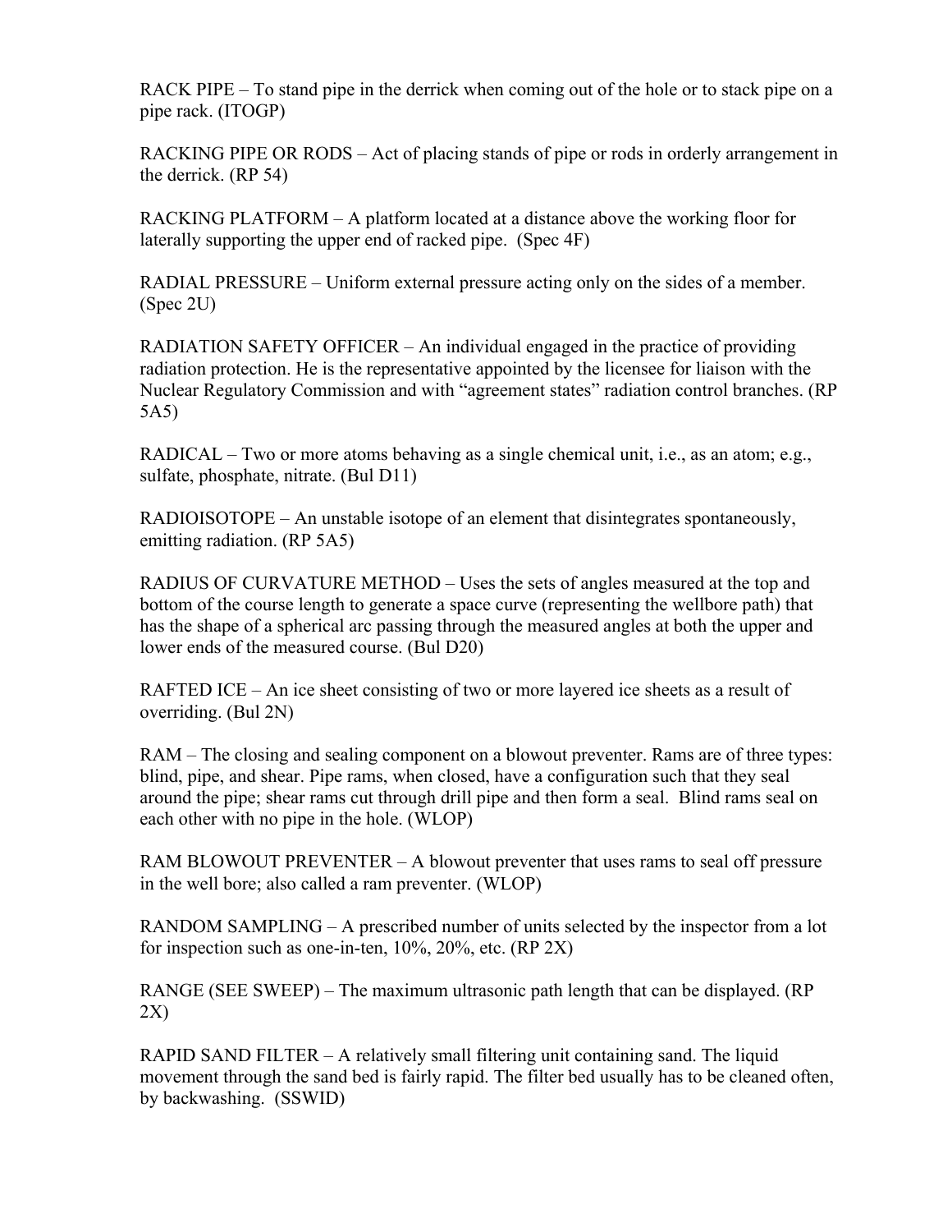RACK PIPE – To stand pipe in the derrick when coming out of the hole or to stack pipe on a pipe rack. (ITOGP)

RACKING PIPE OR RODS – Act of placing stands of pipe or rods in orderly arrangement in the derrick. (RP 54)

RACKING PLATFORM – A platform located at a distance above the working floor for laterally supporting the upper end of racked pipe. (Spec 4F)

RADIAL PRESSURE – Uniform external pressure acting only on the sides of a member. (Spec 2U)

RADIATION SAFETY OFFICER – An individual engaged in the practice of providing radiation protection. He is the representative appointed by the licensee for liaison with the Nuclear Regulatory Commission and with "agreement states" radiation control branches. (RP 5A5)

RADICAL – Two or more atoms behaving as a single chemical unit, i.e., as an atom; e.g., sulfate, phosphate, nitrate. (Bul D11)

RADIOISOTOPE – An unstable isotope of an element that disintegrates spontaneously, emitting radiation. (RP 5A5)

RADIUS OF CURVATURE METHOD – Uses the sets of angles measured at the top and bottom of the course length to generate a space curve (representing the wellbore path) that has the shape of a spherical arc passing through the measured angles at both the upper and lower ends of the measured course. (Bul D20)

RAFTED ICE – An ice sheet consisting of two or more layered ice sheets as a result of overriding. (Bul 2N)

RAM – The closing and sealing component on a blowout preventer. Rams are of three types: blind, pipe, and shear. Pipe rams, when closed, have a configuration such that they seal around the pipe; shear rams cut through drill pipe and then form a seal. Blind rams seal on each other with no pipe in the hole. (WLOP)

RAM BLOWOUT PREVENTER – A blowout preventer that uses rams to seal off pressure in the well bore; also called a ram preventer. (WLOP)

RANDOM SAMPLING – A prescribed number of units selected by the inspector from a lot for inspection such as one-in-ten, 10%, 20%, etc. (RP 2X)

RANGE (SEE SWEEP) – The maximum ultrasonic path length that can be displayed. (RP 2X)

RAPID SAND FILTER – A relatively small filtering unit containing sand. The liquid movement through the sand bed is fairly rapid. The filter bed usually has to be cleaned often, by backwashing. (SSWID)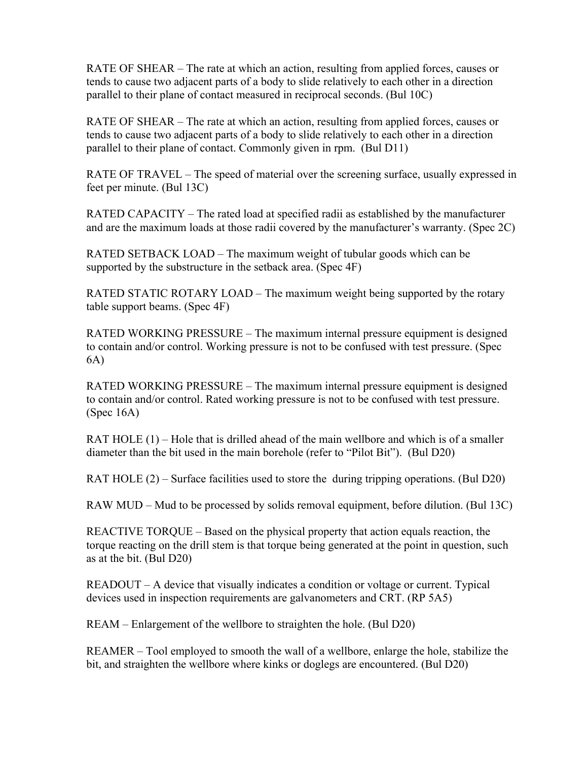RATE OF SHEAR – The rate at which an action, resulting from applied forces, causes or tends to cause two adjacent parts of a body to slide relatively to each other in a direction parallel to their plane of contact measured in reciprocal seconds. (Bul 10C)

RATE OF SHEAR – The rate at which an action, resulting from applied forces, causes or tends to cause two adjacent parts of a body to slide relatively to each other in a direction parallel to their plane of contact. Commonly given in rpm. (Bul D11)

RATE OF TRAVEL – The speed of material over the screening surface, usually expressed in feet per minute. (Bul 13C)

RATED CAPACITY – The rated load at specified radii as established by the manufacturer and are the maximum loads at those radii covered by the manufacturer's warranty. (Spec 2C)

RATED SETBACK LOAD – The maximum weight of tubular goods which can be supported by the substructure in the setback area. (Spec 4F)

RATED STATIC ROTARY LOAD – The maximum weight being supported by the rotary table support beams. (Spec 4F)

RATED WORKING PRESSURE – The maximum internal pressure equipment is designed to contain and/or control. Working pressure is not to be confused with test pressure. (Spec 6A)

RATED WORKING PRESSURE – The maximum internal pressure equipment is designed to contain and/or control. Rated working pressure is not to be confused with test pressure. (Spec 16A)

RAT HOLE (1) – Hole that is drilled ahead of the main wellbore and which is of a smaller diameter than the bit used in the main borehole (refer to "Pilot Bit"). (Bul D20)

RAT HOLE (2) – Surface facilities used to store the during tripping operations. (Bul D20)

RAW MUD – Mud to be processed by solids removal equipment, before dilution. (Bul 13C)

REACTIVE TORQUE – Based on the physical property that action equals reaction, the torque reacting on the drill stem is that torque being generated at the point in question, such as at the bit. (Bul D20)

READOUT – A device that visually indicates a condition or voltage or current. Typical devices used in inspection requirements are galvanometers and CRT. (RP 5A5)

REAM – Enlargement of the wellbore to straighten the hole. (Bul D20)

REAMER – Tool employed to smooth the wall of a wellbore, enlarge the hole, stabilize the bit, and straighten the wellbore where kinks or doglegs are encountered. (Bul D20)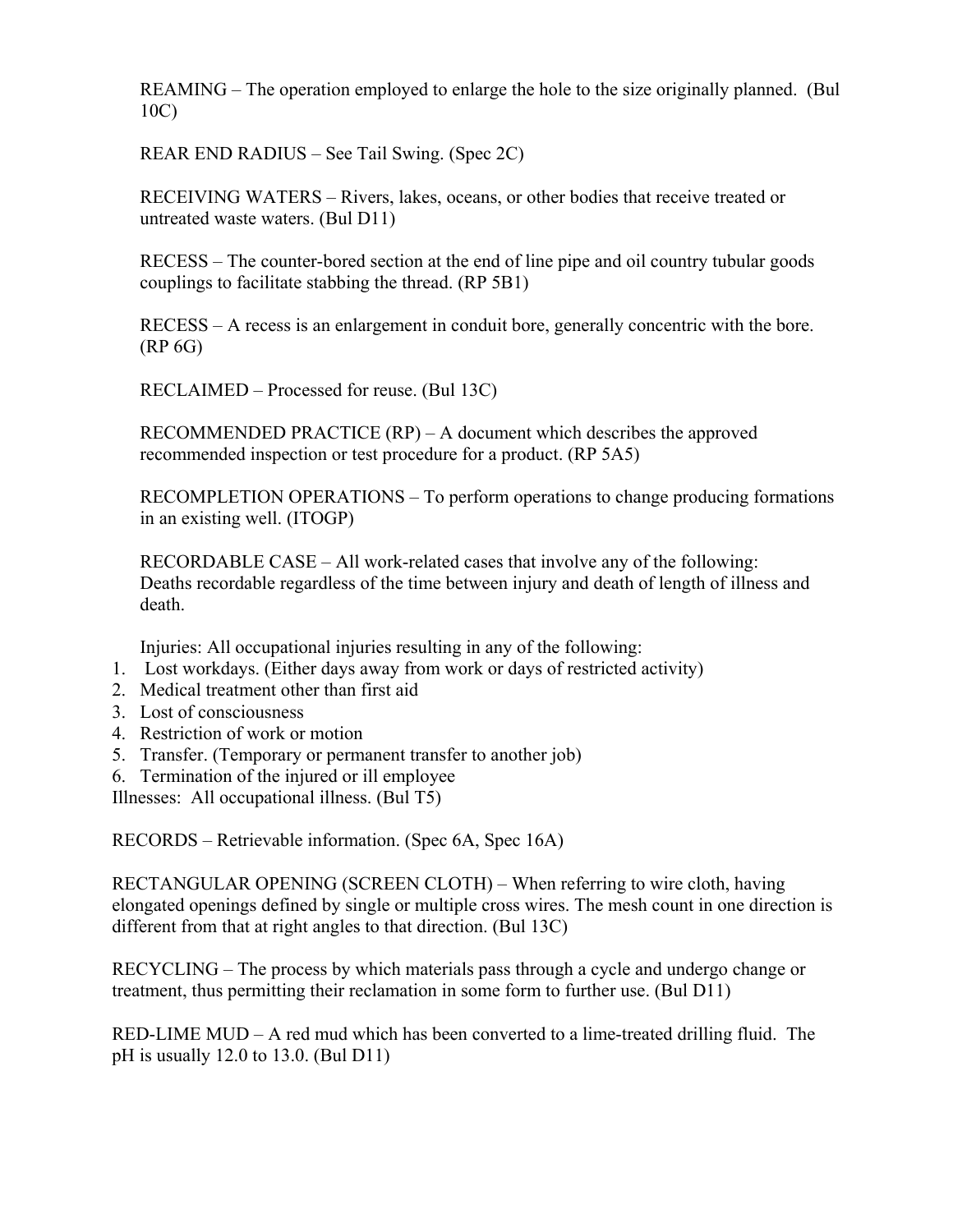REAMING – The operation employed to enlarge the hole to the size originally planned. (Bul 10C)

REAR END RADIUS – See Tail Swing. (Spec 2C)

RECEIVING WATERS – Rivers, lakes, oceans, or other bodies that receive treated or untreated waste waters. (Bul D11)

RECESS – The counter-bored section at the end of line pipe and oil country tubular goods couplings to facilitate stabbing the thread. (RP 5B1)

RECESS – A recess is an enlargement in conduit bore, generally concentric with the bore. (RP 6G)

RECLAIMED – Processed for reuse. (Bul 13C)

RECOMMENDED PRACTICE (RP) – A document which describes the approved recommended inspection or test procedure for a product. (RP 5A5)

RECOMPLETION OPERATIONS – To perform operations to change producing formations in an existing well. (ITOGP)

RECORDABLE CASE – All work-related cases that involve any of the following:
Deaths recordable regardless of the time between injury and death of length of illness and death.

Injuries: All occupational injuries resulting in any of the following:

1. Lost workdays. (Either days away from work or days of restricted activity)
2. Medical treatment other than first aid
3. Lost of consciousness
4. Restriction of work or motion
5. Transfer. (Temporary or permanent transfer to another job)
6. Termination of the injured or ill employee

Illnesses: All occupational illness. (Bul T5)

RECORDS – Retrievable information. (Spec 6A, Spec 16A)

RECTANGULAR OPENING (SCREEN CLOTH) – When referring to wire cloth, having elongated openings defined by single or multiple cross wires. The mesh count in one direction is different from that at right angles to that direction. (Bul 13C)

RECYCLING – The process by which materials pass through a cycle and undergo change or treatment, thus permitting their reclamation in some form to further use. (Bul D11)

RED-LIME MUD – A red mud which has been converted to a lime-treated drilling fluid. The pH is usually 12.0 to 13.0. (Bul D11)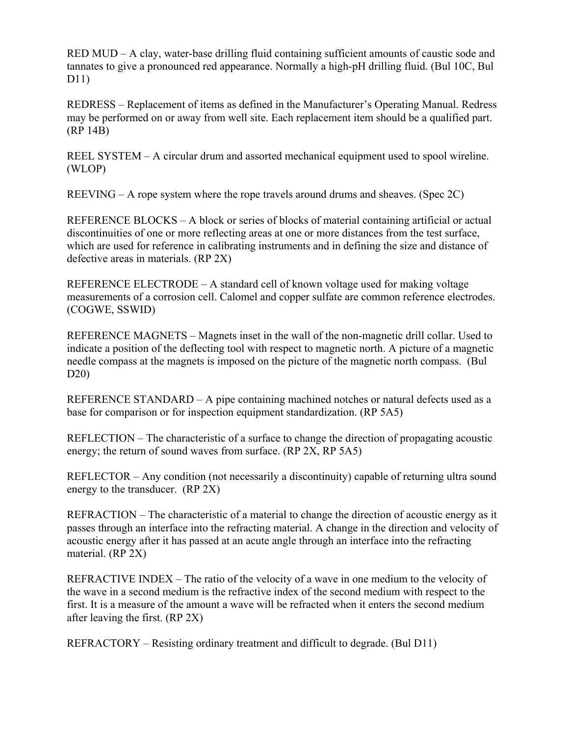RED MUD – A clay, water-base drilling fluid containing sufficient amounts of caustic sode and tannates to give a pronounced red appearance. Normally a high-pH drilling fluid. (Bul 10C, Bul D11)

REDRESS – Replacement of items as defined in the Manufacturer's Operating Manual. Redress may be performed on or away from well site. Each replacement item should be a qualified part. (RP 14B)

REEL SYSTEM – A circular drum and assorted mechanical equipment used to spool wireline. (WLOP)

REEVING – A rope system where the rope travels around drums and sheaves. (Spec 2C)

REFERENCE BLOCKS – A block or series of blocks of material containing artificial or actual discontinuities of one or more reflecting areas at one or more distances from the test surface, which are used for reference in calibrating instruments and in defining the size and distance of defective areas in materials. (RP 2X)

REFERENCE ELECTRODE – A standard cell of known voltage used for making voltage measurements of a corrosion cell. Calomel and copper sulfate are common reference electrodes. (COGWE, SSWID)

REFERENCE MAGNETS – Magnets inset in the wall of the non-magnetic drill collar. Used to indicate a position of the deflecting tool with respect to magnetic north. A picture of a magnetic needle compass at the magnets is imposed on the picture of the magnetic north compass. (Bul D20)

REFERENCE STANDARD – A pipe containing machined notches or natural defects used as a base for comparison or for inspection equipment standardization. (RP 5A5)

REFLECTION – The characteristic of a surface to change the direction of propagating acoustic energy; the return of sound waves from surface. (RP 2X, RP 5A5)

REFLECTOR – Any condition (not necessarily a discontinuity) capable of returning ultra sound energy to the transducer. (RP 2X)

REFRACTION – The characteristic of a material to change the direction of acoustic energy as it passes through an interface into the refracting material. A change in the direction and velocity of acoustic energy after it has passed at an acute angle through an interface into the refracting material. (RP 2X)

REFRACTIVE INDEX – The ratio of the velocity of a wave in one medium to the velocity of the wave in a second medium is the refractive index of the second medium with respect to the first. It is a measure of the amount a wave will be refracted when it enters the second medium after leaving the first. (RP 2X)

REFRACTORY – Resisting ordinary treatment and difficult to degrade. (Bul D11)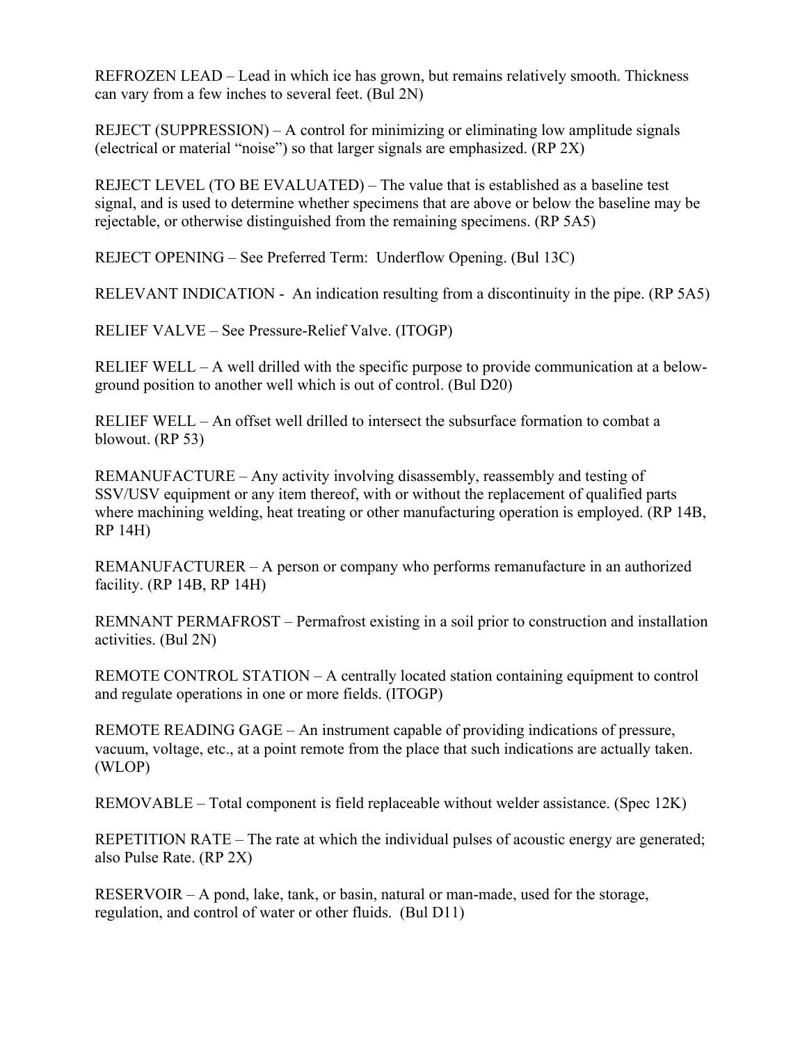REFROZEN LEAD – Lead in which ice has grown, but remains relatively smooth. Thickness can vary from a few inches to several feet. (Bul 2N)

REJECT (SUPPRESSION) – A control for minimizing or eliminating low amplitude signals (electrical or material "noise") so that larger signals are emphasized. (RP 2X)

REJECT LEVEL (TO BE EVALUATED) – The value that is established as a baseline test signal, and is used to determine whether specimens that are above or below the baseline may be rejectable, or otherwise distinguished from the remaining specimens. (RP 5A5)

REJECT OPENING – See Preferred Term: Underflow Opening. (Bul 13C)

RELEVANT INDICATION - An indication resulting from a discontinuity in the pipe. (RP 5A5)

RELIEF VALVE – See Pressure-Relief Valve. (ITOGP)

RELIEF WELL – A well drilled with the specific purpose to provide communication at a below-ground position to another well which is out of control. (Bul D20)

RELIEF WELL – An offset well drilled to intersect the subsurface formation to combat a blowout. (RP 53)

REMANUFACTURE – Any activity involving disassembly, reassembly and testing of SSV/USV equipment or any item thereof, with or without the replacement of qualified parts where machining welding, heat treating or other manufacturing operation is employed. (RP 14B, RP 14H)

REMANUFACTURER – A person or company who performs remanufacture in an authorized facility. (RP 14B, RP 14H)

REMNANT PERMAFROST – Permafrost existing in a soil prior to construction and installation activities. (Bul 2N)

REMOTE CONTROL STATION – A centrally located station containing equipment to control and regulate operations in one or more fields. (ITOGP)

REMOTE READING GAGE – An instrument capable of providing indications of pressure, vacuum, voltage, etc., at a point remote from the place that such indications are actually taken. (WLOP)

REMOVABLE – Total component is field replaceable without welder assistance. (Spec 12K)

REPETITION RATE – The rate at which the individual pulses of acoustic energy are generated; also Pulse Rate. (RP 2X)

RESERVOIR – A pond, lake, tank, or basin, natural or man-made, used for the storage, regulation, and control of water or other fluids. (Bul D11)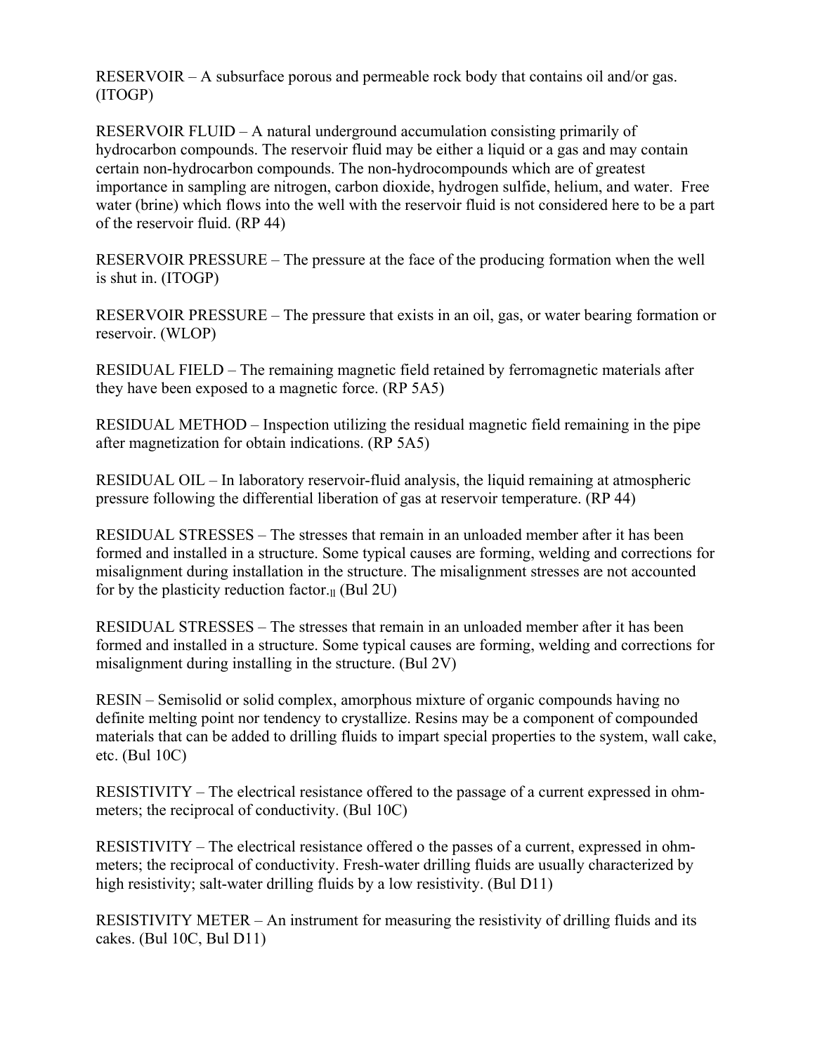RESERVOIR – A subsurface porous and permeable rock body that contains oil and/or gas. (ITOGP)

RESERVOIR FLUID – A natural underground accumulation consisting primarily of hydrocarbon compounds. The reservoir fluid may be either a liquid or a gas and may contain certain non-hydrocarbon compounds. The non-hydrocompounds which are of greatest importance in sampling are nitrogen, carbon dioxide, hydrogen sulfide, helium, and water. Free water (brine) which flows into the well with the reservoir fluid is not considered here to be a part of the reservoir fluid. (RP 44)

RESERVOIR PRESSURE – The pressure at the face of the producing formation when the well is shut in. (ITOGP)

RESERVOIR PRESSURE – The pressure that exists in an oil, gas, or water bearing formation or reservoir. (WLOP)

RESIDUAL FIELD – The remaining magnetic field retained by ferromagnetic materials after they have been exposed to a magnetic force. (RP 5A5)

RESIDUAL METHOD – Inspection utilizing the residual magnetic field remaining in the pipe after magnetization for obtain indications. (RP 5A5)

RESIDUAL OIL – In laboratory reservoir-fluid analysis, the liquid remaining at atmospheric pressure following the differential liberation of gas at reservoir temperature. (RP 44)

RESIDUAL STRESSES – The stresses that remain in an unloaded member after it has been formed and installed in a structure. Some typical causes are forming, welding and corrections for misalignment during installation in the structure. The misalignment stresses are not accounted for by the plasticity reduction factor.$_{\eta}$ (Bul 2U)

RESIDUAL STRESSES – The stresses that remain in an unloaded member after it has been formed and installed in a structure. Some typical causes are forming, welding and corrections for misalignment during installing in the structure. (Bul 2V)

RESIN – Semisolid or solid complex, amorphous mixture of organic compounds having no definite melting point nor tendency to crystallize. Resins may be a component of compounded materials that can be added to drilling fluids to impart special properties to the system, wall cake, etc. (Bul 10C)

RESISTIVITY – The electrical resistance offered to the passage of a current expressed in ohm-meters; the reciprocal of conductivity. (Bul 10C)

RESISTIVITY – The electrical resistance offered o the passes of a current, expressed in ohm-meters; the reciprocal of conductivity. Fresh-water drilling fluids are usually characterized by high resistivity; salt-water drilling fluids by a low resistivity. (Bul D11)

RESISTIVITY METER – An instrument for measuring the resistivity of drilling fluids and its cakes. (Bul 10C, Bul D11)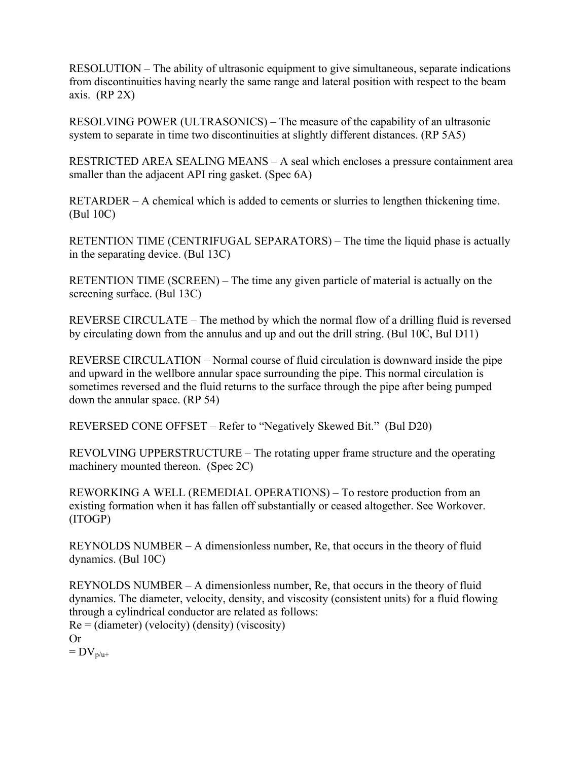RESOLUTION – The ability of ultrasonic equipment to give simultaneous, separate indications from discontinuities having nearly the same range and lateral position with respect to the beam axis. (RP 2X)

RESOLVING POWER (ULTRASONICS) – The measure of the capability of an ultrasonic system to separate in time two discontinuities at slightly different distances. (RP 5A5)

RESTRICTED AREA SEALING MEANS – A seal which encloses a pressure containment area smaller than the adjacent API ring gasket. (Spec 6A)

RETARDER – A chemical which is added to cements or slurries to lengthen thickening time. (Bul 10C)

RETENTION TIME (CENTRIFUGAL SEPARATORS) – The time the liquid phase is actually in the separating device. (Bul 13C)

RETENTION TIME (SCREEN) – The time any given particle of material is actually on the screening surface. (Bul 13C)

REVERSE CIRCULATE – The method by which the normal flow of a drilling fluid is reversed by circulating down from the annulus and up and out the drill string. (Bul 10C, Bul D11)

REVERSE CIRCULATION – Normal course of fluid circulation is downward inside the pipe and upward in the wellbore annular space surrounding the pipe. This normal circulation is sometimes reversed and the fluid returns to the surface through the pipe after being pumped down the annular space. (RP 54)

REVERSED CONE OFFSET – Refer to “Negatively Skewed Bit.” (Bul D20)

REVOLVING UPPERSTRUCTURE – The rotating upper frame structure and the operating machinery mounted thereon. (Spec 2C)

REWORKING A WELL (REMEDIAL OPERATIONS) – To restore production from an existing formation when it has fallen off substantially or ceased altogether. See Workover. (ITOGP)

REYNOLDS NUMBER – A dimensionless number, Re, that occurs in the theory of fluid dynamics. (Bul 10C)

REYNOLDS NUMBER – A dimensionless number, Re, that occurs in the theory of fluid dynamics. The diameter, velocity, density, and viscosity (consistent units) for a fluid flowing through a cylindrical conductor are related as follows:

Re = (diameter) (velocity) (density) (viscosity)

Or

$= DV_{p/u+}$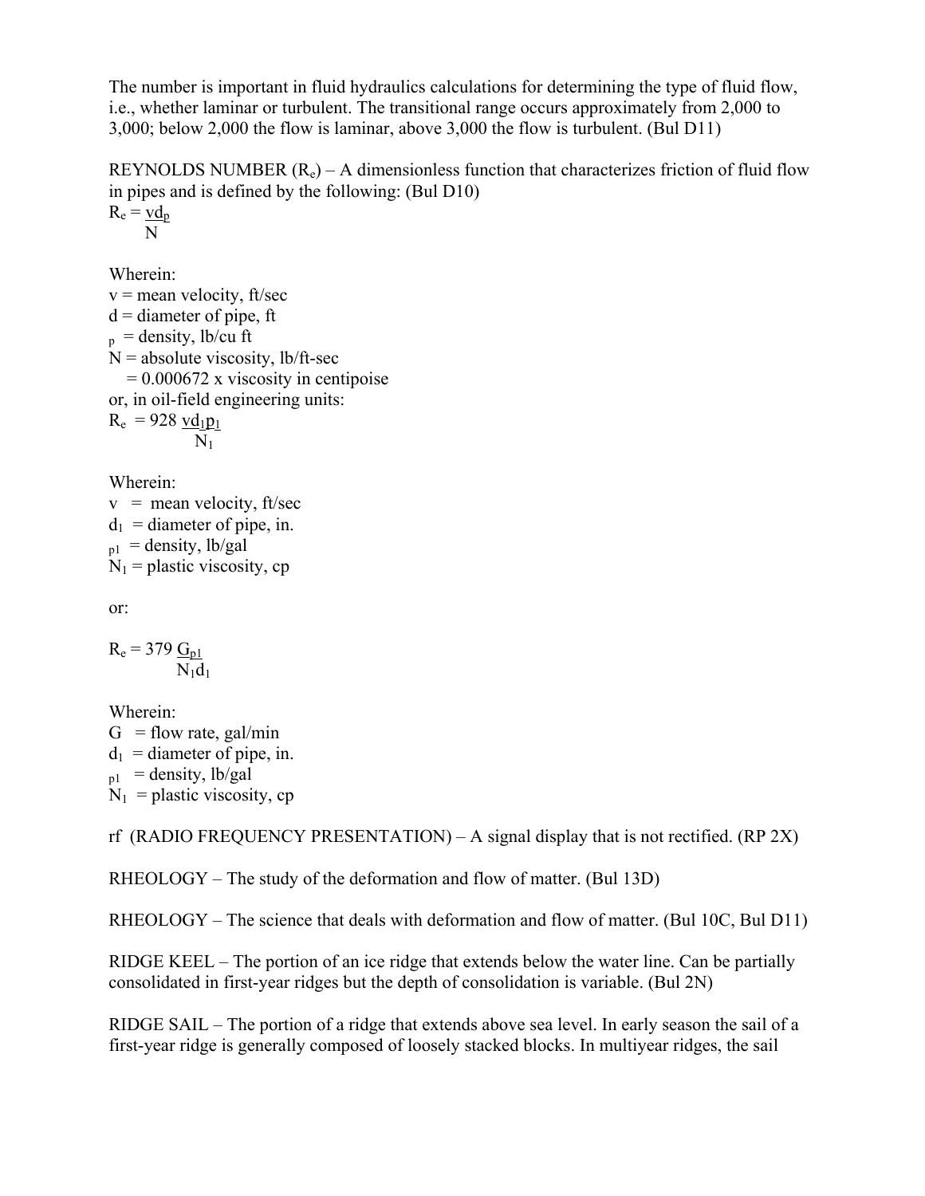The number is important in fluid hydraulics calculations for determining the type of fluid flow, i.e., whether laminar or turbulent. The transitional range occurs approximately from 2,000 to 3,000; below 2,000 the flow is laminar, above 3,000 the flow is turbulent. (Bul D11)

REYNOLDS NUMBER ($R_e$) – A dimensionless function that characterizes friction of fluid flow in pipes and is defined by the following: (Bul D10)

$$R_e = \frac{vd_p}{N}$$

Wherein:
v = mean velocity, ft/sec
d = diameter of pipe, ft
$_p$ = density, lb/cu ft
N = absolute viscosity, lb/ft-sec
= 0.000672 x viscosity in centipoise
or, in oil-field engineering units:

$$R_e = 928 \frac{vd_1p_1}{N_1}$$

Wherein:
v = mean velocity, ft/sec
$d_1$ = diameter of pipe, in.
$_{p1}$ = density, lb/gal
$N_1$ = plastic viscosity, cp

or:

$$R_e = 379 \frac{G_{p1}}{N_1 d_1}$$

Wherein:
G = flow rate, gal/min
$d_1$ = diameter of pipe, in.
$_{p1}$ = density, lb/gal
$N_1$ = plastic viscosity, cp

rf (RADIO FREQUENCY PRESENTATION) – A signal display that is not rectified. (RP 2X)

RHEOLOGY – The study of the deformation and flow of matter. (Bul 13D)

RHEOLOGY – The science that deals with deformation and flow of matter. (Bul 10C, Bul D11)

RIDGE KEEL – The portion of an ice ridge that extends below the water line. Can be partially consolidated in first-year ridges but the depth of consolidation is variable. (Bul 2N)

RIDGE SAIL – The portion of a ridge that extends above sea level. In early season the sail of a first-year ridge is generally composed of loosely stacked blocks. In multiyear ridges, the sail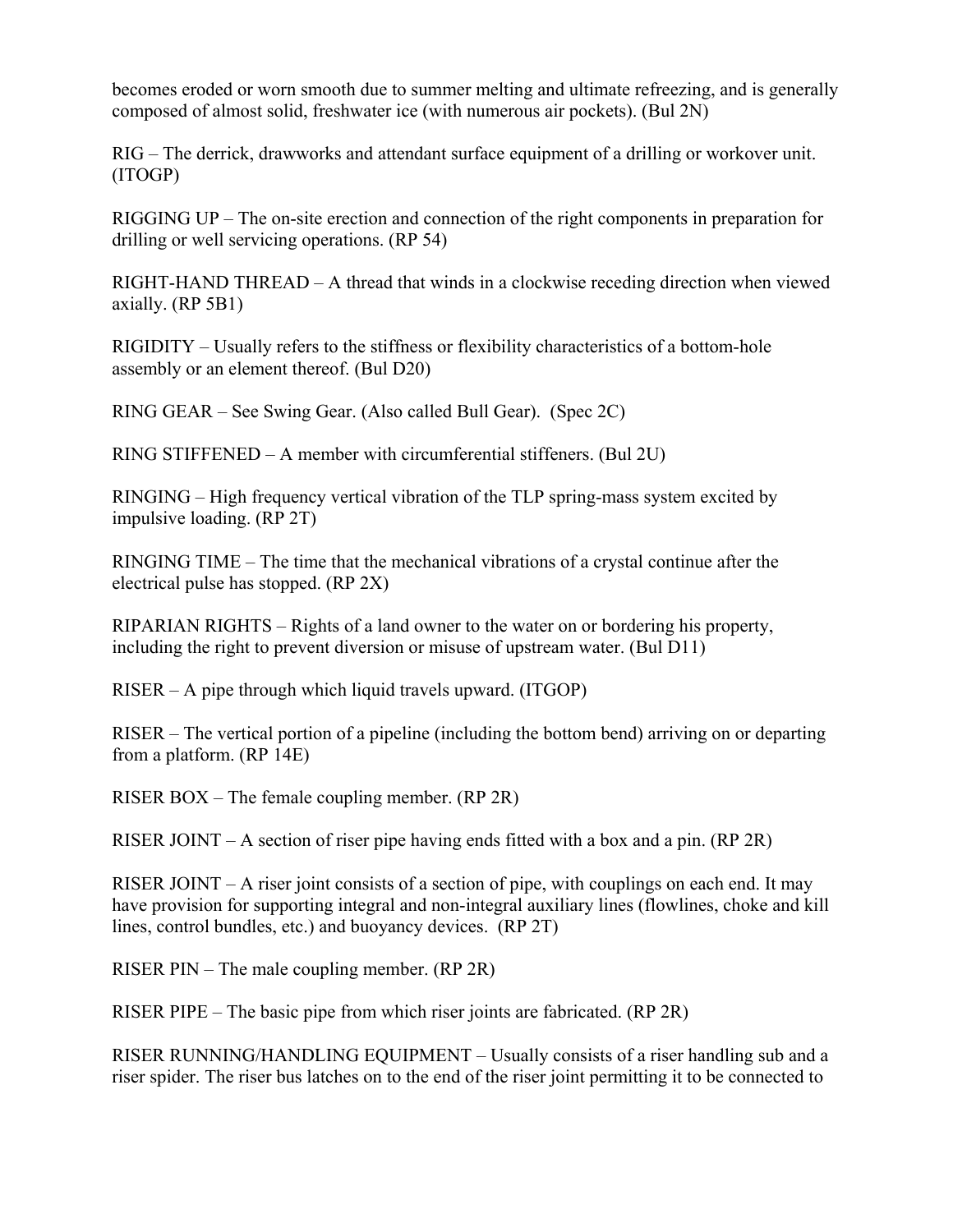becomes eroded or worn smooth due to summer melting and ultimate refreezing, and is generally composed of almost solid, freshwater ice (with numerous air pockets). (Bul 2N)

RIG – The derrick, drawworks and attendant surface equipment of a drilling or workover unit. (ITOGP)

RIGGING UP – The on-site erection and connection of the right components in preparation for drilling or well servicing operations. (RP 54)

RIGHT-HAND THREAD – A thread that winds in a clockwise receding direction when viewed axially. (RP 5B1)

RIGIDITY – Usually refers to the stiffness or flexibility characteristics of a bottom-hole assembly or an element thereof. (Bul D20)

RING GEAR – See Swing Gear. (Also called Bull Gear). (Spec 2C)

RING STIFFENED – A member with circumferential stiffeners. (Bul 2U)

RINGING – High frequency vertical vibration of the TLP spring-mass system excited by impulsive loading. (RP 2T)

RINGING TIME – The time that the mechanical vibrations of a crystal continue after the electrical pulse has stopped. (RP 2X)

RIPARIAN RIGHTS – Rights of a land owner to the water on or bordering his property, including the right to prevent diversion or misuse of upstream water. (Bul D11)

RISER – A pipe through which liquid travels upward. (ITGOP)

RISER – The vertical portion of a pipeline (including the bottom bend) arriving on or departing from a platform. (RP 14E)

RISER BOX – The female coupling member. (RP 2R)

RISER JOINT – A section of riser pipe having ends fitted with a box and a pin. (RP 2R)

RISER JOINT – A riser joint consists of a section of pipe, with couplings on each end. It may have provision for supporting integral and non-integral auxiliary lines (flowlines, choke and kill lines, control bundles, etc.) and buoyancy devices. (RP 2T)

RISER PIN – The male coupling member. (RP 2R)

RISER PIPE – The basic pipe from which riser joints are fabricated. (RP 2R)

RISER RUNNING/HANDLING EQUIPMENT – Usually consists of a riser handling sub and a riser spider. The riser bus latches on to the end of the riser joint permitting it to be connected to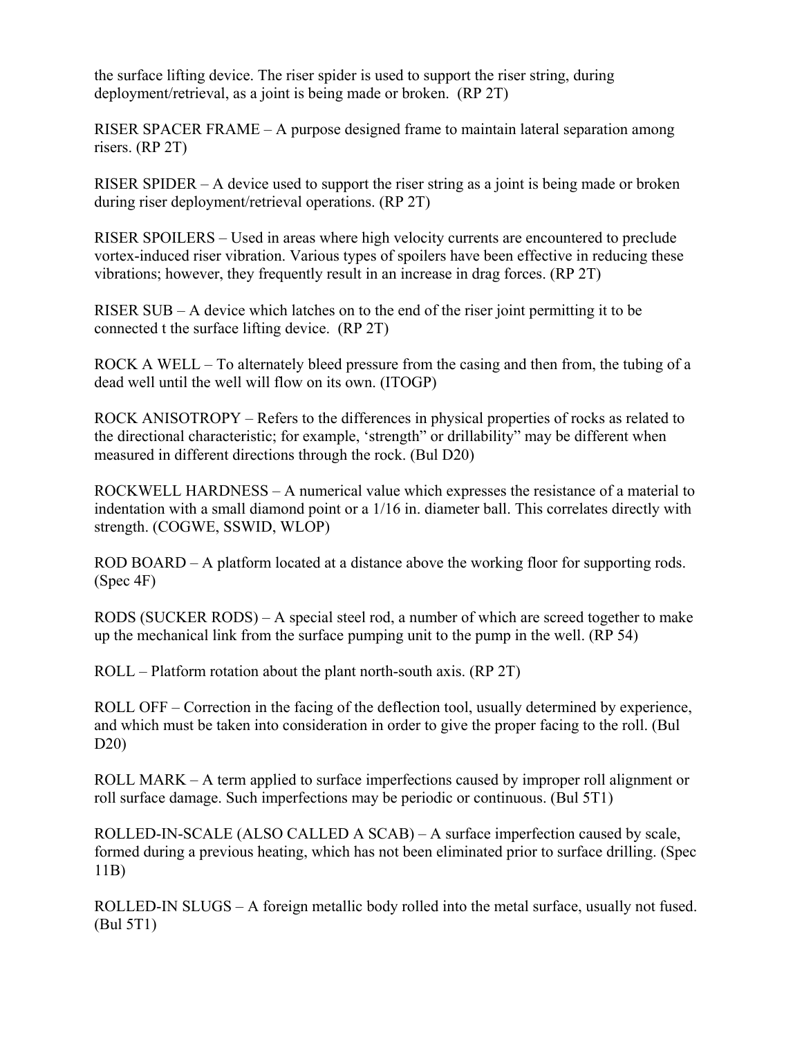the surface lifting device. The riser spider is used to support the riser string, during deployment/retrieval, as a joint is being made or broken. (RP 2T)

RISER SPACER FRAME – A purpose designed frame to maintain lateral separation among risers. (RP 2T)

RISER SPIDER – A device used to support the riser string as a joint is being made or broken during riser deployment/retrieval operations. (RP 2T)

RISER SPOILERS – Used in areas where high velocity currents are encountered to preclude vortex-induced riser vibration. Various types of spoilers have been effective in reducing these vibrations; however, they frequently result in an increase in drag forces. (RP 2T)

RISER SUB – A device which latches on to the end of the riser joint permitting it to be connected t the surface lifting device. (RP 2T)

ROCK A WELL – To alternately bleed pressure from the casing and then from, the tubing of a dead well until the well will flow on its own. (ITOGP)

ROCK ANISOTROPY – Refers to the differences in physical properties of rocks as related to the directional characteristic; for example, 'strength" or drillability" may be different when measured in different directions through the rock. (Bul D20)

ROCKWELL HARDNESS – A numerical value which expresses the resistance of a material to indentation with a small diamond point or a 1/16 in. diameter ball. This correlates directly with strength. (COGWE, SSWID, WLOP)

ROD BOARD – A platform located at a distance above the working floor for supporting rods. (Spec 4F)

RODS (SUCKER RODS) – A special steel rod, a number of which are screed together to make up the mechanical link from the surface pumping unit to the pump in the well. (RP 54)

ROLL – Platform rotation about the plant north-south axis. (RP 2T)

ROLL OFF – Correction in the facing of the deflection tool, usually determined by experience, and which must be taken into consideration in order to give the proper facing to the roll. (Bul D20)

ROLL MARK – A term applied to surface imperfections caused by improper roll alignment or roll surface damage. Such imperfections may be periodic or continuous. (Bul 5T1)

ROLLED-IN-SCALE (ALSO CALLED A SCAB) – A surface imperfection caused by scale, formed during a previous heating, which has not been eliminated prior to surface drilling. (Spec 11B)

ROLLED-IN SLUGS – A foreign metallic body rolled into the metal surface, usually not fused. (Bul 5T1)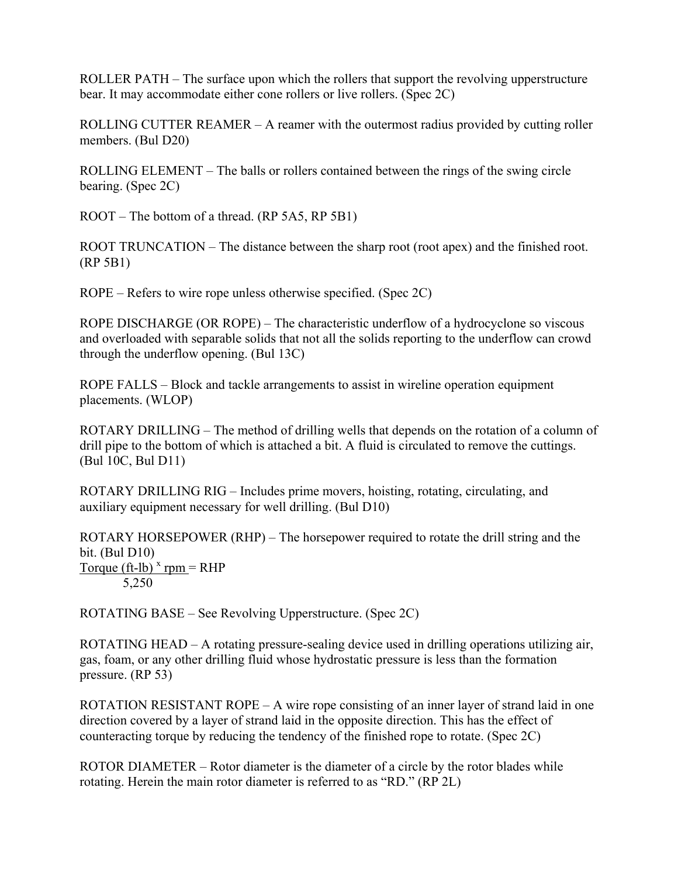ROLLER PATH – The surface upon which the rollers that support the revolving upperstructure bear. It may accommodate either cone rollers or live rollers. (Spec 2C)

ROLLING CUTTER REAMER – A reamer with the outermost radius provided by cutting roller members. (Bul D20)

ROLLING ELEMENT – The balls or rollers contained between the rings of the swing circle bearing. (Spec 2C)

ROOT – The bottom of a thread. (RP 5A5, RP 5B1)

ROOT TRUNCATION – The distance between the sharp root (root apex) and the finished root. (RP 5B1)

ROPE – Refers to wire rope unless otherwise specified. (Spec 2C)

ROPE DISCHARGE (OR ROPE) – The characteristic underflow of a hydrocyclone so viscous and overloaded with separable solids that not all the solids reporting to the underflow can crowd through the underflow opening. (Bul 13C)

ROPE FALLS – Block and tackle arrangements to assist in wireline operation equipment placements. (WLOP)

ROTARY DRILLING – The method of drilling wells that depends on the rotation of a column of drill pipe to the bottom of which is attached a bit. A fluid is circulated to remove the cuttings. (Bul 10C, Bul D11)

ROTARY DRILLING RIG – Includes prime movers, hoisting, rotating, circulating, and auxiliary equipment necessary for well drilling. (Bul D10)

ROTARY HORSEPOWER (RHP) – The horsepower required to rotate the drill string and the bit. (Bul D10)

$$\frac{\text{Torque (ft-lb)} \times \text{rpm}}{5{,}250} = \text{RHP}$$

ROTATING BASE – See Revolving Upperstructure. (Spec 2C)

ROTATING HEAD – A rotating pressure-sealing device used in drilling operations utilizing air, gas, foam, or any other drilling fluid whose hydrostatic pressure is less than the formation pressure. (RP 53)

ROTATION RESISTANT ROPE – A wire rope consisting of an inner layer of strand laid in one direction covered by a layer of strand laid in the opposite direction. This has the effect of counteracting torque by reducing the tendency of the finished rope to rotate. (Spec 2C)

ROTOR DIAMETER – Rotor diameter is the diameter of a circle by the rotor blades while rotating. Herein the main rotor diameter is referred to as "RD." (RP 2L)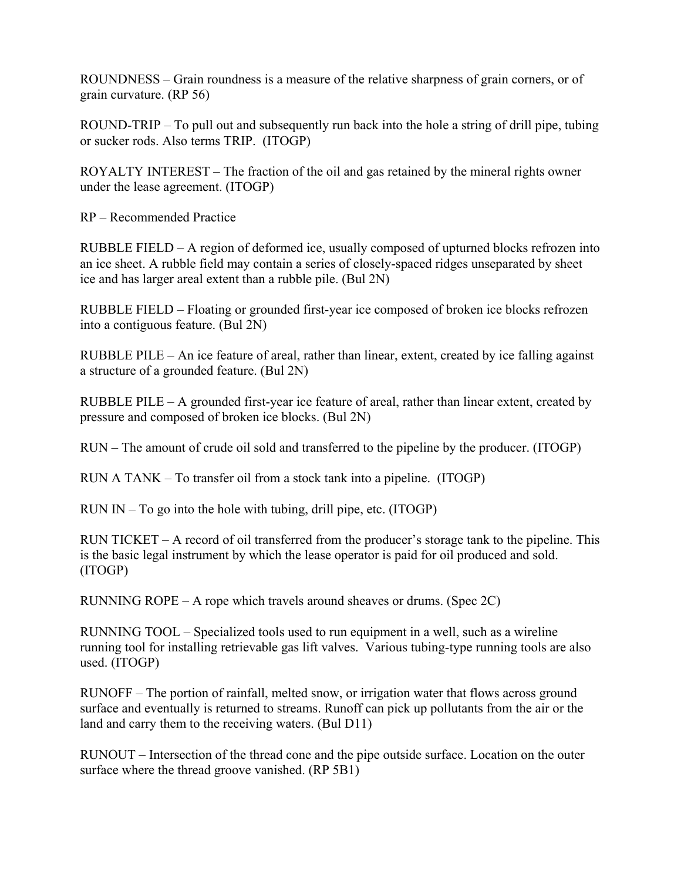ROUNDNESS – Grain roundness is a measure of the relative sharpness of grain corners, or of grain curvature. (RP 56)

ROUND-TRIP – To pull out and subsequently run back into the hole a string of drill pipe, tubing or sucker rods. Also terms TRIP. (ITOGP)

ROYALTY INTEREST – The fraction of the oil and gas retained by the mineral rights owner under the lease agreement. (ITOGP)

RP – Recommended Practice

RUBBLE FIELD – A region of deformed ice, usually composed of upturned blocks refrozen into an ice sheet. A rubble field may contain a series of closely-spaced ridges unseparated by sheet ice and has larger areal extent than a rubble pile. (Bul 2N)

RUBBLE FIELD – Floating or grounded first-year ice composed of broken ice blocks refrozen into a contiguous feature. (Bul 2N)

RUBBLE PILE – An ice feature of areal, rather than linear, extent, created by ice falling against a structure of a grounded feature. (Bul 2N)

RUBBLE PILE – A grounded first-year ice feature of areal, rather than linear extent, created by pressure and composed of broken ice blocks. (Bul 2N)

RUN – The amount of crude oil sold and transferred to the pipeline by the producer. (ITOGP)

RUN A TANK – To transfer oil from a stock tank into a pipeline. (ITOGP)

RUN IN – To go into the hole with tubing, drill pipe, etc. (ITOGP)

RUN TICKET – A record of oil transferred from the producer's storage tank to the pipeline. This is the basic legal instrument by which the lease operator is paid for oil produced and sold. (ITOGP)

RUNNING ROPE – A rope which travels around sheaves or drums. (Spec 2C)

RUNNING TOOL – Specialized tools used to run equipment in a well, such as a wireline running tool for installing retrievable gas lift valves. Various tubing-type running tools are also used. (ITOGP)

RUNOFF – The portion of rainfall, melted snow, or irrigation water that flows across ground surface and eventually is returned to streams. Runoff can pick up pollutants from the air or the land and carry them to the receiving waters. (Bul D11)

RUNOUT – Intersection of the thread cone and the pipe outside surface. Location on the outer surface where the thread groove vanished. (RP 5B1)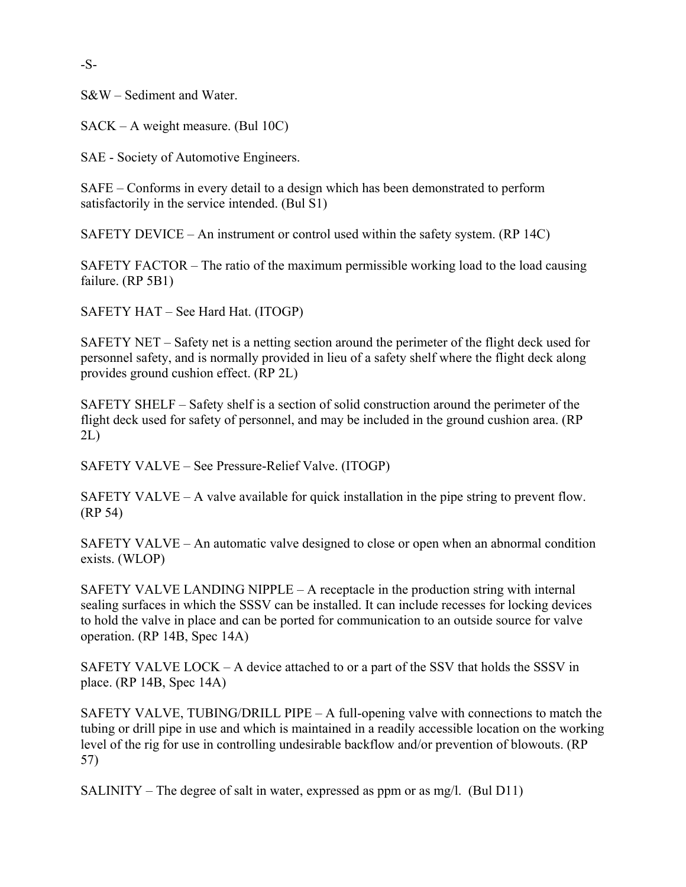-S-

S&W – Sediment and Water.

SACK – A weight measure. (Bul 10C)

SAE - Society of Automotive Engineers.

SAFE – Conforms in every detail to a design which has been demonstrated to perform satisfactorily in the service intended. (Bul S1)

SAFETY DEVICE – An instrument or control used within the safety system. (RP 14C)

SAFETY FACTOR – The ratio of the maximum permissible working load to the load causing failure. (RP 5B1)

SAFETY HAT – See Hard Hat. (ITOGP)

SAFETY NET – Safety net is a netting section around the perimeter of the flight deck used for personnel safety, and is normally provided in lieu of a safety shelf where the flight deck along provides ground cushion effect. (RP 2L)

SAFETY SHELF – Safety shelf is a section of solid construction around the perimeter of the flight deck used for safety of personnel, and may be included in the ground cushion area. (RP 2L)

SAFETY VALVE – See Pressure-Relief Valve. (ITOGP)

SAFETY VALVE – A valve available for quick installation in the pipe string to prevent flow. (RP 54)

SAFETY VALVE – An automatic valve designed to close or open when an abnormal condition exists. (WLOP)

SAFETY VALVE LANDING NIPPLE – A receptacle in the production string with internal sealing surfaces in which the SSSV can be installed. It can include recesses for locking devices to hold the valve in place and can be ported for communication to an outside source for valve operation. (RP 14B, Spec 14A)

SAFETY VALVE LOCK – A device attached to or a part of the SSV that holds the SSSV in place. (RP 14B, Spec 14A)

SAFETY VALVE, TUBING/DRILL PIPE – A full-opening valve with connections to match the tubing or drill pipe in use and which is maintained in a readily accessible location on the working level of the rig for use in controlling undesirable backflow and/or prevention of blowouts. (RP 57)

SALINITY – The degree of salt in water, expressed as ppm or as mg/l. (Bul D11)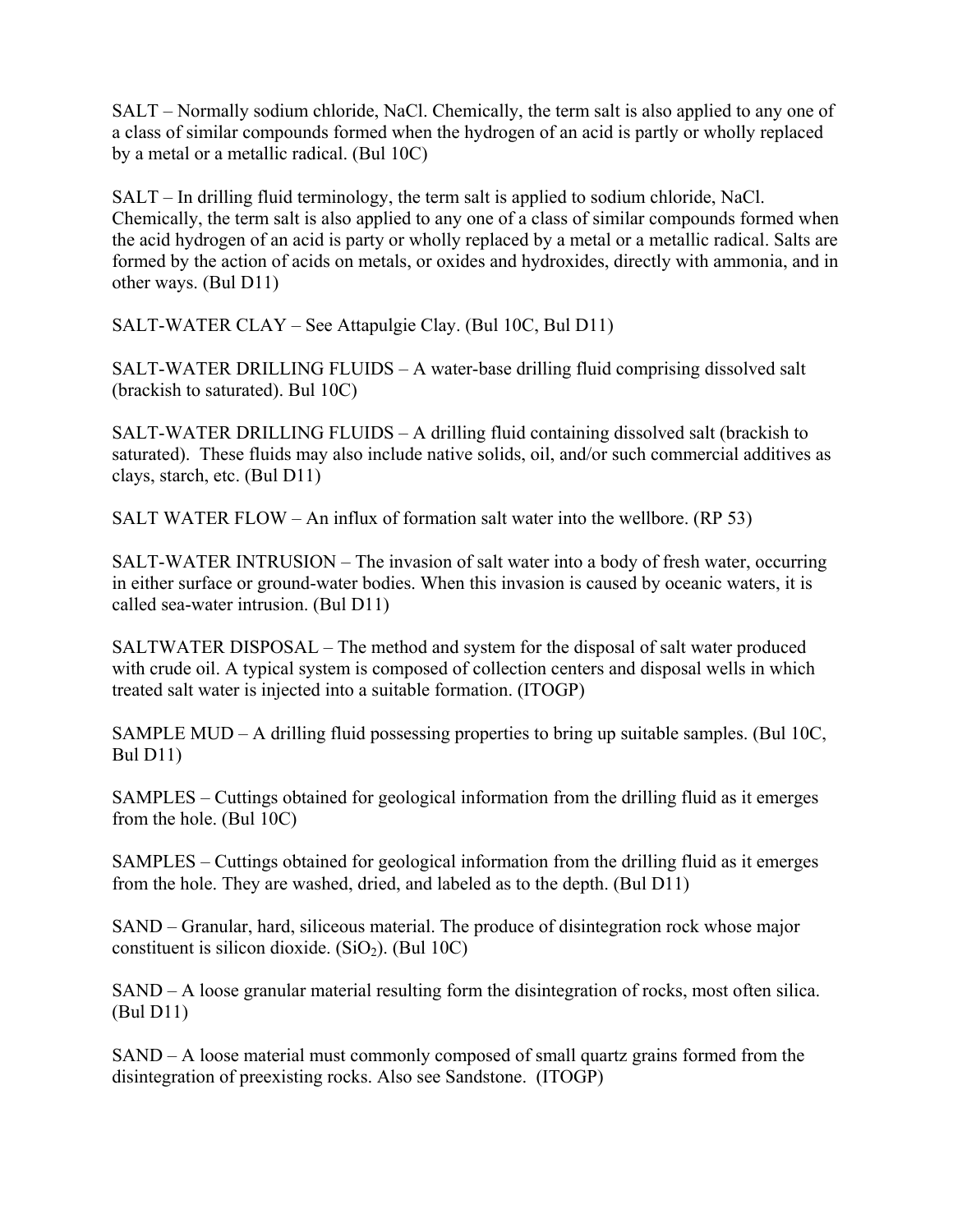SALT – Normally sodium chloride, NaCl. Chemically, the term salt is also applied to any one of a class of similar compounds formed when the hydrogen of an acid is partly or wholly replaced by a metal or a metallic radical. (Bul 10C)

SALT – In drilling fluid terminology, the term salt is applied to sodium chloride, NaCl. Chemically, the term salt is also applied to any one of a class of similar compounds formed when the acid hydrogen of an acid is party or wholly replaced by a metal or a metallic radical. Salts are formed by the action of acids on metals, or oxides and hydroxides, directly with ammonia, and in other ways. (Bul D11)

SALT-WATER CLAY – See Attapulgie Clay. (Bul 10C, Bul D11)

SALT-WATER DRILLING FLUIDS – A water-base drilling fluid comprising dissolved salt (brackish to saturated). Bul 10C)

SALT-WATER DRILLING FLUIDS – A drilling fluid containing dissolved salt (brackish to saturated). These fluids may also include native solids, oil, and/or such commercial additives as clays, starch, etc. (Bul D11)

SALT WATER FLOW – An influx of formation salt water into the wellbore. (RP 53)

SALT-WATER INTRUSION – The invasion of salt water into a body of fresh water, occurring in either surface or ground-water bodies. When this invasion is caused by oceanic waters, it is called sea-water intrusion. (Bul D11)

SALTWATER DISPOSAL – The method and system for the disposal of salt water produced with crude oil. A typical system is composed of collection centers and disposal wells in which treated salt water is injected into a suitable formation. (ITOGP)

SAMPLE MUD – A drilling fluid possessing properties to bring up suitable samples. (Bul 10C, Bul D11)

SAMPLES – Cuttings obtained for geological information from the drilling fluid as it emerges from the hole. (Bul 10C)

SAMPLES – Cuttings obtained for geological information from the drilling fluid as it emerges from the hole. They are washed, dried, and labeled as to the depth. (Bul D11)

SAND – Granular, hard, siliceous material. The produce of disintegration rock whose major constituent is silicon dioxide. ($SiO_2$). (Bul 10C)

SAND – A loose granular material resulting form the disintegration of rocks, most often silica. (Bul D11)

SAND – A loose material must commonly composed of small quartz grains formed from the disintegration of preexisting rocks. Also see Sandstone. (ITOGP)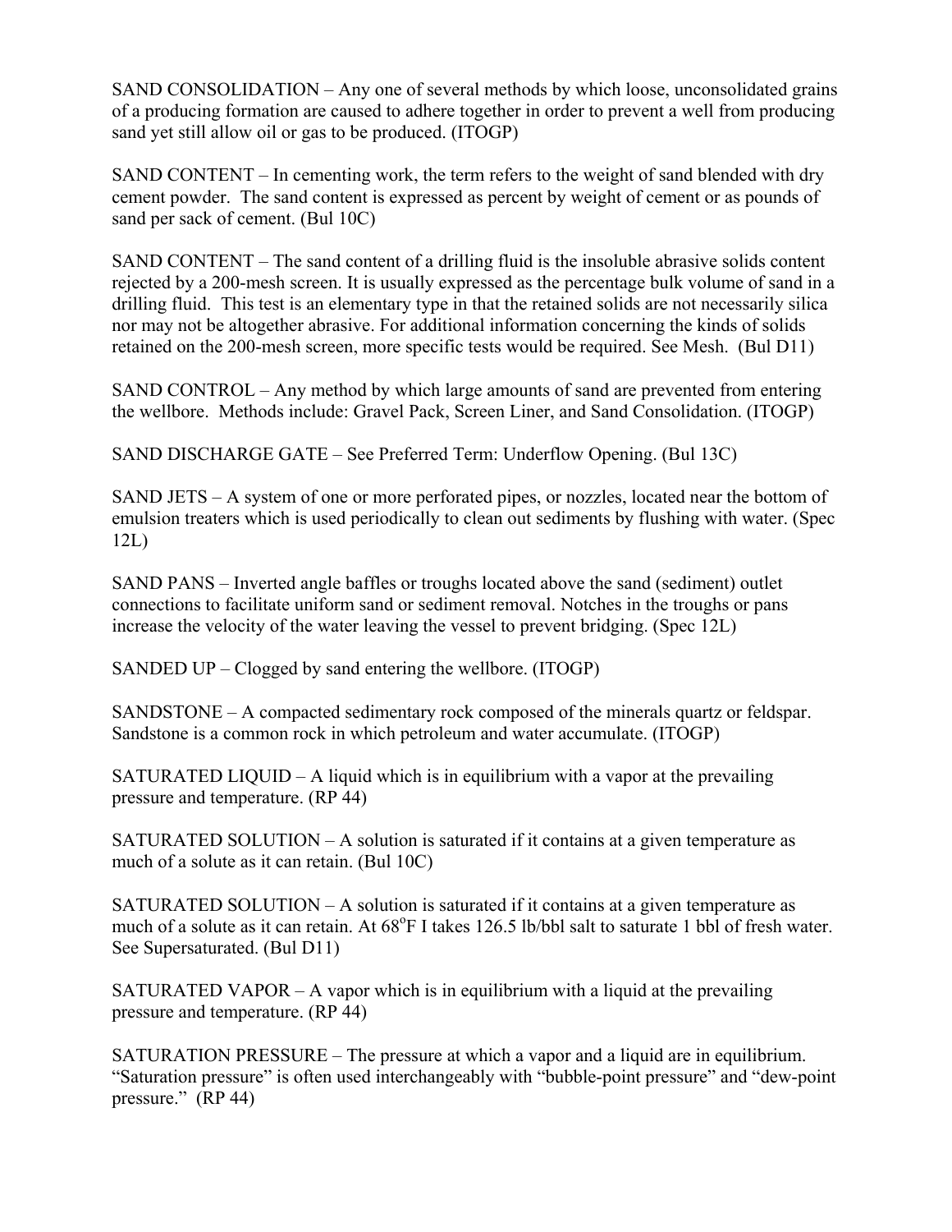SAND CONSOLIDATION – Any one of several methods by which loose, unconsolidated grains of a producing formation are caused to adhere together in order to prevent a well from producing sand yet still allow oil or gas to be produced. (ITOGP)

SAND CONTENT – In cementing work, the term refers to the weight of sand blended with dry cement powder. The sand content is expressed as percent by weight of cement or as pounds of sand per sack of cement. (Bul 10C)

SAND CONTENT – The sand content of a drilling fluid is the insoluble abrasive solids content rejected by a 200-mesh screen. It is usually expressed as the percentage bulk volume of sand in a drilling fluid. This test is an elementary type in that the retained solids are not necessarily silica nor may not be altogether abrasive. For additional information concerning the kinds of solids retained on the 200-mesh screen, more specific tests would be required. See Mesh. (Bul D11)

SAND CONTROL – Any method by which large amounts of sand are prevented from entering the wellbore. Methods include: Gravel Pack, Screen Liner, and Sand Consolidation. (ITOGP)

SAND DISCHARGE GATE – See Preferred Term: Underflow Opening. (Bul 13C)

SAND JETS – A system of one or more perforated pipes, or nozzles, located near the bottom of emulsion treaters which is used periodically to clean out sediments by flushing with water. (Spec 12L)

SAND PANS – Inverted angle baffles or troughs located above the sand (sediment) outlet connections to facilitate uniform sand or sediment removal. Notches in the troughs or pans increase the velocity of the water leaving the vessel to prevent bridging. (Spec 12L)

SANDED UP – Clogged by sand entering the wellbore. (ITOGP)

SANDSTONE – A compacted sedimentary rock composed of the minerals quartz or feldspar. Sandstone is a common rock in which petroleum and water accumulate. (ITOGP)

SATURATED LIQUID – A liquid which is in equilibrium with a vapor at the prevailing pressure and temperature. (RP 44)

SATURATED SOLUTION – A solution is saturated if it contains at a given temperature as much of a solute as it can retain. (Bul 10C)

SATURATED SOLUTION – A solution is saturated if it contains at a given temperature as much of a solute as it can retain. At 68°F I takes 126.5 lb/bbl salt to saturate 1 bbl of fresh water. See Supersaturated. (Bul D11)

SATURATED VAPOR – A vapor which is in equilibrium with a liquid at the prevailing pressure and temperature. (RP 44)

SATURATION PRESSURE – The pressure at which a vapor and a liquid are in equilibrium. “Saturation pressure” is often used interchangeably with “bubble-point pressure” and “dew-point pressure.” (RP 44)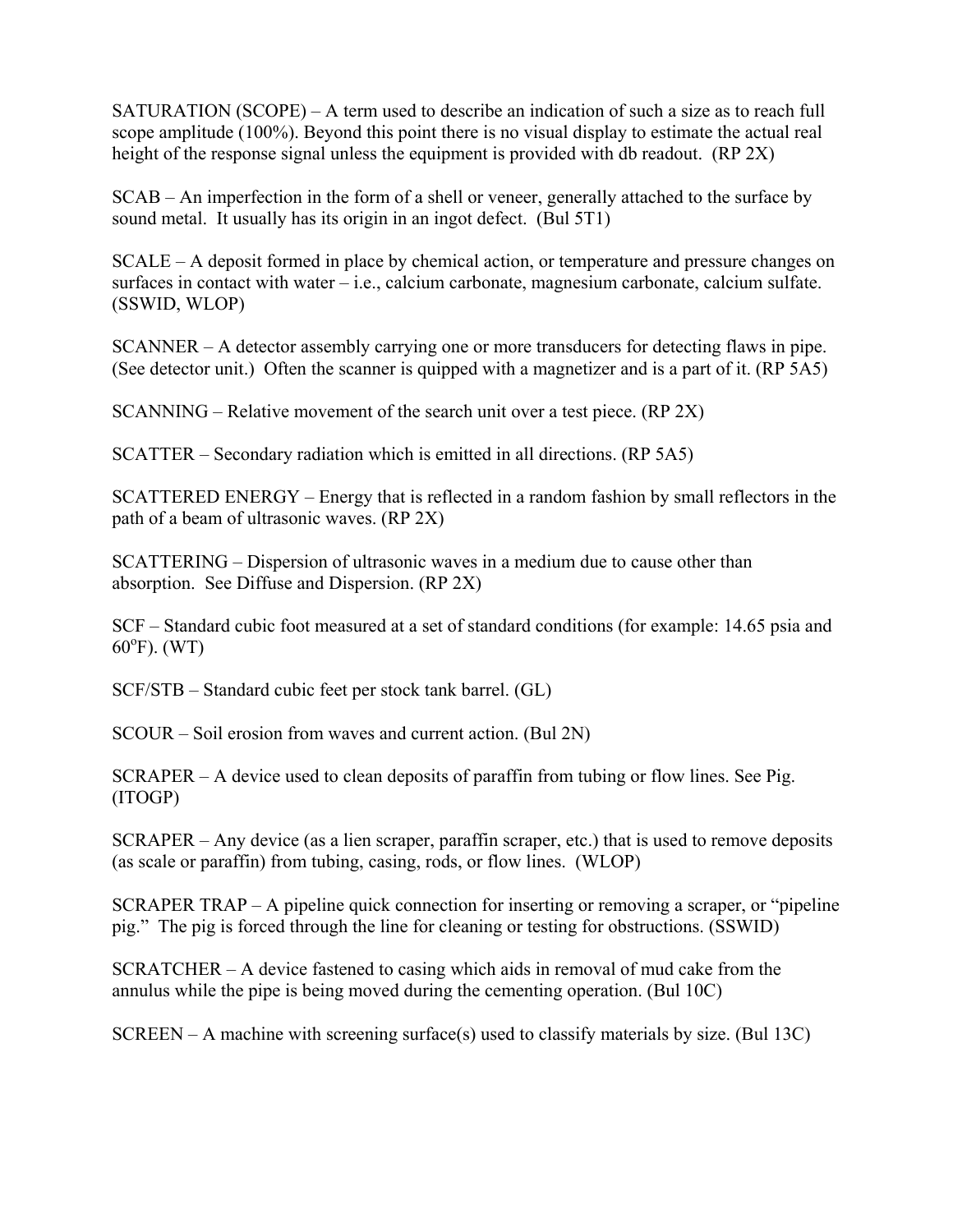SATURATION (SCOPE) – A term used to describe an indication of such a size as to reach full scope amplitude (100%). Beyond this point there is no visual display to estimate the actual real height of the response signal unless the equipment is provided with db readout. (RP 2X)

SCAB – An imperfection in the form of a shell or veneer, generally attached to the surface by sound metal. It usually has its origin in an ingot defect. (Bul 5T1)

SCALE – A deposit formed in place by chemical action, or temperature and pressure changes on surfaces in contact with water – i.e., calcium carbonate, magnesium carbonate, calcium sulfate. (SSWID, WLOP)

SCANNER – A detector assembly carrying one or more transducers for detecting flaws in pipe. (See detector unit.) Often the scanner is quipped with a magnetizer and is a part of it. (RP 5A5)

SCANNING – Relative movement of the search unit over a test piece. (RP 2X)

SCATTER – Secondary radiation which is emitted in all directions. (RP 5A5)

SCATTERED ENERGY – Energy that is reflected in a random fashion by small reflectors in the path of a beam of ultrasonic waves. (RP 2X)

SCATTERING – Dispersion of ultrasonic waves in a medium due to cause other than absorption. See Diffuse and Dispersion. (RP 2X)

SCF – Standard cubic foot measured at a set of standard conditions (for example: 14.65 psia and $60^oF$). (WT)

SCF/STB – Standard cubic feet per stock tank barrel. (GL)

SCOUR – Soil erosion from waves and current action. (Bul 2N)

SCRAPER – A device used to clean deposits of paraffin from tubing or flow lines. See Pig. (ITOGP)

SCRAPER – Any device (as a lien scraper, paraffin scraper, etc.) that is used to remove deposits (as scale or paraffin) from tubing, casing, rods, or flow lines. (WLOP)

SCRAPER TRAP – A pipeline quick connection for inserting or removing a scraper, or "pipeline pig." The pig is forced through the line for cleaning or testing for obstructions. (SSWID)

SCRATCHER – A device fastened to casing which aids in removal of mud cake from the annulus while the pipe is being moved during the cementing operation. (Bul 10C)

SCREEN – A machine with screening surface(s) used to classify materials by size. (Bul 13C)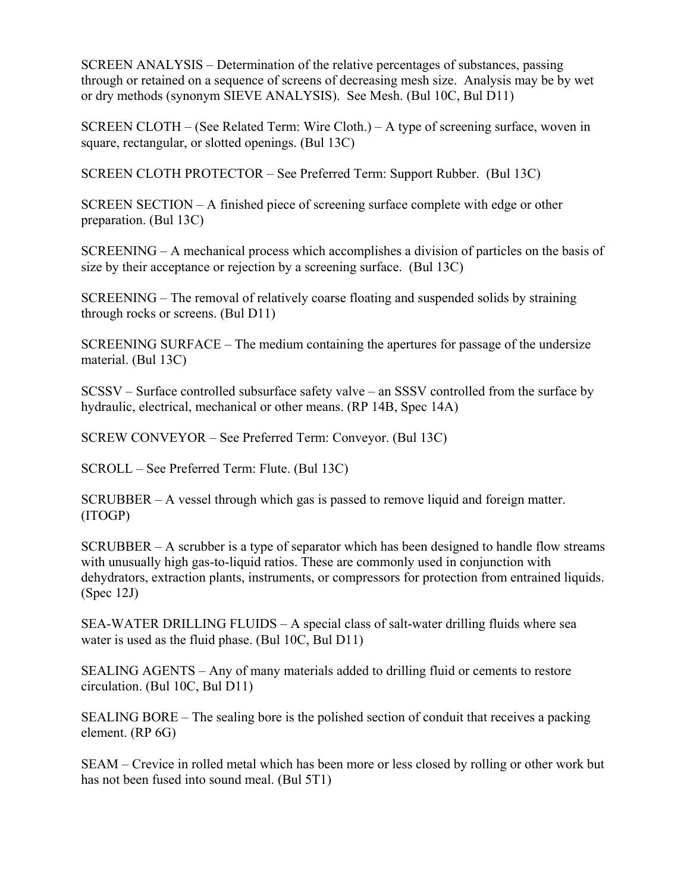SCREEN ANALYSIS – Determination of the relative percentages of substances, passing through or retained on a sequence of screens of decreasing mesh size. Analysis may be by wet or dry methods (synonym SIEVE ANALYSIS). See Mesh. (Bul 10C, Bul D11)

SCREEN CLOTH – (See Related Term: Wire Cloth.) – A type of screening surface, woven in square, rectangular, or slotted openings. (Bul 13C)

SCREEN CLOTH PROTECTOR – See Preferred Term: Support Rubber. (Bul 13C)

SCREEN SECTION – A finished piece of screening surface complete with edge or other preparation. (Bul 13C)

SCREENING – A mechanical process which accomplishes a division of particles on the basis of size by their acceptance or rejection by a screening surface. (Bul 13C)

SCREENING – The removal of relatively coarse floating and suspended solids by straining through rocks or screens. (Bul D11)

SCREENING SURFACE – The medium containing the apertures for passage of the undersize material. (Bul 13C)

SCSSV – Surface controlled subsurface safety valve – an SSSV controlled from the surface by hydraulic, electrical, mechanical or other means. (RP 14B, Spec 14A)

SCREW CONVEYOR – See Preferred Term: Conveyor. (Bul 13C)

SCROLL – See Preferred Term: Flute. (Bul 13C)

SCRUBBER – A vessel through which gas is passed to remove liquid and foreign matter. (ITOGP)

SCRUBBER – A scrubber is a type of separator which has been designed to handle flow streams with unusually high gas-to-liquid ratios. These are commonly used in conjunction with dehydrators, extraction plants, instruments, or compressors for protection from entrained liquids. (Spec 12J)

SEA-WATER DRILLING FLUIDS – A special class of salt-water drilling fluids where sea water is used as the fluid phase. (Bul 10C, Bul D11)

SEALING AGENTS – Any of many materials added to drilling fluid or cements to restore circulation. (Bul 10C, Bul D11)

SEALING BORE – The sealing bore is the polished section of conduit that receives a packing element. (RP 6G)

SEAM – Crevice in rolled metal which has been more or less closed by rolling or other work but has not been fused into sound meal. (Bul 5T1)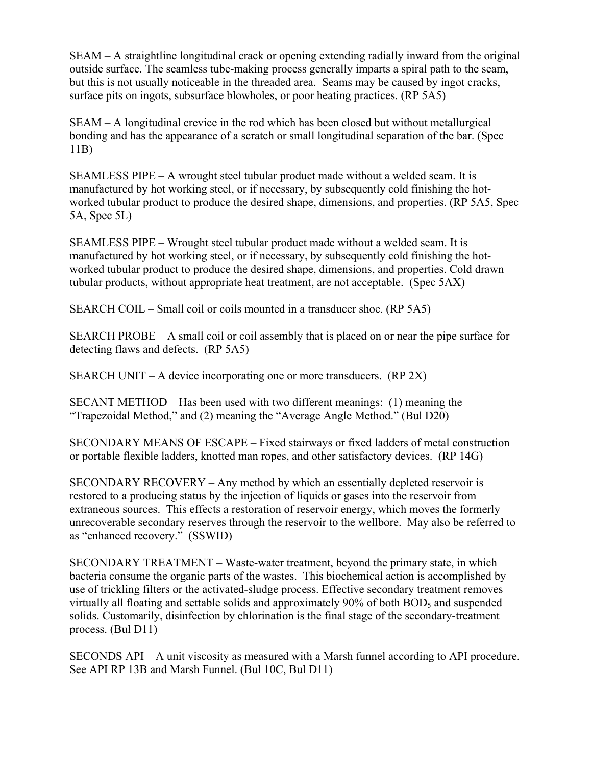SEAM – A straightline longitudinal crack or opening extending radially inward from the original outside surface. The seamless tube-making process generally imparts a spiral path to the seam, but this is not usually noticeable in the threaded area. Seams may be caused by ingot cracks, surface pits on ingots, subsurface blowholes, or poor heating practices. (RP 5A5)

SEAM – A longitudinal crevice in the rod which has been closed but without metallurgical bonding and has the appearance of a scratch or small longitudinal separation of the bar. (Spec 11B)

SEAMLESS PIPE – A wrought steel tubular product made without a welded seam. It is manufactured by hot working steel, or if necessary, by subsequently cold finishing the hot-worked tubular product to produce the desired shape, dimensions, and properties. (RP 5A5, Spec 5A, Spec 5L)

SEAMLESS PIPE – Wrought steel tubular product made without a welded seam. It is manufactured by hot working steel, or if necessary, by subsequently cold finishing the hot-worked tubular product to produce the desired shape, dimensions, and properties. Cold drawn tubular products, without appropriate heat treatment, are not acceptable. (Spec 5AX)

SEARCH COIL – Small coil or coils mounted in a transducer shoe. (RP 5A5)

SEARCH PROBE – A small coil or coil assembly that is placed on or near the pipe surface for detecting flaws and defects. (RP 5A5)

SEARCH UNIT – A device incorporating one or more transducers. (RP 2X)

SECANT METHOD – Has been used with two different meanings: (1) meaning the "Trapezoidal Method," and (2) meaning the "Average Angle Method." (Bul D20)

SECONDARY MEANS OF ESCAPE – Fixed stairways or fixed ladders of metal construction or portable flexible ladders, knotted man ropes, and other satisfactory devices. (RP 14G)

SECONDARY RECOVERY – Any method by which an essentially depleted reservoir is restored to a producing status by the injection of liquids or gases into the reservoir from extraneous sources. This effects a restoration of reservoir energy, which moves the formerly unrecoverable secondary reserves through the reservoir to the wellbore. May also be referred to as "enhanced recovery." (SSWID)

SECONDARY TREATMENT – Waste-water treatment, beyond the primary state, in which bacteria consume the organic parts of the wastes. This biochemical action is accomplished by use of trickling filters or the activated-sludge process. Effective secondary treatment removes virtually all floating and settable solids and approximately 90% of both $BOD_5$ and suspended solids. Customarily, disinfection by chlorination is the final stage of the secondary-treatment process. (Bul D11)

SECONDS API – A unit viscosity as measured with a Marsh funnel according to API procedure. See API RP 13B and Marsh Funnel. (Bul 10C, Bul D11)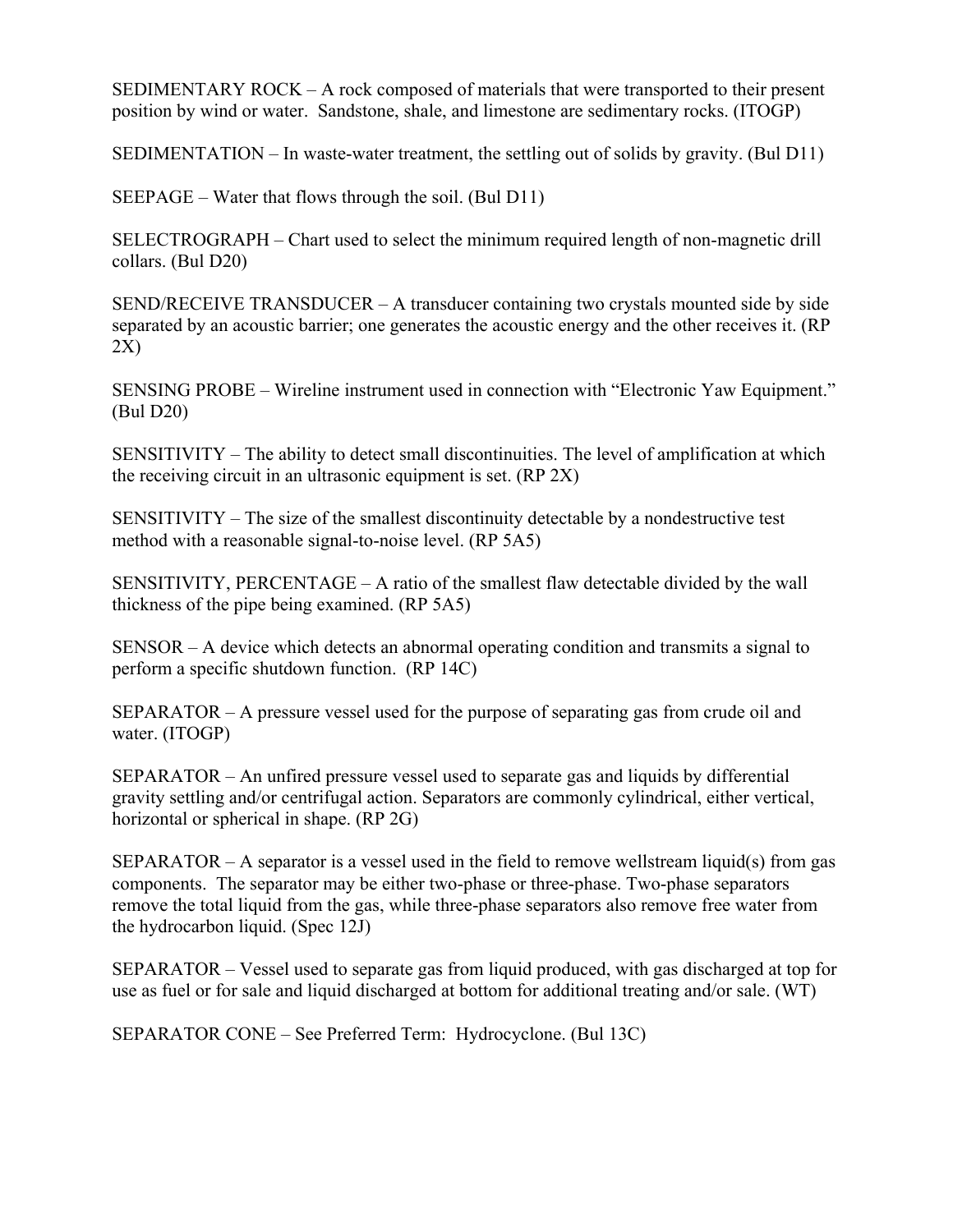SEDIMENTARY ROCK – A rock composed of materials that were transported to their present position by wind or water. Sandstone, shale, and limestone are sedimentary rocks. (ITOGP)

SEDIMENTATION – In waste-water treatment, the settling out of solids by gravity. (Bul D11)

SEEPAGE – Water that flows through the soil. (Bul D11)

SELECTROGRAPH – Chart used to select the minimum required length of non-magnetic drill collars. (Bul D20)

SEND/RECEIVE TRANSDUCER – A transducer containing two crystals mounted side by side separated by an acoustic barrier; one generates the acoustic energy and the other receives it. (RP 2X)

SENSING PROBE – Wireline instrument used in connection with "Electronic Yaw Equipment." (Bul D20)

SENSITIVITY – The ability to detect small discontinuities. The level of amplification at which the receiving circuit in an ultrasonic equipment is set. (RP 2X)

SENSITIVITY – The size of the smallest discontinuity detectable by a nondestructive test method with a reasonable signal-to-noise level. (RP 5A5)

SENSITIVITY, PERCENTAGE – A ratio of the smallest flaw detectable divided by the wall thickness of the pipe being examined. (RP 5A5)

SENSOR – A device which detects an abnormal operating condition and transmits a signal to perform a specific shutdown function. (RP 14C)

SEPARATOR – A pressure vessel used for the purpose of separating gas from crude oil and water. (ITOGP)

SEPARATOR – An unfired pressure vessel used to separate gas and liquids by differential gravity settling and/or centrifugal action. Separators are commonly cylindrical, either vertical, horizontal or spherical in shape. (RP 2G)

SEPARATOR – A separator is a vessel used in the field to remove wellstream liquid(s) from gas components. The separator may be either two-phase or three-phase. Two-phase separators remove the total liquid from the gas, while three-phase separators also remove free water from the hydrocarbon liquid. (Spec 12J)

SEPARATOR – Vessel used to separate gas from liquid produced, with gas discharged at top for use as fuel or for sale and liquid discharged at bottom for additional treating and/or sale. (WT)

SEPARATOR CONE – See Preferred Term: Hydrocyclone. (Bul 13C)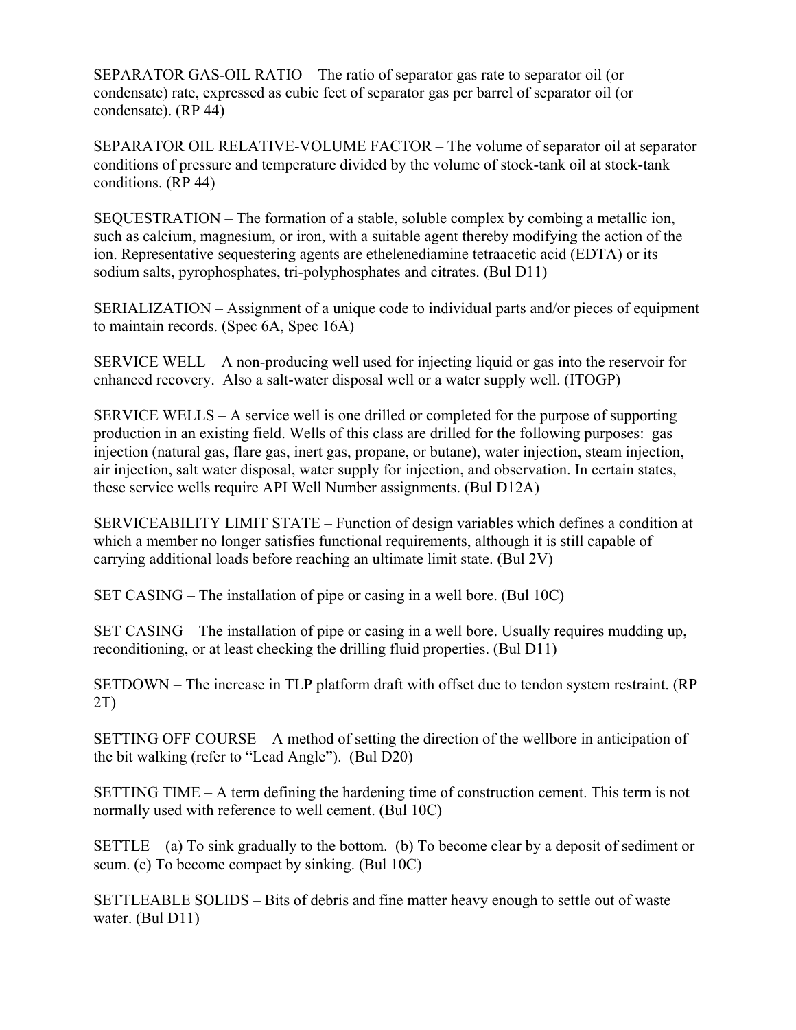SEPARATOR GAS-OIL RATIO – The ratio of separator gas rate to separator oil (or condensate) rate, expressed as cubic feet of separator gas per barrel of separator oil (or condensate). (RP 44)

SEPARATOR OIL RELATIVE-VOLUME FACTOR – The volume of separator oil at separator conditions of pressure and temperature divided by the volume of stock-tank oil at stock-tank conditions. (RP 44)

SEQUESTRATION – The formation of a stable, soluble complex by combing a metallic ion, such as calcium, magnesium, or iron, with a suitable agent thereby modifying the action of the ion. Representative sequestering agents are ethelenediamine tetraacetic acid (EDTA) or its sodium salts, pyrophosphates, tri-polyphosphates and citrates. (Bul D11)

SERIALIZATION – Assignment of a unique code to individual parts and/or pieces of equipment to maintain records. (Spec 6A, Spec 16A)

SERVICE WELL – A non-producing well used for injecting liquid or gas into the reservoir for enhanced recovery. Also a salt-water disposal well or a water supply well. (ITOGP)

SERVICE WELLS – A service well is one drilled or completed for the purpose of supporting production in an existing field. Wells of this class are drilled for the following purposes: gas injection (natural gas, flare gas, inert gas, propane, or butane), water injection, steam injection, air injection, salt water disposal, water supply for injection, and observation. In certain states, these service wells require API Well Number assignments. (Bul D12A)

SERVICEABILITY LIMIT STATE – Function of design variables which defines a condition at which a member no longer satisfies functional requirements, although it is still capable of carrying additional loads before reaching an ultimate limit state. (Bul 2V)

SET CASING – The installation of pipe or casing in a well bore. (Bul 10C)

SET CASING – The installation of pipe or casing in a well bore. Usually requires mudding up, reconditioning, or at least checking the drilling fluid properties. (Bul D11)

SETDOWN – The increase in TLP platform draft with offset due to tendon system restraint. (RP 2T)

SETTING OFF COURSE – A method of setting the direction of the wellbore in anticipation of the bit walking (refer to "Lead Angle"). (Bul D20)

SETTING TIME – A term defining the hardening time of construction cement. This term is not normally used with reference to well cement. (Bul 10C)

SETTLE – (a) To sink gradually to the bottom. (b) To become clear by a deposit of sediment or scum. (c) To become compact by sinking. (Bul 10C)

SETTLEABLE SOLIDS – Bits of debris and fine matter heavy enough to settle out of waste water. (Bul D11)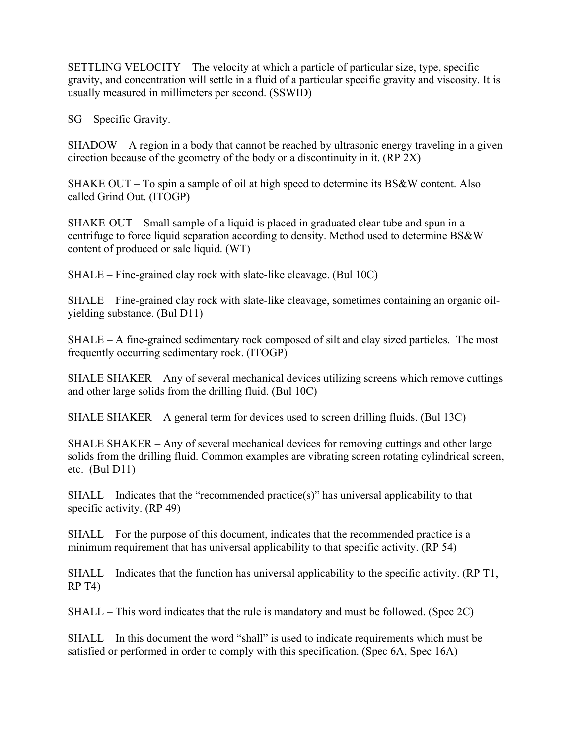SETTLING VELOCITY – The velocity at which a particle of particular size, type, specific gravity, and concentration will settle in a fluid of a particular specific gravity and viscosity. It is usually measured in millimeters per second. (SSWID)

SG – Specific Gravity.

SHADOW – A region in a body that cannot be reached by ultrasonic energy traveling in a given direction because of the geometry of the body or a discontinuity in it. (RP 2X)

SHAKE OUT – To spin a sample of oil at high speed to determine its BS&W content. Also called Grind Out. (ITOGP)

SHAKE-OUT – Small sample of a liquid is placed in graduated clear tube and spun in a centrifuge to force liquid separation according to density. Method used to determine BS&W content of produced or sale liquid. (WT)

SHALE – Fine-grained clay rock with slate-like cleavage. (Bul 10C)

SHALE – Fine-grained clay rock with slate-like cleavage, sometimes containing an organic oil-yielding substance. (Bul D11)

SHALE – A fine-grained sedimentary rock composed of silt and clay sized particles. The most frequently occurring sedimentary rock. (ITOGP)

SHALE SHAKER – Any of several mechanical devices utilizing screens which remove cuttings and other large solids from the drilling fluid. (Bul 10C)

SHALE SHAKER – A general term for devices used to screen drilling fluids. (Bul 13C)

SHALE SHAKER – Any of several mechanical devices for removing cuttings and other large solids from the drilling fluid. Common examples are vibrating screen rotating cylindrical screen, etc. (Bul D11)

SHALL – Indicates that the "recommended practice(s)" has universal applicability to that specific activity. (RP 49)

SHALL – For the purpose of this document, indicates that the recommended practice is a minimum requirement that has universal applicability to that specific activity. (RP 54)

SHALL – Indicates that the function has universal applicability to the specific activity. (RP T1, RP T4)

SHALL – This word indicates that the rule is mandatory and must be followed. (Spec 2C)

SHALL – In this document the word "shall" is used to indicate requirements which must be satisfied or performed in order to comply with this specification. (Spec 6A, Spec 16A)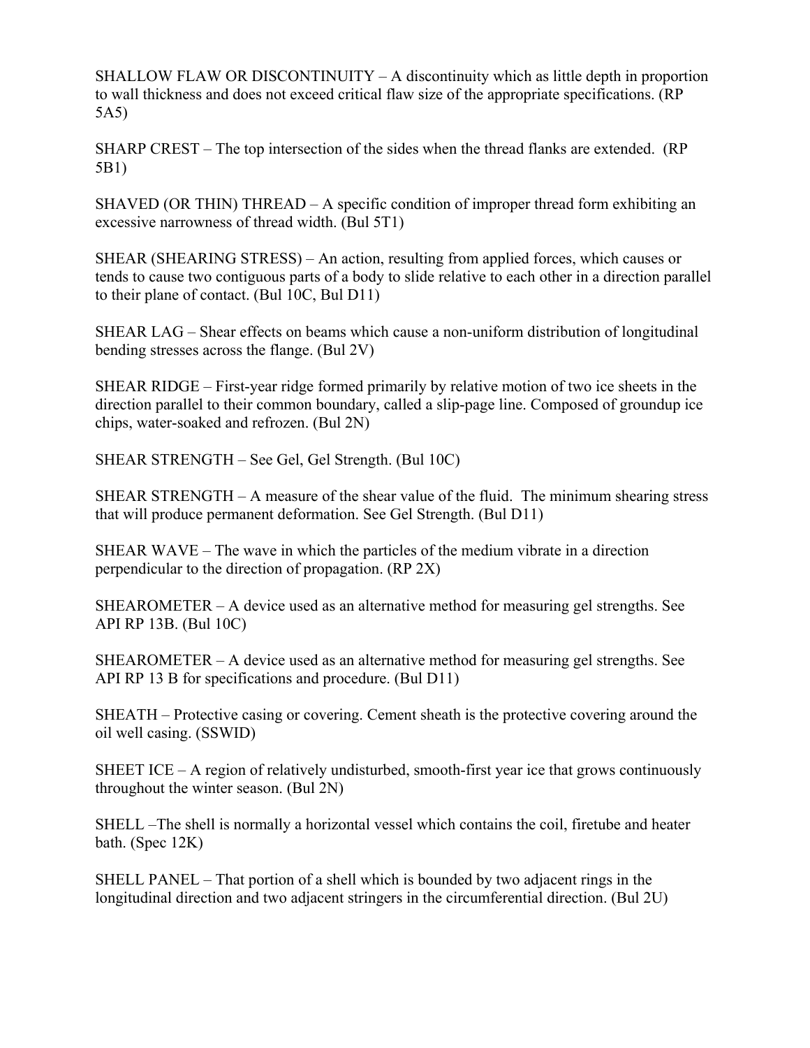SHALLOW FLAW OR DISCONTINUITY – A discontinuity which as little depth in proportion to wall thickness and does not exceed critical flaw size of the appropriate specifications. (RP 5A5)

SHARP CREST – The top intersection of the sides when the thread flanks are extended. (RP 5B1)

SHAVED (OR THIN) THREAD – A specific condition of improper thread form exhibiting an excessive narrowness of thread width. (Bul 5T1)

SHEAR (SHEARING STRESS) – An action, resulting from applied forces, which causes or tends to cause two contiguous parts of a body to slide relative to each other in a direction parallel to their plane of contact. (Bul 10C, Bul D11)

SHEAR LAG – Shear effects on beams which cause a non-uniform distribution of longitudinal bending stresses across the flange. (Bul 2V)

SHEAR RIDGE – First-year ridge formed primarily by relative motion of two ice sheets in the direction parallel to their common boundary, called a slip-page line. Composed of groundup ice chips, water-soaked and refrozen. (Bul 2N)

SHEAR STRENGTH – See Gel, Gel Strength. (Bul 10C)

SHEAR STRENGTH – A measure of the shear value of the fluid. The minimum shearing stress that will produce permanent deformation. See Gel Strength. (Bul D11)

SHEAR WAVE – The wave in which the particles of the medium vibrate in a direction perpendicular to the direction of propagation. (RP 2X)

SHEAROMETER – A device used as an alternative method for measuring gel strengths. See API RP 13B. (Bul 10C)

SHEAROMETER – A device used as an alternative method for measuring gel strengths. See API RP 13 B for specifications and procedure. (Bul D11)

SHEATH – Protective casing or covering. Cement sheath is the protective covering around the oil well casing. (SSWID)

SHEET ICE – A region of relatively undisturbed, smooth-first year ice that grows continuously throughout the winter season. (Bul 2N)

SHELL –The shell is normally a horizontal vessel which contains the coil, firetube and heater bath. (Spec 12K)

SHELL PANEL – That portion of a shell which is bounded by two adjacent rings in the longitudinal direction and two adjacent stringers in the circumferential direction. (Bul 2U)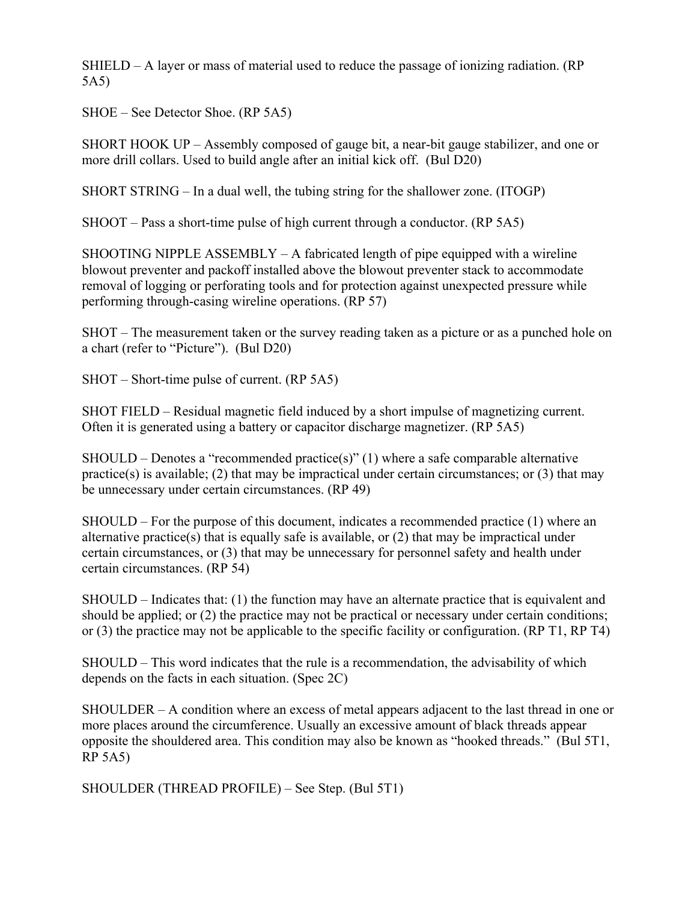SHIELD – A layer or mass of material used to reduce the passage of ionizing radiation. (RP 5A5)

SHOE – See Detector Shoe. (RP 5A5)

SHORT HOOK UP – Assembly composed of gauge bit, a near-bit gauge stabilizer, and one or more drill collars. Used to build angle after an initial kick off. (Bul D20)

SHORT STRING – In a dual well, the tubing string for the shallower zone. (ITOGP)

SHOOT – Pass a short-time pulse of high current through a conductor. (RP 5A5)

SHOOTING NIPPLE ASSEMBLY – A fabricated length of pipe equipped with a wireline blowout preventer and packoff installed above the blowout preventer stack to accommodate removal of logging or perforating tools and for protection against unexpected pressure while performing through-casing wireline operations. (RP 57)

SHOT – The measurement taken or the survey reading taken as a picture or as a punched hole on a chart (refer to "Picture"). (Bul D20)

SHOT – Short-time pulse of current. (RP 5A5)

SHOT FIELD – Residual magnetic field induced by a short impulse of magnetizing current. Often it is generated using a battery or capacitor discharge magnetizer. (RP 5A5)

SHOULD – Denotes a "recommended practice(s)" (1) where a safe comparable alternative practice(s) is available; (2) that may be impractical under certain circumstances; or (3) that may be unnecessary under certain circumstances. (RP 49)

SHOULD – For the purpose of this document, indicates a recommended practice (1) where an alternative practice(s) that is equally safe is available, or (2) that may be impractical under certain circumstances, or (3) that may be unnecessary for personnel safety and health under certain circumstances. (RP 54)

SHOULD – Indicates that: (1) the function may have an alternate practice that is equivalent and should be applied; or (2) the practice may not be practical or necessary under certain conditions; or (3) the practice may not be applicable to the specific facility or configuration. (RP T1, RP T4)

SHOULD – This word indicates that the rule is a recommendation, the advisability of which depends on the facts in each situation. (Spec 2C)

SHOULDER – A condition where an excess of metal appears adjacent to the last thread in one or more places around the circumference. Usually an excessive amount of black threads appear opposite the shouldered area. This condition may also be known as "hooked threads." (Bul 5T1, RP 5A5)

SHOULDER (THREAD PROFILE) – See Step. (Bul 5T1)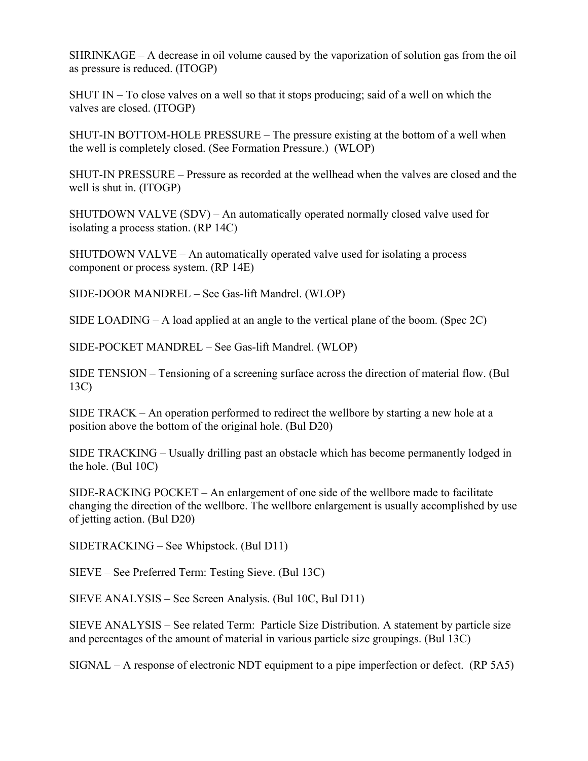SHRINKAGE – A decrease in oil volume caused by the vaporization of solution gas from the oil as pressure is reduced. (ITOGP)

SHUT IN – To close valves on a well so that it stops producing; said of a well on which the valves are closed. (ITOGP)

SHUT-IN BOTTOM-HOLE PRESSURE – The pressure existing at the bottom of a well when the well is completely closed. (See Formation Pressure.) (WLOP)

SHUT-IN PRESSURE – Pressure as recorded at the wellhead when the valves are closed and the well is shut in. (ITOGP)

SHUTDOWN VALVE (SDV) – An automatically operated normally closed valve used for isolating a process station. (RP 14C)

SHUTDOWN VALVE – An automatically operated valve used for isolating a process component or process system. (RP 14E)

SIDE-DOOR MANDREL – See Gas-lift Mandrel. (WLOP)

SIDE LOADING – A load applied at an angle to the vertical plane of the boom. (Spec 2C)

SIDE-POCKET MANDREL – See Gas-lift Mandrel. (WLOP)

SIDE TENSION – Tensioning of a screening surface across the direction of material flow. (Bul 13C)

SIDE TRACK – An operation performed to redirect the wellbore by starting a new hole at a position above the bottom of the original hole. (Bul D20)

SIDE TRACKING – Usually drilling past an obstacle which has become permanently lodged in the hole. (Bul 10C)

SIDE-RACKING POCKET – An enlargement of one side of the wellbore made to facilitate changing the direction of the wellbore. The wellbore enlargement is usually accomplished by use of jetting action. (Bul D20)

SIDETRACKING – See Whipstock. (Bul D11)

SIEVE – See Preferred Term: Testing Sieve. (Bul 13C)

SIEVE ANALYSIS – See Screen Analysis. (Bul 10C, Bul D11)

SIEVE ANALYSIS – See related Term: Particle Size Distribution. A statement by particle size and percentages of the amount of material in various particle size groupings. (Bul 13C)

SIGNAL – A response of electronic NDT equipment to a pipe imperfection or defect. (RP 5A5)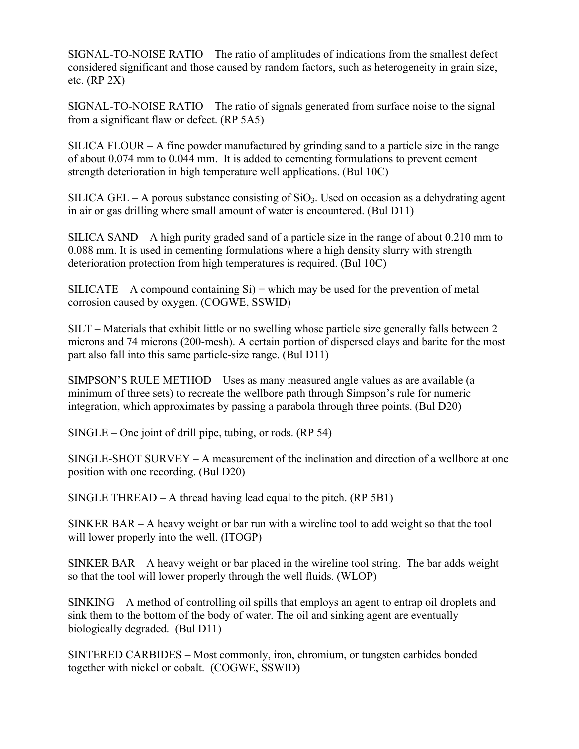SIGNAL-TO-NOISE RATIO – The ratio of amplitudes of indications from the smallest defect considered significant and those caused by random factors, such as heterogeneity in grain size, etc. (RP 2X)

SIGNAL-TO-NOISE RATIO – The ratio of signals generated from surface noise to the signal from a significant flaw or defect. (RP 5A5)

SILICA FLOUR – A fine powder manufactured by grinding sand to a particle size in the range of about 0.074 mm to 0.044 mm. It is added to cementing formulations to prevent cement strength deterioration in high temperature well applications. (Bul 10C)

SILICA GEL – A porous substance consisting of $SiO_3$. Used on occasion as a dehydrating agent in air or gas drilling where small amount of water is encountered. (Bul D11)

SILICA SAND – A high purity graded sand of a particle size in the range of about 0.210 mm to 0.088 mm. It is used in cementing formulations where a high density slurry with strength deterioration protection from high temperatures is required. (Bul 10C)

SILICATE – A compound containing Si) = which may be used for the prevention of metal corrosion caused by oxygen. (COGWE, SSWID)

SILT – Materials that exhibit little or no swelling whose particle size generally falls between 2 microns and 74 microns (200-mesh). A certain portion of dispersed clays and barite for the most part also fall into this same particle-size range. (Bul D11)

SIMPSON'S RULE METHOD – Uses as many measured angle values as are available (a minimum of three sets) to recreate the wellbore path through Simpson's rule for numeric integration, which approximates by passing a parabola through three points. (Bul D20)

SINGLE – One joint of drill pipe, tubing, or rods. (RP 54)

SINGLE-SHOT SURVEY – A measurement of the inclination and direction of a wellbore at one position with one recording. (Bul D20)

SINGLE THREAD – A thread having lead equal to the pitch. (RP 5B1)

SINKER BAR – A heavy weight or bar run with a wireline tool to add weight so that the tool will lower properly into the well. (ITOGP)

SINKER BAR – A heavy weight or bar placed in the wireline tool string. The bar adds weight so that the tool will lower properly through the well fluids. (WLOP)

SINKING – A method of controlling oil spills that employs an agent to entrap oil droplets and sink them to the bottom of the body of water. The oil and sinking agent are eventually biologically degraded. (Bul D11)

SINTERED CARBIDES – Most commonly, iron, chromium, or tungsten carbides bonded together with nickel or cobalt. (COGWE, SSWID)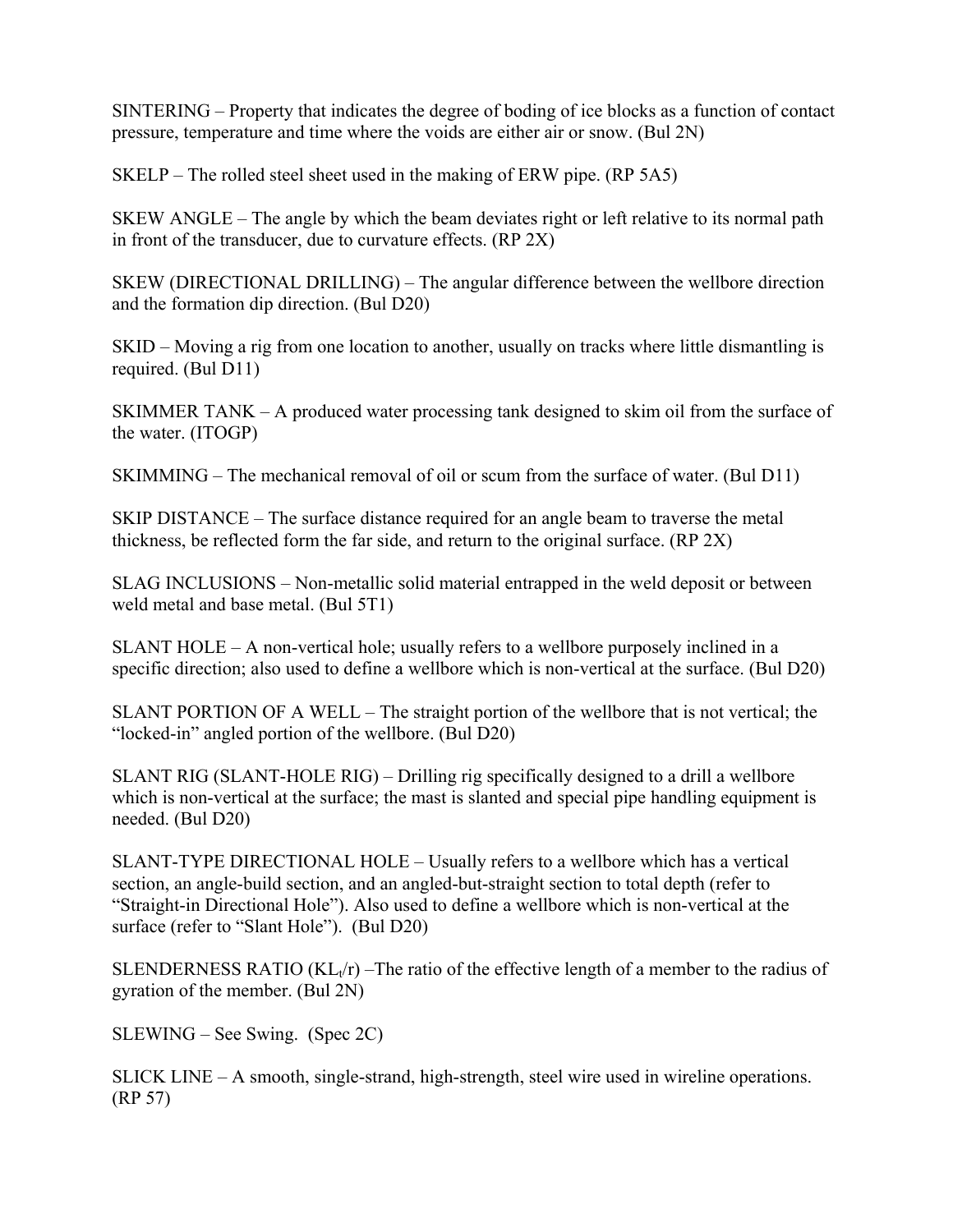SINTERING – Property that indicates the degree of boding of ice blocks as a function of contact pressure, temperature and time where the voids are either air or snow. (Bul 2N)

SKELP – The rolled steel sheet used in the making of ERW pipe. (RP 5A5)

SKEW ANGLE – The angle by which the beam deviates right or left relative to its normal path in front of the transducer, due to curvature effects. (RP 2X)

SKEW (DIRECTIONAL DRILLING) – The angular difference between the wellbore direction and the formation dip direction. (Bul D20)

SKID – Moving a rig from one location to another, usually on tracks where little dismantling is required. (Bul D11)

SKIMMER TANK – A produced water processing tank designed to skim oil from the surface of the water. (ITOGP)

SKIMMING – The mechanical removal of oil or scum from the surface of water. (Bul D11)

SKIP DISTANCE – The surface distance required for an angle beam to traverse the metal thickness, be reflected form the far side, and return to the original surface. (RP 2X)

SLAG INCLUSIONS – Non-metallic solid material entrapped in the weld deposit or between weld metal and base metal. (Bul 5T1)

SLANT HOLE – A non-vertical hole; usually refers to a wellbore purposely inclined in a specific direction; also used to define a wellbore which is non-vertical at the surface. (Bul D20)

SLANT PORTION OF A WELL – The straight portion of the wellbore that is not vertical; the “locked-in” angled portion of the wellbore. (Bul D20)

SLANT RIG (SLANT-HOLE RIG) – Drilling rig specifically designed to a drill a wellbore which is non-vertical at the surface; the mast is slanted and special pipe handling equipment is needed. (Bul D20)

SLANT-TYPE DIRECTIONAL HOLE – Usually refers to a wellbore which has a vertical section, an angle-build section, and an angled-but-straight section to total depth (refer to “Straight-in Directional Hole”). Also used to define a wellbore which is non-vertical at the surface (refer to “Slant Hole”). (Bul D20)

SLENDERNESS RATIO ($KL_t/r$) –The ratio of the effective length of a member to the radius of gyration of the member. (Bul 2N)

SLEWING – See Swing. (Spec 2C)

SLICK LINE – A smooth, single-strand, high-strength, steel wire used in wireline operations. (RP 57)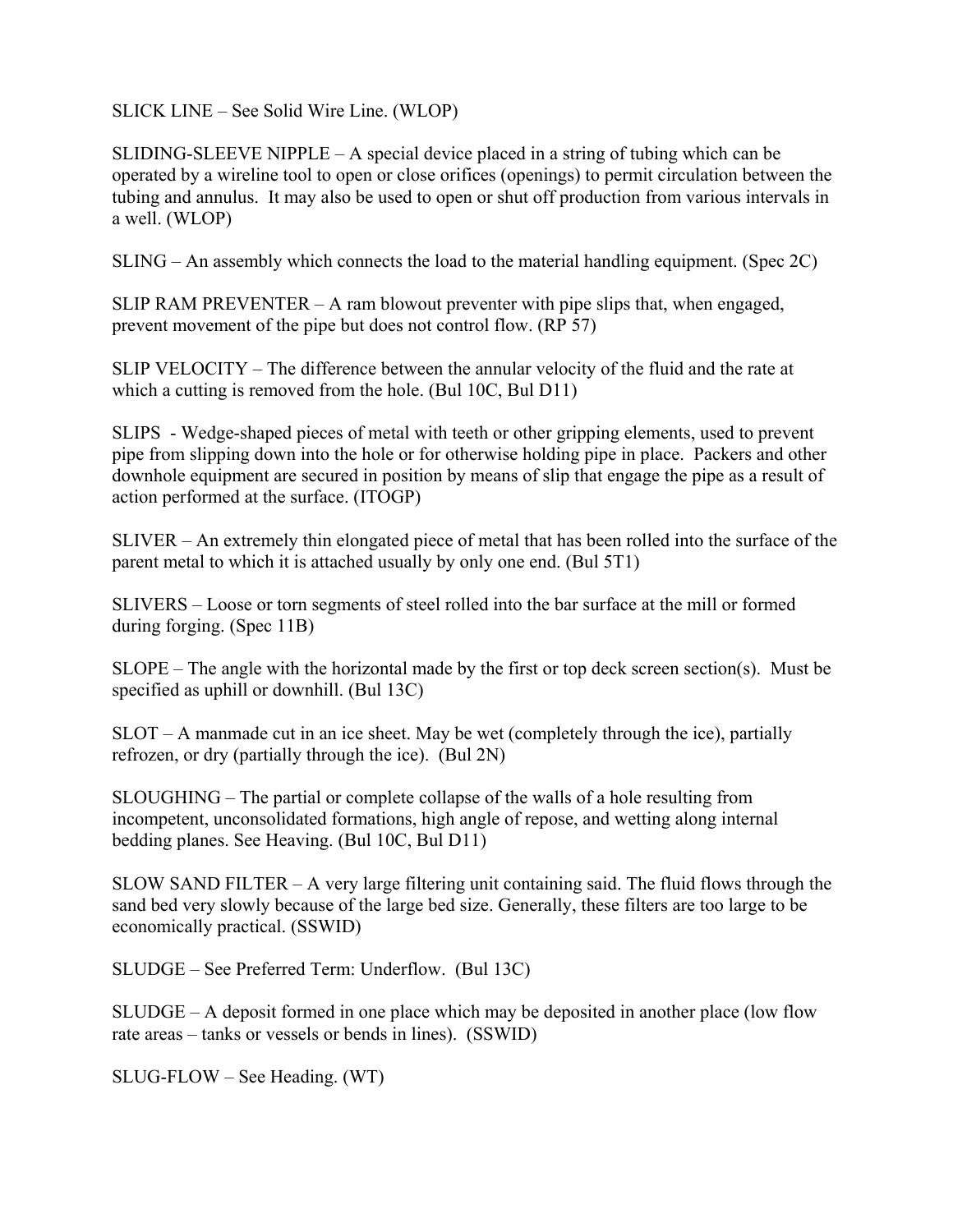SLICK LINE – See Solid Wire Line. (WLOP)

SLIDING-SLEEVE NIPPLE – A special device placed in a string of tubing which can be operated by a wireline tool to open or close orifices (openings) to permit circulation between the tubing and annulus. It may also be used to open or shut off production from various intervals in a well. (WLOP)

SLING – An assembly which connects the load to the material handling equipment. (Spec 2C)

SLIP RAM PREVENTER – A ram blowout preventer with pipe slips that, when engaged, prevent movement of the pipe but does not control flow. (RP 57)

SLIP VELOCITY – The difference between the annular velocity of the fluid and the rate at which a cutting is removed from the hole. (Bul 10C, Bul D11)

SLIPS - Wedge-shaped pieces of metal with teeth or other gripping elements, used to prevent pipe from slipping down into the hole or for otherwise holding pipe in place. Packers and other downhole equipment are secured in position by means of slip that engage the pipe as a result of action performed at the surface. (ITOGP)

SLIVER – An extremely thin elongated piece of metal that has been rolled into the surface of the parent metal to which it is attached usually by only one end. (Bul 5T1)

SLIVERS – Loose or torn segments of steel rolled into the bar surface at the mill or formed during forging. (Spec 11B)

SLOPE – The angle with the horizontal made by the first or top deck screen section(s). Must be specified as uphill or downhill. (Bul 13C)

SLOT – A manmade cut in an ice sheet. May be wet (completely through the ice), partially refrozen, or dry (partially through the ice). (Bul 2N)

SLOUGHING – The partial or complete collapse of the walls of a hole resulting from incompetent, unconsolidated formations, high angle of repose, and wetting along internal bedding planes. See Heaving. (Bul 10C, Bul D11)

SLOW SAND FILTER – A very large filtering unit containing said. The fluid flows through the sand bed very slowly because of the large bed size. Generally, these filters are too large to be economically practical. (SSWID)

SLUDGE – See Preferred Term: Underflow. (Bul 13C)

SLUDGE – A deposit formed in one place which may be deposited in another place (low flow rate areas – tanks or vessels or bends in lines). (SSWID)

SLUG-FLOW – See Heading. (WT)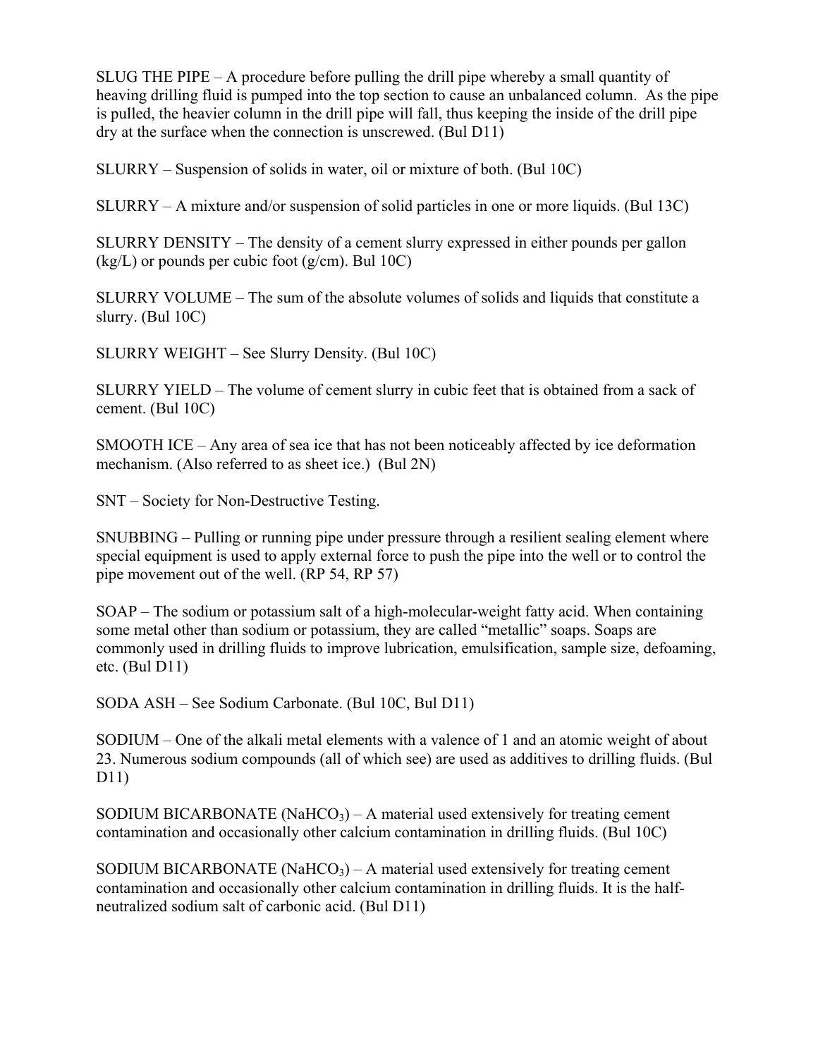SLUG THE PIPE – A procedure before pulling the drill pipe whereby a small quantity of heaving drilling fluid is pumped into the top section to cause an unbalanced column. As the pipe is pulled, the heavier column in the drill pipe will fall, thus keeping the inside of the drill pipe dry at the surface when the connection is unscrewed. (Bul D11)

SLURRY – Suspension of solids in water, oil or mixture of both. (Bul 10C)

SLURRY – A mixture and/or suspension of solid particles in one or more liquids. (Bul 13C)

SLURRY DENSITY – The density of a cement slurry expressed in either pounds per gallon (kg/L) or pounds per cubic foot (g/cm). Bul 10C)

SLURRY VOLUME – The sum of the absolute volumes of solids and liquids that constitute a slurry. (Bul 10C)

SLURRY WEIGHT – See Slurry Density. (Bul 10C)

SLURRY YIELD – The volume of cement slurry in cubic feet that is obtained from a sack of cement. (Bul 10C)

SMOOTH ICE – Any area of sea ice that has not been noticeably affected by ice deformation mechanism. (Also referred to as sheet ice.) (Bul 2N)

SNT – Society for Non-Destructive Testing.

SNUBBING – Pulling or running pipe under pressure through a resilient sealing element where special equipment is used to apply external force to push the pipe into the well or to control the pipe movement out of the well. (RP 54, RP 57)

SOAP – The sodium or potassium salt of a high-molecular-weight fatty acid. When containing some metal other than sodium or potassium, they are called "metallic" soaps. Soaps are commonly used in drilling fluids to improve lubrication, emulsification, sample size, defoaming, etc. (Bul D11)

SODA ASH – See Sodium Carbonate. (Bul 10C, Bul D11)

SODIUM – One of the alkali metal elements with a valence of 1 and an atomic weight of about 23. Numerous sodium compounds (all of which see) are used as additives to drilling fluids. (Bul D11)

SODIUM BICARBONATE ($NaHCO_3$) – A material used extensively for treating cement contamination and occasionally other calcium contamination in drilling fluids. (Bul 10C)

SODIUM BICARBONATE ($NaHCO_3$) – A material used extensively for treating cement contamination and occasionally other calcium contamination in drilling fluids. It is the half-neutralized sodium salt of carbonic acid. (Bul D11)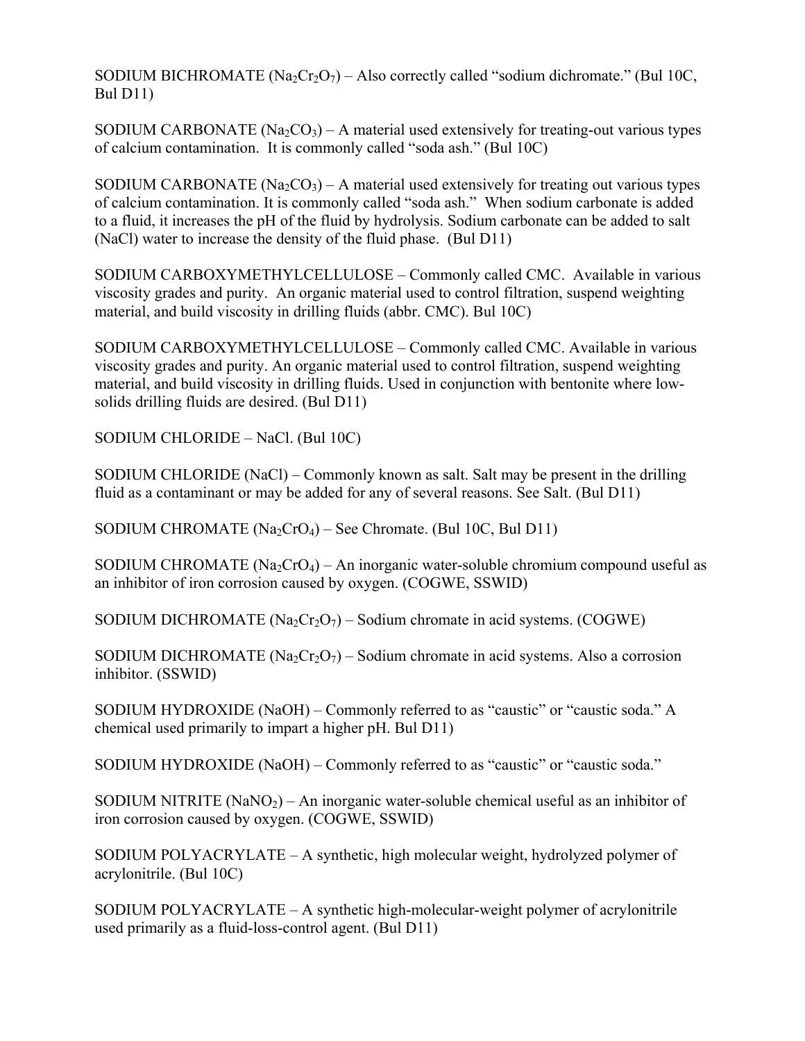SODIUM BICHROMATE ($Na_2Cr_2O_7$) – Also correctly called "sodium dichromate." (Bul 10C, Bul D11)

SODIUM CARBONATE ($Na_2CO_3$) – A material used extensively for treating-out various types of calcium contamination. It is commonly called "soda ash." (Bul 10C)

SODIUM CARBONATE ($Na_2CO_3$) – A material used extensively for treating out various types of calcium contamination. It is commonly called "soda ash." When sodium carbonate is added to a fluid, it increases the pH of the fluid by hydrolysis. Sodium carbonate can be added to salt (NaCl) water to increase the density of the fluid phase. (Bul D11)

SODIUM CARBOXYMETHYLCELLULOSE – Commonly called CMC. Available in various viscosity grades and purity. An organic material used to control filtration, suspend weighting material, and build viscosity in drilling fluids (abbr. CMC). Bul 10C)

SODIUM CARBOXYMETHYLCELLULOSE – Commonly called CMC. Available in various viscosity grades and purity. An organic material used to control filtration, suspend weighting material, and build viscosity in drilling fluids. Used in conjunction with bentonite where low-solids drilling fluids are desired. (Bul D11)

SODIUM CHLORIDE – NaCl. (Bul 10C)

SODIUM CHLORIDE (NaCl) – Commonly known as salt. Salt may be present in the drilling fluid as a contaminant or may be added for any of several reasons. See Salt. (Bul D11)

SODIUM CHROMATE ($Na_2CrO_4$) – See Chromate. (Bul 10C, Bul D11)

SODIUM CHROMATE ($Na_2CrO_4$) – An inorganic water-soluble chromium compound useful as an inhibitor of iron corrosion caused by oxygen. (COGWE, SSWID)

SODIUM DICHROMATE ($Na_2Cr_2O_7$) – Sodium chromate in acid systems. (COGWE)

SODIUM DICHROMATE ($Na_2Cr_2O_7$) – Sodium chromate in acid systems. Also a corrosion inhibitor. (SSWID)

SODIUM HYDROXIDE (NaOH) – Commonly referred to as "caustic" or "caustic soda." A chemical used primarily to impart a higher pH. Bul D11)

SODIUM HYDROXIDE (NaOH) – Commonly referred to as "caustic" or "caustic soda."

SODIUM NITRITE ($NaNO_2$) – An inorganic water-soluble chemical useful as an inhibitor of iron corrosion caused by oxygen. (COGWE, SSWID)

SODIUM POLYACRYLATE – A synthetic, high molecular weight, hydrolyzed polymer of acrylonitrile. (Bul 10C)

SODIUM POLYACRYLATE – A synthetic high-molecular-weight polymer of acrylonitrile used primarily as a fluid-loss-control agent. (Bul D11)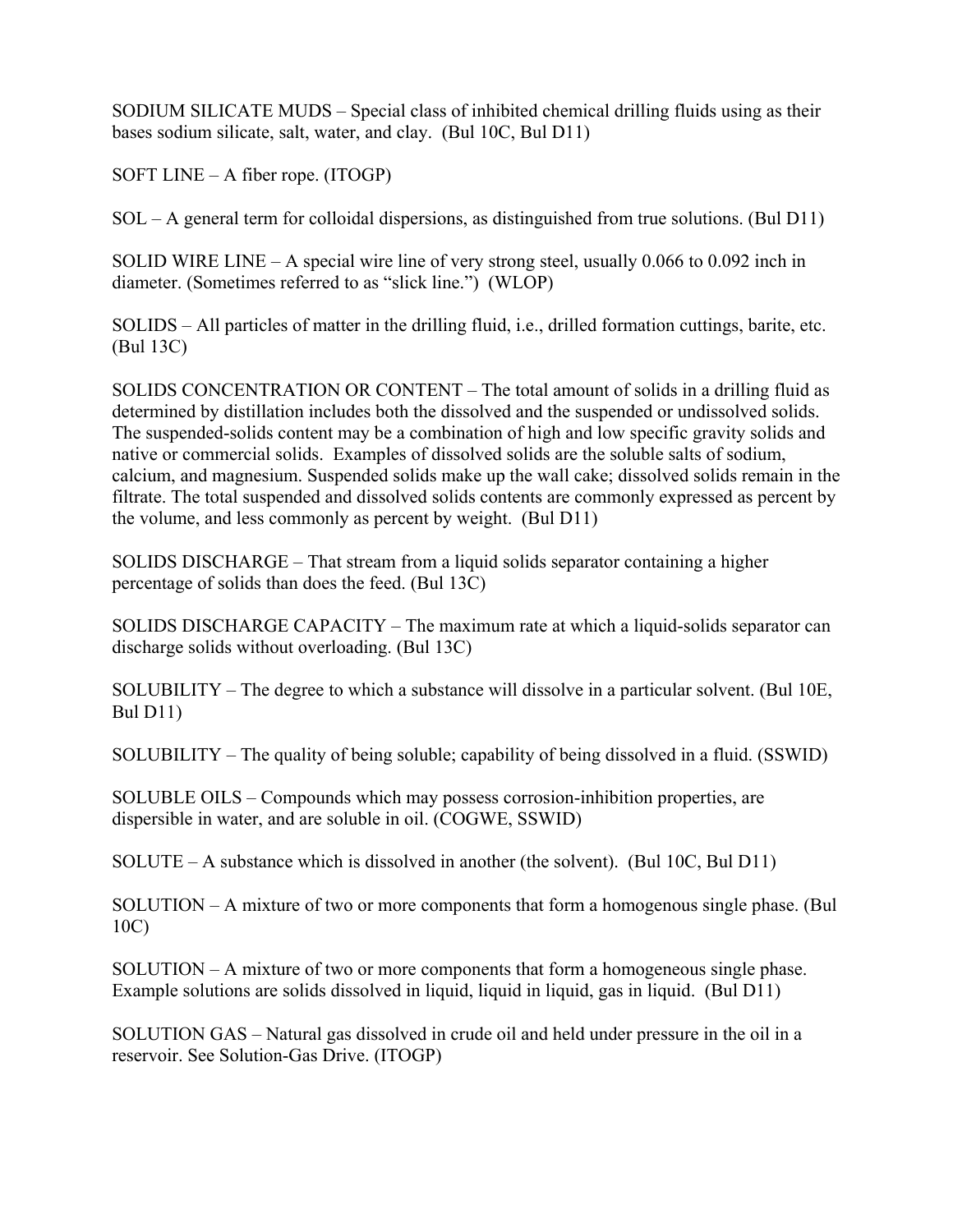SODIUM SILICATE MUDS – Special class of inhibited chemical drilling fluids using as their bases sodium silicate, salt, water, and clay. (Bul 10C, Bul D11)

SOFT LINE – A fiber rope. (ITOGP)

SOL – A general term for colloidal dispersions, as distinguished from true solutions. (Bul D11)

SOLID WIRE LINE – A special wire line of very strong steel, usually 0.066 to 0.092 inch in diameter. (Sometimes referred to as "slick line.") (WLOP)

SOLIDS – All particles of matter in the drilling fluid, i.e., drilled formation cuttings, barite, etc. (Bul 13C)

SOLIDS CONCENTRATION OR CONTENT – The total amount of solids in a drilling fluid as determined by distillation includes both the dissolved and the suspended or undissolved solids. The suspended-solids content may be a combination of high and low specific gravity solids and native or commercial solids. Examples of dissolved solids are the soluble salts of sodium, calcium, and magnesium. Suspended solids make up the wall cake; dissolved solids remain in the filtrate. The total suspended and dissolved solids contents are commonly expressed as percent by the volume, and less commonly as percent by weight. (Bul D11)

SOLIDS DISCHARGE – That stream from a liquid solids separator containing a higher percentage of solids than does the feed. (Bul 13C)

SOLIDS DISCHARGE CAPACITY – The maximum rate at which a liquid-solids separator can discharge solids without overloading. (Bul 13C)

SOLUBILITY – The degree to which a substance will dissolve in a particular solvent. (Bul 10E, Bul D11)

SOLUBILITY – The quality of being soluble; capability of being dissolved in a fluid. (SSWID)

SOLUBLE OILS – Compounds which may possess corrosion-inhibition properties, are dispersible in water, and are soluble in oil. (COGWE, SSWID)

SOLUTE – A substance which is dissolved in another (the solvent). (Bul 10C, Bul D11)

SOLUTION – A mixture of two or more components that form a homogenous single phase. (Bul 10C)

SOLUTION – A mixture of two or more components that form a homogeneous single phase. Example solutions are solids dissolved in liquid, liquid in liquid, gas in liquid. (Bul D11)

SOLUTION GAS – Natural gas dissolved in crude oil and held under pressure in the oil in a reservoir. See Solution-Gas Drive. (ITOGP)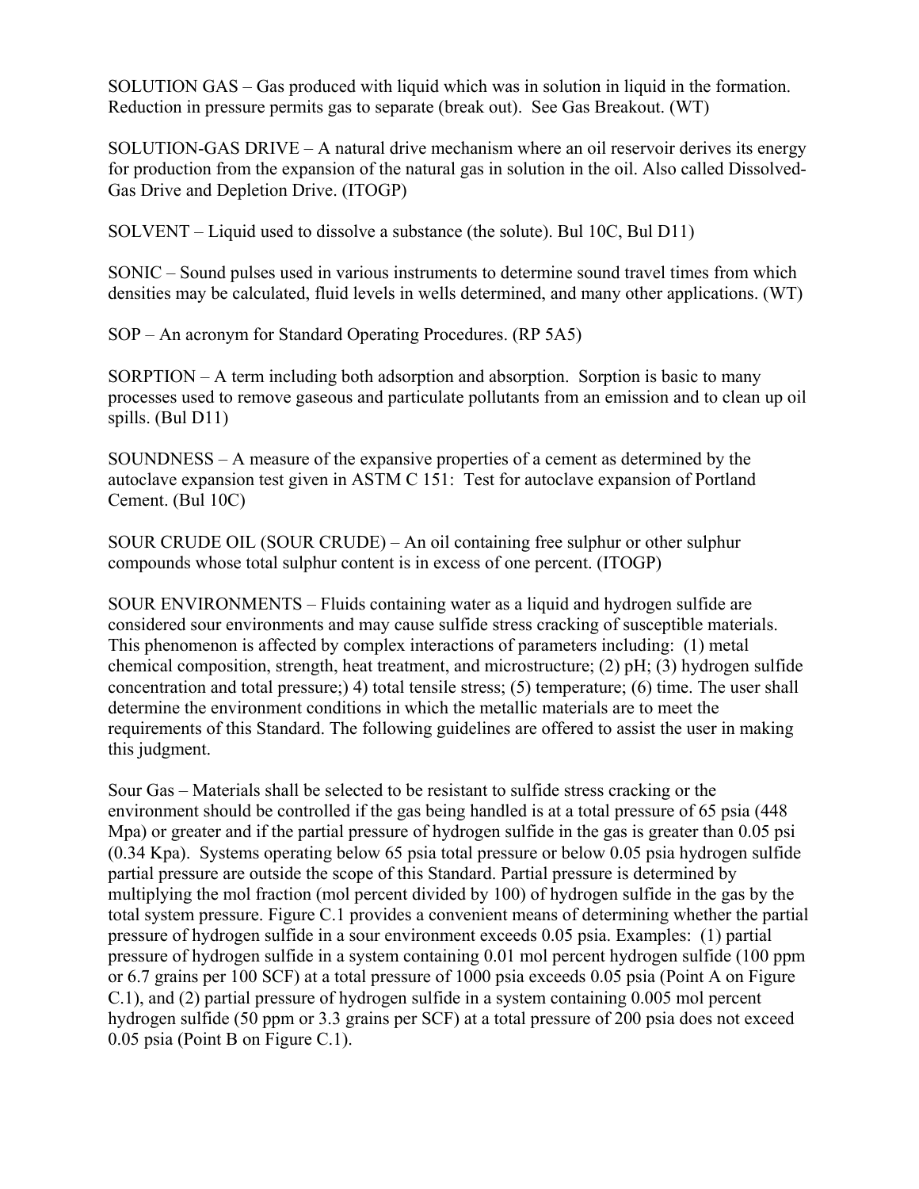SOLUTION GAS – Gas produced with liquid which was in solution in liquid in the formation. Reduction in pressure permits gas to separate (break out). See Gas Breakout. (WT)

SOLUTION-GAS DRIVE – A natural drive mechanism where an oil reservoir derives its energy for production from the expansion of the natural gas in solution in the oil. Also called Dissolved-Gas Drive and Depletion Drive. (ITOGP)

SOLVENT – Liquid used to dissolve a substance (the solute). Bul 10C, Bul D11)

SONIC – Sound pulses used in various instruments to determine sound travel times from which densities may be calculated, fluid levels in wells determined, and many other applications. (WT)

SOP – An acronym for Standard Operating Procedures. (RP 5A5)

SORPTION – A term including both adsorption and absorption. Sorption is basic to many processes used to remove gaseous and particulate pollutants from an emission and to clean up oil spills. (Bul D11)

SOUNDNESS – A measure of the expansive properties of a cement as determined by the autoclave expansion test given in ASTM C 151: Test for autoclave expansion of Portland Cement. (Bul 10C)

SOUR CRUDE OIL (SOUR CRUDE) – An oil containing free sulphur or other sulphur compounds whose total sulphur content is in excess of one percent. (ITOGP)

SOUR ENVIRONMENTS – Fluids containing water as a liquid and hydrogen sulfide are considered sour environments and may cause sulfide stress cracking of susceptible materials. This phenomenon is affected by complex interactions of parameters including: (1) metal chemical composition, strength, heat treatment, and microstructure; (2) pH; (3) hydrogen sulfide concentration and total pressure;) 4) total tensile stress; (5) temperature; (6) time. The user shall determine the environment conditions in which the metallic materials are to meet the requirements of this Standard. The following guidelines are offered to assist the user in making this judgment.

Sour Gas – Materials shall be selected to be resistant to sulfide stress cracking or the environment should be controlled if the gas being handled is at a total pressure of 65 psia (448 Mpa) or greater and if the partial pressure of hydrogen sulfide in the gas is greater than 0.05 psi (0.34 Kpa). Systems operating below 65 psia total pressure or below 0.05 psia hydrogen sulfide partial pressure are outside the scope of this Standard. Partial pressure is determined by multiplying the mol fraction (mol percent divided by 100) of hydrogen sulfide in the gas by the total system pressure. Figure C.1 provides a convenient means of determining whether the partial pressure of hydrogen sulfide in a sour environment exceeds 0.05 psia. Examples: (1) partial pressure of hydrogen sulfide in a system containing 0.01 mol percent hydrogen sulfide (100 ppm or 6.7 grains per 100 SCF) at a total pressure of 1000 psia exceeds 0.05 psia (Point A on Figure C.1), and (2) partial pressure of hydrogen sulfide in a system containing 0.005 mol percent hydrogen sulfide (50 ppm or 3.3 grains per SCF) at a total pressure of 200 psia does not exceed 0.05 psia (Point B on Figure C.1).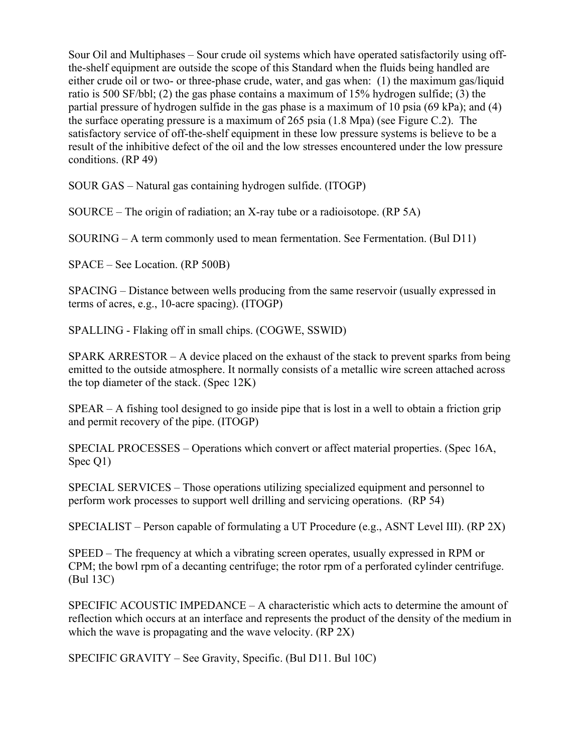Sour Oil and Multiphases – Sour crude oil systems which have operated satisfactorily using off-the-shelf equipment are outside the scope of this Standard when the fluids being handled are either crude oil or two- or three-phase crude, water, and gas when: (1) the maximum gas/liquid ratio is 500 SF/bbl; (2) the gas phase contains a maximum of 15% hydrogen sulfide; (3) the partial pressure of hydrogen sulfide in the gas phase is a maximum of 10 psia (69 kPa); and (4) the surface operating pressure is a maximum of 265 psia (1.8 Mpa) (see Figure C.2). The satisfactory service of off-the-shelf equipment in these low pressure systems is believe to be a result of the inhibitive defect of the oil and the low stresses encountered under the low pressure conditions. (RP 49)

SOUR GAS – Natural gas containing hydrogen sulfide. (ITOGP)

SOURCE – The origin of radiation; an X-ray tube or a radioisotope. (RP 5A)

SOURING – A term commonly used to mean fermentation. See Fermentation. (Bul D11)

SPACE – See Location. (RP 500B)

SPACING – Distance between wells producing from the same reservoir (usually expressed in terms of acres, e.g., 10-acre spacing). (ITOGP)

SPALLING - Flaking off in small chips. (COGWE, SSWID)

SPARK ARRESTOR – A device placed on the exhaust of the stack to prevent sparks from being emitted to the outside atmosphere. It normally consists of a metallic wire screen attached across the top diameter of the stack. (Spec 12K)

SPEAR – A fishing tool designed to go inside pipe that is lost in a well to obtain a friction grip and permit recovery of the pipe. (ITOGP)

SPECIAL PROCESSES – Operations which convert or affect material properties. (Spec 16A, Spec Q1)

SPECIAL SERVICES – Those operations utilizing specialized equipment and personnel to perform work processes to support well drilling and servicing operations. (RP 54)

SPECIALIST – Person capable of formulating a UT Procedure (e.g., ASNT Level III). (RP 2X)

SPEED – The frequency at which a vibrating screen operates, usually expressed in RPM or CPM; the bowl rpm of a decanting centrifuge; the rotor rpm of a perforated cylinder centrifuge. (Bul 13C)

SPECIFIC ACOUSTIC IMPEDANCE – A characteristic which acts to determine the amount of reflection which occurs at an interface and represents the product of the density of the medium in which the wave is propagating and the wave velocity. (RP 2X)

SPECIFIC GRAVITY – See Gravity, Specific. (Bul D11. Bul 10C)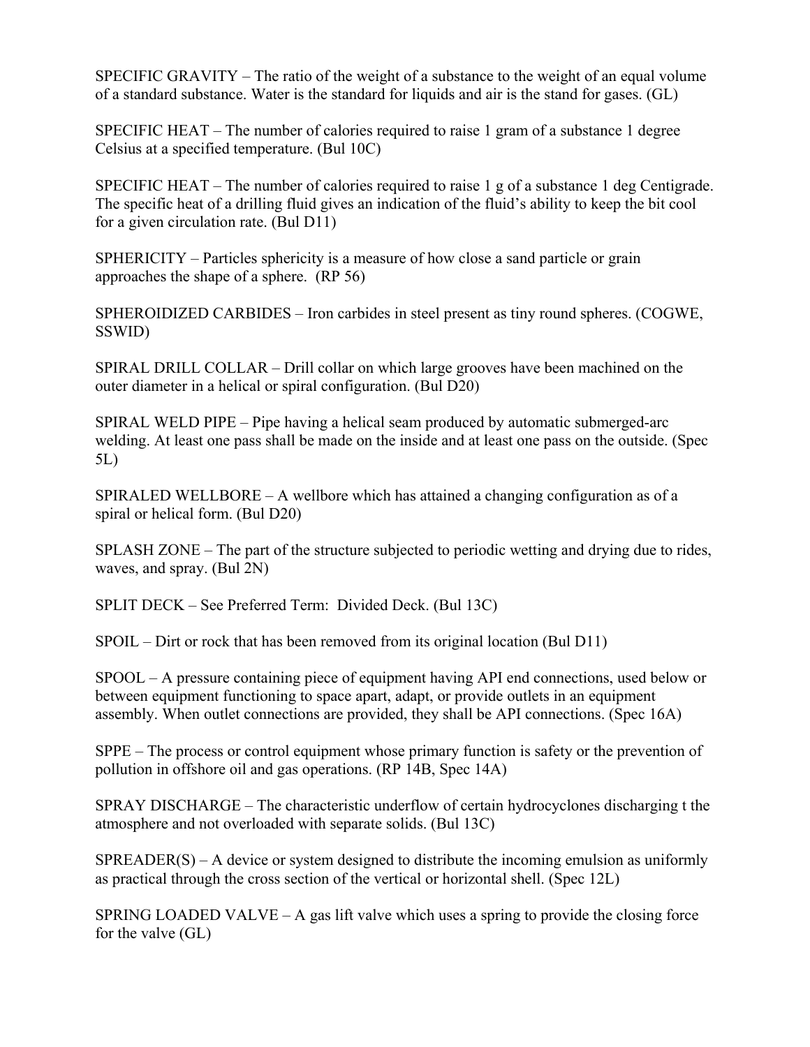SPECIFIC GRAVITY – The ratio of the weight of a substance to the weight of an equal volume of a standard substance. Water is the standard for liquids and air is the stand for gases. (GL)

SPECIFIC HEAT – The number of calories required to raise 1 gram of a substance 1 degree Celsius at a specified temperature. (Bul 10C)

SPECIFIC HEAT – The number of calories required to raise 1 g of a substance 1 deg Centigrade. The specific heat of a drilling fluid gives an indication of the fluid's ability to keep the bit cool for a given circulation rate. (Bul D11)

SPHERICITY – Particles sphericity is a measure of how close a sand particle or grain approaches the shape of a sphere. (RP 56)

SPHEROIDIZED CARBIDES – Iron carbides in steel present as tiny round spheres. (COGWE, SSWID)

SPIRAL DRILL COLLAR – Drill collar on which large grooves have been machined on the outer diameter in a helical or spiral configuration. (Bul D20)

SPIRAL WELD PIPE – Pipe having a helical seam produced by automatic submerged-arc welding. At least one pass shall be made on the inside and at least one pass on the outside. (Spec 5L)

SPIRALED WELLBORE – A wellbore which has attained a changing configuration as of a spiral or helical form. (Bul D20)

SPLASH ZONE – The part of the structure subjected to periodic wetting and drying due to rides, waves, and spray. (Bul 2N)

SPLIT DECK – See Preferred Term: Divided Deck. (Bul 13C)

SPOIL – Dirt or rock that has been removed from its original location (Bul D11)

SPOOL – A pressure containing piece of equipment having API end connections, used below or between equipment functioning to space apart, adapt, or provide outlets in an equipment assembly. When outlet connections are provided, they shall be API connections. (Spec 16A)

SPPE – The process or control equipment whose primary function is safety or the prevention of pollution in offshore oil and gas operations. (RP 14B, Spec 14A)

SPRAY DISCHARGE – The characteristic underflow of certain hydrocyclones discharging t the atmosphere and not overloaded with separate solids. (Bul 13C)

SPREADER(S) – A device or system designed to distribute the incoming emulsion as uniformly as practical through the cross section of the vertical or horizontal shell. (Spec 12L)

SPRING LOADED VALVE – A gas lift valve which uses a spring to provide the closing force for the valve (GL)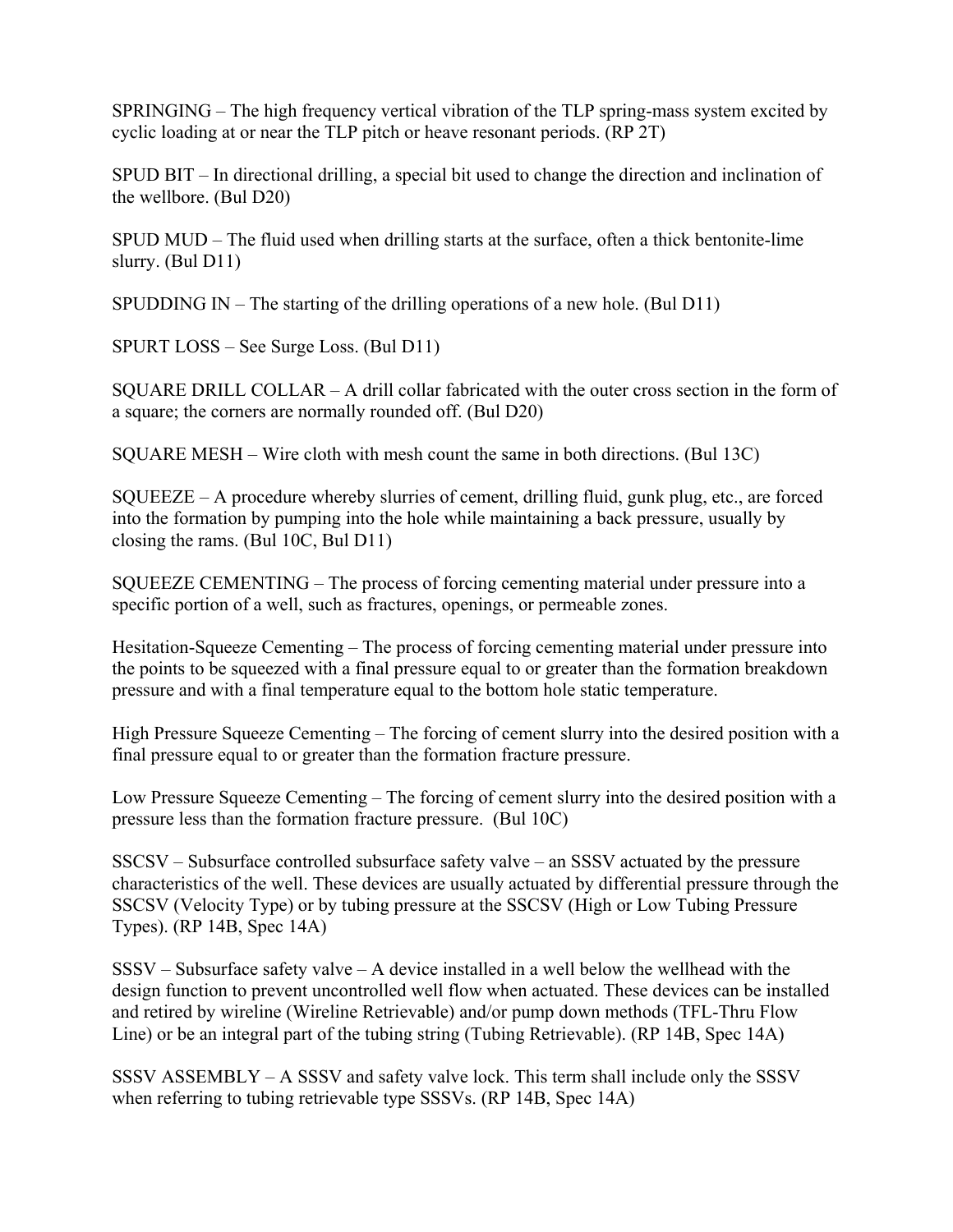SPRINGING – The high frequency vertical vibration of the TLP spring-mass system excited by cyclic loading at or near the TLP pitch or heave resonant periods. (RP 2T)

SPUD BIT – In directional drilling, a special bit used to change the direction and inclination of the wellbore. (Bul D20)

SPUD MUD – The fluid used when drilling starts at the surface, often a thick bentonite-lime slurry. (Bul D11)

SPUDDING IN – The starting of the drilling operations of a new hole. (Bul D11)

SPURT LOSS – See Surge Loss. (Bul D11)

SQUARE DRILL COLLAR – A drill collar fabricated with the outer cross section in the form of a square; the corners are normally rounded off. (Bul D20)

SQUARE MESH – Wire cloth with mesh count the same in both directions. (Bul 13C)

SQUEEZE – A procedure whereby slurries of cement, drilling fluid, gunk plug, etc., are forced into the formation by pumping into the hole while maintaining a back pressure, usually by closing the rams. (Bul 10C, Bul D11)

SQUEEZE CEMENTING – The process of forcing cementing material under pressure into a specific portion of a well, such as fractures, openings, or permeable zones.

Hesitation-Squeeze Cementing – The process of forcing cementing material under pressure into the points to be squeezed with a final pressure equal to or greater than the formation breakdown pressure and with a final temperature equal to the bottom hole static temperature.

High Pressure Squeeze Cementing – The forcing of cement slurry into the desired position with a final pressure equal to or greater than the formation fracture pressure.

Low Pressure Squeeze Cementing – The forcing of cement slurry into the desired position with a pressure less than the formation fracture pressure. (Bul 10C)

SSCSV – Subsurface controlled subsurface safety valve – an SSSV actuated by the pressure characteristics of the well. These devices are usually actuated by differential pressure through the SSCSV (Velocity Type) or by tubing pressure at the SSCSV (High or Low Tubing Pressure Types). (RP 14B, Spec 14A)

SSSV – Subsurface safety valve – A device installed in a well below the wellhead with the design function to prevent uncontrolled well flow when actuated. These devices can be installed and retired by wireline (Wireline Retrievable) and/or pump down methods (TFL-Thru Flow Line) or be an integral part of the tubing string (Tubing Retrievable). (RP 14B, Spec 14A)

SSSV ASSEMBLY – A SSSV and safety valve lock. This term shall include only the SSSV when referring to tubing retrievable type SSSVs. (RP 14B, Spec 14A)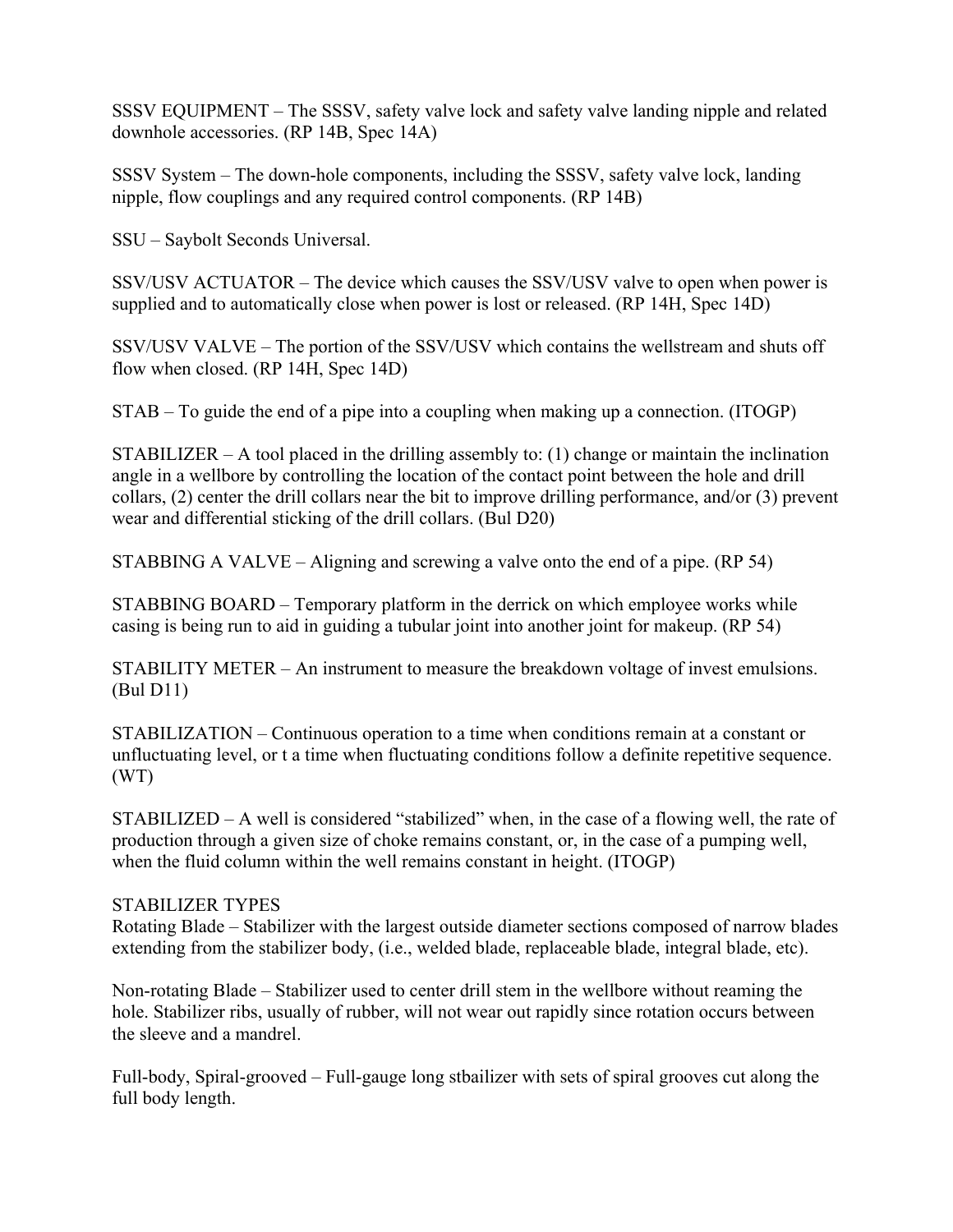SSSV EQUIPMENT – The SSSV, safety valve lock and safety valve landing nipple and related downhole accessories. (RP 14B, Spec 14A)

SSSV System – The down-hole components, including the SSSV, safety valve lock, landing nipple, flow couplings and any required control components. (RP 14B)

SSU – Saybolt Seconds Universal.

SSV/USV ACTUATOR – The device which causes the SSV/USV valve to open when power is supplied and to automatically close when power is lost or released. (RP 14H, Spec 14D)

SSV/USV VALVE – The portion of the SSV/USV which contains the wellstream and shuts off flow when closed. (RP 14H, Spec 14D)

STAB – To guide the end of a pipe into a coupling when making up a connection. (ITOGP)

STABILIZER – A tool placed in the drilling assembly to: (1) change or maintain the inclination angle in a wellbore by controlling the location of the contact point between the hole and drill collars, (2) center the drill collars near the bit to improve drilling performance, and/or (3) prevent wear and differential sticking of the drill collars. (Bul D20)

STABBING A VALVE – Aligning and screwing a valve onto the end of a pipe. (RP 54)

STABBING BOARD – Temporary platform in the derrick on which employee works while casing is being run to aid in guiding a tubular joint into another joint for makeup. (RP 54)

STABILITY METER – An instrument to measure the breakdown voltage of invest emulsions. (Bul D11)

STABILIZATION – Continuous operation to a time when conditions remain at a constant or unfluctuating level, or t a time when fluctuating conditions follow a definite repetitive sequence. (WT)

STABILIZED – A well is considered "stabilized" when, in the case of a flowing well, the rate of production through a given size of choke remains constant, or, in the case of a pumping well, when the fluid column within the well remains constant in height. (ITOGP)

STABILIZER TYPES

Rotating Blade – Stabilizer with the largest outside diameter sections composed of narrow blades extending from the stabilizer body, (i.e., welded blade, replaceable blade, integral blade, etc).

Non-rotating Blade – Stabilizer used to center drill stem in the wellbore without reaming the hole. Stabilizer ribs, usually of rubber, will not wear out rapidly since rotation occurs between the sleeve and a mandrel.

Full-body, Spiral-grooved – Full-gauge long stbailizer with sets of spiral grooves cut along the full body length.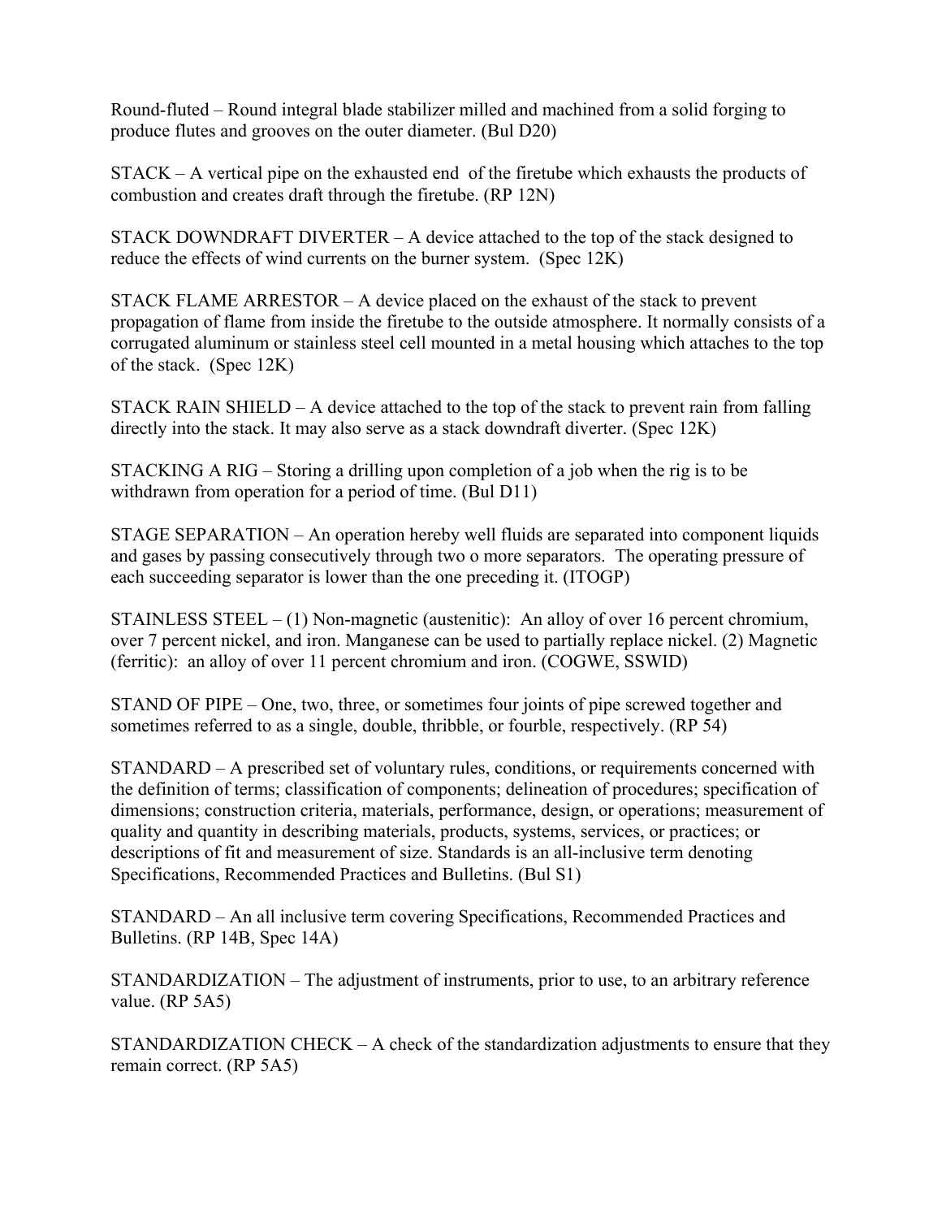Round-fluted – Round integral blade stabilizer milled and machined from a solid forging to produce flutes and grooves on the outer diameter. (Bul D20)

STACK – A vertical pipe on the exhausted end  of the firetube which exhausts the products of combustion and creates draft through the firetube. (RP 12N)

STACK DOWNDRAFT DIVERTER – A device attached to the top of the stack designed to reduce the effects of wind currents on the burner system.  (Spec 12K)

STACK FLAME ARRESTOR – A device placed on the exhaust of the stack to prevent propagation of flame from inside the firetube to the outside atmosphere. It normally consists of a corrugated aluminum or stainless steel cell mounted in a metal housing which attaches to the top of the stack.  (Spec 12K)

STACK RAIN SHIELD – A device attached to the top of the stack to prevent rain from falling directly into the stack. It may also serve as a stack downdraft diverter. (Spec 12K)

STACKING A RIG – Storing a drilling upon completion of a job when the rig is to be withdrawn from operation for a period of time. (Bul D11)

STAGE SEPARATION – An operation hereby well fluids are separated into component liquids and gases by passing consecutively through two o more separators.  The operating pressure of each succeeding separator is lower than the one preceding it. (ITOGP)

STAINLESS STEEL – (1) Non-magnetic (austenitic):  An alloy of over 16 percent chromium, over 7 percent nickel, and iron. Manganese can be used to partially replace nickel. (2) Magnetic (ferritic):  an alloy of over 11 percent chromium and iron. (COGWE, SSWID)

STAND OF PIPE – One, two, three, or sometimes four joints of pipe screwed together and sometimes referred to as a single, double, thribble, or fourble, respectively. (RP 54)

STANDARD – A prescribed set of voluntary rules, conditions, or requirements concerned with the definition of terms; classification of components; delineation of procedures; specification of dimensions; construction criteria, materials, performance, design, or operations; measurement of quality and quantity in describing materials, products, systems, services, or practices; or descriptions of fit and measurement of size. Standards is an all-inclusive term denoting Specifications, Recommended Practices and Bulletins. (Bul S1)

STANDARD – An all inclusive term covering Specifications, Recommended Practices and Bulletins. (RP 14B, Spec 14A)

STANDARDIZATION – The adjustment of instruments, prior to use, to an arbitrary reference value. (RP 5A5)

STANDARDIZATION CHECK – A check of the standardization adjustments to ensure that they remain correct. (RP 5A5)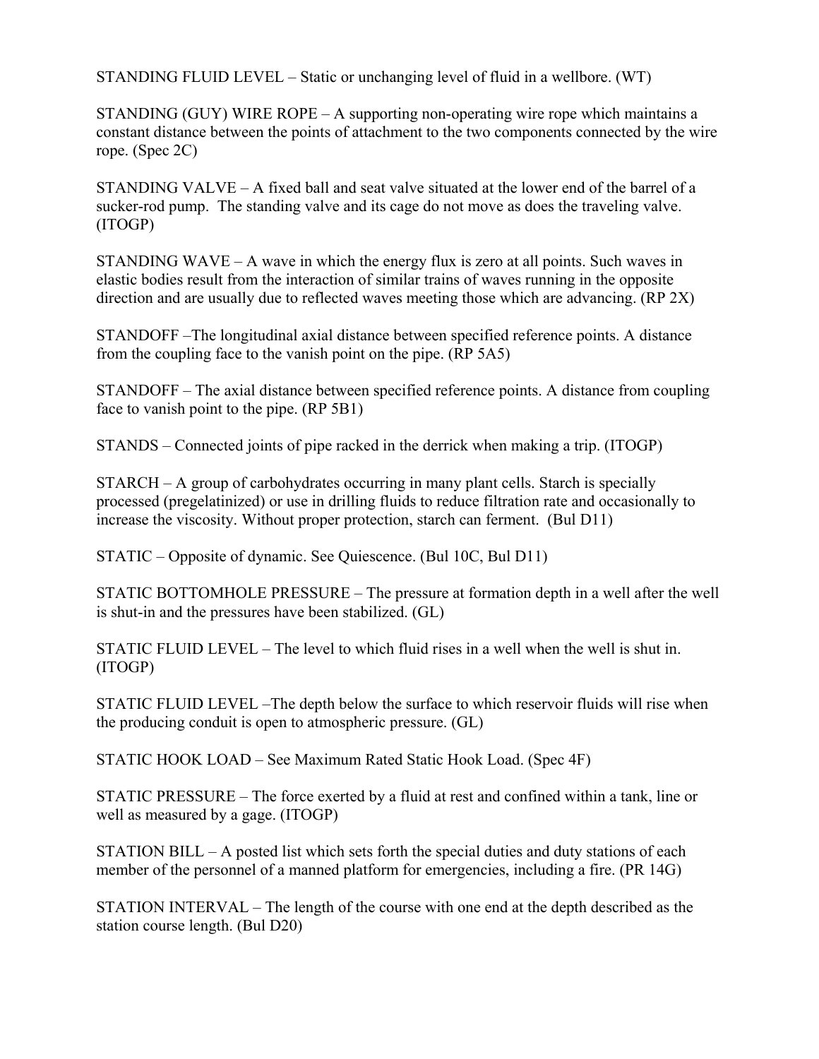STANDING FLUID LEVEL – Static or unchanging level of fluid in a wellbore. (WT)

STANDING (GUY) WIRE ROPE – A supporting non-operating wire rope which maintains a constant distance between the points of attachment to the two components connected by the wire rope. (Spec 2C)

STANDING VALVE – A fixed ball and seat valve situated at the lower end of the barrel of a sucker-rod pump. The standing valve and its cage do not move as does the traveling valve. (ITOGP)

STANDING WAVE – A wave in which the energy flux is zero at all points. Such waves in elastic bodies result from the interaction of similar trains of waves running in the opposite direction and are usually due to reflected waves meeting those which are advancing. (RP 2X)

STANDOFF –The longitudinal axial distance between specified reference points. A distance from the coupling face to the vanish point on the pipe. (RP 5A5)

STANDOFF – The axial distance between specified reference points. A distance from coupling face to vanish point to the pipe. (RP 5B1)

STANDS – Connected joints of pipe racked in the derrick when making a trip. (ITOGP)

STARCH – A group of carbohydrates occurring in many plant cells. Starch is specially processed (pregelatinized) or use in drilling fluids to reduce filtration rate and occasionally to increase the viscosity. Without proper protection, starch can ferment. (Bul D11)

STATIC – Opposite of dynamic. See Quiescence. (Bul 10C, Bul D11)

STATIC BOTTOMHOLE PRESSURE – The pressure at formation depth in a well after the well is shut-in and the pressures have been stabilized. (GL)

STATIC FLUID LEVEL – The level to which fluid rises in a well when the well is shut in. (ITOGP)

STATIC FLUID LEVEL –The depth below the surface to which reservoir fluids will rise when the producing conduit is open to atmospheric pressure. (GL)

STATIC HOOK LOAD – See Maximum Rated Static Hook Load. (Spec 4F)

STATIC PRESSURE – The force exerted by a fluid at rest and confined within a tank, line or well as measured by a gage. (ITOGP)

STATION BILL – A posted list which sets forth the special duties and duty stations of each member of the personnel of a manned platform for emergencies, including a fire. (PR 14G)

STATION INTERVAL – The length of the course with one end at the depth described as the station course length. (Bul D20)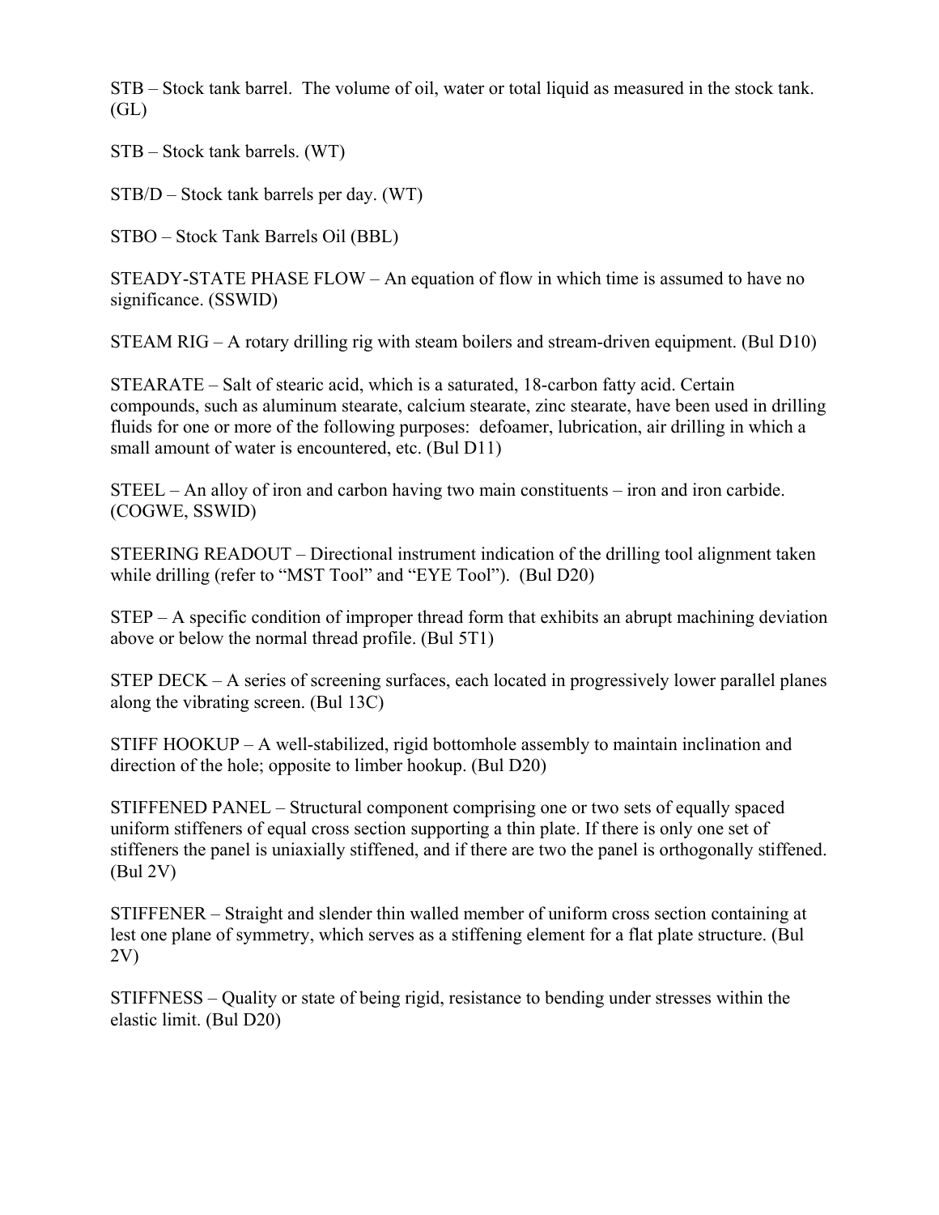STB – Stock tank barrel. The volume of oil, water or total liquid as measured in the stock tank. (GL)

STB – Stock tank barrels. (WT)

STB/D – Stock tank barrels per day. (WT)

STBO – Stock Tank Barrels Oil (BBL)

STEADY-STATE PHASE FLOW – An equation of flow in which time is assumed to have no significance. (SSWID)

STEAM RIG – A rotary drilling rig with steam boilers and stream-driven equipment. (Bul D10)

STEARATE – Salt of stearic acid, which is a saturated, 18-carbon fatty acid. Certain compounds, such as aluminum stearate, calcium stearate, zinc stearate, have been used in drilling fluids for one or more of the following purposes: defoamer, lubrication, air drilling in which a small amount of water is encountered, etc. (Bul D11)

STEEL – An alloy of iron and carbon having two main constituents – iron and iron carbide. (COGWE, SSWID)

STEERING READOUT – Directional instrument indication of the drilling tool alignment taken while drilling (refer to "MST Tool" and "EYE Tool"). (Bul D20)

STEP – A specific condition of improper thread form that exhibits an abrupt machining deviation above or below the normal thread profile. (Bul 5T1)

STEP DECK – A series of screening surfaces, each located in progressively lower parallel planes along the vibrating screen. (Bul 13C)

STIFF HOOKUP – A well-stabilized, rigid bottomhole assembly to maintain inclination and direction of the hole; opposite to limber hookup. (Bul D20)

STIFFENED PANEL – Structural component comprising one or two sets of equally spaced uniform stiffeners of equal cross section supporting a thin plate. If there is only one set of stiffeners the panel is uniaxially stiffened, and if there are two the panel is orthogonally stiffened. (Bul 2V)

STIFFENER – Straight and slender thin walled member of uniform cross section containing at lest one plane of symmetry, which serves as a stiffening element for a flat plate structure. (Bul 2V)

STIFFNESS – Quality or state of being rigid, resistance to bending under stresses within the elastic limit. (Bul D20)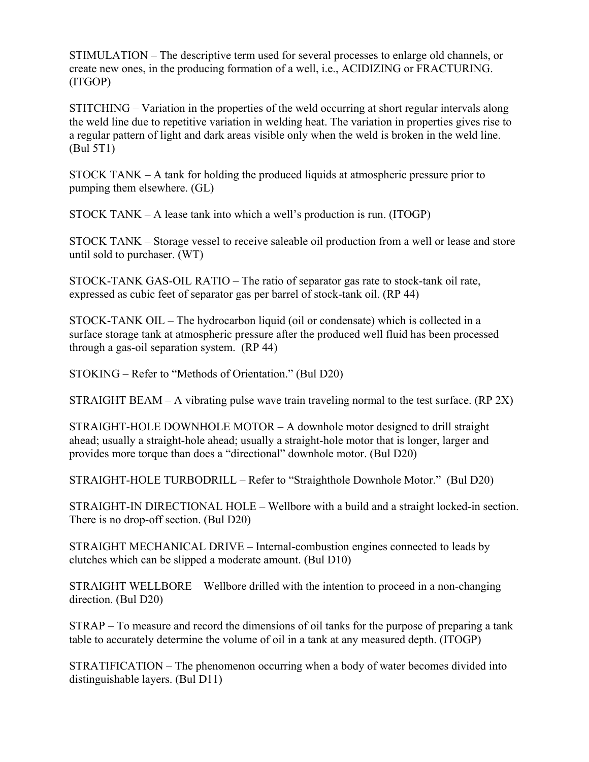STIMULATION – The descriptive term used for several processes to enlarge old channels, or create new ones, in the producing formation of a well, i.e., ACIDIZING or FRACTURING. (ITGOP)

STITCHING – Variation in the properties of the weld occurring at short regular intervals along the weld line due to repetitive variation in welding heat. The variation in properties gives rise to a regular pattern of light and dark areas visible only when the weld is broken in the weld line. (Bul 5T1)

STOCK TANK – A tank for holding the produced liquids at atmospheric pressure prior to pumping them elsewhere. (GL)

STOCK TANK – A lease tank into which a well's production is run. (ITOGP)

STOCK TANK – Storage vessel to receive saleable oil production from a well or lease and store until sold to purchaser. (WT)

STOCK-TANK GAS-OIL RATIO – The ratio of separator gas rate to stock-tank oil rate, expressed as cubic feet of separator gas per barrel of stock-tank oil. (RP 44)

STOCK-TANK OIL – The hydrocarbon liquid (oil or condensate) which is collected in a surface storage tank at atmospheric pressure after the produced well fluid has been processed through a gas-oil separation system. (RP 44)

STOKING – Refer to "Methods of Orientation." (Bul D20)

STRAIGHT BEAM – A vibrating pulse wave train traveling normal to the test surface. (RP 2X)

STRAIGHT-HOLE DOWNHOLE MOTOR – A downhole motor designed to drill straight ahead; usually a straight-hole ahead; usually a straight-hole motor that is longer, larger and provides more torque than does a "directional" downhole motor. (Bul D20)

STRAIGHT-HOLE TURBODRILL – Refer to "Straighthole Downhole Motor." (Bul D20)

STRAIGHT-IN DIRECTIONAL HOLE – Wellbore with a build and a straight locked-in section. There is no drop-off section. (Bul D20)

STRAIGHT MECHANICAL DRIVE – Internal-combustion engines connected to leads by clutches which can be slipped a moderate amount. (Bul D10)

STRAIGHT WELLBORE – Wellbore drilled with the intention to proceed in a non-changing direction. (Bul D20)

STRAP – To measure and record the dimensions of oil tanks for the purpose of preparing a tank table to accurately determine the volume of oil in a tank at any measured depth. (ITOGP)

STRATIFICATION – The phenomenon occurring when a body of water becomes divided into distinguishable layers. (Bul D11)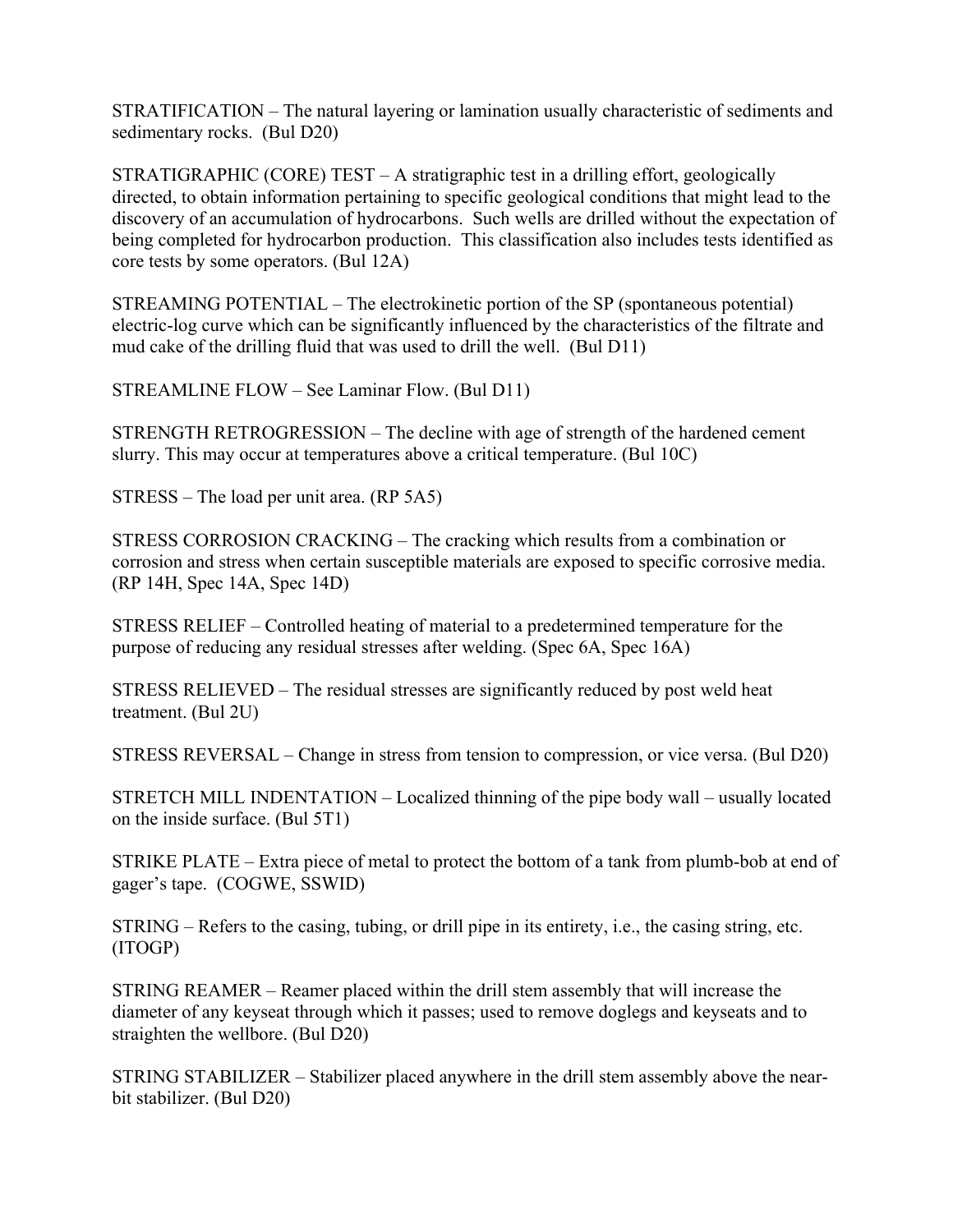STRATIFICATION – The natural layering or lamination usually characteristic of sediments and sedimentary rocks. (Bul D20)

STRATIGRAPHIC (CORE) TEST – A stratigraphic test in a drilling effort, geologically directed, to obtain information pertaining to specific geological conditions that might lead to the discovery of an accumulation of hydrocarbons. Such wells are drilled without the expectation of being completed for hydrocarbon production. This classification also includes tests identified as core tests by some operators. (Bul 12A)

STREAMING POTENTIAL – The electrokinetic portion of the SP (spontaneous potential) electric-log curve which can be significantly influenced by the characteristics of the filtrate and mud cake of the drilling fluid that was used to drill the well. (Bul D11)

STREAMLINE FLOW – See Laminar Flow. (Bul D11)

STRENGTH RETROGRESSION – The decline with age of strength of the hardened cement slurry. This may occur at temperatures above a critical temperature. (Bul 10C)

STRESS – The load per unit area. (RP 5A5)

STRESS CORROSION CRACKING – The cracking which results from a combination or corrosion and stress when certain susceptible materials are exposed to specific corrosive media. (RP 14H, Spec 14A, Spec 14D)

STRESS RELIEF – Controlled heating of material to a predetermined temperature for the purpose of reducing any residual stresses after welding. (Spec 6A, Spec 16A)

STRESS RELIEVED – The residual stresses are significantly reduced by post weld heat treatment. (Bul 2U)

STRESS REVERSAL – Change in stress from tension to compression, or vice versa. (Bul D20)

STRETCH MILL INDENTATION – Localized thinning of the pipe body wall – usually located on the inside surface. (Bul 5T1)

STRIKE PLATE – Extra piece of metal to protect the bottom of a tank from plumb-bob at end of gager's tape. (COGWE, SSWID)

STRING – Refers to the casing, tubing, or drill pipe in its entirety, i.e., the casing string, etc. (ITOGP)

STRING REAMER – Reamer placed within the drill stem assembly that will increase the diameter of any keyseat through which it passes; used to remove doglegs and keyseats and to straighten the wellbore. (Bul D20)

STRING STABILIZER – Stabilizer placed anywhere in the drill stem assembly above the near-bit stabilizer. (Bul D20)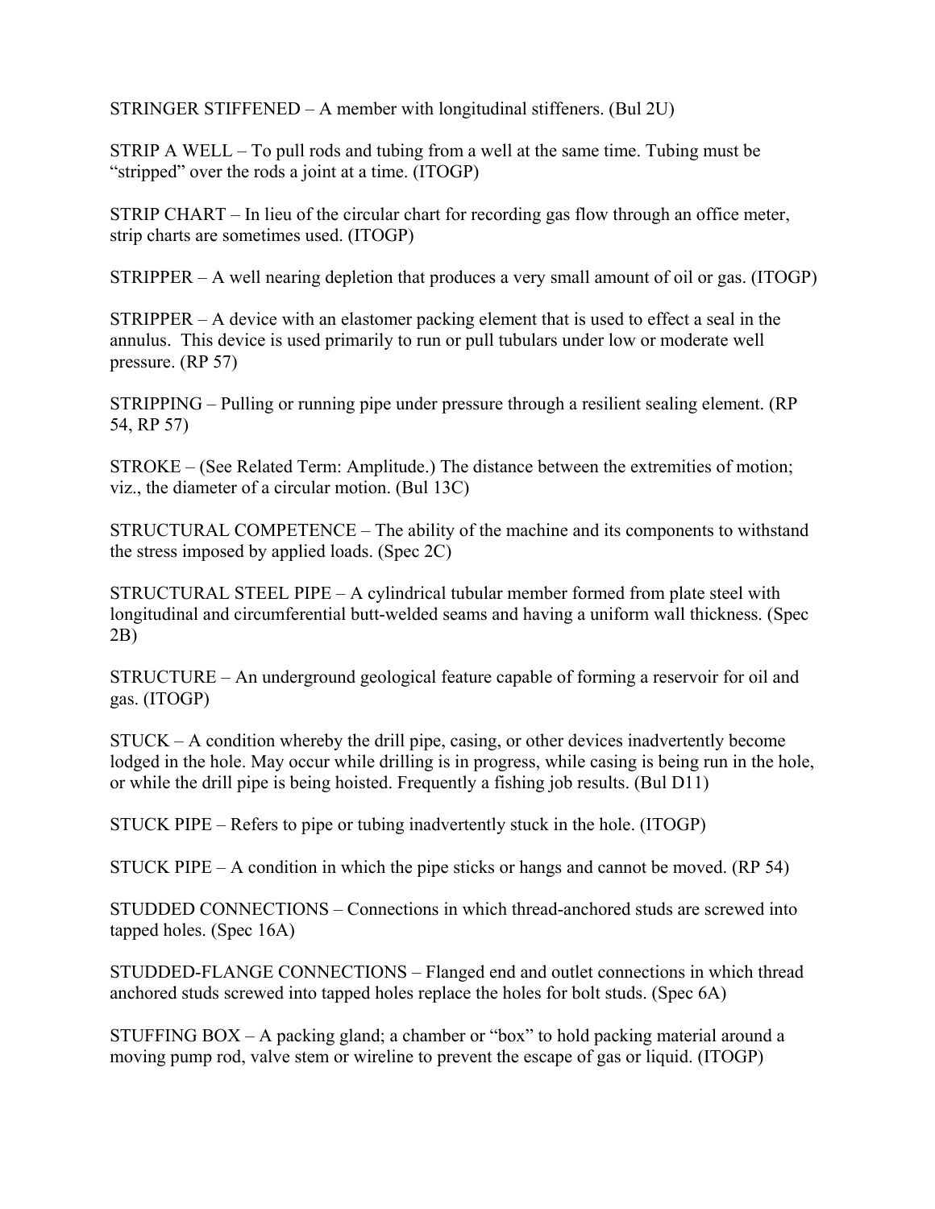STRINGER STIFFENED – A member with longitudinal stiffeners. (Bul 2U)

STRIP A WELL – To pull rods and tubing from a well at the same time. Tubing must be "stripped" over the rods a joint at a time. (ITOGP)

STRIP CHART – In lieu of the circular chart for recording gas flow through an office meter, strip charts are sometimes used. (ITOGP)

STRIPPER – A well nearing depletion that produces a very small amount of oil or gas. (ITOGP)

STRIPPER – A device with an elastomer packing element that is used to effect a seal in the annulus. This device is used primarily to run or pull tubulars under low or moderate well pressure. (RP 57)

STRIPPING – Pulling or running pipe under pressure through a resilient sealing element. (RP 54, RP 57)

STROKE – (See Related Term: Amplitude.) The distance between the extremities of motion; viz., the diameter of a circular motion. (Bul 13C)

STRUCTURAL COMPETENCE – The ability of the machine and its components to withstand the stress imposed by applied loads. (Spec 2C)

STRUCTURAL STEEL PIPE – A cylindrical tubular member formed from plate steel with longitudinal and circumferential butt-welded seams and having a uniform wall thickness. (Spec 2B)

STRUCTURE – An underground geological feature capable of forming a reservoir for oil and gas. (ITOGP)

STUCK – A condition whereby the drill pipe, casing, or other devices inadvertently become lodged in the hole. May occur while drilling is in progress, while casing is being run in the hole, or while the drill pipe is being hoisted. Frequently a fishing job results. (Bul D11)

STUCK PIPE – Refers to pipe or tubing inadvertently stuck in the hole. (ITOGP)

STUCK PIPE – A condition in which the pipe sticks or hangs and cannot be moved. (RP 54)

STUDDED CONNECTIONS – Connections in which thread-anchored studs are screwed into tapped holes. (Spec 16A)

STUDDED-FLANGE CONNECTIONS – Flanged end and outlet connections in which thread anchored studs screwed into tapped holes replace the holes for bolt studs. (Spec 6A)

STUFFING BOX – A packing gland; a chamber or "box" to hold packing material around a moving pump rod, valve stem or wireline to prevent the escape of gas or liquid. (ITOGP)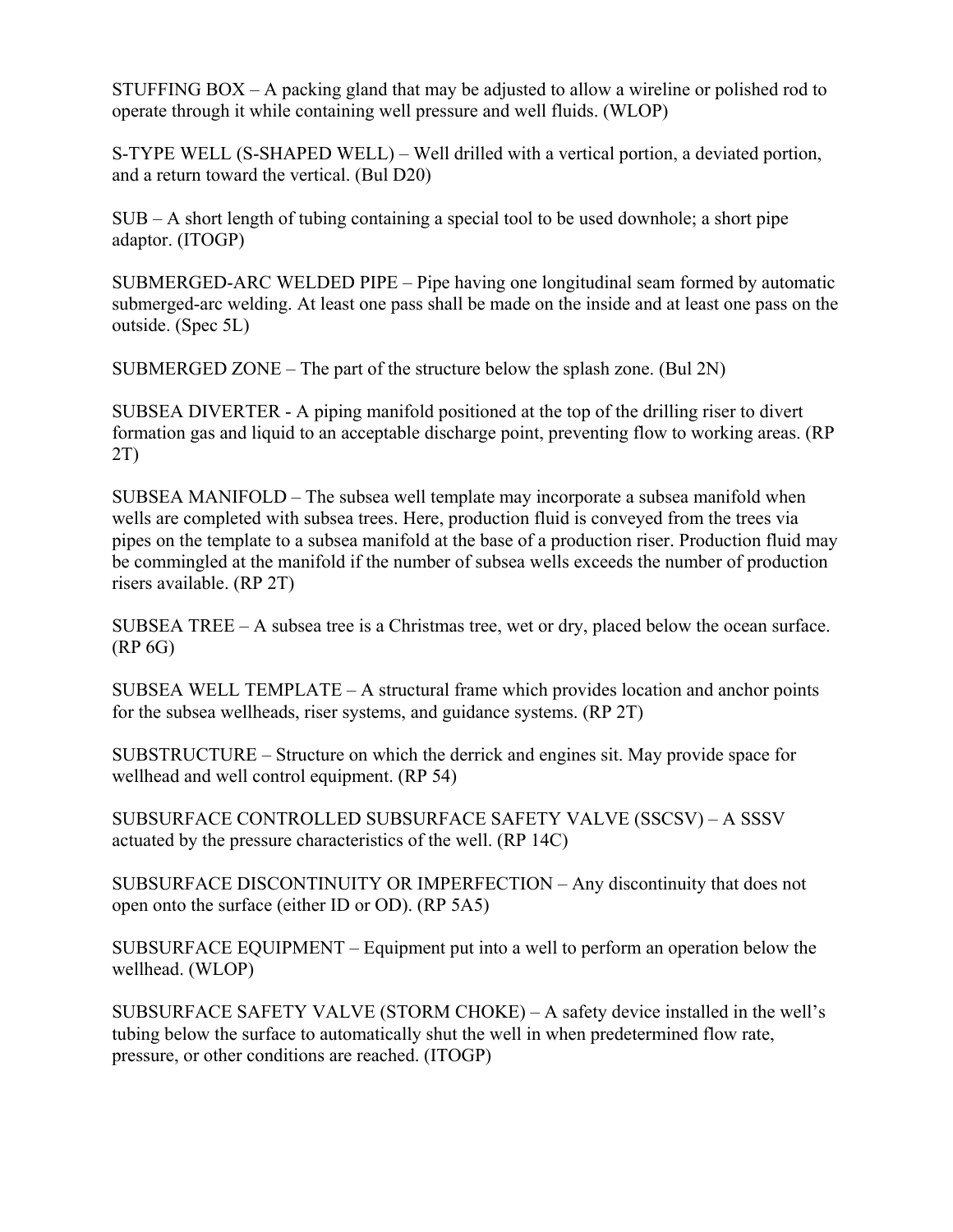STUFFING BOX – A packing gland that may be adjusted to allow a wireline or polished rod to operate through it while containing well pressure and well fluids. (WLOP)

S-TYPE WELL (S-SHAPED WELL) – Well drilled with a vertical portion, a deviated portion, and a return toward the vertical. (Bul D20)

SUB – A short length of tubing containing a special tool to be used downhole; a short pipe adaptor. (ITOGP)

SUBMERGED-ARC WELDED PIPE – Pipe having one longitudinal seam formed by automatic submerged-arc welding. At least one pass shall be made on the inside and at least one pass on the outside. (Spec 5L)

SUBMERGED ZONE – The part of the structure below the splash zone. (Bul 2N)

SUBSEA DIVERTER - A piping manifold positioned at the top of the drilling riser to divert formation gas and liquid to an acceptable discharge point, preventing flow to working areas. (RP 2T)

SUBSEA MANIFOLD – The subsea well template may incorporate a subsea manifold when wells are completed with subsea trees. Here, production fluid is conveyed from the trees via pipes on the template to a subsea manifold at the base of a production riser. Production fluid may be commingled at the manifold if the number of subsea wells exceeds the number of production risers available. (RP 2T)

SUBSEA TREE – A subsea tree is a Christmas tree, wet or dry, placed below the ocean surface. (RP 6G)

SUBSEA WELL TEMPLATE – A structural frame which provides location and anchor points for the subsea wellheads, riser systems, and guidance systems. (RP 2T)

SUBSTRUCTURE – Structure on which the derrick and engines sit. May provide space for wellhead and well control equipment. (RP 54)

SUBSURFACE CONTROLLED SUBSURFACE SAFETY VALVE (SSCSV) – A SSSV actuated by the pressure characteristics of the well. (RP 14C)

SUBSURFACE DISCONTINUITY OR IMPERFECTION – Any discontinuity that does not open onto the surface (either ID or OD). (RP 5A5)

SUBSURFACE EQUIPMENT – Equipment put into a well to perform an operation below the wellhead. (WLOP)

SUBSURFACE SAFETY VALVE (STORM CHOKE) – A safety device installed in the well's tubing below the surface to automatically shut the well in when predetermined flow rate, pressure, or other conditions are reached. (ITOGP)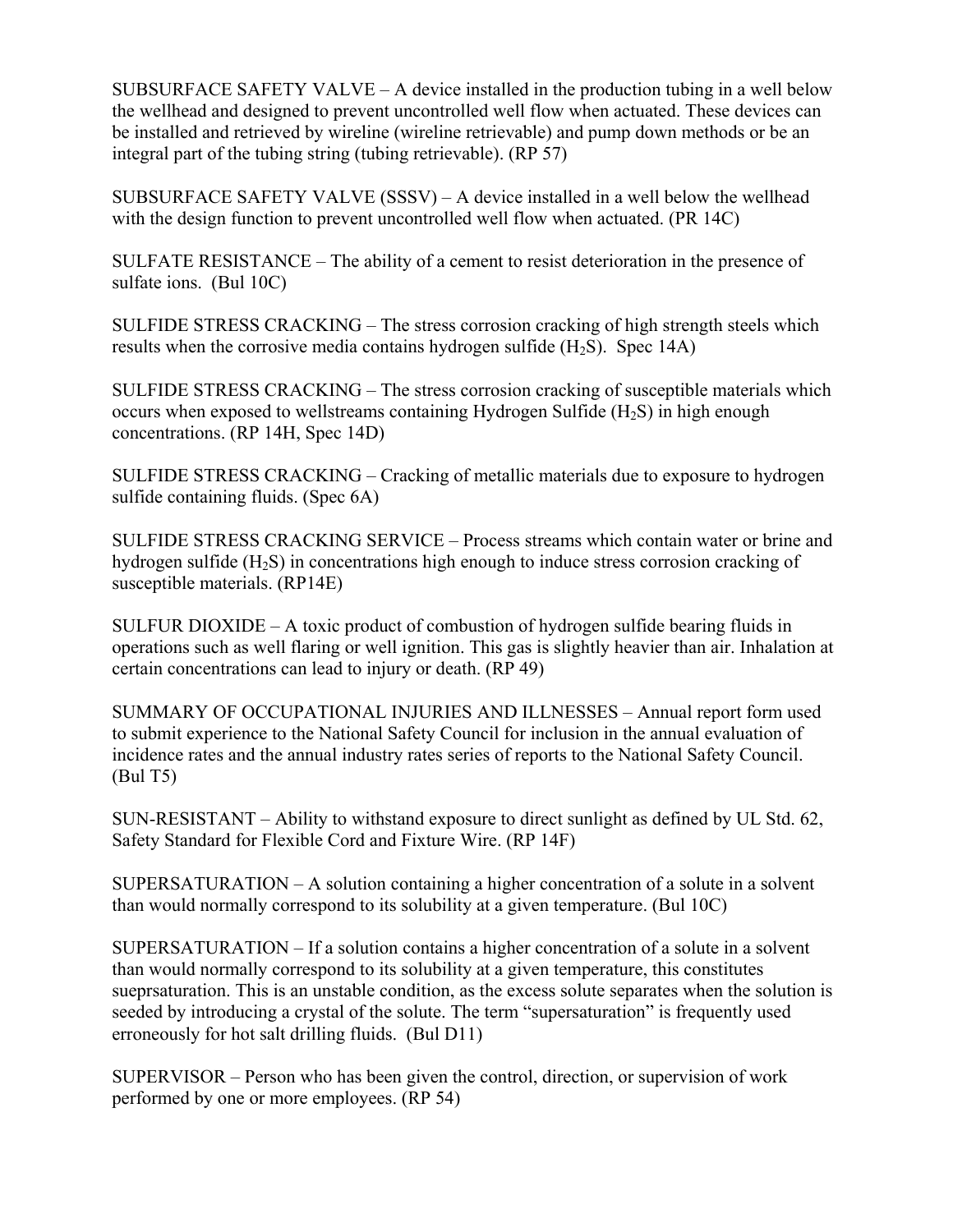SUBSURFACE SAFETY VALVE – A device installed in the production tubing in a well below the wellhead and designed to prevent uncontrolled well flow when actuated. These devices can be installed and retrieved by wireline (wireline retrievable) and pump down methods or be an integral part of the tubing string (tubing retrievable). (RP 57)

SUBSURFACE SAFETY VALVE (SSSV) – A device installed in a well below the wellhead with the design function to prevent uncontrolled well flow when actuated. (PR 14C)

SULFATE RESISTANCE – The ability of a cement to resist deterioration in the presence of sulfate ions. (Bul 10C)

SULFIDE STRESS CRACKING – The stress corrosion cracking of high strength steels which results when the corrosive media contains hydrogen sulfide ($H_2S$). Spec 14A)

SULFIDE STRESS CRACKING – The stress corrosion cracking of susceptible materials which occurs when exposed to wellstreams containing Hydrogen Sulfide ($H_2S$) in high enough concentrations. (RP 14H, Spec 14D)

SULFIDE STRESS CRACKING – Cracking of metallic materials due to exposure to hydrogen sulfide containing fluids. (Spec 6A)

SULFIDE STRESS CRACKING SERVICE – Process streams which contain water or brine and hydrogen sulfide ($H_2S$) in concentrations high enough to induce stress corrosion cracking of susceptible materials. (RP14E)

SULFUR DIOXIDE – A toxic product of combustion of hydrogen sulfide bearing fluids in operations such as well flaring or well ignition. This gas is slightly heavier than air. Inhalation at certain concentrations can lead to injury or death. (RP 49)

SUMMARY OF OCCUPATIONAL INJURIES AND ILLNESSES – Annual report form used to submit experience to the National Safety Council for inclusion in the annual evaluation of incidence rates and the annual industry rates series of reports to the National Safety Council. (Bul T5)

SUN-RESISTANT – Ability to withstand exposure to direct sunlight as defined by UL Std. 62, Safety Standard for Flexible Cord and Fixture Wire. (RP 14F)

SUPERSATURATION – A solution containing a higher concentration of a solute in a solvent than would normally correspond to its solubility at a given temperature. (Bul 10C)

SUPERSATURATION – If a solution contains a higher concentration of a solute in a solvent than would normally correspond to its solubility at a given temperature, this constitutes sueprsaturation. This is an unstable condition, as the excess solute separates when the solution is seeded by introducing a crystal of the solute. The term “supersaturation” is frequently used erroneously for hot salt drilling fluids. (Bul D11)

SUPERVISOR – Person who has been given the control, direction, or supervision of work performed by one or more employees. (RP 54)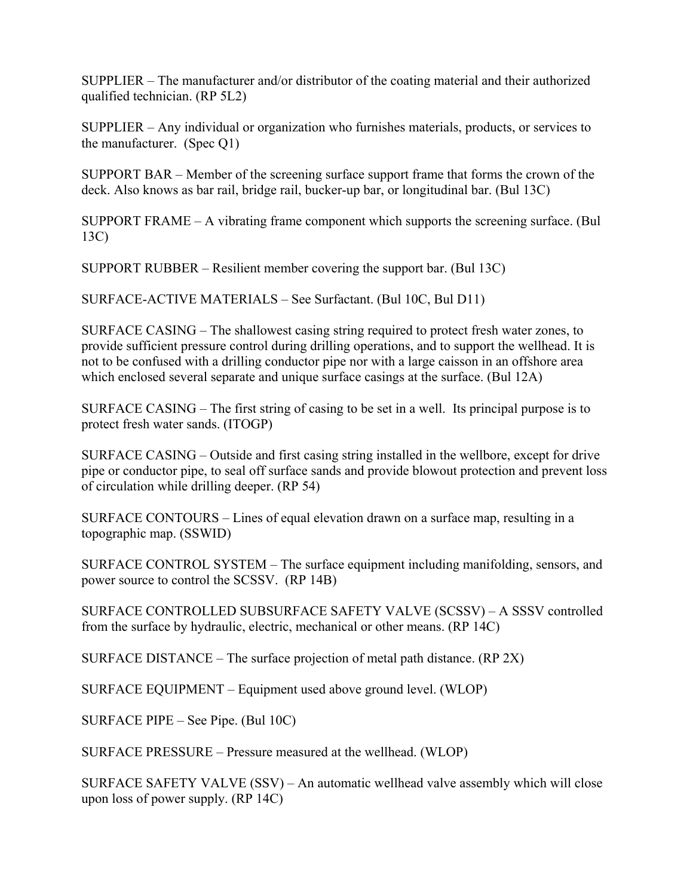SUPPLIER – The manufacturer and/or distributor of the coating material and their authorized qualified technician. (RP 5L2)

SUPPLIER – Any individual or organization who furnishes materials, products, or services to the manufacturer. (Spec Q1)

SUPPORT BAR – Member of the screening surface support frame that forms the crown of the deck. Also knows as bar rail, bridge rail, bucker-up bar, or longitudinal bar. (Bul 13C)

SUPPORT FRAME – A vibrating frame component which supports the screening surface. (Bul 13C)

SUPPORT RUBBER – Resilient member covering the support bar. (Bul 13C)

SURFACE-ACTIVE MATERIALS – See Surfactant. (Bul 10C, Bul D11)

SURFACE CASING – The shallowest casing string required to protect fresh water zones, to provide sufficient pressure control during drilling operations, and to support the wellhead. It is not to be confused with a drilling conductor pipe nor with a large caisson in an offshore area which enclosed several separate and unique surface casings at the surface. (Bul 12A)

SURFACE CASING – The first string of casing to be set in a well. Its principal purpose is to protect fresh water sands. (ITOGP)

SURFACE CASING – Outside and first casing string installed in the wellbore, except for drive pipe or conductor pipe, to seal off surface sands and provide blowout protection and prevent loss of circulation while drilling deeper. (RP 54)

SURFACE CONTOURS – Lines of equal elevation drawn on a surface map, resulting in a topographic map. (SSWID)

SURFACE CONTROL SYSTEM – The surface equipment including manifolding, sensors, and power source to control the SCSSV. (RP 14B)

SURFACE CONTROLLED SUBSURFACE SAFETY VALVE (SCSSV) – A SSSV controlled from the surface by hydraulic, electric, mechanical or other means. (RP 14C)

SURFACE DISTANCE – The surface projection of metal path distance. (RP 2X)

SURFACE EQUIPMENT – Equipment used above ground level. (WLOP)

SURFACE PIPE – See Pipe. (Bul 10C)

SURFACE PRESSURE – Pressure measured at the wellhead. (WLOP)

SURFACE SAFETY VALVE (SSV) – An automatic wellhead valve assembly which will close upon loss of power supply. (RP 14C)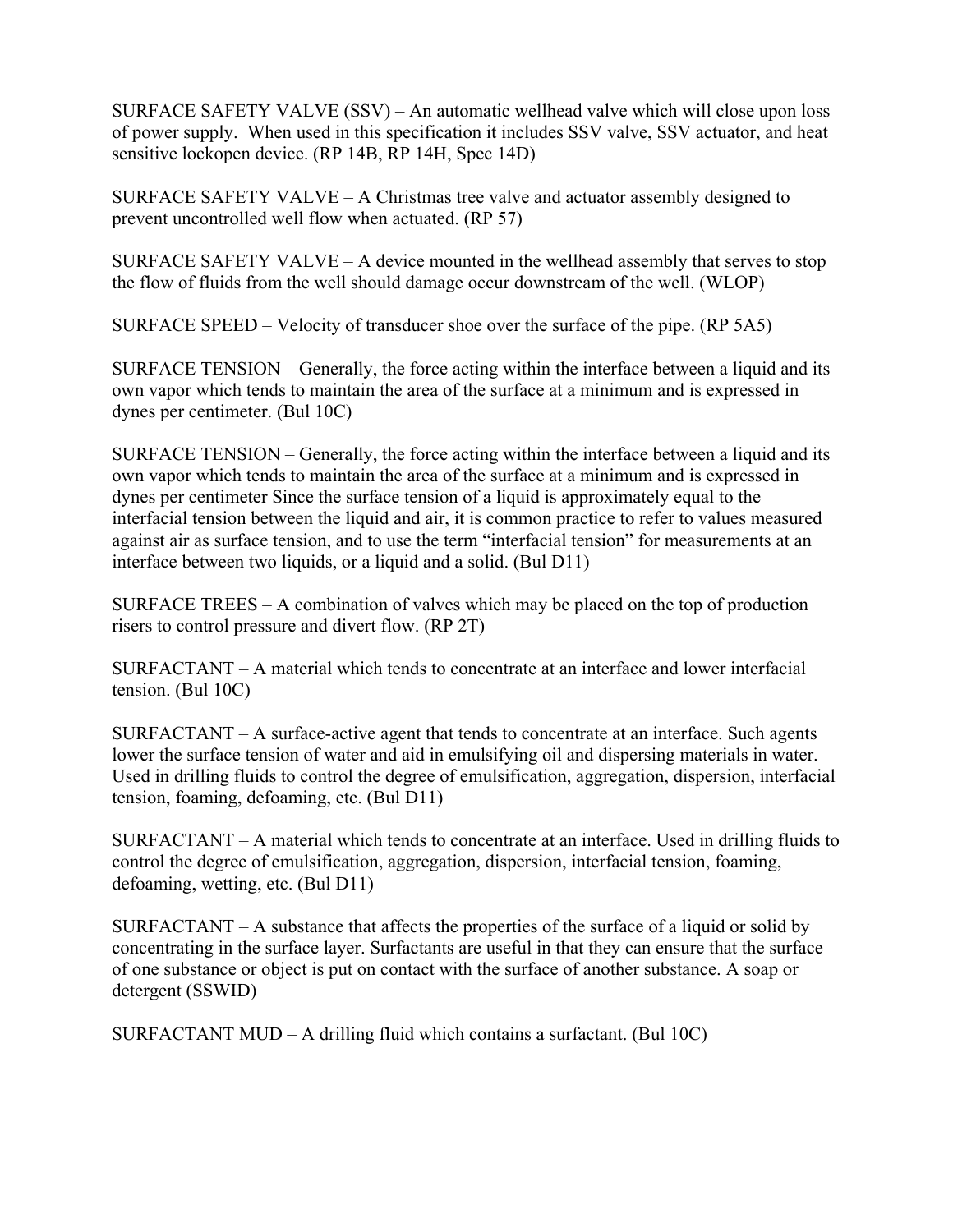SURFACE SAFETY VALVE (SSV) – An automatic wellhead valve which will close upon loss of power supply. When used in this specification it includes SSV valve, SSV actuator, and heat sensitive lockopen device. (RP 14B, RP 14H, Spec 14D)

SURFACE SAFETY VALVE – A Christmas tree valve and actuator assembly designed to prevent uncontrolled well flow when actuated. (RP 57)

SURFACE SAFETY VALVE – A device mounted in the wellhead assembly that serves to stop the flow of fluids from the well should damage occur downstream of the well. (WLOP)

SURFACE SPEED – Velocity of transducer shoe over the surface of the pipe. (RP 5A5)

SURFACE TENSION – Generally, the force acting within the interface between a liquid and its own vapor which tends to maintain the area of the surface at a minimum and is expressed in dynes per centimeter. (Bul 10C)

SURFACE TENSION – Generally, the force acting within the interface between a liquid and its own vapor which tends to maintain the area of the surface at a minimum and is expressed in dynes per centimeter Since the surface tension of a liquid is approximately equal to the interfacial tension between the liquid and air, it is common practice to refer to values measured against air as surface tension, and to use the term "interfacial tension" for measurements at an interface between two liquids, or a liquid and a solid. (Bul D11)

SURFACE TREES – A combination of valves which may be placed on the top of production risers to control pressure and divert flow. (RP 2T)

SURFACTANT – A material which tends to concentrate at an interface and lower interfacial tension. (Bul 10C)

SURFACTANT – A surface-active agent that tends to concentrate at an interface. Such agents lower the surface tension of water and aid in emulsifying oil and dispersing materials in water. Used in drilling fluids to control the degree of emulsification, aggregation, dispersion, interfacial tension, foaming, defoaming, etc. (Bul D11)

SURFACTANT – A material which tends to concentrate at an interface. Used in drilling fluids to control the degree of emulsification, aggregation, dispersion, interfacial tension, foaming, defoaming, wetting, etc. (Bul D11)

SURFACTANT – A substance that affects the properties of the surface of a liquid or solid by concentrating in the surface layer. Surfactants are useful in that they can ensure that the surface of one substance or object is put on contact with the surface of another substance. A soap or detergent (SSWID)

SURFACTANT MUD – A drilling fluid which contains a surfactant. (Bul 10C)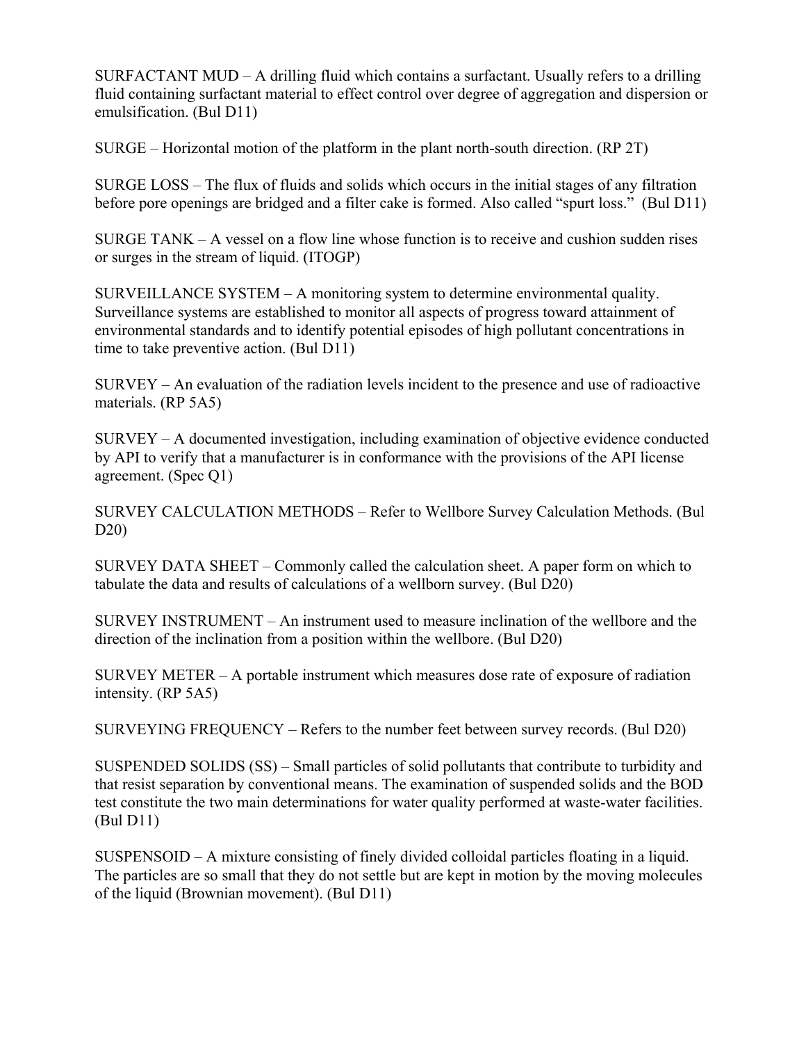SURFACTANT MUD – A drilling fluid which contains a surfactant. Usually refers to a drilling fluid containing surfactant material to effect control over degree of aggregation and dispersion or emulsification. (Bul D11)

SURGE – Horizontal motion of the platform in the plant north-south direction. (RP 2T)

SURGE LOSS – The flux of fluids and solids which occurs in the initial stages of any filtration before pore openings are bridged and a filter cake is formed. Also called "spurt loss." (Bul D11)

SURGE TANK – A vessel on a flow line whose function is to receive and cushion sudden rises or surges in the stream of liquid. (ITOGP)

SURVEILLANCE SYSTEM – A monitoring system to determine environmental quality. Surveillance systems are established to monitor all aspects of progress toward attainment of environmental standards and to identify potential episodes of high pollutant concentrations in time to take preventive action. (Bul D11)

SURVEY – An evaluation of the radiation levels incident to the presence and use of radioactive materials. (RP 5A5)

SURVEY – A documented investigation, including examination of objective evidence conducted by API to verify that a manufacturer is in conformance with the provisions of the API license agreement. (Spec Q1)

SURVEY CALCULATION METHODS – Refer to Wellbore Survey Calculation Methods. (Bul D20)

SURVEY DATA SHEET – Commonly called the calculation sheet. A paper form on which to tabulate the data and results of calculations of a wellborn survey. (Bul D20)

SURVEY INSTRUMENT – An instrument used to measure inclination of the wellbore and the direction of the inclination from a position within the wellbore. (Bul D20)

SURVEY METER – A portable instrument which measures dose rate of exposure of radiation intensity. (RP 5A5)

SURVEYING FREQUENCY – Refers to the number feet between survey records. (Bul D20)

SUSPENDED SOLIDS (SS) – Small particles of solid pollutants that contribute to turbidity and that resist separation by conventional means. The examination of suspended solids and the BOD test constitute the two main determinations for water quality performed at waste-water facilities. (Bul D11)

SUSPENSOID – A mixture consisting of finely divided colloidal particles floating in a liquid. The particles are so small that they do not settle but are kept in motion by the moving molecules of the liquid (Brownian movement). (Bul D11)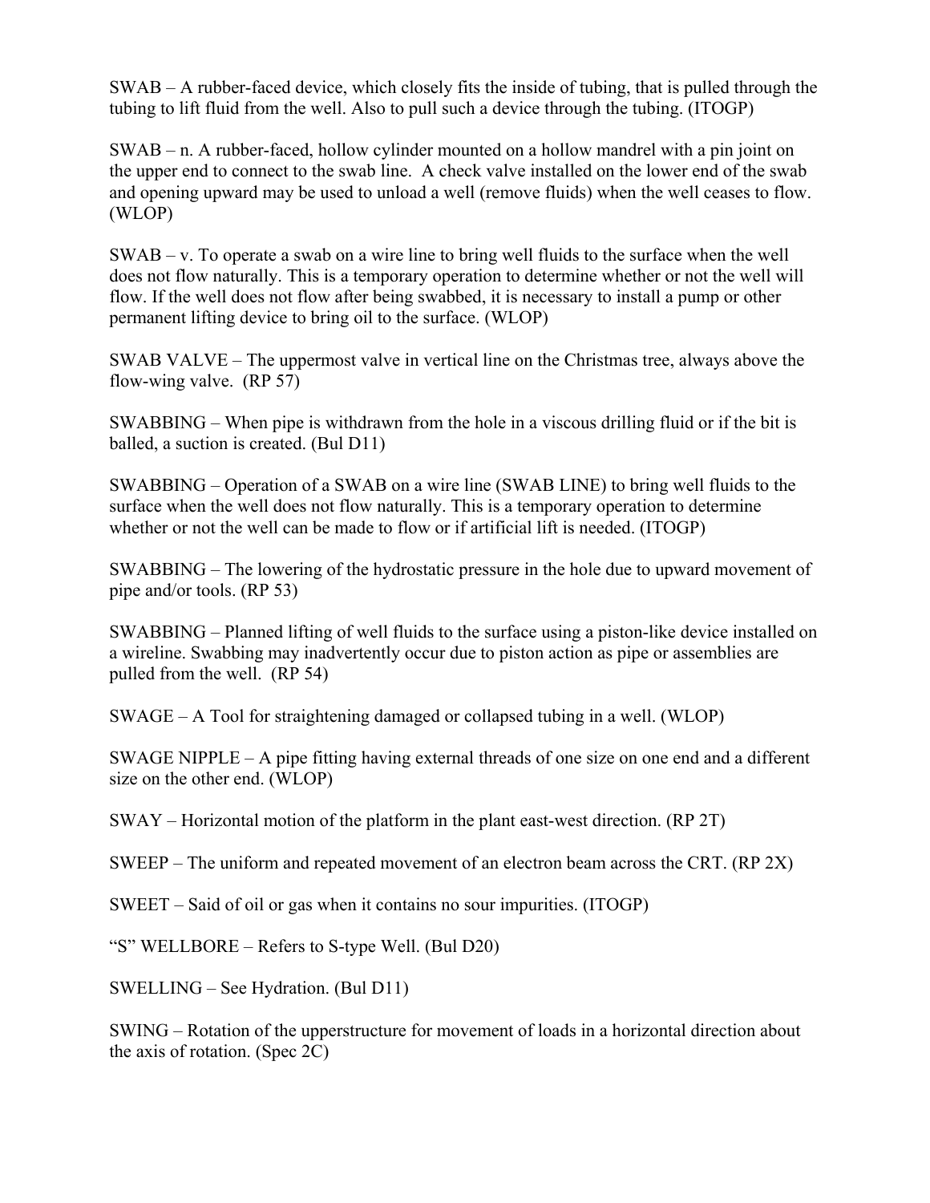SWAB – A rubber-faced device, which closely fits the inside of tubing, that is pulled through the tubing to lift fluid from the well. Also to pull such a device through the tubing. (ITOGP)

SWAB – n. A rubber-faced, hollow cylinder mounted on a hollow mandrel with a pin joint on the upper end to connect to the swab line. A check valve installed on the lower end of the swab and opening upward may be used to unload a well (remove fluids) when the well ceases to flow. (WLOP)

SWAB – v. To operate a swab on a wire line to bring well fluids to the surface when the well does not flow naturally. This is a temporary operation to determine whether or not the well will flow. If the well does not flow after being swabbed, it is necessary to install a pump or other permanent lifting device to bring oil to the surface. (WLOP)

SWAB VALVE – The uppermost valve in vertical line on the Christmas tree, always above the flow-wing valve. (RP 57)

SWABBING – When pipe is withdrawn from the hole in a viscous drilling fluid or if the bit is balled, a suction is created. (Bul D11)

SWABBING – Operation of a SWAB on a wire line (SWAB LINE) to bring well fluids to the surface when the well does not flow naturally. This is a temporary operation to determine whether or not the well can be made to flow or if artificial lift is needed. (ITOGP)

SWABBING – The lowering of the hydrostatic pressure in the hole due to upward movement of pipe and/or tools. (RP 53)

SWABBING – Planned lifting of well fluids to the surface using a piston-like device installed on a wireline. Swabbing may inadvertently occur due to piston action as pipe or assemblies are pulled from the well. (RP 54)

SWAGE – A Tool for straightening damaged or collapsed tubing in a well. (WLOP)

SWAGE NIPPLE – A pipe fitting having external threads of one size on one end and a different size on the other end. (WLOP)

SWAY – Horizontal motion of the platform in the plant east-west direction. (RP 2T)

SWEEP – The uniform and repeated movement of an electron beam across the CRT. (RP 2X)

SWEET – Said of oil or gas when it contains no sour impurities. (ITOGP)

"S" WELLBORE – Refers to S-type Well. (Bul D20)

SWELLING – See Hydration. (Bul D11)

SWING – Rotation of the upperstructure for movement of loads in a horizontal direction about the axis of rotation. (Spec 2C)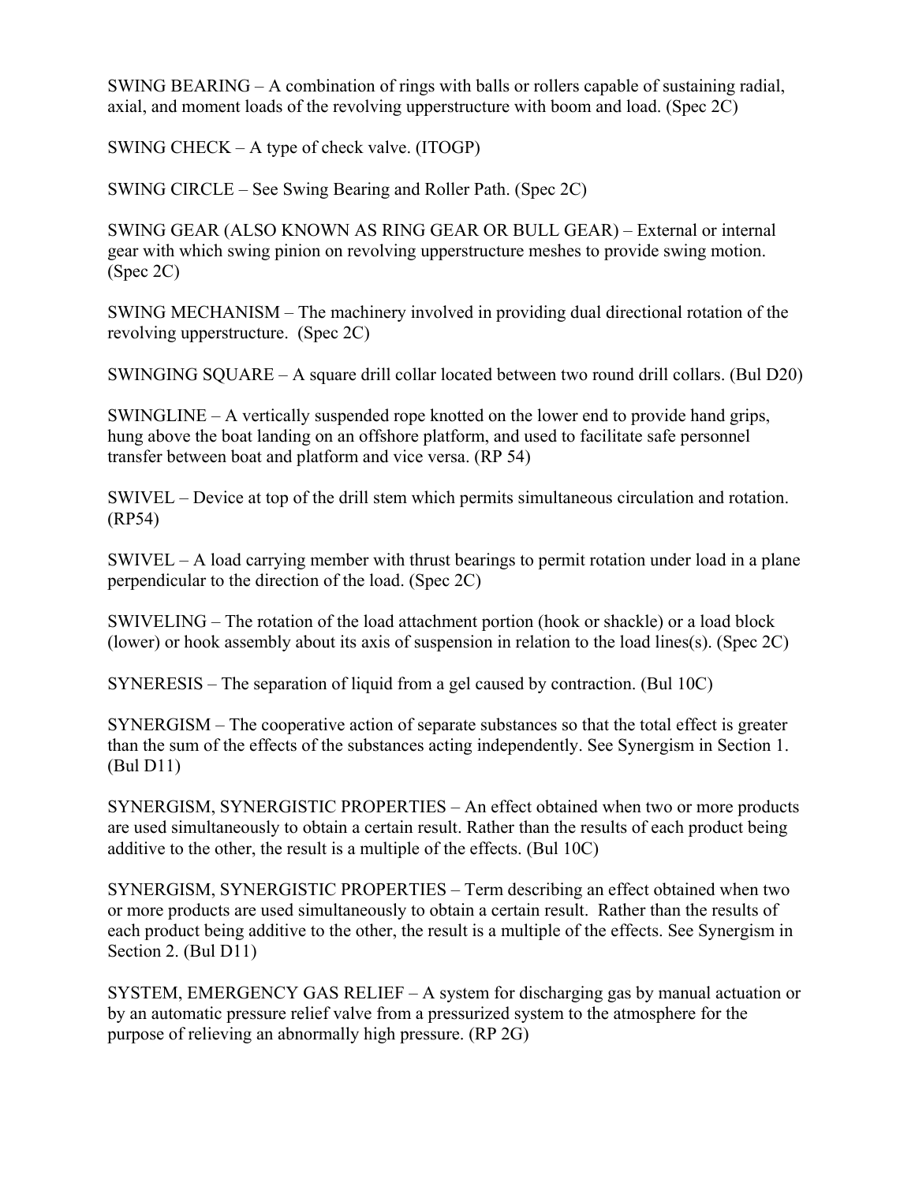SWING BEARING – A combination of rings with balls or rollers capable of sustaining radial, axial, and moment loads of the revolving upperstructure with boom and load. (Spec 2C)

SWING CHECK – A type of check valve. (ITOGP)

SWING CIRCLE – See Swing Bearing and Roller Path. (Spec 2C)

SWING GEAR (ALSO KNOWN AS RING GEAR OR BULL GEAR) – External or internal gear with which swing pinion on revolving upperstructure meshes to provide swing motion. (Spec 2C)

SWING MECHANISM – The machinery involved in providing dual directional rotation of the revolving upperstructure. (Spec 2C)

SWINGING SQUARE – A square drill collar located between two round drill collars. (Bul D20)

SWINGLINE – A vertically suspended rope knotted on the lower end to provide hand grips, hung above the boat landing on an offshore platform, and used to facilitate safe personnel transfer between boat and platform and vice versa. (RP 54)

SWIVEL – Device at top of the drill stem which permits simultaneous circulation and rotation. (RP54)

SWIVEL – A load carrying member with thrust bearings to permit rotation under load in a plane perpendicular to the direction of the load. (Spec 2C)

SWIVELING – The rotation of the load attachment portion (hook or shackle) or a load block (lower) or hook assembly about its axis of suspension in relation to the load lines(s). (Spec 2C)

SYNERESIS – The separation of liquid from a gel caused by contraction. (Bul 10C)

SYNERGISM – The cooperative action of separate substances so that the total effect is greater than the sum of the effects of the substances acting independently. See Synergism in Section 1. (Bul D11)

SYNERGISM, SYNERGISTIC PROPERTIES – An effect obtained when two or more products are used simultaneously to obtain a certain result. Rather than the results of each product being additive to the other, the result is a multiple of the effects. (Bul 10C)

SYNERGISM, SYNERGISTIC PROPERTIES – Term describing an effect obtained when two or more products are used simultaneously to obtain a certain result. Rather than the results of each product being additive to the other, the result is a multiple of the effects. See Synergism in Section 2. (Bul D11)

SYSTEM, EMERGENCY GAS RELIEF – A system for discharging gas by manual actuation or by an automatic pressure relief valve from a pressurized system to the atmosphere for the purpose of relieving an abnormally high pressure. (RP 2G)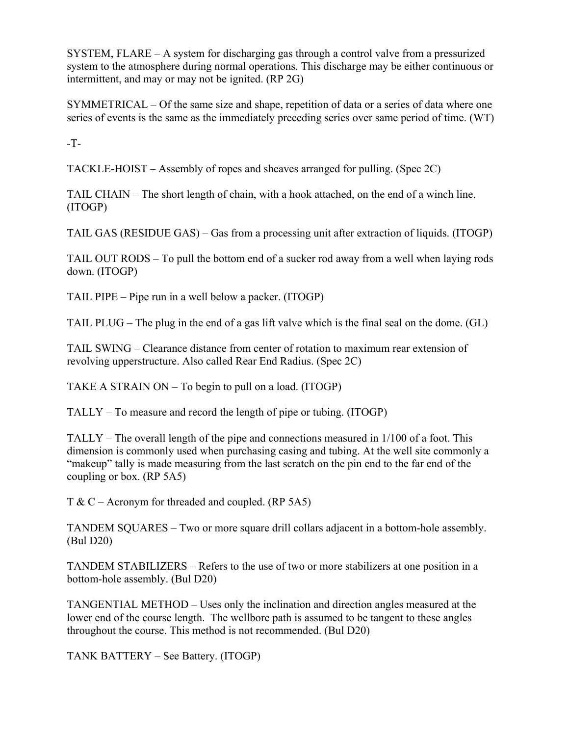SYSTEM, FLARE – A system for discharging gas through a control valve from a pressurized system to the atmosphere during normal operations. This discharge may be either continuous or intermittent, and may or may not be ignited. (RP 2G)

SYMMETRICAL – Of the same size and shape, repetition of data or a series of data where one series of events is the same as the immediately preceding series over same period of time. (WT)

-T-

TACKLE-HOIST – Assembly of ropes and sheaves arranged for pulling. (Spec 2C)

TAIL CHAIN – The short length of chain, with a hook attached, on the end of a winch line. (ITOGP)

TAIL GAS (RESIDUE GAS) – Gas from a processing unit after extraction of liquids. (ITOGP)

TAIL OUT RODS – To pull the bottom end of a sucker rod away from a well when laying rods down. (ITOGP)

TAIL PIPE – Pipe run in a well below a packer. (ITOGP)

TAIL PLUG – The plug in the end of a gas lift valve which is the final seal on the dome. (GL)

TAIL SWING – Clearance distance from center of rotation to maximum rear extension of revolving upperstructure. Also called Rear End Radius. (Spec 2C)

TAKE A STRAIN ON – To begin to pull on a load. (ITOGP)

TALLY – To measure and record the length of pipe or tubing. (ITOGP)

TALLY – The overall length of the pipe and connections measured in 1/100 of a foot. This dimension is commonly used when purchasing casing and tubing. At the well site commonly a "makeup" tally is made measuring from the last scratch on the pin end to the far end of the coupling or box. (RP 5A5)

T & C – Acronym for threaded and coupled. (RP 5A5)

TANDEM SQUARES – Two or more square drill collars adjacent in a bottom-hole assembly. (Bul D20)

TANDEM STABILIZERS – Refers to the use of two or more stabilizers at one position in a bottom-hole assembly. (Bul D20)

TANGENTIAL METHOD – Uses only the inclination and direction angles measured at the lower end of the course length. The wellbore path is assumed to be tangent to these angles throughout the course. This method is not recommended. (Bul D20)

TANK BATTERY – See Battery. (ITOGP)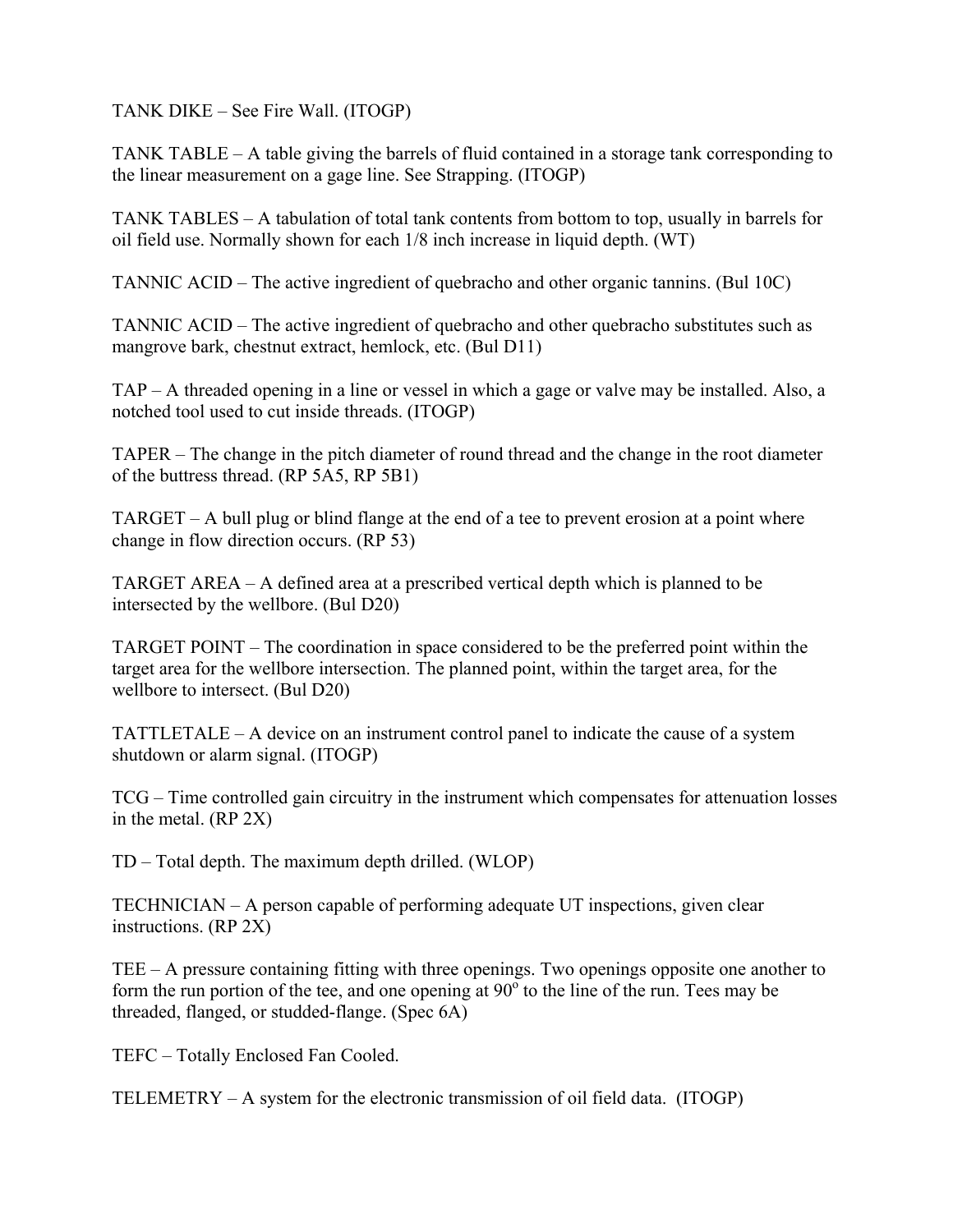TANK DIKE – See Fire Wall. (ITOGP)

TANK TABLE – A table giving the barrels of fluid contained in a storage tank corresponding to the linear measurement on a gage line. See Strapping. (ITOGP)

TANK TABLES – A tabulation of total tank contents from bottom to top, usually in barrels for oil field use. Normally shown for each 1/8 inch increase in liquid depth. (WT)

TANNIC ACID – The active ingredient of quebracho and other organic tannins. (Bul 10C)

TANNIC ACID – The active ingredient of quebracho and other quebracho substitutes such as mangrove bark, chestnut extract, hemlock, etc. (Bul D11)

TAP – A threaded opening in a line or vessel in which a gage or valve may be installed. Also, a notched tool used to cut inside threads. (ITOGP)

TAPER – The change in the pitch diameter of round thread and the change in the root diameter of the buttress thread. (RP 5A5, RP 5B1)

TARGET – A bull plug or blind flange at the end of a tee to prevent erosion at a point where change in flow direction occurs. (RP 53)

TARGET AREA – A defined area at a prescribed vertical depth which is planned to be intersected by the wellbore. (Bul D20)

TARGET POINT – The coordination in space considered to be the preferred point within the target area for the wellbore intersection. The planned point, within the target area, for the wellbore to intersect. (Bul D20)

TATTLETALE – A device on an instrument control panel to indicate the cause of a system shutdown or alarm signal. (ITOGP)

TCG – Time controlled gain circuitry in the instrument which compensates for attenuation losses in the metal. (RP 2X)

TD – Total depth. The maximum depth drilled. (WLOP)

TECHNICIAN – A person capable of performing adequate UT inspections, given clear instructions. (RP 2X)

TEE – A pressure containing fitting with three openings. Two openings opposite one another to form the run portion of the tee, and one opening at 90° to the line of the run. Tees may be threaded, flanged, or studded-flange. (Spec 6A)

TEFC – Totally Enclosed Fan Cooled.

TELEMETRY – A system for the electronic transmission of oil field data. (ITOGP)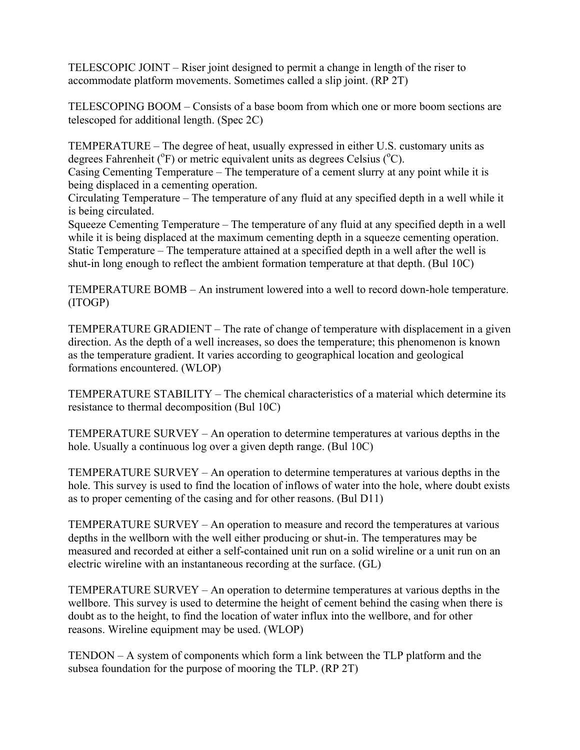TELESCOPIC JOINT – Riser joint designed to permit a change in length of the riser to accommodate platform movements. Sometimes called a slip joint. (RP 2T)

TELESCOPING BOOM – Consists of a base boom from which one or more boom sections are telescoped for additional length. (Spec 2C)

TEMPERATURE – The degree of heat, usually expressed in either U.S. customary units as degrees Fahrenheit ($^{o}$F) or metric equivalent units as degrees Celsius ($^{o}$C).
Casing Cementing Temperature – The temperature of a cement slurry at any point while it is being displaced in a cementing operation.
Circulating Temperature – The temperature of any fluid at any specified depth in a well while it is being circulated.
Squeeze Cementing Temperature – The temperature of any fluid at any specified depth in a well while it is being displaced at the maximum cementing depth in a squeeze cementing operation.
Static Temperature – The temperature attained at a specified depth in a well after the well is shut-in long enough to reflect the ambient formation temperature at that depth. (Bul 10C)

TEMPERATURE BOMB – An instrument lowered into a well to record down-hole temperature. (ITOGP)

TEMPERATURE GRADIENT – The rate of change of temperature with displacement in a given direction. As the depth of a well increases, so does the temperature; this phenomenon is known as the temperature gradient. It varies according to geographical location and geological formations encountered. (WLOP)

TEMPERATURE STABILITY – The chemical characteristics of a material which determine its resistance to thermal decomposition (Bul 10C)

TEMPERATURE SURVEY – An operation to determine temperatures at various depths in the hole. Usually a continuous log over a given depth range. (Bul 10C)

TEMPERATURE SURVEY – An operation to determine temperatures at various depths in the hole. This survey is used to find the location of inflows of water into the hole, where doubt exists as to proper cementing of the casing and for other reasons. (Bul D11)

TEMPERATURE SURVEY – An operation to measure and record the temperatures at various depths in the wellborn with the well either producing or shut-in. The temperatures may be measured and recorded at either a self-contained unit run on a solid wireline or a unit run on an electric wireline with an instantaneous recording at the surface. (GL)

TEMPERATURE SURVEY – An operation to determine temperatures at various depths in the wellbore. This survey is used to determine the height of cement behind the casing when there is doubt as to the height, to find the location of water influx into the wellbore, and for other reasons. Wireline equipment may be used. (WLOP)

TENDON – A system of components which form a link between the TLP platform and the subsea foundation for the purpose of mooring the TLP. (RP 2T)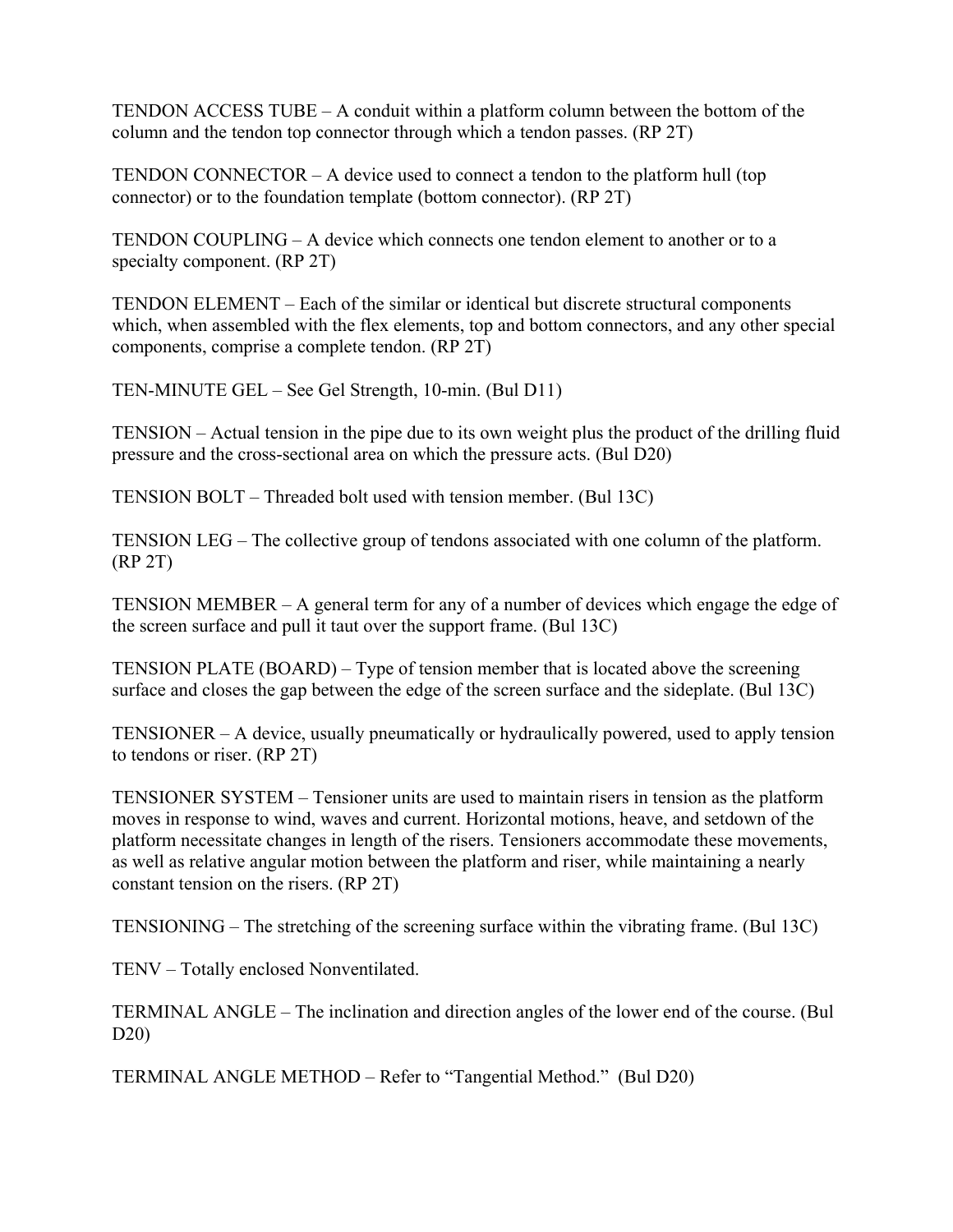TENDON ACCESS TUBE – A conduit within a platform column between the bottom of the column and the tendon top connector through which a tendon passes. (RP 2T)

TENDON CONNECTOR – A device used to connect a tendon to the platform hull (top connector) or to the foundation template (bottom connector). (RP 2T)

TENDON COUPLING – A device which connects one tendon element to another or to a specialty component. (RP 2T)

TENDON ELEMENT – Each of the similar or identical but discrete structural components which, when assembled with the flex elements, top and bottom connectors, and any other special components, comprise a complete tendon. (RP 2T)

TEN-MINUTE GEL – See Gel Strength, 10-min. (Bul D11)

TENSION – Actual tension in the pipe due to its own weight plus the product of the drilling fluid pressure and the cross-sectional area on which the pressure acts. (Bul D20)

TENSION BOLT – Threaded bolt used with tension member. (Bul 13C)

TENSION LEG – The collective group of tendons associated with one column of the platform. (RP 2T)

TENSION MEMBER – A general term for any of a number of devices which engage the edge of the screen surface and pull it taut over the support frame. (Bul 13C)

TENSION PLATE (BOARD) – Type of tension member that is located above the screening surface and closes the gap between the edge of the screen surface and the sideplate. (Bul 13C)

TENSIONER – A device, usually pneumatically or hydraulically powered, used to apply tension to tendons or riser. (RP 2T)

TENSIONER SYSTEM – Tensioner units are used to maintain risers in tension as the platform moves in response to wind, waves and current. Horizontal motions, heave, and setdown of the platform necessitate changes in length of the risers. Tensioners accommodate these movements, as well as relative angular motion between the platform and riser, while maintaining a nearly constant tension on the risers. (RP 2T)

TENSIONING – The stretching of the screening surface within the vibrating frame. (Bul 13C)

TENV – Totally enclosed Nonventilated.

TERMINAL ANGLE – The inclination and direction angles of the lower end of the course. (Bul D20)

TERMINAL ANGLE METHOD – Refer to "Tangential Method." (Bul D20)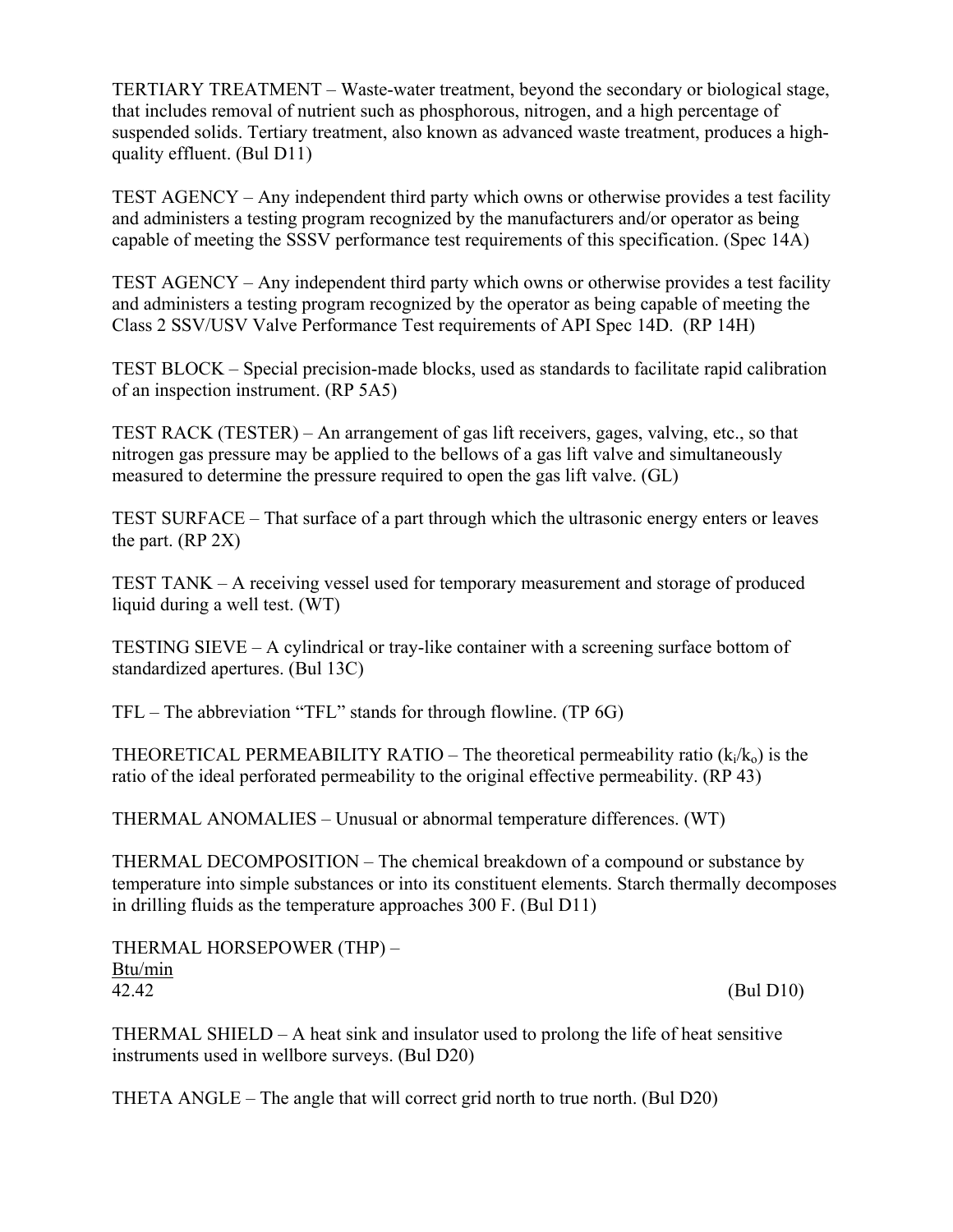TERTIARY TREATMENT – Waste-water treatment, beyond the secondary or biological stage, that includes removal of nutrient such as phosphorous, nitrogen, and a high percentage of suspended solids. Tertiary treatment, also known as advanced waste treatment, produces a high-quality effluent. (Bul D11)

TEST AGENCY – Any independent third party which owns or otherwise provides a test facility and administers a testing program recognized by the manufacturers and/or operator as being capable of meeting the SSSV performance test requirements of this specification. (Spec 14A)

TEST AGENCY – Any independent third party which owns or otherwise provides a test facility and administers a testing program recognized by the operator as being capable of meeting the Class 2 SSV/USV Valve Performance Test requirements of API Spec 14D. (RP 14H)

TEST BLOCK – Special precision-made blocks, used as standards to facilitate rapid calibration of an inspection instrument. (RP 5A5)

TEST RACK (TESTER) – An arrangement of gas lift receivers, gages, valving, etc., so that nitrogen gas pressure may be applied to the bellows of a gas lift valve and simultaneously measured to determine the pressure required to open the gas lift valve. (GL)

TEST SURFACE – That surface of a part through which the ultrasonic energy enters or leaves the part. (RP 2X)

TEST TANK – A receiving vessel used for temporary measurement and storage of produced liquid during a well test. (WT)

TESTING SIEVE – A cylindrical or tray-like container with a screening surface bottom of standardized apertures. (Bul 13C)

TFL – The abbreviation "TFL" stands for through flowline. (TP 6G)

THEORETICAL PERMEABILITY RATIO – The theoretical permeability ratio ($k_i/k_o$) is the ratio of the ideal perforated permeability to the original effective permeability. (RP 43)

THERMAL ANOMALIES – Unusual or abnormal temperature differences. (WT)

THERMAL DECOMPOSITION – The chemical breakdown of a compound or substance by temperature into simple substances or into its constituent elements. Starch thermally decomposes in drilling fluids as the temperature approaches 300 F. (Bul D11)

THERMAL HORSEPOWER (THP) –

$$\frac{\text{Btu/min}}{42.42}$$

(Bul D10)

THERMAL SHIELD – A heat sink and insulator used to prolong the life of heat sensitive instruments used in wellbore surveys. (Bul D20)

THETA ANGLE – The angle that will correct grid north to true north. (Bul D20)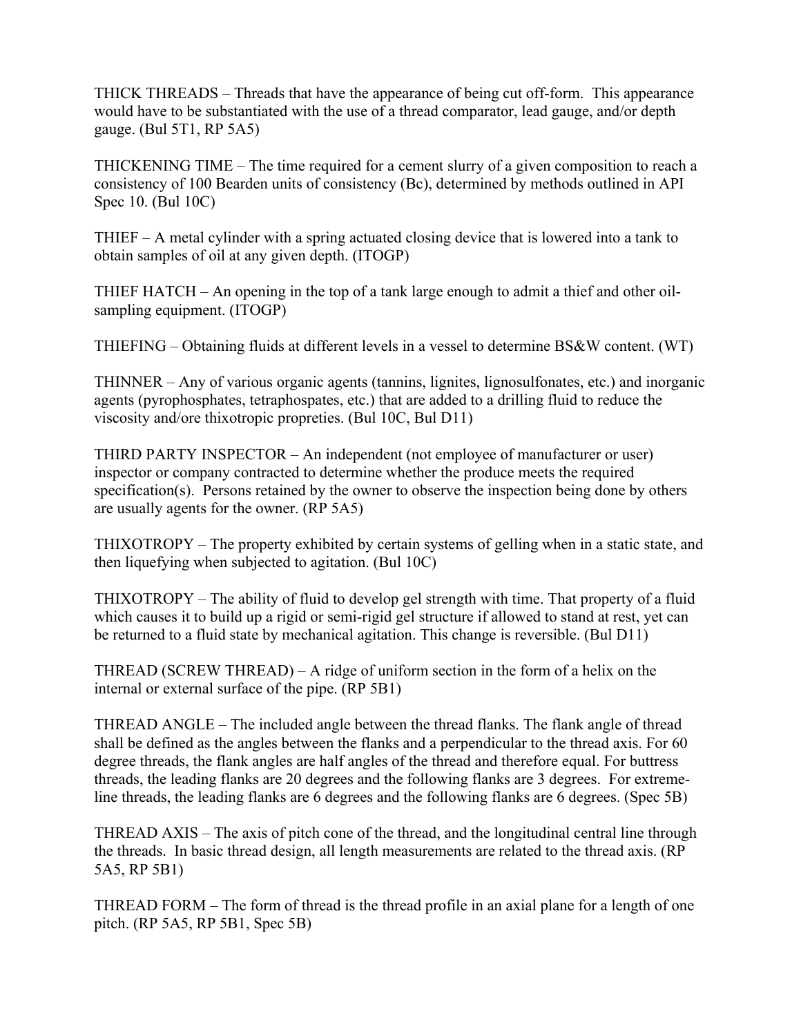THICK THREADS – Threads that have the appearance of being cut off-form. This appearance would have to be substantiated with the use of a thread comparator, lead gauge, and/or depth gauge. (Bul 5T1, RP 5A5)

THICKENING TIME – The time required for a cement slurry of a given composition to reach a consistency of 100 Bearden units of consistency (Bc), determined by methods outlined in API Spec 10. (Bul 10C)

THIEF – A metal cylinder with a spring actuated closing device that is lowered into a tank to obtain samples of oil at any given depth. (ITOGP)

THIEF HATCH – An opening in the top of a tank large enough to admit a thief and other oil-sampling equipment. (ITOGP)

THIEFING – Obtaining fluids at different levels in a vessel to determine BS&W content. (WT)

THINNER – Any of various organic agents (tannins, lignites, lignosulfonates, etc.) and inorganic agents (pyrophosphates, tetraphospates, etc.) that are added to a drilling fluid to reduce the viscosity and/ore thixotropic propreties. (Bul 10C, Bul D11)

THIRD PARTY INSPECTOR – An independent (not employee of manufacturer or user) inspector or company contracted to determine whether the produce meets the required specification(s). Persons retained by the owner to observe the inspection being done by others are usually agents for the owner. (RP 5A5)

THIXOTROPY – The property exhibited by certain systems of gelling when in a static state, and then liquefying when subjected to agitation. (Bul 10C)

THIXOTROPY – The ability of fluid to develop gel strength with time. That property of a fluid which causes it to build up a rigid or semi-rigid gel structure if allowed to stand at rest, yet can be returned to a fluid state by mechanical agitation. This change is reversible. (Bul D11)

THREAD (SCREW THREAD) – A ridge of uniform section in the form of a helix on the internal or external surface of the pipe. (RP 5B1)

THREAD ANGLE – The included angle between the thread flanks. The flank angle of thread shall be defined as the angles between the flanks and a perpendicular to the thread axis. For 60 degree threads, the flank angles are half angles of the thread and therefore equal. For buttress threads, the leading flanks are 20 degrees and the following flanks are 3 degrees. For extreme-line threads, the leading flanks are 6 degrees and the following flanks are 6 degrees. (Spec 5B)

THREAD AXIS – The axis of pitch cone of the thread, and the longitudinal central line through the threads. In basic thread design, all length measurements are related to the thread axis. (RP 5A5, RP 5B1)

THREAD FORM – The form of thread is the thread profile in an axial plane for a length of one pitch. (RP 5A5, RP 5B1, Spec 5B)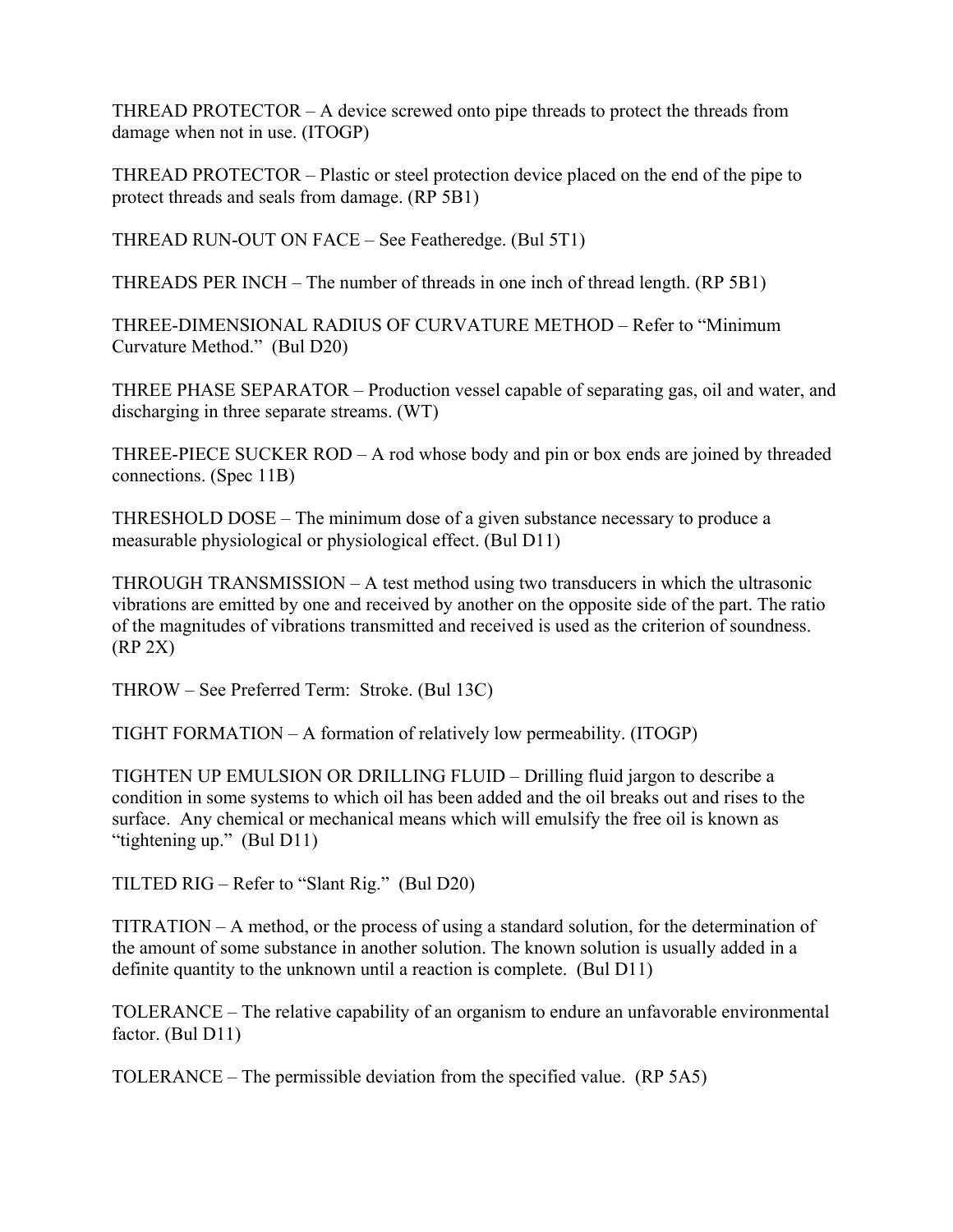THREAD PROTECTOR – A device screwed onto pipe threads to protect the threads from damage when not in use. (ITOGP)

THREAD PROTECTOR – Plastic or steel protection device placed on the end of the pipe to protect threads and seals from damage. (RP 5B1)

THREAD RUN-OUT ON FACE – See Featheredge. (Bul 5T1)

THREADS PER INCH – The number of threads in one inch of thread length. (RP 5B1)

THREE-DIMENSIONAL RADIUS OF CURVATURE METHOD – Refer to "Minimum Curvature Method." (Bul D20)

THREE PHASE SEPARATOR – Production vessel capable of separating gas, oil and water, and discharging in three separate streams. (WT)

THREE-PIECE SUCKER ROD – A rod whose body and pin or box ends are joined by threaded connections. (Spec 11B)

THRESHOLD DOSE – The minimum dose of a given substance necessary to produce a measurable physiological or physiological effect. (Bul D11)

THROUGH TRANSMISSION – A test method using two transducers in which the ultrasonic vibrations are emitted by one and received by another on the opposite side of the part. The ratio of the magnitudes of vibrations transmitted and received is used as the criterion of soundness. (RP 2X)

THROW – See Preferred Term: Stroke. (Bul 13C)

TIGHT FORMATION – A formation of relatively low permeability. (ITOGP)

TIGHTEN UP EMULSION OR DRILLING FLUID – Drilling fluid jargon to describe a condition in some systems to which oil has been added and the oil breaks out and rises to the surface. Any chemical or mechanical means which will emulsify the free oil is known as "tightening up." (Bul D11)

TILTED RIG – Refer to "Slant Rig." (Bul D20)

TITRATION – A method, or the process of using a standard solution, for the determination of the amount of some substance in another solution. The known solution is usually added in a definite quantity to the unknown until a reaction is complete. (Bul D11)

TOLERANCE – The relative capability of an organism to endure an unfavorable environmental factor. (Bul D11)

TOLERANCE – The permissible deviation from the specified value. (RP 5A5)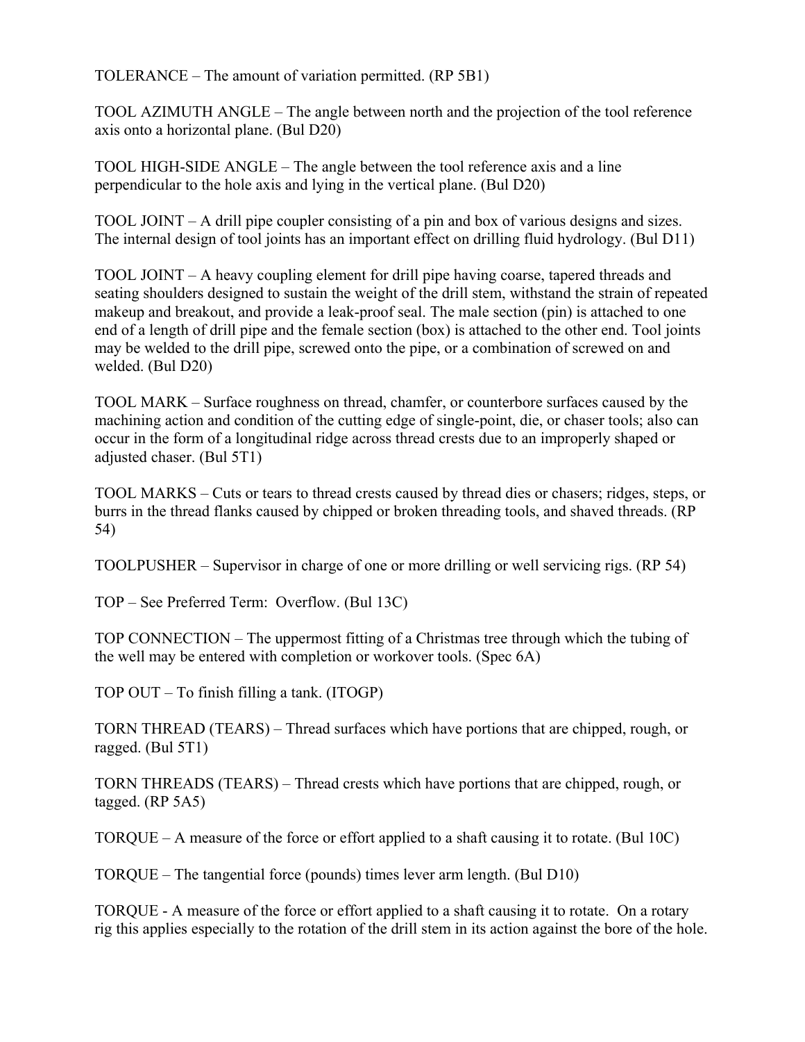TOLERANCE – The amount of variation permitted. (RP 5B1)

TOOL AZIMUTH ANGLE – The angle between north and the projection of the tool reference axis onto a horizontal plane. (Bul D20)

TOOL HIGH-SIDE ANGLE – The angle between the tool reference axis and a line perpendicular to the hole axis and lying in the vertical plane. (Bul D20)

TOOL JOINT – A drill pipe coupler consisting of a pin and box of various designs and sizes. The internal design of tool joints has an important effect on drilling fluid hydrology. (Bul D11)

TOOL JOINT – A heavy coupling element for drill pipe having coarse, tapered threads and seating shoulders designed to sustain the weight of the drill stem, withstand the strain of repeated makeup and breakout, and provide a leak-proof seal. The male section (pin) is attached to one end of a length of drill pipe and the female section (box) is attached to the other end. Tool joints may be welded to the drill pipe, screwed onto the pipe, or a combination of screwed on and welded. (Bul D20)

TOOL MARK – Surface roughness on thread, chamfer, or counterbore surfaces caused by the machining action and condition of the cutting edge of single-point, die, or chaser tools; also can occur in the form of a longitudinal ridge across thread crests due to an improperly shaped or adjusted chaser. (Bul 5T1)

TOOL MARKS – Cuts or tears to thread crests caused by thread dies or chasers; ridges, steps, or burrs in the thread flanks caused by chipped or broken threading tools, and shaved threads. (RP 54)

TOOLPUSHER – Supervisor in charge of one or more drilling or well servicing rigs. (RP 54)

TOP – See Preferred Term: Overflow. (Bul 13C)

TOP CONNECTION – The uppermost fitting of a Christmas tree through which the tubing of the well may be entered with completion or workover tools. (Spec 6A)

TOP OUT – To finish filling a tank. (ITOGP)

TORN THREAD (TEARS) – Thread surfaces which have portions that are chipped, rough, or ragged. (Bul 5T1)

TORN THREADS (TEARS) – Thread crests which have portions that are chipped, rough, or tagged. (RP 5A5)

TORQUE – A measure of the force or effort applied to a shaft causing it to rotate. (Bul 10C)

TORQUE – The tangential force (pounds) times lever arm length. (Bul D10)

TORQUE - A measure of the force or effort applied to a shaft causing it to rotate. On a rotary rig this applies especially to the rotation of the drill stem in its action against the bore of the hole.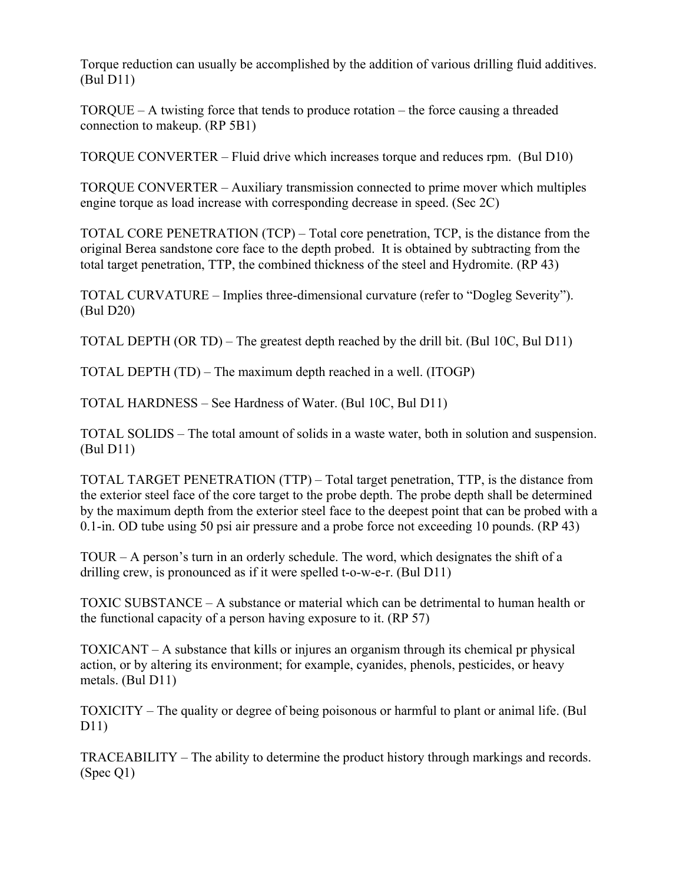Torque reduction can usually be accomplished by the addition of various drilling fluid additives. (Bul D11)

TORQUE – A twisting force that tends to produce rotation – the force causing a threaded connection to makeup. (RP 5B1)

TORQUE CONVERTER – Fluid drive which increases torque and reduces rpm. (Bul D10)

TORQUE CONVERTER – Auxiliary transmission connected to prime mover which multiples engine torque as load increase with corresponding decrease in speed. (Sec 2C)

TOTAL CORE PENETRATION (TCP) – Total core penetration, TCP, is the distance from the original Berea sandstone core face to the depth probed. It is obtained by subtracting from the total target penetration, TTP, the combined thickness of the steel and Hydromite. (RP 43)

TOTAL CURVATURE – Implies three-dimensional curvature (refer to "Dogleg Severity"). (Bul D20)

TOTAL DEPTH (OR TD) – The greatest depth reached by the drill bit. (Bul 10C, Bul D11)

TOTAL DEPTH (TD) – The maximum depth reached in a well. (ITOGP)

TOTAL HARDNESS – See Hardness of Water. (Bul 10C, Bul D11)

TOTAL SOLIDS – The total amount of solids in a waste water, both in solution and suspension. (Bul D11)

TOTAL TARGET PENETRATION (TTP) – Total target penetration, TTP, is the distance from the exterior steel face of the core target to the probe depth. The probe depth shall be determined by the maximum depth from the exterior steel face to the deepest point that can be probed with a 0.1-in. OD tube using 50 psi air pressure and a probe force not exceeding 10 pounds. (RP 43)

TOUR – A person's turn in an orderly schedule. The word, which designates the shift of a drilling crew, is pronounced as if it were spelled t-o-w-e-r. (Bul D11)

TOXIC SUBSTANCE – A substance or material which can be detrimental to human health or the functional capacity of a person having exposure to it. (RP 57)

TOXICANT – A substance that kills or injures an organism through its chemical pr physical action, or by altering its environment; for example, cyanides, phenols, pesticides, or heavy metals. (Bul D11)

TOXICITY – The quality or degree of being poisonous or harmful to plant or animal life. (Bul D11)

TRACEABILITY – The ability to determine the product history through markings and records. (Spec Q1)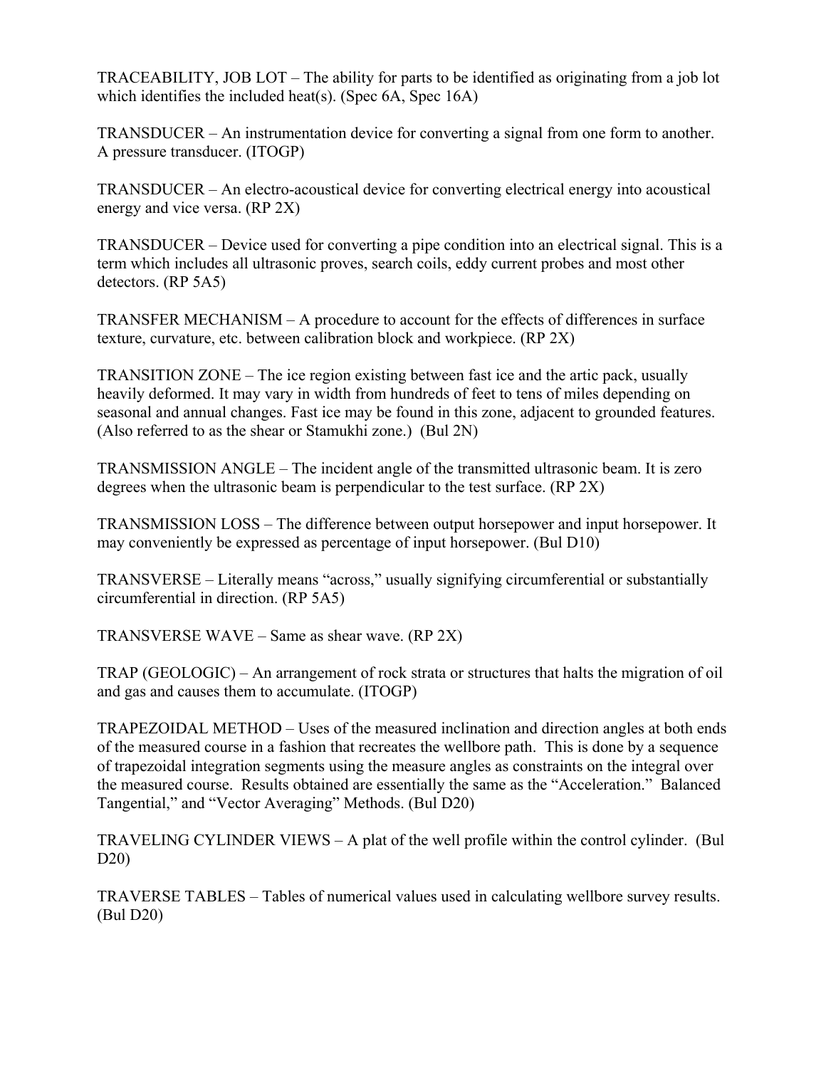TRACEABILITY, JOB LOT – The ability for parts to be identified as originating from a job lot which identifies the included heat(s). (Spec 6A, Spec 16A)

TRANSDUCER – An instrumentation device for converting a signal from one form to another. A pressure transducer. (ITOGP)

TRANSDUCER – An electro-acoustical device for converting electrical energy into acoustical energy and vice versa. (RP 2X)

TRANSDUCER – Device used for converting a pipe condition into an electrical signal. This is a term which includes all ultrasonic proves, search coils, eddy current probes and most other detectors. (RP 5A5)

TRANSFER MECHANISM – A procedure to account for the effects of differences in surface texture, curvature, etc. between calibration block and workpiece. (RP 2X)

TRANSITION ZONE – The ice region existing between fast ice and the artic pack, usually heavily deformed. It may vary in width from hundreds of feet to tens of miles depending on seasonal and annual changes. Fast ice may be found in this zone, adjacent to grounded features. (Also referred to as the shear or Stamukhi zone.) (Bul 2N)

TRANSMISSION ANGLE – The incident angle of the transmitted ultrasonic beam. It is zero degrees when the ultrasonic beam is perpendicular to the test surface. (RP 2X)

TRANSMISSION LOSS – The difference between output horsepower and input horsepower. It may conveniently be expressed as percentage of input horsepower. (Bul D10)

TRANSVERSE – Literally means "across," usually signifying circumferential or substantially circumferential in direction. (RP 5A5)

TRANSVERSE WAVE – Same as shear wave. (RP 2X)

TRAP (GEOLOGIC) – An arrangement of rock strata or structures that halts the migration of oil and gas and causes them to accumulate. (ITOGP)

TRAPEZOIDAL METHOD – Uses of the measured inclination and direction angles at both ends of the measured course in a fashion that recreates the wellbore path. This is done by a sequence of trapezoidal integration segments using the measure angles as constraints on the integral over the measured course. Results obtained are essentially the same as the "Acceleration." Balanced Tangential," and "Vector Averaging" Methods. (Bul D20)

TRAVELING CYLINDER VIEWS – A plat of the well profile within the control cylinder. (Bul D20)

TRAVERSE TABLES – Tables of numerical values used in calculating wellbore survey results. (Bul D20)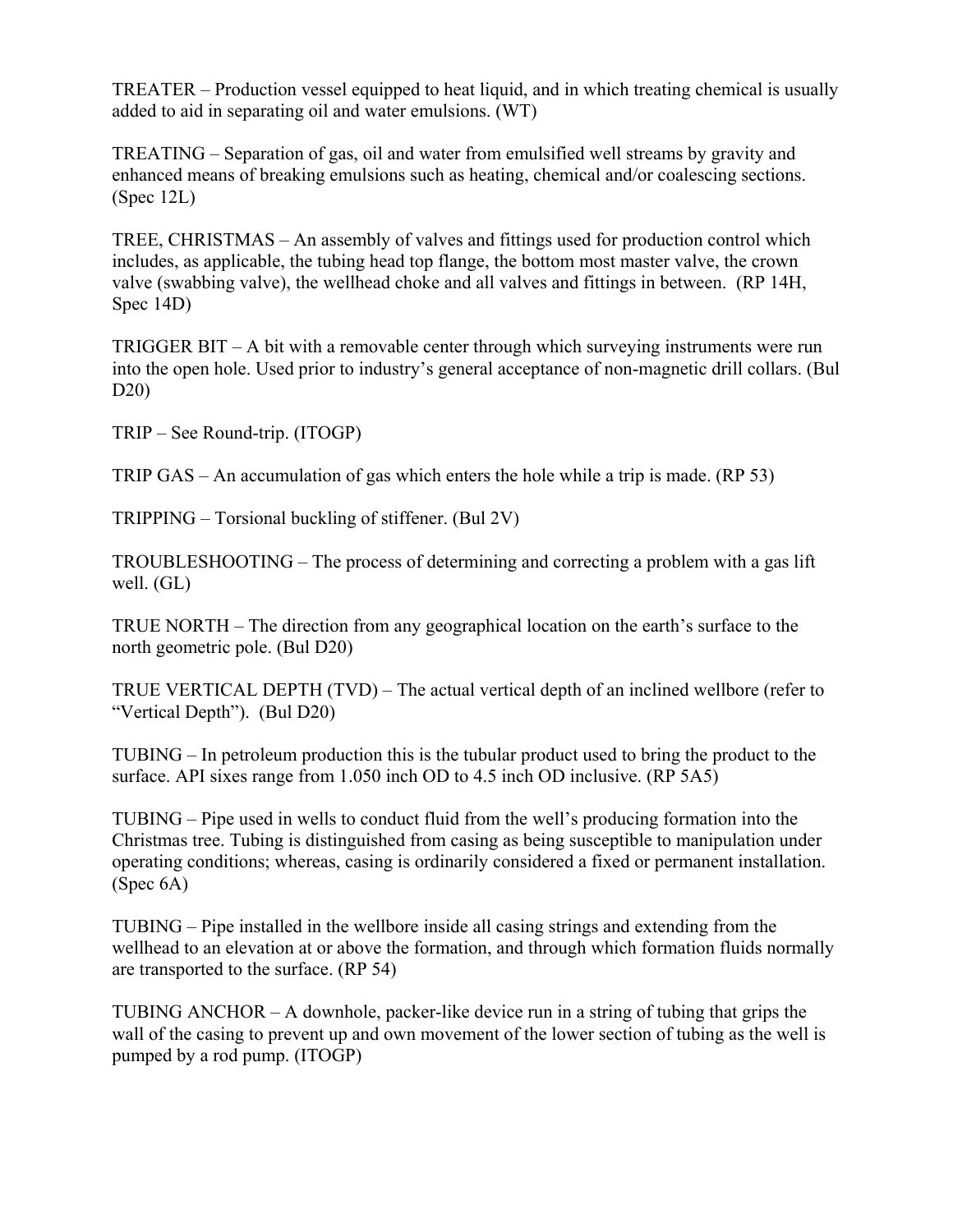TREATER – Production vessel equipped to heat liquid, and in which treating chemical is usually added to aid in separating oil and water emulsions. (WT)

TREATING – Separation of gas, oil and water from emulsified well streams by gravity and enhanced means of breaking emulsions such as heating, chemical and/or coalescing sections. (Spec 12L)

TREE, CHRISTMAS – An assembly of valves and fittings used for production control which includes, as applicable, the tubing head top flange, the bottom most master valve, the crown valve (swabbing valve), the wellhead choke and all valves and fittings in between. (RP 14H, Spec 14D)

TRIGGER BIT – A bit with a removable center through which surveying instruments were run into the open hole. Used prior to industry's general acceptance of non-magnetic drill collars. (Bul D20)

TRIP – See Round-trip. (ITOGP)

TRIP GAS – An accumulation of gas which enters the hole while a trip is made. (RP 53)

TRIPPING – Torsional buckling of stiffener. (Bul 2V)

TROUBLESHOOTING – The process of determining and correcting a problem with a gas lift well. (GL)

TRUE NORTH – The direction from any geographical location on the earth's surface to the north geometric pole. (Bul D20)

TRUE VERTICAL DEPTH (TVD) – The actual vertical depth of an inclined wellbore (refer to "Vertical Depth"). (Bul D20)

TUBING – In petroleum production this is the tubular product used to bring the product to the surface. API sixes range from 1.050 inch OD to 4.5 inch OD inclusive. (RP 5A5)

TUBING – Pipe used in wells to conduct fluid from the well's producing formation into the Christmas tree. Tubing is distinguished from casing as being susceptible to manipulation under operating conditions; whereas, casing is ordinarily considered a fixed or permanent installation. (Spec 6A)

TUBING – Pipe installed in the wellbore inside all casing strings and extending from the wellhead to an elevation at or above the formation, and through which formation fluids normally are transported to the surface. (RP 54)

TUBING ANCHOR – A downhole, packer-like device run in a string of tubing that grips the wall of the casing to prevent up and own movement of the lower section of tubing as the well is pumped by a rod pump. (ITOGP)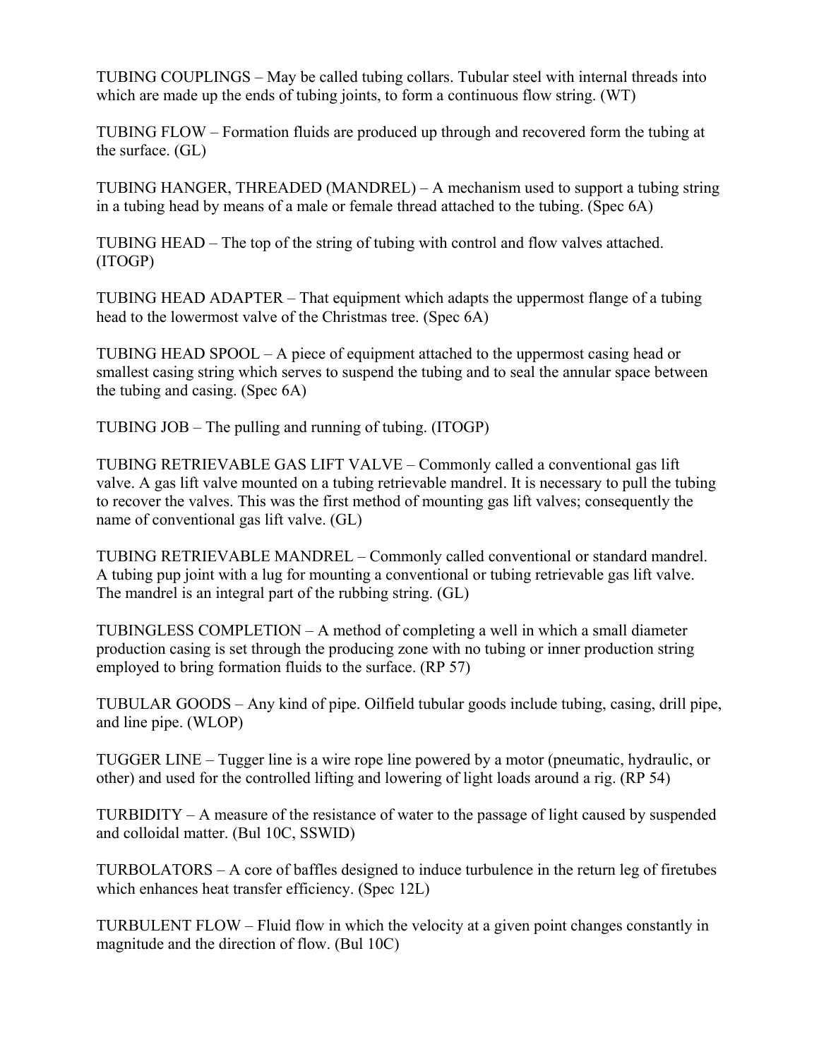TUBING COUPLINGS – May be called tubing collars. Tubular steel with internal threads into which are made up the ends of tubing joints, to form a continuous flow string. (WT)

TUBING FLOW – Formation fluids are produced up through and recovered form the tubing at the surface. (GL)

TUBING HANGER, THREADED (MANDREL) – A mechanism used to support a tubing string in a tubing head by means of a male or female thread attached to the tubing. (Spec 6A)

TUBING HEAD – The top of the string of tubing with control and flow valves attached. (ITOGP)

TUBING HEAD ADAPTER – That equipment which adapts the uppermost flange of a tubing head to the lowermost valve of the Christmas tree. (Spec 6A)

TUBING HEAD SPOOL – A piece of equipment attached to the uppermost casing head or smallest casing string which serves to suspend the tubing and to seal the annular space between the tubing and casing. (Spec 6A)

TUBING JOB – The pulling and running of tubing. (ITOGP)

TUBING RETRIEVABLE GAS LIFT VALVE – Commonly called a conventional gas lift valve. A gas lift valve mounted on a tubing retrievable mandrel. It is necessary to pull the tubing to recover the valves. This was the first method of mounting gas lift valves; consequently the name of conventional gas lift valve. (GL)

TUBING RETRIEVABLE MANDREL – Commonly called conventional or standard mandrel. A tubing pup joint with a lug for mounting a conventional or tubing retrievable gas lift valve. The mandrel is an integral part of the rubbing string. (GL)

TUBINGLESS COMPLETION – A method of completing a well in which a small diameter production casing is set through the producing zone with no tubing or inner production string employed to bring formation fluids to the surface. (RP 57)

TUBULAR GOODS – Any kind of pipe. Oilfield tubular goods include tubing, casing, drill pipe, and line pipe. (WLOP)

TUGGER LINE – Tugger line is a wire rope line powered by a motor (pneumatic, hydraulic, or other) and used for the controlled lifting and lowering of light loads around a rig. (RP 54)

TURBIDITY – A measure of the resistance of water to the passage of light caused by suspended and colloidal matter. (Bul 10C, SSWID)

TURBOLATORS – A core of baffles designed to induce turbulence in the return leg of firetubes which enhances heat transfer efficiency. (Spec 12L)

TURBULENT FLOW – Fluid flow in which the velocity at a given point changes constantly in magnitude and the direction of flow. (Bul 10C)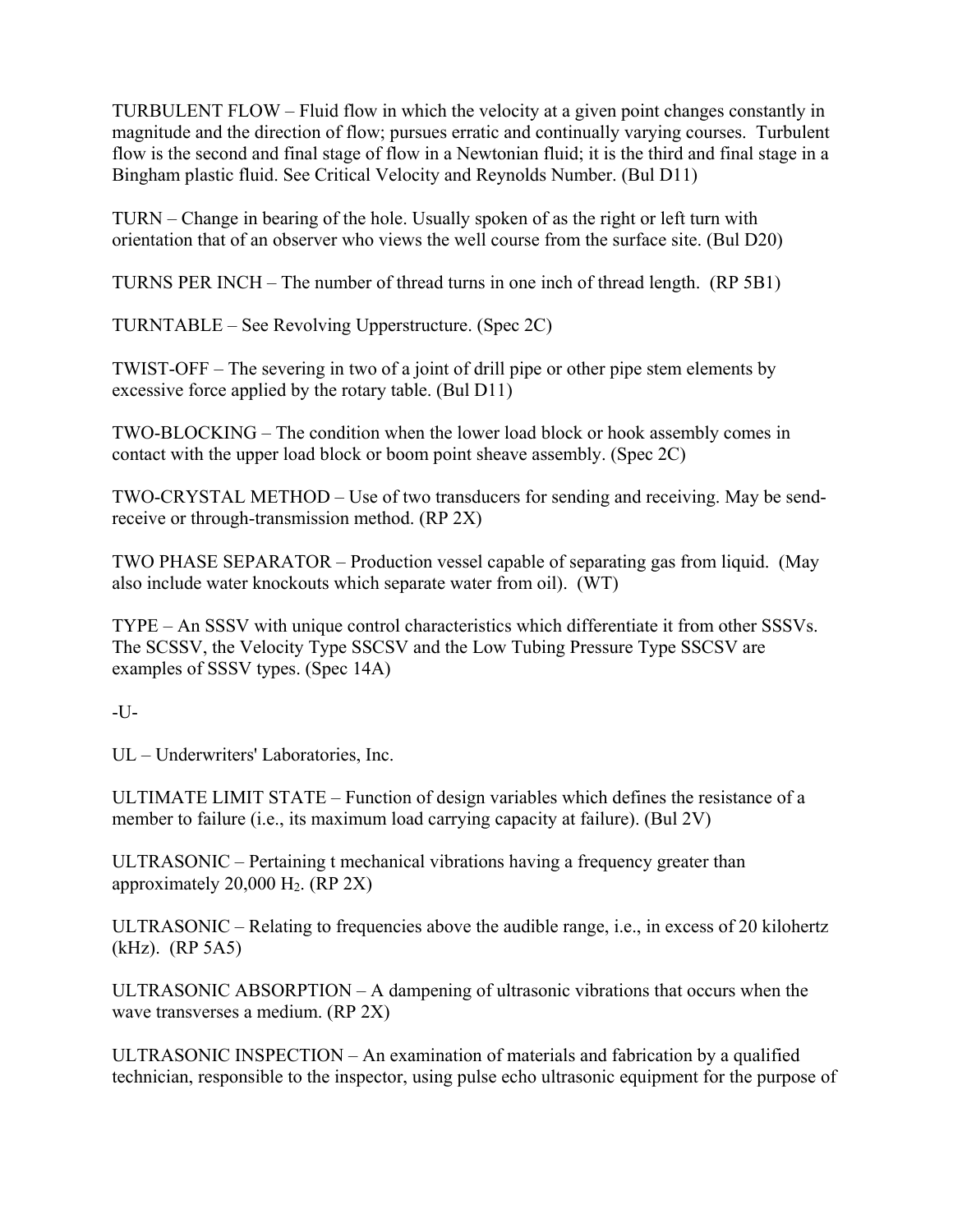TURBULENT FLOW – Fluid flow in which the velocity at a given point changes constantly in magnitude and the direction of flow; pursues erratic and continually varying courses. Turbulent flow is the second and final stage of flow in a Newtonian fluid; it is the third and final stage in a Bingham plastic fluid. See Critical Velocity and Reynolds Number. (Bul D11)

TURN – Change in bearing of the hole. Usually spoken of as the right or left turn with orientation that of an observer who views the well course from the surface site. (Bul D20)

TURNS PER INCH – The number of thread turns in one inch of thread length. (RP 5B1)

TURNTABLE – See Revolving Upperstructure. (Spec 2C)

TWIST-OFF – The severing in two of a joint of drill pipe or other pipe stem elements by excessive force applied by the rotary table. (Bul D11)

TWO-BLOCKING – The condition when the lower load block or hook assembly comes in contact with the upper load block or boom point sheave assembly. (Spec 2C)

TWO-CRYSTAL METHOD – Use of two transducers for sending and receiving. May be send-receive or through-transmission method. (RP 2X)

TWO PHASE SEPARATOR – Production vessel capable of separating gas from liquid. (May also include water knockouts which separate water from oil). (WT)

TYPE – An SSSV with unique control characteristics which differentiate it from other SSSVs. The SCSSV, the Velocity Type SSCSV and the Low Tubing Pressure Type SSCSV are examples of SSSV types. (Spec 14A)

-U-

UL – Underwriters' Laboratories, Inc.

ULTIMATE LIMIT STATE – Function of design variables which defines the resistance of a member to failure (i.e., its maximum load carrying capacity at failure). (Bul 2V)

ULTRASONIC – Pertaining t mechanical vibrations having a frequency greater than approximately 20,000 $H_2$. (RP 2X)

ULTRASONIC – Relating to frequencies above the audible range, i.e., in excess of 20 kilohertz (kHz). (RP 5A5)

ULTRASONIC ABSORPTION – A dampening of ultrasonic vibrations that occurs when the wave transverses a medium. (RP 2X)

ULTRASONIC INSPECTION – An examination of materials and fabrication by a qualified technician, responsible to the inspector, using pulse echo ultrasonic equipment for the purpose of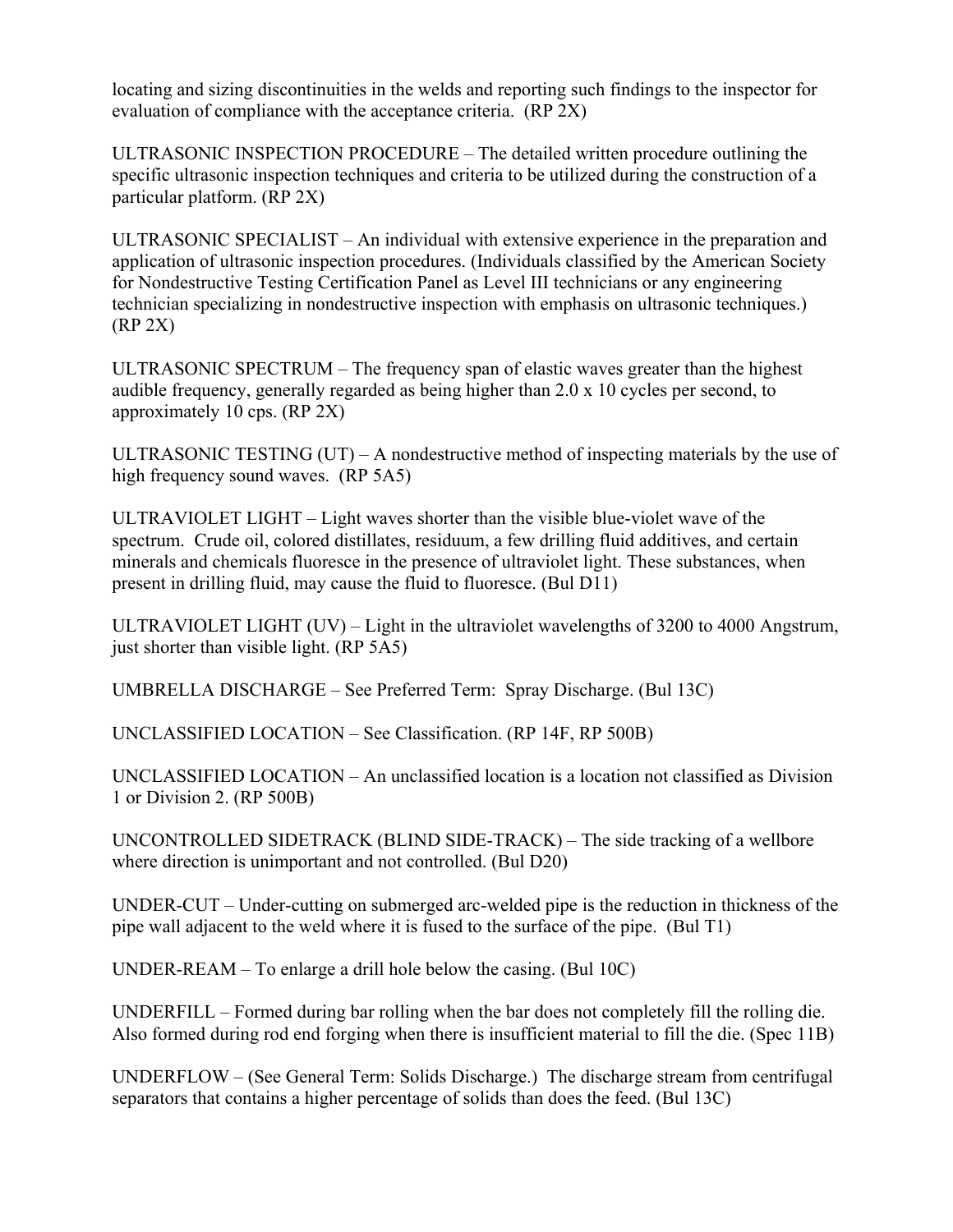locating and sizing discontinuities in the welds and reporting such findings to the inspector for evaluation of compliance with the acceptance criteria. (RP 2X)

ULTRASONIC INSPECTION PROCEDURE – The detailed written procedure outlining the specific ultrasonic inspection techniques and criteria to be utilized during the construction of a particular platform. (RP 2X)

ULTRASONIC SPECIALIST – An individual with extensive experience in the preparation and application of ultrasonic inspection procedures. (Individuals classified by the American Society for Nondestructive Testing Certification Panel as Level III technicians or any engineering technician specializing in nondestructive inspection with emphasis on ultrasonic techniques.) (RP 2X)

ULTRASONIC SPECTRUM – The frequency span of elastic waves greater than the highest audible frequency, generally regarded as being higher than 2.0 x 10 cycles per second, to approximately 10 cps. (RP 2X)

ULTRASONIC TESTING (UT) – A nondestructive method of inspecting materials by the use of high frequency sound waves. (RP 5A5)

ULTRAVIOLET LIGHT – Light waves shorter than the visible blue-violet wave of the spectrum. Crude oil, colored distillates, residuum, a few drilling fluid additives, and certain minerals and chemicals fluoresce in the presence of ultraviolet light. These substances, when present in drilling fluid, may cause the fluid to fluoresce. (Bul D11)

ULTRAVIOLET LIGHT (UV) – Light in the ultraviolet wavelengths of 3200 to 4000 Angstrum, just shorter than visible light. (RP 5A5)

UMBRELLA DISCHARGE – See Preferred Term: Spray Discharge. (Bul 13C)

UNCLASSIFIED LOCATION – See Classification. (RP 14F, RP 500B)

UNCLASSIFIED LOCATION – An unclassified location is a location not classified as Division 1 or Division 2. (RP 500B)

UNCONTROLLED SIDETRACK (BLIND SIDE-TRACK) – The side tracking of a wellbore where direction is unimportant and not controlled. (Bul D20)

UNDER-CUT – Under-cutting on submerged arc-welded pipe is the reduction in thickness of the pipe wall adjacent to the weld where it is fused to the surface of the pipe. (Bul T1)

UNDER-REAM – To enlarge a drill hole below the casing. (Bul 10C)

UNDERFILL – Formed during bar rolling when the bar does not completely fill the rolling die. Also formed during rod end forging when there is insufficient material to fill the die. (Spec 11B)

UNDERFLOW – (See General Term: Solids Discharge.) The discharge stream from centrifugal separators that contains a higher percentage of solids than does the feed. (Bul 13C)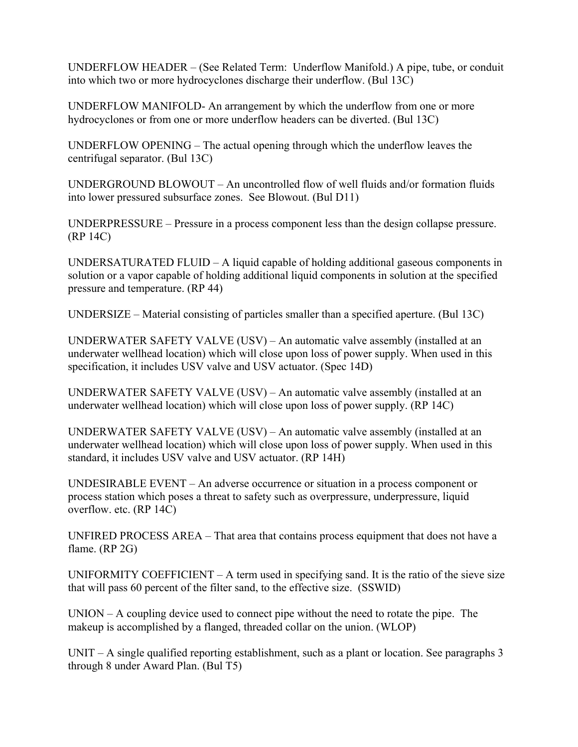UNDERFLOW HEADER – (See Related Term:  Underflow Manifold.) A pipe, tube, or conduit into which two or more hydrocyclones discharge their underflow. (Bul 13C)

UNDERFLOW MANIFOLD- An arrangement by which the underflow from one or more hydrocyclones or from one or more underflow headers can be diverted. (Bul 13C)

UNDERFLOW OPENING – The actual opening through which the underflow leaves the centrifugal separator. (Bul 13C)

UNDERGROUND BLOWOUT – An uncontrolled flow of well fluids and/or formation fluids into lower pressured subsurface zones.  See Blowout. (Bul D11)

UNDERPRESSURE – Pressure in a process component less than the design collapse pressure. (RP 14C)

UNDERSATURATED FLUID – A liquid capable of holding additional gaseous components in solution or a vapor capable of holding additional liquid components in solution at the specified pressure and temperature. (RP 44)

UNDERSIZE – Material consisting of particles smaller than a specified aperture. (Bul 13C)

UNDERWATER SAFETY VALVE (USV) – An automatic valve assembly (installed at an underwater wellhead location) which will close upon loss of power supply. When used in this specification, it includes USV valve and USV actuator. (Spec 14D)

UNDERWATER SAFETY VALVE (USV) – An automatic valve assembly (installed at an underwater wellhead location) which will close upon loss of power supply. (RP 14C)

UNDERWATER SAFETY VALVE (USV) – An automatic valve assembly (installed at an underwater wellhead location) which will close upon loss of power supply. When used in this standard, it includes USV valve and USV actuator. (RP 14H)

UNDESIRABLE EVENT – An adverse occurrence or situation in a process component or process station which poses a threat to safety such as overpressure, underpressure, liquid overflow. etc. (RP 14C)

UNFIRED PROCESS AREA – That area that contains process equipment that does not have a flame. (RP 2G)

UNIFORMITY COEFFICIENT – A term used in specifying sand. It is the ratio of the sieve size that will pass 60 percent of the filter sand, to the effective size.  (SSWID)

UNION – A coupling device used to connect pipe without the need to rotate the pipe.  The makeup is accomplished by a flanged, threaded collar on the union. (WLOP)

UNIT – A single qualified reporting establishment, such as a plant or location. See paragraphs 3 through 8 under Award Plan. (Bul T5)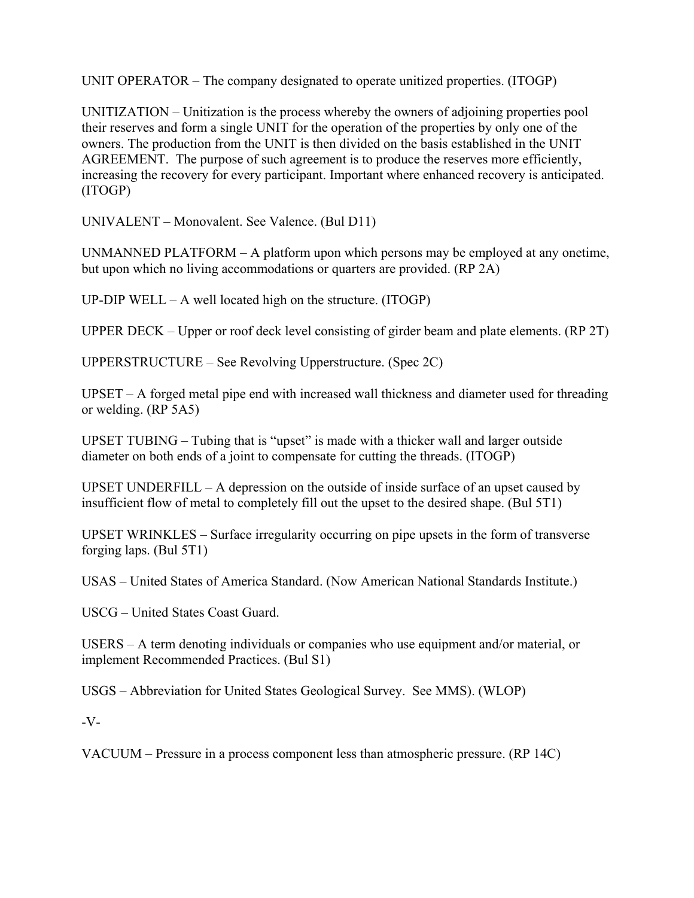UNIT OPERATOR – The company designated to operate unitized properties. (ITOGP)

UNITIZATION – Unitization is the process whereby the owners of adjoining properties pool their reserves and form a single UNIT for the operation of the properties by only one of the owners. The production from the UNIT is then divided on the basis established in the UNIT AGREEMENT. The purpose of such agreement is to produce the reserves more efficiently, increasing the recovery for every participant. Important where enhanced recovery is anticipated. (ITOGP)

UNIVALENT – Monovalent. See Valence. (Bul D11)

UNMANNED PLATFORM – A platform upon which persons may be employed at any onetime, but upon which no living accommodations or quarters are provided. (RP 2A)

UP-DIP WELL – A well located high on the structure. (ITOGP)

UPPER DECK – Upper or roof deck level consisting of girder beam and plate elements. (RP 2T)

UPPERSTRUCTURE – See Revolving Upperstructure. (Spec 2C)

UPSET – A forged metal pipe end with increased wall thickness and diameter used for threading or welding. (RP 5A5)

UPSET TUBING – Tubing that is "upset" is made with a thicker wall and larger outside diameter on both ends of a joint to compensate for cutting the threads. (ITOGP)

UPSET UNDERFILL – A depression on the outside of inside surface of an upset caused by insufficient flow of metal to completely fill out the upset to the desired shape. (Bul 5T1)

UPSET WRINKLES – Surface irregularity occurring on pipe upsets in the form of transverse forging laps. (Bul 5T1)

USAS – United States of America Standard. (Now American National Standards Institute.)

USCG – United States Coast Guard.

USERS – A term denoting individuals or companies who use equipment and/or material, or implement Recommended Practices. (Bul S1)

USGS – Abbreviation for United States Geological Survey. See MMS). (WLOP)

-V-

VACUUM – Pressure in a process component less than atmospheric pressure. (RP 14C)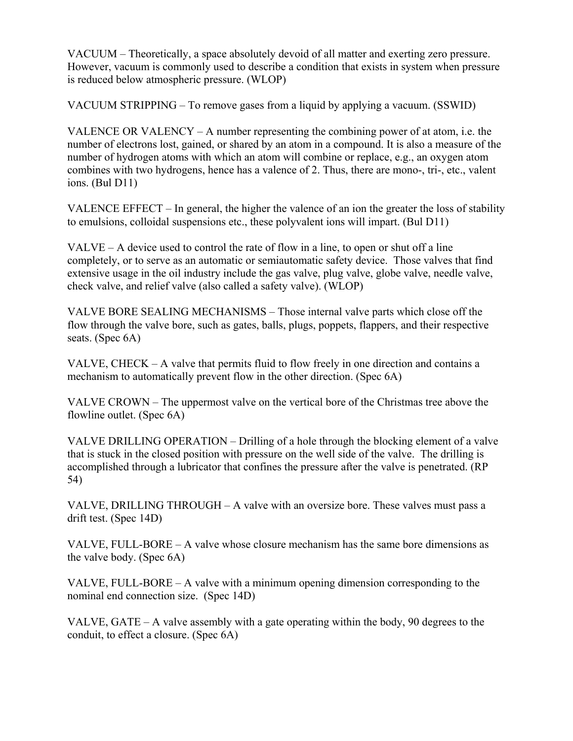VACUUM – Theoretically, a space absolutely devoid of all matter and exerting zero pressure. However, vacuum is commonly used to describe a condition that exists in system when pressure is reduced below atmospheric pressure. (WLOP)

VACUUM STRIPPING – To remove gases from a liquid by applying a vacuum. (SSWID)

VALENCE OR VALENCY – A number representing the combining power of at atom, i.e. the number of electrons lost, gained, or shared by an atom in a compound. It is also a measure of the number of hydrogen atoms with which an atom will combine or replace, e.g., an oxygen atom combines with two hydrogens, hence has a valence of 2. Thus, there are mono-, tri-, etc., valent ions. (Bul D11)

VALENCE EFFECT – In general, the higher the valence of an ion the greater the loss of stability to emulsions, colloidal suspensions etc., these polyvalent ions will impart. (Bul D11)

VALVE – A device used to control the rate of flow in a line, to open or shut off a line completely, or to serve as an automatic or semiautomatic safety device. Those valves that find extensive usage in the oil industry include the gas valve, plug valve, globe valve, needle valve, check valve, and relief valve (also called a safety valve). (WLOP)

VALVE BORE SEALING MECHANISMS – Those internal valve parts which close off the flow through the valve bore, such as gates, balls, plugs, poppets, flappers, and their respective seats. (Spec 6A)

VALVE, CHECK – A valve that permits fluid to flow freely in one direction and contains a mechanism to automatically prevent flow in the other direction. (Spec 6A)

VALVE CROWN – The uppermost valve on the vertical bore of the Christmas tree above the flowline outlet. (Spec 6A)

VALVE DRILLING OPERATION – Drilling of a hole through the blocking element of a valve that is stuck in the closed position with pressure on the well side of the valve. The drilling is accomplished through a lubricator that confines the pressure after the valve is penetrated. (RP 54)

VALVE, DRILLING THROUGH – A valve with an oversize bore. These valves must pass a drift test. (Spec 14D)

VALVE, FULL-BORE – A valve whose closure mechanism has the same bore dimensions as the valve body. (Spec 6A)

VALVE, FULL-BORE – A valve with a minimum opening dimension corresponding to the nominal end connection size. (Spec 14D)

VALVE, GATE – A valve assembly with a gate operating within the body, 90 degrees to the conduit, to effect a closure. (Spec 6A)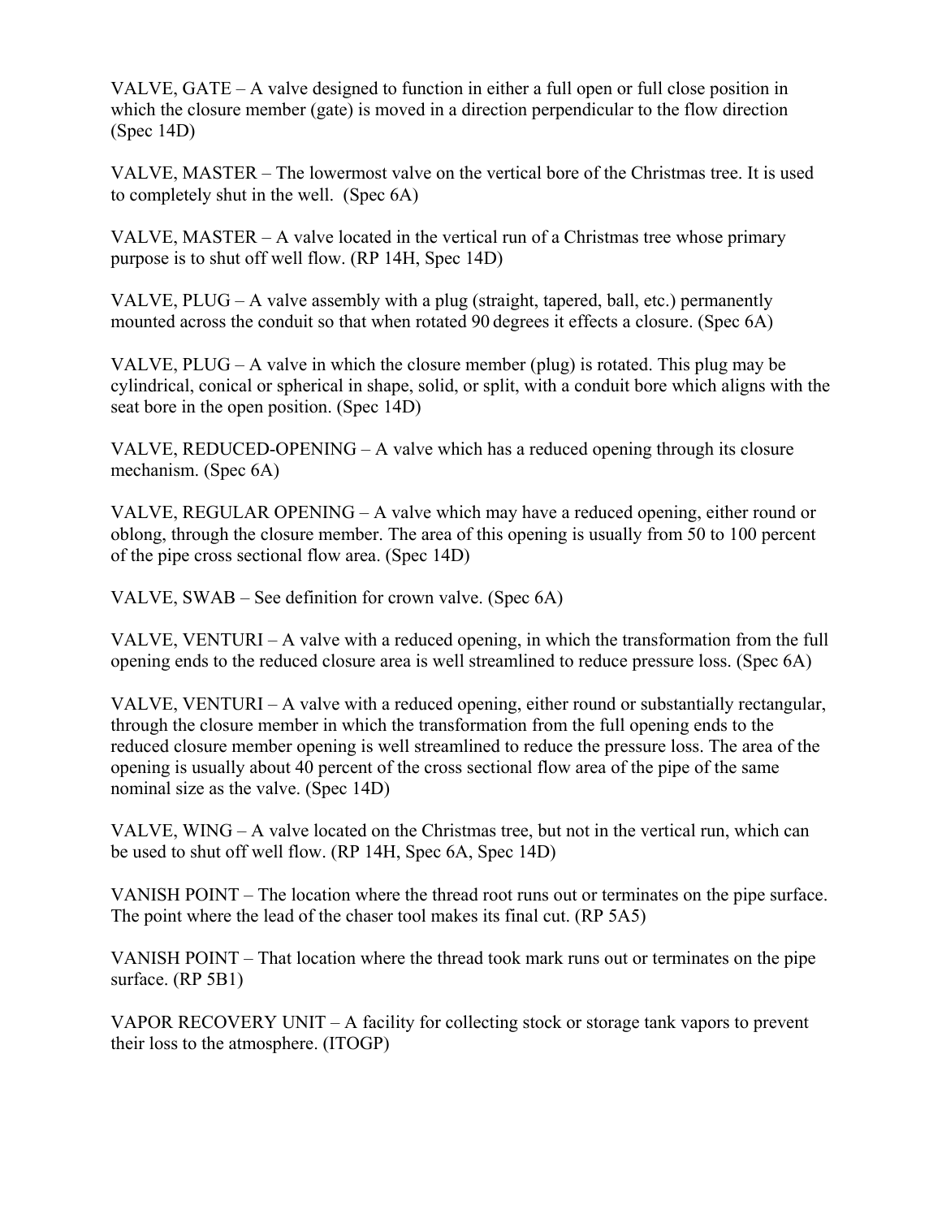VALVE, GATE – A valve designed to function in either a full open or full close position in which the closure member (gate) is moved in a direction perpendicular to the flow direction (Spec 14D)

VALVE, MASTER – The lowermost valve on the vertical bore of the Christmas tree. It is used to completely shut in the well. (Spec 6A)

VALVE, MASTER – A valve located in the vertical run of a Christmas tree whose primary purpose is to shut off well flow. (RP 14H, Spec 14D)

VALVE, PLUG – A valve assembly with a plug (straight, tapered, ball, etc.) permanently mounted across the conduit so that when rotated 90 degrees it effects a closure. (Spec 6A)

VALVE, PLUG – A valve in which the closure member (plug) is rotated. This plug may be cylindrical, conical or spherical in shape, solid, or split, with a conduit bore which aligns with the seat bore in the open position. (Spec 14D)

VALVE, REDUCED-OPENING – A valve which has a reduced opening through its closure mechanism. (Spec 6A)

VALVE, REGULAR OPENING – A valve which may have a reduced opening, either round or oblong, through the closure member. The area of this opening is usually from 50 to 100 percent of the pipe cross sectional flow area. (Spec 14D)

VALVE, SWAB – See definition for crown valve. (Spec 6A)

VALVE, VENTURI – A valve with a reduced opening, in which the transformation from the full opening ends to the reduced closure area is well streamlined to reduce pressure loss. (Spec 6A)

VALVE, VENTURI – A valve with a reduced opening, either round or substantially rectangular, through the closure member in which the transformation from the full opening ends to the reduced closure member opening is well streamlined to reduce the pressure loss. The area of the opening is usually about 40 percent of the cross sectional flow area of the pipe of the same nominal size as the valve. (Spec 14D)

VALVE, WING – A valve located on the Christmas tree, but not in the vertical run, which can be used to shut off well flow. (RP 14H, Spec 6A, Spec 14D)

VANISH POINT – The location where the thread root runs out or terminates on the pipe surface. The point where the lead of the chaser tool makes its final cut. (RP 5A5)

VANISH POINT – That location where the thread took mark runs out or terminates on the pipe surface. (RP 5B1)

VAPOR RECOVERY UNIT – A facility for collecting stock or storage tank vapors to prevent their loss to the atmosphere. (ITOGP)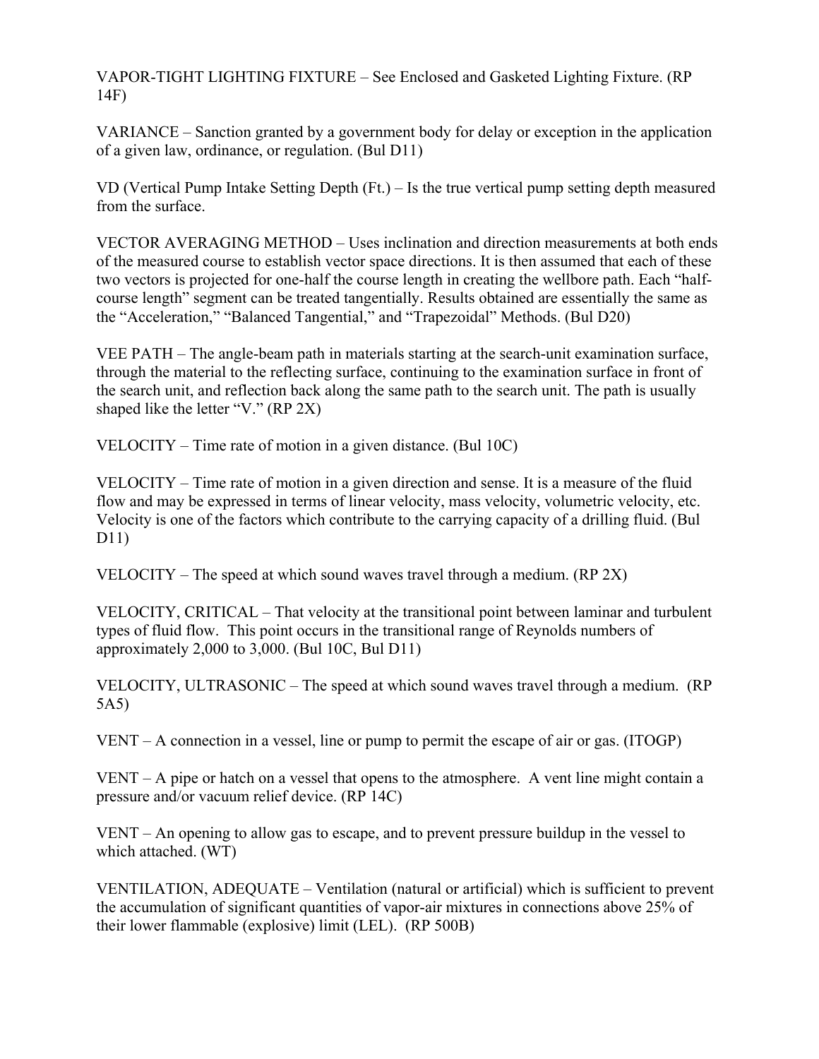VAPOR-TIGHT LIGHTING FIXTURE – See Enclosed and Gasketed Lighting Fixture. (RP 14F)

VARIANCE – Sanction granted by a government body for delay or exception in the application of a given law, ordinance, or regulation. (Bul D11)

VD (Vertical Pump Intake Setting Depth (Ft.) – Is the true vertical pump setting depth measured from the surface.

VECTOR AVERAGING METHOD – Uses inclination and direction measurements at both ends of the measured course to establish vector space directions. It is then assumed that each of these two vectors is projected for one-half the course length in creating the wellbore path. Each "half-course length" segment can be treated tangentially. Results obtained are essentially the same as the "Acceleration," "Balanced Tangential," and "Trapezoidal" Methods. (Bul D20)

VEE PATH – The angle-beam path in materials starting at the search-unit examination surface, through the material to the reflecting surface, continuing to the examination surface in front of the search unit, and reflection back along the same path to the search unit. The path is usually shaped like the letter "V." (RP 2X)

VELOCITY – Time rate of motion in a given distance. (Bul 10C)

VELOCITY – Time rate of motion in a given direction and sense. It is a measure of the fluid flow and may be expressed in terms of linear velocity, mass velocity, volumetric velocity, etc. Velocity is one of the factors which contribute to the carrying capacity of a drilling fluid. (Bul D11)

VELOCITY – The speed at which sound waves travel through a medium. (RP 2X)

VELOCITY, CRITICAL – That velocity at the transitional point between laminar and turbulent types of fluid flow. This point occurs in the transitional range of Reynolds numbers of approximately 2,000 to 3,000. (Bul 10C, Bul D11)

VELOCITY, ULTRASONIC – The speed at which sound waves travel through a medium. (RP 5A5)

VENT – A connection in a vessel, line or pump to permit the escape of air or gas. (ITOGP)

VENT – A pipe or hatch on a vessel that opens to the atmosphere. A vent line might contain a pressure and/or vacuum relief device. (RP 14C)

VENT – An opening to allow gas to escape, and to prevent pressure buildup in the vessel to which attached. (WT)

VENTILATION, ADEQUATE – Ventilation (natural or artificial) which is sufficient to prevent the accumulation of significant quantities of vapor-air mixtures in connections above 25% of their lower flammable (explosive) limit (LEL). (RP 500B)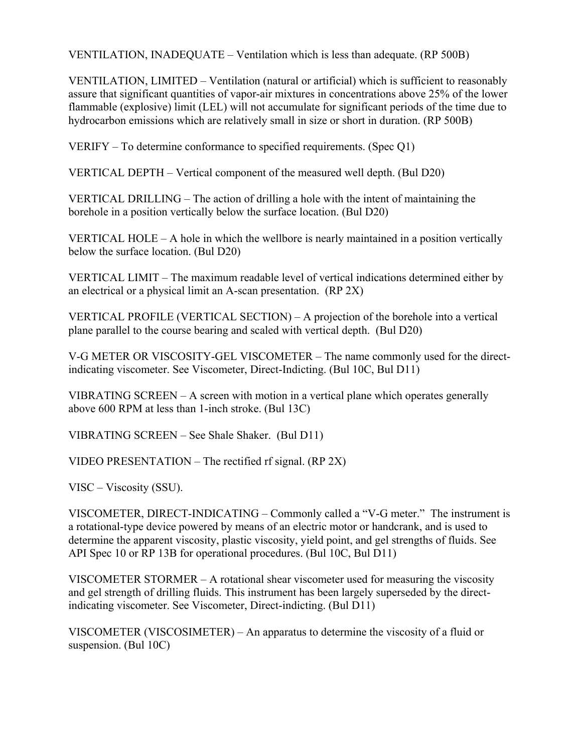VENTILATION, INADEQUATE – Ventilation which is less than adequate. (RP 500B)

VENTILATION, LIMITED – Ventilation (natural or artificial) which is sufficient to reasonably assure that significant quantities of vapor-air mixtures in concentrations above 25% of the lower flammable (explosive) limit (LEL) will not accumulate for significant periods of the time due to hydrocarbon emissions which are relatively small in size or short in duration. (RP 500B)

VERIFY – To determine conformance to specified requirements. (Spec Q1)

VERTICAL DEPTH – Vertical component of the measured well depth. (Bul D20)

VERTICAL DRILLING – The action of drilling a hole with the intent of maintaining the borehole in a position vertically below the surface location. (Bul D20)

VERTICAL HOLE – A hole in which the wellbore is nearly maintained in a position vertically below the surface location. (Bul D20)

VERTICAL LIMIT – The maximum readable level of vertical indications determined either by an electrical or a physical limit an A-scan presentation. (RP 2X)

VERTICAL PROFILE (VERTICAL SECTION) – A projection of the borehole into a vertical plane parallel to the course bearing and scaled with vertical depth. (Bul D20)

V-G METER OR VISCOSITY-GEL VISCOMETER – The name commonly used for the direct-indicating viscometer. See Viscometer, Direct-Indicting. (Bul 10C, Bul D11)

VIBRATING SCREEN – A screen with motion in a vertical plane which operates generally above 600 RPM at less than 1-inch stroke. (Bul 13C)

VIBRATING SCREEN – See Shale Shaker. (Bul D11)

VIDEO PRESENTATION – The rectified rf signal. (RP 2X)

VISC – Viscosity (SSU).

VISCOMETER, DIRECT-INDICATING – Commonly called a "V-G meter." The instrument is a rotational-type device powered by means of an electric motor or handcrank, and is used to determine the apparent viscosity, plastic viscosity, yield point, and gel strengths of fluids. See API Spec 10 or RP 13B for operational procedures. (Bul 10C, Bul D11)

VISCOMETER STORMER – A rotational shear viscometer used for measuring the viscosity and gel strength of drilling fluids. This instrument has been largely superseded by the direct-indicating viscometer. See Viscometer, Direct-indicting. (Bul D11)

VISCOMETER (VISCOSIMETER) – An apparatus to determine the viscosity of a fluid or suspension. (Bul 10C)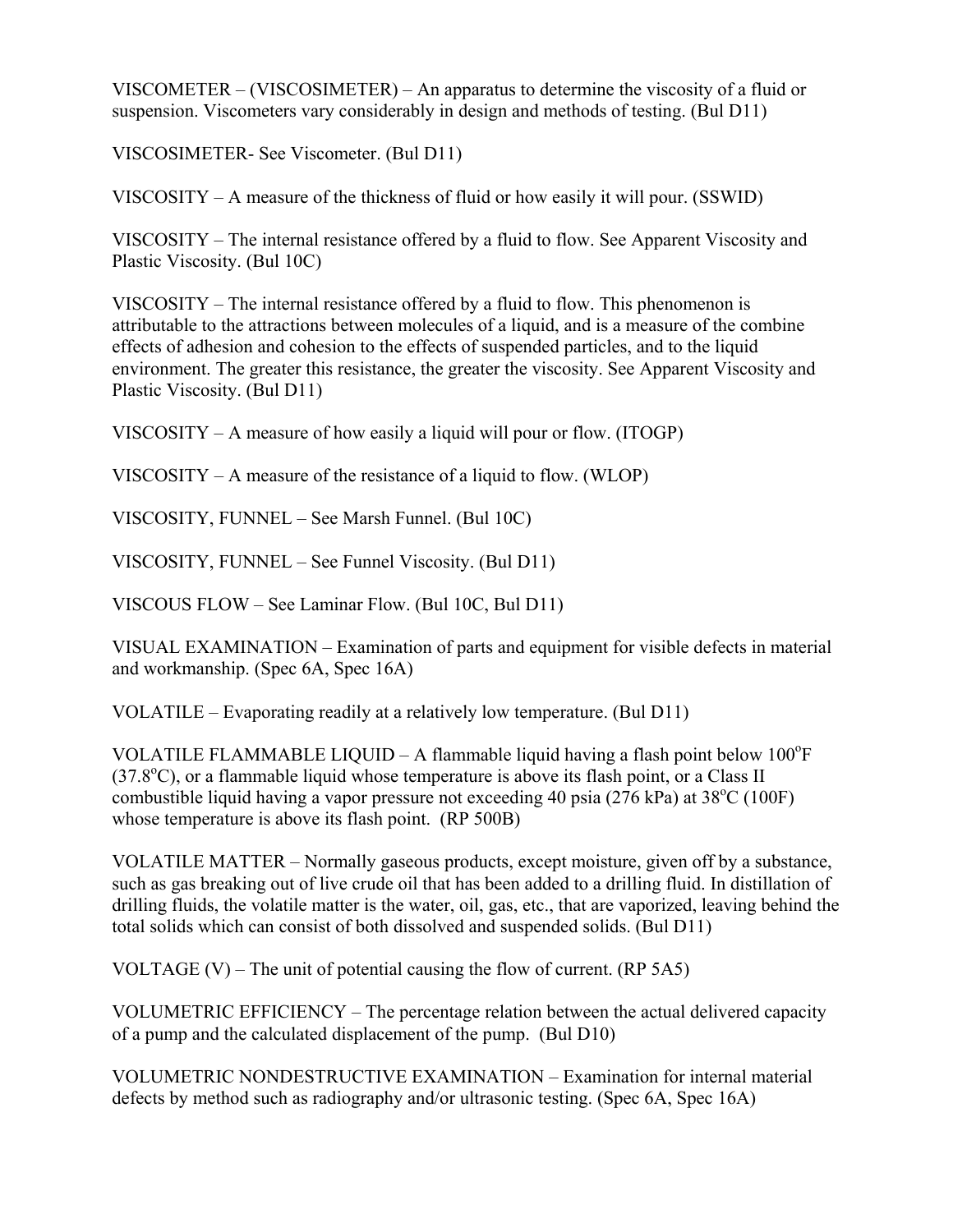VISCOMETER – (VISCOSIMETER) – An apparatus to determine the viscosity of a fluid or suspension. Viscometers vary considerably in design and methods of testing. (Bul D11)

VISCOSIMETER- See Viscometer. (Bul D11)

VISCOSITY – A measure of the thickness of fluid or how easily it will pour. (SSWID)

VISCOSITY – The internal resistance offered by a fluid to flow. See Apparent Viscosity and Plastic Viscosity. (Bul 10C)

VISCOSITY – The internal resistance offered by a fluid to flow. This phenomenon is attributable to the attractions between molecules of a liquid, and is a measure of the combine effects of adhesion and cohesion to the effects of suspended particles, and to the liquid environment. The greater this resistance, the greater the viscosity. See Apparent Viscosity and Plastic Viscosity. (Bul D11)

VISCOSITY – A measure of how easily a liquid will pour or flow. (ITOGP)

VISCOSITY – A measure of the resistance of a liquid to flow. (WLOP)

VISCOSITY, FUNNEL – See Marsh Funnel. (Bul 10C)

VISCOSITY, FUNNEL – See Funnel Viscosity. (Bul D11)

VISCOUS FLOW – See Laminar Flow. (Bul 10C, Bul D11)

VISUAL EXAMINATION – Examination of parts and equipment for visible defects in material and workmanship. (Spec 6A, Spec 16A)

VOLATILE – Evaporating readily at a relatively low temperature. (Bul D11)

VOLATILE FLAMMABLE LIQUID – A flammable liquid having a flash point below 100°F (37.8°C), or a flammable liquid whose temperature is above its flash point, or a Class II combustible liquid having a vapor pressure not exceeding 40 psia (276 kPa) at 38°C (100F) whose temperature is above its flash point. (RP 500B)

VOLATILE MATTER – Normally gaseous products, except moisture, given off by a substance, such as gas breaking out of live crude oil that has been added to a drilling fluid. In distillation of drilling fluids, the volatile matter is the water, oil, gas, etc., that are vaporized, leaving behind the total solids which can consist of both dissolved and suspended solids. (Bul D11)

VOLTAGE (V) – The unit of potential causing the flow of current. (RP 5A5)

VOLUMETRIC EFFICIENCY – The percentage relation between the actual delivered capacity of a pump and the calculated displacement of the pump. (Bul D10)

VOLUMETRIC NONDESTRUCTIVE EXAMINATION – Examination for internal material defects by method such as radiography and/or ultrasonic testing. (Spec 6A, Spec 16A)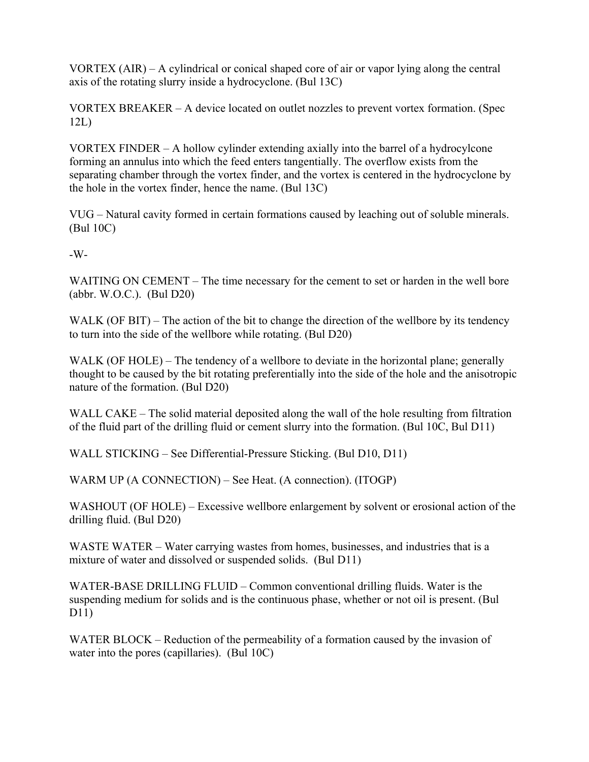VORTEX (AIR) – A cylindrical or conical shaped core of air or vapor lying along the central axis of the rotating slurry inside a hydrocyclone. (Bul 13C)

VORTEX BREAKER – A device located on outlet nozzles to prevent vortex formation. (Spec 12L)

VORTEX FINDER – A hollow cylinder extending axially into the barrel of a hydrocylcone forming an annulus into which the feed enters tangentially. The overflow exists from the separating chamber through the vortex finder, and the vortex is centered in the hydrocyclone by the hole in the vortex finder, hence the name. (Bul 13C)

VUG – Natural cavity formed in certain formations caused by leaching out of soluble minerals. (Bul 10C)

-W-

WAITING ON CEMENT – The time necessary for the cement to set or harden in the well bore (abbr. W.O.C.). (Bul D20)

WALK (OF BIT) – The action of the bit to change the direction of the wellbore by its tendency to turn into the side of the wellbore while rotating. (Bul D20)

WALK (OF HOLE) – The tendency of a wellbore to deviate in the horizontal plane; generally thought to be caused by the bit rotating preferentially into the side of the hole and the anisotropic nature of the formation. (Bul D20)

WALL CAKE – The solid material deposited along the wall of the hole resulting from filtration of the fluid part of the drilling fluid or cement slurry into the formation. (Bul 10C, Bul D11)

WALL STICKING – See Differential-Pressure Sticking. (Bul D10, D11)

WARM UP (A CONNECTION) – See Heat. (A connection). (ITOGP)

WASHOUT (OF HOLE) – Excessive wellbore enlargement by solvent or erosional action of the drilling fluid. (Bul D20)

WASTE WATER – Water carrying wastes from homes, businesses, and industries that is a mixture of water and dissolved or suspended solids. (Bul D11)

WATER-BASE DRILLING FLUID – Common conventional drilling fluids. Water is the suspending medium for solids and is the continuous phase, whether or not oil is present. (Bul D11)

WATER BLOCK – Reduction of the permeability of a formation caused by the invasion of water into the pores (capillaries). (Bul 10C)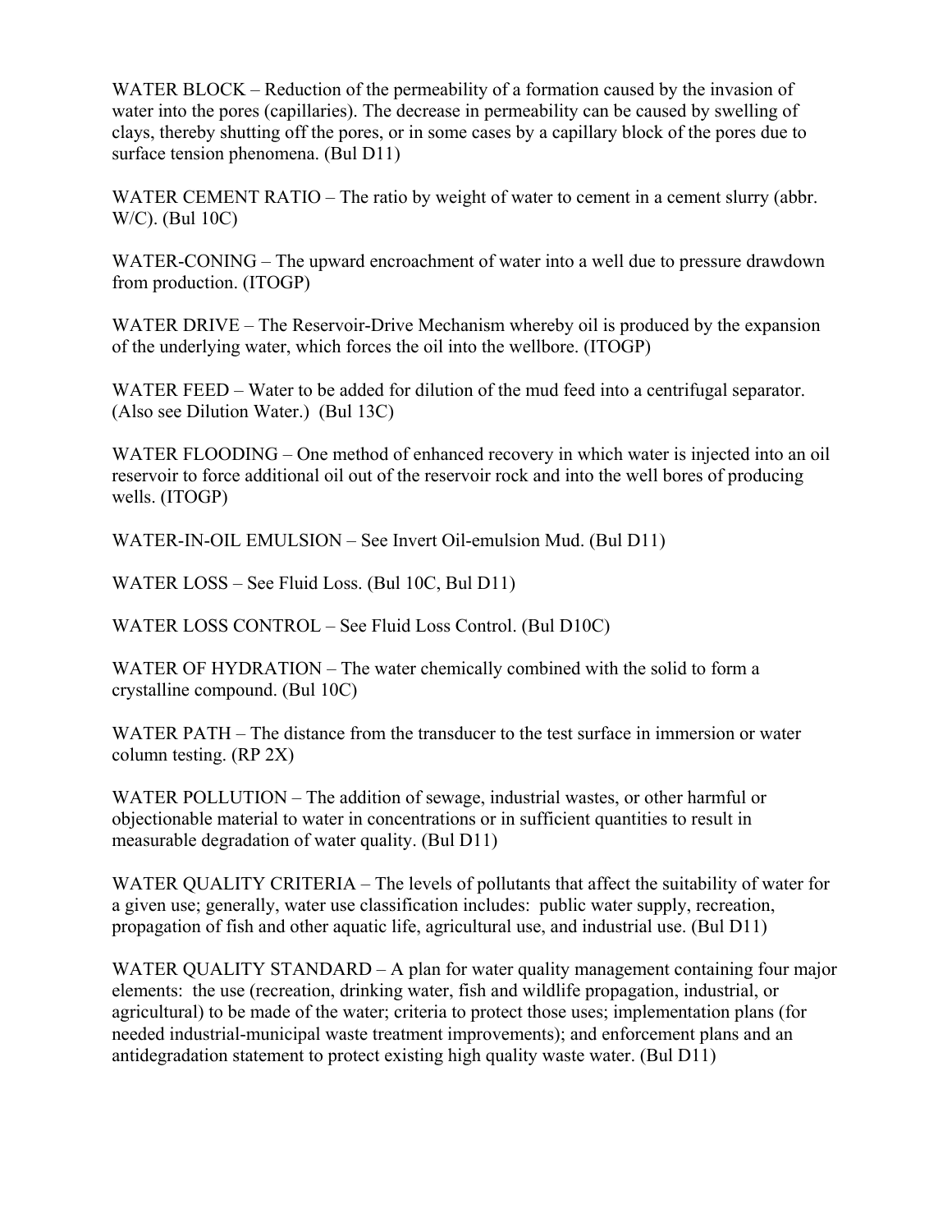WATER BLOCK – Reduction of the permeability of a formation caused by the invasion of water into the pores (capillaries). The decrease in permeability can be caused by swelling of clays, thereby shutting off the pores, or in some cases by a capillary block of the pores due to surface tension phenomena. (Bul D11)

WATER CEMENT RATIO – The ratio by weight of water to cement in a cement slurry (abbr. W/C). (Bul 10C)

WATER-CONING – The upward encroachment of water into a well due to pressure drawdown from production. (ITOGP)

WATER DRIVE – The Reservoir-Drive Mechanism whereby oil is produced by the expansion of the underlying water, which forces the oil into the wellbore. (ITOGP)

WATER FEED – Water to be added for dilution of the mud feed into a centrifugal separator. (Also see Dilution Water.) (Bul 13C)

WATER FLOODING – One method of enhanced recovery in which water is injected into an oil reservoir to force additional oil out of the reservoir rock and into the well bores of producing wells. (ITOGP)

WATER-IN-OIL EMULSION – See Invert Oil-emulsion Mud. (Bul D11)

WATER LOSS – See Fluid Loss. (Bul 10C, Bul D11)

WATER LOSS CONTROL – See Fluid Loss Control. (Bul D10C)

WATER OF HYDRATION – The water chemically combined with the solid to form a crystalline compound. (Bul 10C)

WATER PATH – The distance from the transducer to the test surface in immersion or water column testing. (RP 2X)

WATER POLLUTION – The addition of sewage, industrial wastes, or other harmful or objectionable material to water in concentrations or in sufficient quantities to result in measurable degradation of water quality. (Bul D11)

WATER QUALITY CRITERIA – The levels of pollutants that affect the suitability of water for a given use; generally, water use classification includes: public water supply, recreation, propagation of fish and other aquatic life, agricultural use, and industrial use. (Bul D11)

WATER QUALITY STANDARD – A plan for water quality management containing four major elements: the use (recreation, drinking water, fish and wildlife propagation, industrial, or agricultural) to be made of the water; criteria to protect those uses; implementation plans (for needed industrial-municipal waste treatment improvements); and enforcement plans and an antidegradation statement to protect existing high quality waste water. (Bul D11)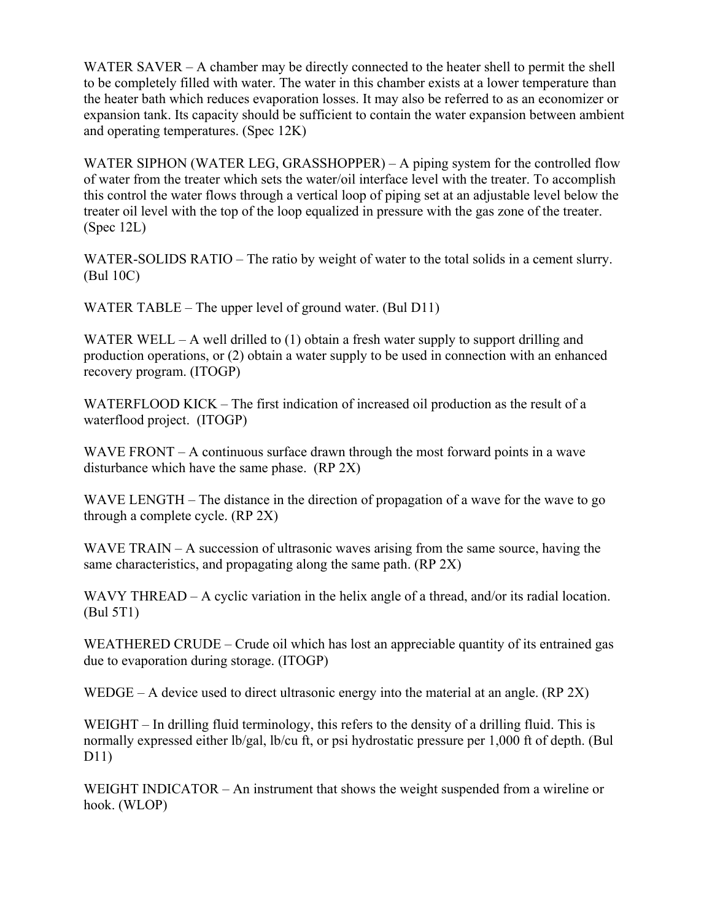WATER SAVER – A chamber may be directly connected to the heater shell to permit the shell to be completely filled with water. The water in this chamber exists at a lower temperature than the heater bath which reduces evaporation losses. It may also be referred to as an economizer or expansion tank. Its capacity should be sufficient to contain the water expansion between ambient and operating temperatures. (Spec 12K)

WATER SIPHON (WATER LEG, GRASSHOPPER) – A piping system for the controlled flow of water from the treater which sets the water/oil interface level with the treater. To accomplish this control the water flows through a vertical loop of piping set at an adjustable level below the treater oil level with the top of the loop equalized in pressure with the gas zone of the treater. (Spec 12L)

WATER-SOLIDS RATIO – The ratio by weight of water to the total solids in a cement slurry. (Bul 10C)

WATER TABLE – The upper level of ground water. (Bul D11)

WATER WELL – A well drilled to (1) obtain a fresh water supply to support drilling and production operations, or (2) obtain a water supply to be used in connection with an enhanced recovery program. (ITOGP)

WATERFLOOD KICK – The first indication of increased oil production as the result of a waterflood project. (ITOGP)

WAVE FRONT – A continuous surface drawn through the most forward points in a wave disturbance which have the same phase. (RP 2X)

WAVE LENGTH – The distance in the direction of propagation of a wave for the wave to go through a complete cycle. (RP 2X)

WAVE TRAIN – A succession of ultrasonic waves arising from the same source, having the same characteristics, and propagating along the same path. (RP 2X)

WAVY THREAD – A cyclic variation in the helix angle of a thread, and/or its radial location. (Bul 5T1)

WEATHERED CRUDE – Crude oil which has lost an appreciable quantity of its entrained gas due to evaporation during storage. (ITOGP)

WEDGE – A device used to direct ultrasonic energy into the material at an angle. (RP 2X)

WEIGHT – In drilling fluid terminology, this refers to the density of a drilling fluid. This is normally expressed either lb/gal, lb/cu ft, or psi hydrostatic pressure per 1,000 ft of depth. (Bul D11)

WEIGHT INDICATOR – An instrument that shows the weight suspended from a wireline or hook. (WLOP)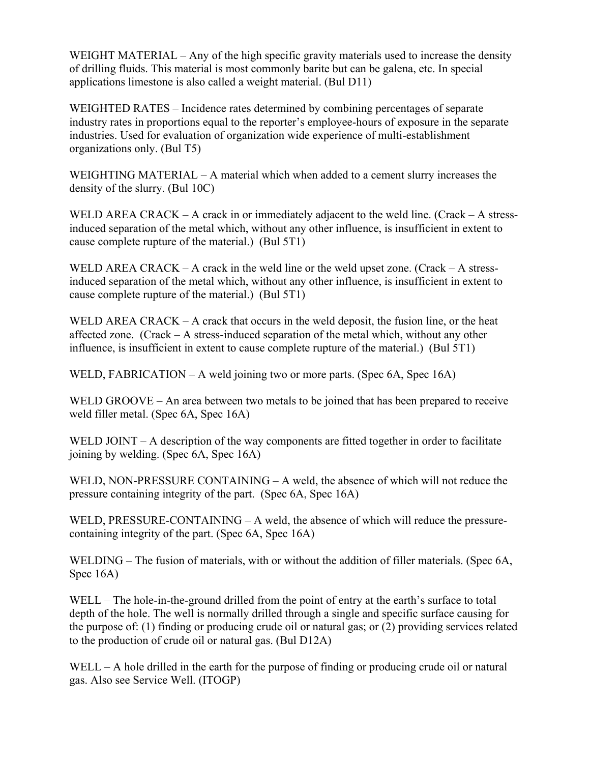WEIGHT MATERIAL – Any of the high specific gravity materials used to increase the density of drilling fluids. This material is most commonly barite but can be galena, etc. In special applications limestone is also called a weight material. (Bul D11)

WEIGHTED RATES – Incidence rates determined by combining percentages of separate industry rates in proportions equal to the reporter's employee-hours of exposure in the separate industries. Used for evaluation of organization wide experience of multi-establishment organizations only. (Bul T5)

WEIGHTING MATERIAL – A material which when added to a cement slurry increases the density of the slurry. (Bul 10C)

WELD AREA CRACK – A crack in or immediately adjacent to the weld line. (Crack – A stress-induced separation of the metal which, without any other influence, is insufficient in extent to cause complete rupture of the material.) (Bul 5T1)

WELD AREA CRACK – A crack in the weld line or the weld upset zone. (Crack – A stress-induced separation of the metal which, without any other influence, is insufficient in extent to cause complete rupture of the material.) (Bul 5T1)

WELD AREA CRACK – A crack that occurs in the weld deposit, the fusion line, or the heat affected zone. (Crack – A stress-induced separation of the metal which, without any other influence, is insufficient in extent to cause complete rupture of the material.) (Bul 5T1)

WELD, FABRICATION – A weld joining two or more parts. (Spec 6A, Spec 16A)

WELD GROOVE – An area between two metals to be joined that has been prepared to receive weld filler metal. (Spec 6A, Spec 16A)

WELD JOINT – A description of the way components are fitted together in order to facilitate joining by welding. (Spec 6A, Spec 16A)

WELD, NON-PRESSURE CONTAINING – A weld, the absence of which will not reduce the pressure containing integrity of the part. (Spec 6A, Spec 16A)

WELD, PRESSURE-CONTAINING – A weld, the absence of which will reduce the pressure-containing integrity of the part. (Spec 6A, Spec 16A)

WELDING – The fusion of materials, with or without the addition of filler materials. (Spec 6A, Spec 16A)

WELL – The hole-in-the-ground drilled from the point of entry at the earth's surface to total depth of the hole. The well is normally drilled through a single and specific surface causing for the purpose of: (1) finding or producing crude oil or natural gas; or (2) providing services related to the production of crude oil or natural gas. (Bul D12A)

WELL – A hole drilled in the earth for the purpose of finding or producing crude oil or natural gas. Also see Service Well. (ITOGP)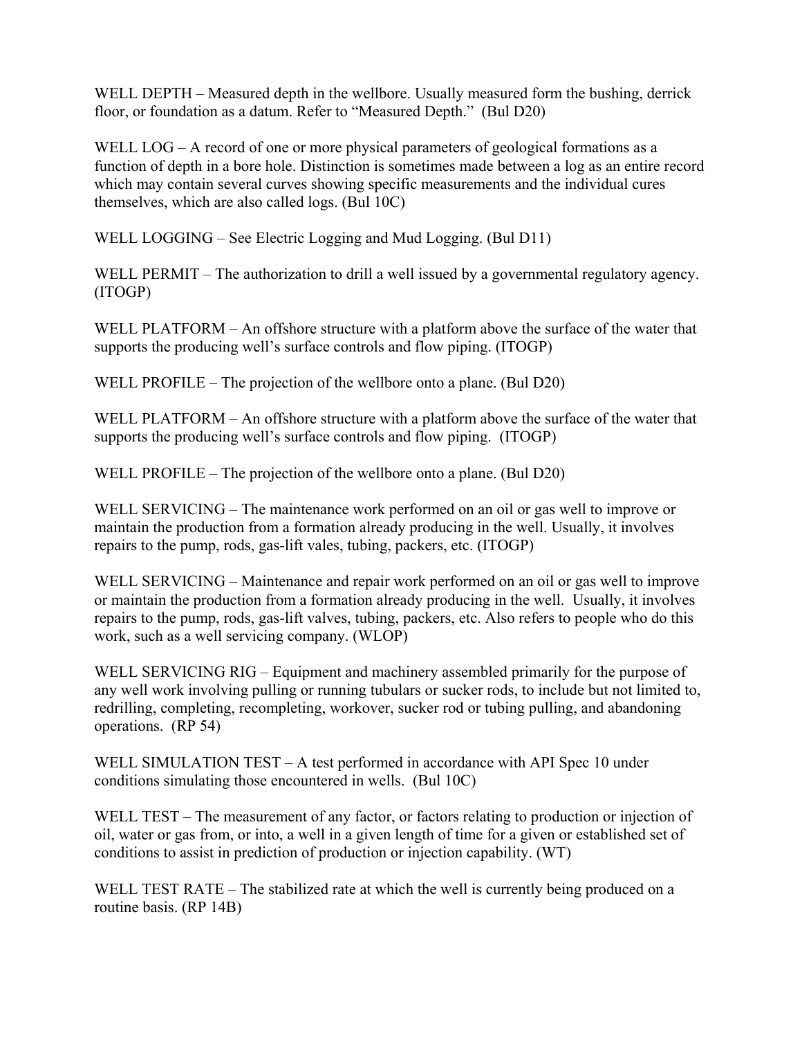WELL DEPTH – Measured depth in the wellbore. Usually measured form the bushing, derrick floor, or foundation as a datum. Refer to "Measured Depth." (Bul D20)

WELL LOG – A record of one or more physical parameters of geological formations as a function of depth in a bore hole. Distinction is sometimes made between a log as an entire record which may contain several curves showing specific measurements and the individual cures themselves, which are also called logs. (Bul 10C)

WELL LOGGING – See Electric Logging and Mud Logging. (Bul D11)

WELL PERMIT – The authorization to drill a well issued by a governmental regulatory agency. (ITOGP)

WELL PLATFORM – An offshore structure with a platform above the surface of the water that supports the producing well's surface controls and flow piping. (ITOGP)

WELL PROFILE – The projection of the wellbore onto a plane. (Bul D20)

WELL PLATFORM – An offshore structure with a platform above the surface of the water that supports the producing well's surface controls and flow piping. (ITOGP)

WELL PROFILE – The projection of the wellbore onto a plane. (Bul D20)

WELL SERVICING – The maintenance work performed on an oil or gas well to improve or maintain the production from a formation already producing in the well. Usually, it involves repairs to the pump, rods, gas-lift vales, tubing, packers, etc. (ITOGP)

WELL SERVICING – Maintenance and repair work performed on an oil or gas well to improve or maintain the production from a formation already producing in the well. Usually, it involves repairs to the pump, rods, gas-lift valves, tubing, packers, etc. Also refers to people who do this work, such as a well servicing company. (WLOP)

WELL SERVICING RIG – Equipment and machinery assembled primarily for the purpose of any well work involving pulling or running tubulars or sucker rods, to include but not limited to, redrilling, completing, recompleting, workover, sucker rod or tubing pulling, and abandoning operations. (RP 54)

WELL SIMULATION TEST – A test performed in accordance with API Spec 10 under conditions simulating those encountered in wells. (Bul 10C)

WELL TEST – The measurement of any factor, or factors relating to production or injection of oil, water or gas from, or into, a well in a given length of time for a given or established set of conditions to assist in prediction of production or injection capability. (WT)

WELL TEST RATE – The stabilized rate at which the well is currently being produced on a routine basis. (RP 14B)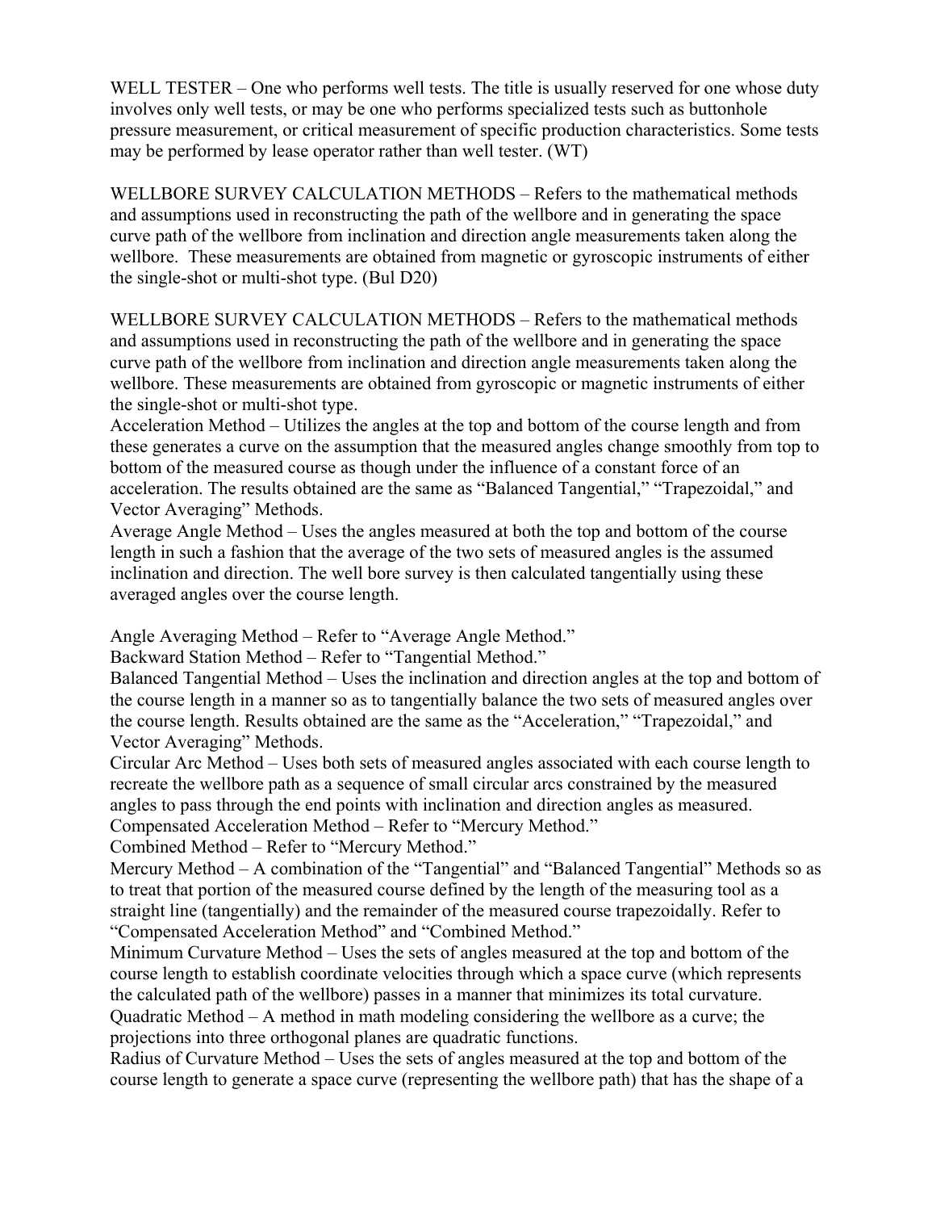WELL TESTER – One who performs well tests. The title is usually reserved for one whose duty involves only well tests, or may be one who performs specialized tests such as buttonhole pressure measurement, or critical measurement of specific production characteristics. Some tests may be performed by lease operator rather than well tester. (WT)

WELLBORE SURVEY CALCULATION METHODS – Refers to the mathematical methods and assumptions used in reconstructing the path of the wellbore and in generating the space curve path of the wellbore from inclination and direction angle measurements taken along the wellbore. These measurements are obtained from magnetic or gyroscopic instruments of either the single-shot or multi-shot type. (Bul D20)

WELLBORE SURVEY CALCULATION METHODS – Refers to the mathematical methods and assumptions used in reconstructing the path of the wellbore and in generating the space curve path of the wellbore from inclination and direction angle measurements taken along the wellbore. These measurements are obtained from gyroscopic or magnetic instruments of either the single-shot or multi-shot type.

Acceleration Method – Utilizes the angles at the top and bottom of the course length and from these generates a curve on the assumption that the measured angles change smoothly from top to bottom of the measured course as though under the influence of a constant force of an acceleration. The results obtained are the same as "Balanced Tangential," "Trapezoidal," and Vector Averaging" Methods.

Average Angle Method – Uses the angles measured at both the top and bottom of the course length in such a fashion that the average of the two sets of measured angles is the assumed inclination and direction. The well bore survey is then calculated tangentially using these averaged angles over the course length.

Angle Averaging Method – Refer to "Average Angle Method."

Backward Station Method – Refer to "Tangential Method."

Balanced Tangential Method – Uses the inclination and direction angles at the top and bottom of the course length in a manner so as to tangentially balance the two sets of measured angles over the course length. Results obtained are the same as the "Acceleration," "Trapezoidal," and Vector Averaging" Methods.

Circular Arc Method – Uses both sets of measured angles associated with each course length to recreate the wellbore path as a sequence of small circular arcs constrained by the measured angles to pass through the end points with inclination and direction angles as measured.

Compensated Acceleration Method – Refer to "Mercury Method."

Combined Method – Refer to "Mercury Method."

Mercury Method – A combination of the "Tangential" and "Balanced Tangential" Methods so as to treat that portion of the measured course defined by the length of the measuring tool as a straight line (tangentially) and the remainder of the measured course trapezoidally. Refer to "Compensated Acceleration Method" and "Combined Method."

Minimum Curvature Method – Uses the sets of angles measured at the top and bottom of the course length to establish coordinate velocities through which a space curve (which represents the calculated path of the wellbore) passes in a manner that minimizes its total curvature.

Quadratic Method – A method in math modeling considering the wellbore as a curve; the projections into three orthogonal planes are quadratic functions.

Radius of Curvature Method – Uses the sets of angles measured at the top and bottom of the course length to generate a space curve (representing the wellbore path) that has the shape of a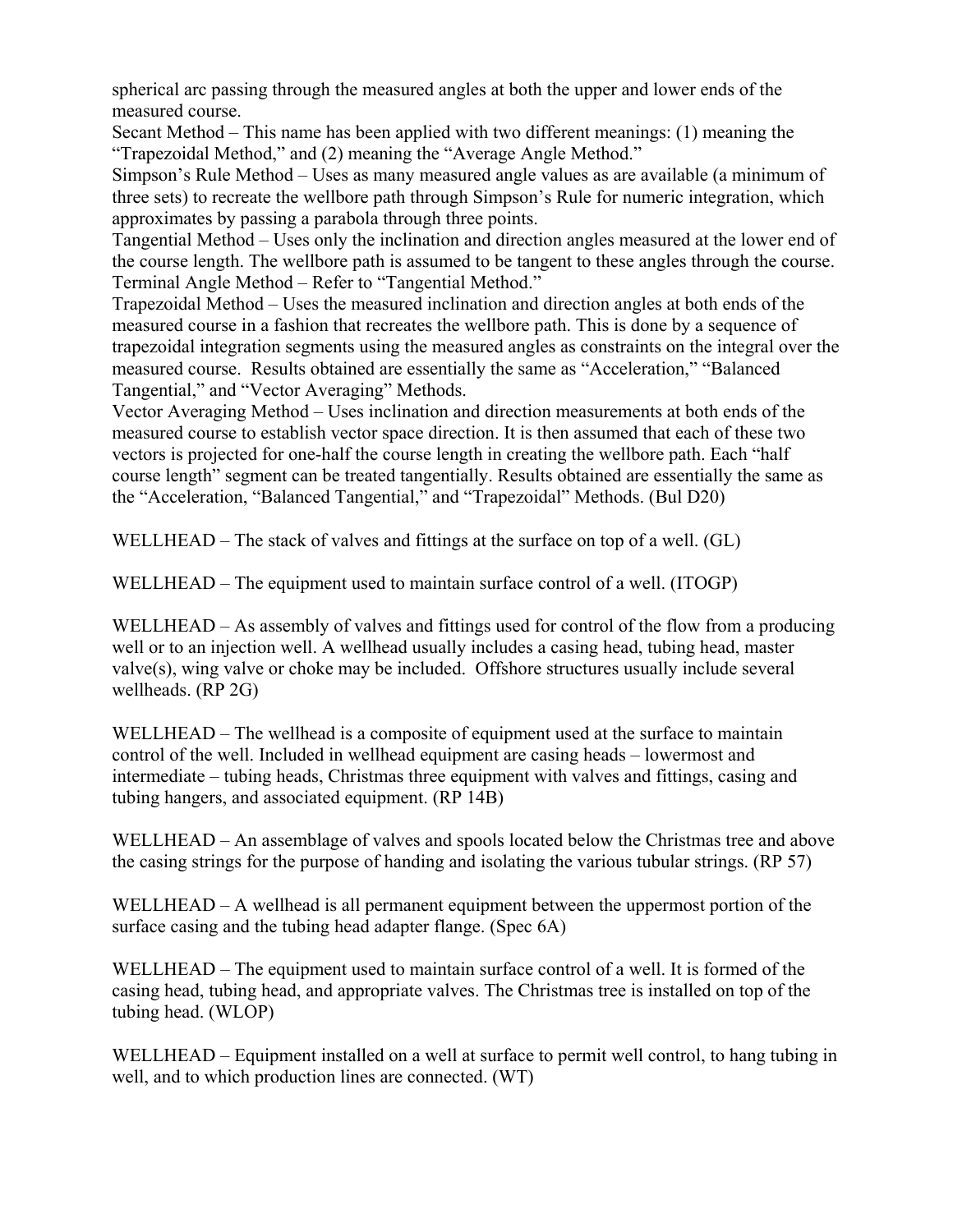spherical arc passing through the measured angles at both the upper and lower ends of the measured course.
Secant Method – This name has been applied with two different meanings: (1) meaning the “Trapezoidal Method,” and (2) meaning the “Average Angle Method.”
Simpson’s Rule Method – Uses as many measured angle values as are available (a minimum of three sets) to recreate the wellbore path through Simpson’s Rule for numeric integration, which approximates by passing a parabola through three points.
Tangential Method – Uses only the inclination and direction angles measured at the lower end of the course length. The wellbore path is assumed to be tangent to these angles through the course.
Terminal Angle Method – Refer to “Tangential Method.”
Trapezoidal Method – Uses the measured inclination and direction angles at both ends of the measured course in a fashion that recreates the wellbore path. This is done by a sequence of trapezoidal integration segments using the measured angles as constraints on the integral over the measured course. Results obtained are essentially the same as “Acceleration,” “Balanced Tangential,” and “Vector Averaging” Methods.
Vector Averaging Method – Uses inclination and direction measurements at both ends of the measured course to establish vector space direction. It is then assumed that each of these two vectors is projected for one-half the course length in creating the wellbore path. Each “half course length” segment can be treated tangentially. Results obtained are essentially the same as the “Acceleration, “Balanced Tangential,” and “Trapezoidal” Methods. (Bul D20)

WELLHEAD – The stack of valves and fittings at the surface on top of a well. (GL)

WELLHEAD – The equipment used to maintain surface control of a well. (ITOGP)

WELLHEAD – As assembly of valves and fittings used for control of the flow from a producing well or to an injection well. A wellhead usually includes a casing head, tubing head, master valve(s), wing valve or choke may be included. Offshore structures usually include several wellheads. (RP 2G)

WELLHEAD – The wellhead is a composite of equipment used at the surface to maintain control of the well. Included in wellhead equipment are casing heads – lowermost and intermediate – tubing heads, Christmas three equipment with valves and fittings, casing and tubing hangers, and associated equipment. (RP 14B)

WELLHEAD – An assemblage of valves and spools located below the Christmas tree and above the casing strings for the purpose of handing and isolating the various tubular strings. (RP 57)

WELLHEAD – A wellhead is all permanent equipment between the uppermost portion of the surface casing and the tubing head adapter flange. (Spec 6A)

WELLHEAD – The equipment used to maintain surface control of a well. It is formed of the casing head, tubing head, and appropriate valves. The Christmas tree is installed on top of the tubing head. (WLOP)

WELLHEAD – Equipment installed on a well at surface to permit well control, to hang tubing in well, and to which production lines are connected. (WT)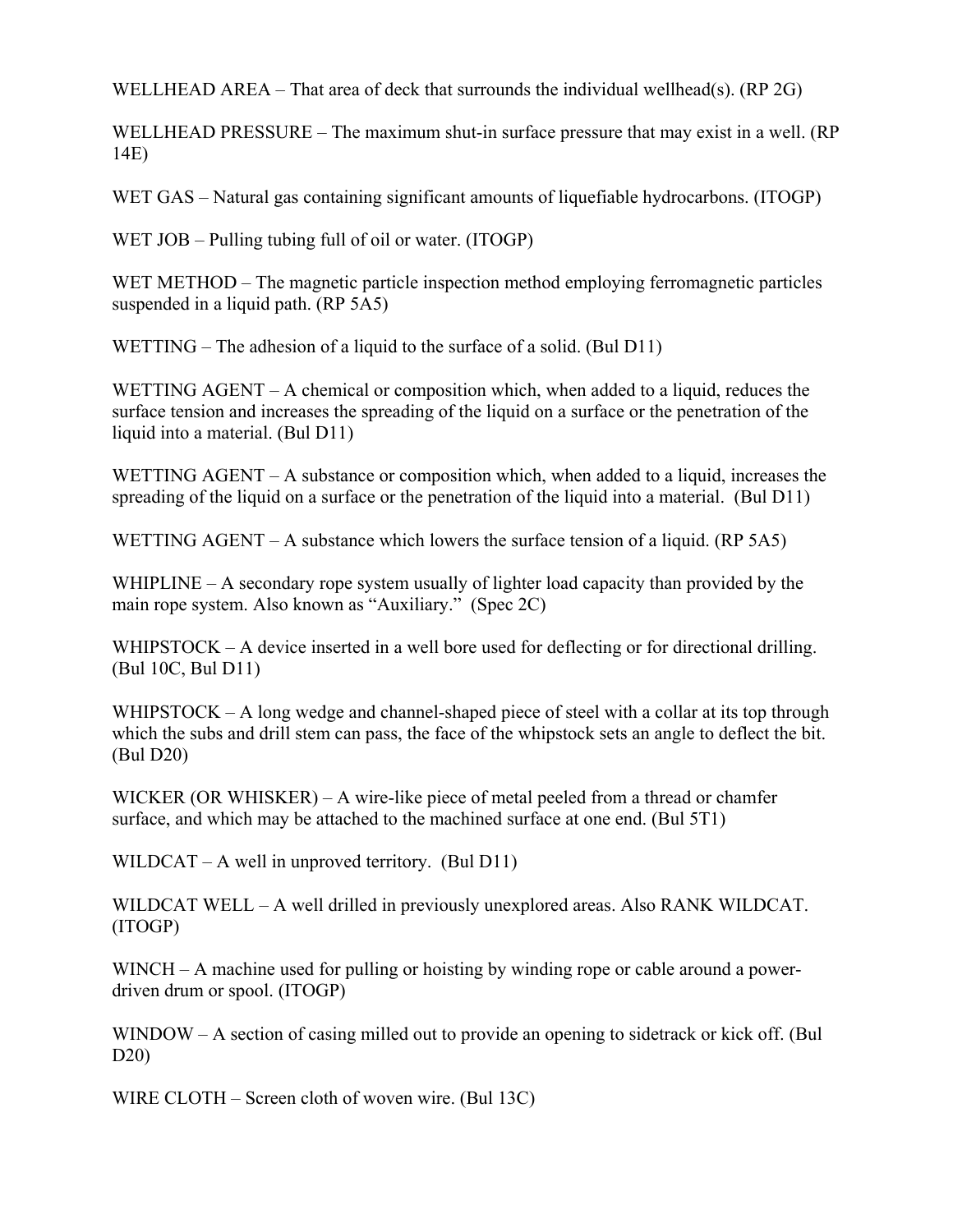WELLHEAD AREA – That area of deck that surrounds the individual wellhead(s). (RP 2G)

WELLHEAD PRESSURE – The maximum shut-in surface pressure that may exist in a well. (RP 14E)

WET GAS – Natural gas containing significant amounts of liquefiable hydrocarbons. (ITOGP)

WET JOB – Pulling tubing full of oil or water. (ITOGP)

WET METHOD – The magnetic particle inspection method employing ferromagnetic particles suspended in a liquid path. (RP 5A5)

WETTING – The adhesion of a liquid to the surface of a solid. (Bul D11)

WETTING AGENT – A chemical or composition which, when added to a liquid, reduces the surface tension and increases the spreading of the liquid on a surface or the penetration of the liquid into a material. (Bul D11)

WETTING AGENT – A substance or composition which, when added to a liquid, increases the spreading of the liquid on a surface or the penetration of the liquid into a material. (Bul D11)

WETTING AGENT – A substance which lowers the surface tension of a liquid. (RP 5A5)

WHIPLINE – A secondary rope system usually of lighter load capacity than provided by the main rope system. Also known as "Auxiliary." (Spec 2C)

WHIPSTOCK – A device inserted in a well bore used for deflecting or for directional drilling. (Bul 10C, Bul D11)

WHIPSTOCK – A long wedge and channel-shaped piece of steel with a collar at its top through which the subs and drill stem can pass, the face of the whipstock sets an angle to deflect the bit. (Bul D20)

WICKER (OR WHISKER) – A wire-like piece of metal peeled from a thread or chamfer surface, and which may be attached to the machined surface at one end. (Bul 5T1)

WILDCAT – A well in unproved territory. (Bul D11)

WILDCAT WELL – A well drilled in previously unexplored areas. Also RANK WILDCAT. (ITOGP)

WINCH – A machine used for pulling or hoisting by winding rope or cable around a power-driven drum or spool. (ITOGP)

WINDOW – A section of casing milled out to provide an opening to sidetrack or kick off. (Bul D20)

WIRE CLOTH – Screen cloth of woven wire. (Bul 13C)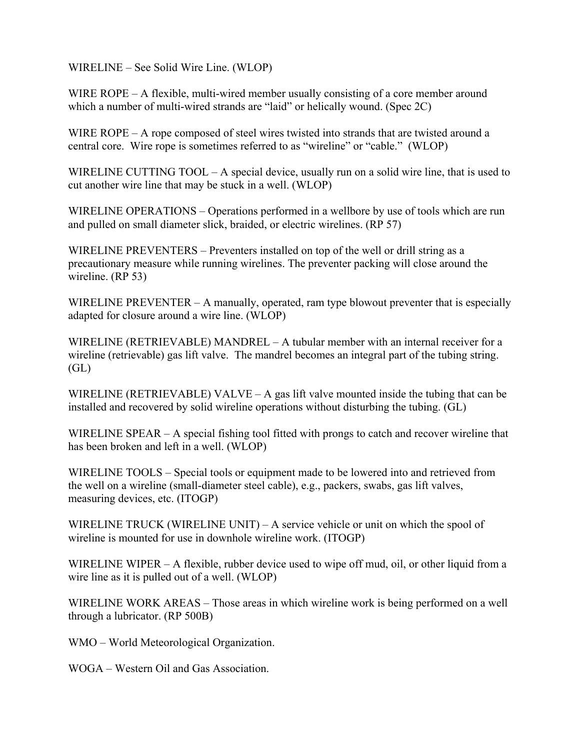WIRELINE – See Solid Wire Line. (WLOP)

WIRE ROPE – A flexible, multi-wired member usually consisting of a core member around which a number of multi-wired strands are “laid” or helically wound. (Spec 2C)

WIRE ROPE – A rope composed of steel wires twisted into strands that are twisted around a central core. Wire rope is sometimes referred to as “wireline” or “cable.” (WLOP)

WIRELINE CUTTING TOOL – A special device, usually run on a solid wire line, that is used to cut another wire line that may be stuck in a well. (WLOP)

WIRELINE OPERATIONS – Operations performed in a wellbore by use of tools which are run and pulled on small diameter slick, braided, or electric wirelines. (RP 57)

WIRELINE PREVENTERS – Preventers installed on top of the well or drill string as a precautionary measure while running wirelines. The preventer packing will close around the wireline. (RP 53)

WIRELINE PREVENTER – A manually, operated, ram type blowout preventer that is especially adapted for closure around a wire line. (WLOP)

WIRELINE (RETRIEVABLE) MANDREL – A tubular member with an internal receiver for a wireline (retrievable) gas lift valve. The mandrel becomes an integral part of the tubing string. (GL)

WIRELINE (RETRIEVABLE) VALVE – A gas lift valve mounted inside the tubing that can be installed and recovered by solid wireline operations without disturbing the tubing. (GL)

WIRELINE SPEAR – A special fishing tool fitted with prongs to catch and recover wireline that has been broken and left in a well. (WLOP)

WIRELINE TOOLS – Special tools or equipment made to be lowered into and retrieved from the well on a wireline (small-diameter steel cable), e.g., packers, swabs, gas lift valves, measuring devices, etc. (ITOGP)

WIRELINE TRUCK (WIRELINE UNIT) – A service vehicle or unit on which the spool of wireline is mounted for use in downhole wireline work. (ITOGP)

WIRELINE WIPER – A flexible, rubber device used to wipe off mud, oil, or other liquid from a wire line as it is pulled out of a well. (WLOP)

WIRELINE WORK AREAS – Those areas in which wireline work is being performed on a well through a lubricator. (RP 500B)

WMO – World Meteorological Organization.

WOGA – Western Oil and Gas Association.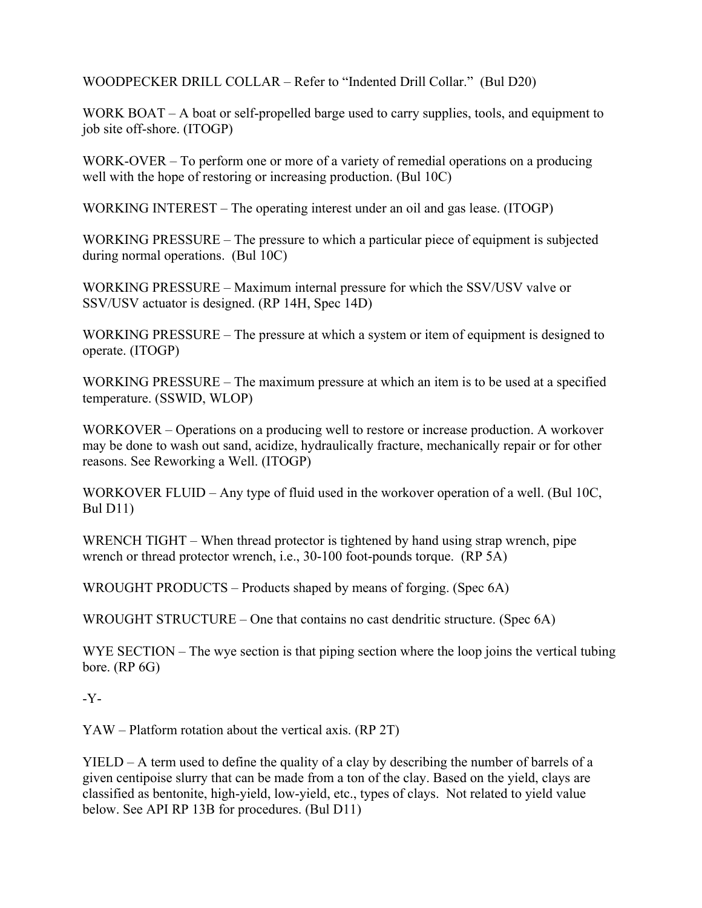WOODPECKER DRILL COLLAR – Refer to "Indented Drill Collar." (Bul D20)

WORK BOAT – A boat or self-propelled barge used to carry supplies, tools, and equipment to job site off-shore. (ITOGP)

WORK-OVER – To perform one or more of a variety of remedial operations on a producing well with the hope of restoring or increasing production. (Bul 10C)

WORKING INTEREST – The operating interest under an oil and gas lease. (ITOGP)

WORKING PRESSURE – The pressure to which a particular piece of equipment is subjected during normal operations. (Bul 10C)

WORKING PRESSURE – Maximum internal pressure for which the SSV/USV valve or SSV/USV actuator is designed. (RP 14H, Spec 14D)

WORKING PRESSURE – The pressure at which a system or item of equipment is designed to operate. (ITOGP)

WORKING PRESSURE – The maximum pressure at which an item is to be used at a specified temperature. (SSWID, WLOP)

WORKOVER – Operations on a producing well to restore or increase production. A workover may be done to wash out sand, acidize, hydraulically fracture, mechanically repair or for other reasons. See Reworking a Well. (ITOGP)

WORKOVER FLUID – Any type of fluid used in the workover operation of a well. (Bul 10C, Bul D11)

WRENCH TIGHT – When thread protector is tightened by hand using strap wrench, pipe wrench or thread protector wrench, i.e., 30-100 foot-pounds torque. (RP 5A)

WROUGHT PRODUCTS – Products shaped by means of forging. (Spec 6A)

WROUGHT STRUCTURE – One that contains no cast dendritic structure. (Spec 6A)

WYE SECTION – The wye section is that piping section where the loop joins the vertical tubing bore. (RP 6G)

-Y-

YAW – Platform rotation about the vertical axis. (RP 2T)

YIELD – A term used to define the quality of a clay by describing the number of barrels of a given centipoise slurry that can be made from a ton of the clay. Based on the yield, clays are classified as bentonite, high-yield, low-yield, etc., types of clays. Not related to yield value below. See API RP 13B for procedures. (Bul D11)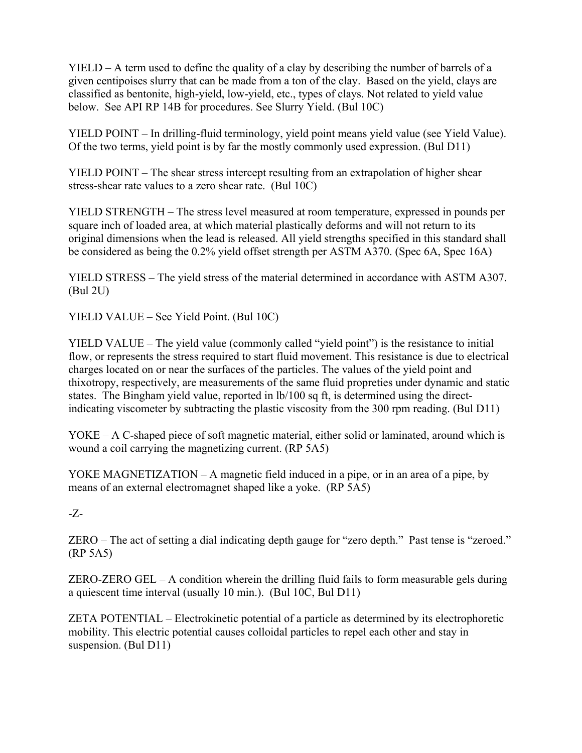YIELD – A term used to define the quality of a clay by describing the number of barrels of a given centipoises slurry that can be made from a ton of the clay. Based on the yield, clays are classified as bentonite, high-yield, low-yield, etc., types of clays. Not related to yield value below. See API RP 14B for procedures. See Slurry Yield. (Bul 10C)

YIELD POINT – In drilling-fluid terminology, yield point means yield value (see Yield Value). Of the two terms, yield point is by far the mostly commonly used expression. (Bul D11)

YIELD POINT – The shear stress intercept resulting from an extrapolation of higher shear stress-shear rate values to a zero shear rate. (Bul 10C)

YIELD STRENGTH – The stress level measured at room temperature, expressed in pounds per square inch of loaded area, at which material plastically deforms and will not return to its original dimensions when the lead is released. All yield strengths specified in this standard shall be considered as being the 0.2% yield offset strength per ASTM A370. (Spec 6A, Spec 16A)

YIELD STRESS – The yield stress of the material determined in accordance with ASTM A307. (Bul 2U)

YIELD VALUE – See Yield Point. (Bul 10C)

YIELD VALUE – The yield value (commonly called "yield point") is the resistance to initial flow, or represents the stress required to start fluid movement. This resistance is due to electrical charges located on or near the surfaces of the particles. The values of the yield point and thixotropy, respectively, are measurements of the same fluid propreties under dynamic and static states. The Bingham yield value, reported in lb/100 sq ft, is determined using the direct-indicating viscometer by subtracting the plastic viscosity from the 300 rpm reading. (Bul D11)

YOKE – A C-shaped piece of soft magnetic material, either solid or laminated, around which is wound a coil carrying the magnetizing current. (RP 5A5)

YOKE MAGNETIZATION – A magnetic field induced in a pipe, or in an area of a pipe, by means of an external electromagnet shaped like a yoke. (RP 5A5)

-Z-

ZERO – The act of setting a dial indicating depth gauge for "zero depth." Past tense is "zeroed." (RP 5A5)

ZERO-ZERO GEL – A condition wherein the drilling fluid fails to form measurable gels during a quiescent time interval (usually 10 min.). (Bul 10C, Bul D11)

ZETA POTENTIAL – Electrokinetic potential of a particle as determined by its electrophoretic mobility. This electric potential causes colloidal particles to repel each other and stay in suspension. (Bul D11)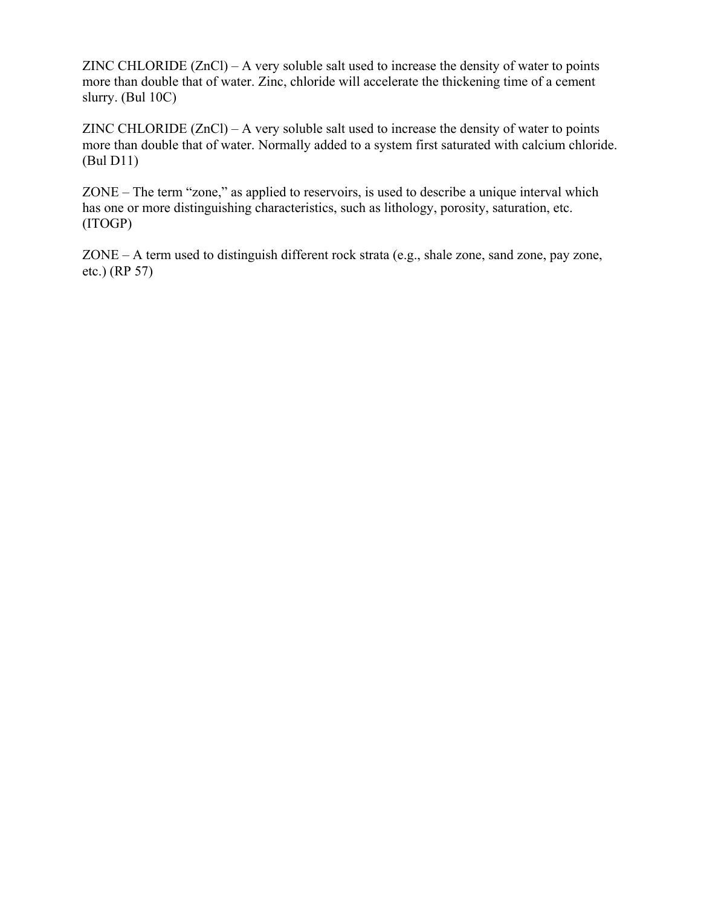ZINC CHLORIDE ($ZnCl$) – A very soluble salt used to increase the density of water to points more than double that of water. Zinc, chloride will accelerate the thickening time of a cement slurry. (Bul 10C)

ZINC CHLORIDE ($ZnCl$) – A very soluble salt used to increase the density of water to points more than double that of water. Normally added to a system first saturated with calcium chloride. (Bul D11)

ZONE – The term "zone," as applied to reservoirs, is used to describe a unique interval which has one or more distinguishing characteristics, such as lithology, porosity, saturation, etc. (ITOGP)

ZONE – A term used to distinguish different rock strata (e.g., shale zone, sand zone, pay zone, etc.) (RP 57)